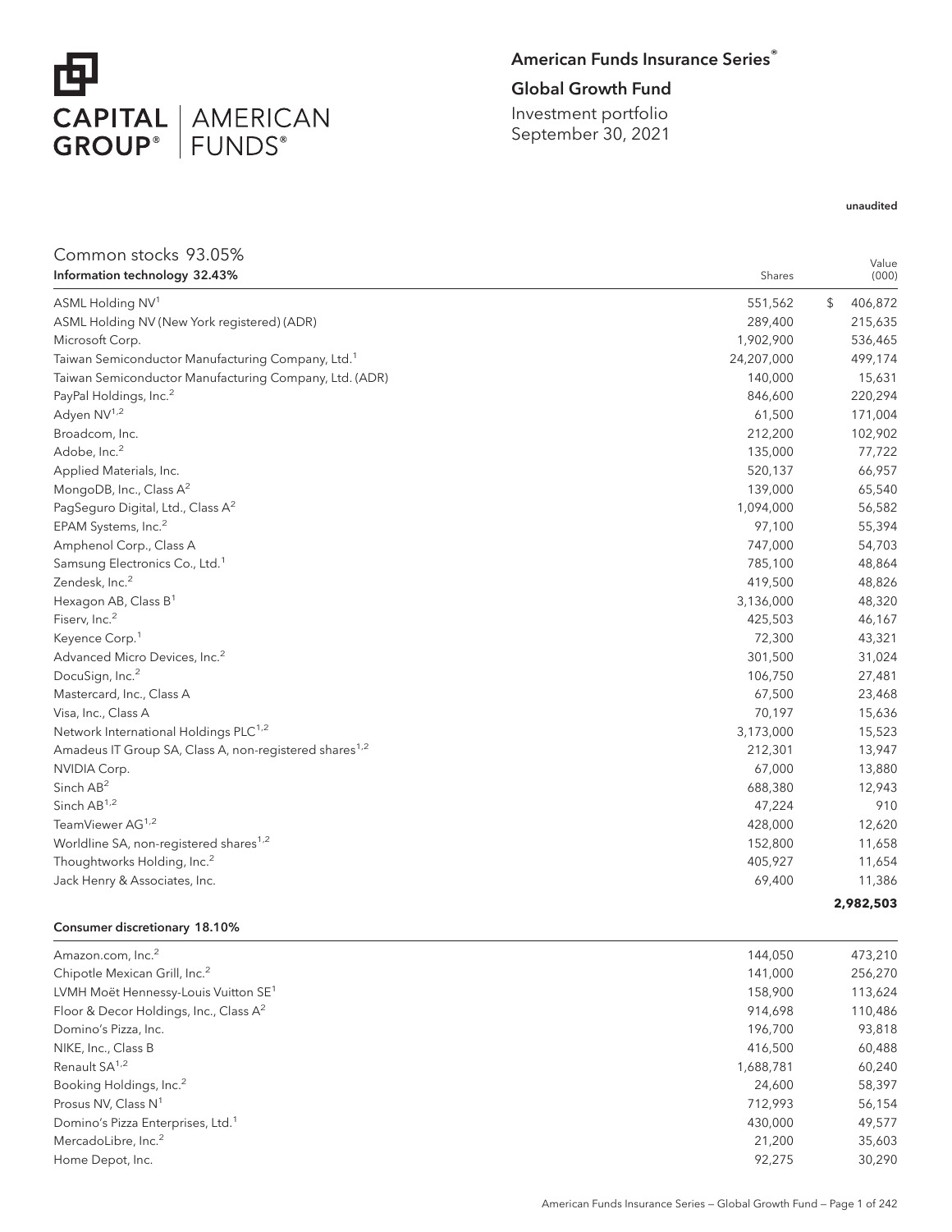# American Funds Insurance Series®

## Global Growth Fund

Investment portfolio
September 30, 2021

unaudited

## Common stocks 93.05%

| Information technology 32.43% | Shares | Value (000) |
|---|---|---|
| ASML Holding NV[1] | 551,562 | $ 406,872 |
| ASML Holding NV (New York registered) (ADR) | 289,400 | 215,635 |
| Microsoft Corp. | 1,902,900 | 536,465 |
| Taiwan Semiconductor Manufacturing Company, Ltd.[1] | 24,207,000 | 499,174 |
| Taiwan Semiconductor Manufacturing Company, Ltd. (ADR) | 140,000 | 15,631 |
| PayPal Holdings, Inc.[2] | 846,600 | 220,294 |
| Adyen NV[1,2] | 61,500 | 171,004 |
| Broadcom, Inc. | 212,200 | 102,902 |
| Adobe, Inc.[2] | 135,000 | 77,722 |
| Applied Materials, Inc. | 520,137 | 66,957 |
| MongoDB, Inc., Class A[2] | 139,000 | 65,540 |
| PagSeguro Digital, Ltd., Class A[2] | 1,094,000 | 56,582 |
| EPAM Systems, Inc.[2] | 97,100 | 55,394 |
| Amphenol Corp., Class A | 747,000 | 54,703 |
| Samsung Electronics Co., Ltd.[1] | 785,100 | 48,864 |
| Zendesk, Inc.[2] | 419,500 | 48,826 |
| Hexagon AB, Class B[1] | 3,136,000 | 48,320 |
| Fiserv, Inc.[2] | 425,503 | 46,167 |
| Keyence Corp.[1] | 72,300 | 43,321 |
| Advanced Micro Devices, Inc.[2] | 301,500 | 31,024 |
| DocuSign, Inc.[2] | 106,750 | 27,481 |
| Mastercard, Inc., Class A | 67,500 | 23,468 |
| Visa, Inc., Class A | 70,197 | 15,636 |
| Network International Holdings PLC[1,2] | 3,173,000 | 15,523 |
| Amadeus IT Group SA, Class A, non-registered shares[1,2] | 212,301 | 13,947 |
| NVIDIA Corp. | 67,000 | 13,880 |
| Sinch AB[2] | 688,380 | 12,943 |
| Sinch AB[1,2] | 47,224 | 910 |
| TeamViewer AG[1,2] | 428,000 | 12,620 |
| Worldline SA, non-registered shares[1,2] | 152,800 | 11,658 |
| Thoughtworks Holding, Inc.[2] | 405,927 | 11,654 |
| Jack Henry & Associates, Inc. | 69,400 | 11,386 |
| | | **2,982,503** |

| Consumer discretionary 18.10% | Shares | Value (000) |
|---|---|---|
| Amazon.com, Inc.[2] | 144,050 | 473,210 |
| Chipotle Mexican Grill, Inc.[2] | 141,000 | 256,270 |
| LVMH Moët Hennessy-Louis Vuitton SE[1] | 158,900 | 113,624 |
| Floor & Decor Holdings, Inc., Class A[2] | 914,698 | 110,486 |
| Domino's Pizza, Inc. | 196,700 | 93,818 |
| NIKE, Inc., Class B | 416,500 | 60,488 |
| Renault SA[1,2] | 1,688,781 | 60,240 |
| Booking Holdings, Inc.[2] | 24,600 | 58,397 |
| Prosus NV, Class N[1] | 712,993 | 56,154 |
| Domino's Pizza Enterprises, Ltd.[1] | 430,000 | 49,577 |
| MercadoLibre, Inc.[2] | 21,200 | 35,603 |
| Home Depot, Inc. | 92,275 | 30,290 |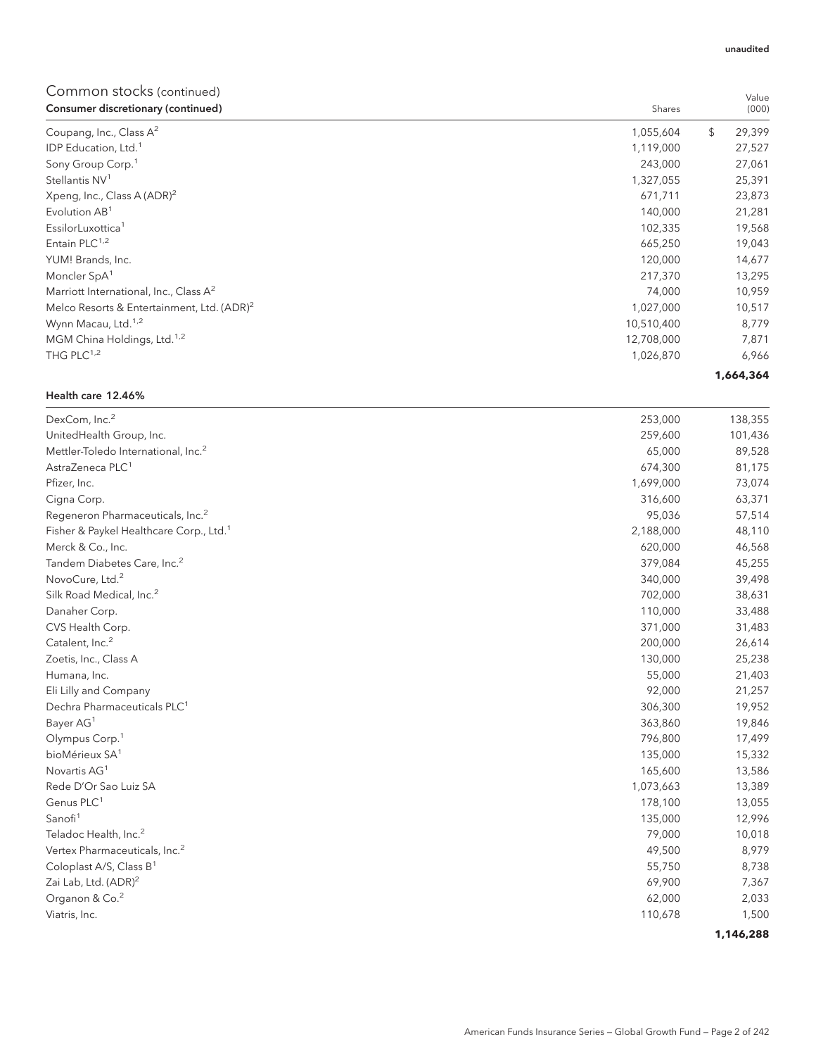unaudited

## Common stocks (continued)

| Consumer discretionary (continued) | Shares | Value (000) |
|---|---|---|
| Coupang, Inc., Class A[2] | 1,055,604 | $ 29,399 |
| IDP Education, Ltd.[1] | 1,119,000 | 27,527 |
| Sony Group Corp.[1] | 243,000 | 27,061 |
| Stellantis NV[1] | 1,327,055 | 25,391 |
| Xpeng, Inc., Class A (ADR)[2] | 671,711 | 23,873 |
| Evolution AB[1] | 140,000 | 21,281 |
| EssilorLuxottica[1] | 102,335 | 19,568 |
| Entain PLC[1,2] | 665,250 | 19,043 |
| YUM! Brands, Inc. | 120,000 | 14,677 |
| Moncler SpA[1] | 217,370 | 13,295 |
| Marriott International, Inc., Class A[2] | 74,000 | 10,959 |
| Melco Resorts & Entertainment, Ltd. (ADR)[2] | 1,027,000 | 10,517 |
| Wynn Macau, Ltd.[1,2] | 10,510,400 | 8,779 |
| MGM China Holdings, Ltd.[1,2] | 12,708,000 | 7,871 |
| THG PLC[1,2] | 1,026,870 | 6,966 |
| | | **1,664,364** |

| Health care 12.46% | Shares | Value (000) |
|---|---|---|
| DexCom, Inc.[2] | 253,000 | 138,355 |
| UnitedHealth Group, Inc. | 259,600 | 101,436 |
| Mettler-Toledo International, Inc.[2] | 65,000 | 89,528 |
| AstraZeneca PLC[1] | 674,300 | 81,175 |
| Pfizer, Inc. | 1,699,000 | 73,074 |
| Cigna Corp. | 316,600 | 63,371 |
| Regeneron Pharmaceuticals, Inc.[2] | 95,036 | 57,514 |
| Fisher & Paykel Healthcare Corp., Ltd.[1] | 2,188,000 | 48,110 |
| Merck & Co., Inc. | 620,000 | 46,568 |
| Tandem Diabetes Care, Inc.[2] | 379,084 | 45,255 |
| NovoCure, Ltd.[2] | 340,000 | 39,498 |
| Silk Road Medical, Inc.[2] | 702,000 | 38,631 |
| Danaher Corp. | 110,000 | 33,488 |
| CVS Health Corp. | 371,000 | 31,483 |
| Catalent, Inc.[2] | 200,000 | 26,614 |
| Zoetis, Inc., Class A | 130,000 | 25,238 |
| Humana, Inc. | 55,000 | 21,403 |
| Eli Lilly and Company | 92,000 | 21,257 |
| Dechra Pharmaceuticals PLC[1] | 306,300 | 19,952 |
| Bayer AG[1] | 363,860 | 19,846 |
| Olympus Corp.[1] | 796,800 | 17,499 |
| bioMérieux SA[1] | 135,000 | 15,332 |
| Novartis AG[1] | 165,600 | 13,586 |
| Rede D'Or Sao Luiz SA | 1,073,663 | 13,389 |
| Genus PLC[1] | 178,100 | 13,055 |
| Sanofi[1] | 135,000 | 12,996 |
| Teladoc Health, Inc.[2] | 79,000 | 10,018 |
| Vertex Pharmaceuticals, Inc.[2] | 49,500 | 8,979 |
| Coloplast A/S, Class B[1] | 55,750 | 8,738 |
| Zai Lab, Ltd. (ADR)[2] | 69,900 | 7,367 |
| Organon & Co.[2] | 62,000 | 2,033 |
| Viatris, Inc. | 110,678 | 1,500 |
| | | **1,146,288** |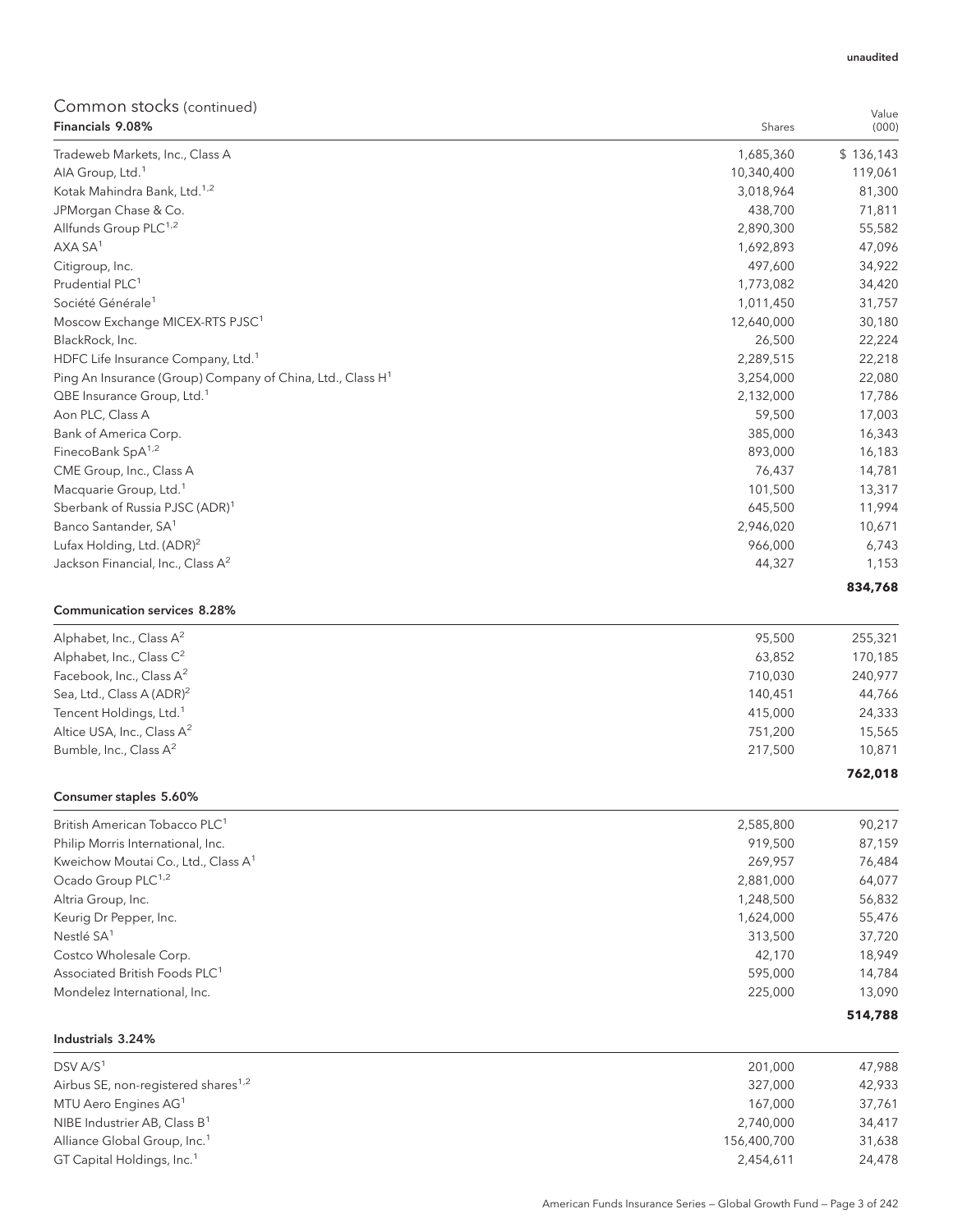unaudited

## Common stocks (continued)

| Financials 9.08% | Shares | Value (000) |
|---|---|---|
| Tradeweb Markets, Inc., Class A | 1,685,360 | $ 136,143 |
| AIA Group, Ltd.[1] | 10,340,400 | 119,061 |
| Kotak Mahindra Bank, Ltd.[1,2] | 3,018,964 | 81,300 |
| JPMorgan Chase & Co. | 438,700 | 71,811 |
| Allfunds Group PLC[1,2] | 2,890,300 | 55,582 |
| AXA SA[1] | 1,692,893 | 47,096 |
| Citigroup, Inc. | 497,600 | 34,922 |
| Prudential PLC[1] | 1,773,082 | 34,420 |
| Société Générale[1] | 1,011,450 | 31,757 |
| Moscow Exchange MICEX-RTS PJSC[1] | 12,640,000 | 30,180 |
| BlackRock, Inc. | 26,500 | 22,224 |
| HDFC Life Insurance Company, Ltd.[1] | 2,289,515 | 22,218 |
| Ping An Insurance (Group) Company of China, Ltd., Class H[1] | 3,254,000 | 22,080 |
| QBE Insurance Group, Ltd.[1] | 2,132,000 | 17,786 |
| Aon PLC, Class A | 59,500 | 17,003 |
| Bank of America Corp. | 385,000 | 16,343 |
| FinecoBank SpA[1,2] | 893,000 | 16,183 |
| CME Group, Inc., Class A | 76,437 | 14,781 |
| Macquarie Group, Ltd.[1] | 101,500 | 13,317 |
| Sberbank of Russia PJSC (ADR)[1] | 645,500 | 11,994 |
| Banco Santander, SA[1] | 2,946,020 | 10,671 |
| Lufax Holding, Ltd. (ADR)[2] | 966,000 | 6,743 |
| Jackson Financial, Inc., Class A[2] | 44,327 | 1,153 |
| | | **834,768** |

| Communication services 8.28% | Shares | Value (000) |
|---|---|---|
| Alphabet, Inc., Class A[2] | 95,500 | 255,321 |
| Alphabet, Inc., Class C[2] | 63,852 | 170,185 |
| Facebook, Inc., Class A[2] | 710,030 | 240,977 |
| Sea, Ltd., Class A (ADR)[2] | 140,451 | 44,766 |
| Tencent Holdings, Ltd.[1] | 415,000 | 24,333 |
| Altice USA, Inc., Class A[2] | 751,200 | 15,565 |
| Bumble, Inc., Class A[2] | 217,500 | 10,871 |
| | | **762,018** |

| Consumer staples 5.60% | Shares | Value (000) |
|---|---|---|
| British American Tobacco PLC[1] | 2,585,800 | 90,217 |
| Philip Morris International, Inc. | 919,500 | 87,159 |
| Kweichow Moutai Co., Ltd., Class A[1] | 269,957 | 76,484 |
| Ocado Group PLC[1,2] | 2,881,000 | 64,077 |
| Altria Group, Inc. | 1,248,500 | 56,832 |
| Keurig Dr Pepper, Inc. | 1,624,000 | 55,476 |
| Nestlé SA[1] | 313,500 | 37,720 |
| Costco Wholesale Corp. | 42,170 | 18,949 |
| Associated British Foods PLC[1] | 595,000 | 14,784 |
| Mondelez International, Inc. | 225,000 | 13,090 |
| | | **514,788** |

| Industrials 3.24% | Shares | Value (000) |
|---|---|---|
| DSV A/S[1] | 201,000 | 47,988 |
| Airbus SE, non-registered shares[1,2] | 327,000 | 42,933 |
| MTU Aero Engines AG[1] | 167,000 | 37,761 |
| NIBE Industrier AB, Class B[1] | 2,740,000 | 34,417 |
| Alliance Global Group, Inc.[1] | 156,400,700 | 31,638 |
| GT Capital Holdings, Inc.[1] | 2,454,611 | 24,478 |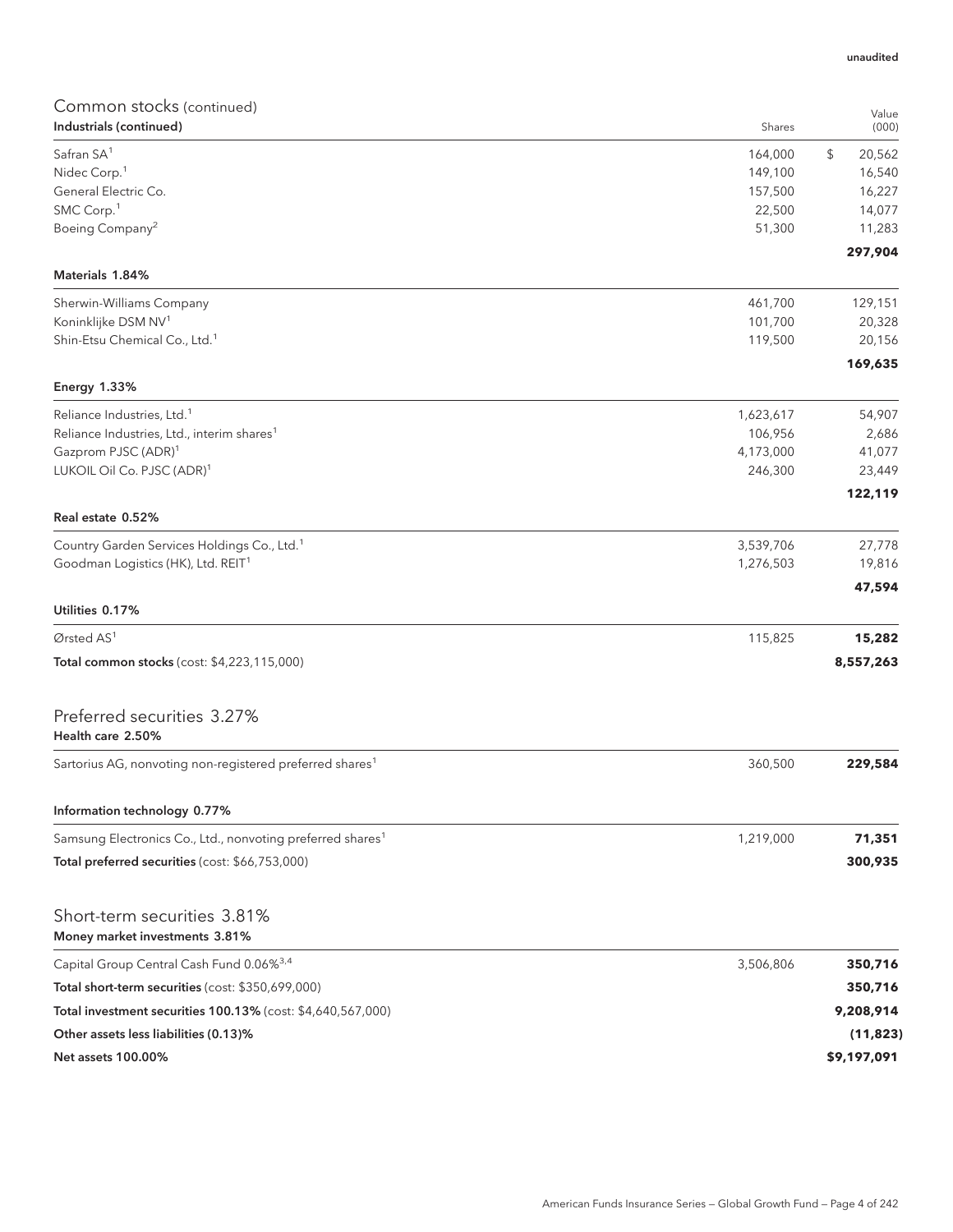unaudited

## Common stocks (continued)

| Industrials (continued) | Shares | Value (000) |
|---|---|---|
| Safran SA[1] | 164,000 | $ 20,562 |
| Nidec Corp.[1] | 149,100 | 16,540 |
| General Electric Co. | 157,500 | 16,227 |
| SMC Corp.[1] | 22,500 | 14,077 |
| Boeing Company[2] | 51,300 | 11,283 |
| | | **297,904** |
| **Materials 1.84%** | | |
| Sherwin-Williams Company | 461,700 | 129,151 |
| Koninklijke DSM NV[1] | 101,700 | 20,328 |
| Shin-Etsu Chemical Co., Ltd.[1] | 119,500 | 20,156 |
| | | **169,635** |
| **Energy 1.33%** | | |
| Reliance Industries, Ltd.[1] | 1,623,617 | 54,907 |
| Reliance Industries, Ltd., interim shares[1] | 106,956 | 2,686 |
| Gazprom PJSC (ADR)[1] | 4,173,000 | 41,077 |
| LUKOIL Oil Co. PJSC (ADR)[1] | 246,300 | 23,449 |
| | | **122,119** |
| **Real estate 0.52%** | | |
| Country Garden Services Holdings Co., Ltd.[1] | 3,539,706 | 27,778 |
| Goodman Logistics (HK), Ltd. REIT[1] | 1,276,503 | 19,816 |
| | | **47,594** |
| **Utilities 0.17%** | | |
| Ørsted AS[1] | 115,825 | **15,282** |
| **Total common stocks** (cost: $4,223,115,000) | | **8,557,263** |

## Preferred securities 3.27%

| Health care 2.50% | Shares | Value (000) |
|---|---|---|
| Sartorius AG, nonvoting non-registered preferred shares[1] | 360,500 | **229,584** |
| **Information technology 0.77%** | | |
| Samsung Electronics Co., Ltd., nonvoting preferred shares[1] | 1,219,000 | **71,351** |
| **Total preferred securities** (cost: $66,753,000) | | **300,935** |

## Short-term securities 3.81%

| Money market investments 3.81% | Shares | Value (000) |
|---|---|---|
| Capital Group Central Cash Fund 0.06%[3,4] | 3,506,806 | **350,716** |
| **Total short-term securities** (cost: $350,699,000) | | **350,716** |
| **Total investment securities 100.13%** (cost: $4,640,567,000) | | **9,208,914** |
| **Other assets less liabilities (0.13)%** | | **(11,823)** |
| **Net assets 100.00%** | | **$9,197,091** |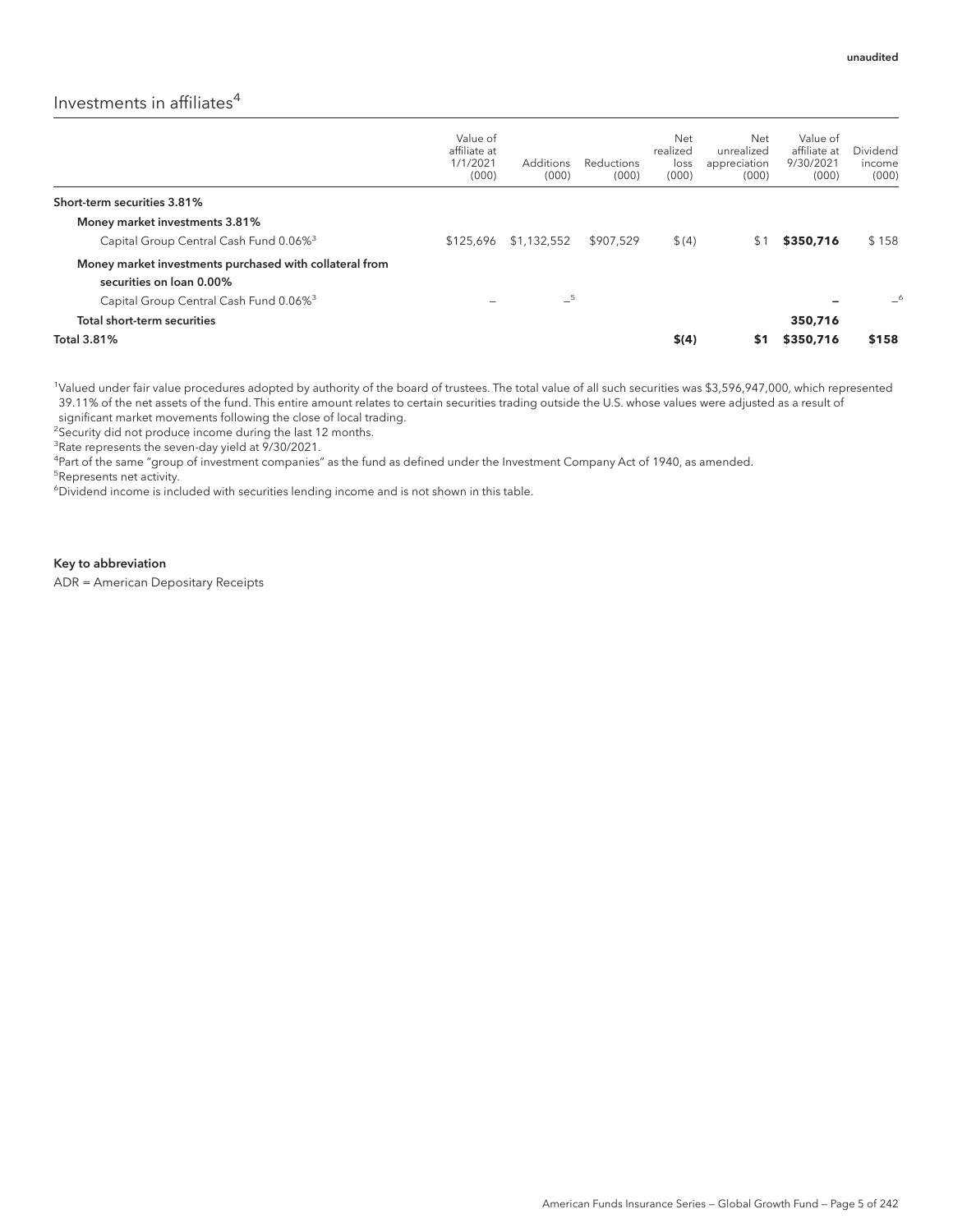unaudited

## Investments in affiliates[4]

| | Value of affiliate at 1/1/2021 (000) | Additions (000) | Reductions (000) | Net realized loss (000) | Net unrealized appreciation (000) | Value of affiliate at 9/30/2021 (000) | Dividend income (000) |
|---|---|---|---|---|---|---|---|
| **Short-term securities 3.81%** | | | | | | | |
| **Money market investments 3.81%** | | | | | | | |
| Capital Group Central Cash Fund 0.06%[3] | $125,696 | $1,132,552 | $907,529 | $(4) | $1 | **$350,716** | $158 |
| **Money market investments purchased with collateral from securities on loan 0.00%** | | | | | | | |
| Capital Group Central Cash Fund 0.06%[3] | – | –[5] | | | | – | –[6] |
| **Total short-term securities** | | | | | | **350,716** | |
| **Total 3.81%** | | | | **$(4)** | **$1** | **$350,716** | **$158** |

[1]Valued under fair value procedures adopted by authority of the board of trustees. The total value of all such securities was $3,596,947,000, which represented 39.11% of the net assets of the fund. This entire amount relates to certain securities trading outside the U.S. whose values were adjusted as a result of significant market movements following the close of local trading.

[2]Security did not produce income during the last 12 months.

[3]Rate represents the seven-day yield at 9/30/2021.

[4]Part of the same "group of investment companies" as the fund as defined under the Investment Company Act of 1940, as amended.

[5]Represents net activity.

[6]Dividend income is included with securities lending income and is not shown in this table.

**Key to abbreviation**

ADR = American Depositary Receipts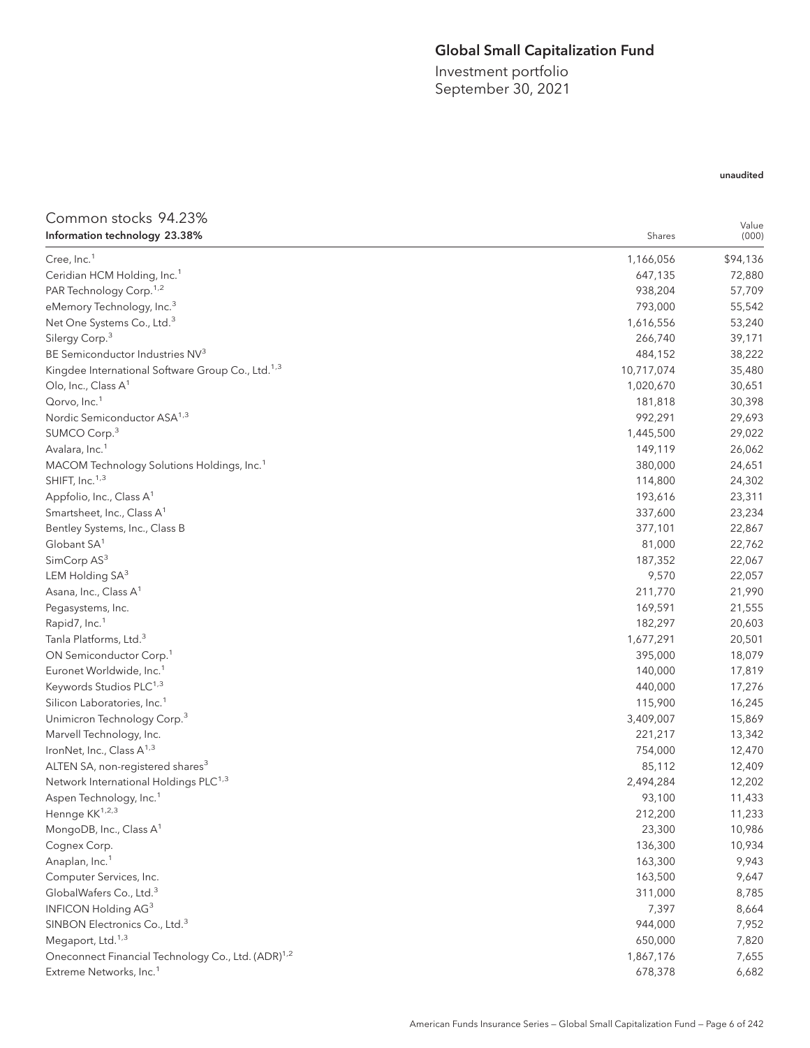# Global Small Capitalization Fund

Investment portfolio
September 30, 2021

unaudited

## Common stocks 94.23%

| Information technology 23.38% | Shares | Value (000) |
|---|---|---|
| Cree, Inc.[1] | 1,166,056 | $94,136 |
| Ceridian HCM Holding, Inc.[1] | 647,135 | 72,880 |
| PAR Technology Corp.[1,2] | 938,204 | 57,709 |
| eMemory Technology, Inc.[3] | 793,000 | 55,542 |
| Net One Systems Co., Ltd.[3] | 1,616,556 | 53,240 |
| Silergy Corp.[3] | 266,740 | 39,171 |
| BE Semiconductor Industries NV[3] | 484,152 | 38,222 |
| Kingdee International Software Group Co., Ltd.[1,3] | 10,717,074 | 35,480 |
| Olo, Inc., Class A[1] | 1,020,670 | 30,651 |
| Qorvo, Inc.[1] | 181,818 | 30,398 |
| Nordic Semiconductor ASA[1,3] | 992,291 | 29,693 |
| SUMCO Corp.[3] | 1,445,500 | 29,022 |
| Avalara, Inc.[1] | 149,119 | 26,062 |
| MACOM Technology Solutions Holdings, Inc.[1] | 380,000 | 24,651 |
| SHIFT, Inc.[1,3] | 114,800 | 24,302 |
| Appfolio, Inc., Class A[1] | 193,616 | 23,311 |
| Smartsheet, Inc., Class A[1] | 337,600 | 23,234 |
| Bentley Systems, Inc., Class B | 377,101 | 22,867 |
| Globant SA[1] | 81,000 | 22,762 |
| SimCorp AS[3] | 187,352 | 22,067 |
| LEM Holding SA[3] | 9,570 | 22,057 |
| Asana, Inc., Class A[1] | 211,770 | 21,990 |
| Pegasystems, Inc. | 169,591 | 21,555 |
| Rapid7, Inc.[1] | 182,297 | 20,603 |
| Tanla Platforms, Ltd.[3] | 1,677,291 | 20,501 |
| ON Semiconductor Corp.[1] | 395,000 | 18,079 |
| Euronet Worldwide, Inc.[1] | 140,000 | 17,819 |
| Keywords Studios PLC[1,3] | 440,000 | 17,276 |
| Silicon Laboratories, Inc.[1] | 115,900 | 16,245 |
| Unimicron Technology Corp.[3] | 3,409,007 | 15,869 |
| Marvell Technology, Inc. | 221,217 | 13,342 |
| IronNet, Inc., Class A[1,3] | 754,000 | 12,470 |
| ALTEN SA, non-registered shares[3] | 85,112 | 12,409 |
| Network International Holdings PLC[1,3] | 2,494,284 | 12,202 |
| Aspen Technology, Inc.[1] | 93,100 | 11,433 |
| Hennge KK[1,2,3] | 212,200 | 11,233 |
| MongoDB, Inc., Class A[1] | 23,300 | 10,986 |
| Cognex Corp. | 136,300 | 10,934 |
| Anaplan, Inc.[1] | 163,300 | 9,943 |
| Computer Services, Inc. | 163,500 | 9,647 |
| GlobalWafers Co., Ltd.[3] | 311,000 | 8,785 |
| INFICON Holding AG[3] | 7,397 | 8,664 |
| SINBON Electronics Co., Ltd.[3] | 944,000 | 7,952 |
| Megaport, Ltd.[1,3] | 650,000 | 7,820 |
| Oneconnect Financial Technology Co., Ltd. (ADR)[1,2] | 1,867,176 | 7,655 |
| Extreme Networks, Inc.[1] | 678,378 | 6,682 |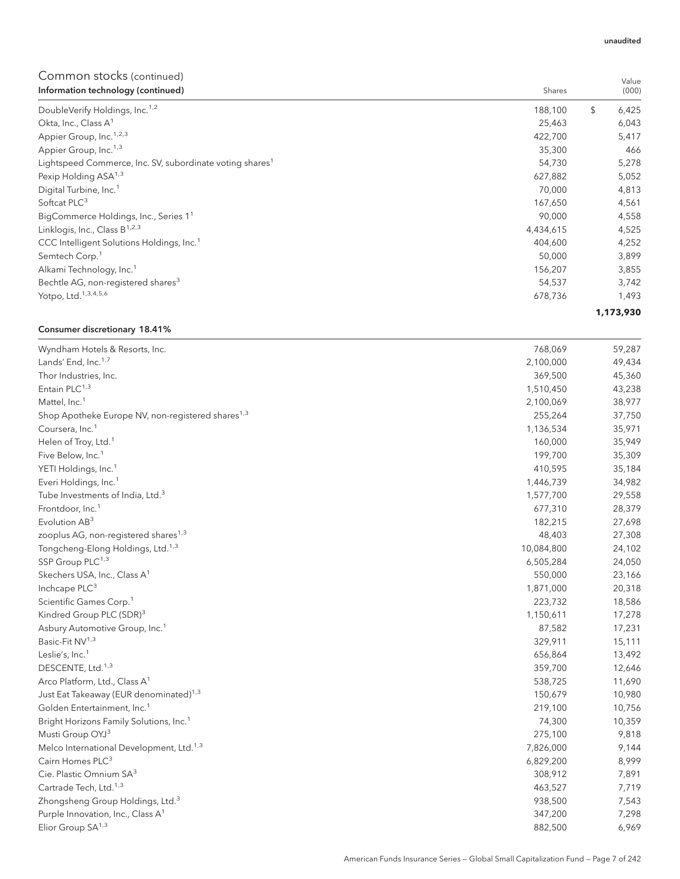unaudited

## Common stocks (continued)

| Information technology (continued) | Shares | Value (000) |
|---|---|---|
| DoubleVerify Holdings, Inc.[1,2] | 188,100 | $ 6,425 |
| Okta, Inc., Class A[1] | 25,463 | 6,043 |
| Appier Group, Inc.[1,2,3] | 422,700 | 5,417 |
| Appier Group, Inc.[1,3] | 35,300 | 466 |
| Lightspeed Commerce, Inc. SV, subordinate voting shares[1] | 54,730 | 5,278 |
| Pexip Holding ASA[1,3] | 627,882 | 5,052 |
| Digital Turbine, Inc.[1] | 70,000 | 4,813 |
| Softcat PLC[3] | 167,650 | 4,561 |
| BigCommerce Holdings, Inc., Series 1[1] | 90,000 | 4,558 |
| Linklogis, Inc., Class B[1,2,3] | 4,434,615 | 4,525 |
| CCC Intelligent Solutions Holdings, Inc.[1] | 404,600 | 4,252 |
| Semtech Corp.[1] | 50,000 | 3,899 |
| Alkami Technology, Inc.[1] | 156,207 | 3,855 |
| Bechtle AG, non-registered shares[3] | 54,537 | 3,742 |
| Yotpo, Ltd.[1,3,4,5,6] | 678,736 | 1,493 |
| | | **1,173,930** |

| Consumer discretionary 18.41% | Shares | Value (000) |
|---|---|---|
| Wyndham Hotels & Resorts, Inc. | 768,069 | 59,287 |
| Lands' End, Inc.[1,7] | 2,100,000 | 49,434 |
| Thor Industries, Inc. | 369,500 | 45,360 |
| Entain PLC[1,3] | 1,510,450 | 43,238 |
| Mattel, Inc.[1] | 2,100,069 | 38,977 |
| Shop Apotheke Europe NV, non-registered shares[1,3] | 255,264 | 37,750 |
| Coursera, Inc.[1] | 1,136,534 | 35,971 |
| Helen of Troy, Ltd.[1] | 160,000 | 35,949 |
| Five Below, Inc.[1] | 199,700 | 35,309 |
| YETI Holdings, Inc.[1] | 410,595 | 35,184 |
| Everi Holdings, Inc.[1] | 1,446,739 | 34,982 |
| Tube Investments of India, Ltd.[3] | 1,577,700 | 29,558 |
| Frontdoor, Inc.[1] | 677,310 | 28,379 |
| Evolution AB[3] | 182,215 | 27,698 |
| zooplus AG, non-registered shares[1,3] | 48,403 | 27,308 |
| Tongcheng-Elong Holdings, Ltd.[1,3] | 10,084,800 | 24,102 |
| SSP Group PLC[1,3] | 6,505,284 | 24,050 |
| Skechers USA, Inc., Class A[1] | 550,000 | 23,166 |
| Inchcape PLC[3] | 1,871,000 | 20,318 |
| Scientific Games Corp.[1] | 223,732 | 18,586 |
| Kindred Group PLC (SDR)[3] | 1,150,611 | 17,278 |
| Asbury Automotive Group, Inc.[1] | 87,582 | 17,231 |
| Basic-Fit NV[1,3] | 329,911 | 15,111 |
| Leslie's, Inc.[1] | 656,864 | 13,492 |
| DESCENTE, Ltd.[1,3] | 359,700 | 12,646 |
| Arco Platform, Ltd., Class A[1] | 538,725 | 11,690 |
| Just Eat Takeaway (EUR denominated)[1,3] | 150,679 | 10,980 |
| Golden Entertainment, Inc.[1] | 219,100 | 10,756 |
| Bright Horizons Family Solutions, Inc.[1] | 74,300 | 10,359 |
| Musti Group OYJ[3] | 275,100 | 9,818 |
| Melco International Development, Ltd.[1,3] | 7,826,000 | 9,144 |
| Cairn Homes PLC[3] | 6,829,200 | 8,999 |
| Cie. Plastic Omnium SA[3] | 308,912 | 7,891 |
| Cartrade Tech, Ltd.[1,3] | 463,527 | 7,719 |
| Zhongsheng Group Holdings, Ltd.[3] | 938,500 | 7,543 |
| Purple Innovation, Inc., Class A[1] | 347,200 | 7,298 |
| Elior Group SA[1,3] | 882,500 | 6,969 |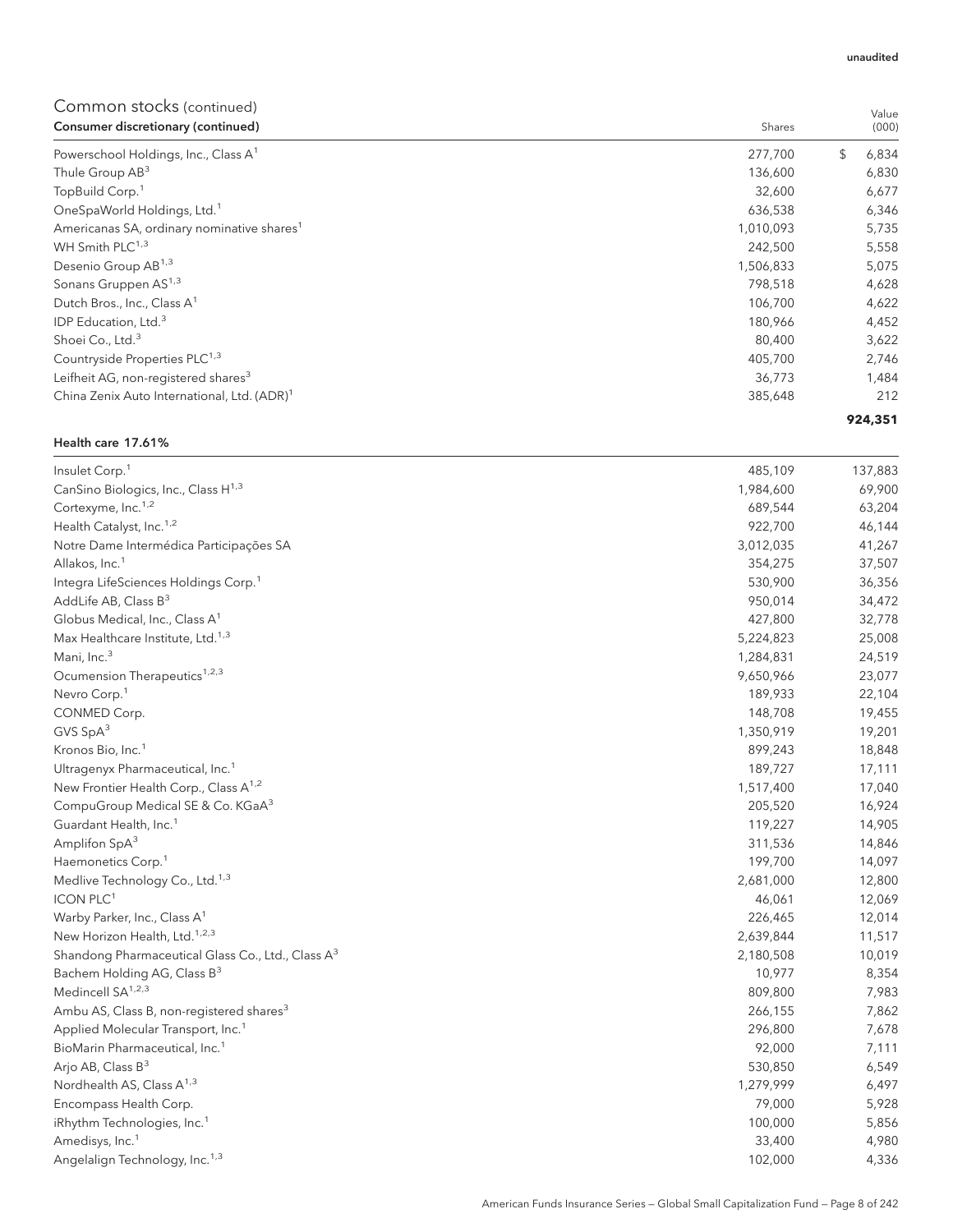unaudited

## Common stocks (continued)

| Consumer discretionary (continued) | Shares | Value (000) |
|---|---|---|
| Powerschool Holdings, Inc., Class A[1] | 277,700 | $ 6,834 |
| Thule Group AB[3] | 136,600 | 6,830 |
| TopBuild Corp.[1] | 32,600 | 6,677 |
| OneSpaWorld Holdings, Ltd.[1] | 636,538 | 6,346 |
| Americanas SA, ordinary nominative shares[1] | 1,010,093 | 5,735 |
| WH Smith PLC[1,3] | 242,500 | 5,558 |
| Desenio Group AB[1,3] | 1,506,833 | 5,075 |
| Sonans Gruppen AS[1,3] | 798,518 | 4,628 |
| Dutch Bros., Inc., Class A[1] | 106,700 | 4,622 |
| IDP Education, Ltd.[3] | 180,966 | 4,452 |
| Shoei Co., Ltd.[3] | 80,400 | 3,622 |
| Countryside Properties PLC[1,3] | 405,700 | 2,746 |
| Leifheit AG, non-registered shares[3] | 36,773 | 1,484 |
| China Zenix Auto International, Ltd. (ADR)[1] | 385,648 | 212 |
| | | **924,351** |

| Health care 17.61% | | |
|---|---|---|
| Insulet Corp.[1] | 485,109 | 137,883 |
| CanSino Biologics, Inc., Class H[1,3] | 1,984,600 | 69,900 |
| Cortexyme, Inc.[1,2] | 689,544 | 63,204 |
| Health Catalyst, Inc.[1,2] | 922,700 | 46,144 |
| Notre Dame Intermédica Participações SA | 3,012,035 | 41,267 |
| Allakos, Inc.[1] | 354,275 | 37,507 |
| Integra LifeSciences Holdings Corp.[1] | 530,900 | 36,356 |
| AddLife AB, Class B[3] | 950,014 | 34,472 |
| Globus Medical, Inc., Class A[1] | 427,800 | 32,778 |
| Max Healthcare Institute, Ltd.[1,3] | 5,224,823 | 25,008 |
| Mani, Inc.[3] | 1,284,831 | 24,519 |
| Ocumension Therapeutics[1,2,3] | 9,650,966 | 23,077 |
| Nevro Corp.[1] | 189,933 | 22,104 |
| CONMED Corp. | 148,708 | 19,455 |
| GVS SpA[3] | 1,350,919 | 19,201 |
| Kronos Bio, Inc.[1] | 899,243 | 18,848 |
| Ultragenyx Pharmaceutical, Inc.[1] | 189,727 | 17,111 |
| New Frontier Health Corp., Class A[1,2] | 1,517,400 | 17,040 |
| CompuGroup Medical SE & Co. KGaA[3] | 205,520 | 16,924 |
| Guardant Health, Inc.[1] | 119,227 | 14,905 |
| Amplifon SpA[3] | 311,536 | 14,846 |
| Haemonetics Corp.[1] | 199,700 | 14,097 |
| Medlive Technology Co., Ltd.[1,3] | 2,681,000 | 12,800 |
| ICON PLC[1] | 46,061 | 12,069 |
| Warby Parker, Inc., Class A[1] | 226,465 | 12,014 |
| New Horizon Health, Ltd.[1,2,3] | 2,639,844 | 11,517 |
| Shandong Pharmaceutical Glass Co., Ltd., Class A[3] | 2,180,508 | 10,019 |
| Bachem Holding AG, Class B[3] | 10,977 | 8,354 |
| Medincell SA[1,2,3] | 809,800 | 7,983 |
| Ambu AS, Class B, non-registered shares[3] | 266,155 | 7,862 |
| Applied Molecular Transport, Inc.[1] | 296,800 | 7,678 |
| BioMarin Pharmaceutical, Inc.[1] | 92,000 | 7,111 |
| Arjo AB, Class B[3] | 530,850 | 6,549 |
| Nordhealth AS, Class A[1,3] | 1,279,999 | 6,497 |
| Encompass Health Corp. | 79,000 | 5,928 |
| iRhythm Technologies, Inc.[1] | 100,000 | 5,856 |
| Amedisys, Inc.[1] | 33,400 | 4,980 |
| Angelalign Technology, Inc.[1,3] | 102,000 | 4,336 |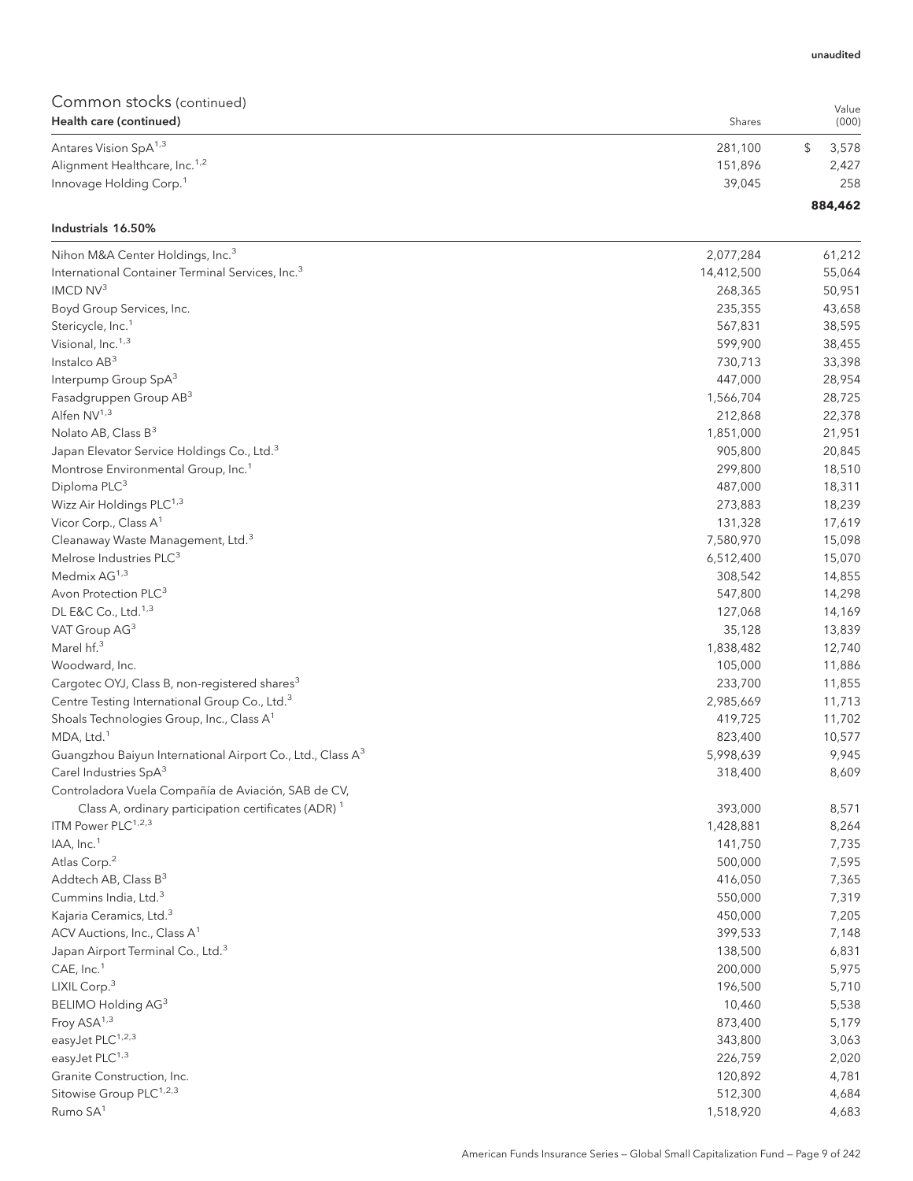unaudited

## Common stocks (continued)

| Health care (continued) | Shares | Value (000) |
|---|---|---|
| Antares Vision SpA[1,3] | 281,100 | $ 3,578 |
| Alignment Healthcare, Inc.[1,2] | 151,896 | 2,427 |
| Innovage Holding Corp.[1] | 39,045 | 258 |
| | | **884,462** |

| Industrials 16.50% | Shares | Value (000) |
|---|---|---|
| Nihon M&A Center Holdings, Inc.[3] | 2,077,284 | 61,212 |
| International Container Terminal Services, Inc.[3] | 14,412,500 | 55,064 |
| IMCD NV[3] | 268,365 | 50,951 |
| Boyd Group Services, Inc. | 235,355 | 43,658 |
| Stericycle, Inc.[1] | 567,831 | 38,595 |
| Visional, Inc.[1,3] | 599,900 | 38,455 |
| Instalco AB[3] | 730,713 | 33,398 |
| Interpump Group SpA[3] | 447,000 | 28,954 |
| Fasadgruppen Group AB[3] | 1,566,704 | 28,725 |
| Alfen NV[1,3] | 212,868 | 22,378 |
| Nolato AB, Class B[3] | 1,851,000 | 21,951 |
| Japan Elevator Service Holdings Co., Ltd.[3] | 905,800 | 20,845 |
| Montrose Environmental Group, Inc.[1] | 299,800 | 18,510 |
| Diploma PLC[3] | 487,000 | 18,311 |
| Wizz Air Holdings PLC[1,3] | 273,883 | 18,239 |
| Vicor Corp., Class A[1] | 131,328 | 17,619 |
| Cleanaway Waste Management, Ltd.[3] | 7,580,970 | 15,098 |
| Melrose Industries PLC[3] | 6,512,400 | 15,070 |
| Medmix AG[1,3] | 308,542 | 14,855 |
| Avon Protection PLC[3] | 547,800 | 14,298 |
| DL E&C Co., Ltd.[1,3] | 127,068 | 14,169 |
| VAT Group AG[3] | 35,128 | 13,839 |
| Marel hf.[3] | 1,838,482 | 12,740 |
| Woodward, Inc. | 105,000 | 11,886 |
| Cargotec OYJ, Class B, non-registered shares[3] | 233,700 | 11,855 |
| Centre Testing International Group Co., Ltd.[3] | 2,985,669 | 11,713 |
| Shoals Technologies Group, Inc., Class A[1] | 419,725 | 11,702 |
| MDA, Ltd.[1] | 823,400 | 10,577 |
| Guangzhou Baiyun International Airport Co., Ltd., Class A[3] | 5,998,639 | 9,945 |
| Carel Industries SpA[3] | 318,400 | 8,609 |
| Controladora Vuela Compañía de Aviación, SAB de CV, Class A, ordinary participation certificates (ADR)[1] | 393,000 | 8,571 |
| ITM Power PLC[1,2,3] | 1,428,881 | 8,264 |
| IAA, Inc.[1] | 141,750 | 7,735 |
| Atlas Corp.[2] | 500,000 | 7,595 |
| Addtech AB, Class B[3] | 416,050 | 7,365 |
| Cummins India, Ltd.[3] | 550,000 | 7,319 |
| Kajaria Ceramics, Ltd.[3] | 450,000 | 7,205 |
| ACV Auctions, Inc., Class A[1] | 399,533 | 7,148 |
| Japan Airport Terminal Co., Ltd.[3] | 138,500 | 6,831 |
| CAE, Inc.[1] | 200,000 | 5,975 |
| LIXIL Corp.[3] | 196,500 | 5,710 |
| BELIMO Holding AG[3] | 10,460 | 5,538 |
| Froy ASA[1,3] | 873,400 | 5,179 |
| easyJet PLC[1,2,3] | 343,800 | 3,063 |
| easyJet PLC[1,3] | 226,759 | 2,020 |
| Granite Construction, Inc. | 120,892 | 4,781 |
| Sitowise Group PLC[1,2,3] | 512,300 | 4,684 |
| Rumo SA[1] | 1,518,920 | 4,683 |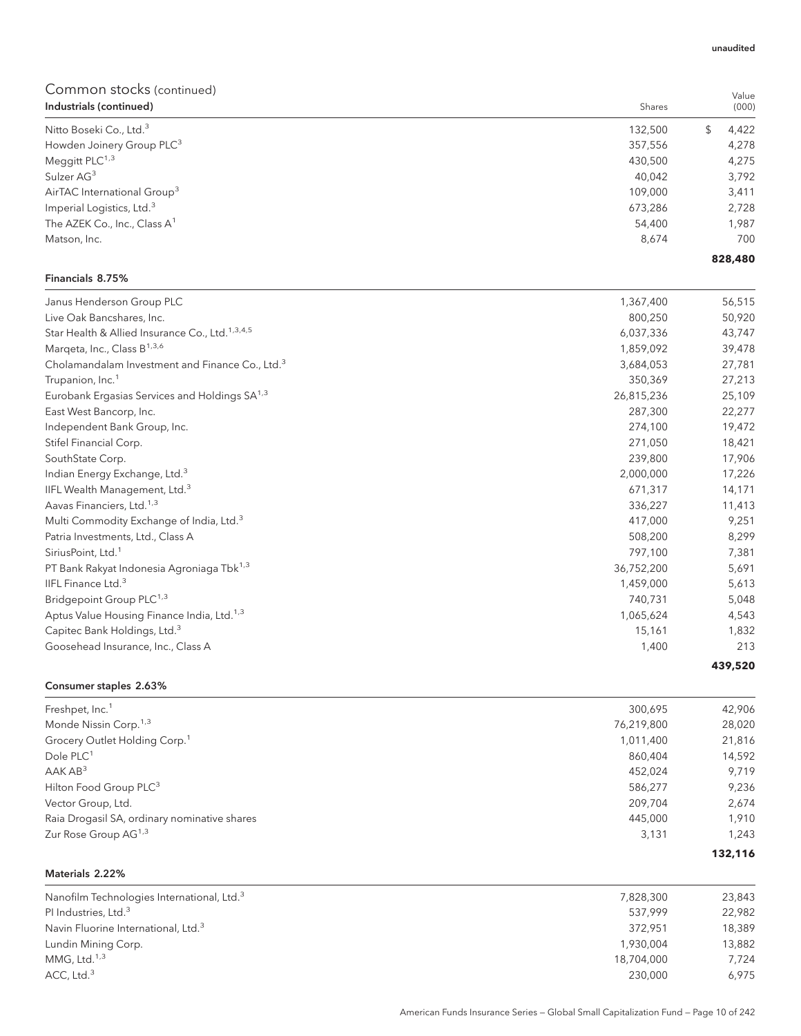unaudited

## Common stocks (continued)

| Industrials (continued) | Shares | Value (000) |
|---|---|---|
| Nitto Boseki Co., Ltd.[3] | 132,500 | $ 4,422 |
| Howden Joinery Group PLC[3] | 357,556 | 4,278 |
| Meggitt PLC[1,3] | 430,500 | 4,275 |
| Sulzer AG[3] | 40,042 | 3,792 |
| AirTAC International Group[3] | 109,000 | 3,411 |
| Imperial Logistics, Ltd.[3] | 673,286 | 2,728 |
| The AZEK Co., Inc., Class A[1] | 54,400 | 1,987 |
| Matson, Inc. | 8,674 | 700 |
| | | **828,480** |

| Financials 8.75% | | |
|---|---|---|
| Janus Henderson Group PLC | 1,367,400 | 56,515 |
| Live Oak Bancshares, Inc. | 800,250 | 50,920 |
| Star Health & Allied Insurance Co., Ltd.[1,3,4,5] | 6,037,336 | 43,747 |
| Marqeta, Inc., Class B[1,3,6] | 1,859,092 | 39,478 |
| Cholamandalam Investment and Finance Co., Ltd.[3] | 3,684,053 | 27,781 |
| Trupanion, Inc.[1] | 350,369 | 27,213 |
| Eurobank Ergasias Services and Holdings SA[1,3] | 26,815,236 | 25,109 |
| East West Bancorp, Inc. | 287,300 | 22,277 |
| Independent Bank Group, Inc. | 274,100 | 19,472 |
| Stifel Financial Corp. | 271,050 | 18,421 |
| SouthState Corp. | 239,800 | 17,906 |
| Indian Energy Exchange, Ltd.[3] | 2,000,000 | 17,226 |
| IIFL Wealth Management, Ltd.[3] | 671,317 | 14,171 |
| Aavas Financiers, Ltd.[1,3] | 336,227 | 11,413 |
| Multi Commodity Exchange of India, Ltd.[3] | 417,000 | 9,251 |
| Patria Investments, Ltd., Class A | 508,200 | 8,299 |
| SiriusPoint, Ltd.[1] | 797,100 | 7,381 |
| PT Bank Rakyat Indonesia Agroniaga Tbk[1,3] | 36,752,200 | 5,691 |
| IIFL Finance Ltd.[3] | 1,459,000 | 5,613 |
| Bridgepoint Group PLC[1,3] | 740,731 | 5,048 |
| Aptus Value Housing Finance India, Ltd.[1,3] | 1,065,624 | 4,543 |
| Capitec Bank Holdings, Ltd.[3] | 15,161 | 1,832 |
| Goosehead Insurance, Inc., Class A | 1,400 | 213 |
| | | **439,520** |

| Consumer staples 2.63% | | |
|---|---|---|
| Freshpet, Inc.[1] | 300,695 | 42,906 |
| Monde Nissin Corp.[1,3] | 76,219,800 | 28,020 |
| Grocery Outlet Holding Corp.[1] | 1,011,400 | 21,816 |
| Dole PLC[1] | 860,404 | 14,592 |
| AAK AB[3] | 452,024 | 9,719 |
| Hilton Food Group PLC[3] | 586,277 | 9,236 |
| Vector Group, Ltd. | 209,704 | 2,674 |
| Raia Drogasil SA, ordinary nominative shares | 445,000 | 1,910 |
| Zur Rose Group AG[1,3] | 3,131 | 1,243 |
| | | **132,116** |

| Materials 2.22% | | |
|---|---|---|
| Nanofilm Technologies International, Ltd.[3] | 7,828,300 | 23,843 |
| PI Industries, Ltd.[3] | 537,999 | 22,982 |
| Navin Fluorine International, Ltd.[3] | 372,951 | 18,389 |
| Lundin Mining Corp. | 1,930,004 | 13,882 |
| MMG, Ltd.[1,3] | 18,704,000 | 7,724 |
| ACC, Ltd.[3] | 230,000 | 6,975 |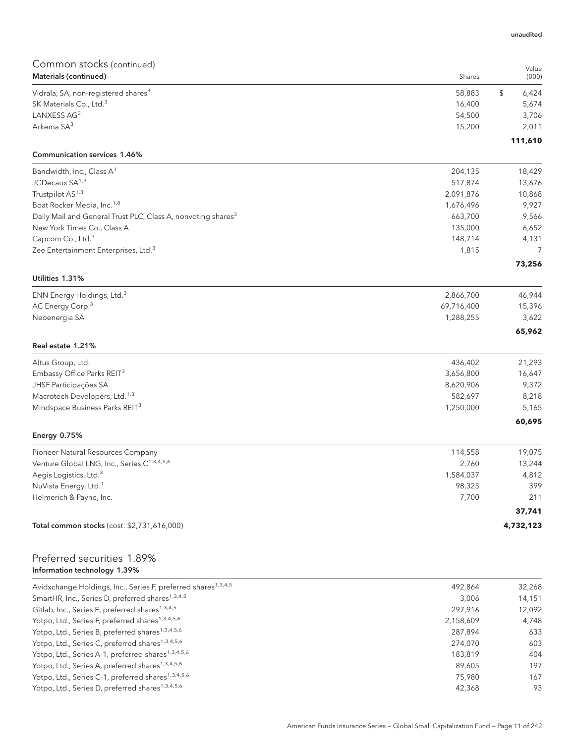unaudited

## Common stocks (continued)

| Materials (continued) | Shares | Value (000) |
|---|---|---|
| Vidrala, SA, non-registered shares[3] | 58,883 | $ 6,424 |
| SK Materials Co., Ltd.[3] | 16,400 | 5,674 |
| LANXESS AG[3] | 54,500 | 3,706 |
| Arkema SA[3] | 15,200 | 2,011 |
| | | **111,610** |
| **Communication services 1.46%** | | |
| Bandwidth, Inc., Class A[1] | 204,135 | 18,429 |
| JCDecaux SA[1,3] | 517,874 | 13,676 |
| Trustpilot AS[1,3] | 2,091,876 | 10,868 |
| Boat Rocker Media, Inc.[1,8] | 1,676,496 | 9,927 |
| Daily Mail and General Trust PLC, Class A, nonvoting shares[3] | 663,700 | 9,566 |
| New York Times Co., Class A | 135,000 | 6,652 |
| Capcom Co., Ltd.[3] | 148,714 | 4,131 |
| Zee Entertainment Enterprises, Ltd.[3] | 1,815 | 7 |
| | | **73,256** |
| **Utilities 1.31%** | | |
| ENN Energy Holdings, Ltd.[3] | 2,866,700 | 46,944 |
| AC Energy Corp.[3] | 69,716,400 | 15,396 |
| Neoenergia SA | 1,288,255 | 3,622 |
| | | **65,962** |
| **Real estate 1.21%** | | |
| Altus Group, Ltd. | 436,402 | 21,293 |
| Embassy Office Parks REIT[3] | 3,656,800 | 16,647 |
| JHSF Participações SA | 8,620,906 | 9,372 |
| Macrotech Developers, Ltd.[1,3] | 582,697 | 8,218 |
| Mindspace Business Parks REIT[3] | 1,250,000 | 5,165 |
| | | **60,695** |
| **Energy 0.75%** | | |
| Pioneer Natural Resources Company | 114,558 | 19,075 |
| Venture Global LNG, Inc., Series C[1,3,4,5,6] | 2,760 | 13,244 |
| Aegis Logistics, Ltd.[3] | 1,584,037 | 4,812 |
| NuVista Energy, Ltd.[1] | 98,325 | 399 |
| Helmerich & Payne, Inc. | 7,700 | 211 |
| | | **37,741** |
| **Total common stocks** (cost: $2,731,616,000) | | **4,732,123** |

## Preferred securities 1.89%

| Information technology 1.39% | Shares | Value (000) |
|---|---|---|
| Avidxchange Holdings, Inc., Series F, preferred shares[1,3,4,5] | 492,864 | 32,268 |
| SmartHR, Inc., Series D, preferred shares[1,3,4,5] | 3,006 | 14,151 |
| Gitlab, Inc., Series E, preferred shares[1,3,4,5] | 297,916 | 12,092 |
| Yotpo, Ltd., Series F, preferred shares[1,3,4,5,6] | 2,158,609 | 4,748 |
| Yotpo, Ltd., Series B, preferred shares[1,3,4,5,6] | 287,894 | 633 |
| Yotpo, Ltd., Series C, preferred shares[1,3,4,5,6] | 274,070 | 603 |
| Yotpo, Ltd., Series A-1, preferred shares[1,3,4,5,6] | 183,819 | 404 |
| Yotpo, Ltd., Series A, preferred shares[1,3,4,5,6] | 89,605 | 197 |
| Yotpo, Ltd., Series C-1, preferred shares[1,3,4,5,6] | 75,980 | 167 |
| Yotpo, Ltd., Series D, preferred shares[1,3,4,5,6] | 42,368 | 93 |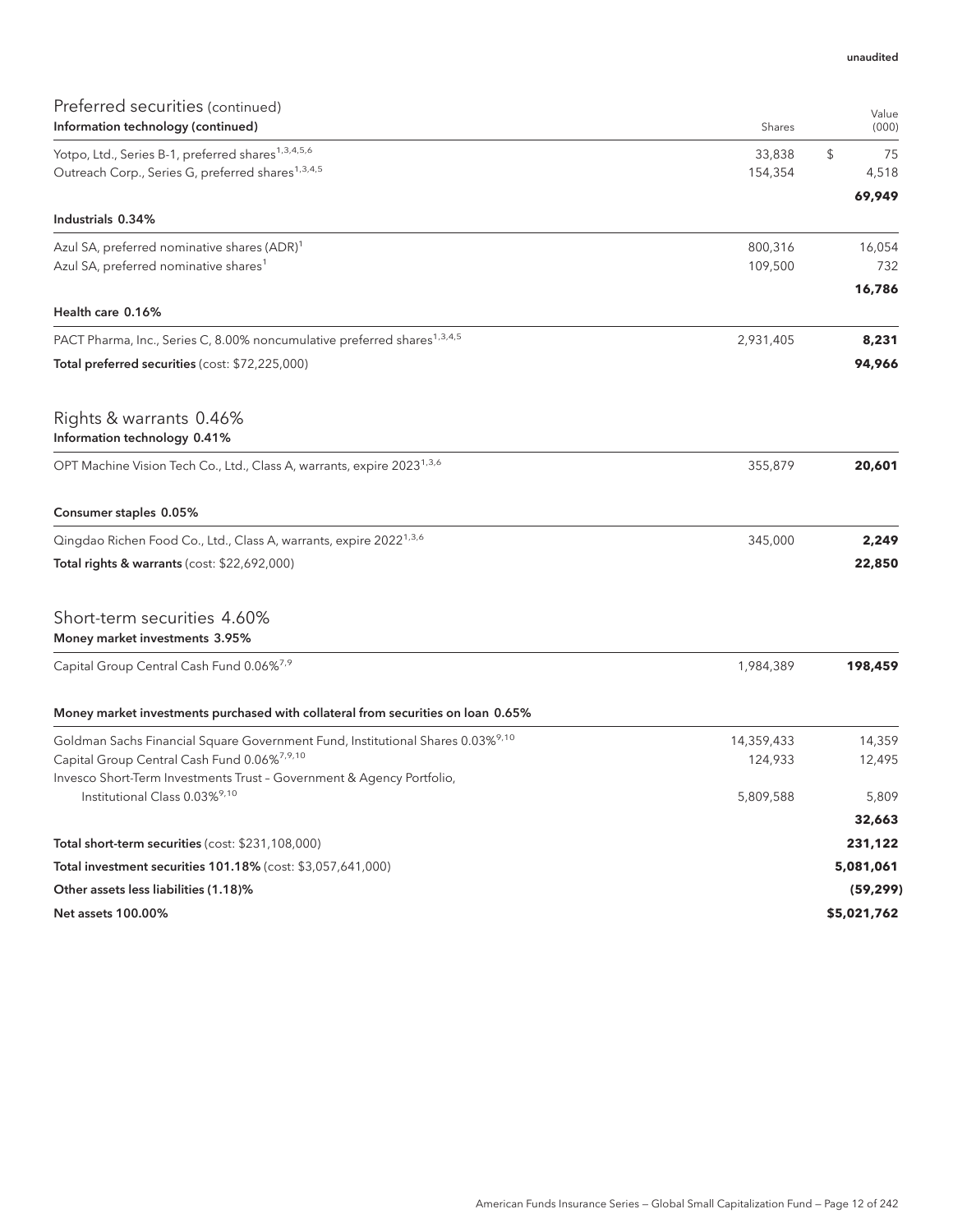unaudited

## Preferred securities (continued)

| Information technology (continued) | Shares | Value (000) |
|---|---|---|
| Yotpo, Ltd., Series B-1, preferred shares[1,3,4,5,6] | 33,838 | $ 75 |
| Outreach Corp., Series G, preferred shares[1,3,4,5] | 154,354 | 4,518 |
| | | **69,949** |
| **Industrials 0.34%** | | |
| Azul SA, preferred nominative shares (ADR)[1] | 800,316 | 16,054 |
| Azul SA, preferred nominative shares[1] | 109,500 | 732 |
| | | **16,786** |
| **Health care 0.16%** | | |
| PACT Pharma, Inc., Series C, 8.00% noncumulative preferred shares[1,3,4,5] | 2,931,405 | **8,231** |
| **Total preferred securities** (cost: $72,225,000) | | **94,966** |

## Rights & warrants 0.46%

| Information technology 0.41% | | |
|---|---|---|
| OPT Machine Vision Tech Co., Ltd., Class A, warrants, expire 2023[1,3,6] | 355,879 | **20,601** |
| **Consumer staples 0.05%** | | |
| Qingdao Richen Food Co., Ltd., Class A, warrants, expire 2022[1,3,6] | 345,000 | **2,249** |
| **Total rights & warrants** (cost: $22,692,000) | | **22,850** |

## Short-term securities 4.60%

| Money market investments 3.95% | | |
|---|---|---|
| Capital Group Central Cash Fund 0.06%[7,9] | 1,984,389 | **198,459** |
| **Money market investments purchased with collateral from securities on loan 0.65%** | | |
| Goldman Sachs Financial Square Government Fund, Institutional Shares 0.03%[9,10] | 14,359,433 | 14,359 |
| Capital Group Central Cash Fund 0.06%[7,9,10] | 124,933 | 12,495 |
| Invesco Short-Term Investments Trust – Government & Agency Portfolio, Institutional Class 0.03%[9,10] | 5,809,588 | 5,809 |
| | | **32,663** |
| **Total short-term securities** (cost: $231,108,000) | | **231,122** |
| **Total investment securities 101.18%** (cost: $3,057,641,000) | | **5,081,061** |
| **Other assets less liabilities (1.18)%** | | **(59,299)** |
| **Net assets 100.00%** | | **$5,021,762** |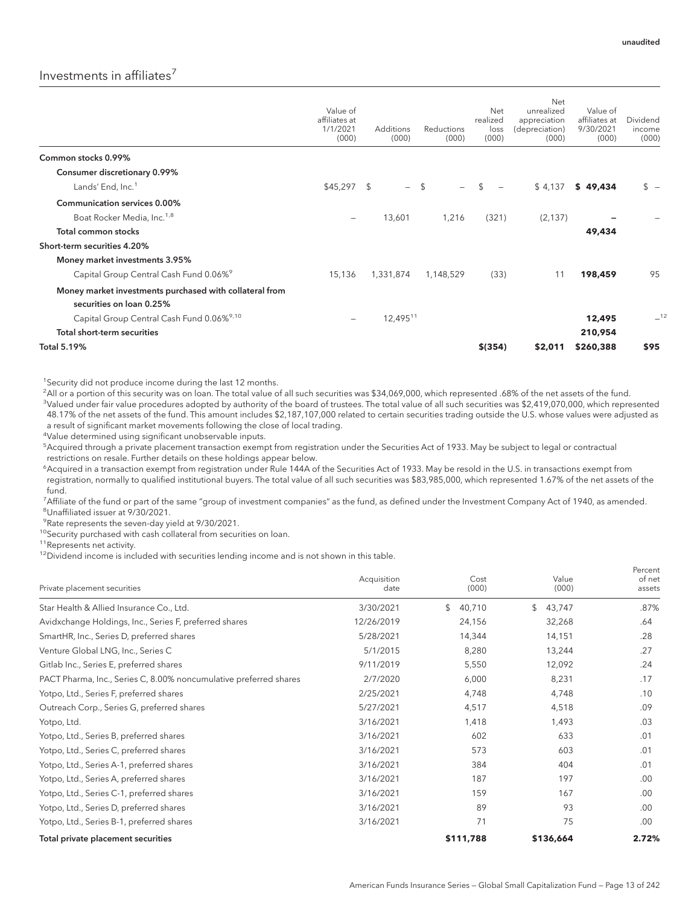unaudited

## Investments in affiliates[7]

| | Value of affiliates at 1/1/2021 (000) | Additions (000) | Reductions (000) | Net realized loss (000) | Net unrealized appreciation (depreciation) (000) | Value of affiliates at 9/30/2021 (000) | Dividend income (000) |
|---|---|---|---|---|---|---|---|
| **Common stocks 0.99%** | | | | | | | |
| **Consumer discretionary 0.99%** | | | | | | | |
| Lands' End, Inc.[1] | $45,297 | $ – | $ – | $ – | $ 4,137 | **$ 49,434** | $ – |
| **Communication services 0.00%** | | | | | | | |
| Boat Rocker Media, Inc.[1,8] | – | 13,601 | 1,216 | (321) | (2,137) | **–** | – |
| **Total common stocks** | | | | | | **49,434** | |
| **Short-term securities 4.20%** | | | | | | | |
| **Money market investments 3.95%** | | | | | | | |
| Capital Group Central Cash Fund 0.06%[9] | 15,136 | 1,331,874 | 1,148,529 | (33) | 11 | **198,459** | 95 |
| **Money market investments purchased with collateral from securities on loan 0.25%** | | | | | | | |
| Capital Group Central Cash Fund 0.06%[9,10] | – | 12,495[11] | | | | **12,495** | –[12] |
| **Total short-term securities** | | | | | | **210,954** | |
| **Total 5.19%** | | | | **$(354)** | **$2,011** | **$260,388** | **$95** |

[1]Security did not produce income during the last 12 months.

[2]All or a portion of this security was on loan. The total value of all such securities was $34,069,000, which represented .68% of the net assets of the fund.

[3]Valued under fair value procedures adopted by authority of the board of trustees. The total value of all such securities was $2,419,070,000, which represented 48.17% of the net assets of the fund. This amount includes $2,187,107,000 related to certain securities trading outside the U.S. whose values were adjusted as a result of significant market movements following the close of local trading.

[4]Value determined using significant unobservable inputs.

[5]Acquired through a private placement transaction exempt from registration under the Securities Act of 1933. May be subject to legal or contractual restrictions on resale. Further details on these holdings appear below.

[6]Acquired in a transaction exempt from registration under Rule 144A of the Securities Act of 1933. May be resold in the U.S. in transactions exempt from registration, normally to qualified institutional buyers. The total value of all such securities was $83,985,000, which represented 1.67% of the net assets of the fund.

[7]Affiliate of the fund or part of the same "group of investment companies" as the fund, as defined under the Investment Company Act of 1940, as amended.

[8]Unaffiliated issuer at 9/30/2021.

[9]Rate represents the seven-day yield at 9/30/2021.

[10]Security purchased with cash collateral from securities on loan.

[11]Represents net activity.

[12]Dividend income is included with securities lending income and is not shown in this table.

| Private placement securities | Acquisition date | Cost (000) | Value (000) | Percent of net assets |
|---|---|---|---|---|
| Star Health & Allied Insurance Co., Ltd. | 3/30/2021 | $ 40,710 | $ 43,747 | .87% |
| Avidxchange Holdings, Inc., Series F, preferred shares | 12/26/2019 | 24,156 | 32,268 | .64 |
| SmartHR, Inc., Series D, preferred shares | 5/28/2021 | 14,344 | 14,151 | .28 |
| Venture Global LNG, Inc., Series C | 5/1/2015 | 8,280 | 13,244 | .27 |
| Gitlab Inc., Series E, preferred shares | 9/11/2019 | 5,550 | 12,092 | .24 |
| PACT Pharma, Inc., Series C, 8.00% noncumulative preferred shares | 2/7/2020 | 6,000 | 8,231 | .17 |
| Yotpo, Ltd., Series F, preferred shares | 2/25/2021 | 4,748 | 4,748 | .10 |
| Outreach Corp., Series G, preferred shares | 5/27/2021 | 4,517 | 4,518 | .09 |
| Yotpo, Ltd. | 3/16/2021 | 1,418 | 1,493 | .03 |
| Yotpo, Ltd., Series B, preferred shares | 3/16/2021 | 602 | 633 | .01 |
| Yotpo, Ltd., Series C, preferred shares | 3/16/2021 | 573 | 603 | .01 |
| Yotpo, Ltd., Series A-1, preferred shares | 3/16/2021 | 384 | 404 | .01 |
| Yotpo, Ltd., Series A, preferred shares | 3/16/2021 | 187 | 197 | .00 |
| Yotpo, Ltd., Series C-1, preferred shares | 3/16/2021 | 159 | 167 | .00 |
| Yotpo, Ltd., Series D, preferred shares | 3/16/2021 | 89 | 93 | .00 |
| Yotpo, Ltd., Series B-1, preferred shares | 3/16/2021 | 71 | 75 | .00 |
| **Total private placement securities** | | **$111,788** | **$136,664** | **2.72%** |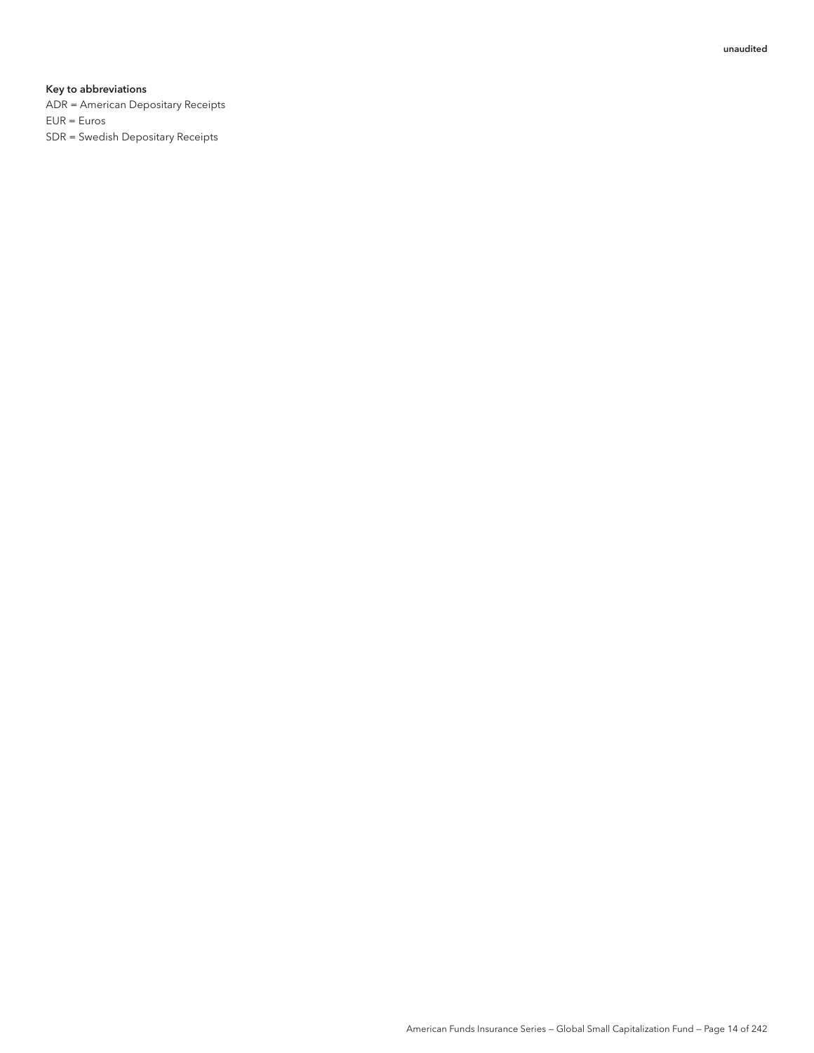unaudited

**Key to abbreviations**

ADR = American Depositary Receipts
EUR = Euros
SDR = Swedish Depositary Receipts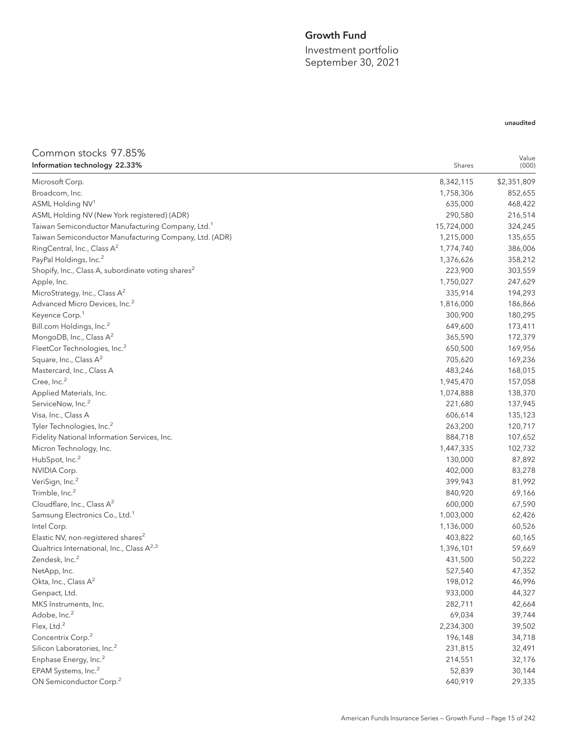## Growth Fund

Investment portfolio
September 30, 2021

unaudited

### Common stocks 97.85%

| Information technology 22.33% | Shares | Value (000) |
|---|---|---|
| Microsoft Corp. | 8,342,115 | $2,351,809 |
| Broadcom, Inc. | 1,758,306 | 852,655 |
| ASML Holding NV[1] | 635,000 | 468,422 |
| ASML Holding NV (New York registered) (ADR) | 290,580 | 216,514 |
| Taiwan Semiconductor Manufacturing Company, Ltd.[1] | 15,724,000 | 324,245 |
| Taiwan Semiconductor Manufacturing Company, Ltd. (ADR) | 1,215,000 | 135,655 |
| RingCentral, Inc., Class A[2] | 1,774,740 | 386,006 |
| PayPal Holdings, Inc.[2] | 1,376,626 | 358,212 |
| Shopify, Inc., Class A, subordinate voting shares[2] | 223,900 | 303,559 |
| Apple, Inc. | 1,750,027 | 247,629 |
| MicroStrategy, Inc., Class A[2] | 335,914 | 194,293 |
| Advanced Micro Devices, Inc.[2] | 1,816,000 | 186,866 |
| Keyence Corp.[1] | 300,900 | 180,295 |
| Bill.com Holdings, Inc.[2] | 649,600 | 173,411 |
| MongoDB, Inc., Class A[2] | 365,590 | 172,379 |
| FleetCor Technologies, Inc.[2] | 650,500 | 169,956 |
| Square, Inc., Class A[2] | 705,620 | 169,236 |
| Mastercard, Inc., Class A | 483,246 | 168,015 |
| Cree, Inc.[2] | 1,945,470 | 157,058 |
| Applied Materials, Inc. | 1,074,888 | 138,370 |
| ServiceNow, Inc.[2] | 221,680 | 137,945 |
| Visa, Inc., Class A | 606,614 | 135,123 |
| Tyler Technologies, Inc.[2] | 263,200 | 120,717 |
| Fidelity National Information Services, Inc. | 884,718 | 107,652 |
| Micron Technology, Inc. | 1,447,335 | 102,732 |
| HubSpot, Inc.[2] | 130,000 | 87,892 |
| NVIDIA Corp. | 402,000 | 83,278 |
| VeriSign, Inc.[2] | 399,943 | 81,992 |
| Trimble, Inc.[2] | 840,920 | 69,166 |
| Cloudflare, Inc., Class A[2] | 600,000 | 67,590 |
| Samsung Electronics Co., Ltd.[1] | 1,003,000 | 62,426 |
| Intel Corp. | 1,136,000 | 60,526 |
| Elastic NV, non-registered shares[2] | 403,822 | 60,165 |
| Qualtrics International, Inc., Class A[2,3] | 1,396,101 | 59,669 |
| Zendesk, Inc.[2] | 431,500 | 50,222 |
| NetApp, Inc. | 527,540 | 47,352 |
| Okta, Inc., Class A[2] | 198,012 | 46,996 |
| Genpact, Ltd. | 933,000 | 44,327 |
| MKS Instruments, Inc. | 282,711 | 42,664 |
| Adobe, Inc.[2] | 69,034 | 39,744 |
| Flex, Ltd.[2] | 2,234,300 | 39,502 |
| Concentrix Corp.[2] | 196,148 | 34,718 |
| Silicon Laboratories, Inc.[2] | 231,815 | 32,491 |
| Enphase Energy, Inc.[2] | 214,551 | 32,176 |
| EPAM Systems, Inc.[2] | 52,839 | 30,144 |
| ON Semiconductor Corp.[2] | 640,919 | 29,335 |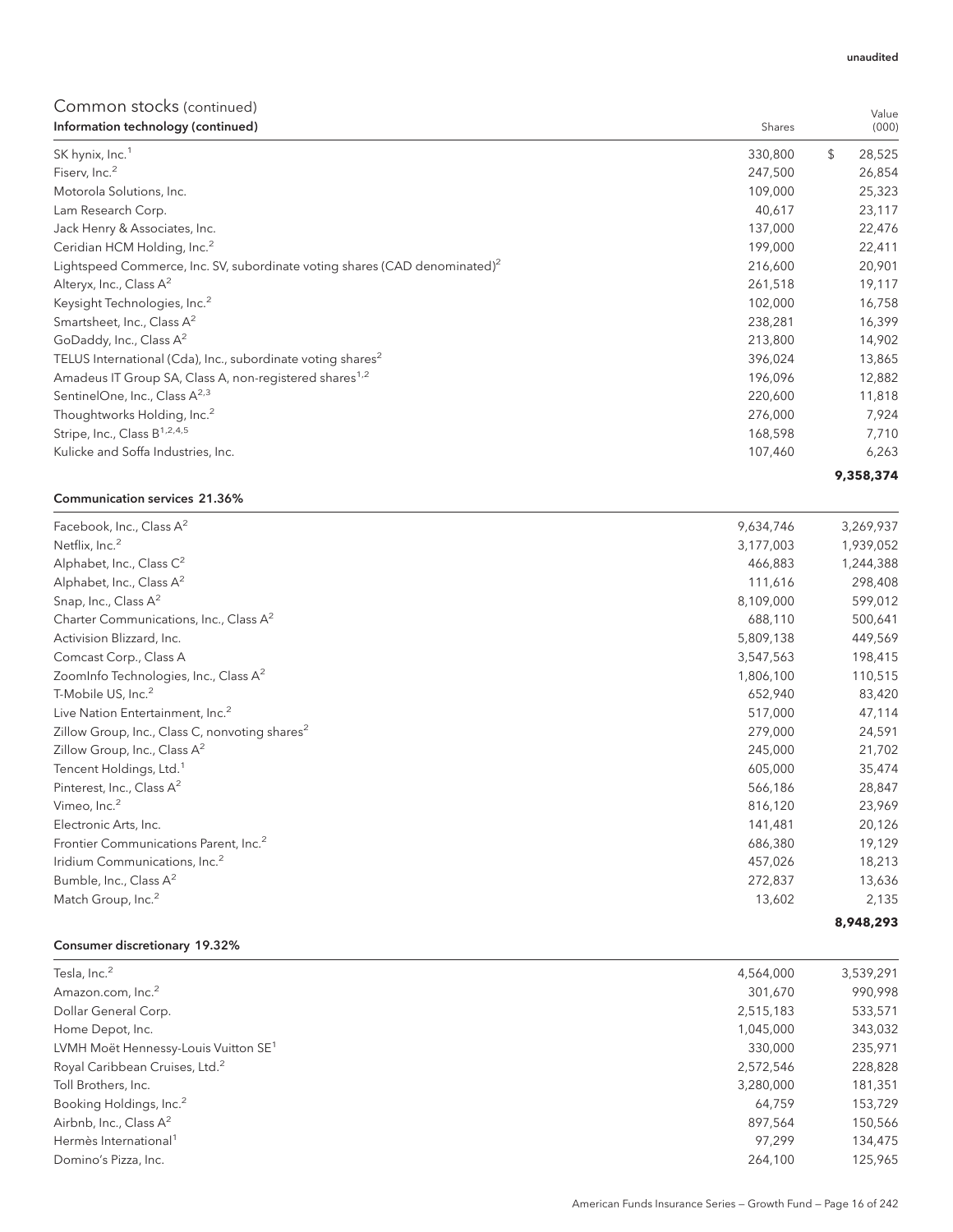unaudited

## Common stocks (continued)

| Information technology (continued) | Shares | Value (000) |
|---|---|---|
| SK hynix, Inc.[1] | 330,800 | $ 28,525 |
| Fiserv, Inc.[2] | 247,500 | 26,854 |
| Motorola Solutions, Inc. | 109,000 | 25,323 |
| Lam Research Corp. | 40,617 | 23,117 |
| Jack Henry & Associates, Inc. | 137,000 | 22,476 |
| Ceridian HCM Holding, Inc.[2] | 199,000 | 22,411 |
| Lightspeed Commerce, Inc. SV, subordinate voting shares (CAD denominated)[2] | 216,600 | 20,901 |
| Alteryx, Inc., Class A[2] | 261,518 | 19,117 |
| Keysight Technologies, Inc.[2] | 102,000 | 16,758 |
| Smartsheet, Inc., Class A[2] | 238,281 | 16,399 |
| GoDaddy, Inc., Class A[2] | 213,800 | 14,902 |
| TELUS International (Cda), Inc., subordinate voting shares[2] | 396,024 | 13,865 |
| Amadeus IT Group SA, Class A, non-registered shares[1,2] | 196,096 | 12,882 |
| SentinelOne, Inc., Class A[2,3] | 220,600 | 11,818 |
| Thoughtworks Holding, Inc.[2] | 276,000 | 7,924 |
| Stripe, Inc., Class B[1,2,4,5] | 168,598 | 7,710 |
| Kulicke and Soffa Industries, Inc. | 107,460 | 6,263 |
| | | **9,358,374** |

| Communication services 21.36% | Shares | Value (000) |
|---|---|---|
| Facebook, Inc., Class A[2] | 9,634,746 | 3,269,937 |
| Netflix, Inc.[2] | 3,177,003 | 1,939,052 |
| Alphabet, Inc., Class C[2] | 466,883 | 1,244,388 |
| Alphabet, Inc., Class A[2] | 111,616 | 298,408 |
| Snap, Inc., Class A[2] | 8,109,000 | 599,012 |
| Charter Communications, Inc., Class A[2] | 688,110 | 500,641 |
| Activision Blizzard, Inc. | 5,809,138 | 449,569 |
| Comcast Corp., Class A | 3,547,563 | 198,415 |
| ZoomInfo Technologies, Inc., Class A[2] | 1,806,100 | 110,515 |
| T-Mobile US, Inc.[2] | 652,940 | 83,420 |
| Live Nation Entertainment, Inc.[2] | 517,000 | 47,114 |
| Zillow Group, Inc., Class C, nonvoting shares[2] | 279,000 | 24,591 |
| Zillow Group, Inc., Class A[2] | 245,000 | 21,702 |
| Tencent Holdings, Ltd.[1] | 605,000 | 35,474 |
| Pinterest, Inc., Class A[2] | 566,186 | 28,847 |
| Vimeo, Inc.[2] | 816,120 | 23,969 |
| Electronic Arts, Inc. | 141,481 | 20,126 |
| Frontier Communications Parent, Inc.[2] | 686,380 | 19,129 |
| Iridium Communications, Inc.[2] | 457,026 | 18,213 |
| Bumble, Inc., Class A[2] | 272,837 | 13,636 |
| Match Group, Inc.[2] | 13,602 | 2,135 |
| | | **8,948,293** |

| Consumer discretionary 19.32% | Shares | Value (000) |
|---|---|---|
| Tesla, Inc.[2] | 4,564,000 | 3,539,291 |
| Amazon.com, Inc.[2] | 301,670 | 990,998 |
| Dollar General Corp. | 2,515,183 | 533,571 |
| Home Depot, Inc. | 1,045,000 | 343,032 |
| LVMH Moët Hennessy-Louis Vuitton SE[1] | 330,000 | 235,971 |
| Royal Caribbean Cruises, Ltd.[2] | 2,572,546 | 228,828 |
| Toll Brothers, Inc. | 3,280,000 | 181,351 |
| Booking Holdings, Inc.[2] | 64,759 | 153,729 |
| Airbnb, Inc., Class A[2] | 897,564 | 150,566 |
| Hermès International[1] | 97,299 | 134,475 |
| Domino's Pizza, Inc. | 264,100 | 125,965 |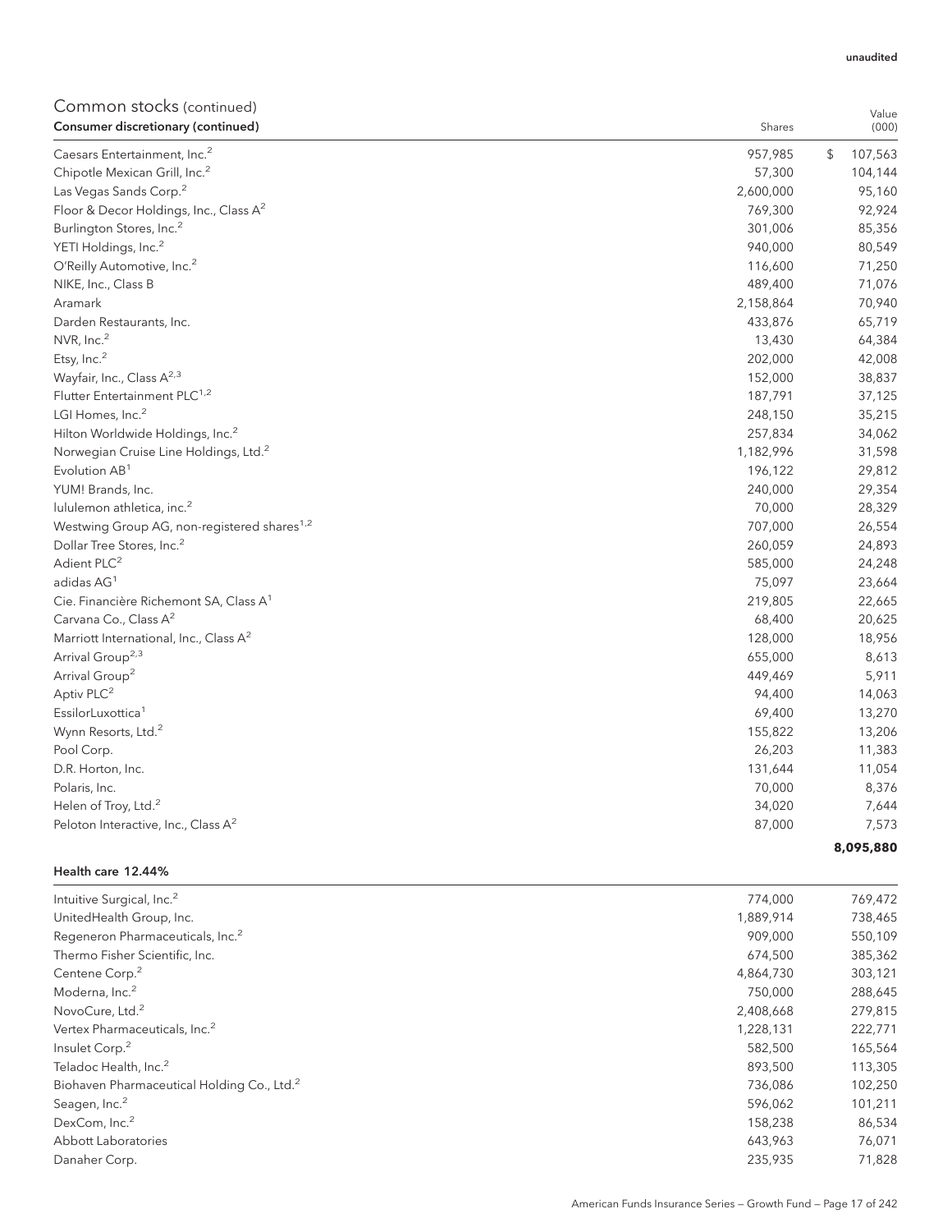unaudited

## Common stocks (continued)

| Consumer discretionary (continued) | Shares | Value (000) |
|---|---|---|
| Caesars Entertainment, Inc.[2] | 957,985 | $ 107,563 |
| Chipotle Mexican Grill, Inc.[2] | 57,300 | 104,144 |
| Las Vegas Sands Corp.[2] | 2,600,000 | 95,160 |
| Floor & Decor Holdings, Inc., Class A[2] | 769,300 | 92,924 |
| Burlington Stores, Inc.[2] | 301,006 | 85,356 |
| YETI Holdings, Inc.[2] | 940,000 | 80,549 |
| O'Reilly Automotive, Inc.[2] | 116,600 | 71,250 |
| NIKE, Inc., Class B | 489,400 | 71,076 |
| Aramark | 2,158,864 | 70,940 |
| Darden Restaurants, Inc. | 433,876 | 65,719 |
| NVR, Inc.[2] | 13,430 | 64,384 |
| Etsy, Inc.[2] | 202,000 | 42,008 |
| Wayfair, Inc., Class A[2,3] | 152,000 | 38,837 |
| Flutter Entertainment PLC[1,2] | 187,791 | 37,125 |
| LGI Homes, Inc.[2] | 248,150 | 35,215 |
| Hilton Worldwide Holdings, Inc.[2] | 257,834 | 34,062 |
| Norwegian Cruise Line Holdings, Ltd.[2] | 1,182,996 | 31,598 |
| Evolution AB[1] | 196,122 | 29,812 |
| YUM! Brands, Inc. | 240,000 | 29,354 |
| lululemon athletica, inc.[2] | 70,000 | 28,329 |
| Westwing Group AG, non-registered shares[1,2] | 707,000 | 26,554 |
| Dollar Tree Stores, Inc.[2] | 260,059 | 24,893 |
| Adient PLC[2] | 585,000 | 24,248 |
| adidas AG[1] | 75,097 | 23,664 |
| Cie. Financière Richemont SA, Class A[1] | 219,805 | 22,665 |
| Carvana Co., Class A[2] | 68,400 | 20,625 |
| Marriott International, Inc., Class A[2] | 128,000 | 18,956 |
| Arrival Group[2,3] | 655,000 | 8,613 |
| Arrival Group[2] | 449,469 | 5,911 |
| Aptiv PLC[2] | 94,400 | 14,063 |
| EssilorLuxottica[1] | 69,400 | 13,270 |
| Wynn Resorts, Ltd.[2] | 155,822 | 13,206 |
| Pool Corp. | 26,203 | 11,383 |
| D.R. Horton, Inc. | 131,644 | 11,054 |
| Polaris, Inc. | 70,000 | 8,376 |
| Helen of Troy, Ltd.[2] | 34,020 | 7,644 |
| Peloton Interactive, Inc., Class A[2] | 87,000 | 7,573 |
| | | **8,095,880** |

| Health care 12.44% | | |
|---|---|---|
| Intuitive Surgical, Inc.[2] | 774,000 | 769,472 |
| UnitedHealth Group, Inc. | 1,889,914 | 738,465 |
| Regeneron Pharmaceuticals, Inc.[2] | 909,000 | 550,109 |
| Thermo Fisher Scientific, Inc. | 674,500 | 385,362 |
| Centene Corp.[2] | 4,864,730 | 303,121 |
| Moderna, Inc.[2] | 750,000 | 288,645 |
| NovoCure, Ltd.[2] | 2,408,668 | 279,815 |
| Vertex Pharmaceuticals, Inc.[2] | 1,228,131 | 222,771 |
| Insulet Corp.[2] | 582,500 | 165,564 |
| Teladoc Health, Inc.[2] | 893,500 | 113,305 |
| Biohaven Pharmaceutical Holding Co., Ltd.[2] | 736,086 | 102,250 |
| Seagen, Inc.[2] | 596,062 | 101,211 |
| DexCom, Inc.[2] | 158,238 | 86,534 |
| Abbott Laboratories | 643,963 | 76,071 |
| Danaher Corp. | 235,935 | 71,828 |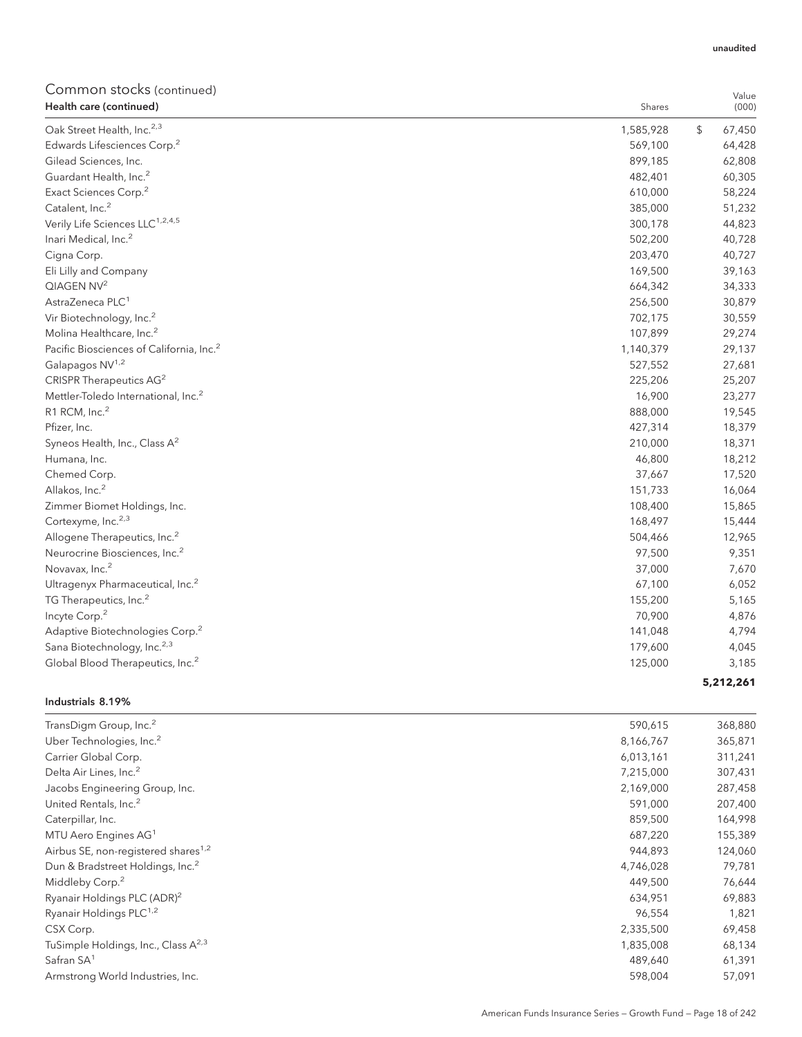unaudited

## Common stocks (continued)

| Health care (continued) | Shares | Value (000) |
|---|---|---|
| Oak Street Health, Inc.[2,3] | 1,585,928 | $ 67,450 |
| Edwards Lifesciences Corp.[2] | 569,100 | 64,428 |
| Gilead Sciences, Inc. | 899,185 | 62,808 |
| Guardant Health, Inc.[2] | 482,401 | 60,305 |
| Exact Sciences Corp.[2] | 610,000 | 58,224 |
| Catalent, Inc.[2] | 385,000 | 51,232 |
| Verily Life Sciences LLC[1,2,4,5] | 300,178 | 44,823 |
| Inari Medical, Inc.[2] | 502,200 | 40,728 |
| Cigna Corp. | 203,470 | 40,727 |
| Eli Lilly and Company | 169,500 | 39,163 |
| QIAGEN NV[2] | 664,342 | 34,333 |
| AstraZeneca PLC[1] | 256,500 | 30,879 |
| Vir Biotechnology, Inc.[2] | 702,175 | 30,559 |
| Molina Healthcare, Inc.[2] | 107,899 | 29,274 |
| Pacific Biosciences of California, Inc.[2] | 1,140,379 | 29,137 |
| Galapagos NV[1,2] | 527,552 | 27,681 |
| CRISPR Therapeutics AG[2] | 225,206 | 25,207 |
| Mettler-Toledo International, Inc.[2] | 16,900 | 23,277 |
| R1 RCM, Inc.[2] | 888,000 | 19,545 |
| Pfizer, Inc. | 427,314 | 18,379 |
| Syneos Health, Inc., Class A[2] | 210,000 | 18,371 |
| Humana, Inc. | 46,800 | 18,212 |
| Chemed Corp. | 37,667 | 17,520 |
| Allakos, Inc.[2] | 151,733 | 16,064 |
| Zimmer Biomet Holdings, Inc. | 108,400 | 15,865 |
| Cortexyme, Inc.[2,3] | 168,497 | 15,444 |
| Allogene Therapeutics, Inc.[2] | 504,466 | 12,965 |
| Neurocrine Biosciences, Inc.[2] | 97,500 | 9,351 |
| Novavax, Inc.[2] | 37,000 | 7,670 |
| Ultragenyx Pharmaceutical, Inc.[2] | 67,100 | 6,052 |
| TG Therapeutics, Inc.[2] | 155,200 | 5,165 |
| Incyte Corp.[2] | 70,900 | 4,876 |
| Adaptive Biotechnologies Corp.[2] | 141,048 | 4,794 |
| Sana Biotechnology, Inc.[2,3] | 179,600 | 4,045 |
| Global Blood Therapeutics, Inc.[2] | 125,000 | 3,185 |
| | | **5,212,261** |

| Industrials 8.19% | Shares | Value (000) |
|---|---|---|
| TransDigm Group, Inc.[2] | 590,615 | 368,880 |
| Uber Technologies, Inc.[2] | 8,166,767 | 365,871 |
| Carrier Global Corp. | 6,013,161 | 311,241 |
| Delta Air Lines, Inc.[2] | 7,215,000 | 307,431 |
| Jacobs Engineering Group, Inc. | 2,169,000 | 287,458 |
| United Rentals, Inc.[2] | 591,000 | 207,400 |
| Caterpillar, Inc. | 859,500 | 164,998 |
| MTU Aero Engines AG[1] | 687,220 | 155,389 |
| Airbus SE, non-registered shares[1,2] | 944,893 | 124,060 |
| Dun & Bradstreet Holdings, Inc.[2] | 4,746,028 | 79,781 |
| Middleby Corp.[2] | 449,500 | 76,644 |
| Ryanair Holdings PLC (ADR)[2] | 634,951 | 69,883 |
| Ryanair Holdings PLC[1,2] | 96,554 | 1,821 |
| CSX Corp. | 2,335,500 | 69,458 |
| TuSimple Holdings, Inc., Class A[2,3] | 1,835,008 | 68,134 |
| Safran SA[1] | 489,640 | 61,391 |
| Armstrong World Industries, Inc. | 598,004 | 57,091 |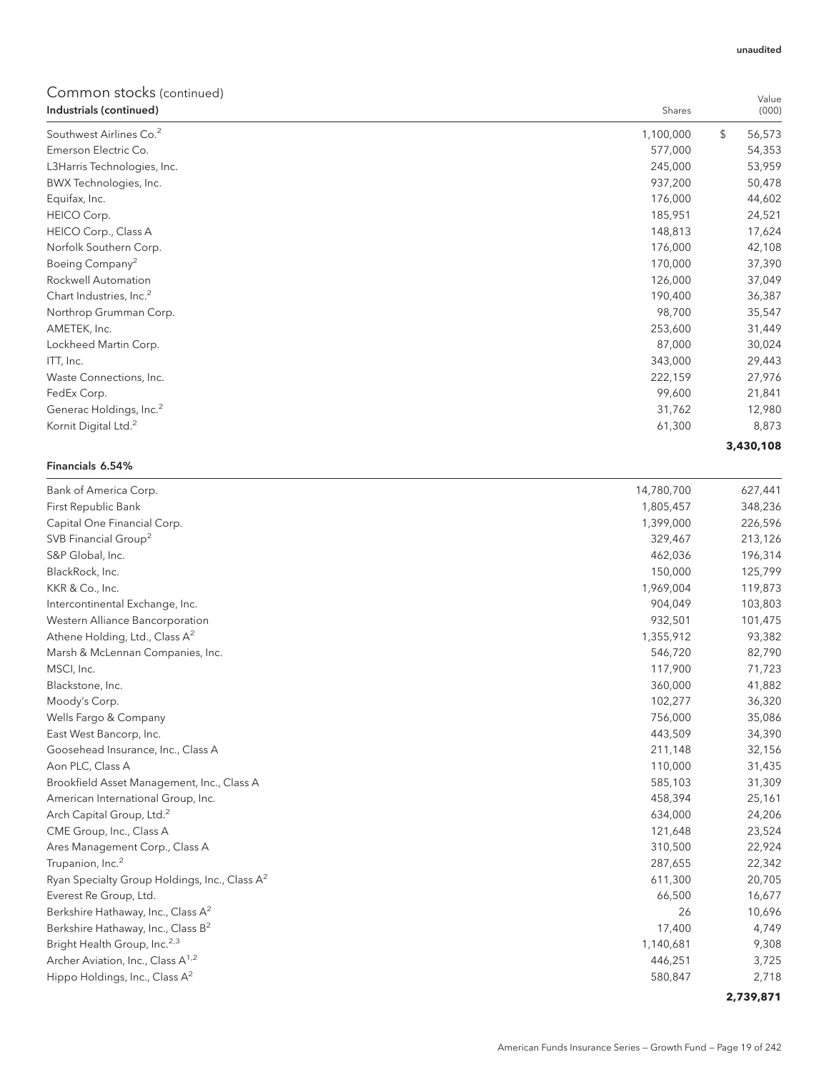unaudited

## Common stocks (continued)

| Industrials (continued) | Shares | Value (000) |
|---|---|---|
| Southwest Airlines Co.[2] | 1,100,000 | $ 56,573 |
| Emerson Electric Co. | 577,000 | 54,353 |
| L3Harris Technologies, Inc. | 245,000 | 53,959 |
| BWX Technologies, Inc. | 937,200 | 50,478 |
| Equifax, Inc. | 176,000 | 44,602 |
| HEICO Corp. | 185,951 | 24,521 |
| HEICO Corp., Class A | 148,813 | 17,624 |
| Norfolk Southern Corp. | 176,000 | 42,108 |
| Boeing Company[2] | 170,000 | 37,390 |
| Rockwell Automation | 126,000 | 37,049 |
| Chart Industries, Inc.[2] | 190,400 | 36,387 |
| Northrop Grumman Corp. | 98,700 | 35,547 |
| AMETEK, Inc. | 253,600 | 31,449 |
| Lockheed Martin Corp. | 87,000 | 30,024 |
| ITT, Inc. | 343,000 | 29,443 |
| Waste Connections, Inc. | 222,159 | 27,976 |
| FedEx Corp. | 99,600 | 21,841 |
| Generac Holdings, Inc.[2] | 31,762 | 12,980 |
| Kornit Digital Ltd.[2] | 61,300 | 8,873 |
| | | **3,430,108** |

| Financials 6.54% | | |
|---|---|---|
| Bank of America Corp. | 14,780,700 | 627,441 |
| First Republic Bank | 1,805,457 | 348,236 |
| Capital One Financial Corp. | 1,399,000 | 226,596 |
| SVB Financial Group[2] | 329,467 | 213,126 |
| S&P Global, Inc. | 462,036 | 196,314 |
| BlackRock, Inc. | 150,000 | 125,799 |
| KKR & Co., Inc. | 1,969,004 | 119,873 |
| Intercontinental Exchange, Inc. | 904,049 | 103,803 |
| Western Alliance Bancorporation | 932,501 | 101,475 |
| Athene Holding, Ltd., Class A[2] | 1,355,912 | 93,382 |
| Marsh & McLennan Companies, Inc. | 546,720 | 82,790 |
| MSCI, Inc. | 117,900 | 71,723 |
| Blackstone, Inc. | 360,000 | 41,882 |
| Moody's Corp. | 102,277 | 36,320 |
| Wells Fargo & Company | 756,000 | 35,086 |
| East West Bancorp, Inc. | 443,509 | 34,390 |
| Goosehead Insurance, Inc., Class A | 211,148 | 32,156 |
| Aon PLC, Class A | 110,000 | 31,435 |
| Brookfield Asset Management, Inc., Class A | 585,103 | 31,309 |
| American International Group, Inc. | 458,394 | 25,161 |
| Arch Capital Group, Ltd.[2] | 634,000 | 24,206 |
| CME Group, Inc., Class A | 121,648 | 23,524 |
| Ares Management Corp., Class A | 310,500 | 22,924 |
| Trupanion, Inc.[2] | 287,655 | 22,342 |
| Ryan Specialty Group Holdings, Inc., Class A[2] | 611,300 | 20,705 |
| Everest Re Group, Ltd. | 66,500 | 16,677 |
| Berkshire Hathaway, Inc., Class A[2] | 26 | 10,696 |
| Berkshire Hathaway, Inc., Class B[2] | 17,400 | 4,749 |
| Bright Health Group, Inc.[2,3] | 1,140,681 | 9,308 |
| Archer Aviation, Inc., Class A[1,2] | 446,251 | 3,725 |
| Hippo Holdings, Inc., Class A[2] | 580,847 | 2,718 |
| | | **2,739,871** |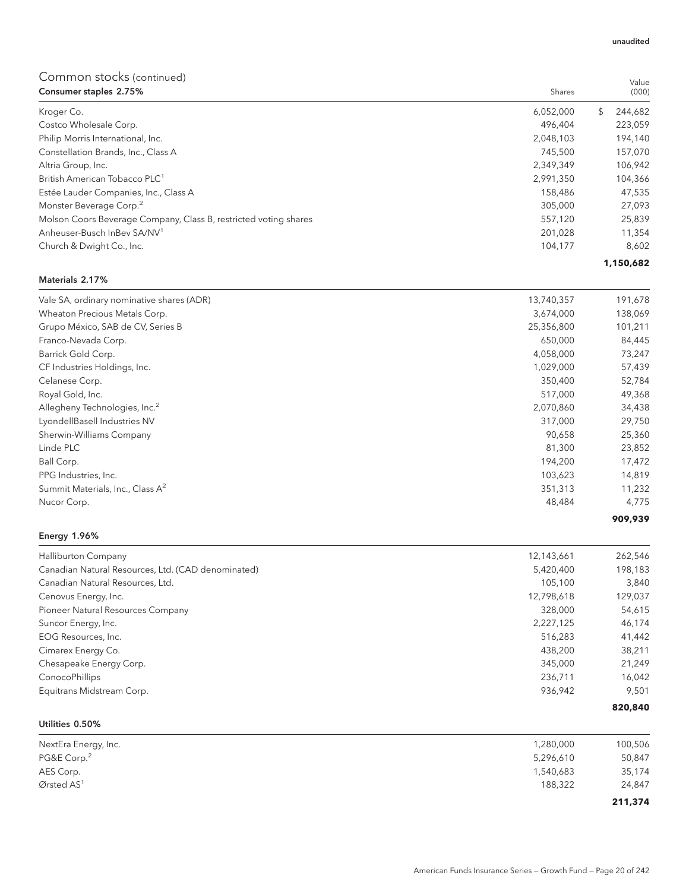unaudited

## Common stocks (continued)

| Consumer staples 2.75% | Shares | Value (000) |
|---|---|---|
| Kroger Co. | 6,052,000 | $ 244,682 |
| Costco Wholesale Corp. | 496,404 | 223,059 |
| Philip Morris International, Inc. | 2,048,103 | 194,140 |
| Constellation Brands, Inc., Class A | 745,500 | 157,070 |
| Altria Group, Inc. | 2,349,349 | 106,942 |
| British American Tobacco PLC[1] | 2,991,350 | 104,366 |
| Estée Lauder Companies, Inc., Class A | 158,486 | 47,535 |
| Monster Beverage Corp.[2] | 305,000 | 27,093 |
| Molson Coors Beverage Company, Class B, restricted voting shares | 557,120 | 25,839 |
| Anheuser-Busch InBev SA/NV[1] | 201,028 | 11,354 |
| Church & Dwight Co., Inc. | 104,177 | 8,602 |
| | | **1,150,682** |

| Materials 2.17% | Shares | Value (000) |
|---|---|---|
| Vale SA, ordinary nominative shares (ADR) | 13,740,357 | 191,678 |
| Wheaton Precious Metals Corp. | 3,674,000 | 138,069 |
| Grupo México, SAB de CV, Series B | 25,356,800 | 101,211 |
| Franco-Nevada Corp. | 650,000 | 84,445 |
| Barrick Gold Corp. | 4,058,000 | 73,247 |
| CF Industries Holdings, Inc. | 1,029,000 | 57,439 |
| Celanese Corp. | 350,400 | 52,784 |
| Royal Gold, Inc. | 517,000 | 49,368 |
| Allegheny Technologies, Inc.[2] | 2,070,860 | 34,438 |
| LyondellBasell Industries NV | 317,000 | 29,750 |
| Sherwin-Williams Company | 90,658 | 25,360 |
| Linde PLC | 81,300 | 23,852 |
| Ball Corp. | 194,200 | 17,472 |
| PPG Industries, Inc. | 103,623 | 14,819 |
| Summit Materials, Inc., Class A[2] | 351,313 | 11,232 |
| Nucor Corp. | 48,484 | 4,775 |
| | | **909,939** |

| Energy 1.96% | Shares | Value (000) |
|---|---|---|
| Halliburton Company | 12,143,661 | 262,546 |
| Canadian Natural Resources, Ltd. (CAD denominated) | 5,420,400 | 198,183 |
| Canadian Natural Resources, Ltd. | 105,100 | 3,840 |
| Cenovus Energy, Inc. | 12,798,618 | 129,037 |
| Pioneer Natural Resources Company | 328,000 | 54,615 |
| Suncor Energy, Inc. | 2,227,125 | 46,174 |
| EOG Resources, Inc. | 516,283 | 41,442 |
| Cimarex Energy Co. | 438,200 | 38,211 |
| Chesapeake Energy Corp. | 345,000 | 21,249 |
| ConocoPhillips | 236,711 | 16,042 |
| Equitrans Midstream Corp. | 936,942 | 9,501 |
| | | **820,840** |

| Utilities 0.50% | Shares | Value (000) |
|---|---|---|
| NextEra Energy, Inc. | 1,280,000 | 100,506 |
| PG&E Corp.[2] | 5,296,610 | 50,847 |
| AES Corp. | 1,540,683 | 35,174 |
| Ørsted AS[1] | 188,322 | 24,847 |
| | | **211,374** |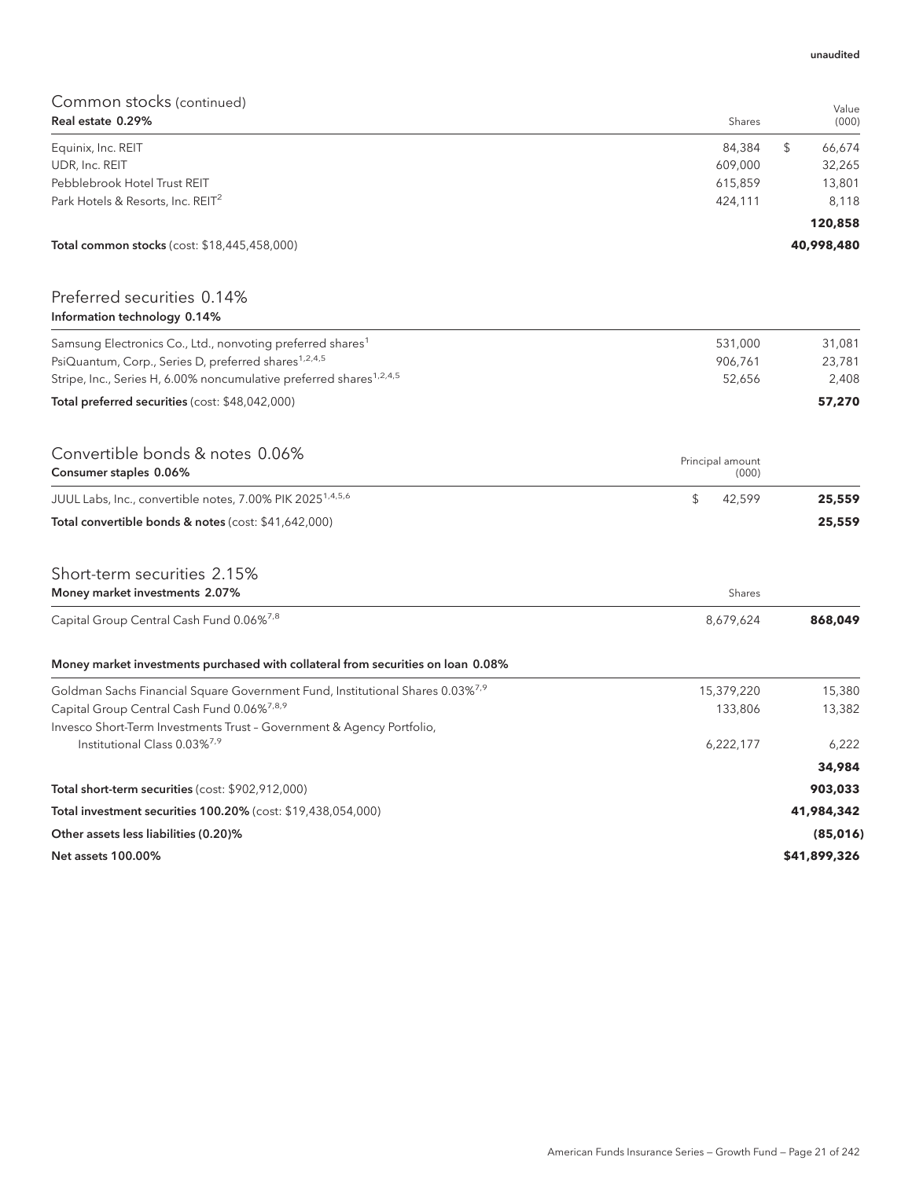unaudited

## Common stocks (continued)

| Real estate 0.29% | Shares | Value (000) |
|---|---|---|
| Equinix, Inc. REIT | 84,384 | $ 66,674 |
| UDR, Inc. REIT | 609,000 | 32,265 |
| Pebblebrook Hotel Trust REIT | 615,859 | 13,801 |
| Park Hotels & Resorts, Inc. REIT[2] | 424,111 | 8,118 |
| | | **120,858** |
| **Total common stocks** (cost: $18,445,458,000) | | **40,998,480** |

## Preferred securities 0.14%

| Information technology 0.14% | | |
|---|---|---|
| Samsung Electronics Co., Ltd., nonvoting preferred shares[1] | 531,000 | 31,081 |
| PsiQuantum, Corp., Series D, preferred shares[1,2,4,5] | 906,761 | 23,781 |
| Stripe, Inc., Series H, 6.00% noncumulative preferred shares[1,2,4,5] | 52,656 | 2,408 |
| **Total preferred securities** (cost: $48,042,000) | | **57,270** |

## Convertible bonds & notes 0.06%

| Consumer staples 0.06% | Principal amount (000) | |
|---|---|---|
| JUUL Labs, Inc., convertible notes, 7.00% PIK 2025[1,4,5,6] | $ 42,599 | **25,559** |
| **Total convertible bonds & notes** (cost: $41,642,000) | | **25,559** |

## Short-term securities 2.15%

| Money market investments 2.07% | Shares | |
|---|---|---|
| Capital Group Central Cash Fund 0.06%[7,8] | 8,679,624 | **868,049** |
| **Money market investments purchased with collateral from securities on loan 0.08%** | | |
| Goldman Sachs Financial Square Government Fund, Institutional Shares 0.03%[7,9] | 15,379,220 | 15,380 |
| Capital Group Central Cash Fund 0.06%[7,8,9] | 133,806 | 13,382 |
| Invesco Short-Term Investments Trust – Government & Agency Portfolio, Institutional Class 0.03%[7,9] | 6,222,177 | 6,222 |
| | | **34,984** |
| **Total short-term securities** (cost: $902,912,000) | | **903,033** |
| **Total investment securities 100.20%** (cost: $19,438,054,000) | | **41,984,342** |
| **Other assets less liabilities (0.20)%** | | **(85,016)** |
| **Net assets 100.00%** | | **$41,899,326** |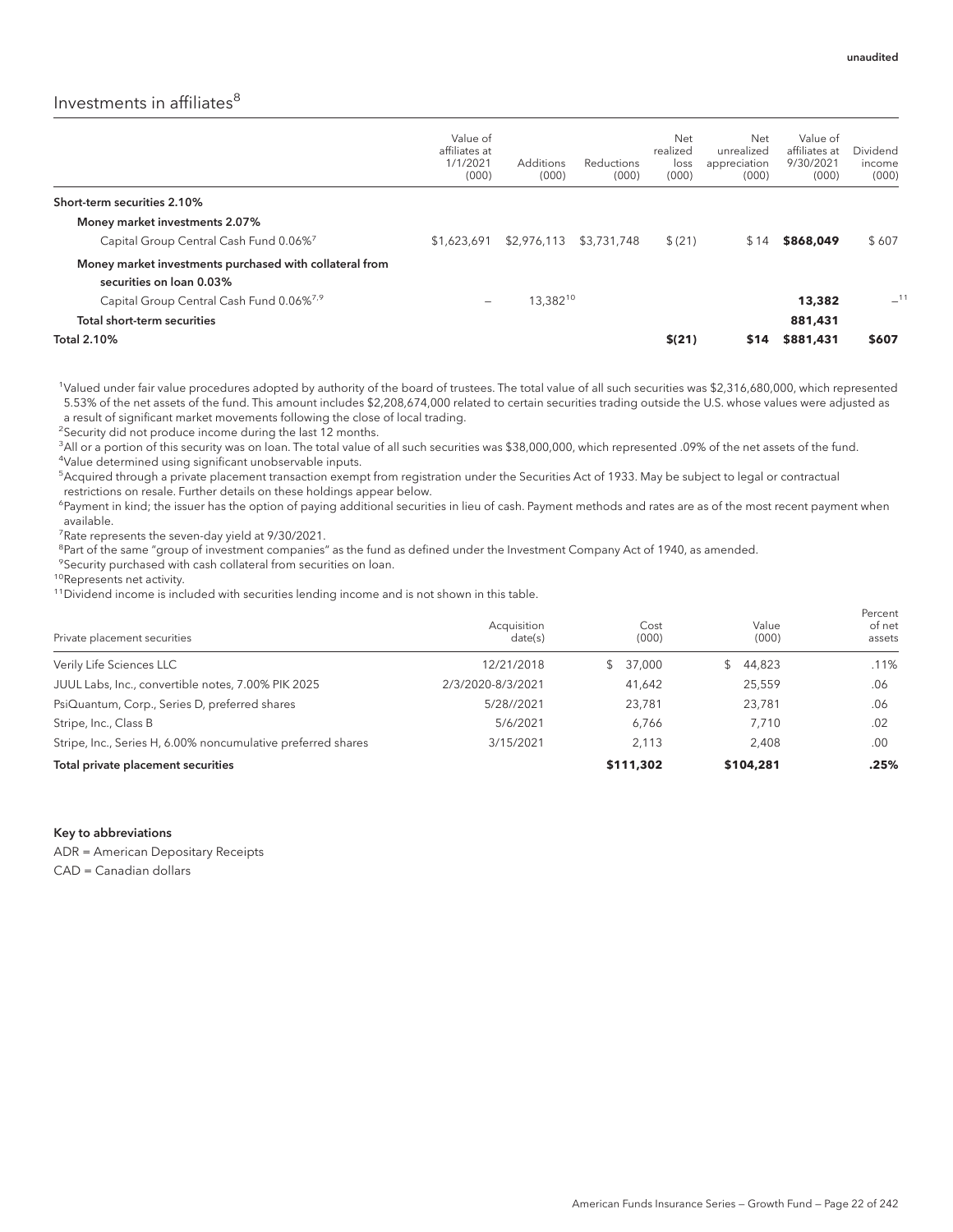unaudited

## Investments in affiliates[8]

| | Value of affiliates at 1/1/2021 (000) | Additions (000) | Reductions (000) | Net realized loss (000) | Net unrealized appreciation (000) | Value of affiliates at 9/30/2021 (000) | Dividend income (000) |
|---|---|---|---|---|---|---|---|
| **Short-term securities 2.10%** | | | | | | | |
| **Money market investments 2.07%** | | | | | | | |
| Capital Group Central Cash Fund 0.06%[7] | $1,623,691 | $2,976,113 | $3,731,748 | $(21) | $14 | **$868,049** | $607 |
| **Money market investments purchased with collateral from securities on loan 0.03%** | | | | | | | |
| Capital Group Central Cash Fund 0.06%[7,9] | – | 13,382[10] | | | | **13,382** | –[11] |
| **Total short-term securities** | | | | | | **881,431** | |
| **Total 2.10%** | | | | **$(21)** | **$14** | **$881,431** | **$607** |

[1]Valued under fair value procedures adopted by authority of the board of trustees. The total value of all such securities was $2,316,680,000, which represented 5.53% of the net assets of the fund. This amount includes $2,208,674,000 related to certain securities trading outside the U.S. whose values were adjusted as a result of significant market movements following the close of local trading.

[2]Security did not produce income during the last 12 months.

[3]All or a portion of this security was on loan. The total value of all such securities was $38,000,000, which represented .09% of the net assets of the fund.

[4]Value determined using significant unobservable inputs.

[5]Acquired through a private placement transaction exempt from registration under the Securities Act of 1933. May be subject to legal or contractual restrictions on resale. Further details on these holdings appear below.

[6]Payment in kind; the issuer has the option of paying additional securities in lieu of cash. Payment methods and rates are as of the most recent payment when available.

[7]Rate represents the seven-day yield at 9/30/2021.

[8]Part of the same "group of investment companies" as the fund as defined under the Investment Company Act of 1940, as amended.

[9]Security purchased with cash collateral from securities on loan.

[10]Represents net activity.

[11]Dividend income is included with securities lending income and is not shown in this table.

| Private placement securities | Acquisition date(s) | Cost (000) | Value (000) | Percent of net assets |
|---|---|---|---|---|
| Verily Life Sciences LLC | 12/21/2018 | $ 37,000 | $ 44,823 | .11% |
| JUUL Labs, Inc., convertible notes, 7.00% PIK 2025 | 2/3/2020-8/3/2021 | 41,642 | 25,559 | .06 |
| PsiQuantum, Corp., Series D, preferred shares | 5/28//2021 | 23,781 | 23,781 | .06 |
| Stripe, Inc., Class B | 5/6/2021 | 6,766 | 7,710 | .02 |
| Stripe, Inc., Series H, 6.00% noncumulative preferred shares | 3/15/2021 | 2,113 | 2,408 | .00 |
| **Total private placement securities** | | **$111,302** | **$104,281** | **.25%** |

**Key to abbreviations**

ADR = American Depositary Receipts

CAD = Canadian dollars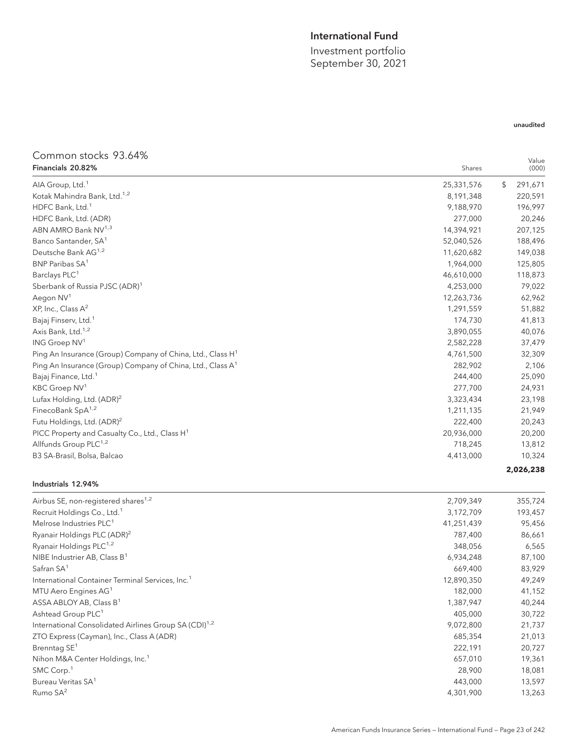# International Fund

Investment portfolio
September 30, 2021

unaudited

## Common stocks 93.64%

| Financials 20.82% | Shares | Value (000) |
|---|---|---|
| AIA Group, Ltd.[1] | 25,331,576 | $ 291,671 |
| Kotak Mahindra Bank, Ltd.[1,2] | 8,191,348 | 220,591 |
| HDFC Bank, Ltd.[1] | 9,188,970 | 196,997 |
| HDFC Bank, Ltd. (ADR) | 277,000 | 20,246 |
| ABN AMRO Bank NV[1,3] | 14,394,921 | 207,125 |
| Banco Santander, SA[1] | 52,040,526 | 188,496 |
| Deutsche Bank AG[1,2] | 11,620,682 | 149,038 |
| BNP Paribas SA[1] | 1,964,000 | 125,805 |
| Barclays PLC[1] | 46,610,000 | 118,873 |
| Sberbank of Russia PJSC (ADR)[1] | 4,253,000 | 79,022 |
| Aegon NV[1] | 12,263,736 | 62,962 |
| XP, Inc., Class A[2] | 1,291,559 | 51,882 |
| Bajaj Finserv, Ltd.[1] | 174,730 | 41,813 |
| Axis Bank, Ltd.[1,2] | 3,890,055 | 40,076 |
| ING Groep NV[1] | 2,582,228 | 37,479 |
| Ping An Insurance (Group) Company of China, Ltd., Class H[1] | 4,761,500 | 32,309 |
| Ping An Insurance (Group) Company of China, Ltd., Class A[1] | 282,902 | 2,106 |
| Bajaj Finance, Ltd.[1] | 244,400 | 25,090 |
| KBC Groep NV[1] | 277,700 | 24,931 |
| Lufax Holding, Ltd. (ADR)[2] | 3,323,434 | 23,198 |
| FinecoBank SpA[1,2] | 1,211,135 | 21,949 |
| Futu Holdings, Ltd. (ADR)[2] | 222,400 | 20,243 |
| PICC Property and Casualty Co., Ltd., Class H[1] | 20,936,000 | 20,200 |
| Allfunds Group PLC[1,2] | 718,245 | 13,812 |
| B3 SA-Brasil, Bolsa, Balcao | 4,413,000 | 10,324 |
| | | **2,026,238** |

| Industrials 12.94% | Shares | Value (000) |
|---|---|---|
| Airbus SE, non-registered shares[1,2] | 2,709,349 | 355,724 |
| Recruit Holdings Co., Ltd.[1] | 3,172,709 | 193,457 |
| Melrose Industries PLC[1] | 41,251,439 | 95,456 |
| Ryanair Holdings PLC (ADR)[2] | 787,400 | 86,661 |
| Ryanair Holdings PLC[1,2] | 348,056 | 6,565 |
| NIBE Industrier AB, Class B[1] | 6,934,248 | 87,100 |
| Safran SA[1] | 669,400 | 83,929 |
| International Container Terminal Services, Inc.[1] | 12,890,350 | 49,249 |
| MTU Aero Engines AG[1] | 182,000 | 41,152 |
| ASSA ABLOY AB, Class B[1] | 1,387,947 | 40,244 |
| Ashtead Group PLC[1] | 405,000 | 30,722 |
| International Consolidated Airlines Group SA (CDI)[1,2] | 9,072,800 | 21,737 |
| ZTO Express (Cayman), Inc., Class A (ADR) | 685,354 | 21,013 |
| Brenntag SE[1] | 222,191 | 20,727 |
| Nihon M&A Center Holdings, Inc.[1] | 657,010 | 19,361 |
| SMC Corp.[1] | 28,900 | 18,081 |
| Bureau Veritas SA[1] | 443,000 | 13,597 |
| Rumo SA[2] | 4,301,900 | 13,263 |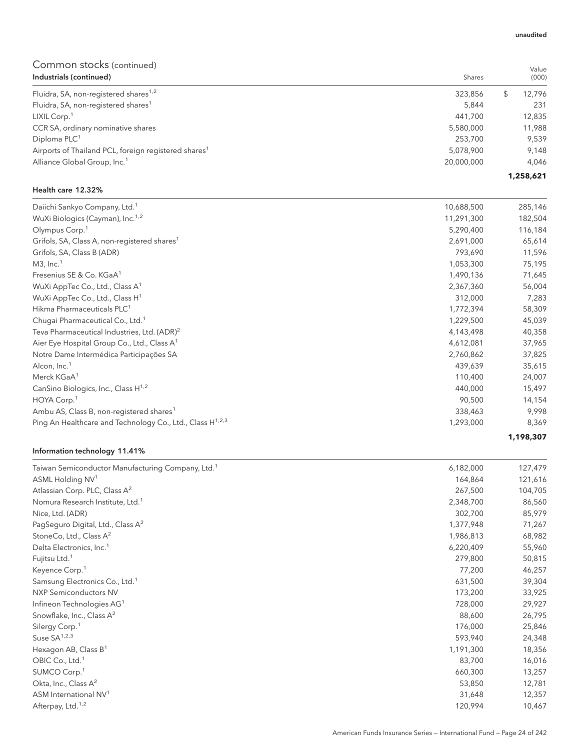unaudited

## Common stocks (continued)

| Industrials (continued) | Shares | Value (000) |
|---|---|---|
| Fluidra, SA, non-registered shares[1,2] | 323,856 | $ 12,796 |
| Fluidra, SA, non-registered shares[1] | 5,844 | 231 |
| LIXIL Corp.[1] | 441,700 | 12,835 |
| CCR SA, ordinary nominative shares | 5,580,000 | 11,988 |
| Diploma PLC[1] | 253,700 | 9,539 |
| Airports of Thailand PCL, foreign registered shares[1] | 5,078,900 | 9,148 |
| Alliance Global Group, Inc.[1] | 20,000,000 | 4,046 |
| | | **1,258,621** |

| Health care 12.32% | Shares | Value (000) |
|---|---|---|
| Daiichi Sankyo Company, Ltd.[1] | 10,688,500 | 285,146 |
| WuXi Biologics (Cayman), Inc.[1,2] | 11,291,300 | 182,504 |
| Olympus Corp.[1] | 5,290,400 | 116,184 |
| Grifols, SA, Class A, non-registered shares[1] | 2,691,000 | 65,614 |
| Grifols, SA, Class B (ADR) | 793,690 | 11,596 |
| M3, Inc.[1] | 1,053,300 | 75,195 |
| Fresenius SE & Co. KGaA[1] | 1,490,136 | 71,645 |
| WuXi AppTec Co., Ltd., Class A[1] | 2,367,360 | 56,004 |
| WuXi AppTec Co., Ltd., Class H[1] | 312,000 | 7,283 |
| Hikma Pharmaceuticals PLC[1] | 1,772,394 | 58,309 |
| Chugai Pharmaceutical Co., Ltd.[1] | 1,229,500 | 45,039 |
| Teva Pharmaceutical Industries, Ltd. (ADR)[2] | 4,143,498 | 40,358 |
| Aier Eye Hospital Group Co., Ltd., Class A[1] | 4,612,081 | 37,965 |
| Notre Dame Intermédica Participações SA | 2,760,862 | 37,825 |
| Alcon, Inc.[1] | 439,639 | 35,615 |
| Merck KGaA[1] | 110,400 | 24,007 |
| CanSino Biologics, Inc., Class H[1,2] | 440,000 | 15,497 |
| HOYA Corp.[1] | 90,500 | 14,154 |
| Ambu AS, Class B, non-registered shares[1] | 338,463 | 9,998 |
| Ping An Healthcare and Technology Co., Ltd., Class H[1,2,3] | 1,293,000 | 8,369 |
| | | **1,198,307** |

| Information technology 11.41% | Shares | Value (000) |
|---|---|---|
| Taiwan Semiconductor Manufacturing Company, Ltd.[1] | 6,182,000 | 127,479 |
| ASML Holding NV[1] | 164,864 | 121,616 |
| Atlassian Corp. PLC, Class A[2] | 267,500 | 104,705 |
| Nomura Research Institute, Ltd.[1] | 2,348,700 | 86,560 |
| Nice, Ltd. (ADR) | 302,700 | 85,979 |
| PagSeguro Digital, Ltd., Class A[2] | 1,377,948 | 71,267 |
| StoneCo, Ltd., Class A[2] | 1,986,813 | 68,982 |
| Delta Electronics, Inc.[1] | 6,220,409 | 55,960 |
| Fujitsu Ltd.[1] | 279,800 | 50,815 |
| Keyence Corp.[1] | 77,200 | 46,257 |
| Samsung Electronics Co., Ltd.[1] | 631,500 | 39,304 |
| NXP Semiconductors NV | 173,200 | 33,925 |
| Infineon Technologies AG[1] | 728,000 | 29,927 |
| Snowflake, Inc., Class A[2] | 88,600 | 26,795 |
| Silergy Corp.[1] | 176,000 | 25,846 |
| Suse SA[1,2,3] | 593,940 | 24,348 |
| Hexagon AB, Class B[1] | 1,191,300 | 18,356 |
| OBIC Co., Ltd.[1] | 83,700 | 16,016 |
| SUMCO Corp.[1] | 660,300 | 13,257 |
| Okta, Inc., Class A[2] | 53,850 | 12,781 |
| ASM International NV[1] | 31,648 | 12,357 |
| Afterpay, Ltd.[1,2] | 120,994 | 10,467 |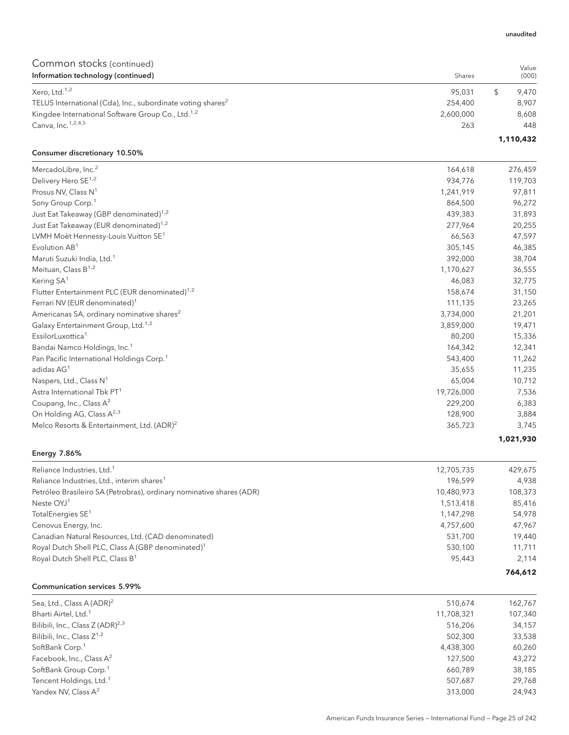unaudited

## Common stocks (continued)

| Information technology (continued) | Shares | Value (000) |
|---|---|---|
| Xero, Ltd.[1,2] | 95,031 | $ 9,470 |
| TELUS International (Cda), Inc., subordinate voting shares[2] | 254,400 | 8,907 |
| Kingdee International Software Group Co., Ltd.[1,2] | 2,600,000 | 8,608 |
| Canva, Inc.[1,2,4,5] | 263 | 448 |
| | | **1,110,432** |

| Consumer discretionary 10.50% | Shares | Value (000) |
|---|---|---|
| MercadoLibre, Inc.[2] | 164,618 | 276,459 |
| Delivery Hero SE[1,2] | 934,776 | 119,703 |
| Prosus NV, Class N[1] | 1,241,919 | 97,811 |
| Sony Group Corp.[1] | 864,500 | 96,272 |
| Just Eat Takeaway (GBP denominated)[1,2] | 439,383 | 31,893 |
| Just Eat Takeaway (EUR denominated)[1,2] | 277,964 | 20,255 |
| LVMH Moët Hennessy-Louis Vuitton SE[1] | 66,563 | 47,597 |
| Evolution AB[1] | 305,145 | 46,385 |
| Maruti Suzuki India, Ltd.[1] | 392,000 | 38,704 |
| Meituan, Class B[1,2] | 1,170,627 | 36,555 |
| Kering SA[1] | 46,083 | 32,775 |
| Flutter Entertainment PLC (EUR denominated)[1,2] | 158,674 | 31,150 |
| Ferrari NV (EUR denominated)[1] | 111,135 | 23,265 |
| Americanas SA, ordinary nominative shares[2] | 3,734,000 | 21,201 |
| Galaxy Entertainment Group, Ltd.[1,2] | 3,859,000 | 19,471 |
| EssilorLuxottica[1] | 80,200 | 15,336 |
| Bandai Namco Holdings, Inc.[1] | 164,342 | 12,341 |
| Pan Pacific International Holdings Corp.[1] | 543,400 | 11,262 |
| adidas AG[1] | 35,655 | 11,235 |
| Naspers, Ltd., Class N[1] | 65,004 | 10,712 |
| Astra International Tbk PT[1] | 19,726,000 | 7,536 |
| Coupang, Inc., Class A[2] | 229,200 | 6,383 |
| On Holding AG, Class A[2,3] | 128,900 | 3,884 |
| Melco Resorts & Entertainment, Ltd. (ADR)[2] | 365,723 | 3,745 |
| | | **1,021,930** |

| Energy 7.86% | Shares | Value (000) |
|---|---|---|
| Reliance Industries, Ltd.[1] | 12,705,735 | 429,675 |
| Reliance Industries, Ltd., interim shares[1] | 196,599 | 4,938 |
| Petróleo Brasileiro SA (Petrobras), ordinary nominative shares (ADR) | 10,480,973 | 108,373 |
| Neste OYJ[1] | 1,513,418 | 85,416 |
| TotalEnergies SE[1] | 1,147,298 | 54,978 |
| Cenovus Energy, Inc. | 4,757,600 | 47,967 |
| Canadian Natural Resources, Ltd. (CAD denominated) | 531,700 | 19,440 |
| Royal Dutch Shell PLC, Class A (GBP denominated)[1] | 530,100 | 11,711 |
| Royal Dutch Shell PLC, Class B[1] | 95,443 | 2,114 |
| | | **764,612** |

| Communication services 5.99% | Shares | Value (000) |
|---|---|---|
| Sea, Ltd., Class A (ADR)[2] | 510,674 | 162,767 |
| Bharti Airtel, Ltd.[1] | 11,708,321 | 107,340 |
| Bilibili, Inc., Class Z (ADR)[2,3] | 516,206 | 34,157 |
| Bilibili, Inc., Class Z[1,2] | 502,300 | 33,538 |
| SoftBank Corp.[1] | 4,438,300 | 60,260 |
| Facebook, Inc., Class A[2] | 127,500 | 43,272 |
| SoftBank Group Corp.[1] | 660,789 | 38,185 |
| Tencent Holdings, Ltd.[1] | 507,687 | 29,768 |
| Yandex NV, Class A[2] | 313,000 | 24,943 |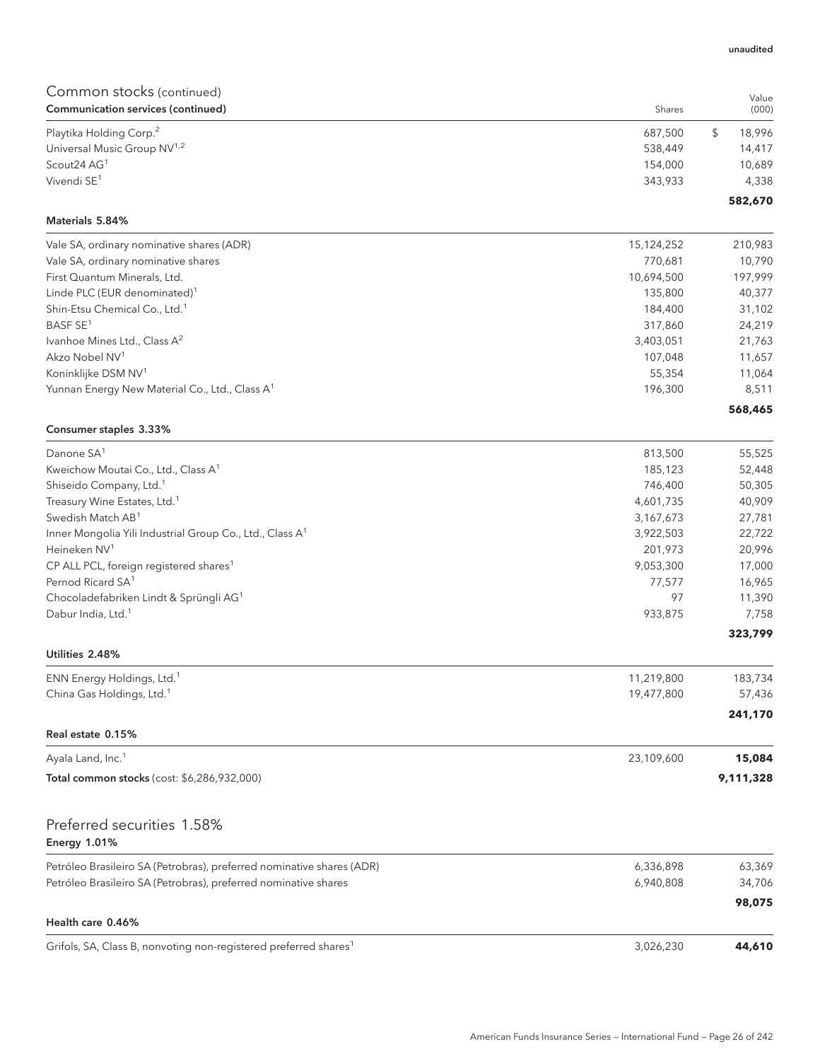unaudited

## Common stocks (continued)

| Communication services (continued) | Shares | Value (000) |
|---|---|---|
| Playtika Holding Corp.[2] | 687,500 | $ 18,996 |
| Universal Music Group NV[1,2] | 538,449 | 14,417 |
| Scout24 AG[1] | 154,000 | 10,689 |
| Vivendi SE[1] | 343,933 | 4,338 |
| | | **582,670** |

| Materials 5.84% | | |
|---|---|---|
| Vale SA, ordinary nominative shares (ADR) | 15,124,252 | 210,983 |
| Vale SA, ordinary nominative shares | 770,681 | 10,790 |
| First Quantum Minerals, Ltd. | 10,694,500 | 197,999 |
| Linde PLC (EUR denominated)[1] | 135,800 | 40,377 |
| Shin-Etsu Chemical Co., Ltd.[1] | 184,400 | 31,102 |
| BASF SE[1] | 317,860 | 24,219 |
| Ivanhoe Mines Ltd., Class A[2] | 3,403,051 | 21,763 |
| Akzo Nobel NV[1] | 107,048 | 11,657 |
| Koninklijke DSM NV[1] | 55,354 | 11,064 |
| Yunnan Energy New Material Co., Ltd., Class A[1] | 196,300 | 8,511 |
| | | **568,465** |

| Consumer staples 3.33% | | |
|---|---|---|
| Danone SA[1] | 813,500 | 55,525 |
| Kweichow Moutai Co., Ltd., Class A[1] | 185,123 | 52,448 |
| Shiseido Company, Ltd.[1] | 746,400 | 50,305 |
| Treasury Wine Estates, Ltd.[1] | 4,601,735 | 40,909 |
| Swedish Match AB[1] | 3,167,673 | 27,781 |
| Inner Mongolia Yili Industrial Group Co., Ltd., Class A[1] | 3,922,503 | 22,722 |
| Heineken NV[1] | 201,973 | 20,996 |
| CP ALL PCL, foreign registered shares[1] | 9,053,300 | 17,000 |
| Pernod Ricard SA[1] | 77,577 | 16,965 |
| Chocoladefabriken Lindt & Sprüngli AG[1] | 97 | 11,390 |
| Dabur India, Ltd.[1] | 933,875 | 7,758 |
| | | **323,799** |

| Utilities 2.48% | | |
|---|---|---|
| ENN Energy Holdings, Ltd.[1] | 11,219,800 | 183,734 |
| China Gas Holdings, Ltd.[1] | 19,477,800 | 57,436 |
| | | **241,170** |

| Real estate 0.15% | | |
|---|---|---|
| Ayala Land, Inc.[1] | 23,109,600 | **15,084** |
| **Total common stocks** (cost: $6,286,932,000) | | **9,111,328** |

## Preferred securities 1.58%

| Energy 1.01% | | |
|---|---|---|
| Petróleo Brasileiro SA (Petrobras), preferred nominative shares (ADR) | 6,336,898 | 63,369 |
| Petróleo Brasileiro SA (Petrobras), preferred nominative shares | 6,940,808 | 34,706 |
| | | **98,075** |

| Health care 0.46% | | |
|---|---|---|
| Grifols, SA, Class B, nonvoting non-registered preferred shares[1] | 3,026,230 | **44,610** |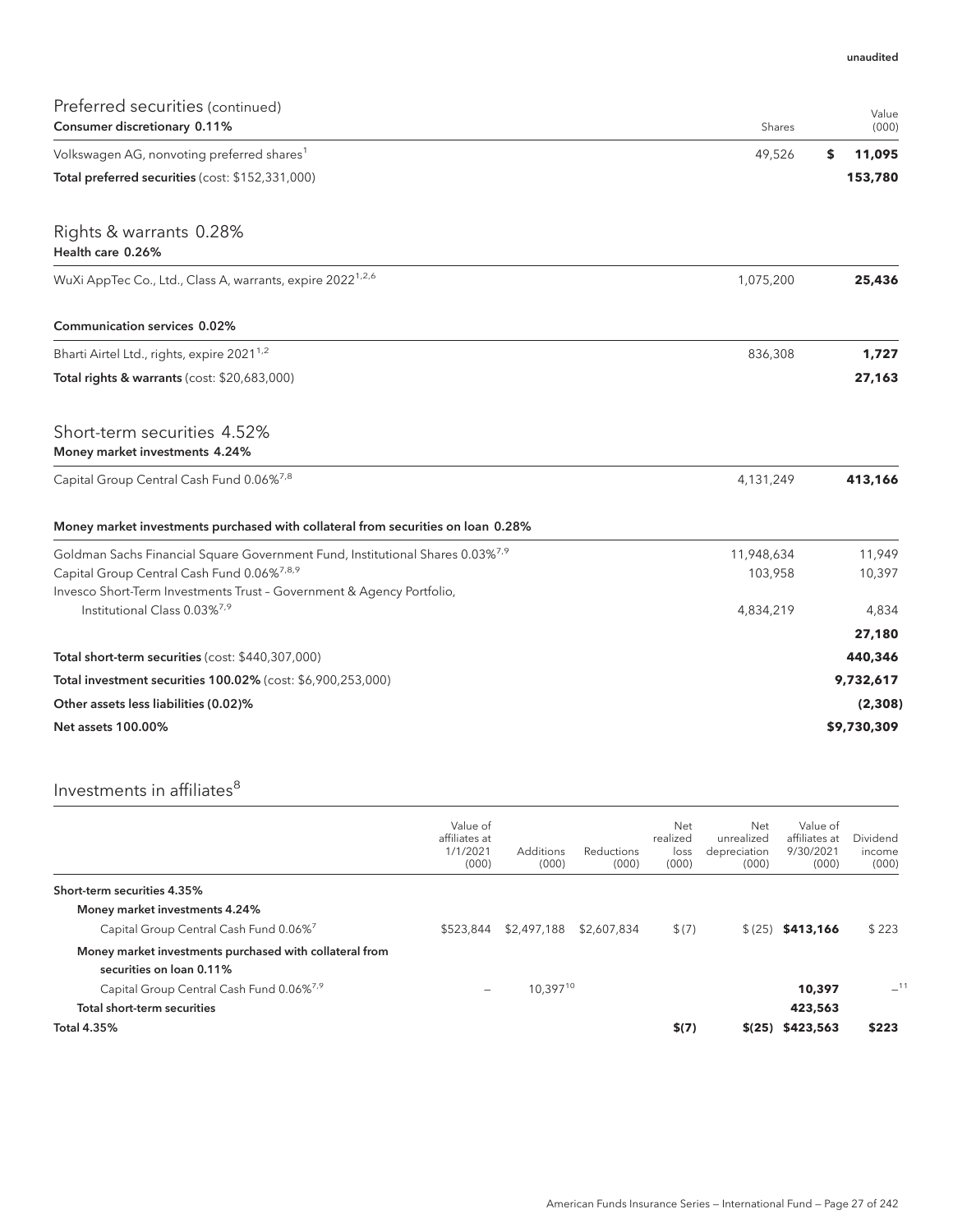unaudited

## Preferred securities (continued)

| Consumer discretionary 0.11% | Shares | Value (000) |
|---|---|---|
| Volkswagen AG, nonvoting preferred shares[1] | 49,526 | $ 11,095 |
| **Total preferred securities** (cost: $152,331,000) | | **153,780** |

## Rights & warrants 0.28%

| Health care 0.26% | | |
|---|---|---|
| WuXi AppTec Co., Ltd., Class A, warrants, expire 2022[1,2,6] | 1,075,200 | **25,436** |
| **Communication services 0.02%** | | |
| Bharti Airtel Ltd., rights, expire 2021[1,2] | 836,308 | **1,727** |
| **Total rights & warrants** (cost: $20,683,000) | | **27,163** |

## Short-term securities 4.52%

| Money market investments 4.24% | | |
|---|---|---|
| Capital Group Central Cash Fund 0.06%[7,8] | 4,131,249 | **413,166** |
| **Money market investments purchased with collateral from securities on loan 0.28%** | | |
| Goldman Sachs Financial Square Government Fund, Institutional Shares 0.03%[7,9] | 11,948,634 | 11,949 |
| Capital Group Central Cash Fund 0.06%[7,8,9] | 103,958 | 10,397 |
| Invesco Short-Term Investments Trust – Government & Agency Portfolio, Institutional Class 0.03%[7,9] | 4,834,219 | 4,834 |
| | | **27,180** |
| **Total short-term securities** (cost: $440,307,000) | | **440,346** |
| **Total investment securities 100.02%** (cost: $6,900,253,000) | | **9,732,617** |
| **Other assets less liabilities (0.02)%** | | **(2,308)** |
| **Net assets 100.00%** | | **$9,730,309** |

## Investments in affiliates[8]

| | Value of affiliates at 1/1/2021 (000) | Additions (000) | Reductions (000) | Net realized loss (000) | Net unrealized depreciation (000) | Value of affiliates at 9/30/2021 (000) | Dividend income (000) |
|---|---|---|---|---|---|---|---|
| **Short-term securities 4.35%** | | | | | | | |
| **Money market investments 4.24%** | | | | | | | |
| Capital Group Central Cash Fund 0.06%[7] | $523,844 | $2,497,188 | $2,607,834 | $(7) | $(25) | **$413,166** | $223 |
| **Money market investments purchased with collateral from securities on loan 0.11%** | | | | | | | |
| Capital Group Central Cash Fund 0.06%[7,9] | – | 10,397[10] | | | | **10,397** | –[11] |
| **Total short-term securities** | | | | | | **423,563** | |
| **Total 4.35%** | | | | **$(7)** | **$(25)** | **$423,563** | **$223** |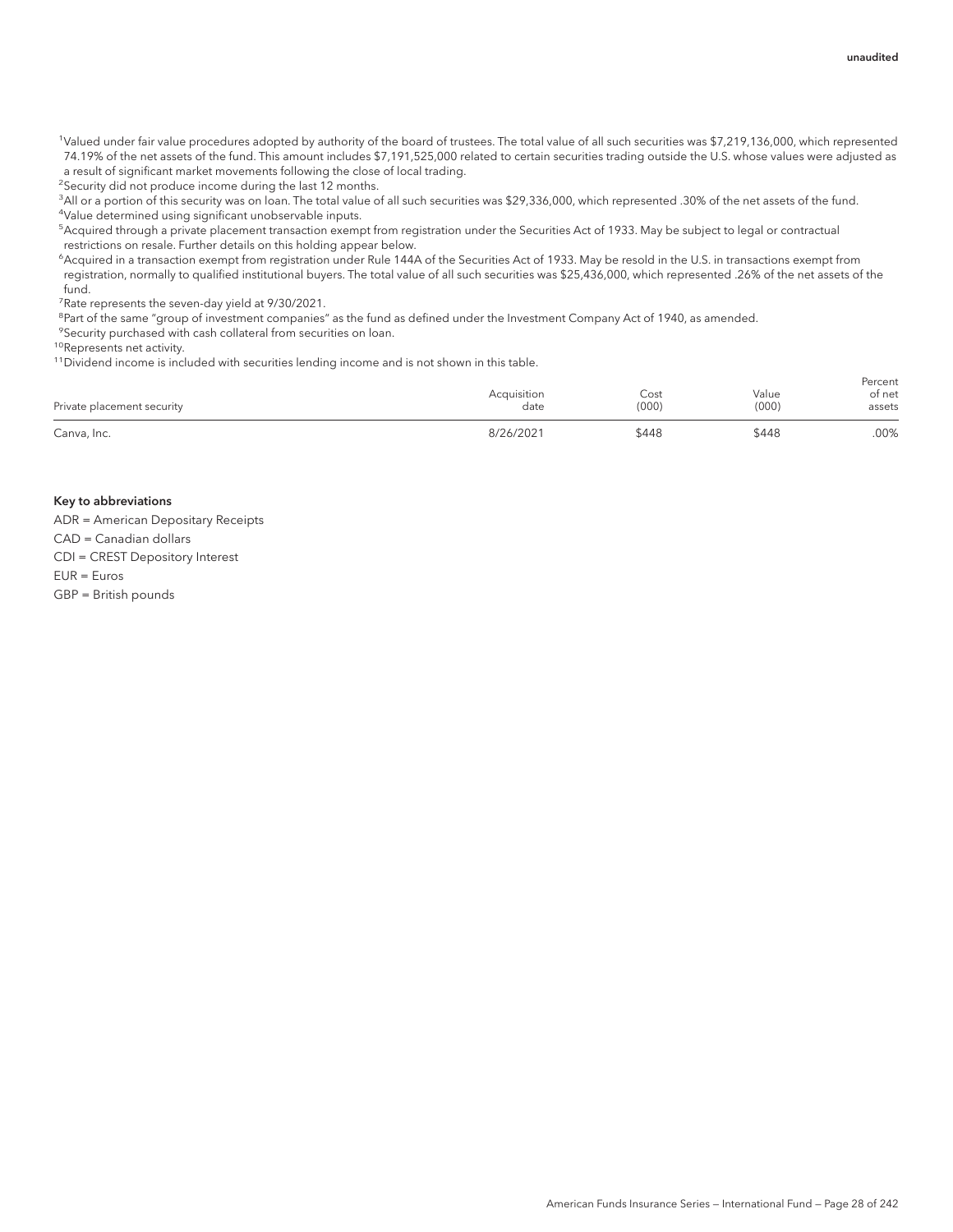[1]Valued under fair value procedures adopted by authority of the board of trustees. The total value of all such securities was $7,219,136,000, which represented 74.19% of the net assets of the fund. This amount includes $7,191,525,000 related to certain securities trading outside the U.S. whose values were adjusted as a result of significant market movements following the close of local trading.

[2]Security did not produce income during the last 12 months.

[3]All or a portion of this security was on loan. The total value of all such securities was $29,336,000, which represented .30% of the net assets of the fund.

[4]Value determined using significant unobservable inputs.

[5]Acquired through a private placement transaction exempt from registration under the Securities Act of 1933. May be subject to legal or contractual restrictions on resale. Further details on this holding appear below.

[6]Acquired in a transaction exempt from registration under Rule 144A of the Securities Act of 1933. May be resold in the U.S. in transactions exempt from registration, normally to qualified institutional buyers. The total value of all such securities was $25,436,000, which represented .26% of the net assets of the fund.

[7]Rate represents the seven-day yield at 9/30/2021.

[8]Part of the same "group of investment companies" as the fund as defined under the Investment Company Act of 1940, as amended.

[9]Security purchased with cash collateral from securities on loan.

[10]Represents net activity.

[11]Dividend income is included with securities lending income and is not shown in this table.

| Private placement security | Acquisition date | Cost (000) | Value (000) | Percent of net assets |
|---|---|---|---|---|
| Canva, Inc. | 8/26/2021 | $448 | $448 | .00% |

**Key to abbreviations**

ADR = American Depositary Receipts

CAD = Canadian dollars

CDI = CREST Depository Interest

EUR = Euros

GBP = British pounds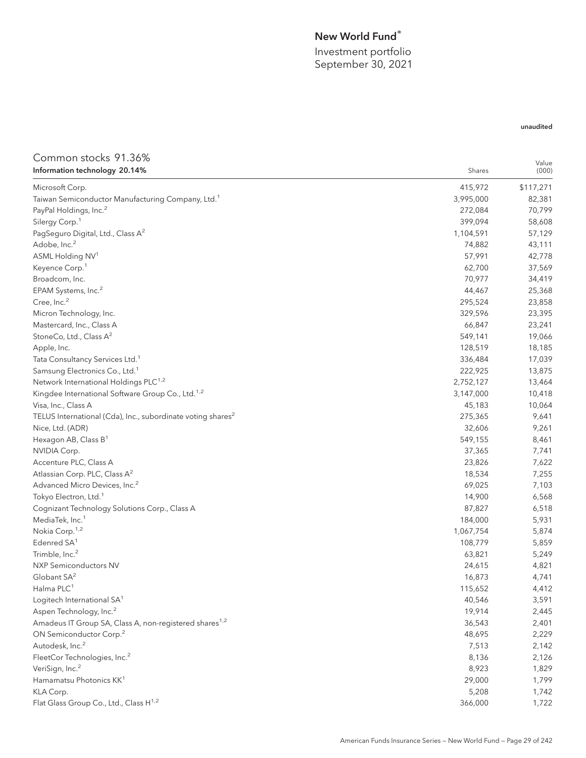# New World Fund®

Investment portfolio
September 30, 2021

unaudited

## Common stocks 91.36%

| Information technology 20.14% | Shares | Value (000) |
|---|---|---|
| Microsoft Corp. | 415,972 | $117,271 |
| Taiwan Semiconductor Manufacturing Company, Ltd.[1] | 3,995,000 | 82,381 |
| PayPal Holdings, Inc.[2] | 272,084 | 70,799 |
| Silergy Corp.[1] | 399,094 | 58,608 |
| PagSeguro Digital, Ltd., Class A[2] | 1,104,591 | 57,129 |
| Adobe, Inc.[2] | 74,882 | 43,111 |
| ASML Holding NV[1] | 57,991 | 42,778 |
| Keyence Corp.[1] | 62,700 | 37,569 |
| Broadcom, Inc. | 70,977 | 34,419 |
| EPAM Systems, Inc.[2] | 44,467 | 25,368 |
| Cree, Inc.[2] | 295,524 | 23,858 |
| Micron Technology, Inc. | 329,596 | 23,395 |
| Mastercard, Inc., Class A | 66,847 | 23,241 |
| StoneCo, Ltd., Class A[2] | 549,141 | 19,066 |
| Apple, Inc. | 128,519 | 18,185 |
| Tata Consultancy Services Ltd.[1] | 336,484 | 17,039 |
| Samsung Electronics Co., Ltd.[1] | 222,925 | 13,875 |
| Network International Holdings PLC[1,2] | 2,752,127 | 13,464 |
| Kingdee International Software Group Co., Ltd.[1,2] | 3,147,000 | 10,418 |
| Visa, Inc., Class A | 45,183 | 10,064 |
| TELUS International (Cda), Inc., subordinate voting shares[2] | 275,365 | 9,641 |
| Nice, Ltd. (ADR) | 32,606 | 9,261 |
| Hexagon AB, Class B[1] | 549,155 | 8,461 |
| NVIDIA Corp. | 37,365 | 7,741 |
| Accenture PLC, Class A | 23,826 | 7,622 |
| Atlassian Corp. PLC, Class A[2] | 18,534 | 7,255 |
| Advanced Micro Devices, Inc.[2] | 69,025 | 7,103 |
| Tokyo Electron, Ltd.[1] | 14,900 | 6,568 |
| Cognizant Technology Solutions Corp., Class A | 87,827 | 6,518 |
| MediaTek, Inc.[1] | 184,000 | 5,931 |
| Nokia Corp.[1,2] | 1,067,754 | 5,874 |
| Edenred SA[1] | 108,779 | 5,859 |
| Trimble, Inc.[2] | 63,821 | 5,249 |
| NXP Semiconductors NV | 24,615 | 4,821 |
| Globant SA[2] | 16,873 | 4,741 |
| Halma PLC[1] | 115,652 | 4,412 |
| Logitech International SA[1] | 40,546 | 3,591 |
| Aspen Technology, Inc.[2] | 19,914 | 2,445 |
| Amadeus IT Group SA, Class A, non-registered shares[1,2] | 36,543 | 2,401 |
| ON Semiconductor Corp.[2] | 48,695 | 2,229 |
| Autodesk, Inc.[2] | 7,513 | 2,142 |
| FleetCor Technologies, Inc.[2] | 8,136 | 2,126 |
| VeriSign, Inc.[2] | 8,923 | 1,829 |
| Hamamatsu Photonics KK[1] | 29,000 | 1,799 |
| KLA Corp. | 5,208 | 1,742 |
| Flat Glass Group Co., Ltd., Class H[1,2] | 366,000 | 1,722 |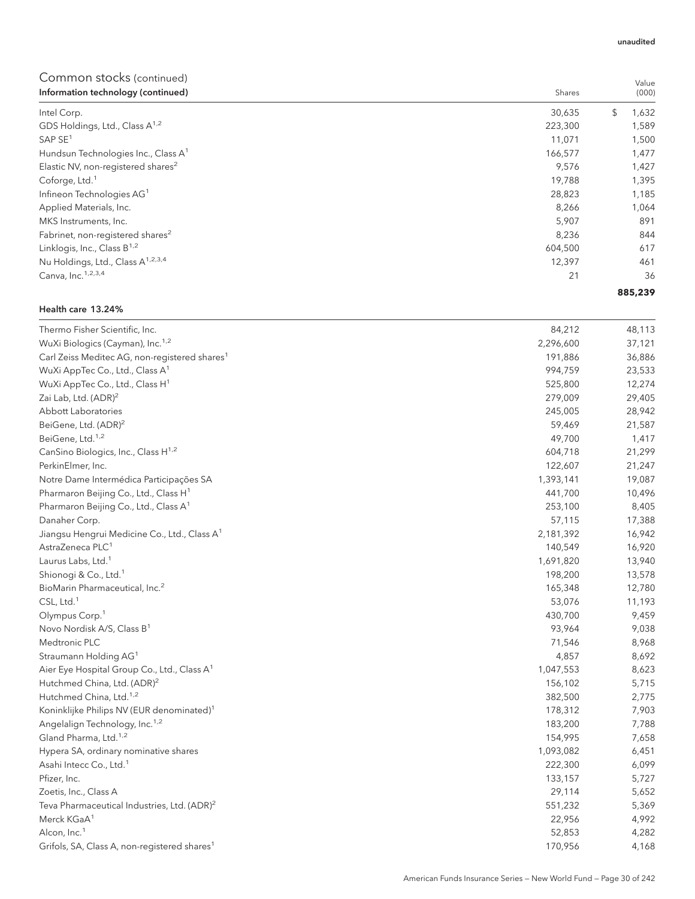unaudited

## Common stocks (continued)

| Information technology (continued) | Shares | Value (000) |
|---|---|---|
| Intel Corp. | 30,635 | $ 1,632 |
| GDS Holdings, Ltd., Class A[1,2] | 223,300 | 1,589 |
| SAP SE[1] | 11,071 | 1,500 |
| Hundsun Technologies Inc., Class A[1] | 166,577 | 1,477 |
| Elastic NV, non-registered shares[2] | 9,576 | 1,427 |
| Coforge, Ltd.[1] | 19,788 | 1,395 |
| Infineon Technologies AG[1] | 28,823 | 1,185 |
| Applied Materials, Inc. | 8,266 | 1,064 |
| MKS Instruments, Inc. | 5,907 | 891 |
| Fabrinet, non-registered shares[2] | 8,236 | 844 |
| Linklogis, Inc., Class B[1,2] | 604,500 | 617 |
| Nu Holdings, Ltd., Class A[1,2,3,4] | 12,397 | 461 |
| Canva, Inc.[1,2,3,4] | 21 | 36 |
| | | **885,239** |

| Health care 13.24% | Shares | Value (000) |
|---|---|---|
| Thermo Fisher Scientific, Inc. | 84,212 | 48,113 |
| WuXi Biologics (Cayman), Inc.[1,2] | 2,296,600 | 37,121 |
| Carl Zeiss Meditec AG, non-registered shares[1] | 191,886 | 36,886 |
| WuXi AppTec Co., Ltd., Class A[1] | 994,759 | 23,533 |
| WuXi AppTec Co., Ltd., Class H[1] | 525,800 | 12,274 |
| Zai Lab, Ltd. (ADR)[2] | 279,009 | 29,405 |
| Abbott Laboratories | 245,005 | 28,942 |
| BeiGene, Ltd. (ADR)[2] | 59,469 | 21,587 |
| BeiGene, Ltd.[1,2] | 49,700 | 1,417 |
| CanSino Biologics, Inc., Class H[1,2] | 604,718 | 21,299 |
| PerkinElmer, Inc. | 122,607 | 21,247 |
| Notre Dame Intermédica Participações SA | 1,393,141 | 19,087 |
| Pharmaron Beijing Co., Ltd., Class H[1] | 441,700 | 10,496 |
| Pharmaron Beijing Co., Ltd., Class A[1] | 253,100 | 8,405 |
| Danaher Corp. | 57,115 | 17,388 |
| Jiangsu Hengrui Medicine Co., Ltd., Class A[1] | 2,181,392 | 16,942 |
| AstraZeneca PLC[1] | 140,549 | 16,920 |
| Laurus Labs, Ltd.[1] | 1,691,820 | 13,940 |
| Shionogi & Co., Ltd.[1] | 198,200 | 13,578 |
| BioMarin Pharmaceutical, Inc.[2] | 165,348 | 12,780 |
| CSL, Ltd.[1] | 53,076 | 11,193 |
| Olympus Corp.[1] | 430,700 | 9,459 |
| Novo Nordisk A/S, Class B[1] | 93,964 | 9,038 |
| Medtronic PLC | 71,546 | 8,968 |
| Straumann Holding AG[1] | 4,857 | 8,692 |
| Aier Eye Hospital Group Co., Ltd., Class A[1] | 1,047,553 | 8,623 |
| Hutchmed China, Ltd. (ADR)[2] | 156,102 | 5,715 |
| Hutchmed China, Ltd.[1,2] | 382,500 | 2,775 |
| Koninklijke Philips NV (EUR denominated)[1] | 178,312 | 7,903 |
| Angelalign Technology, Inc.[1,2] | 183,200 | 7,788 |
| Gland Pharma, Ltd.[1,2] | 154,995 | 7,658 |
| Hypera SA, ordinary nominative shares | 1,093,082 | 6,451 |
| Asahi Intecc Co., Ltd.[1] | 222,300 | 6,099 |
| Pfizer, Inc. | 133,157 | 5,727 |
| Zoetis, Inc., Class A | 29,114 | 5,652 |
| Teva Pharmaceutical Industries, Ltd. (ADR)[2] | 551,232 | 5,369 |
| Merck KGaA[1] | 22,956 | 4,992 |
| Alcon, Inc.[1] | 52,853 | 4,282 |
| Grifols, SA, Class A, non-registered shares[1] | 170,956 | 4,168 |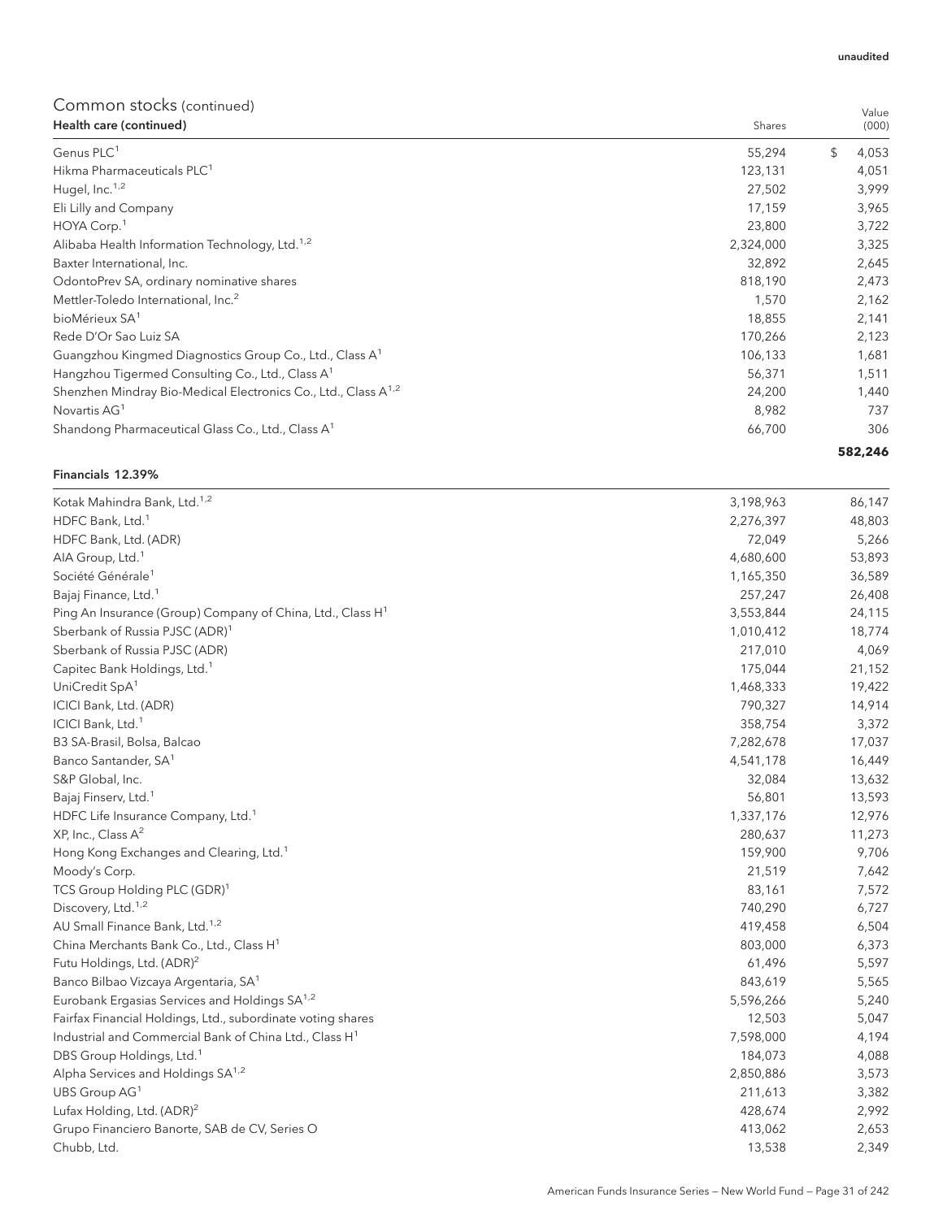## Common stocks (continued)

| Health care (continued) | Shares | Value (000) |
|---|---|---|
| Genus PLC[1] | 55,294 | $ 4,053 |
| Hikma Pharmaceuticals PLC[1] | 123,131 | 4,051 |
| Hugel, Inc.[1,2] | 27,502 | 3,999 |
| Eli Lilly and Company | 17,159 | 3,965 |
| HOYA Corp.[1] | 23,800 | 3,722 |
| Alibaba Health Information Technology, Ltd.[1,2] | 2,324,000 | 3,325 |
| Baxter International, Inc. | 32,892 | 2,645 |
| OdontoPrev SA, ordinary nominative shares | 818,190 | 2,473 |
| Mettler-Toledo International, Inc.[2] | 1,570 | 2,162 |
| bioMérieux SA[1] | 18,855 | 2,141 |
| Rede D'Or Sao Luiz SA | 170,266 | 2,123 |
| Guangzhou Kingmed Diagnostics Group Co., Ltd., Class A[1] | 106,133 | 1,681 |
| Hangzhou Tigermed Consulting Co., Ltd., Class A[1] | 56,371 | 1,511 |
| Shenzhen Mindray Bio-Medical Electronics Co., Ltd., Class A[1,2] | 24,200 | 1,440 |
| Novartis AG[1] | 8,982 | 737 |
| Shandong Pharmaceutical Glass Co., Ltd., Class A[1] | 66,700 | 306 |
| | | **582,246** |

**Financials 12.39%**

| | Shares | Value (000) |
|---|---|---|
| Kotak Mahindra Bank, Ltd.[1,2] | 3,198,963 | 86,147 |
| HDFC Bank, Ltd.[1] | 2,276,397 | 48,803 |
| HDFC Bank, Ltd. (ADR) | 72,049 | 5,266 |
| AIA Group, Ltd.[1] | 4,680,600 | 53,893 |
| Société Générale[1] | 1,165,350 | 36,589 |
| Bajaj Finance, Ltd.[1] | 257,247 | 26,408 |
| Ping An Insurance (Group) Company of China, Ltd., Class H[1] | 3,553,844 | 24,115 |
| Sberbank of Russia PJSC (ADR)[1] | 1,010,412 | 18,774 |
| Sberbank of Russia PJSC (ADR) | 217,010 | 4,069 |
| Capitec Bank Holdings, Ltd.[1] | 175,044 | 21,152 |
| UniCredit SpA[1] | 1,468,333 | 19,422 |
| ICICI Bank, Ltd. (ADR) | 790,327 | 14,914 |
| ICICI Bank, Ltd.[1] | 358,754 | 3,372 |
| B3 SA-Brasil, Bolsa, Balcao | 7,282,678 | 17,037 |
| Banco Santander, SA[1] | 4,541,178 | 16,449 |
| S&P Global, Inc. | 32,084 | 13,632 |
| Bajaj Finserv, Ltd.[1] | 56,801 | 13,593 |
| HDFC Life Insurance Company, Ltd.[1] | 1,337,176 | 12,976 |
| XP, Inc., Class A[2] | 280,637 | 11,273 |
| Hong Kong Exchanges and Clearing, Ltd.[1] | 159,900 | 9,706 |
| Moody's Corp. | 21,519 | 7,642 |
| TCS Group Holding PLC (GDR)[1] | 83,161 | 7,572 |
| Discovery, Ltd.[1,2] | 740,290 | 6,727 |
| AU Small Finance Bank, Ltd.[1,2] | 419,458 | 6,504 |
| China Merchants Bank Co., Ltd., Class H[1] | 803,000 | 6,373 |
| Futu Holdings, Ltd. (ADR)[2] | 61,496 | 5,597 |
| Banco Bilbao Vizcaya Argentaria, SA[1] | 843,619 | 5,565 |
| Eurobank Ergasias Services and Holdings SA[1,2] | 5,596,266 | 5,240 |
| Fairfax Financial Holdings, Ltd., subordinate voting shares | 12,503 | 5,047 |
| Industrial and Commercial Bank of China Ltd., Class H[1] | 7,598,000 | 4,194 |
| DBS Group Holdings, Ltd.[1] | 184,073 | 4,088 |
| Alpha Services and Holdings SA[1,2] | 2,850,886 | 3,573 |
| UBS Group AG[1] | 211,613 | 3,382 |
| Lufax Holding, Ltd. (ADR)[2] | 428,674 | 2,992 |
| Grupo Financiero Banorte, SAB de CV, Series O | 413,062 | 2,653 |
| Chubb, Ltd. | 13,538 | 2,349 |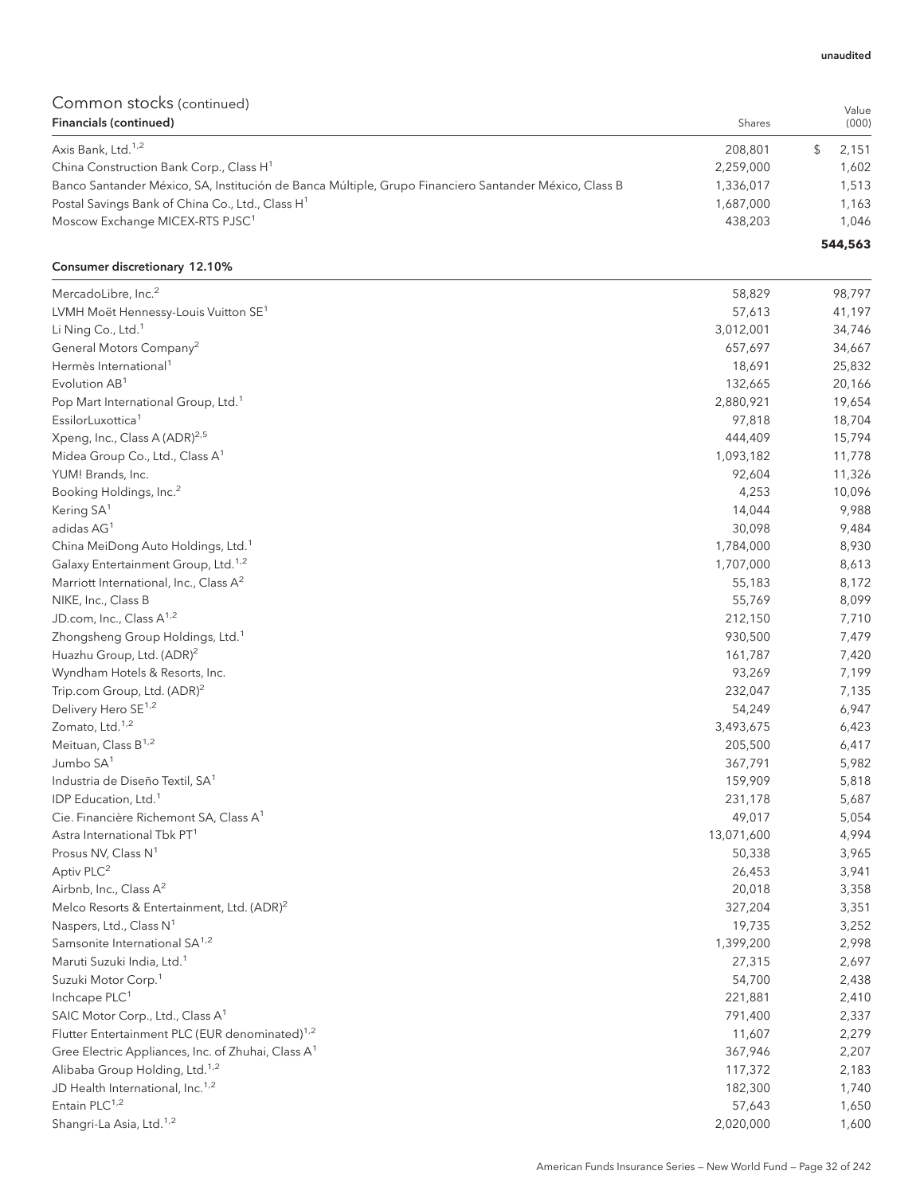unaudited

## Common stocks (continued)

| Financials (continued) | Shares | Value (000) |
|---|---|---|
| Axis Bank, Ltd.[1,2] | 208,801 | $ 2,151 |
| China Construction Bank Corp., Class H[1] | 2,259,000 | 1,602 |
| Banco Santander México, SA, Institución de Banca Múltiple, Grupo Financiero Santander México, Class B | 1,336,017 | 1,513 |
| Postal Savings Bank of China Co., Ltd., Class H[1] | 1,687,000 | 1,163 |
| Moscow Exchange MICEX-RTS PJSC[1] | 438,203 | 1,046 |
| | | **544,563** |

| Consumer discretionary 12.10% | | |
|---|---|---|
| MercadoLibre, Inc.[2] | 58,829 | 98,797 |
| LVMH Moët Hennessy-Louis Vuitton SE[1] | 57,613 | 41,197 |
| Li Ning Co., Ltd.[1] | 3,012,001 | 34,746 |
| General Motors Company[2] | 657,697 | 34,667 |
| Hermès International[1] | 18,691 | 25,832 |
| Evolution AB[1] | 132,665 | 20,166 |
| Pop Mart International Group, Ltd.[1] | 2,880,921 | 19,654 |
| EssilorLuxottica[1] | 97,818 | 18,704 |
| Xpeng, Inc., Class A (ADR)[2,5] | 444,409 | 15,794 |
| Midea Group Co., Ltd., Class A[1] | 1,093,182 | 11,778 |
| YUM! Brands, Inc. | 92,604 | 11,326 |
| Booking Holdings, Inc.[2] | 4,253 | 10,096 |
| Kering SA[1] | 14,044 | 9,988 |
| adidas AG[1] | 30,098 | 9,484 |
| China MeiDong Auto Holdings, Ltd.[1] | 1,784,000 | 8,930 |
| Galaxy Entertainment Group, Ltd.[1,2] | 1,707,000 | 8,613 |
| Marriott International, Inc., Class A[2] | 55,183 | 8,172 |
| NIKE, Inc., Class B | 55,769 | 8,099 |
| JD.com, Inc., Class A[1,2] | 212,150 | 7,710 |
| Zhongsheng Group Holdings, Ltd.[1] | 930,500 | 7,479 |
| Huazhu Group, Ltd. (ADR)[2] | 161,787 | 7,420 |
| Wyndham Hotels & Resorts, Inc. | 93,269 | 7,199 |
| Trip.com Group, Ltd. (ADR)[2] | 232,047 | 7,135 |
| Delivery Hero SE[1,2] | 54,249 | 6,947 |
| Zomato, Ltd.[1,2] | 3,493,675 | 6,423 |
| Meituan, Class B[1,2] | 205,500 | 6,417 |
| Jumbo SA[1] | 367,791 | 5,982 |
| Industria de Diseño Textil, SA[1] | 159,909 | 5,818 |
| IDP Education, Ltd.[1] | 231,178 | 5,687 |
| Cie. Financière Richemont SA, Class A[1] | 49,017 | 5,054 |
| Astra International Tbk PT[1] | 13,071,600 | 4,994 |
| Prosus NV, Class N[1] | 50,338 | 3,965 |
| Aptiv PLC[2] | 26,453 | 3,941 |
| Airbnb, Inc., Class A[2] | 20,018 | 3,358 |
| Melco Resorts & Entertainment, Ltd. (ADR)[2] | 327,204 | 3,351 |
| Naspers, Ltd., Class N[1] | 19,735 | 3,252 |
| Samsonite International SA[1,2] | 1,399,200 | 2,998 |
| Maruti Suzuki India, Ltd.[1] | 27,315 | 2,697 |
| Suzuki Motor Corp.[1] | 54,700 | 2,438 |
| Inchcape PLC[1] | 221,881 | 2,410 |
| SAIC Motor Corp., Ltd., Class A[1] | 791,400 | 2,337 |
| Flutter Entertainment PLC (EUR denominated)[1,2] | 11,607 | 2,279 |
| Gree Electric Appliances, Inc. of Zhuhai, Class A[1] | 367,946 | 2,207 |
| Alibaba Group Holding, Ltd.[1,2] | 117,372 | 2,183 |
| JD Health International, Inc.[1,2] | 182,300 | 1,740 |
| Entain PLC[1,2] | 57,643 | 1,650 |
| Shangri-La Asia, Ltd.[1,2] | 2,020,000 | 1,600 |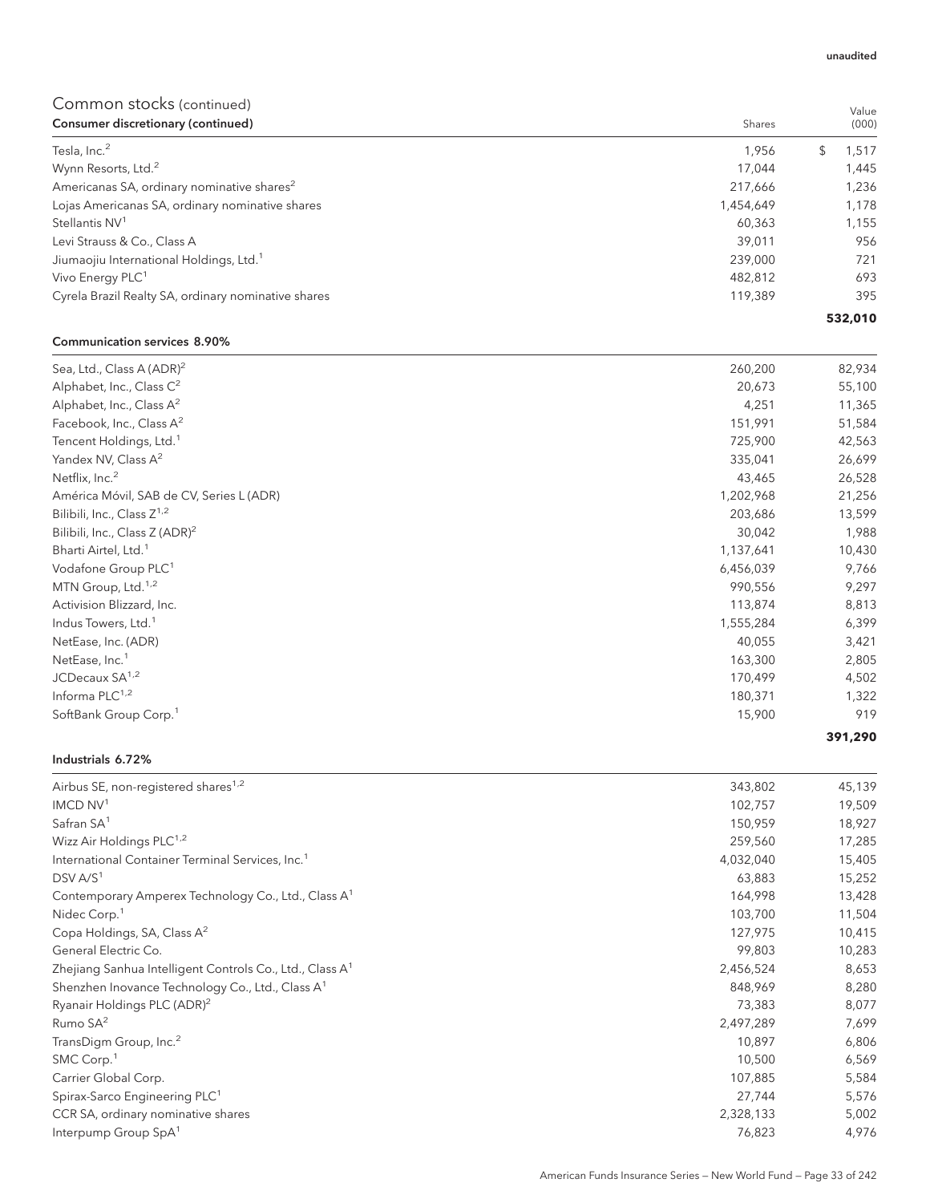unaudited

## Common stocks (continued)

| Consumer discretionary (continued) | Shares | Value (000) |
|---|---|---|
| Tesla, Inc.[2] | 1,956 | $ 1,517 |
| Wynn Resorts, Ltd.[2] | 17,044 | 1,445 |
| Americanas SA, ordinary nominative shares[2] | 217,666 | 1,236 |
| Lojas Americanas SA, ordinary nominative shares | 1,454,649 | 1,178 |
| Stellantis NV[1] | 60,363 | 1,155 |
| Levi Strauss & Co., Class A | 39,011 | 956 |
| Jiumaojiu International Holdings, Ltd.[1] | 239,000 | 721 |
| Vivo Energy PLC[1] | 482,812 | 693 |
| Cyrela Brazil Realty SA, ordinary nominative shares | 119,389 | 395 |
| | | **532,010** |

| Communication services 8.90% | Shares | Value (000) |
|---|---|---|
| Sea, Ltd., Class A (ADR)[2] | 260,200 | 82,934 |
| Alphabet, Inc., Class C[2] | 20,673 | 55,100 |
| Alphabet, Inc., Class A[2] | 4,251 | 11,365 |
| Facebook, Inc., Class A[2] | 151,991 | 51,584 |
| Tencent Holdings, Ltd.[1] | 725,900 | 42,563 |
| Yandex NV, Class A[2] | 335,041 | 26,699 |
| Netflix, Inc.[2] | 43,465 | 26,528 |
| América Móvil, SAB de CV, Series L (ADR) | 1,202,968 | 21,256 |
| Bilibili, Inc., Class Z[1,2] | 203,686 | 13,599 |
| Bilibili, Inc., Class Z (ADR)[2] | 30,042 | 1,988 |
| Bharti Airtel, Ltd.[1] | 1,137,641 | 10,430 |
| Vodafone Group PLC[1] | 6,456,039 | 9,766 |
| MTN Group, Ltd.[1,2] | 990,556 | 9,297 |
| Activision Blizzard, Inc. | 113,874 | 8,813 |
| Indus Towers, Ltd.[1] | 1,555,284 | 6,399 |
| NetEase, Inc. (ADR) | 40,055 | 3,421 |
| NetEase, Inc.[1] | 163,300 | 2,805 |
| JCDecaux SA[1,2] | 170,499 | 4,502 |
| Informa PLC[1,2] | 180,371 | 1,322 |
| SoftBank Group Corp.[1] | 15,900 | 919 |
| | | **391,290** |

| Industrials 6.72% | Shares | Value (000) |
|---|---|---|
| Airbus SE, non-registered shares[1,2] | 343,802 | 45,139 |
| IMCD NV[1] | 102,757 | 19,509 |
| Safran SA[1] | 150,959 | 18,927 |
| Wizz Air Holdings PLC[1,2] | 259,560 | 17,285 |
| International Container Terminal Services, Inc.[1] | 4,032,040 | 15,405 |
| DSV A/S[1] | 63,883 | 15,252 |
| Contemporary Amperex Technology Co., Ltd., Class A[1] | 164,998 | 13,428 |
| Nidec Corp.[1] | 103,700 | 11,504 |
| Copa Holdings, SA, Class A[2] | 127,975 | 10,415 |
| General Electric Co. | 99,803 | 10,283 |
| Zhejiang Sanhua Intelligent Controls Co., Ltd., Class A[1] | 2,456,524 | 8,653 |
| Shenzhen Inovance Technology Co., Ltd., Class A[1] | 848,969 | 8,280 |
| Ryanair Holdings PLC (ADR)[2] | 73,383 | 8,077 |
| Rumo SA[2] | 2,497,289 | 7,699 |
| TransDigm Group, Inc.[2] | 10,897 | 6,806 |
| SMC Corp.[1] | 10,500 | 6,569 |
| Carrier Global Corp. | 107,885 | 5,584 |
| Spirax-Sarco Engineering PLC[1] | 27,744 | 5,576 |
| CCR SA, ordinary nominative shares | 2,328,133 | 5,002 |
| Interpump Group SpA[1] | 76,823 | 4,976 |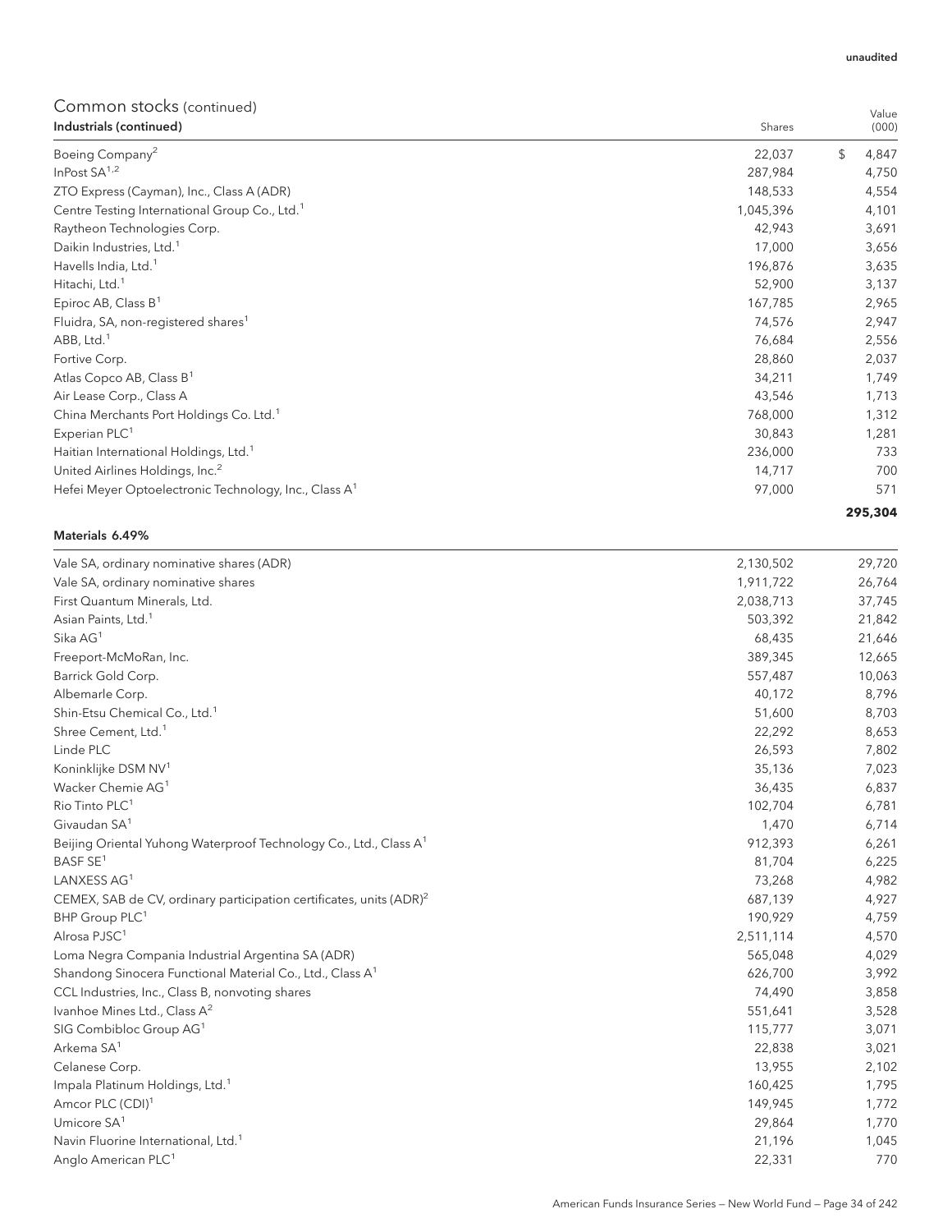unaudited

## Common stocks (continued)

| Industrials (continued) | Shares | Value (000) |
|---|---|---|
| Boeing Company[2] | 22,037 | $ 4,847 |
| InPost SA[1,2] | 287,984 | 4,750 |
| ZTO Express (Cayman), Inc., Class A (ADR) | 148,533 | 4,554 |
| Centre Testing International Group Co., Ltd.[1] | 1,045,396 | 4,101 |
| Raytheon Technologies Corp. | 42,943 | 3,691 |
| Daikin Industries, Ltd.[1] | 17,000 | 3,656 |
| Havells India, Ltd.[1] | 196,876 | 3,635 |
| Hitachi, Ltd.[1] | 52,900 | 3,137 |
| Epiroc AB, Class B[1] | 167,785 | 2,965 |
| Fluidra, SA, non-registered shares[1] | 74,576 | 2,947 |
| ABB, Ltd.[1] | 76,684 | 2,556 |
| Fortive Corp. | 28,860 | 2,037 |
| Atlas Copco AB, Class B[1] | 34,211 | 1,749 |
| Air Lease Corp., Class A | 43,546 | 1,713 |
| China Merchants Port Holdings Co. Ltd.[1] | 768,000 | 1,312 |
| Experian PLC[1] | 30,843 | 1,281 |
| Haitian International Holdings, Ltd.[1] | 236,000 | 733 |
| United Airlines Holdings, Inc.[2] | 14,717 | 700 |
| Hefei Meyer Optoelectronic Technology, Inc., Class A[1] | 97,000 | 571 |
| | | **295,304** |

| Materials 6.49% | Shares | Value (000) |
|---|---|---|
| Vale SA, ordinary nominative shares (ADR) | 2,130,502 | 29,720 |
| Vale SA, ordinary nominative shares | 1,911,722 | 26,764 |
| First Quantum Minerals, Ltd. | 2,038,713 | 37,745 |
| Asian Paints, Ltd.[1] | 503,392 | 21,842 |
| Sika AG[1] | 68,435 | 21,646 |
| Freeport-McMoRan, Inc. | 389,345 | 12,665 |
| Barrick Gold Corp. | 557,487 | 10,063 |
| Albemarle Corp. | 40,172 | 8,796 |
| Shin-Etsu Chemical Co., Ltd.[1] | 51,600 | 8,703 |
| Shree Cement, Ltd.[1] | 22,292 | 8,653 |
| Linde PLC | 26,593 | 7,802 |
| Koninklijke DSM NV[1] | 35,136 | 7,023 |
| Wacker Chemie AG[1] | 36,435 | 6,837 |
| Rio Tinto PLC[1] | 102,704 | 6,781 |
| Givaudan SA[1] | 1,470 | 6,714 |
| Beijing Oriental Yuhong Waterproof Technology Co., Ltd., Class A[1] | 912,393 | 6,261 |
| BASF SE[1] | 81,704 | 6,225 |
| LANXESS AG[1] | 73,268 | 4,982 |
| CEMEX, SAB de CV, ordinary participation certificates, units (ADR)[2] | 687,139 | 4,927 |
| BHP Group PLC[1] | 190,929 | 4,759 |
| Alrosa PJSC[1] | 2,511,114 | 4,570 |
| Loma Negra Compania Industrial Argentina SA (ADR) | 565,048 | 4,029 |
| Shandong Sinocera Functional Material Co., Ltd., Class A[1] | 626,700 | 3,992 |
| CCL Industries, Inc., Class B, nonvoting shares | 74,490 | 3,858 |
| Ivanhoe Mines Ltd., Class A[2] | 551,641 | 3,528 |
| SIG Combibloc Group AG[1] | 115,777 | 3,071 |
| Arkema SA[1] | 22,838 | 3,021 |
| Celanese Corp. | 13,955 | 2,102 |
| Impala Platinum Holdings, Ltd.[1] | 160,425 | 1,795 |
| Amcor PLC (CDI)[1] | 149,945 | 1,772 |
| Umicore SA[1] | 29,864 | 1,770 |
| Navin Fluorine International, Ltd.[1] | 21,196 | 1,045 |
| Anglo American PLC[1] | 22,331 | 770 |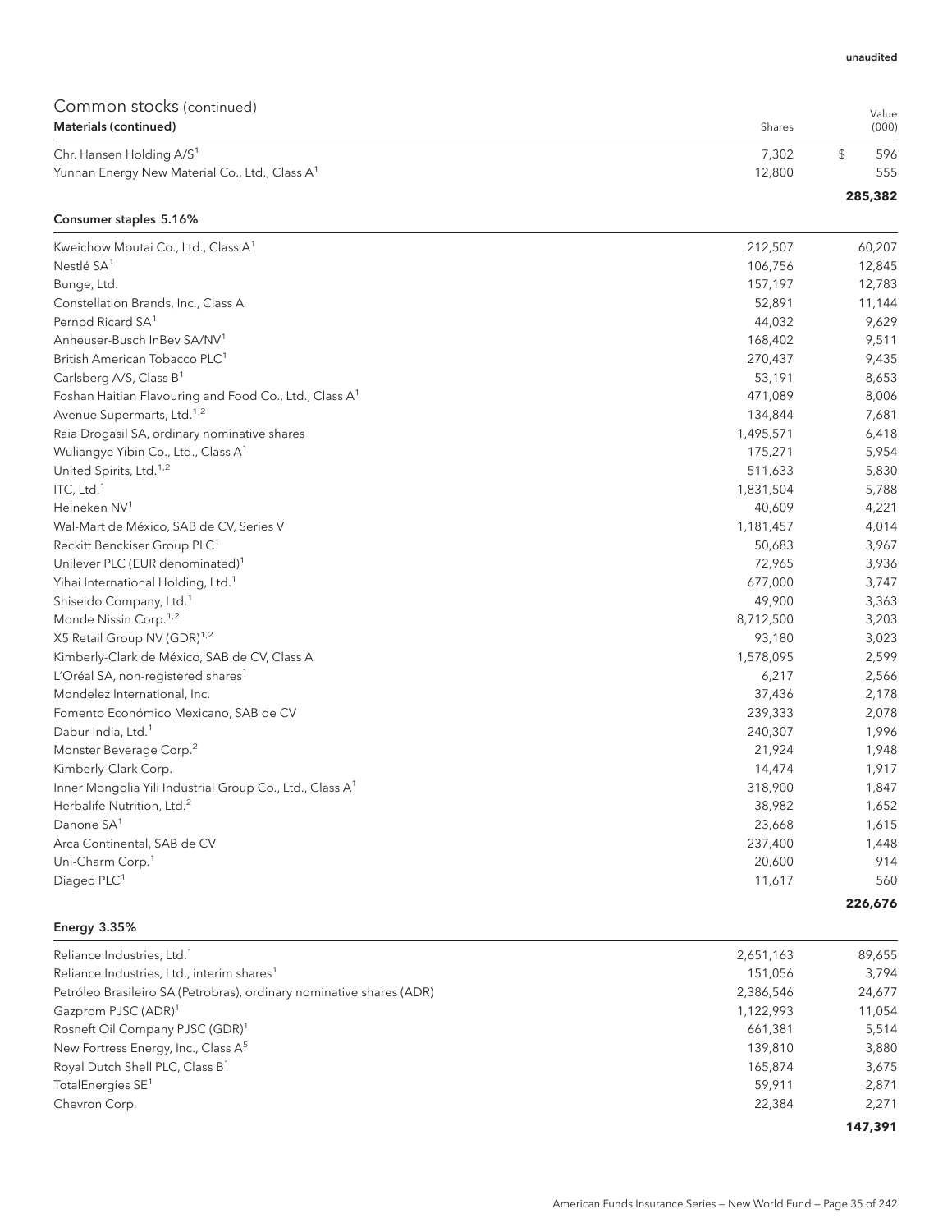unaudited

## Common stocks (continued)

| Materials (continued) | Shares | Value (000) |
|---|---|---|
| Chr. Hansen Holding A/S[1] | 7,302 | $ 596 |
| Yunnan Energy New Material Co., Ltd., Class A[1] | 12,800 | 555 |
| | | **285,382** |

| Consumer staples 5.16% | Shares | Value (000) |
|---|---|---|
| Kweichow Moutai Co., Ltd., Class A[1] | 212,507 | 60,207 |
| Nestlé SA[1] | 106,756 | 12,845 |
| Bunge, Ltd. | 157,197 | 12,783 |
| Constellation Brands, Inc., Class A | 52,891 | 11,144 |
| Pernod Ricard SA[1] | 44,032 | 9,629 |
| Anheuser-Busch InBev SA/NV[1] | 168,402 | 9,511 |
| British American Tobacco PLC[1] | 270,437 | 9,435 |
| Carlsberg A/S, Class B[1] | 53,191 | 8,653 |
| Foshan Haitian Flavouring and Food Co., Ltd., Class A[1] | 471,089 | 8,006 |
| Avenue Supermarts, Ltd.[1,2] | 134,844 | 7,681 |
| Raia Drogasil SA, ordinary nominative shares | 1,495,571 | 6,418 |
| Wuliangye Yibin Co., Ltd., Class A[1] | 175,271 | 5,954 |
| United Spirits, Ltd.[1,2] | 511,633 | 5,830 |
| ITC, Ltd.[1] | 1,831,504 | 5,788 |
| Heineken NV[1] | 40,609 | 4,221 |
| Wal-Mart de México, SAB de CV, Series V | 1,181,457 | 4,014 |
| Reckitt Benckiser Group PLC[1] | 50,683 | 3,967 |
| Unilever PLC (EUR denominated)[1] | 72,965 | 3,936 |
| Yihai International Holding, Ltd.[1] | 677,000 | 3,747 |
| Shiseido Company, Ltd.[1] | 49,900 | 3,363 |
| Monde Nissin Corp.[1,2] | 8,712,500 | 3,203 |
| X5 Retail Group NV (GDR)[1,2] | 93,180 | 3,023 |
| Kimberly-Clark de México, SAB de CV, Class A | 1,578,095 | 2,599 |
| L'Oréal SA, non-registered shares[1] | 6,217 | 2,566 |
| Mondelez International, Inc. | 37,436 | 2,178 |
| Fomento Económico Mexicano, SAB de CV | 239,333 | 2,078 |
| Dabur India, Ltd.[1] | 240,307 | 1,996 |
| Monster Beverage Corp.[2] | 21,924 | 1,948 |
| Kimberly-Clark Corp. | 14,474 | 1,917 |
| Inner Mongolia Yili Industrial Group Co., Ltd., Class A[1] | 318,900 | 1,847 |
| Herbalife Nutrition, Ltd.[2] | 38,982 | 1,652 |
| Danone SA[1] | 23,668 | 1,615 |
| Arca Continental, SAB de CV | 237,400 | 1,448 |
| Uni-Charm Corp.[1] | 20,600 | 914 |
| Diageo PLC[1] | 11,617 | 560 |
| | | **226,676** |

| Energy 3.35% | Shares | Value (000) |
|---|---|---|
| Reliance Industries, Ltd.[1] | 2,651,163 | 89,655 |
| Reliance Industries, Ltd., interim shares[1] | 151,056 | 3,794 |
| Petróleo Brasileiro SA (Petrobras), ordinary nominative shares (ADR) | 2,386,546 | 24,677 |
| Gazprom PJSC (ADR)[1] | 1,122,993 | 11,054 |
| Rosneft Oil Company PJSC (GDR)[1] | 661,381 | 5,514 |
| New Fortress Energy, Inc., Class A[5] | 139,810 | 3,880 |
| Royal Dutch Shell PLC, Class B[1] | 165,874 | 3,675 |
| TotalEnergies SE[1] | 59,911 | 2,871 |
| Chevron Corp. | 22,384 | 2,271 |
| | | **147,391** |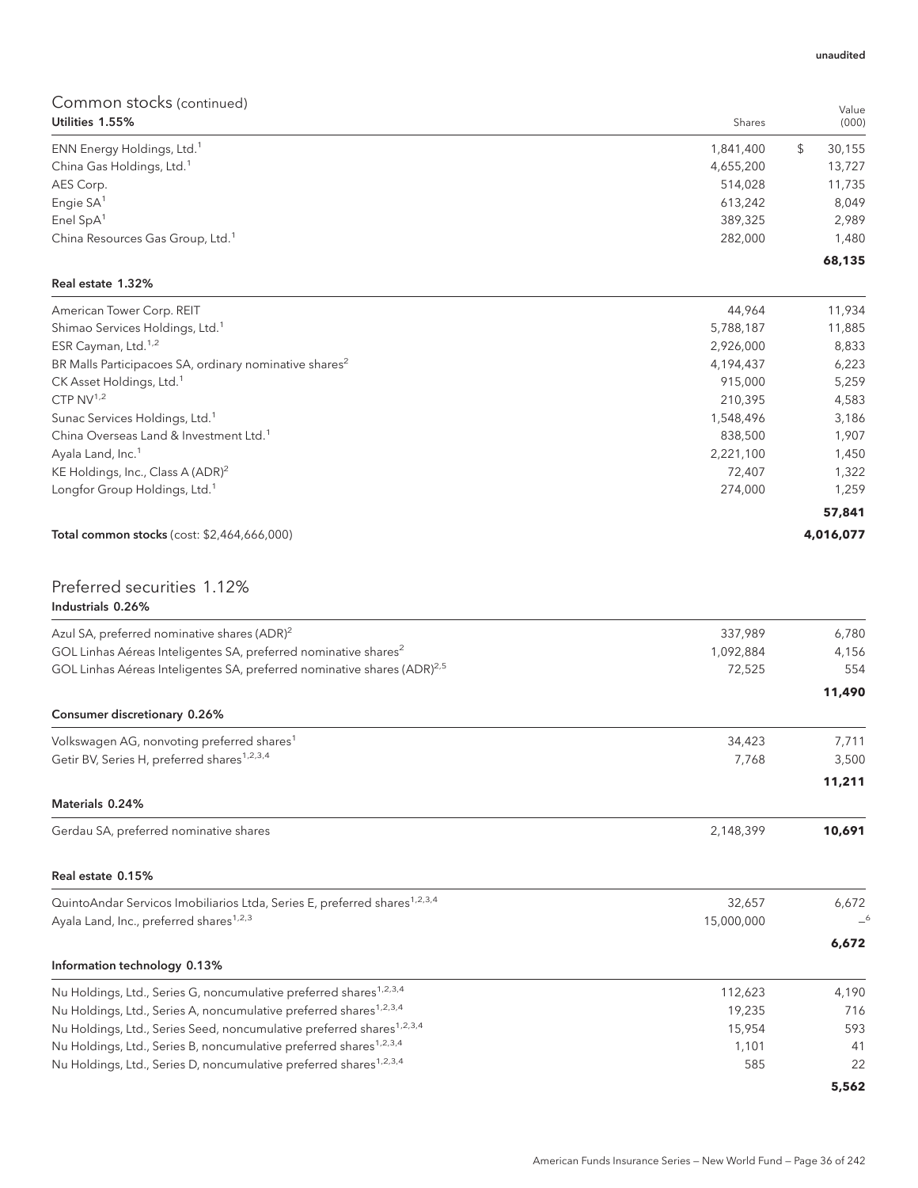unaudited

## Common stocks (continued)

| Utilities 1.55% | Shares | Value (000) |
|---|---|---|
| ENN Energy Holdings, Ltd.[1] | 1,841,400 | $ 30,155 |
| China Gas Holdings, Ltd.[1] | 4,655,200 | 13,727 |
| AES Corp. | 514,028 | 11,735 |
| Engie SA[1] | 613,242 | 8,049 |
| Enel SpA[1] | 389,325 | 2,989 |
| China Resources Gas Group, Ltd.[1] | 282,000 | 1,480 |
| | | **68,135** |

| Real estate 1.32% | Shares | Value (000) |
|---|---|---|
| American Tower Corp. REIT | 44,964 | 11,934 |
| Shimao Services Holdings, Ltd.[1] | 5,788,187 | 11,885 |
| ESR Cayman, Ltd.[1,2] | 2,926,000 | 8,833 |
| BR Malls Participacoes SA, ordinary nominative shares[2] | 4,194,437 | 6,223 |
| CK Asset Holdings, Ltd.[1] | 915,000 | 5,259 |
| CTP NV[1,2] | 210,395 | 4,583 |
| Sunac Services Holdings, Ltd.[1] | 1,548,496 | 3,186 |
| China Overseas Land & Investment Ltd.[1] | 838,500 | 1,907 |
| Ayala Land, Inc.[1] | 2,221,100 | 1,450 |
| KE Holdings, Inc., Class A (ADR)[2] | 72,407 | 1,322 |
| Longfor Group Holdings, Ltd.[1] | 274,000 | 1,259 |
| | | **57,841** |
| **Total common stocks** (cost: $2,464,666,000) | | **4,016,077** |

## Preferred securities 1.12%

| Industrials 0.26% | Shares | Value (000) |
|---|---|---|
| Azul SA, preferred nominative shares (ADR)[2] | 337,989 | 6,780 |
| GOL Linhas Aéreas Inteligentes SA, preferred nominative shares[2] | 1,092,884 | 4,156 |
| GOL Linhas Aéreas Inteligentes SA, preferred nominative shares (ADR)[2,5] | 72,525 | 554 |
| | | **11,490** |

| Consumer discretionary 0.26% | Shares | Value (000) |
|---|---|---|
| Volkswagen AG, nonvoting preferred shares[1] | 34,423 | 7,711 |
| Getir BV, Series H, preferred shares[1,2,3,4] | 7,768 | 3,500 |
| | | **11,211** |

| Materials 0.24% | Shares | Value (000) |
|---|---|---|
| Gerdau SA, preferred nominative shares | 2,148,399 | **10,691** |

| Real estate 0.15% | Shares | Value (000) |
|---|---|---|
| QuintoAndar Servicos Imobiliarios Ltda, Series E, preferred shares[1,2,3,4] | 32,657 | 6,672 |
| Ayala Land, Inc., preferred shares[1,2,3] | 15,000,000 | –[6] |
| | | **6,672** |

| Information technology 0.13% | Shares | Value (000) |
|---|---|---|
| Nu Holdings, Ltd., Series G, noncumulative preferred shares[1,2,3,4] | 112,623 | 4,190 |
| Nu Holdings, Ltd., Series A, noncumulative preferred shares[1,2,3,4] | 19,235 | 716 |
| Nu Holdings, Ltd., Series Seed, noncumulative preferred shares[1,2,3,4] | 15,954 | 593 |
| Nu Holdings, Ltd., Series B, noncumulative preferred shares[1,2,3,4] | 1,101 | 41 |
| Nu Holdings, Ltd., Series D, noncumulative preferred shares[1,2,3,4] | 585 | 22 |
| | | **5,562** |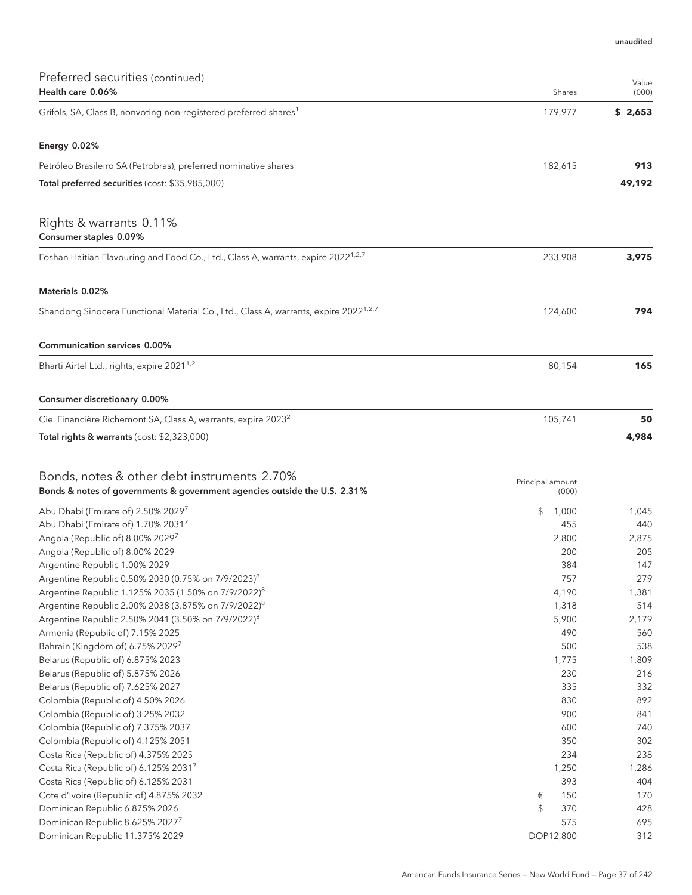unaudited

## Preferred securities (continued)

| Health care 0.06% | Shares | Value (000) |
|---|---|---|
| Grifols, SA, Class B, nonvoting non-registered preferred shares[1] | 179,977 | $ 2,653 |

| Energy 0.02% | | |
|---|---|---|
| Petróleo Brasileiro SA (Petrobras), preferred nominative shares | 182,615 | 913 |
| **Total preferred securities** (cost: $35,985,000) | | **49,192** |

## Rights & warrants 0.11%

| Consumer staples 0.09% | | |
|---|---|---|
| Foshan Haitian Flavouring and Food Co., Ltd., Class A, warrants, expire 2022[1,2,7] | 233,908 | 3,975 |

| Materials 0.02% | | |
|---|---|---|
| Shandong Sinocera Functional Material Co., Ltd., Class A, warrants, expire 2022[1,2,7] | 124,600 | 794 |

| Communication services 0.00% | | |
|---|---|---|
| Bharti Airtel Ltd., rights, expire 2021[1,2] | 80,154 | 165 |

| Consumer discretionary 0.00% | | |
|---|---|---|
| Cie. Financière Richemont SA, Class A, warrants, expire 2023[2] | 105,741 | 50 |
| **Total rights & warrants** (cost: $2,323,000) | | **4,984** |

## Bonds, notes & other debt instruments 2.70%

| Bonds & notes of governments & government agencies outside the U.S. 2.31% | Principal amount (000) | |
|---|---|---|
| Abu Dhabi (Emirate of) 2.50% 2029[7] | $ 1,000 | 1,045 |
| Abu Dhabi (Emirate of) 1.70% 2031[7] | 455 | 440 |
| Angola (Republic of) 8.00% 2029[7] | 2,800 | 2,875 |
| Angola (Republic of) 8.00% 2029 | 200 | 205 |
| Argentine Republic 1.00% 2029 | 384 | 147 |
| Argentine Republic 0.50% 2030 (0.75% on 7/9/2023)[8] | 757 | 279 |
| Argentine Republic 1.125% 2035 (1.50% on 7/9/2022)[8] | 4,190 | 1,381 |
| Argentine Republic 2.00% 2038 (3.875% on 7/9/2022)[8] | 1,318 | 514 |
| Argentine Republic 2.50% 2041 (3.50% on 7/9/2022)[8] | 5,900 | 2,179 |
| Armenia (Republic of) 7.15% 2025 | 490 | 560 |
| Bahrain (Kingdom of) 6.75% 2029[7] | 500 | 538 |
| Belarus (Republic of) 6.875% 2023 | 1,775 | 1,809 |
| Belarus (Republic of) 5.875% 2026 | 230 | 216 |
| Belarus (Republic of) 7.625% 2027 | 335 | 332 |
| Colombia (Republic of) 4.50% 2026 | 830 | 892 |
| Colombia (Republic of) 3.25% 2032 | 900 | 841 |
| Colombia (Republic of) 7.375% 2037 | 600 | 740 |
| Colombia (Republic of) 4.125% 2051 | 350 | 302 |
| Costa Rica (Republic of) 4.375% 2025 | 234 | 238 |
| Costa Rica (Republic of) 6.125% 2031[7] | 1,250 | 1,286 |
| Costa Rica (Republic of) 6.125% 2031 | 393 | 404 |
| Cote d'Ivoire (Republic of) 4.875% 2032 | € 150 | 170 |
| Dominican Republic 6.875% 2026 | $ 370 | 428 |
| Dominican Republic 8.625% 2027[7] | 575 | 695 |
| Dominican Republic 11.375% 2029 | DOP12,800 | 312 |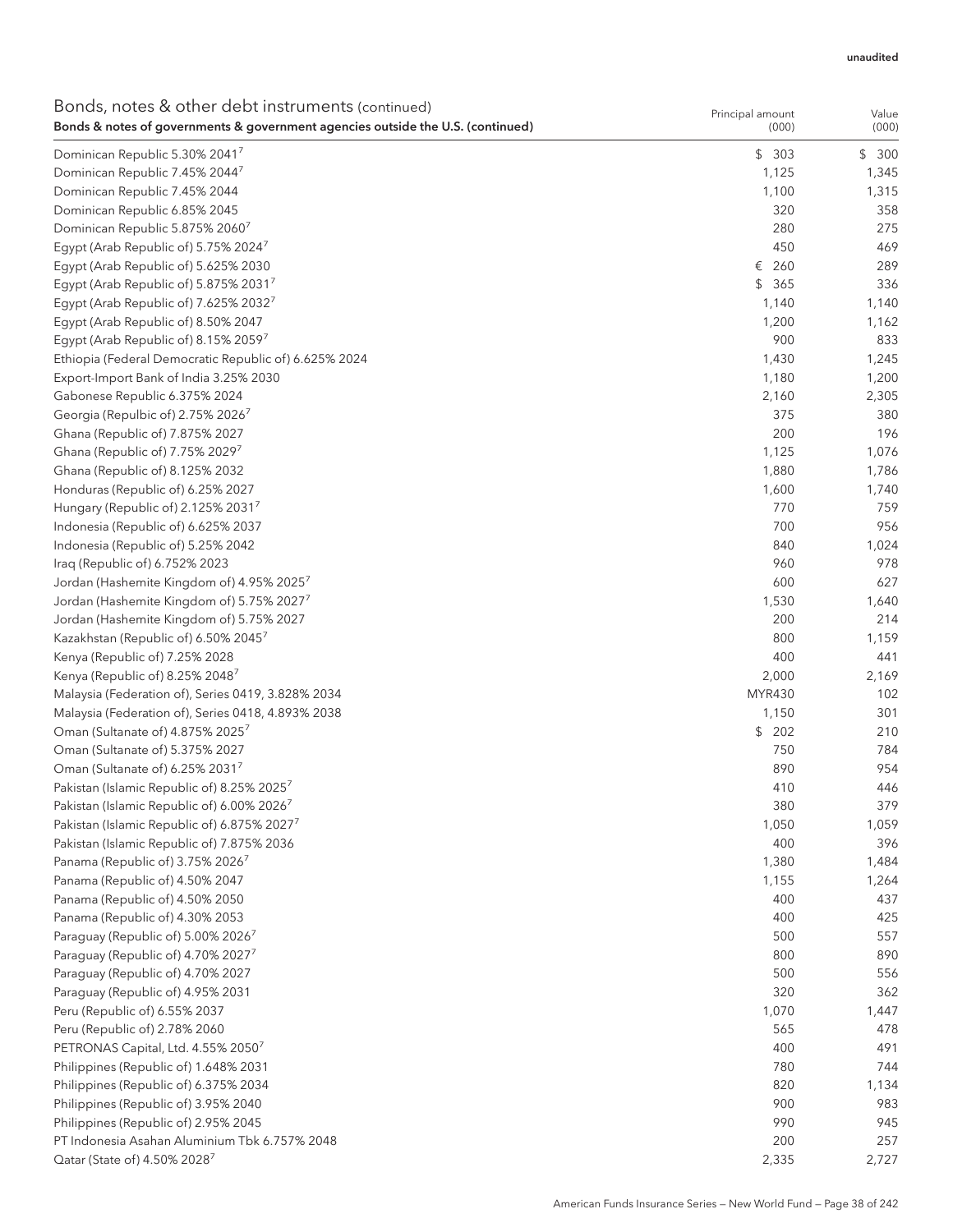unaudited

| Bonds, notes & other debt instruments (continued)<br>**Bonds & notes of governments & government agencies outside the U.S. (continued)** | Principal amount (000) | Value (000) |
|---|---|---|
| Dominican Republic 5.30% 2041[7] | $ 303 | $ 300 |
| Dominican Republic 7.45% 2044[7] | 1,125 | 1,345 |
| Dominican Republic 7.45% 2044 | 1,100 | 1,315 |
| Dominican Republic 6.85% 2045 | 320 | 358 |
| Dominican Republic 5.875% 2060[7] | 280 | 275 |
| Egypt (Arab Republic of) 5.75% 2024[7] | 450 | 469 |
| Egypt (Arab Republic of) 5.625% 2030 | € 260 | 289 |
| Egypt (Arab Republic of) 5.875% 2031[7] | $ 365 | 336 |
| Egypt (Arab Republic of) 7.625% 2032[7] | 1,140 | 1,140 |
| Egypt (Arab Republic of) 8.50% 2047 | 1,200 | 1,162 |
| Egypt (Arab Republic of) 8.15% 2059[7] | 900 | 833 |
| Ethiopia (Federal Democratic Republic of) 6.625% 2024 | 1,430 | 1,245 |
| Export-Import Bank of India 3.25% 2030 | 1,180 | 1,200 |
| Gabonese Republic 6.375% 2024 | 2,160 | 2,305 |
| Georgia (Repulbic of) 2.75% 2026[7] | 375 | 380 |
| Ghana (Republic of) 7.875% 2027 | 200 | 196 |
| Ghana (Republic of) 7.75% 2029[7] | 1,125 | 1,076 |
| Ghana (Republic of) 8.125% 2032 | 1,880 | 1,786 |
| Honduras (Republic of) 6.25% 2027 | 1,600 | 1,740 |
| Hungary (Republic of) 2.125% 2031[7] | 770 | 759 |
| Indonesia (Republic of) 6.625% 2037 | 700 | 956 |
| Indonesia (Republic of) 5.25% 2042 | 840 | 1,024 |
| Iraq (Republic of) 6.752% 2023 | 960 | 978 |
| Jordan (Hashemite Kingdom of) 4.95% 2025[7] | 600 | 627 |
| Jordan (Hashemite Kingdom of) 5.75% 2027[7] | 1,530 | 1,640 |
| Jordan (Hashemite Kingdom of) 5.75% 2027 | 200 | 214 |
| Kazakhstan (Republic of) 6.50% 2045[7] | 800 | 1,159 |
| Kenya (Republic of) 7.25% 2028 | 400 | 441 |
| Kenya (Republic of) 8.25% 2048[7] | 2,000 | 2,169 |
| Malaysia (Federation of), Series 0419, 3.828% 2034 | MYR430 | 102 |
| Malaysia (Federation of), Series 0418, 4.893% 2038 | 1,150 | 301 |
| Oman (Sultanate of) 4.875% 2025[7] | $ 202 | 210 |
| Oman (Sultanate of) 5.375% 2027 | 750 | 784 |
| Oman (Sultanate of) 6.25% 2031[7] | 890 | 954 |
| Pakistan (Islamic Republic of) 8.25% 2025[7] | 410 | 446 |
| Pakistan (Islamic Republic of) 6.00% 2026[7] | 380 | 379 |
| Pakistan (Islamic Republic of) 6.875% 2027[7] | 1,050 | 1,059 |
| Pakistan (Islamic Republic of) 7.875% 2036 | 400 | 396 |
| Panama (Republic of) 3.75% 2026[7] | 1,380 | 1,484 |
| Panama (Republic of) 4.50% 2047 | 1,155 | 1,264 |
| Panama (Republic of) 4.50% 2050 | 400 | 437 |
| Panama (Republic of) 4.30% 2053 | 400 | 425 |
| Paraguay (Republic of) 5.00% 2026[7] | 500 | 557 |
| Paraguay (Republic of) 4.70% 2027[7] | 800 | 890 |
| Paraguay (Republic of) 4.70% 2027 | 500 | 556 |
| Paraguay (Republic of) 4.95% 2031 | 320 | 362 |
| Peru (Republic of) 6.55% 2037 | 1,070 | 1,447 |
| Peru (Republic of) 2.78% 2060 | 565 | 478 |
| PETRONAS Capital, Ltd. 4.55% 2050[7] | 400 | 491 |
| Philippines (Republic of) 1.648% 2031 | 780 | 744 |
| Philippines (Republic of) 6.375% 2034 | 820 | 1,134 |
| Philippines (Republic of) 3.95% 2040 | 900 | 983 |
| Philippines (Republic of) 2.95% 2045 | 990 | 945 |
| PT Indonesia Asahan Aluminium Tbk 6.757% 2048 | 200 | 257 |
| Qatar (State of) 4.50% 2028[7] | 2,335 | 2,727 |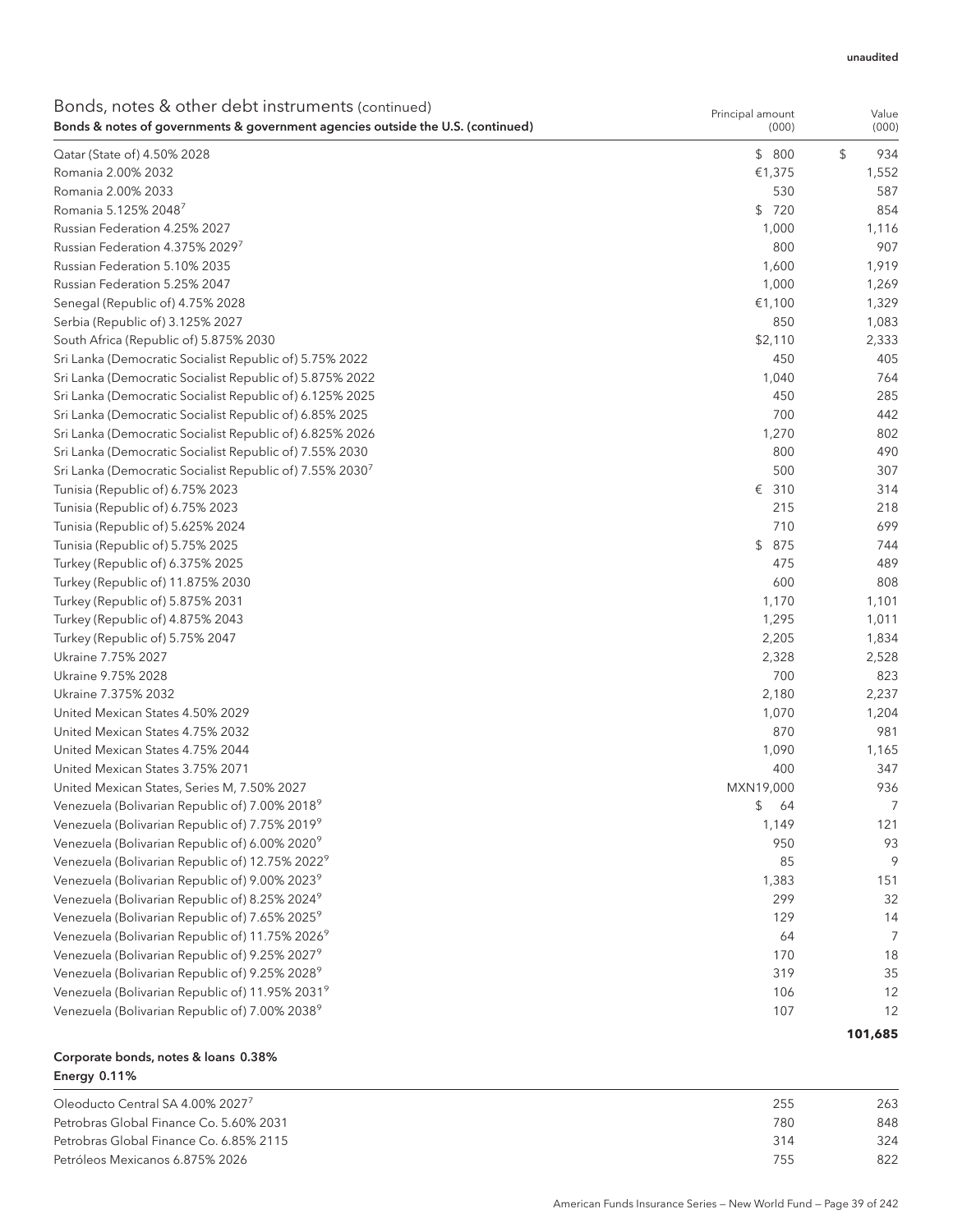unaudited

## Bonds, notes & other debt instruments (continued)

| Bonds & notes of governments & government agencies outside the U.S. (continued) | Principal amount (000) | Value (000) |
|---|---|---|
| Qatar (State of) 4.50% 2028 | $ 800 | $ 934 |
| Romania 2.00% 2032 | €1,375 | 1,552 |
| Romania 2.00% 2033 | 530 | 587 |
| Romania 5.125% 2048[7] | $ 720 | 854 |
| Russian Federation 4.25% 2027 | 1,000 | 1,116 |
| Russian Federation 4.375% 2029[7] | 800 | 907 |
| Russian Federation 5.10% 2035 | 1,600 | 1,919 |
| Russian Federation 5.25% 2047 | 1,000 | 1,269 |
| Senegal (Republic of) 4.75% 2028 | €1,100 | 1,329 |
| Serbia (Republic of) 3.125% 2027 | 850 | 1,083 |
| South Africa (Republic of) 5.875% 2030 | $2,110 | 2,333 |
| Sri Lanka (Democratic Socialist Republic of) 5.75% 2022 | 450 | 405 |
| Sri Lanka (Democratic Socialist Republic of) 5.875% 2022 | 1,040 | 764 |
| Sri Lanka (Democratic Socialist Republic of) 6.125% 2025 | 450 | 285 |
| Sri Lanka (Democratic Socialist Republic of) 6.85% 2025 | 700 | 442 |
| Sri Lanka (Democratic Socialist Republic of) 6.825% 2026 | 1,270 | 802 |
| Sri Lanka (Democratic Socialist Republic of) 7.55% 2030 | 800 | 490 |
| Sri Lanka (Democratic Socialist Republic of) 7.55% 2030[7] | 500 | 307 |
| Tunisia (Republic of) 6.75% 2023 | € 310 | 314 |
| Tunisia (Republic of) 6.75% 2023 | 215 | 218 |
| Tunisia (Republic of) 5.625% 2024 | 710 | 699 |
| Tunisia (Republic of) 5.75% 2025 | $ 875 | 744 |
| Turkey (Republic of) 6.375% 2025 | 475 | 489 |
| Turkey (Republic of) 11.875% 2030 | 600 | 808 |
| Turkey (Republic of) 5.875% 2031 | 1,170 | 1,101 |
| Turkey (Republic of) 4.875% 2043 | 1,295 | 1,011 |
| Turkey (Republic of) 5.75% 2047 | 2,205 | 1,834 |
| Ukraine 7.75% 2027 | 2,328 | 2,528 |
| Ukraine 9.75% 2028 | 700 | 823 |
| Ukraine 7.375% 2032 | 2,180 | 2,237 |
| United Mexican States 4.50% 2029 | 1,070 | 1,204 |
| United Mexican States 4.75% 2032 | 870 | 981 |
| United Mexican States 4.75% 2044 | 1,090 | 1,165 |
| United Mexican States 3.75% 2071 | 400 | 347 |
| United Mexican States, Series M, 7.50% 2027 | MXN19,000 | 936 |
| Venezuela (Bolivarian Republic of) 7.00% 2018[9] | $ 64 | 7 |
| Venezuela (Bolivarian Republic of) 7.75% 2019[9] | 1,149 | 121 |
| Venezuela (Bolivarian Republic of) 6.00% 2020[9] | 950 | 93 |
| Venezuela (Bolivarian Republic of) 12.75% 2022[9] | 85 | 9 |
| Venezuela (Bolivarian Republic of) 9.00% 2023[9] | 1,383 | 151 |
| Venezuela (Bolivarian Republic of) 8.25% 2024[9] | 299 | 32 |
| Venezuela (Bolivarian Republic of) 7.65% 2025[9] | 129 | 14 |
| Venezuela (Bolivarian Republic of) 11.75% 2026[9] | 64 | 7 |
| Venezuela (Bolivarian Republic of) 9.25% 2027[9] | 170 | 18 |
| Venezuela (Bolivarian Republic of) 9.25% 2028[9] | 319 | 35 |
| Venezuela (Bolivarian Republic of) 11.95% 2031[9] | 106 | 12 |
| Venezuela (Bolivarian Republic of) 7.00% 2038[9] | 107 | 12 |
| | | **101,685** |

**Corporate bonds, notes & loans 0.38%**

**Energy 0.11%**

| | | |
|---|---|---|
| Oleoducto Central SA 4.00% 2027[7] | 255 | 263 |
| Petrobras Global Finance Co. 5.60% 2031 | 780 | 848 |
| Petrobras Global Finance Co. 6.85% 2115 | 314 | 324 |
| Petróleos Mexicanos 6.875% 2026 | 755 | 822 |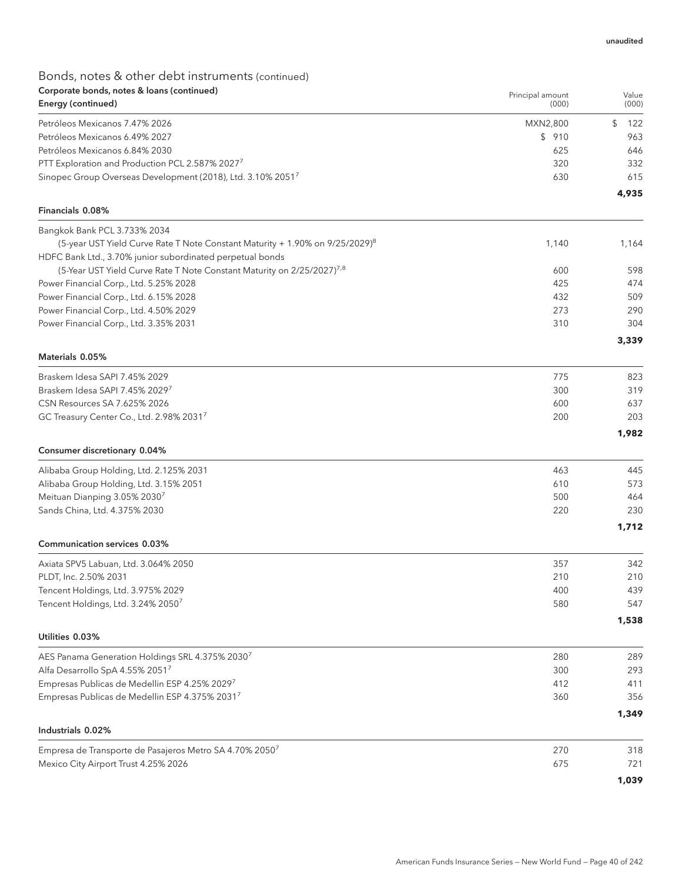unaudited

## Bonds, notes & other debt instruments (continued)

| Corporate bonds, notes & loans (continued)<br>Energy (continued) | Principal amount (000) | Value (000) |
|---|---|---|
| Petróleos Mexicanos 7.47% 2026 | MXN2,800 | $ 122 |
| Petróleos Mexicanos 6.49% 2027 | $ 910 | 963 |
| Petróleos Mexicanos 6.84% 2030 | 625 | 646 |
| PTT Exploration and Production PCL 2.587% 2027[7] | 320 | 332 |
| Sinopec Group Overseas Development (2018), Ltd. 3.10% 2051[7] | 630 | 615 |
| | | **4,935** |
| **Financials 0.08%** | | |
| Bangkok Bank PCL 3.733% 2034 (5-year UST Yield Curve Rate T Note Constant Maturity + 1.90% on 9/25/2029)[8] | 1,140 | 1,164 |
| HDFC Bank Ltd., 3.70% junior subordinated perpetual bonds (5-Year UST Yield Curve Rate T Note Constant Maturity on 2/25/2027)[7,8] | 600 | 598 |
| Power Financial Corp., Ltd. 5.25% 2028 | 425 | 474 |
| Power Financial Corp., Ltd. 6.15% 2028 | 432 | 509 |
| Power Financial Corp., Ltd. 4.50% 2029 | 273 | 290 |
| Power Financial Corp., Ltd. 3.35% 2031 | 310 | 304 |
| | | **3,339** |
| **Materials 0.05%** | | |
| Braskem Idesa SAPI 7.45% 2029 | 775 | 823 |
| Braskem Idesa SAPI 7.45% 2029[7] | 300 | 319 |
| CSN Resources SA 7.625% 2026 | 600 | 637 |
| GC Treasury Center Co., Ltd. 2.98% 2031[7] | 200 | 203 |
| | | **1,982** |
| **Consumer discretionary 0.04%** | | |
| Alibaba Group Holding, Ltd. 2.125% 2031 | 463 | 445 |
| Alibaba Group Holding, Ltd. 3.15% 2051 | 610 | 573 |
| Meituan Dianping 3.05% 2030[7] | 500 | 464 |
| Sands China, Ltd. 4.375% 2030 | 220 | 230 |
| | | **1,712** |
| **Communication services 0.03%** | | |
| Axiata SPV5 Labuan, Ltd. 3.064% 2050 | 357 | 342 |
| PLDT, Inc. 2.50% 2031 | 210 | 210 |
| Tencent Holdings, Ltd. 3.975% 2029 | 400 | 439 |
| Tencent Holdings, Ltd. 3.24% 2050[7] | 580 | 547 |
| | | **1,538** |
| **Utilities 0.03%** | | |
| AES Panama Generation Holdings SRL 4.375% 2030[7] | 280 | 289 |
| Alfa Desarrollo SpA 4.55% 2051[7] | 300 | 293 |
| Empresas Publicas de Medellin ESP 4.25% 2029[7] | 412 | 411 |
| Empresas Publicas de Medellin ESP 4.375% 2031[7] | 360 | 356 |
| | | **1,349** |
| **Industrials 0.02%** | | |
| Empresa de Transporte de Pasajeros Metro SA 4.70% 2050[7] | 270 | 318 |
| Mexico City Airport Trust 4.25% 2026 | 675 | 721 |
| | | **1,039** |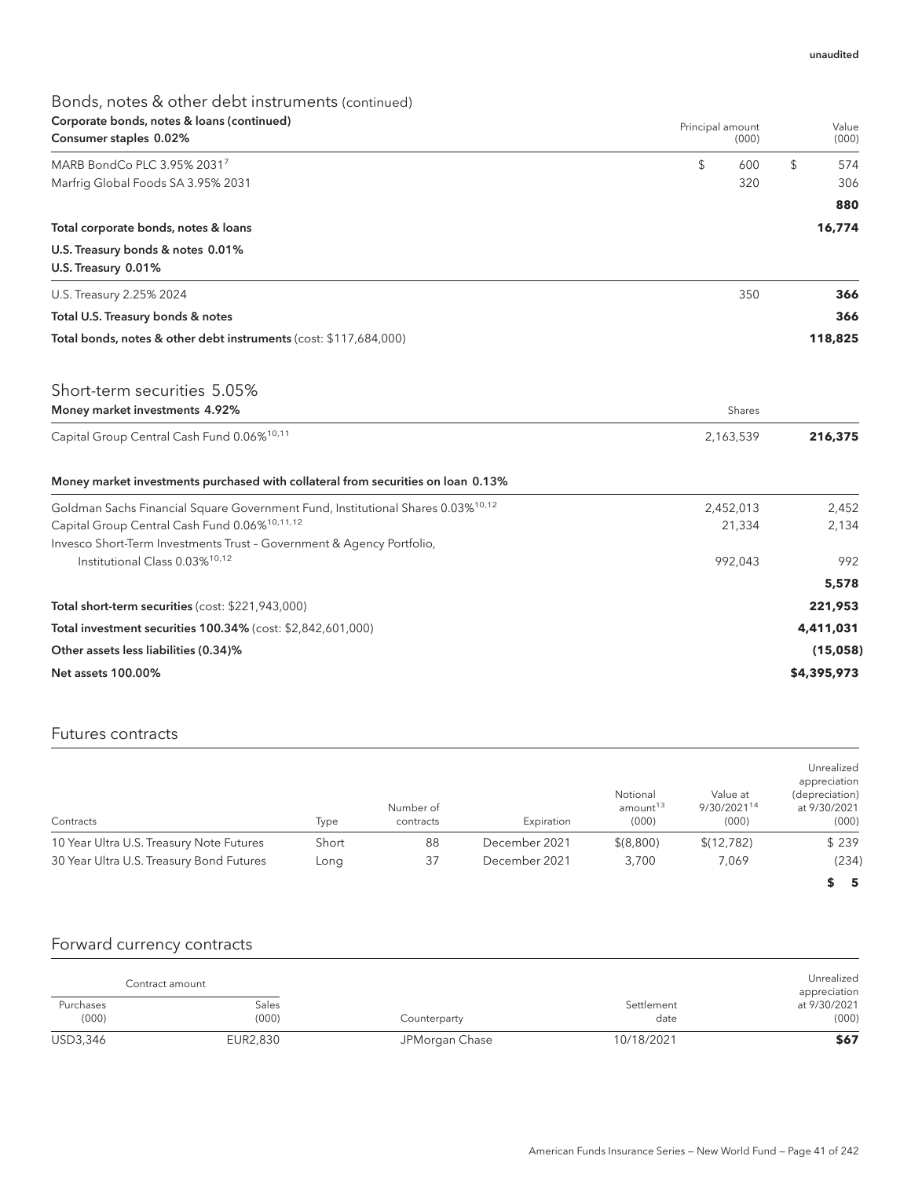unaudited

## Bonds, notes & other debt instruments (continued)

| Corporate bonds, notes & loans (continued)<br>Consumer staples 0.02% | Principal amount (000) | Value (000) |
|---|---|---|
| MARB BondCo PLC 3.95% 2031[7] | $ 600 | $ 574 |
| Marfrig Global Foods SA 3.95% 2031 | 320 | 306 |
| | | **880** |
| **Total corporate bonds, notes & loans** | | **16,774** |
| **U.S. Treasury bonds & notes 0.01%**<br>**U.S. Treasury 0.01%** | | |
| U.S. Treasury 2.25% 2024 | 350 | **366** |
| **Total U.S. Treasury bonds & notes** | | **366** |
| **Total bonds, notes & other debt instruments** (cost: $117,684,000) | | **118,825** |

## Short-term securities 5.05%

| Money market investments 4.92% | Shares | |
|---|---|---|
| Capital Group Central Cash Fund 0.06%[10,11] | 2,163,539 | **216,375** |
| **Money market investments purchased with collateral from securities on loan 0.13%** | | |
| Goldman Sachs Financial Square Government Fund, Institutional Shares 0.03%[10,12] | 2,452,013 | 2,452 |
| Capital Group Central Cash Fund 0.06%[10,11,12] | 21,334 | 2,134 |
| Invesco Short-Term Investments Trust – Government & Agency Portfolio, Institutional Class 0.03%[10,12] | 992,043 | 992 |
| | | **5,578** |
| **Total short-term securities** (cost: $221,943,000) | | **221,953** |
| **Total investment securities 100.34%** (cost: $2,842,601,000) | | **4,411,031** |
| **Other assets less liabilities (0.34)%** | | **(15,058)** |
| **Net assets 100.00%** | | **$4,395,973** |

## Futures contracts

| Contracts | Type | Number of contracts | Expiration | Notional amount[13] (000) | Value at 9/30/2021[14] (000) | Unrealized appreciation (depreciation) at 9/30/2021 (000) |
|---|---|---|---|---|---|---|
| 10 Year Ultra U.S. Treasury Note Futures | Short | 88 | December 2021 | $(8,800) | $(12,782) | $ 239 |
| 30 Year Ultra U.S. Treasury Bond Futures | Long | 37 | December 2021 | 3,700 | 7,069 | (234) |
| | | | | | | **$ 5** |

## Forward currency contracts

| Contract amount | | | | Unrealized appreciation |
|---|---|---|---|---|
| Purchases (000) | Sales (000) | Counterparty | Settlement date | at 9/30/2021 (000) |
| USD3,346 | EUR2,830 | JPMorgan Chase | 10/18/2021 | **$67** |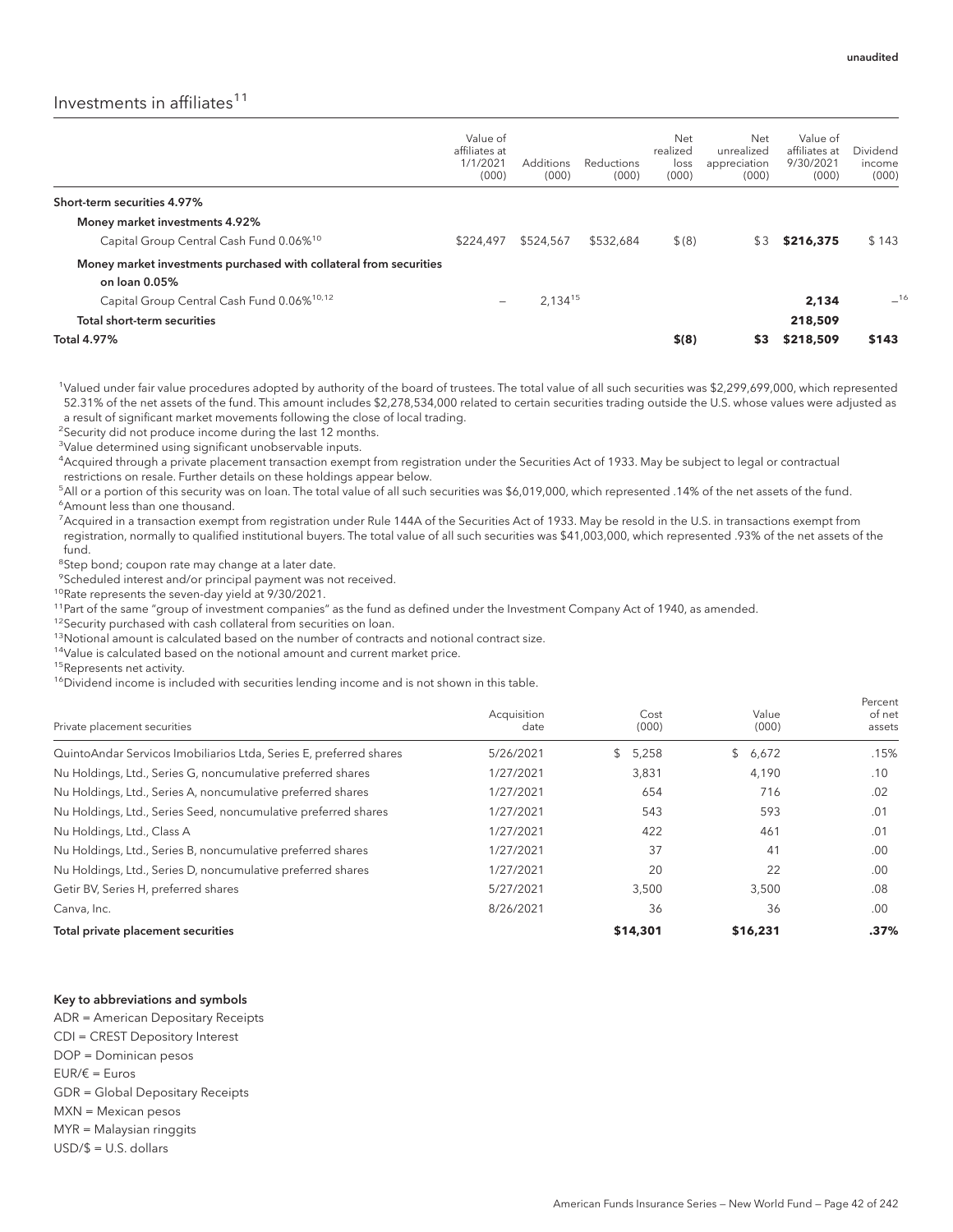unaudited

## Investments in affiliates[11]

| | Value of affiliates at 1/1/2021 (000) | Additions (000) | Reductions (000) | Net realized loss (000) | Net unrealized appreciation (000) | Value of affiliates at 9/30/2021 (000) | Dividend income (000) |
|---|---|---|---|---|---|---|---|
| **Short-term securities 4.97%** | | | | | | | |
| **Money market investments 4.92%** | | | | | | | |
| Capital Group Central Cash Fund 0.06%[10] | $224,497 | $524,567 | $532,684 | $(8) | $3 | **$216,375** | $143 |
| **Money market investments purchased with collateral from securities on loan 0.05%** | | | | | | | |
| Capital Group Central Cash Fund 0.06%[10,12] | – | 2,134[15] | | | | **2,134** | –[16] |
| **Total short-term securities** | | | | | | **218,509** | |
| **Total 4.97%** | | | | **$(8)** | **$3** | **$218,509** | **$143** |

[1]Valued under fair value procedures adopted by authority of the board of trustees. The total value of all such securities was $2,299,699,000, which represented 52.31% of the net assets of the fund. This amount includes $2,278,534,000 related to certain securities trading outside the U.S. whose values were adjusted as a result of significant market movements following the close of local trading.
[2]Security did not produce income during the last 12 months.
[3]Value determined using significant unobservable inputs.
[4]Acquired through a private placement transaction exempt from registration under the Securities Act of 1933. May be subject to legal or contractual restrictions on resale. Further details on these holdings appear below.
[5]All or a portion of this security was on loan. The total value of all such securities was $6,019,000, which represented .14% of the net assets of the fund.
[6]Amount less than one thousand.
[7]Acquired in a transaction exempt from registration under Rule 144A of the Securities Act of 1933. May be resold in the U.S. in transactions exempt from registration, normally to qualified institutional buyers. The total value of all such securities was $41,003,000, which represented .93% of the net assets of the fund.
[8]Step bond; coupon rate may change at a later date.
[9]Scheduled interest and/or principal payment was not received.
[10]Rate represents the seven-day yield at 9/30/2021.
[11]Part of the same "group of investment companies" as the fund as defined under the Investment Company Act of 1940, as amended.
[12]Security purchased with cash collateral from securities on loan.
[13]Notional amount is calculated based on the number of contracts and notional contract size.
[14]Value is calculated based on the notional amount and current market price.
[15]Represents net activity.
[16]Dividend income is included with securities lending income and is not shown in this table.

| Private placement securities | Acquisition date | Cost (000) | Value (000) | Percent of net assets |
|---|---|---|---|---|
| QuintoAndar Servicos Imobiliarios Ltda, Series E, preferred shares | 5/26/2021 | $ 5,258 | $ 6,672 | .15% |
| Nu Holdings, Ltd., Series G, noncumulative preferred shares | 1/27/2021 | 3,831 | 4,190 | .10 |
| Nu Holdings, Ltd., Series A, noncumulative preferred shares | 1/27/2021 | 654 | 716 | .02 |
| Nu Holdings, Ltd., Series Seed, noncumulative preferred shares | 1/27/2021 | 543 | 593 | .01 |
| Nu Holdings, Ltd., Class A | 1/27/2021 | 422 | 461 | .01 |
| Nu Holdings, Ltd., Series B, noncumulative preferred shares | 1/27/2021 | 37 | 41 | .00 |
| Nu Holdings, Ltd., Series D, noncumulative preferred shares | 1/27/2021 | 20 | 22 | .00 |
| Getir BV, Series H, preferred shares | 5/27/2021 | 3,500 | 3,500 | .08 |
| Canva, Inc. | 8/26/2021 | 36 | 36 | .00 |
| **Total private placement securities** | | **$14,301** | **$16,231** | **.37%** |

**Key to abbreviations and symbols**

ADR = American Depositary Receipts
CDI = CREST Depository Interest
DOP = Dominican pesos
EUR/€ = Euros
GDR = Global Depositary Receipts
MXN = Mexican pesos
MYR = Malaysian ringgits
USD/$ = U.S. dollars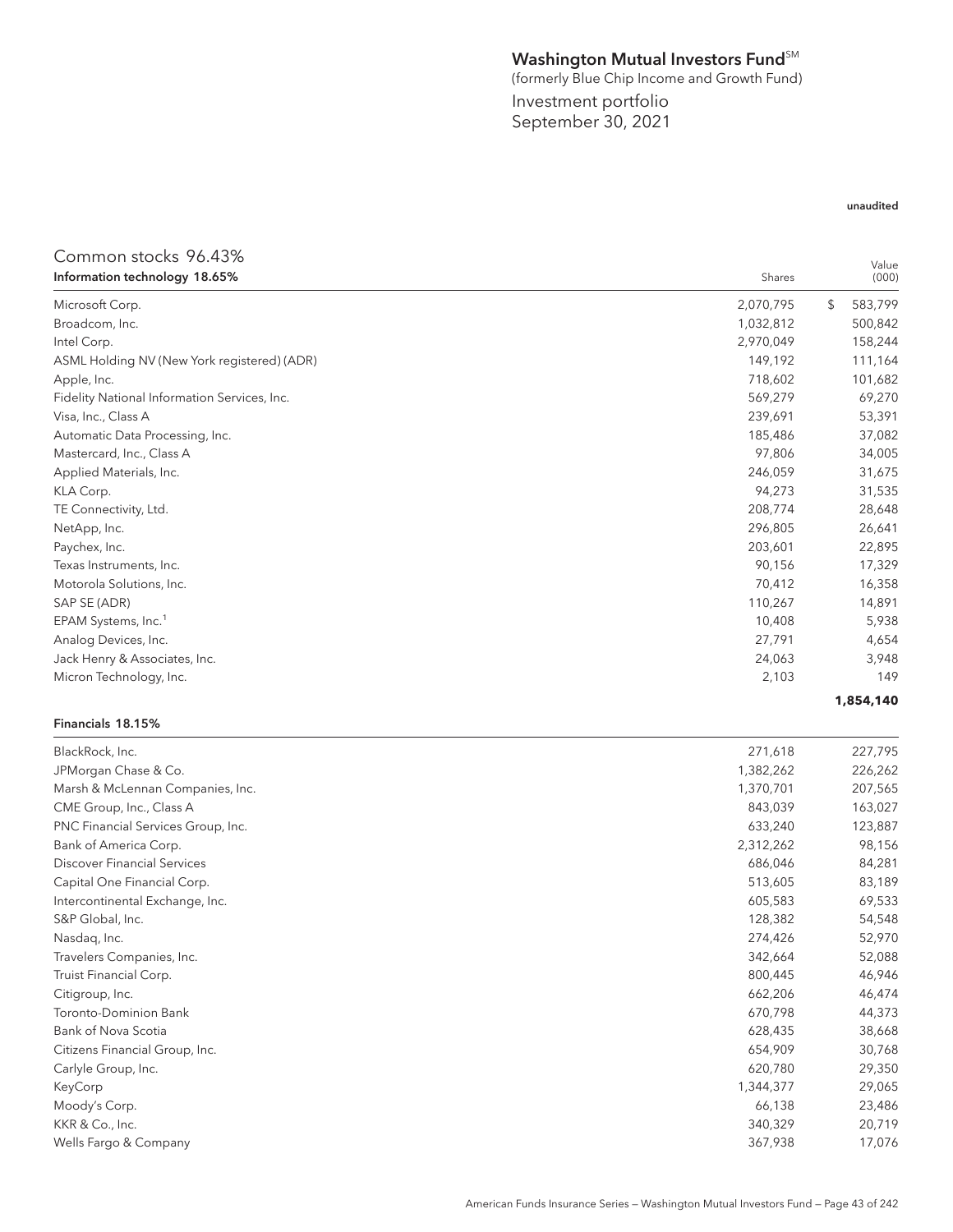# Washington Mutual Investors Fund℠

(formerly Blue Chip Income and Growth Fund)

Investment portfolio

September 30, 2021

unaudited

## Common stocks 96.43%

| Information technology 18.65% | Shares | Value (000) |
|---|---|---|
| Microsoft Corp. | 2,070,795 | $ 583,799 |
| Broadcom, Inc. | 1,032,812 | 500,842 |
| Intel Corp. | 2,970,049 | 158,244 |
| ASML Holding NV (New York registered) (ADR) | 149,192 | 111,164 |
| Apple, Inc. | 718,602 | 101,682 |
| Fidelity National Information Services, Inc. | 569,279 | 69,270 |
| Visa, Inc., Class A | 239,691 | 53,391 |
| Automatic Data Processing, Inc. | 185,486 | 37,082 |
| Mastercard, Inc., Class A | 97,806 | 34,005 |
| Applied Materials, Inc. | 246,059 | 31,675 |
| KLA Corp. | 94,273 | 31,535 |
| TE Connectivity, Ltd. | 208,774 | 28,648 |
| NetApp, Inc. | 296,805 | 26,641 |
| Paychex, Inc. | 203,601 | 22,895 |
| Texas Instruments, Inc. | 90,156 | 17,329 |
| Motorola Solutions, Inc. | 70,412 | 16,358 |
| SAP SE (ADR) | 110,267 | 14,891 |
| EPAM Systems, Inc.[1] | 10,408 | 5,938 |
| Analog Devices, Inc. | 27,791 | 4,654 |
| Jack Henry & Associates, Inc. | 24,063 | 3,948 |
| Micron Technology, Inc. | 2,103 | 149 |
| | | **1,854,140** |

| Financials 18.15% | Shares | Value (000) |
|---|---|---|
| BlackRock, Inc. | 271,618 | 227,795 |
| JPMorgan Chase & Co. | 1,382,262 | 226,262 |
| Marsh & McLennan Companies, Inc. | 1,370,701 | 207,565 |
| CME Group, Inc., Class A | 843,039 | 163,027 |
| PNC Financial Services Group, Inc. | 633,240 | 123,887 |
| Bank of America Corp. | 2,312,262 | 98,156 |
| Discover Financial Services | 686,046 | 84,281 |
| Capital One Financial Corp. | 513,605 | 83,189 |
| Intercontinental Exchange, Inc. | 605,583 | 69,533 |
| S&P Global, Inc. | 128,382 | 54,548 |
| Nasdaq, Inc. | 274,426 | 52,970 |
| Travelers Companies, Inc. | 342,664 | 52,088 |
| Truist Financial Corp. | 800,445 | 46,946 |
| Citigroup, Inc. | 662,206 | 46,474 |
| Toronto-Dominion Bank | 670,798 | 44,373 |
| Bank of Nova Scotia | 628,435 | 38,668 |
| Citizens Financial Group, Inc. | 654,909 | 30,768 |
| Carlyle Group, Inc. | 620,780 | 29,350 |
| KeyCorp | 1,344,377 | 29,065 |
| Moody's Corp. | 66,138 | 23,486 |
| KKR & Co., Inc. | 340,329 | 20,719 |
| Wells Fargo & Company | 367,938 | 17,076 |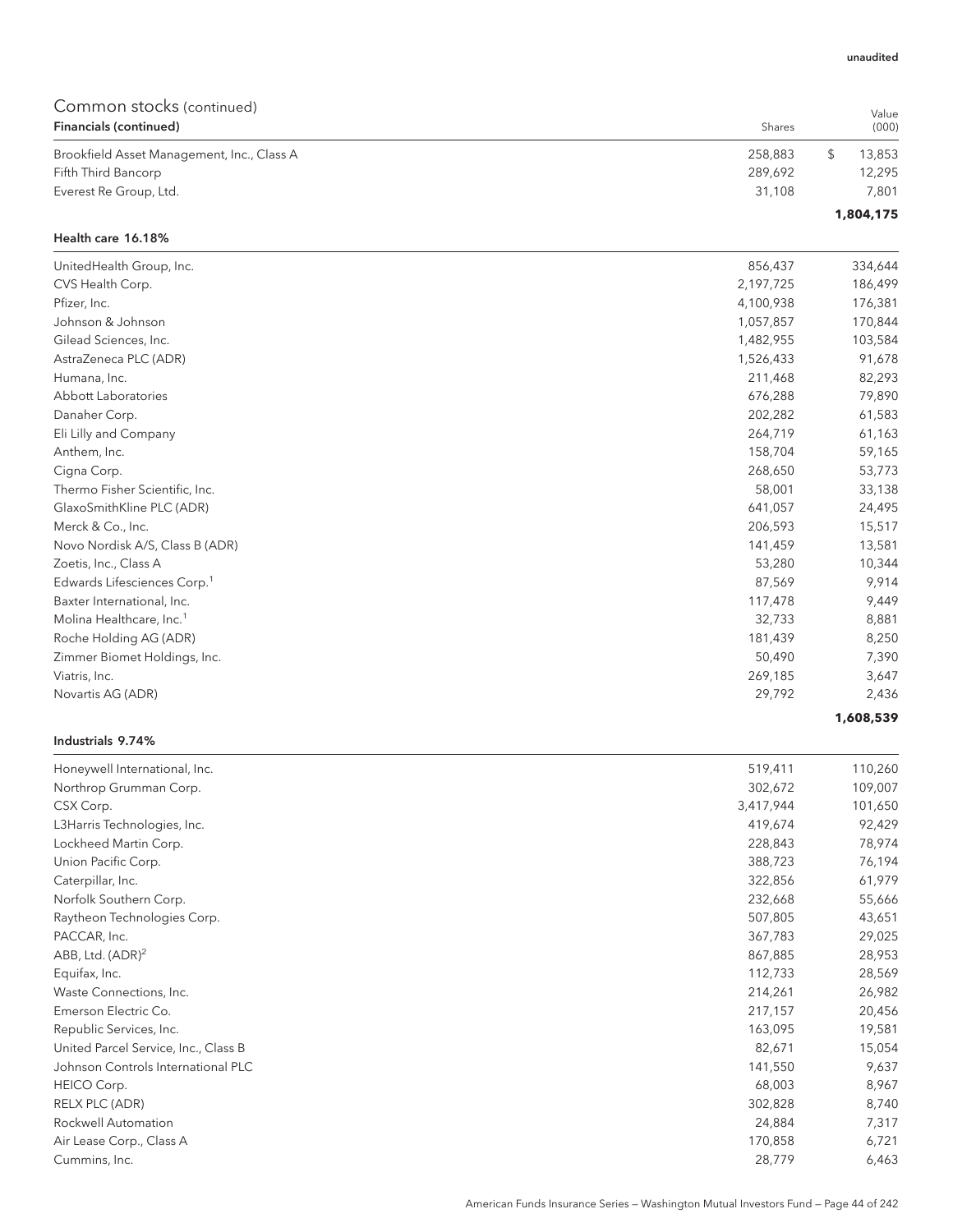unaudited

## Common stocks (continued)

| Financials (continued) | Shares | Value (000) |
|---|---|---|
| Brookfield Asset Management, Inc., Class A | 258,883 | $ 13,853 |
| Fifth Third Bancorp | 289,692 | 12,295 |
| Everest Re Group, Ltd. | 31,108 | 7,801 |
| | | **1,804,175** |

| Health care 16.18% | Shares | Value (000) |
|---|---|---|
| UnitedHealth Group, Inc. | 856,437 | 334,644 |
| CVS Health Corp. | 2,197,725 | 186,499 |
| Pfizer, Inc. | 4,100,938 | 176,381 |
| Johnson & Johnson | 1,057,857 | 170,844 |
| Gilead Sciences, Inc. | 1,482,955 | 103,584 |
| AstraZeneca PLC (ADR) | 1,526,433 | 91,678 |
| Humana, Inc. | 211,468 | 82,293 |
| Abbott Laboratories | 676,288 | 79,890 |
| Danaher Corp. | 202,282 | 61,583 |
| Eli Lilly and Company | 264,719 | 61,163 |
| Anthem, Inc. | 158,704 | 59,165 |
| Cigna Corp. | 268,650 | 53,773 |
| Thermo Fisher Scientific, Inc. | 58,001 | 33,138 |
| GlaxoSmithKline PLC (ADR) | 641,057 | 24,495 |
| Merck & Co., Inc. | 206,593 | 15,517 |
| Novo Nordisk A/S, Class B (ADR) | 141,459 | 13,581 |
| Zoetis, Inc., Class A | 53,280 | 10,344 |
| Edwards Lifesciences Corp.[1] | 87,569 | 9,914 |
| Baxter International, Inc. | 117,478 | 9,449 |
| Molina Healthcare, Inc.[1] | 32,733 | 8,881 |
| Roche Holding AG (ADR) | 181,439 | 8,250 |
| Zimmer Biomet Holdings, Inc. | 50,490 | 7,390 |
| Viatris, Inc. | 269,185 | 3,647 |
| Novartis AG (ADR) | 29,792 | 2,436 |
| | | **1,608,539** |

| Industrials 9.74% | Shares | Value (000) |
|---|---|---|
| Honeywell International, Inc. | 519,411 | 110,260 |
| Northrop Grumman Corp. | 302,672 | 109,007 |
| CSX Corp. | 3,417,944 | 101,650 |
| L3Harris Technologies, Inc. | 419,674 | 92,429 |
| Lockheed Martin Corp. | 228,843 | 78,974 |
| Union Pacific Corp. | 388,723 | 76,194 |
| Caterpillar, Inc. | 322,856 | 61,979 |
| Norfolk Southern Corp. | 232,668 | 55,666 |
| Raytheon Technologies Corp. | 507,805 | 43,651 |
| PACCAR, Inc. | 367,783 | 29,025 |
| ABB, Ltd. (ADR)[2] | 867,885 | 28,953 |
| Equifax, Inc. | 112,733 | 28,569 |
| Waste Connections, Inc. | 214,261 | 26,982 |
| Emerson Electric Co. | 217,157 | 20,456 |
| Republic Services, Inc. | 163,095 | 19,581 |
| United Parcel Service, Inc., Class B | 82,671 | 15,054 |
| Johnson Controls International PLC | 141,550 | 9,637 |
| HEICO Corp. | 68,003 | 8,967 |
| RELX PLC (ADR) | 302,828 | 8,740 |
| Rockwell Automation | 24,884 | 7,317 |
| Air Lease Corp., Class A | 170,858 | 6,721 |
| Cummins, Inc. | 28,779 | 6,463 |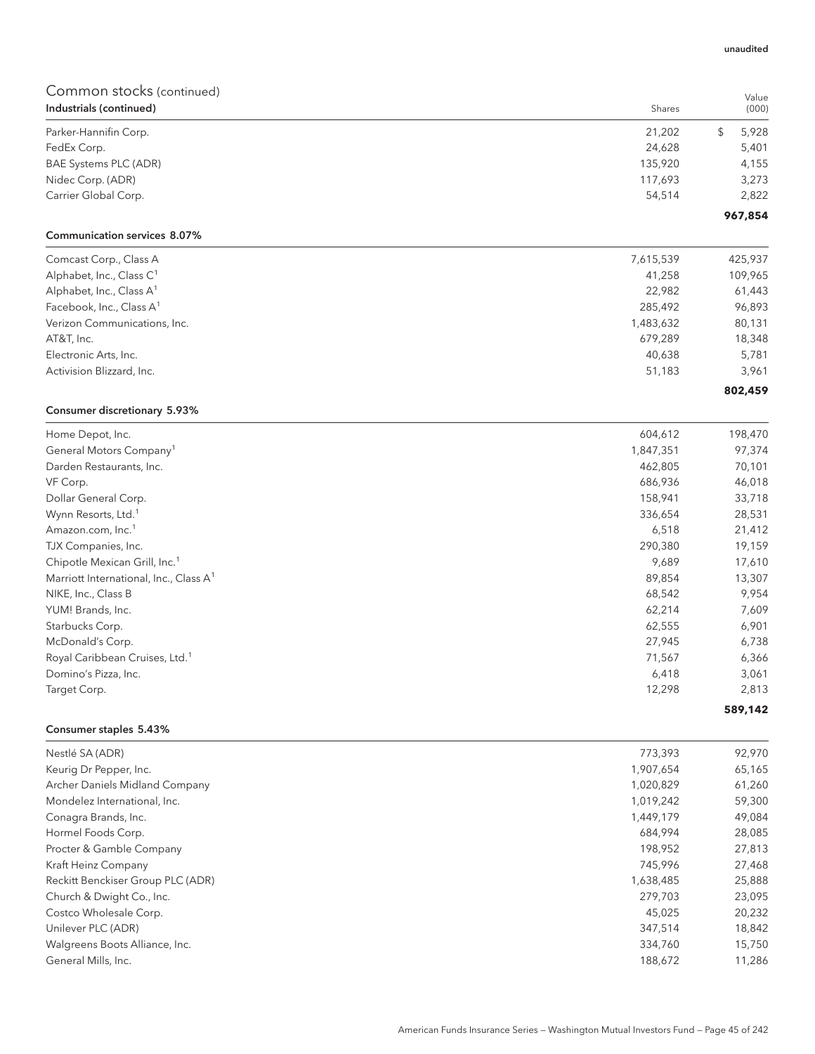unaudited

## Common stocks (continued)

| Industrials (continued) | Shares | Value (000) |
|---|---|---|
| Parker-Hannifin Corp. | 21,202 | $ 5,928 |
| FedEx Corp. | 24,628 | 5,401 |
| BAE Systems PLC (ADR) | 135,920 | 4,155 |
| Nidec Corp. (ADR) | 117,693 | 3,273 |
| Carrier Global Corp. | 54,514 | 2,822 |
| | | **967,854** |
| **Communication services 8.07%** | | |
| Comcast Corp., Class A | 7,615,539 | 425,937 |
| Alphabet, Inc., Class C[1] | 41,258 | 109,965 |
| Alphabet, Inc., Class A[1] | 22,982 | 61,443 |
| Facebook, Inc., Class A[1] | 285,492 | 96,893 |
| Verizon Communications, Inc. | 1,483,632 | 80,131 |
| AT&T, Inc. | 679,289 | 18,348 |
| Electronic Arts, Inc. | 40,638 | 5,781 |
| Activision Blizzard, Inc. | 51,183 | 3,961 |
| | | **802,459** |
| **Consumer discretionary 5.93%** | | |
| Home Depot, Inc. | 604,612 | 198,470 |
| General Motors Company[1] | 1,847,351 | 97,374 |
| Darden Restaurants, Inc. | 462,805 | 70,101 |
| VF Corp. | 686,936 | 46,018 |
| Dollar General Corp. | 158,941 | 33,718 |
| Wynn Resorts, Ltd.[1] | 336,654 | 28,531 |
| Amazon.com, Inc.[1] | 6,518 | 21,412 |
| TJX Companies, Inc. | 290,380 | 19,159 |
| Chipotle Mexican Grill, Inc.[1] | 9,689 | 17,610 |
| Marriott International, Inc., Class A[1] | 89,854 | 13,307 |
| NIKE, Inc., Class B | 68,542 | 9,954 |
| YUM! Brands, Inc. | 62,214 | 7,609 |
| Starbucks Corp. | 62,555 | 6,901 |
| McDonald's Corp. | 27,945 | 6,738 |
| Royal Caribbean Cruises, Ltd.[1] | 71,567 | 6,366 |
| Domino's Pizza, Inc. | 6,418 | 3,061 |
| Target Corp. | 12,298 | 2,813 |
| | | **589,142** |
| **Consumer staples 5.43%** | | |
| Nestlé SA (ADR) | 773,393 | 92,970 |
| Keurig Dr Pepper, Inc. | 1,907,654 | 65,165 |
| Archer Daniels Midland Company | 1,020,829 | 61,260 |
| Mondelez International, Inc. | 1,019,242 | 59,300 |
| Conagra Brands, Inc. | 1,449,179 | 49,084 |
| Hormel Foods Corp. | 684,994 | 28,085 |
| Procter & Gamble Company | 198,952 | 27,813 |
| Kraft Heinz Company | 745,996 | 27,468 |
| Reckitt Benckiser Group PLC (ADR) | 1,638,485 | 25,888 |
| Church & Dwight Co., Inc. | 279,703 | 23,095 |
| Costco Wholesale Corp. | 45,025 | 20,232 |
| Unilever PLC (ADR) | 347,514 | 18,842 |
| Walgreens Boots Alliance, Inc. | 334,760 | 15,750 |
| General Mills, Inc. | 188,672 | 11,286 |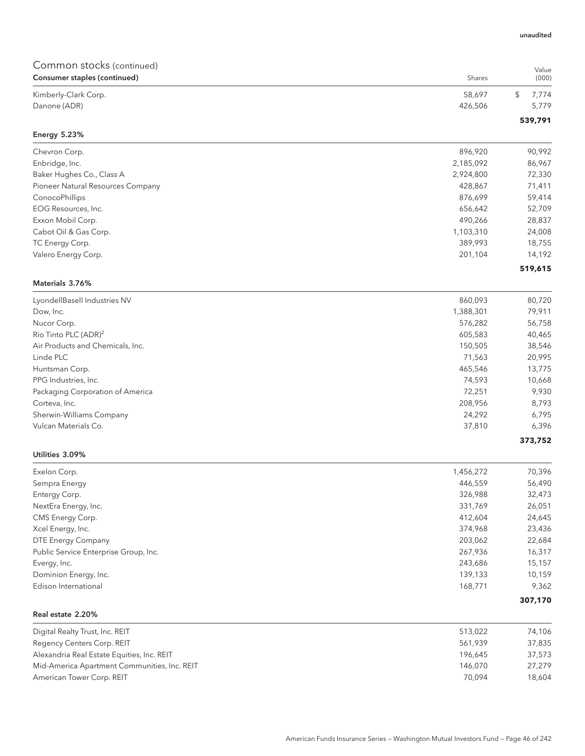unaudited

## Common stocks (continued)

| Consumer staples (continued) | Shares | Value (000) |
|---|---|---|
| Kimberly-Clark Corp. | 58,697 | $ 7,774 |
| Danone (ADR) | 426,506 | 5,779 |
| | | **539,791** |

| Energy 5.23% | | |
|---|---|---|
| Chevron Corp. | 896,920 | 90,992 |
| Enbridge, Inc. | 2,185,092 | 86,967 |
| Baker Hughes Co., Class A | 2,924,800 | 72,330 |
| Pioneer Natural Resources Company | 428,867 | 71,411 |
| ConocoPhillips | 876,699 | 59,414 |
| EOG Resources, Inc. | 656,642 | 52,709 |
| Exxon Mobil Corp. | 490,266 | 28,837 |
| Cabot Oil & Gas Corp. | 1,103,310 | 24,008 |
| TC Energy Corp. | 389,993 | 18,755 |
| Valero Energy Corp. | 201,104 | 14,192 |
| | | **519,615** |

| Materials 3.76% | | |
|---|---|---|
| LyondellBasell Industries NV | 860,093 | 80,720 |
| Dow, Inc. | 1,388,301 | 79,911 |
| Nucor Corp. | 576,282 | 56,758 |
| Rio Tinto PLC (ADR)[2] | 605,583 | 40,465 |
| Air Products and Chemicals, Inc. | 150,505 | 38,546 |
| Linde PLC | 71,563 | 20,995 |
| Huntsman Corp. | 465,546 | 13,775 |
| PPG Industries, Inc. | 74,593 | 10,668 |
| Packaging Corporation of America | 72,251 | 9,930 |
| Corteva, Inc. | 208,956 | 8,793 |
| Sherwin-Williams Company | 24,292 | 6,795 |
| Vulcan Materials Co. | 37,810 | 6,396 |
| | | **373,752** |

| Utilities 3.09% | | |
|---|---|---|
| Exelon Corp. | 1,456,272 | 70,396 |
| Sempra Energy | 446,559 | 56,490 |
| Entergy Corp. | 326,988 | 32,473 |
| NextEra Energy, Inc. | 331,769 | 26,051 |
| CMS Energy Corp. | 412,604 | 24,645 |
| Xcel Energy, Inc. | 374,968 | 23,436 |
| DTE Energy Company | 203,062 | 22,684 |
| Public Service Enterprise Group, Inc. | 267,936 | 16,317 |
| Evergy, Inc. | 243,686 | 15,157 |
| Dominion Energy, Inc. | 139,133 | 10,159 |
| Edison International | 168,771 | 9,362 |
| | | **307,170** |

| Real estate 2.20% | | |
|---|---|---|
| Digital Realty Trust, Inc. REIT | 513,022 | 74,106 |
| Regency Centers Corp. REIT | 561,939 | 37,835 |
| Alexandria Real Estate Equities, Inc. REIT | 196,645 | 37,573 |
| Mid-America Apartment Communities, Inc. REIT | 146,070 | 27,279 |
| American Tower Corp. REIT | 70,094 | 18,604 |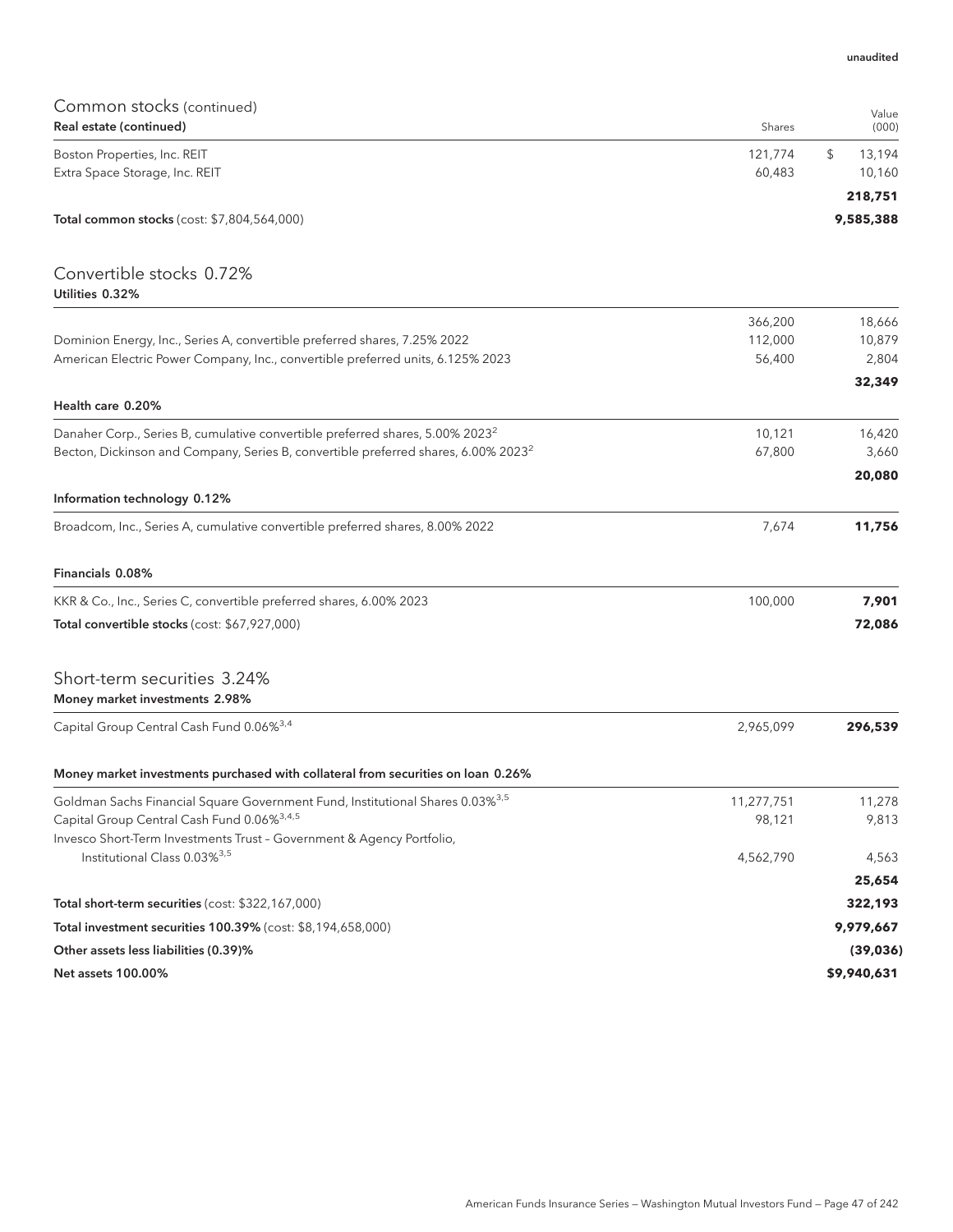unaudited

## Common stocks (continued)

| Real estate (continued) | Shares | Value (000) |
|---|---|---|
| Boston Properties, Inc. REIT | 121,774 | $ 13,194 |
| Extra Space Storage, Inc. REIT | 60,483 | 10,160 |
| | | **218,751** |
| **Total common stocks** (cost: $7,804,564,000) | | **9,585,388** |

## Convertible stocks 0.72%

| Utilities 0.32% | | |
|---|---|---|
| | 366,200 | 18,666 |
| Dominion Energy, Inc., Series A, convertible preferred shares, 7.25% 2022 | 112,000 | 10,879 |
| American Electric Power Company, Inc., convertible preferred units, 6.125% 2023 | 56,400 | 2,804 |
| | | **32,349** |
| **Health care 0.20%** | | |
| Danaher Corp., Series B, cumulative convertible preferred shares, 5.00% 2023[2] | 10,121 | 16,420 |
| Becton, Dickinson and Company, Series B, convertible preferred shares, 6.00% 2023[2] | 67,800 | 3,660 |
| | | **20,080** |
| **Information technology 0.12%** | | |
| Broadcom, Inc., Series A, cumulative convertible preferred shares, 8.00% 2022 | 7,674 | **11,756** |
| **Financials 0.08%** | | |
| KKR & Co., Inc., Series C, convertible preferred shares, 6.00% 2023 | 100,000 | **7,901** |
| **Total convertible stocks** (cost: $67,927,000) | | **72,086** |

## Short-term securities 3.24%

| Money market investments 2.98% | | |
|---|---|---|
| Capital Group Central Cash Fund 0.06%[3,4] | 2,965,099 | **296,539** |
| **Money market investments purchased with collateral from securities on loan 0.26%** | | |
| Goldman Sachs Financial Square Government Fund, Institutional Shares 0.03%[3,5] | 11,277,751 | 11,278 |
| Capital Group Central Cash Fund 0.06%[3,4,5] | 98,121 | 9,813 |
| Invesco Short-Term Investments Trust – Government & Agency Portfolio, Institutional Class 0.03%[3,5] | 4,562,790 | 4,563 |
| | | **25,654** |
| **Total short-term securities** (cost: $322,167,000) | | **322,193** |
| **Total investment securities 100.39%** (cost: $8,194,658,000) | | **9,979,667** |
| **Other assets less liabilities (0.39)%** | | **(39,036)** |
| **Net assets 100.00%** | | **$9,940,631** |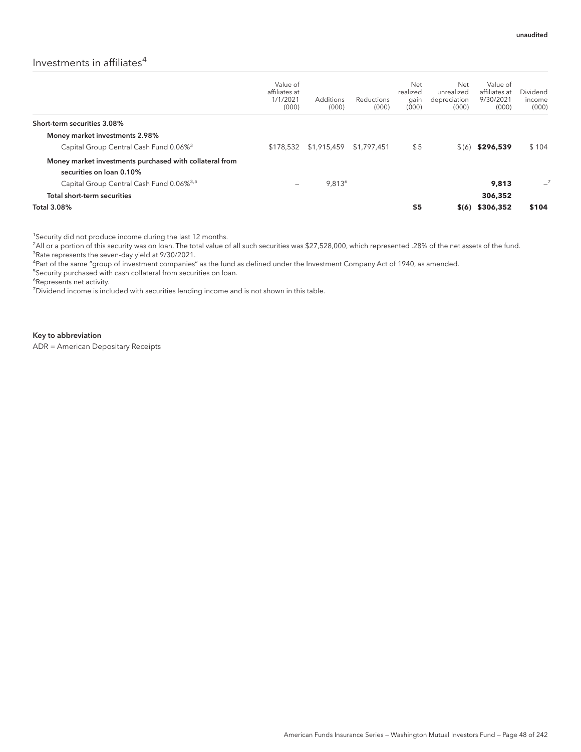unaudited

## Investments in affiliates[4]

| | Value of affiliates at 1/1/2021 (000) | Additions (000) | Reductions (000) | Net realized gain (000) | Net unrealized depreciation (000) | Value of affiliates at 9/30/2021 (000) | Dividend income (000) |
|---|---|---|---|---|---|---|---|
| **Short-term securities 3.08%** | | | | | | | |
| **Money market investments 2.98%** | | | | | | | |
| Capital Group Central Cash Fund 0.06%[3] | $178,532 | $1,915,459 | $1,797,451 | $5 | $(6) | **$296,539** | $104 |
| **Money market investments purchased with collateral from securities on loan 0.10%** | | | | | | | |
| Capital Group Central Cash Fund 0.06%[3,5] | – | 9,813[6] | | | | **9,813** | –[7] |
| **Total short-term securities** | | | | | | **306,352** | |
| **Total 3.08%** | | | | **$5** | **$(6)** | **$306,352** | **$104** |

[1]Security did not produce income during the last 12 months.
[2]All or a portion of this security was on loan. The total value of all such securities was $27,528,000, which represented .28% of the net assets of the fund.
[3]Rate represents the seven-day yield at 9/30/2021.
[4]Part of the same "group of investment companies" as the fund as defined under the Investment Company Act of 1940, as amended.
[5]Security purchased with cash collateral from securities on loan.
[6]Represents net activity.
[7]Dividend income is included with securities lending income and is not shown in this table.

**Key to abbreviation**
ADR = American Depositary Receipts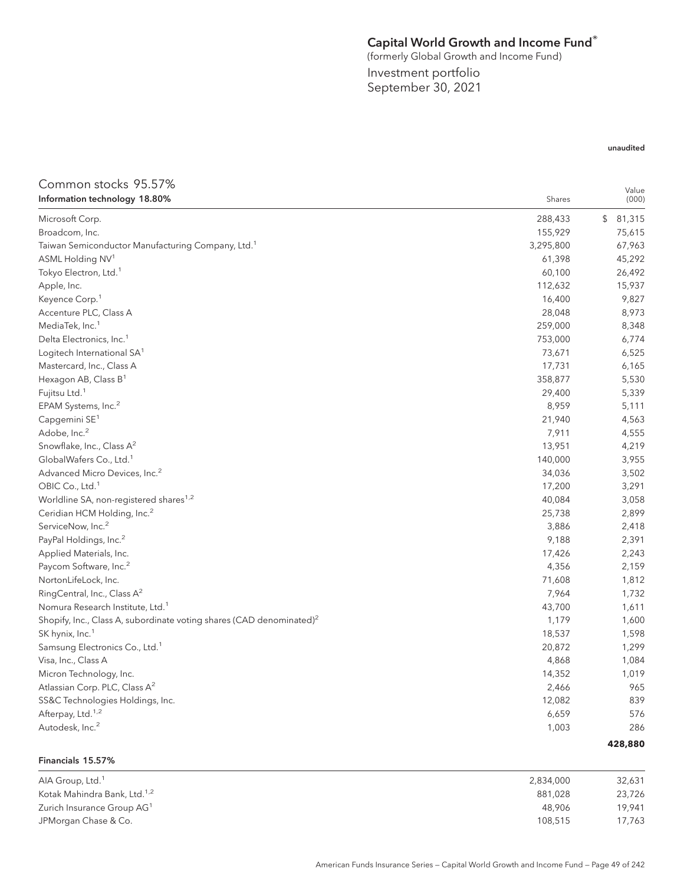# Capital World Growth and Income Fund®

(formerly Global Growth and Income Fund)

Investment portfolio
September 30, 2021

unaudited

## Common stocks 95.57%

| Information technology 18.80% | Shares | Value (000) |
|---|---|---|
| Microsoft Corp. | 288,433 | $ 81,315 |
| Broadcom, Inc. | 155,929 | 75,615 |
| Taiwan Semiconductor Manufacturing Company, Ltd.[1] | 3,295,800 | 67,963 |
| ASML Holding NV[1] | 61,398 | 45,292 |
| Tokyo Electron, Ltd.[1] | 60,100 | 26,492 |
| Apple, Inc. | 112,632 | 15,937 |
| Keyence Corp.[1] | 16,400 | 9,827 |
| Accenture PLC, Class A | 28,048 | 8,973 |
| MediaTek, Inc.[1] | 259,000 | 8,348 |
| Delta Electronics, Inc.[1] | 753,000 | 6,774 |
| Logitech International SA[1] | 73,671 | 6,525 |
| Mastercard, Inc., Class A | 17,731 | 6,165 |
| Hexagon AB, Class B[1] | 358,877 | 5,530 |
| Fujitsu Ltd.[1] | 29,400 | 5,339 |
| EPAM Systems, Inc.[2] | 8,959 | 5,111 |
| Capgemini SE[1] | 21,940 | 4,563 |
| Adobe, Inc.[2] | 7,911 | 4,555 |
| Snowflake, Inc., Class A[2] | 13,951 | 4,219 |
| GlobalWafers Co., Ltd.[1] | 140,000 | 3,955 |
| Advanced Micro Devices, Inc.[2] | 34,036 | 3,502 |
| OBIC Co., Ltd.[1] | 17,200 | 3,291 |
| Worldline SA, non-registered shares[1,2] | 40,084 | 3,058 |
| Ceridian HCM Holding, Inc.[2] | 25,738 | 2,899 |
| ServiceNow, Inc.[2] | 3,886 | 2,418 |
| PayPal Holdings, Inc.[2] | 9,188 | 2,391 |
| Applied Materials, Inc. | 17,426 | 2,243 |
| Paycom Software, Inc.[2] | 4,356 | 2,159 |
| NortonLifeLock, Inc. | 71,608 | 1,812 |
| RingCentral, Inc., Class A[2] | 7,964 | 1,732 |
| Nomura Research Institute, Ltd.[1] | 43,700 | 1,611 |
| Shopify, Inc., Class A, subordinate voting shares (CAD denominated)[2] | 1,179 | 1,600 |
| SK hynix, Inc.[1] | 18,537 | 1,598 |
| Samsung Electronics Co., Ltd.[1] | 20,872 | 1,299 |
| Visa, Inc., Class A | 4,868 | 1,084 |
| Micron Technology, Inc. | 14,352 | 1,019 |
| Atlassian Corp. PLC, Class A[2] | 2,466 | 965 |
| SS&C Technologies Holdings, Inc. | 12,082 | 839 |
| Afterpay, Ltd.[1,2] | 6,659 | 576 |
| Autodesk, Inc.[2] | 1,003 | 286 |
| | | **428,880** |

| Financials 15.57% | | |
|---|---|---|
| AIA Group, Ltd.[1] | 2,834,000 | 32,631 |
| Kotak Mahindra Bank, Ltd.[1,2] | 881,028 | 23,726 |
| Zurich Insurance Group AG[1] | 48,906 | 19,941 |
| JPMorgan Chase & Co. | 108,515 | 17,763 |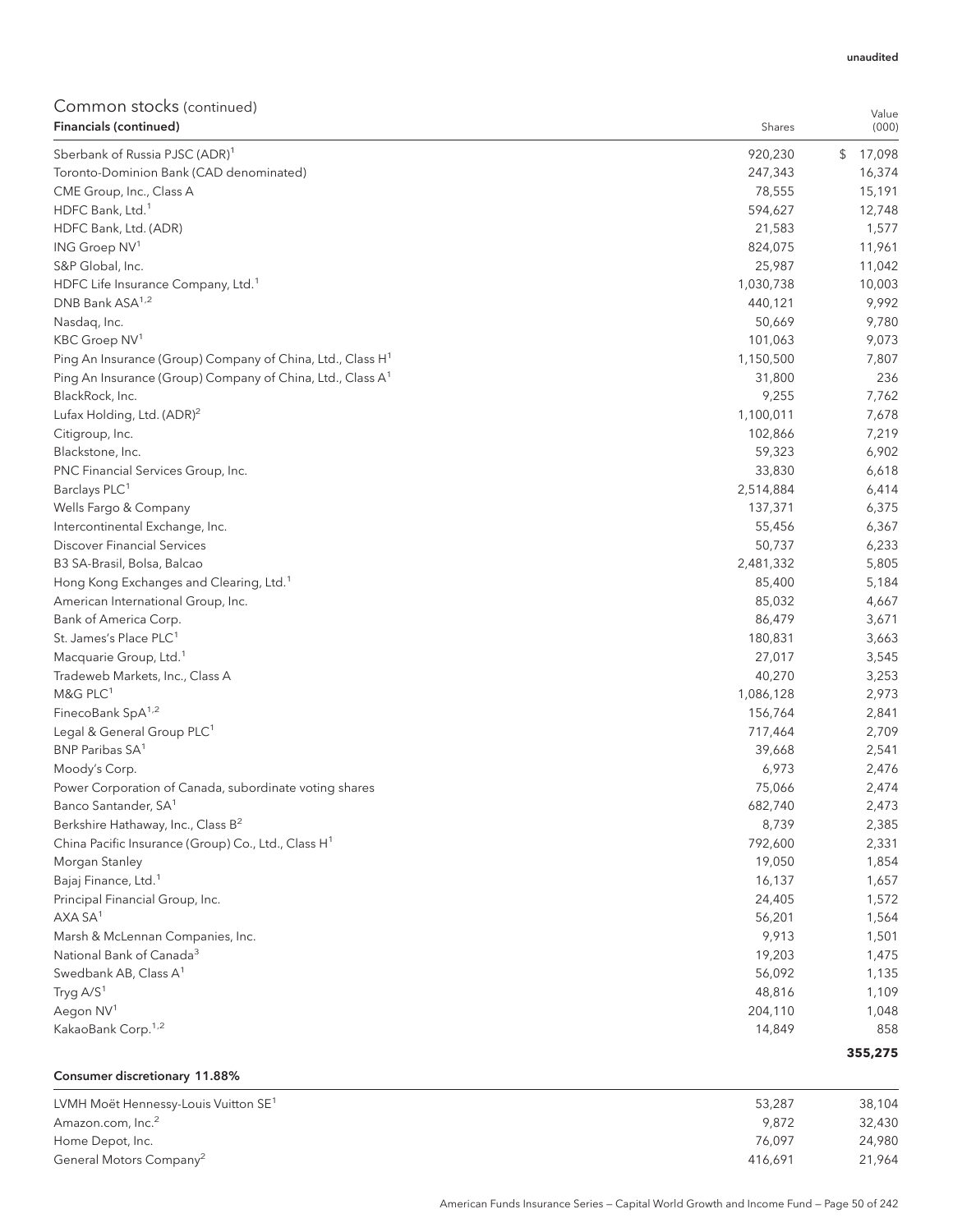unaudited

## Common stocks (continued)

| Financials (continued) | Shares | Value (000) |
|---|---|---|
| Sberbank of Russia PJSC (ADR)[1] | 920,230 | $ 17,098 |
| Toronto-Dominion Bank (CAD denominated) | 247,343 | 16,374 |
| CME Group, Inc., Class A | 78,555 | 15,191 |
| HDFC Bank, Ltd.[1] | 594,627 | 12,748 |
| HDFC Bank, Ltd. (ADR) | 21,583 | 1,577 |
| ING Groep NV[1] | 824,075 | 11,961 |
| S&P Global, Inc. | 25,987 | 11,042 |
| HDFC Life Insurance Company, Ltd.[1] | 1,030,738 | 10,003 |
| DNB Bank ASA[1,2] | 440,121 | 9,992 |
| Nasdaq, Inc. | 50,669 | 9,780 |
| KBC Groep NV[1] | 101,063 | 9,073 |
| Ping An Insurance (Group) Company of China, Ltd., Class H[1] | 1,150,500 | 7,807 |
| Ping An Insurance (Group) Company of China, Ltd., Class A[1] | 31,800 | 236 |
| BlackRock, Inc. | 9,255 | 7,762 |
| Lufax Holding, Ltd. (ADR)[2] | 1,100,011 | 7,678 |
| Citigroup, Inc. | 102,866 | 7,219 |
| Blackstone, Inc. | 59,323 | 6,902 |
| PNC Financial Services Group, Inc. | 33,830 | 6,618 |
| Barclays PLC[1] | 2,514,884 | 6,414 |
| Wells Fargo & Company | 137,371 | 6,375 |
| Intercontinental Exchange, Inc. | 55,456 | 6,367 |
| Discover Financial Services | 50,737 | 6,233 |
| B3 SA-Brasil, Bolsa, Balcao | 2,481,332 | 5,805 |
| Hong Kong Exchanges and Clearing, Ltd.[1] | 85,400 | 5,184 |
| American International Group, Inc. | 85,032 | 4,667 |
| Bank of America Corp. | 86,479 | 3,671 |
| St. James's Place PLC[1] | 180,831 | 3,663 |
| Macquarie Group, Ltd.[1] | 27,017 | 3,545 |
| Tradeweb Markets, Inc., Class A | 40,270 | 3,253 |
| M&G PLC[1] | 1,086,128 | 2,973 |
| FinecoBank SpA[1,2] | 156,764 | 2,841 |
| Legal & General Group PLC[1] | 717,464 | 2,709 |
| BNP Paribas SA[1] | 39,668 | 2,541 |
| Moody's Corp. | 6,973 | 2,476 |
| Power Corporation of Canada, subordinate voting shares | 75,066 | 2,474 |
| Banco Santander, SA[1] | 682,740 | 2,473 |
| Berkshire Hathaway, Inc., Class B[2] | 8,739 | 2,385 |
| China Pacific Insurance (Group) Co., Ltd., Class H[1] | 792,600 | 2,331 |
| Morgan Stanley | 19,050 | 1,854 |
| Bajaj Finance, Ltd.[1] | 16,137 | 1,657 |
| Principal Financial Group, Inc. | 24,405 | 1,572 |
| AXA SA[1] | 56,201 | 1,564 |
| Marsh & McLennan Companies, Inc. | 9,913 | 1,501 |
| National Bank of Canada[3] | 19,203 | 1,475 |
| Swedbank AB, Class A[1] | 56,092 | 1,135 |
| Tryg A/S[1] | 48,816 | 1,109 |
| Aegon NV[1] | 204,110 | 1,048 |
| KakaoBank Corp.[1,2] | 14,849 | 858 |
| | | **355,275** |

| Consumer discretionary 11.88% | Shares | Value (000) |
|---|---|---|
| LVMH Moët Hennessy-Louis Vuitton SE[1] | 53,287 | 38,104 |
| Amazon.com, Inc.[2] | 9,872 | 32,430 |
| Home Depot, Inc. | 76,097 | 24,980 |
| General Motors Company[2] | 416,691 | 21,964 |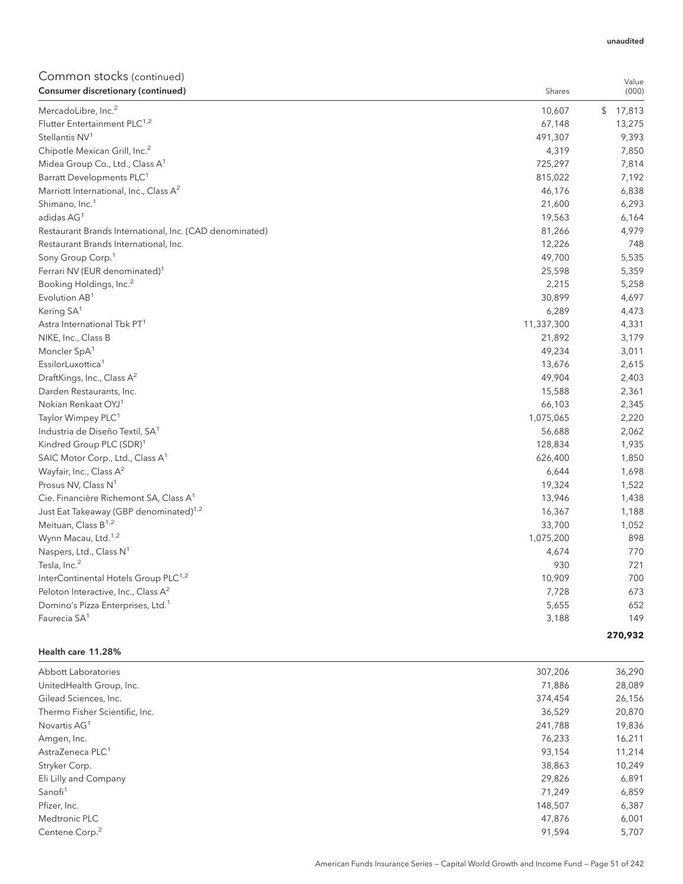unaudited

## Common stocks (continued)

| Consumer discretionary (continued) | Shares | Value (000) |
|---|---|---|
| MercadoLibre, Inc.[2] | 10,607 | $ 17,813 |
| Flutter Entertainment PLC[1,2] | 67,148 | 13,275 |
| Stellantis NV[1] | 491,307 | 9,393 |
| Chipotle Mexican Grill, Inc.[2] | 4,319 | 7,850 |
| Midea Group Co., Ltd., Class A[1] | 725,297 | 7,814 |
| Barratt Developments PLC[1] | 815,022 | 7,192 |
| Marriott International, Inc., Class A[2] | 46,176 | 6,838 |
| Shimano, Inc.[1] | 21,600 | 6,293 |
| adidas AG[1] | 19,563 | 6,164 |
| Restaurant Brands International, Inc. (CAD denominated) | 81,266 | 4,979 |
| Restaurant Brands International, Inc. | 12,226 | 748 |
| Sony Group Corp.[1] | 49,700 | 5,535 |
| Ferrari NV (EUR denominated)[1] | 25,598 | 5,359 |
| Booking Holdings, Inc.[2] | 2,215 | 5,258 |
| Evolution AB[1] | 30,899 | 4,697 |
| Kering SA[1] | 6,289 | 4,473 |
| Astra International Tbk PT[1] | 11,337,300 | 4,331 |
| NIKE, Inc., Class B | 21,892 | 3,179 |
| Moncler SpA[1] | 49,234 | 3,011 |
| EssilorLuxottica[1] | 13,676 | 2,615 |
| DraftKings, Inc., Class A[2] | 49,904 | 2,403 |
| Darden Restaurants, Inc. | 15,588 | 2,361 |
| Nokian Renkaat OYJ[1] | 66,103 | 2,345 |
| Taylor Wimpey PLC[1] | 1,075,065 | 2,220 |
| Industria de Diseño Textil, SA[1] | 56,688 | 2,062 |
| Kindred Group PLC (SDR)[1] | 128,834 | 1,935 |
| SAIC Motor Corp., Ltd., Class A[1] | 626,400 | 1,850 |
| Wayfair, Inc., Class A[2] | 6,644 | 1,698 |
| Prosus NV, Class N[1] | 19,324 | 1,522 |
| Cie. Financière Richemont SA, Class A[1] | 13,946 | 1,438 |
| Just Eat Takeaway (GBP denominated)[1,2] | 16,367 | 1,188 |
| Meituan, Class B[1,2] | 33,700 | 1,052 |
| Wynn Macau, Ltd.[1,2] | 1,075,200 | 898 |
| Naspers, Ltd., Class N[1] | 4,674 | 770 |
| Tesla, Inc.[2] | 930 | 721 |
| InterContinental Hotels Group PLC[1,2] | 10,909 | 700 |
| Peloton Interactive, Inc., Class A[2] | 7,728 | 673 |
| Domino's Pizza Enterprises, Ltd.[1] | 5,655 | 652 |
| Faurecia SA[1] | 3,188 | 149 |
| | | **270,932** |

| Health care 11.28% | Shares | Value (000) |
|---|---|---|
| Abbott Laboratories | 307,206 | 36,290 |
| UnitedHealth Group, Inc. | 71,886 | 28,089 |
| Gilead Sciences, Inc. | 374,454 | 26,156 |
| Thermo Fisher Scientific, Inc. | 36,529 | 20,870 |
| Novartis AG[1] | 241,788 | 19,836 |
| Amgen, Inc. | 76,233 | 16,211 |
| AstraZeneca PLC[1] | 93,154 | 11,214 |
| Stryker Corp. | 38,863 | 10,249 |
| Eli Lilly and Company | 29,826 | 6,891 |
| Sanofi[1] | 71,249 | 6,859 |
| Pfizer, Inc. | 148,507 | 6,387 |
| Medtronic PLC | 47,876 | 6,001 |
| Centene Corp.[2] | 91,594 | 5,707 |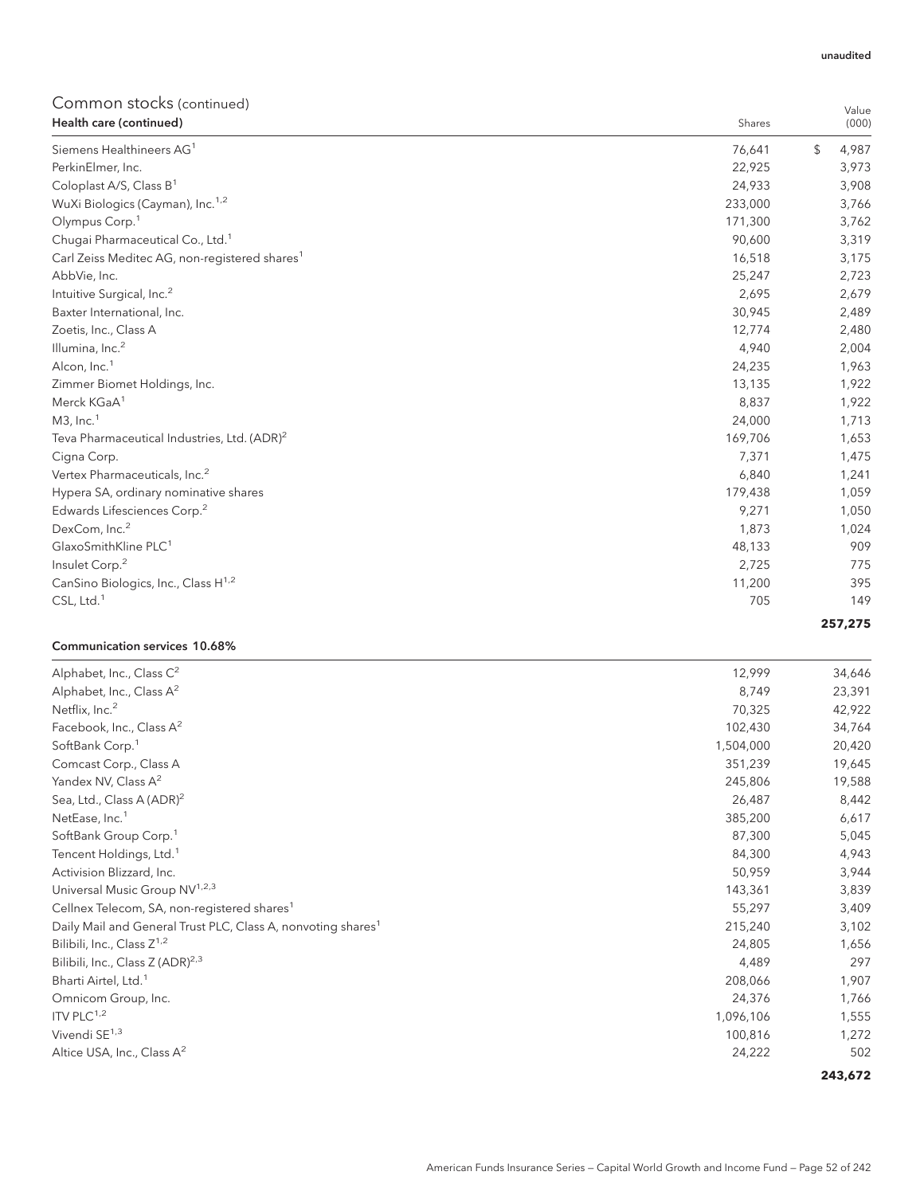unaudited

## Common stocks (continued)

| Health care (continued) | Shares | Value (000) |
|---|---|---|
| Siemens Healthineers AG[1] | 76,641 | $ 4,987 |
| PerkinElmer, Inc. | 22,925 | 3,973 |
| Coloplast A/S, Class B[1] | 24,933 | 3,908 |
| WuXi Biologics (Cayman), Inc.[1,2] | 233,000 | 3,766 |
| Olympus Corp.[1] | 171,300 | 3,762 |
| Chugai Pharmaceutical Co., Ltd.[1] | 90,600 | 3,319 |
| Carl Zeiss Meditec AG, non-registered shares[1] | 16,518 | 3,175 |
| AbbVie, Inc. | 25,247 | 2,723 |
| Intuitive Surgical, Inc.[2] | 2,695 | 2,679 |
| Baxter International, Inc. | 30,945 | 2,489 |
| Zoetis, Inc., Class A | 12,774 | 2,480 |
| Illumina, Inc.[2] | 4,940 | 2,004 |
| Alcon, Inc.[1] | 24,235 | 1,963 |
| Zimmer Biomet Holdings, Inc. | 13,135 | 1,922 |
| Merck KGaA[1] | 8,837 | 1,922 |
| M3, Inc.[1] | 24,000 | 1,713 |
| Teva Pharmaceutical Industries, Ltd. (ADR)[2] | 169,706 | 1,653 |
| Cigna Corp. | 7,371 | 1,475 |
| Vertex Pharmaceuticals, Inc.[2] | 6,840 | 1,241 |
| Hypera SA, ordinary nominative shares | 179,438 | 1,059 |
| Edwards Lifesciences Corp.[2] | 9,271 | 1,050 |
| DexCom, Inc.[2] | 1,873 | 1,024 |
| GlaxoSmithKline PLC[1] | 48,133 | 909 |
| Insulet Corp.[2] | 2,725 | 775 |
| CanSino Biologics, Inc., Class H[1,2] | 11,200 | 395 |
| CSL, Ltd.[1] | 705 | 149 |
| | | **257,275** |

| Communication services 10.68% | Shares | Value (000) |
|---|---|---|
| Alphabet, Inc., Class C[2] | 12,999 | 34,646 |
| Alphabet, Inc., Class A[2] | 8,749 | 23,391 |
| Netflix, Inc.[2] | 70,325 | 42,922 |
| Facebook, Inc., Class A[2] | 102,430 | 34,764 |
| SoftBank Corp.[1] | 1,504,000 | 20,420 |
| Comcast Corp., Class A | 351,239 | 19,645 |
| Yandex NV, Class A[2] | 245,806 | 19,588 |
| Sea, Ltd., Class A (ADR)[2] | 26,487 | 8,442 |
| NetEase, Inc.[1] | 385,200 | 6,617 |
| SoftBank Group Corp.[1] | 87,300 | 5,045 |
| Tencent Holdings, Ltd.[1] | 84,300 | 4,943 |
| Activision Blizzard, Inc. | 50,959 | 3,944 |
| Universal Music Group NV[1,2,3] | 143,361 | 3,839 |
| Cellnex Telecom, SA, non-registered shares[1] | 55,297 | 3,409 |
| Daily Mail and General Trust PLC, Class A, nonvoting shares[1] | 215,240 | 3,102 |
| Bilibili, Inc., Class Z[1,2] | 24,805 | 1,656 |
| Bilibili, Inc., Class Z (ADR)[2,3] | 4,489 | 297 |
| Bharti Airtel, Ltd.[1] | 208,066 | 1,907 |
| Omnicom Group, Inc. | 24,376 | 1,766 |
| ITV PLC[1,2] | 1,096,106 | 1,555 |
| Vivendi SE[1,3] | 100,816 | 1,272 |
| Altice USA, Inc., Class A[2] | 24,222 | 502 |
| | | **243,672** |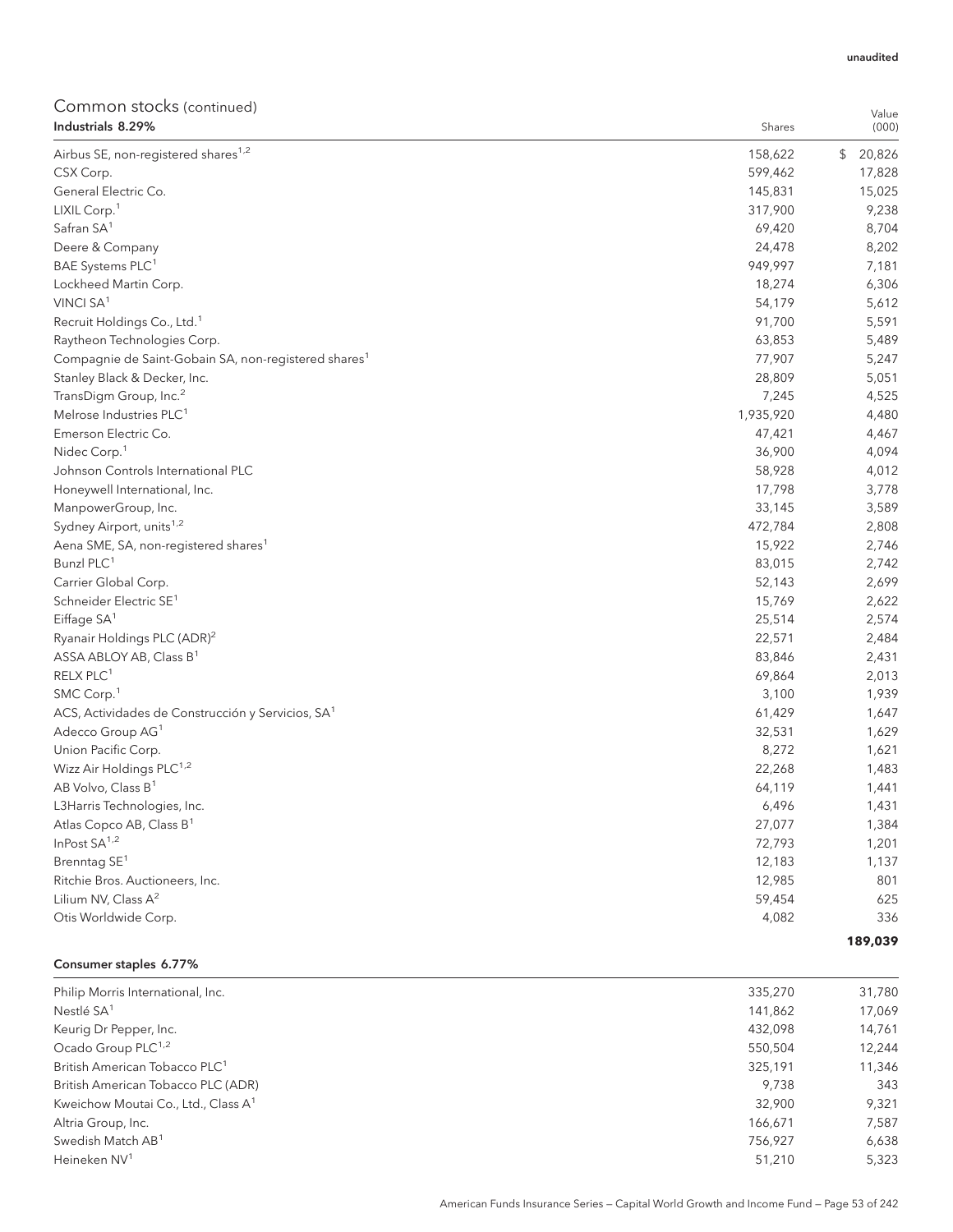unaudited

## Common stocks (continued)

| Industrials 8.29% | Shares | Value (000) |
|---|---|---|
| Airbus SE, non-registered shares[1,2] | 158,622 | $ 20,826 |
| CSX Corp. | 599,462 | 17,828 |
| General Electric Co. | 145,831 | 15,025 |
| LIXIL Corp.[1] | 317,900 | 9,238 |
| Safran SA[1] | 69,420 | 8,704 |
| Deere & Company | 24,478 | 8,202 |
| BAE Systems PLC[1] | 949,997 | 7,181 |
| Lockheed Martin Corp. | 18,274 | 6,306 |
| VINCI SA[1] | 54,179 | 5,612 |
| Recruit Holdings Co., Ltd.[1] | 91,700 | 5,591 |
| Raytheon Technologies Corp. | 63,853 | 5,489 |
| Compagnie de Saint-Gobain SA, non-registered shares[1] | 77,907 | 5,247 |
| Stanley Black & Decker, Inc. | 28,809 | 5,051 |
| TransDigm Group, Inc.[2] | 7,245 | 4,525 |
| Melrose Industries PLC[1] | 1,935,920 | 4,480 |
| Emerson Electric Co. | 47,421 | 4,467 |
| Nidec Corp.[1] | 36,900 | 4,094 |
| Johnson Controls International PLC | 58,928 | 4,012 |
| Honeywell International, Inc. | 17,798 | 3,778 |
| ManpowerGroup, Inc. | 33,145 | 3,589 |
| Sydney Airport, units[1,2] | 472,784 | 2,808 |
| Aena SME, SA, non-registered shares[1] | 15,922 | 2,746 |
| Bunzl PLC[1] | 83,015 | 2,742 |
| Carrier Global Corp. | 52,143 | 2,699 |
| Schneider Electric SE[1] | 15,769 | 2,622 |
| Eiffage SA[1] | 25,514 | 2,574 |
| Ryanair Holdings PLC (ADR)[2] | 22,571 | 2,484 |
| ASSA ABLOY AB, Class B[1] | 83,846 | 2,431 |
| RELX PLC[1] | 69,864 | 2,013 |
| SMC Corp.[1] | 3,100 | 1,939 |
| ACS, Actividades de Construcción y Servicios, SA[1] | 61,429 | 1,647 |
| Adecco Group AG[1] | 32,531 | 1,629 |
| Union Pacific Corp. | 8,272 | 1,621 |
| Wizz Air Holdings PLC[1,2] | 22,268 | 1,483 |
| AB Volvo, Class B[1] | 64,119 | 1,441 |
| L3Harris Technologies, Inc. | 6,496 | 1,431 |
| Atlas Copco AB, Class B[1] | 27,077 | 1,384 |
| InPost SA[1,2] | 72,793 | 1,201 |
| Brenntag SE[1] | 12,183 | 1,137 |
| Ritchie Bros. Auctioneers, Inc. | 12,985 | 801 |
| Lilium NV, Class A[2] | 59,454 | 625 |
| Otis Worldwide Corp. | 4,082 | 336 |
| | | **189,039** |

| Consumer staples 6.77% | Shares | Value (000) |
|---|---|---|
| Philip Morris International, Inc. | 335,270 | 31,780 |
| Nestlé SA[1] | 141,862 | 17,069 |
| Keurig Dr Pepper, Inc. | 432,098 | 14,761 |
| Ocado Group PLC[1,2] | 550,504 | 12,244 |
| British American Tobacco PLC[1] | 325,191 | 11,346 |
| British American Tobacco PLC (ADR) | 9,738 | 343 |
| Kweichow Moutai Co., Ltd., Class A[1] | 32,900 | 9,321 |
| Altria Group, Inc. | 166,671 | 7,587 |
| Swedish Match AB[1] | 756,927 | 6,638 |
| Heineken NV[1] | 51,210 | 5,323 |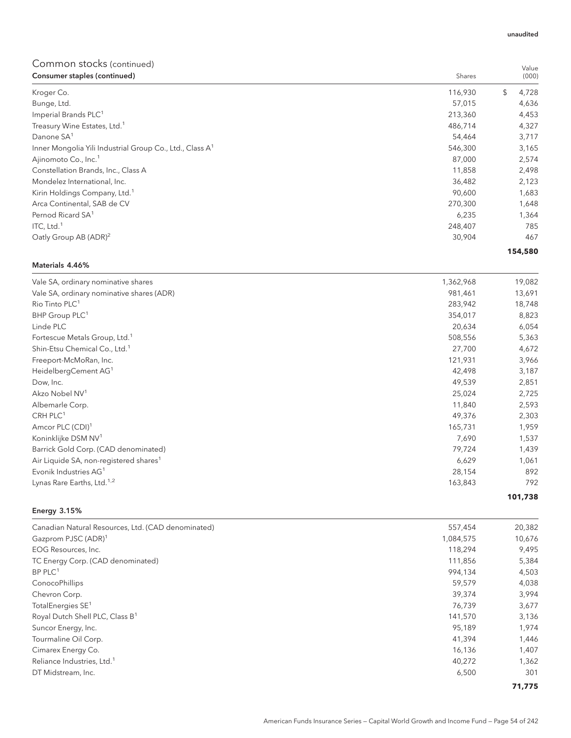unaudited

## Common stocks (continued)

| Consumer staples (continued) | Shares | Value (000) |
|---|---|---|
| Kroger Co. | 116,930 | $ 4,728 |
| Bunge, Ltd. | 57,015 | 4,636 |
| Imperial Brands PLC[1] | 213,360 | 4,453 |
| Treasury Wine Estates, Ltd.[1] | 486,714 | 4,327 |
| Danone SA[1] | 54,464 | 3,717 |
| Inner Mongolia Yili Industrial Group Co., Ltd., Class A[1] | 546,300 | 3,165 |
| Ajinomoto Co., Inc.[1] | 87,000 | 2,574 |
| Constellation Brands, Inc., Class A | 11,858 | 2,498 |
| Mondelez International, Inc. | 36,482 | 2,123 |
| Kirin Holdings Company, Ltd.[1] | 90,600 | 1,683 |
| Arca Continental, SAB de CV | 270,300 | 1,648 |
| Pernod Ricard SA[1] | 6,235 | 1,364 |
| ITC, Ltd.[1] | 248,407 | 785 |
| Oatly Group AB (ADR)[2] | 30,904 | 467 |
| | | **154,580** |

| Materials 4.46% | | |
|---|---|---|
| Vale SA, ordinary nominative shares | 1,362,968 | 19,082 |
| Vale SA, ordinary nominative shares (ADR) | 981,461 | 13,691 |
| Rio Tinto PLC[1] | 283,942 | 18,748 |
| BHP Group PLC[1] | 354,017 | 8,823 |
| Linde PLC | 20,634 | 6,054 |
| Fortescue Metals Group, Ltd.[1] | 508,556 | 5,363 |
| Shin-Etsu Chemical Co., Ltd.[1] | 27,700 | 4,672 |
| Freeport-McMoRan, Inc. | 121,931 | 3,966 |
| HeidelbergCement AG[1] | 42,498 | 3,187 |
| Dow, Inc. | 49,539 | 2,851 |
| Akzo Nobel NV[1] | 25,024 | 2,725 |
| Albemarle Corp. | 11,840 | 2,593 |
| CRH PLC[1] | 49,376 | 2,303 |
| Amcor PLC (CDI)[1] | 165,731 | 1,959 |
| Koninklijke DSM NV[1] | 7,690 | 1,537 |
| Barrick Gold Corp. (CAD denominated) | 79,724 | 1,439 |
| Air Liquide SA, non-registered shares[1] | 6,629 | 1,061 |
| Evonik Industries AG[1] | 28,154 | 892 |
| Lynas Rare Earths, Ltd.[1,2] | 163,843 | 792 |
| | | **101,738** |

| Energy 3.15% | | |
|---|---|---|
| Canadian Natural Resources, Ltd. (CAD denominated) | 557,454 | 20,382 |
| Gazprom PJSC (ADR)[1] | 1,084,575 | 10,676 |
| EOG Resources, Inc. | 118,294 | 9,495 |
| TC Energy Corp. (CAD denominated) | 111,856 | 5,384 |
| BP PLC[1] | 994,134 | 4,503 |
| ConocoPhillips | 59,579 | 4,038 |
| Chevron Corp. | 39,374 | 3,994 |
| TotalEnergies SE[1] | 76,739 | 3,677 |
| Royal Dutch Shell PLC, Class B[1] | 141,570 | 3,136 |
| Suncor Energy, Inc. | 95,189 | 1,974 |
| Tourmaline Oil Corp. | 41,394 | 1,446 |
| Cimarex Energy Co. | 16,136 | 1,407 |
| Reliance Industries, Ltd.[1] | 40,272 | 1,362 |
| DT Midstream, Inc. | 6,500 | 301 |
| | | **71,775** |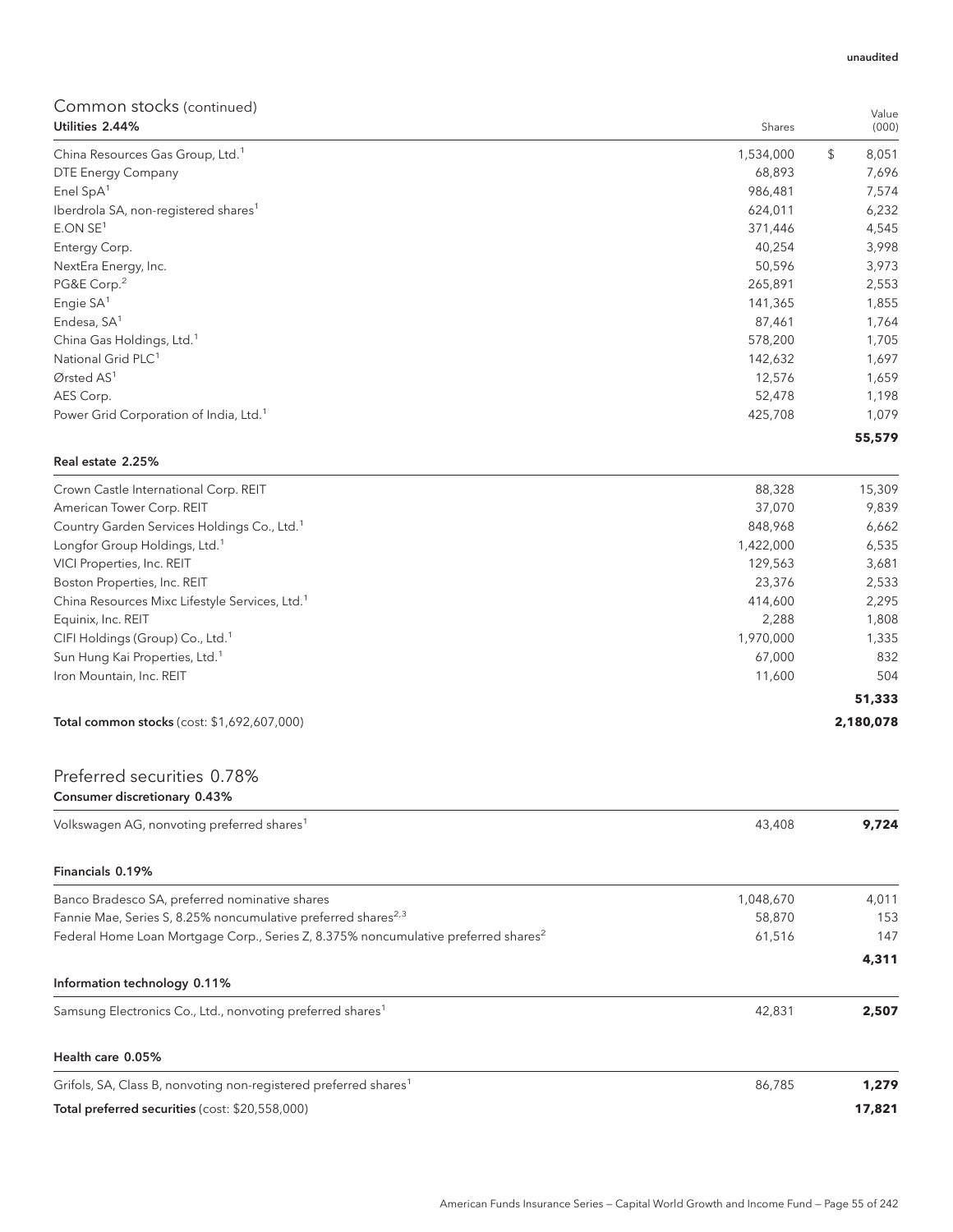unaudited

## Common stocks (continued)

| Utilities 2.44% | Shares | Value (000) |
|---|---|---|
| China Resources Gas Group, Ltd.[1] | 1,534,000 | $ 8,051 |
| DTE Energy Company | 68,893 | 7,696 |
| Enel SpA[1] | 986,481 | 7,574 |
| Iberdrola SA, non-registered shares[1] | 624,011 | 6,232 |
| E.ON SE[1] | 371,446 | 4,545 |
| Entergy Corp. | 40,254 | 3,998 |
| NextEra Energy, Inc. | 50,596 | 3,973 |
| PG&E Corp.[2] | 265,891 | 2,553 |
| Engie SA[1] | 141,365 | 1,855 |
| Endesa, SA[1] | 87,461 | 1,764 |
| China Gas Holdings, Ltd.[1] | 578,200 | 1,705 |
| National Grid PLC[1] | 142,632 | 1,697 |
| Ørsted AS[1] | 12,576 | 1,659 |
| AES Corp. | 52,478 | 1,198 |
| Power Grid Corporation of India, Ltd.[1] | 425,708 | 1,079 |
| | | **55,579** |

| Real estate 2.25% | | |
|---|---|---|
| Crown Castle International Corp. REIT | 88,328 | 15,309 |
| American Tower Corp. REIT | 37,070 | 9,839 |
| Country Garden Services Holdings Co., Ltd.[1] | 848,968 | 6,662 |
| Longfor Group Holdings, Ltd.[1] | 1,422,000 | 6,535 |
| VICI Properties, Inc. REIT | 129,563 | 3,681 |
| Boston Properties, Inc. REIT | 23,376 | 2,533 |
| China Resources Mixc Lifestyle Services, Ltd.[1] | 414,600 | 2,295 |
| Equinix, Inc. REIT | 2,288 | 1,808 |
| CIFI Holdings (Group) Co., Ltd.[1] | 1,970,000 | 1,335 |
| Sun Hung Kai Properties, Ltd.[1] | 67,000 | 832 |
| Iron Mountain, Inc. REIT | 11,600 | 504 |
| | | **51,333** |
| **Total common stocks** (cost: $1,692,607,000) | | **2,180,078** |

## Preferred securities 0.78%

| Consumer discretionary 0.43% | | |
|---|---|---|
| Volkswagen AG, nonvoting preferred shares[1] | 43,408 | **9,724** |

| Financials 0.19% | | |
|---|---|---|
| Banco Bradesco SA, preferred nominative shares | 1,048,670 | 4,011 |
| Fannie Mae, Series S, 8.25% noncumulative preferred shares[2,3] | 58,870 | 153 |
| Federal Home Loan Mortgage Corp., Series Z, 8.375% noncumulative preferred shares[2] | 61,516 | 147 |
| | | **4,311** |

| Information technology 0.11% | | |
|---|---|---|
| Samsung Electronics Co., Ltd., nonvoting preferred shares[1] | 42,831 | **2,507** |

| Health care 0.05% | | |
|---|---|---|
| Grifols, SA, Class B, nonvoting non-registered preferred shares[1] | 86,785 | **1,279** |
| **Total preferred securities** (cost: $20,558,000) | | **17,821** |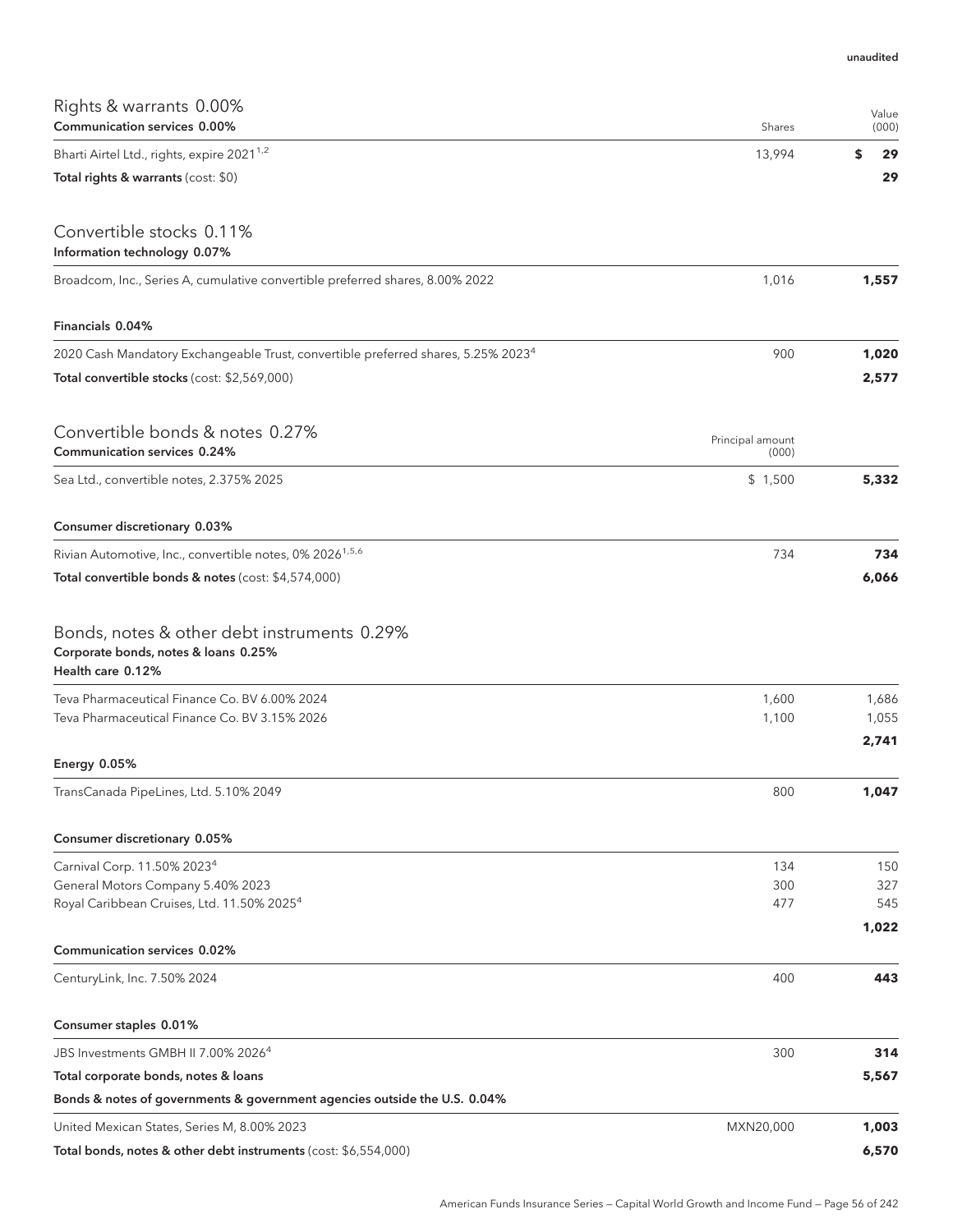unaudited

## Rights & warrants 0.00%

| Communication services 0.00% | Shares | Value (000) |
|---|---|---|
| Bharti Airtel Ltd., rights, expire 2021[1,2] | 13,994 | $ 29 |
| **Total rights & warrants** (cost: $0) | | **29** |

## Convertible stocks 0.11%

| Information technology 0.07% | | |
|---|---|---|
| Broadcom, Inc., Series A, cumulative convertible preferred shares, 8.00% 2022 | 1,016 | **1,557** |
| **Financials 0.04%** | | |
| 2020 Cash Mandatory Exchangeable Trust, convertible preferred shares, 5.25% 2023[4] | 900 | **1,020** |
| **Total convertible stocks** (cost: $2,569,000) | | **2,577** |

## Convertible bonds & notes 0.27%

| Communication services 0.24% | Principal amount (000) | |
|---|---|---|
| Sea Ltd., convertible notes, 2.375% 2025 | $ 1,500 | **5,332** |
| **Consumer discretionary 0.03%** | | |
| Rivian Automotive, Inc., convertible notes, 0% 2026[1,5,6] | 734 | **734** |
| **Total convertible bonds & notes** (cost: $4,574,000) | | **6,066** |

## Bonds, notes & other debt instruments 0.29%

**Corporate bonds, notes & loans 0.25%**

| Health care 0.12% | | |
|---|---|---|
| Teva Pharmaceutical Finance Co. BV 6.00% 2024 | 1,600 | 1,686 |
| Teva Pharmaceutical Finance Co. BV 3.15% 2026 | 1,100 | 1,055 |
| | | **2,741** |
| **Energy 0.05%** | | |
| TransCanada PipeLines, Ltd. 5.10% 2049 | 800 | **1,047** |
| **Consumer discretionary 0.05%** | | |
| Carnival Corp. 11.50% 2023[4] | 134 | 150 |
| General Motors Company 5.40% 2023 | 300 | 327 |
| Royal Caribbean Cruises, Ltd. 11.50% 2025[4] | 477 | 545 |
| | | **1,022** |
| **Communication services 0.02%** | | |
| CenturyLink, Inc. 7.50% 2024 | 400 | **443** |
| **Consumer staples 0.01%** | | |
| JBS Investments GMBH II 7.00% 2026[4] | 300 | **314** |
| **Total corporate bonds, notes & loans** | | **5,567** |
| **Bonds & notes of governments & government agencies outside the U.S. 0.04%** | | |
| United Mexican States, Series M, 8.00% 2023 | MXN20,000 | **1,003** |
| **Total bonds, notes & other debt instruments** (cost: $6,554,000) | | **6,570** |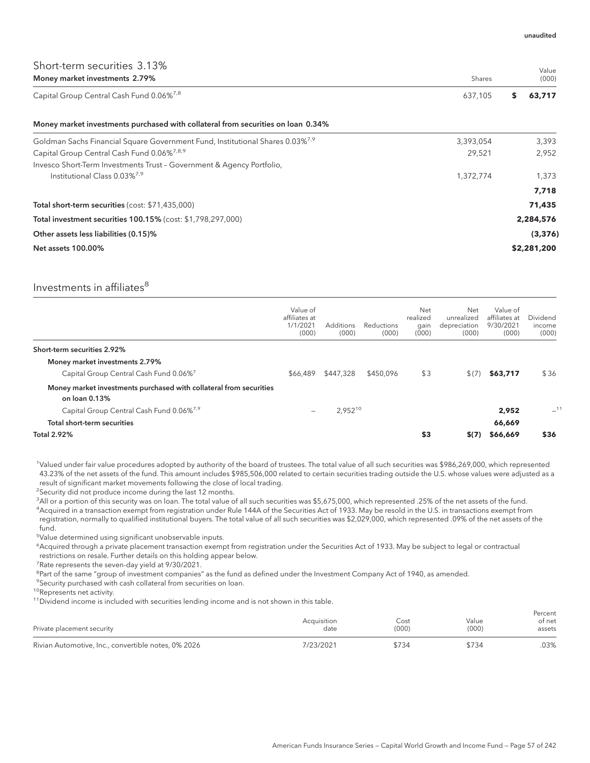unaudited

## Short-term securities 3.13%

| Money market investments 2.79% | Shares | Value (000) |
|---|---|---|
| Capital Group Central Cash Fund 0.06%[7,8] | 637,105 | $ 63,717 |

| Money market investments purchased with collateral from securities on loan 0.34% | | |
|---|---|---|
| Goldman Sachs Financial Square Government Fund, Institutional Shares 0.03%[7,9] | 3,393,054 | 3,393 |
| Capital Group Central Cash Fund 0.06%[7,8,9] | 29,521 | 2,952 |
| Invesco Short-Term Investments Trust – Government & Agency Portfolio, Institutional Class 0.03%[7,9] | 1,372,774 | 1,373 |
| | | **7,718** |
| **Total short-term securities** (cost: $71,435,000) | | **71,435** |
| **Total investment securities 100.15%** (cost: $1,798,297,000) | | **2,284,576** |
| **Other assets less liabilities (0.15)%** | | **(3,376)** |
| **Net assets 100.00%** | | **$2,281,200** |

## Investments in affiliates[8]

| | Value of affiliates at 1/1/2021 (000) | Additions (000) | Reductions (000) | Net realized gain (000) | Net unrealized depreciation (000) | Value of affiliates at 9/30/2021 (000) | Dividend income (000) |
|---|---|---|---|---|---|---|---|
| **Short-term securities 2.92%** | | | | | | | |
| **Money market investments 2.79%** | | | | | | | |
| Capital Group Central Cash Fund 0.06%[7] | $66,489 | $447,328 | $450,096 | $3 | $(7) | **$63,717** | $36 |
| **Money market investments purchased with collateral from securities on loan 0.13%** | | | | | | | |
| Capital Group Central Cash Fund 0.06%[7,9] | – | 2,952[10] | | | | **2,952** | –[11] |
| **Total short-term securities** | | | | | | **66,669** | |
| **Total 2.92%** | | | | **$3** | **$(7)** | **$66,669** | **$36** |

[1]Valued under fair value procedures adopted by authority of the board of trustees. The total value of all such securities was $986,269,000, which represented 43.23% of the net assets of the fund. This amount includes $985,506,000 related to certain securities trading outside the U.S. whose values were adjusted as a result of significant market movements following the close of local trading.

[2]Security did not produce income during the last 12 months.

[3]All or a portion of this security was on loan. The total value of all such securities was $5,675,000, which represented .25% of the net assets of the fund.

[4]Acquired in a transaction exempt from registration under Rule 144A of the Securities Act of 1933. May be resold in the U.S. in transactions exempt from registration, normally to qualified institutional buyers. The total value of all such securities was $2,029,000, which represented .09% of the net assets of the fund.

[5]Value determined using significant unobservable inputs.

[6]Acquired through a private placement transaction exempt from registration under the Securities Act of 1933. May be subject to legal or contractual restrictions on resale. Further details on this holding appear below.

[7]Rate represents the seven-day yield at 9/30/2021.

[8]Part of the same "group of investment companies" as the fund as defined under the Investment Company Act of 1940, as amended.

[9]Security purchased with cash collateral from securities on loan.

[10]Represents net activity.

[11]Dividend income is included with securities lending income and is not shown in this table.

| Private placement security | Acquisition date | Cost (000) | Value (000) | Percent of net assets |
|---|---|---|---|---|
| Rivian Automotive, Inc., convertible notes, 0% 2026 | 7/23/2021 | $734 | $734 | .03% |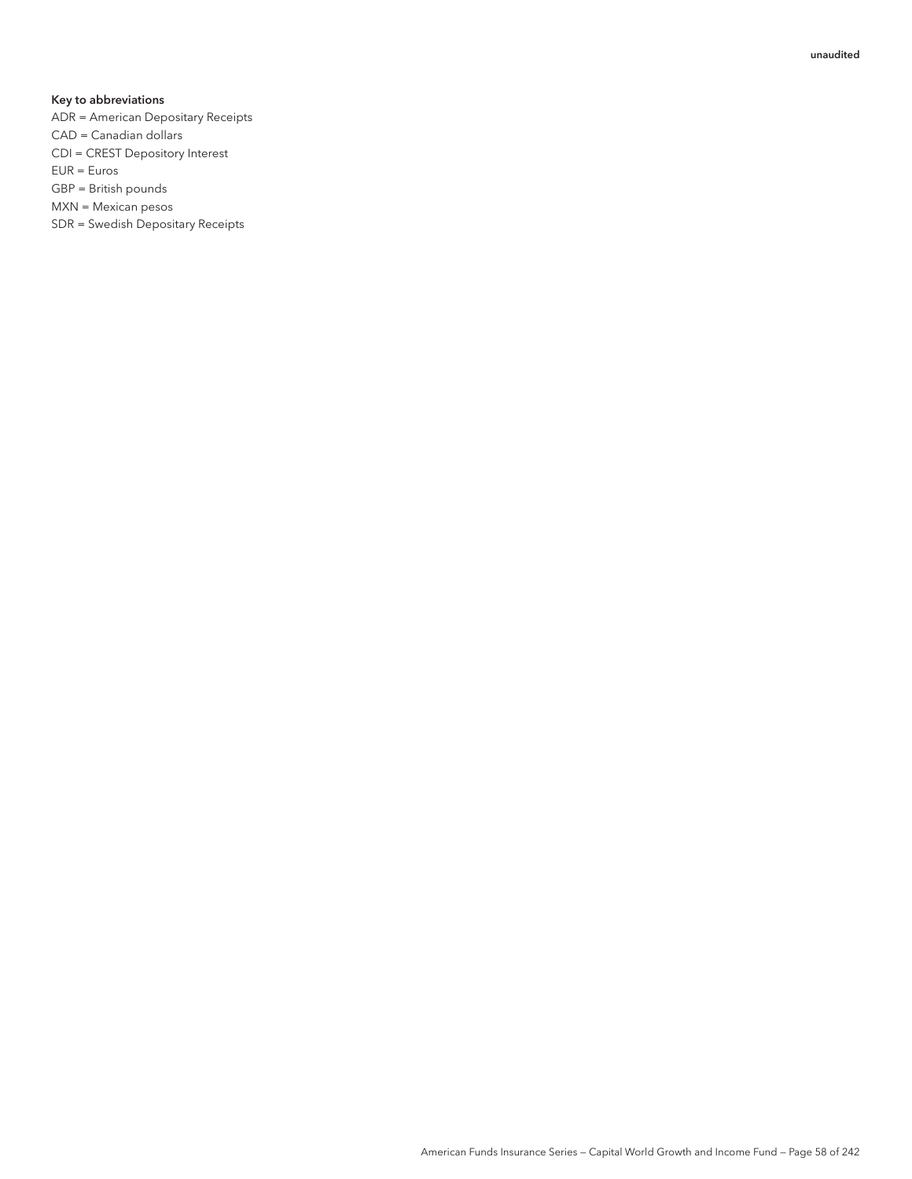unaudited

**Key to abbreviations**

ADR = American Depositary Receipts
CAD = Canadian dollars
CDI = CREST Depository Interest
EUR = Euros
GBP = British pounds
MXN = Mexican pesos
SDR = Swedish Depositary Receipts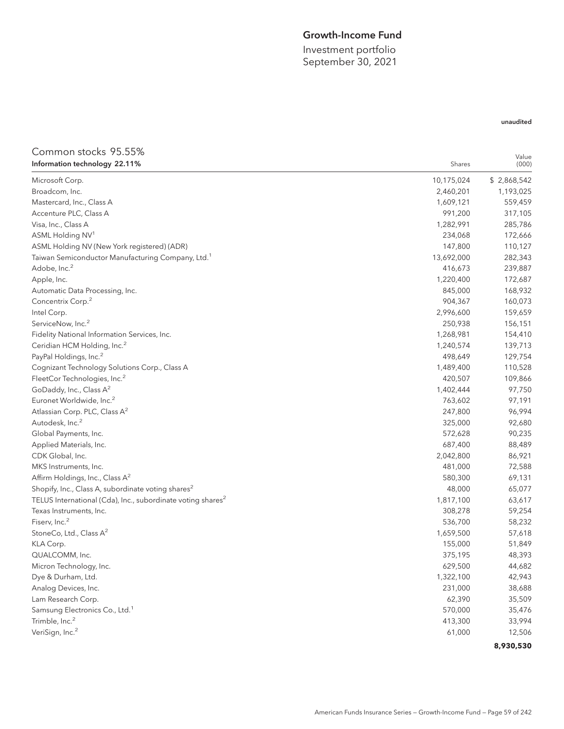## Growth-Income Fund

Investment portfolio
September 30, 2021

unaudited

### Common stocks 95.55%

| Information technology 22.11% | Shares | Value (000) |
|---|---|---|
| Microsoft Corp. | 10,175,024 | $ 2,868,542 |
| Broadcom, Inc. | 2,460,201 | 1,193,025 |
| Mastercard, Inc., Class A | 1,609,121 | 559,459 |
| Accenture PLC, Class A | 991,200 | 317,105 |
| Visa, Inc., Class A | 1,282,991 | 285,786 |
| ASML Holding NV[1] | 234,068 | 172,666 |
| ASML Holding NV (New York registered) (ADR) | 147,800 | 110,127 |
| Taiwan Semiconductor Manufacturing Company, Ltd.[1] | 13,692,000 | 282,343 |
| Adobe, Inc.[2] | 416,673 | 239,887 |
| Apple, Inc. | 1,220,400 | 172,687 |
| Automatic Data Processing, Inc. | 845,000 | 168,932 |
| Concentrix Corp.[2] | 904,367 | 160,073 |
| Intel Corp. | 2,996,600 | 159,659 |
| ServiceNow, Inc.[2] | 250,938 | 156,151 |
| Fidelity National Information Services, Inc. | 1,268,981 | 154,410 |
| Ceridian HCM Holding, Inc.[2] | 1,240,574 | 139,713 |
| PayPal Holdings, Inc.[2] | 498,649 | 129,754 |
| Cognizant Technology Solutions Corp., Class A | 1,489,400 | 110,528 |
| FleetCor Technologies, Inc.[2] | 420,507 | 109,866 |
| GoDaddy, Inc., Class A[2] | 1,402,444 | 97,750 |
| Euronet Worldwide, Inc.[2] | 763,602 | 97,191 |
| Atlassian Corp. PLC, Class A[2] | 247,800 | 96,994 |
| Autodesk, Inc.[2] | 325,000 | 92,680 |
| Global Payments, Inc. | 572,628 | 90,235 |
| Applied Materials, Inc. | 687,400 | 88,489 |
| CDK Global, Inc. | 2,042,800 | 86,921 |
| MKS Instruments, Inc. | 481,000 | 72,588 |
| Affirm Holdings, Inc., Class A[2] | 580,300 | 69,131 |
| Shopify, Inc., Class A, subordinate voting shares[2] | 48,000 | 65,077 |
| TELUS International (Cda), Inc., subordinate voting shares[2] | 1,817,100 | 63,617 |
| Texas Instruments, Inc. | 308,278 | 59,254 |
| Fiserv, Inc.[2] | 536,700 | 58,232 |
| StoneCo, Ltd., Class A[2] | 1,659,500 | 57,618 |
| KLA Corp. | 155,000 | 51,849 |
| QUALCOMM, Inc. | 375,195 | 48,393 |
| Micron Technology, Inc. | 629,500 | 44,682 |
| Dye & Durham, Ltd. | 1,322,100 | 42,943 |
| Analog Devices, Inc. | 231,000 | 38,688 |
| Lam Research Corp. | 62,390 | 35,509 |
| Samsung Electronics Co., Ltd.[1] | 570,000 | 35,476 |
| Trimble, Inc.[2] | 413,300 | 33,994 |
| VeriSign, Inc.[2] | 61,000 | 12,506 |
| | | **8,930,530** |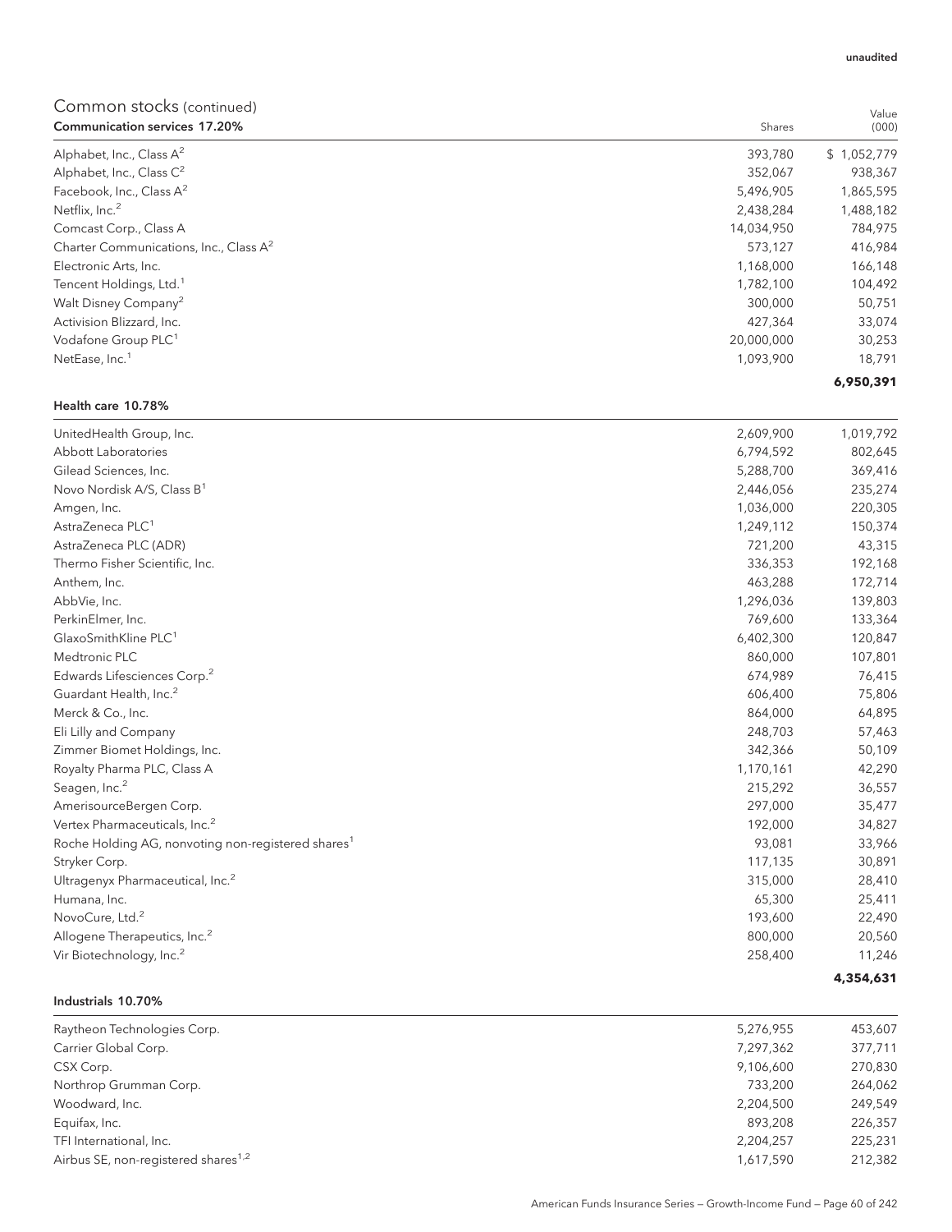unaudited

## Common stocks (continued)

| Communication services 17.20% | Shares | Value (000) |
|---|---|---|
| Alphabet, Inc., Class A[2] | 393,780 | $ 1,052,779 |
| Alphabet, Inc., Class C[2] | 352,067 | 938,367 |
| Facebook, Inc., Class A[2] | 5,496,905 | 1,865,595 |
| Netflix, Inc.[2] | 2,438,284 | 1,488,182 |
| Comcast Corp., Class A | 14,034,950 | 784,975 |
| Charter Communications, Inc., Class A[2] | 573,127 | 416,984 |
| Electronic Arts, Inc. | 1,168,000 | 166,148 |
| Tencent Holdings, Ltd.[1] | 1,782,100 | 104,492 |
| Walt Disney Company[2] | 300,000 | 50,751 |
| Activision Blizzard, Inc. | 427,364 | 33,074 |
| Vodafone Group PLC[1] | 20,000,000 | 30,253 |
| NetEase, Inc.[1] | 1,093,900 | 18,791 |
| | | **6,950,391** |

| Health care 10.78% | Shares | Value (000) |
|---|---|---|
| UnitedHealth Group, Inc. | 2,609,900 | 1,019,792 |
| Abbott Laboratories | 6,794,592 | 802,645 |
| Gilead Sciences, Inc. | 5,288,700 | 369,416 |
| Novo Nordisk A/S, Class B[1] | 2,446,056 | 235,274 |
| Amgen, Inc. | 1,036,000 | 220,305 |
| AstraZeneca PLC[1] | 1,249,112 | 150,374 |
| AstraZeneca PLC (ADR) | 721,200 | 43,315 |
| Thermo Fisher Scientific, Inc. | 336,353 | 192,168 |
| Anthem, Inc. | 463,288 | 172,714 |
| AbbVie, Inc. | 1,296,036 | 139,803 |
| PerkinElmer, Inc. | 769,600 | 133,364 |
| GlaxoSmithKline PLC[1] | 6,402,300 | 120,847 |
| Medtronic PLC | 860,000 | 107,801 |
| Edwards Lifesciences Corp.[2] | 674,989 | 76,415 |
| Guardant Health, Inc.[2] | 606,400 | 75,806 |
| Merck & Co., Inc. | 864,000 | 64,895 |
| Eli Lilly and Company | 248,703 | 57,463 |
| Zimmer Biomet Holdings, Inc. | 342,366 | 50,109 |
| Royalty Pharma PLC, Class A | 1,170,161 | 42,290 |
| Seagen, Inc.[2] | 215,292 | 36,557 |
| AmerisourceBergen Corp. | 297,000 | 35,477 |
| Vertex Pharmaceuticals, Inc.[2] | 192,000 | 34,827 |
| Roche Holding AG, nonvoting non-registered shares[1] | 93,081 | 33,966 |
| Stryker Corp. | 117,135 | 30,891 |
| Ultragenyx Pharmaceutical, Inc.[2] | 315,000 | 28,410 |
| Humana, Inc. | 65,300 | 25,411 |
| NovoCure, Ltd.[2] | 193,600 | 22,490 |
| Allogene Therapeutics, Inc.[2] | 800,000 | 20,560 |
| Vir Biotechnology, Inc.[2] | 258,400 | 11,246 |
| | | **4,354,631** |

| Industrials 10.70% | Shares | Value (000) |
|---|---|---|
| Raytheon Technologies Corp. | 5,276,955 | 453,607 |
| Carrier Global Corp. | 7,297,362 | 377,711 |
| CSX Corp. | 9,106,600 | 270,830 |
| Northrop Grumman Corp. | 733,200 | 264,062 |
| Woodward, Inc. | 2,204,500 | 249,549 |
| Equifax, Inc. | 893,208 | 226,357 |
| TFI International, Inc. | 2,204,257 | 225,231 |
| Airbus SE, non-registered shares[1,2] | 1,617,590 | 212,382 |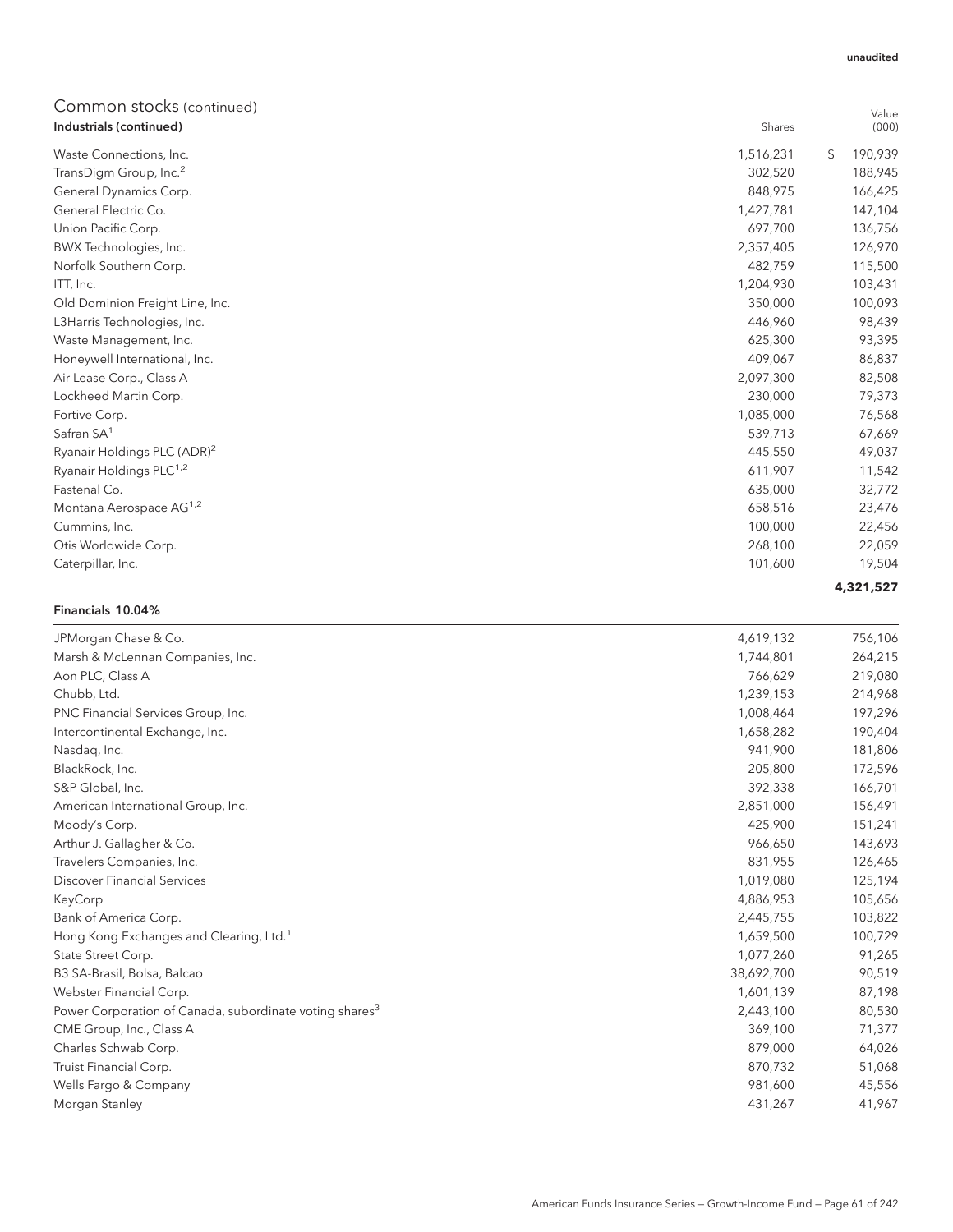unaudited

## Common stocks (continued)

| Industrials (continued) | Shares | Value (000) |
|---|---|---|
| Waste Connections, Inc. | 1,516,231 | $ 190,939 |
| TransDigm Group, Inc.[2] | 302,520 | 188,945 |
| General Dynamics Corp. | 848,975 | 166,425 |
| General Electric Co. | 1,427,781 | 147,104 |
| Union Pacific Corp. | 697,700 | 136,756 |
| BWX Technologies, Inc. | 2,357,405 | 126,970 |
| Norfolk Southern Corp. | 482,759 | 115,500 |
| ITT, Inc. | 1,204,930 | 103,431 |
| Old Dominion Freight Line, Inc. | 350,000 | 100,093 |
| L3Harris Technologies, Inc. | 446,960 | 98,439 |
| Waste Management, Inc. | 625,300 | 93,395 |
| Honeywell International, Inc. | 409,067 | 86,837 |
| Air Lease Corp., Class A | 2,097,300 | 82,508 |
| Lockheed Martin Corp. | 230,000 | 79,373 |
| Fortive Corp. | 1,085,000 | 76,568 |
| Safran SA[1] | 539,713 | 67,669 |
| Ryanair Holdings PLC (ADR)[2] | 445,550 | 49,037 |
| Ryanair Holdings PLC[1,2] | 611,907 | 11,542 |
| Fastenal Co. | 635,000 | 32,772 |
| Montana Aerospace AG[1,2] | 658,516 | 23,476 |
| Cummins, Inc. | 100,000 | 22,456 |
| Otis Worldwide Corp. | 268,100 | 22,059 |
| Caterpillar, Inc. | 101,600 | 19,504 |
| | | **4,321,527** |

| Financials 10.04% | Shares | Value (000) |
|---|---|---|
| JPMorgan Chase & Co. | 4,619,132 | 756,106 |
| Marsh & McLennan Companies, Inc. | 1,744,801 | 264,215 |
| Aon PLC, Class A | 766,629 | 219,080 |
| Chubb, Ltd. | 1,239,153 | 214,968 |
| PNC Financial Services Group, Inc. | 1,008,464 | 197,296 |
| Intercontinental Exchange, Inc. | 1,658,282 | 190,404 |
| Nasdaq, Inc. | 941,900 | 181,806 |
| BlackRock, Inc. | 205,800 | 172,596 |
| S&P Global, Inc. | 392,338 | 166,701 |
| American International Group, Inc. | 2,851,000 | 156,491 |
| Moody's Corp. | 425,900 | 151,241 |
| Arthur J. Gallagher & Co. | 966,650 | 143,693 |
| Travelers Companies, Inc. | 831,955 | 126,465 |
| Discover Financial Services | 1,019,080 | 125,194 |
| KeyCorp | 4,886,953 | 105,656 |
| Bank of America Corp. | 2,445,755 | 103,822 |
| Hong Kong Exchanges and Clearing, Ltd.[1] | 1,659,500 | 100,729 |
| State Street Corp. | 1,077,260 | 91,265 |
| B3 SA-Brasil, Bolsa, Balcao | 38,692,700 | 90,519 |
| Webster Financial Corp. | 1,601,139 | 87,198 |
| Power Corporation of Canada, subordinate voting shares[3] | 2,443,100 | 80,530 |
| CME Group, Inc., Class A | 369,100 | 71,377 |
| Charles Schwab Corp. | 879,000 | 64,026 |
| Truist Financial Corp. | 870,732 | 51,068 |
| Wells Fargo & Company | 981,600 | 45,556 |
| Morgan Stanley | 431,267 | 41,967 |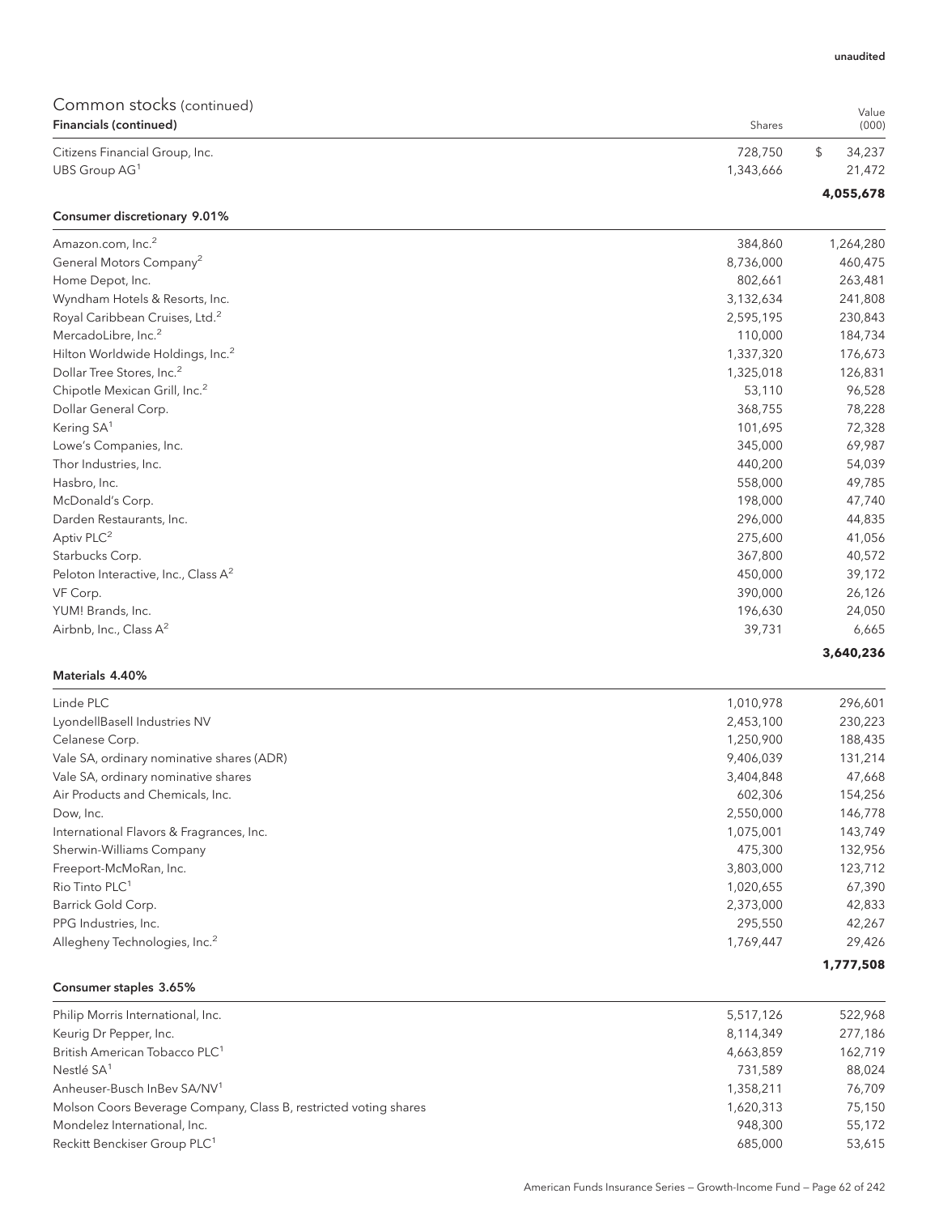unaudited

## Common stocks (continued)

| Financials (continued) | Shares | Value (000) |
|---|---|---|
| Citizens Financial Group, Inc. | 728,750 | $ 34,237 |
| UBS Group AG[1] | 1,343,666 | 21,472 |
| | | **4,055,678** |

| Consumer discretionary 9.01% | | |
|---|---|---|
| Amazon.com, Inc.[2] | 384,860 | 1,264,280 |
| General Motors Company[2] | 8,736,000 | 460,475 |
| Home Depot, Inc. | 802,661 | 263,481 |
| Wyndham Hotels & Resorts, Inc. | 3,132,634 | 241,808 |
| Royal Caribbean Cruises, Ltd.[2] | 2,595,195 | 230,843 |
| MercadoLibre, Inc.[2] | 110,000 | 184,734 |
| Hilton Worldwide Holdings, Inc.[2] | 1,337,320 | 176,673 |
| Dollar Tree Stores, Inc.[2] | 1,325,018 | 126,831 |
| Chipotle Mexican Grill, Inc.[2] | 53,110 | 96,528 |
| Dollar General Corp. | 368,755 | 78,228 |
| Kering SA[1] | 101,695 | 72,328 |
| Lowe's Companies, Inc. | 345,000 | 69,987 |
| Thor Industries, Inc. | 440,200 | 54,039 |
| Hasbro, Inc. | 558,000 | 49,785 |
| McDonald's Corp. | 198,000 | 47,740 |
| Darden Restaurants, Inc. | 296,000 | 44,835 |
| Aptiv PLC[2] | 275,600 | 41,056 |
| Starbucks Corp. | 367,800 | 40,572 |
| Peloton Interactive, Inc., Class A[2] | 450,000 | 39,172 |
| VF Corp. | 390,000 | 26,126 |
| YUM! Brands, Inc. | 196,630 | 24,050 |
| Airbnb, Inc., Class A[2] | 39,731 | 6,665 |
| | | **3,640,236** |

| Materials 4.40% | | |
|---|---|---|
| Linde PLC | 1,010,978 | 296,601 |
| LyondellBasell Industries NV | 2,453,100 | 230,223 |
| Celanese Corp. | 1,250,900 | 188,435 |
| Vale SA, ordinary nominative shares (ADR) | 9,406,039 | 131,214 |
| Vale SA, ordinary nominative shares | 3,404,848 | 47,668 |
| Air Products and Chemicals, Inc. | 602,306 | 154,256 |
| Dow, Inc. | 2,550,000 | 146,778 |
| International Flavors & Fragrances, Inc. | 1,075,001 | 143,749 |
| Sherwin-Williams Company | 475,300 | 132,956 |
| Freeport-McMoRan, Inc. | 3,803,000 | 123,712 |
| Rio Tinto PLC[1] | 1,020,655 | 67,390 |
| Barrick Gold Corp. | 2,373,000 | 42,833 |
| PPG Industries, Inc. | 295,550 | 42,267 |
| Allegheny Technologies, Inc.[2] | 1,769,447 | 29,426 |
| | | **1,777,508** |

| Consumer staples 3.65% | | |
|---|---|---|
| Philip Morris International, Inc. | 5,517,126 | 522,968 |
| Keurig Dr Pepper, Inc. | 8,114,349 | 277,186 |
| British American Tobacco PLC[1] | 4,663,859 | 162,719 |
| Nestlé SA[1] | 731,589 | 88,024 |
| Anheuser-Busch InBev SA/NV[1] | 1,358,211 | 76,709 |
| Molson Coors Beverage Company, Class B, restricted voting shares | 1,620,313 | 75,150 |
| Mondelez International, Inc. | 948,300 | 55,172 |
| Reckitt Benckiser Group PLC[1] | 685,000 | 53,615 |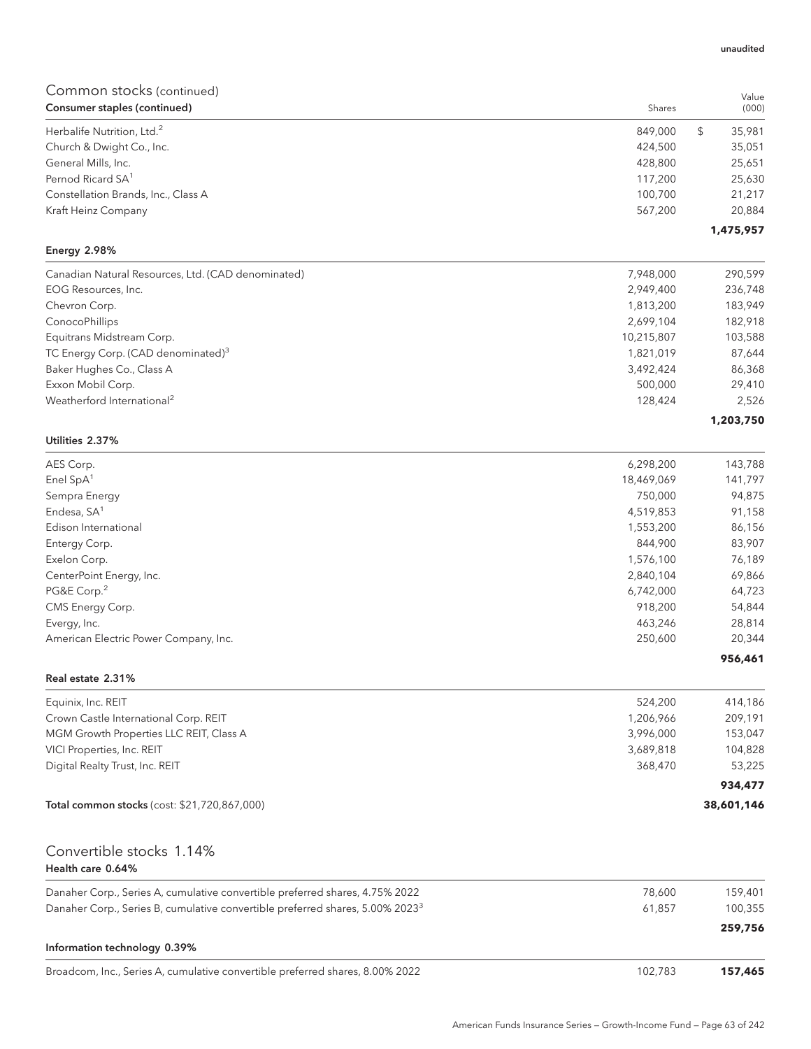unaudited

## Common stocks (continued)

| Consumer staples (continued) | Shares | Value (000) |
|---|---|---|
| Herbalife Nutrition, Ltd.[2] | 849,000 | $ 35,981 |
| Church & Dwight Co., Inc. | 424,500 | 35,051 |
| General Mills, Inc. | 428,800 | 25,651 |
| Pernod Ricard SA[1] | 117,200 | 25,630 |
| Constellation Brands, Inc., Class A | 100,700 | 21,217 |
| Kraft Heinz Company | 567,200 | 20,884 |
| | | **1,475,957** |

| Energy 2.98% | | |
|---|---|---|
| Canadian Natural Resources, Ltd. (CAD denominated) | 7,948,000 | 290,599 |
| EOG Resources, Inc. | 2,949,400 | 236,748 |
| Chevron Corp. | 1,813,200 | 183,949 |
| ConocoPhillips | 2,699,104 | 182,918 |
| Equitrans Midstream Corp. | 10,215,807 | 103,588 |
| TC Energy Corp. (CAD denominated)[3] | 1,821,019 | 87,644 |
| Baker Hughes Co., Class A | 3,492,424 | 86,368 |
| Exxon Mobil Corp. | 500,000 | 29,410 |
| Weatherford International[2] | 128,424 | 2,526 |
| | | **1,203,750** |

| Utilities 2.37% | | |
|---|---|---|
| AES Corp. | 6,298,200 | 143,788 |
| Enel SpA[1] | 18,469,069 | 141,797 |
| Sempra Energy | 750,000 | 94,875 |
| Endesa, SA[1] | 4,519,853 | 91,158 |
| Edison International | 1,553,200 | 86,156 |
| Entergy Corp. | 844,900 | 83,907 |
| Exelon Corp. | 1,576,100 | 76,189 |
| CenterPoint Energy, Inc. | 2,840,104 | 69,866 |
| PG&E Corp.[2] | 6,742,000 | 64,723 |
| CMS Energy Corp. | 918,200 | 54,844 |
| Evergy, Inc. | 463,246 | 28,814 |
| American Electric Power Company, Inc. | 250,600 | 20,344 |
| | | **956,461** |

| Real estate 2.31% | | |
|---|---|---|
| Equinix, Inc. REIT | 524,200 | 414,186 |
| Crown Castle International Corp. REIT | 1,206,966 | 209,191 |
| MGM Growth Properties LLC REIT, Class A | 3,996,000 | 153,047 |
| VICI Properties, Inc. REIT | 3,689,818 | 104,828 |
| Digital Realty Trust, Inc. REIT | 368,470 | 53,225 |
| | | **934,477** |
| **Total common stocks** (cost: $21,720,867,000) | | **38,601,146** |

## Convertible stocks 1.14%

| Health care 0.64% | | |
|---|---|---|
| Danaher Corp., Series A, cumulative convertible preferred shares, 4.75% 2022 | 78,600 | 159,401 |
| Danaher Corp., Series B, cumulative convertible preferred shares, 5.00% 2023[3] | 61,857 | 100,355 |
| | | **259,756** |

| Information technology 0.39% | | |
|---|---|---|
| Broadcom, Inc., Series A, cumulative convertible preferred shares, 8.00% 2022 | 102,783 | **157,465** |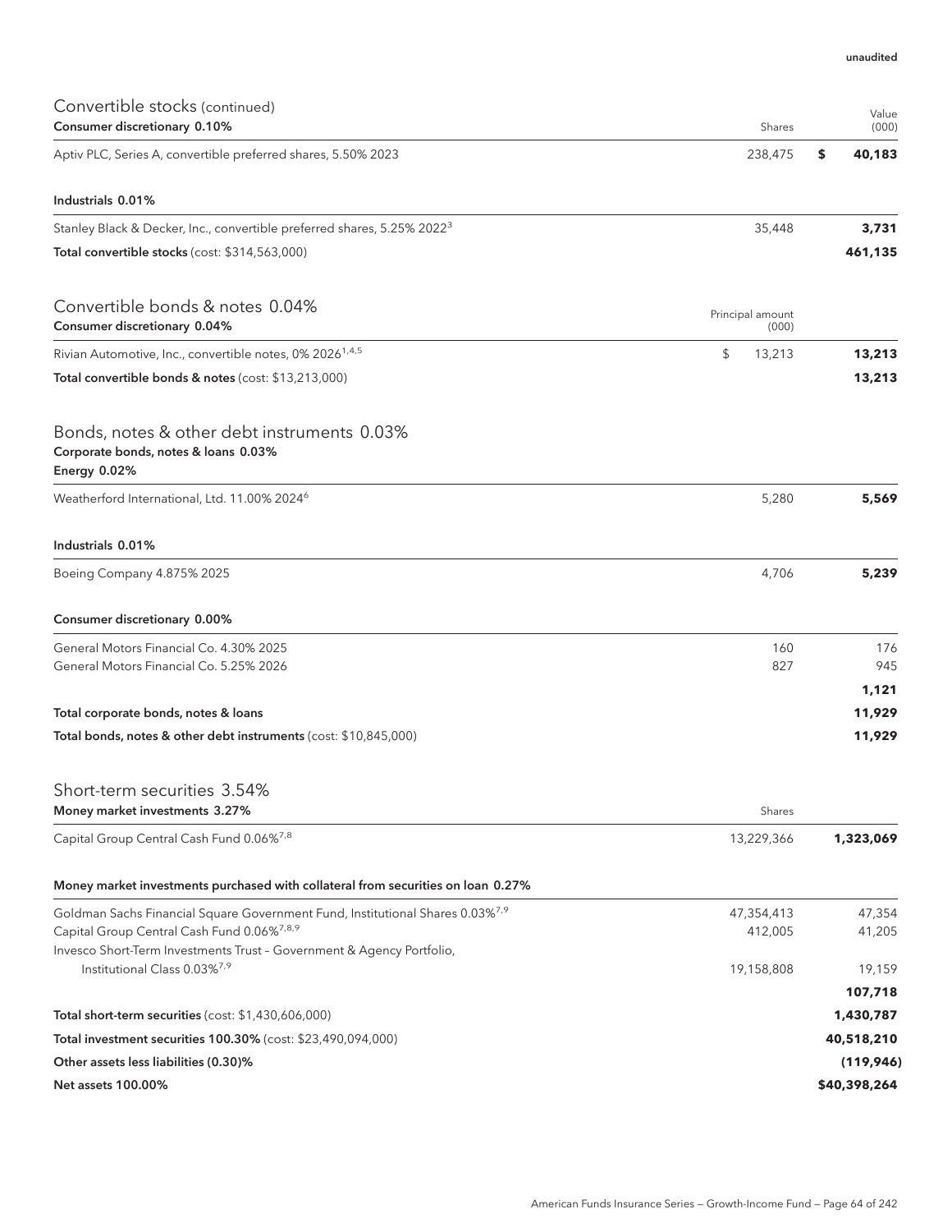unaudited

## Convertible stocks (continued)

| Consumer discretionary 0.10% | Shares | Value (000) |
|---|---|---|
| Aptiv PLC, Series A, convertible preferred shares, 5.50% 2023 | 238,475 | $ **40,183** |
| **Industrials 0.01%** | | |
| Stanley Black & Decker, Inc., convertible preferred shares, 5.25% 2022[3] | 35,448 | **3,731** |
| **Total convertible stocks** (cost: $314,563,000) | | **461,135** |

## Convertible bonds & notes 0.04%

| Consumer discretionary 0.04% | Principal amount (000) | |
|---|---|---|
| Rivian Automotive, Inc., convertible notes, 0% 2026[1,4,5] | $ 13,213 | **13,213** |
| **Total convertible bonds & notes** (cost: $13,213,000) | | **13,213** |

## Bonds, notes & other debt instruments 0.03%

**Corporate bonds, notes & loans 0.03%**

| Energy 0.02% | | |
|---|---|---|
| Weatherford International, Ltd. 11.00% 2024[6] | 5,280 | **5,569** |
| **Industrials 0.01%** | | |
| Boeing Company 4.875% 2025 | 4,706 | **5,239** |
| **Consumer discretionary 0.00%** | | |
| General Motors Financial Co. 4.30% 2025 | 160 | 176 |
| General Motors Financial Co. 5.25% 2026 | 827 | 945 |
| | | **1,121** |
| **Total corporate bonds, notes & loans** | | **11,929** |
| **Total bonds, notes & other debt instruments** (cost: $10,845,000) | | **11,929** |

## Short-term securities 3.54%

| Money market investments 3.27% | Shares | |
|---|---|---|
| Capital Group Central Cash Fund 0.06%[7,8] | 13,229,366 | **1,323,069** |
| **Money market investments purchased with collateral from securities on loan 0.27%** | | |
| Goldman Sachs Financial Square Government Fund, Institutional Shares 0.03%[7,9] | 47,354,413 | 47,354 |
| Capital Group Central Cash Fund 0.06%[7,8,9] | 412,005 | 41,205 |
| Invesco Short-Term Investments Trust – Government & Agency Portfolio, Institutional Class 0.03%[7,9] | 19,158,808 | 19,159 |
| | | **107,718** |
| **Total short-term securities** (cost: $1,430,606,000) | | **1,430,787** |
| **Total investment securities 100.30%** (cost: $23,490,094,000) | | **40,518,210** |
| **Other assets less liabilities (0.30)%** | | **(119,946)** |
| **Net assets 100.00%** | | **$40,398,264** |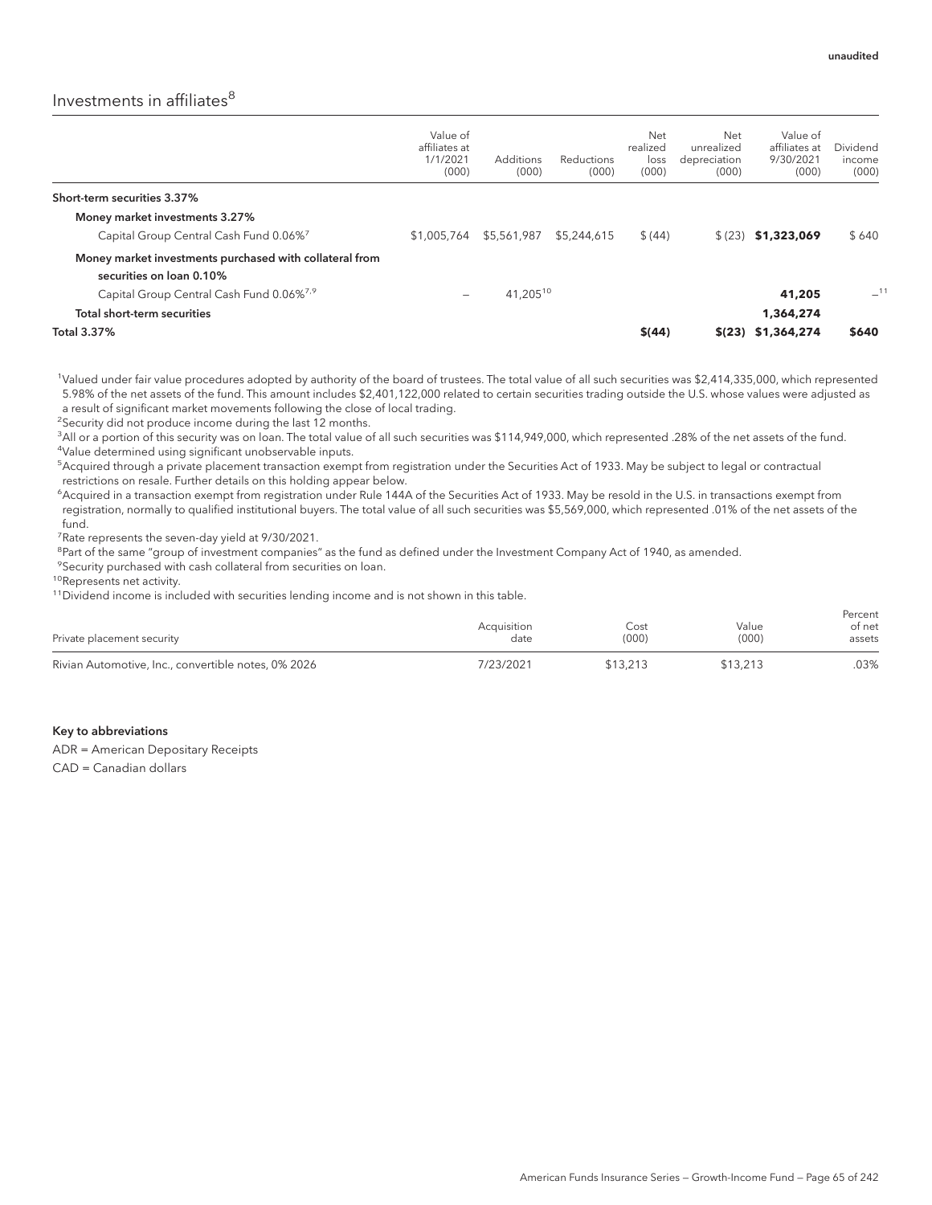unaudited

## Investments in affiliates[8]

| | Value of affiliates at 1/1/2021 (000) | Additions (000) | Reductions (000) | Net realized loss (000) | Net unrealized depreciation (000) | Value of affiliates at 9/30/2021 (000) | Dividend income (000) |
|---|---|---|---|---|---|---|---|
| **Short-term securities 3.37%** | | | | | | | |
| **Money market investments 3.27%** | | | | | | | |
| Capital Group Central Cash Fund 0.06%[7] | $1,005,764 | $5,561,987 | $5,244,615 | $ (44) | $ (23) | **$1,323,069** | $ 640 |
| **Money market investments purchased with collateral from securities on loan 0.10%** | | | | | | | |
| Capital Group Central Cash Fund 0.06%[7,9] | – | 41,205[10] | | | | **41,205** | –[11] |
| **Total short-term securities** | | | | | | **1,364,274** | |
| **Total 3.37%** | | | | **$(44)** | **$(23)** | **$1,364,274** | **$640** |

[1]Valued under fair value procedures adopted by authority of the board of trustees. The total value of all such securities was $2,414,335,000, which represented 5.98% of the net assets of the fund. This amount includes $2,401,122,000 related to certain securities trading outside the U.S. whose values were adjusted as a result of significant market movements following the close of local trading.

[2]Security did not produce income during the last 12 months.

[3]All or a portion of this security was on loan. The total value of all such securities was $114,949,000, which represented .28% of the net assets of the fund.

[4]Value determined using significant unobservable inputs.

[5]Acquired through a private placement transaction exempt from registration under the Securities Act of 1933. May be subject to legal or contractual restrictions on resale. Further details on this holding appear below.

[6]Acquired in a transaction exempt from registration under Rule 144A of the Securities Act of 1933. May be resold in the U.S. in transactions exempt from registration, normally to qualified institutional buyers. The total value of all such securities was $5,569,000, which represented .01% of the net assets of the fund.

[7]Rate represents the seven-day yield at 9/30/2021.

[8]Part of the same "group of investment companies" as the fund as defined under the Investment Company Act of 1940, as amended.

[9]Security purchased with cash collateral from securities on loan.

[10]Represents net activity.

[11]Dividend income is included with securities lending income and is not shown in this table.

| Private placement security | Acquisition date | Cost (000) | Value (000) | Percent of net assets |
|---|---|---|---|---|
| Rivian Automotive, Inc., convertible notes, 0% 2026 | 7/23/2021 | $13,213 | $13,213 | .03% |

**Key to abbreviations**

ADR = American Depositary Receipts

CAD = Canadian dollars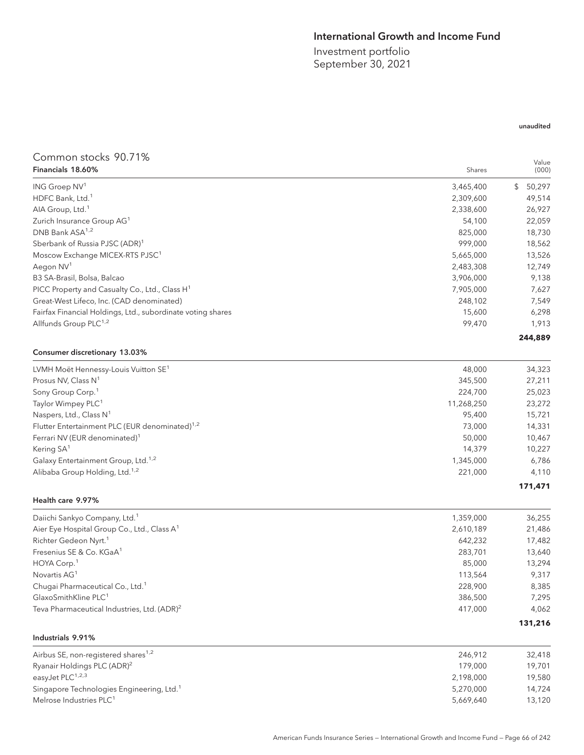# International Growth and Income Fund

Investment portfolio
September 30, 2021

unaudited

## Common stocks 90.71%

| Financials 18.60% | Shares | Value (000) |
|---|---|---|
| ING Groep NV[1] | 3,465,400 | $ 50,297 |
| HDFC Bank, Ltd.[1] | 2,309,600 | 49,514 |
| AIA Group, Ltd.[1] | 2,338,600 | 26,927 |
| Zurich Insurance Group AG[1] | 54,100 | 22,059 |
| DNB Bank ASA[1,2] | 825,000 | 18,730 |
| Sberbank of Russia PJSC (ADR)[1] | 999,000 | 18,562 |
| Moscow Exchange MICEX-RTS PJSC[1] | 5,665,000 | 13,526 |
| Aegon NV[1] | 2,483,308 | 12,749 |
| B3 SA-Brasil, Bolsa, Balcao | 3,906,000 | 9,138 |
| PICC Property and Casualty Co., Ltd., Class H[1] | 7,905,000 | 7,627 |
| Great-West Lifeco, Inc. (CAD denominated) | 248,102 | 7,549 |
| Fairfax Financial Holdings, Ltd., subordinate voting shares | 15,600 | 6,298 |
| Allfunds Group PLC[1,2] | 99,470 | 1,913 |
| | | **244,889** |

| Consumer discretionary 13.03% | | |
|---|---|---|
| LVMH Moët Hennessy-Louis Vuitton SE[1] | 48,000 | 34,323 |
| Prosus NV, Class N[1] | 345,500 | 27,211 |
| Sony Group Corp.[1] | 224,700 | 25,023 |
| Taylor Wimpey PLC[1] | 11,268,250 | 23,272 |
| Naspers, Ltd., Class N[1] | 95,400 | 15,721 |
| Flutter Entertainment PLC (EUR denominated)[1,2] | 73,000 | 14,331 |
| Ferrari NV (EUR denominated)[1] | 50,000 | 10,467 |
| Kering SA[1] | 14,379 | 10,227 |
| Galaxy Entertainment Group, Ltd.[1,2] | 1,345,000 | 6,786 |
| Alibaba Group Holding, Ltd.[1,2] | 221,000 | 4,110 |
| | | **171,471** |

| Health care 9.97% | | |
|---|---|---|
| Daiichi Sankyo Company, Ltd.[1] | 1,359,000 | 36,255 |
| Aier Eye Hospital Group Co., Ltd., Class A[1] | 2,610,189 | 21,486 |
| Richter Gedeon Nyrt.[1] | 642,232 | 17,482 |
| Fresenius SE & Co. KGaA[1] | 283,701 | 13,640 |
| HOYA Corp.[1] | 85,000 | 13,294 |
| Novartis AG[1] | 113,564 | 9,317 |
| Chugai Pharmaceutical Co., Ltd.[1] | 228,900 | 8,385 |
| GlaxoSmithKline PLC[1] | 386,500 | 7,295 |
| Teva Pharmaceutical Industries, Ltd. (ADR)[2] | 417,000 | 4,062 |
| | | **131,216** |

| Industrials 9.91% | | |
|---|---|---|
| Airbus SE, non-registered shares[1,2] | 246,912 | 32,418 |
| Ryanair Holdings PLC (ADR)[2] | 179,000 | 19,701 |
| easyJet PLC[1,2,3] | 2,198,000 | 19,580 |
| Singapore Technologies Engineering, Ltd.[1] | 5,270,000 | 14,724 |
| Melrose Industries PLC[1] | 5,669,640 | 13,120 |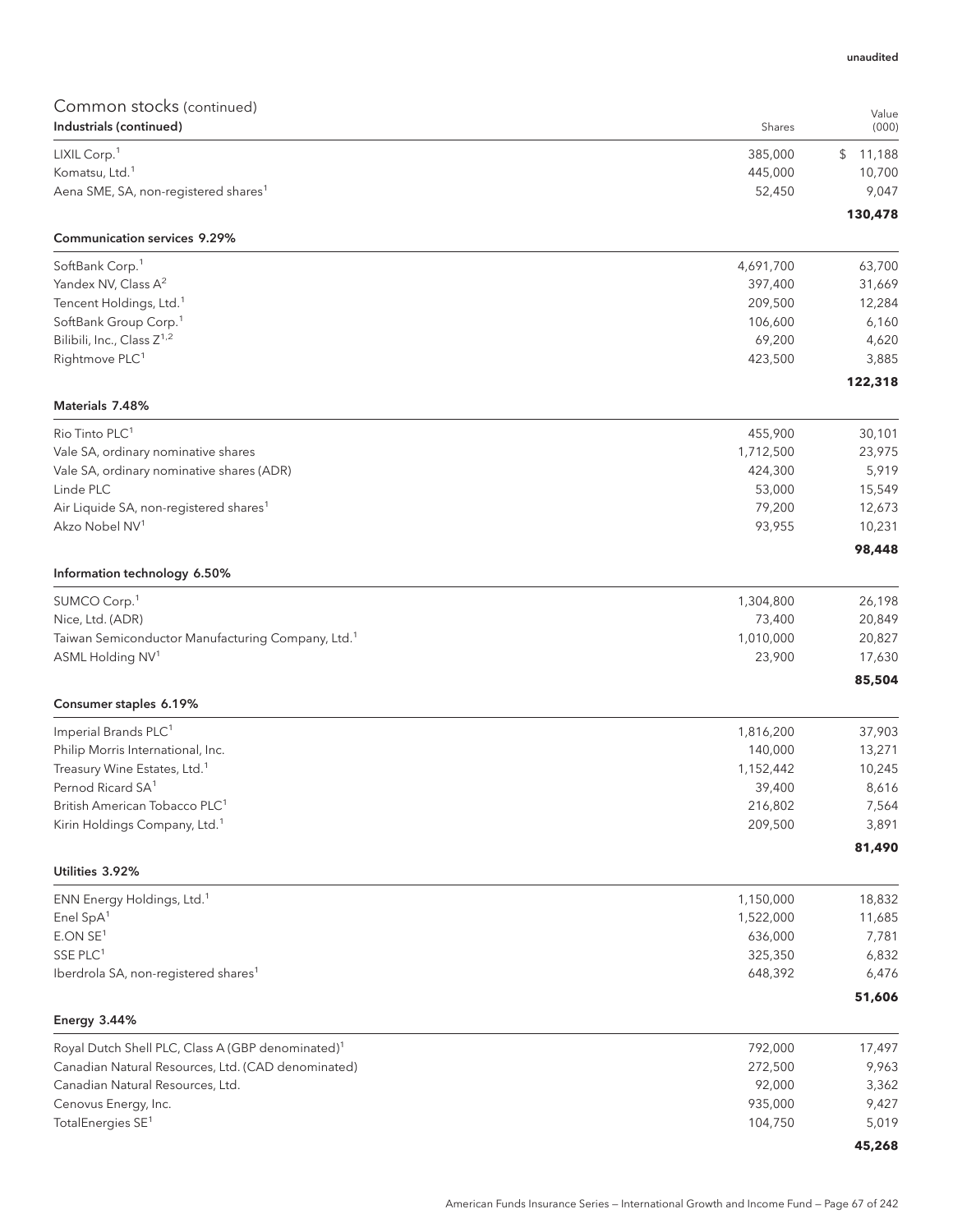unaudited

## Common stocks (continued)

| Industrials (continued) | Shares | Value (000) |
|---|---|---|
| LIXIL Corp.[1] | 385,000 | $ 11,188 |
| Komatsu, Ltd.[1] | 445,000 | 10,700 |
| Aena SME, SA, non-registered shares[1] | 52,450 | 9,047 |
| | | **130,478** |
| **Communication services 9.29%** | | |
| SoftBank Corp.[1] | 4,691,700 | 63,700 |
| Yandex NV, Class A[2] | 397,400 | 31,669 |
| Tencent Holdings, Ltd.[1] | 209,500 | 12,284 |
| SoftBank Group Corp.[1] | 106,600 | 6,160 |
| Bilibili, Inc., Class Z[1,2] | 69,200 | 4,620 |
| Rightmove PLC[1] | 423,500 | 3,885 |
| | | **122,318** |
| **Materials 7.48%** | | |
| Rio Tinto PLC[1] | 455,900 | 30,101 |
| Vale SA, ordinary nominative shares | 1,712,500 | 23,975 |
| Vale SA, ordinary nominative shares (ADR) | 424,300 | 5,919 |
| Linde PLC | 53,000 | 15,549 |
| Air Liquide SA, non-registered shares[1] | 79,200 | 12,673 |
| Akzo Nobel NV[1] | 93,955 | 10,231 |
| | | **98,448** |
| **Information technology 6.50%** | | |
| SUMCO Corp.[1] | 1,304,800 | 26,198 |
| Nice, Ltd. (ADR) | 73,400 | 20,849 |
| Taiwan Semiconductor Manufacturing Company, Ltd.[1] | 1,010,000 | 20,827 |
| ASML Holding NV[1] | 23,900 | 17,630 |
| | | **85,504** |
| **Consumer staples 6.19%** | | |
| Imperial Brands PLC[1] | 1,816,200 | 37,903 |
| Philip Morris International, Inc. | 140,000 | 13,271 |
| Treasury Wine Estates, Ltd.[1] | 1,152,442 | 10,245 |
| Pernod Ricard SA[1] | 39,400 | 8,616 |
| British American Tobacco PLC[1] | 216,802 | 7,564 |
| Kirin Holdings Company, Ltd.[1] | 209,500 | 3,891 |
| | | **81,490** |
| **Utilities 3.92%** | | |
| ENN Energy Holdings, Ltd.[1] | 1,150,000 | 18,832 |
| Enel SpA[1] | 1,522,000 | 11,685 |
| E.ON SE[1] | 636,000 | 7,781 |
| SSE PLC[1] | 325,350 | 6,832 |
| Iberdrola SA, non-registered shares[1] | 648,392 | 6,476 |
| | | **51,606** |
| **Energy 3.44%** | | |
| Royal Dutch Shell PLC, Class A (GBP denominated)[1] | 792,000 | 17,497 |
| Canadian Natural Resources, Ltd. (CAD denominated) | 272,500 | 9,963 |
| Canadian Natural Resources, Ltd. | 92,000 | 3,362 |
| Cenovus Energy, Inc. | 935,000 | 9,427 |
| TotalEnergies SE[1] | 104,750 | 5,019 |
| | | **45,268** |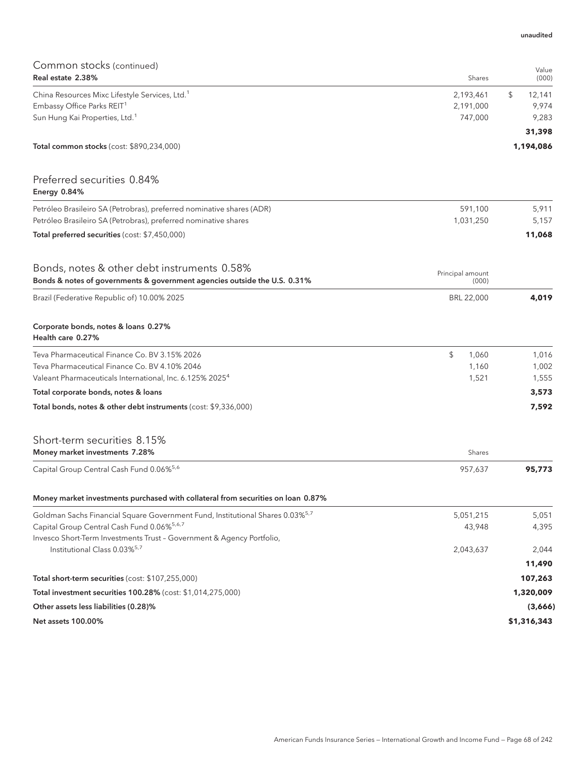unaudited

## Common stocks (continued)

| Real estate 2.38% | Shares | Value (000) |
|---|---|---|
| China Resources Mixc Lifestyle Services, Ltd.[1] | 2,193,461 | $ 12,141 |
| Embassy Office Parks REIT[1] | 2,191,000 | 9,974 |
| Sun Hung Kai Properties, Ltd.[1] | 747,000 | 9,283 |
| | | **31,398** |
| **Total common stocks** (cost: $890,234,000) | | **1,194,086** |

## Preferred securities 0.84%

| Energy 0.84% | | |
|---|---|---|
| Petróleo Brasileiro SA (Petrobras), preferred nominative shares (ADR) | 591,100 | 5,911 |
| Petróleo Brasileiro SA (Petrobras), preferred nominative shares | 1,031,250 | 5,157 |
| **Total preferred securities** (cost: $7,450,000) | | **11,068** |

## Bonds, notes & other debt instruments 0.58%

| Bonds & notes of governments & government agencies outside the U.S. 0.31% | Principal amount (000) | |
|---|---|---|
| Brazil (Federative Republic of) 10.00% 2025 | BRL 22,000 | **4,019** |

**Corporate bonds, notes & loans 0.27%**

| Health care 0.27% | | |
|---|---|---|
| Teva Pharmaceutical Finance Co. BV 3.15% 2026 | $ 1,060 | 1,016 |
| Teva Pharmaceutical Finance Co. BV 4.10% 2046 | 1,160 | 1,002 |
| Valeant Pharmaceuticals International, Inc. 6.125% 2025[4] | 1,521 | 1,555 |
| **Total corporate bonds, notes & loans** | | **3,573** |
| **Total bonds, notes & other debt instruments** (cost: $9,336,000) | | **7,592** |

## Short-term securities 8.15%

| Money market investments 7.28% | Shares | |
|---|---|---|
| Capital Group Central Cash Fund 0.06%[5,6] | 957,637 | **95,773** |

| Money market investments purchased with collateral from securities on loan 0.87% | | |
|---|---|---|
| Goldman Sachs Financial Square Government Fund, Institutional Shares 0.03%[5,7] | 5,051,215 | 5,051 |
| Capital Group Central Cash Fund 0.06%[5,6,7] | 43,948 | 4,395 |
| Invesco Short-Term Investments Trust – Government & Agency Portfolio, Institutional Class 0.03%[5,7] | 2,043,637 | 2,044 |
| | | **11,490** |
| **Total short-term securities** (cost: $107,255,000) | | **107,263** |
| **Total investment securities 100.28%** (cost: $1,014,275,000) | | **1,320,009** |
| **Other assets less liabilities (0.28)%** | | **(3,666)** |
| **Net assets 100.00%** | | **$1,316,343** |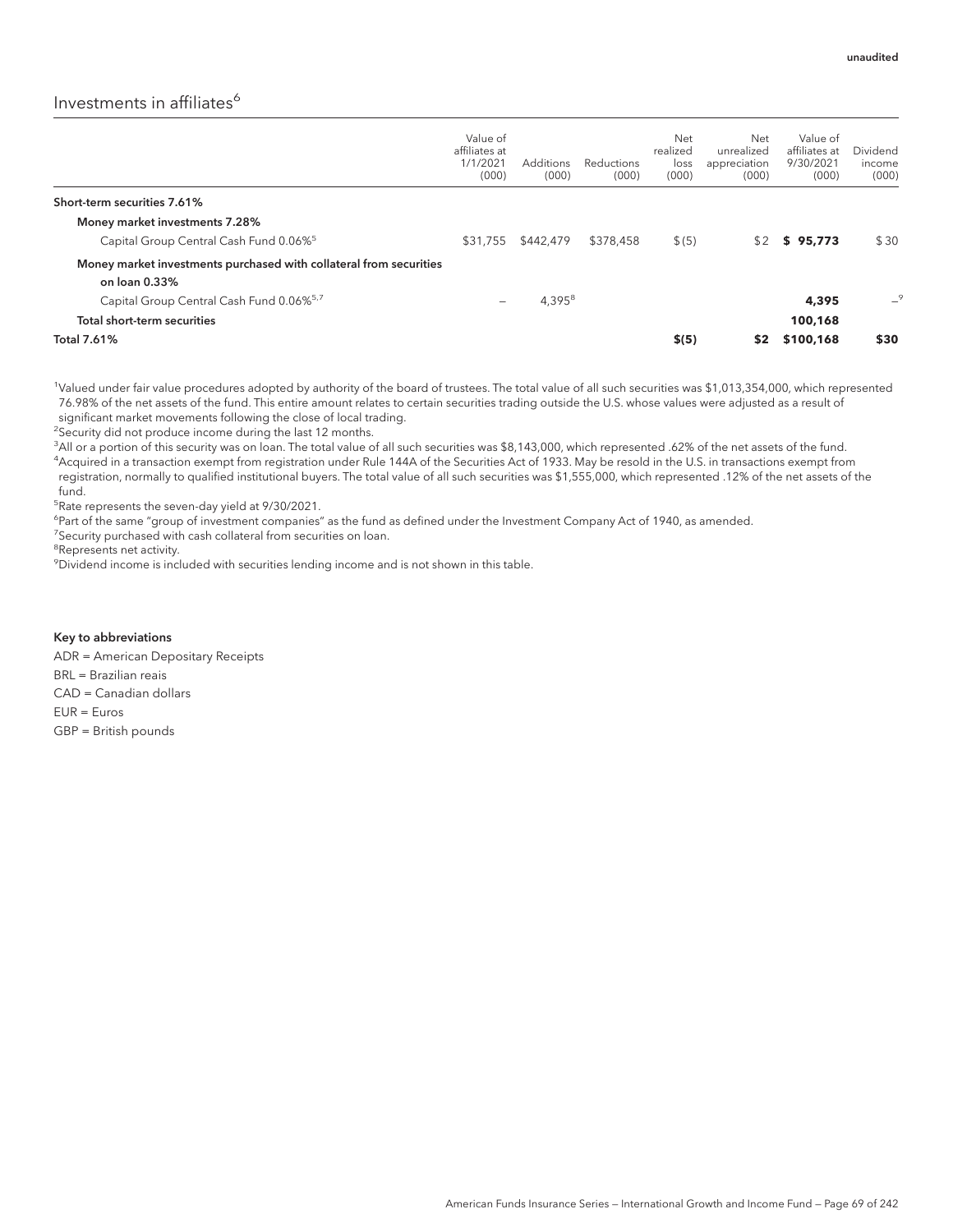unaudited

## Investments in affiliates[6]

| | Value of affiliates at 1/1/2021 (000) | Additions (000) | Reductions (000) | Net realized loss (000) | Net unrealized appreciation (000) | Value of affiliates at 9/30/2021 (000) | Dividend income (000) |
|---|---|---|---|---|---|---|---|
| **Short-term securities 7.61%** | | | | | | | |
| **Money market investments 7.28%** | | | | | | | |
| Capital Group Central Cash Fund 0.06%[5] | $31,755 | $442,479 | $378,458 | $(5) | $2 | **$ 95,773** | $30 |
| **Money market investments purchased with collateral from securities on loan 0.33%** | | | | | | | |
| Capital Group Central Cash Fund 0.06%[5,7] | – | 4,395[8] | | | | **4,395** | –[9] |
| **Total short-term securities** | | | | | | **100,168** | |
| **Total 7.61%** | | | | **$(5)** | **$2** | **$100,168** | **$30** |

[1]Valued under fair value procedures adopted by authority of the board of trustees. The total value of all such securities was $1,013,354,000, which represented 76.98% of the net assets of the fund. This entire amount relates to certain securities trading outside the U.S. whose values were adjusted as a result of significant market movements following the close of local trading.

[2]Security did not produce income during the last 12 months.

[3]All or a portion of this security was on loan. The total value of all such securities was $8,143,000, which represented .62% of the net assets of the fund.

[4]Acquired in a transaction exempt from registration under Rule 144A of the Securities Act of 1933. May be resold in the U.S. in transactions exempt from registration, normally to qualified institutional buyers. The total value of all such securities was $1,555,000, which represented .12% of the net assets of the fund.

[5]Rate represents the seven-day yield at 9/30/2021.

[6]Part of the same "group of investment companies" as the fund as defined under the Investment Company Act of 1940, as amended.

[7]Security purchased with cash collateral from securities on loan.

[8]Represents net activity.

[9]Dividend income is included with securities lending income and is not shown in this table.

**Key to abbreviations**

ADR = American Depositary Receipts

BRL = Brazilian reais

CAD = Canadian dollars

EUR = Euros

GBP = British pounds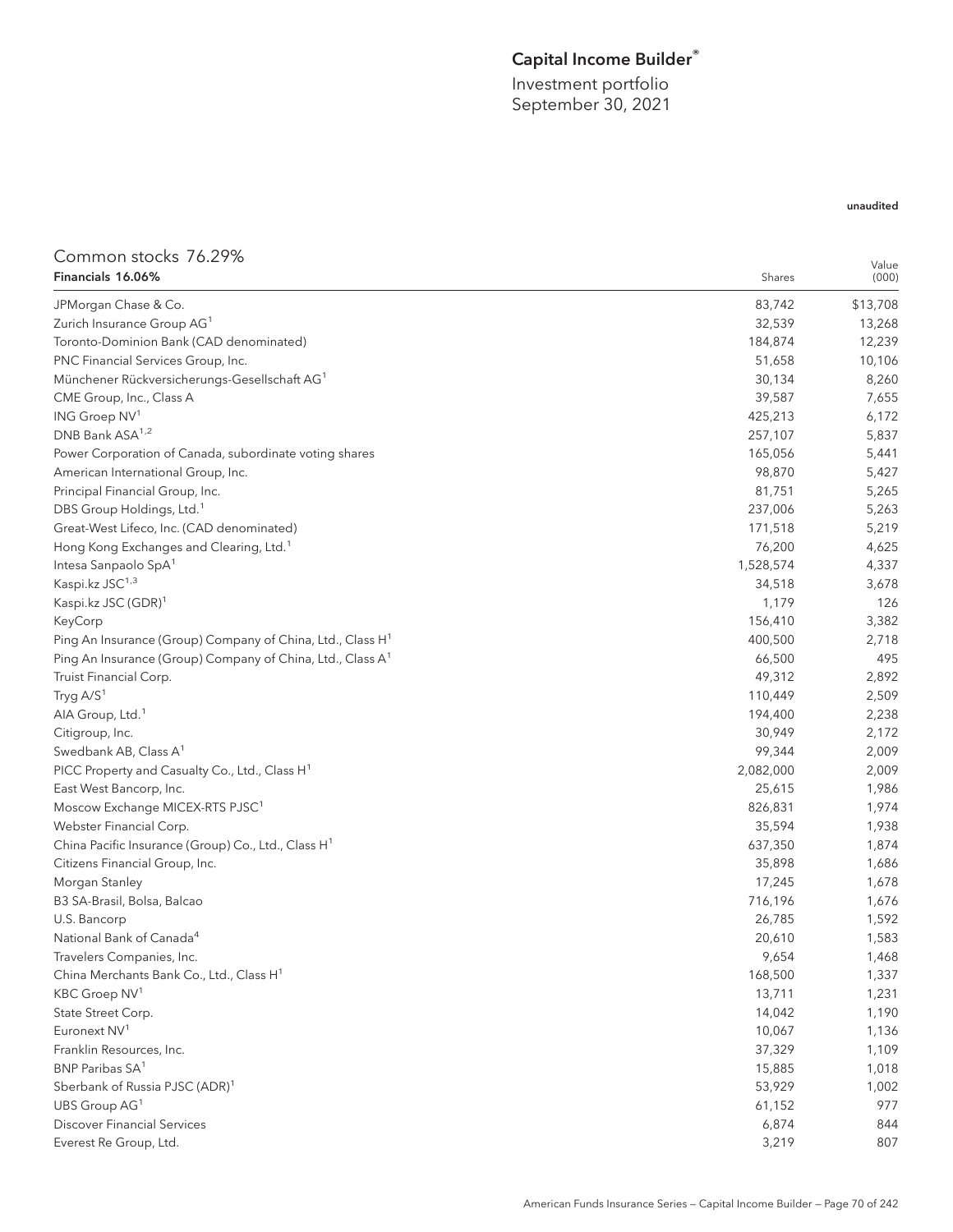# Capital Income Builder®

Investment portfolio
September 30, 2021

unaudited

## Common stocks 76.29%

| Financials 16.06% | Shares | Value (000) |
|---|---|---|
| JPMorgan Chase & Co. | 83,742 | $13,708 |
| Zurich Insurance Group AG[1] | 32,539 | 13,268 |
| Toronto-Dominion Bank (CAD denominated) | 184,874 | 12,239 |
| PNC Financial Services Group, Inc. | 51,658 | 10,106 |
| Münchener Rückversicherungs-Gesellschaft AG[1] | 30,134 | 8,260 |
| CME Group, Inc., Class A | 39,587 | 7,655 |
| ING Groep NV[1] | 425,213 | 6,172 |
| DNB Bank ASA[1,2] | 257,107 | 5,837 |
| Power Corporation of Canada, subordinate voting shares | 165,056 | 5,441 |
| American International Group, Inc. | 98,870 | 5,427 |
| Principal Financial Group, Inc. | 81,751 | 5,265 |
| DBS Group Holdings, Ltd.[1] | 237,006 | 5,263 |
| Great-West Lifeco, Inc. (CAD denominated) | 171,518 | 5,219 |
| Hong Kong Exchanges and Clearing, Ltd.[1] | 76,200 | 4,625 |
| Intesa Sanpaolo SpA[1] | 1,528,574 | 4,337 |
| Kaspi.kz JSC[1,3] | 34,518 | 3,678 |
| Kaspi.kz JSC (GDR)[1] | 1,179 | 126 |
| KeyCorp | 156,410 | 3,382 |
| Ping An Insurance (Group) Company of China, Ltd., Class H[1] | 400,500 | 2,718 |
| Ping An Insurance (Group) Company of China, Ltd., Class A[1] | 66,500 | 495 |
| Truist Financial Corp. | 49,312 | 2,892 |
| Tryg A/S[1] | 110,449 | 2,509 |
| AIA Group, Ltd.[1] | 194,400 | 2,238 |
| Citigroup, Inc. | 30,949 | 2,172 |
| Swedbank AB, Class A[1] | 99,344 | 2,009 |
| PICC Property and Casualty Co., Ltd., Class H[1] | 2,082,000 | 2,009 |
| East West Bancorp, Inc. | 25,615 | 1,986 |
| Moscow Exchange MICEX-RTS PJSC[1] | 826,831 | 1,974 |
| Webster Financial Corp. | 35,594 | 1,938 |
| China Pacific Insurance (Group) Co., Ltd., Class H[1] | 637,350 | 1,874 |
| Citizens Financial Group, Inc. | 35,898 | 1,686 |
| Morgan Stanley | 17,245 | 1,678 |
| B3 SA-Brasil, Bolsa, Balcao | 716,196 | 1,676 |
| U.S. Bancorp | 26,785 | 1,592 |
| National Bank of Canada[4] | 20,610 | 1,583 |
| Travelers Companies, Inc. | 9,654 | 1,468 |
| China Merchants Bank Co., Ltd., Class H[1] | 168,500 | 1,337 |
| KBC Groep NV[1] | 13,711 | 1,231 |
| State Street Corp. | 14,042 | 1,190 |
| Euronext NV[1] | 10,067 | 1,136 |
| Franklin Resources, Inc. | 37,329 | 1,109 |
| BNP Paribas SA[1] | 15,885 | 1,018 |
| Sberbank of Russia PJSC (ADR)[1] | 53,929 | 1,002 |
| UBS Group AG[1] | 61,152 | 977 |
| Discover Financial Services | 6,874 | 844 |
| Everest Re Group, Ltd. | 3,219 | 807 |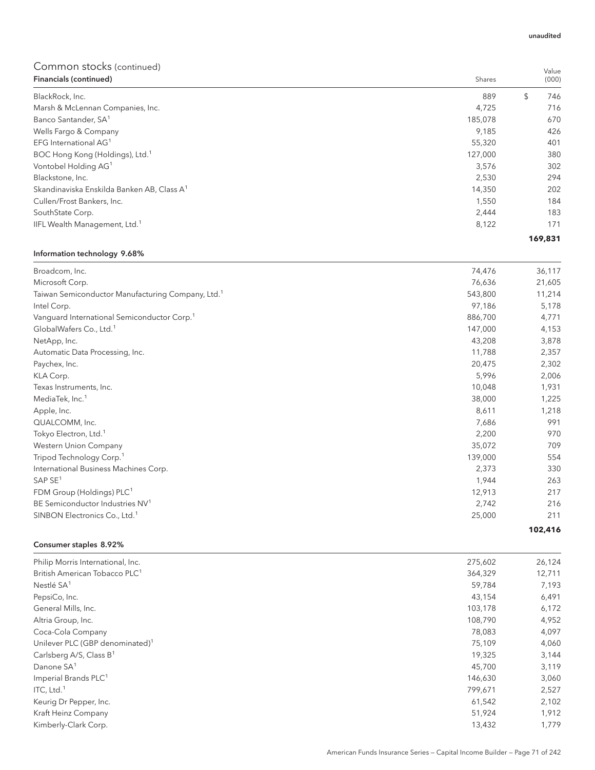unaudited

## Common stocks (continued)

| Financials (continued) | Shares | Value (000) |
|---|---|---|
| BlackRock, Inc. | 889 | $ 746 |
| Marsh & McLennan Companies, Inc. | 4,725 | 716 |
| Banco Santander, SA[1] | 185,078 | 670 |
| Wells Fargo & Company | 9,185 | 426 |
| EFG International AG[1] | 55,320 | 401 |
| BOC Hong Kong (Holdings), Ltd.[1] | 127,000 | 380 |
| Vontobel Holding AG[1] | 3,576 | 302 |
| Blackstone, Inc. | 2,530 | 294 |
| Skandinaviska Enskilda Banken AB, Class A[1] | 14,350 | 202 |
| Cullen/Frost Bankers, Inc. | 1,550 | 184 |
| SouthState Corp. | 2,444 | 183 |
| IIFL Wealth Management, Ltd.[1] | 8,122 | 171 |
| | | **169,831** |

| Information technology 9.68% | | |
|---|---|---|
| Broadcom, Inc. | 74,476 | 36,117 |
| Microsoft Corp. | 76,636 | 21,605 |
| Taiwan Semiconductor Manufacturing Company, Ltd.[1] | 543,800 | 11,214 |
| Intel Corp. | 97,186 | 5,178 |
| Vanguard International Semiconductor Corp.[1] | 886,700 | 4,771 |
| GlobalWafers Co., Ltd.[1] | 147,000 | 4,153 |
| NetApp, Inc. | 43,208 | 3,878 |
| Automatic Data Processing, Inc. | 11,788 | 2,357 |
| Paychex, Inc. | 20,475 | 2,302 |
| KLA Corp. | 5,996 | 2,006 |
| Texas Instruments, Inc. | 10,048 | 1,931 |
| MediaTek, Inc.[1] | 38,000 | 1,225 |
| Apple, Inc. | 8,611 | 1,218 |
| QUALCOMM, Inc. | 7,686 | 991 |
| Tokyo Electron, Ltd.[1] | 2,200 | 970 |
| Western Union Company | 35,072 | 709 |
| Tripod Technology Corp.[1] | 139,000 | 554 |
| International Business Machines Corp. | 2,373 | 330 |
| SAP SE[1] | 1,944 | 263 |
| FDM Group (Holdings) PLC[1] | 12,913 | 217 |
| BE Semiconductor Industries NV[1] | 2,742 | 216 |
| SINBON Electronics Co., Ltd.[1] | 25,000 | 211 |
| | | **102,416** |

| Consumer staples 8.92% | | |
|---|---|---|
| Philip Morris International, Inc. | 275,602 | 26,124 |
| British American Tobacco PLC[1] | 364,329 | 12,711 |
| Nestlé SA[1] | 59,784 | 7,193 |
| PepsiCo, Inc. | 43,154 | 6,491 |
| General Mills, Inc. | 103,178 | 6,172 |
| Altria Group, Inc. | 108,790 | 4,952 |
| Coca-Cola Company | 78,083 | 4,097 |
| Unilever PLC (GBP denominated)[1] | 75,109 | 4,060 |
| Carlsberg A/S, Class B[1] | 19,325 | 3,144 |
| Danone SA[1] | 45,700 | 3,119 |
| Imperial Brands PLC[1] | 146,630 | 3,060 |
| ITC, Ltd.[1] | 799,671 | 2,527 |
| Keurig Dr Pepper, Inc. | 61,542 | 2,102 |
| Kraft Heinz Company | 51,924 | 1,912 |
| Kimberly-Clark Corp. | 13,432 | 1,779 |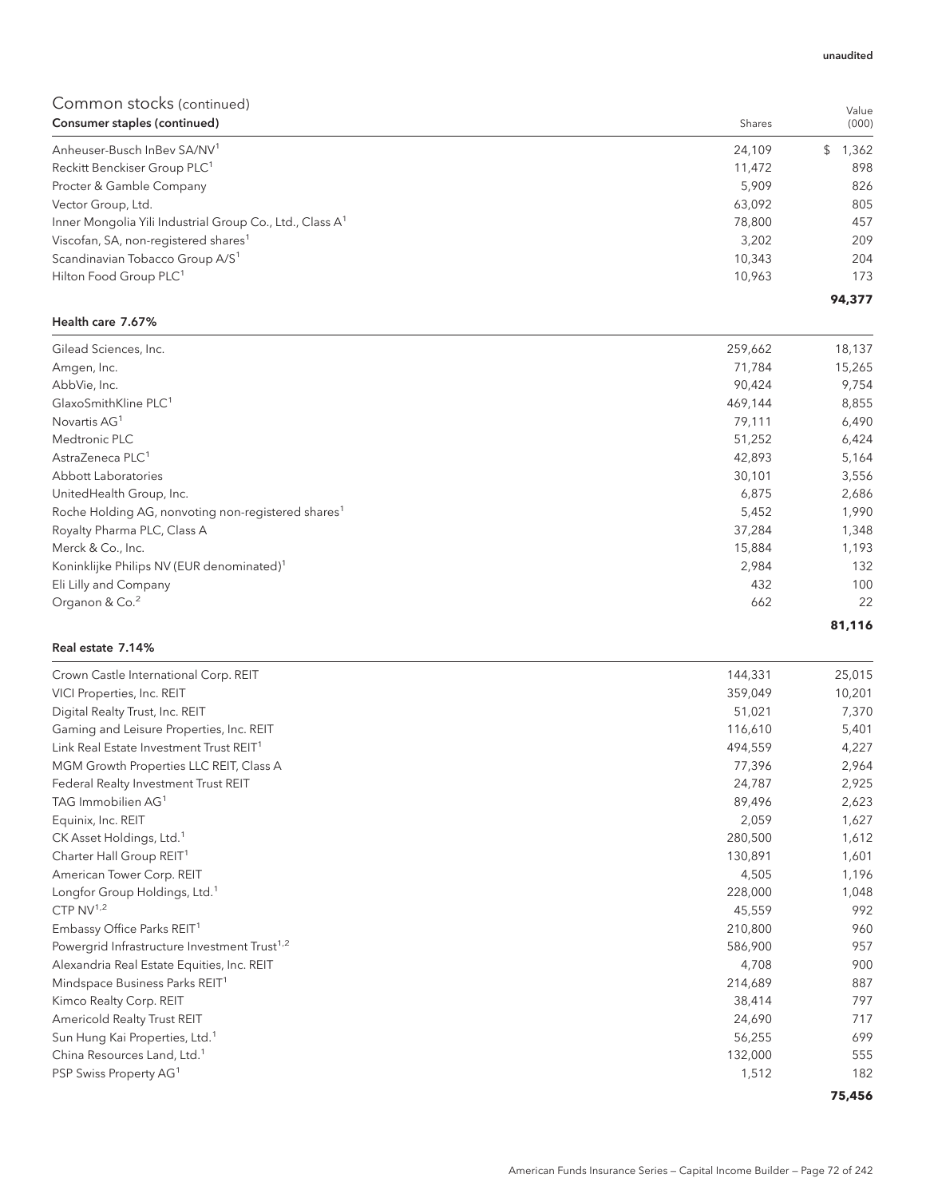unaudited

## Common stocks (continued)

| Consumer staples (continued) | Shares | Value (000) |
|---|---|---|
| Anheuser-Busch InBev SA/NV[1] | 24,109 | $ 1,362 |
| Reckitt Benckiser Group PLC[1] | 11,472 | 898 |
| Procter & Gamble Company | 5,909 | 826 |
| Vector Group, Ltd. | 63,092 | 805 |
| Inner Mongolia Yili Industrial Group Co., Ltd., Class A[1] | 78,800 | 457 |
| Viscofan, SA, non-registered shares[1] | 3,202 | 209 |
| Scandinavian Tobacco Group A/S[1] | 10,343 | 204 |
| Hilton Food Group PLC[1] | 10,963 | 173 |
| | | **94,377** |

| Health care 7.67% | | |
|---|---|---|
| Gilead Sciences, Inc. | 259,662 | 18,137 |
| Amgen, Inc. | 71,784 | 15,265 |
| AbbVie, Inc. | 90,424 | 9,754 |
| GlaxoSmithKline PLC[1] | 469,144 | 8,855 |
| Novartis AG[1] | 79,111 | 6,490 |
| Medtronic PLC | 51,252 | 6,424 |
| AstraZeneca PLC[1] | 42,893 | 5,164 |
| Abbott Laboratories | 30,101 | 3,556 |
| UnitedHealth Group, Inc. | 6,875 | 2,686 |
| Roche Holding AG, nonvoting non-registered shares[1] | 5,452 | 1,990 |
| Royalty Pharma PLC, Class A | 37,284 | 1,348 |
| Merck & Co., Inc. | 15,884 | 1,193 |
| Koninklijke Philips NV (EUR denominated)[1] | 2,984 | 132 |
| Eli Lilly and Company | 432 | 100 |
| Organon & Co.[2] | 662 | 22 |
| | | **81,116** |

| Real estate 7.14% | | |
|---|---|---|
| Crown Castle International Corp. REIT | 144,331 | 25,015 |
| VICI Properties, Inc. REIT | 359,049 | 10,201 |
| Digital Realty Trust, Inc. REIT | 51,021 | 7,370 |
| Gaming and Leisure Properties, Inc. REIT | 116,610 | 5,401 |
| Link Real Estate Investment Trust REIT[1] | 494,559 | 4,227 |
| MGM Growth Properties LLC REIT, Class A | 77,396 | 2,964 |
| Federal Realty Investment Trust REIT | 24,787 | 2,925 |
| TAG Immobilien AG[1] | 89,496 | 2,623 |
| Equinix, Inc. REIT | 2,059 | 1,627 |
| CK Asset Holdings, Ltd.[1] | 280,500 | 1,612 |
| Charter Hall Group REIT[1] | 130,891 | 1,601 |
| American Tower Corp. REIT | 4,505 | 1,196 |
| Longfor Group Holdings, Ltd.[1] | 228,000 | 1,048 |
| CTP NV[1,2] | 45,559 | 992 |
| Embassy Office Parks REIT[1] | 210,800 | 960 |
| Powergrid Infrastructure Investment Trust[1,2] | 586,900 | 957 |
| Alexandria Real Estate Equities, Inc. REIT | 4,708 | 900 |
| Mindspace Business Parks REIT[1] | 214,689 | 887 |
| Kimco Realty Corp. REIT | 38,414 | 797 |
| Americold Realty Trust REIT | 24,690 | 717 |
| Sun Hung Kai Properties, Ltd.[1] | 56,255 | 699 |
| China Resources Land, Ltd.[1] | 132,000 | 555 |
| PSP Swiss Property AG[1] | 1,512 | 182 |
| | | **75,456** |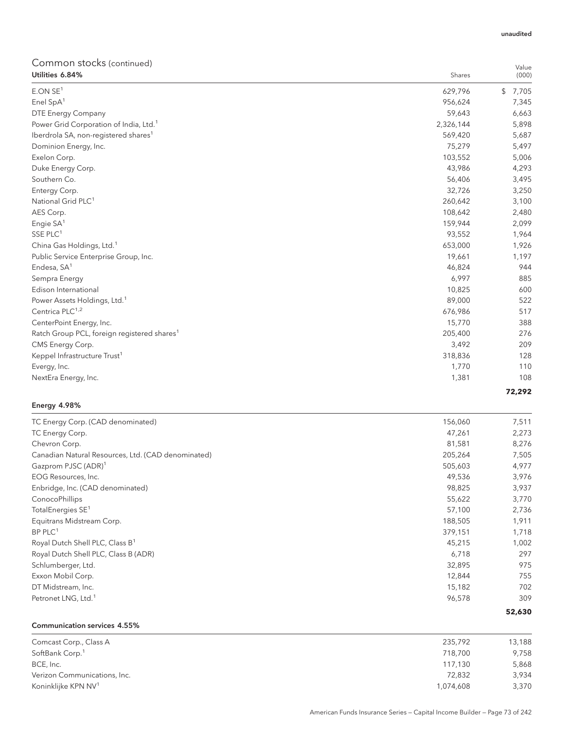unaudited

## Common stocks (continued)

| Utilities 6.84% | Shares | Value (000) |
|---|---|---|
| E.ON SE[1] | 629,796 | $ 7,705 |
| Enel SpA[1] | 956,624 | 7,345 |
| DTE Energy Company | 59,643 | 6,663 |
| Power Grid Corporation of India, Ltd.[1] | 2,326,144 | 5,898 |
| Iberdrola SA, non-registered shares[1] | 569,420 | 5,687 |
| Dominion Energy, Inc. | 75,279 | 5,497 |
| Exelon Corp. | 103,552 | 5,006 |
| Duke Energy Corp. | 43,986 | 4,293 |
| Southern Co. | 56,406 | 3,495 |
| Entergy Corp. | 32,726 | 3,250 |
| National Grid PLC[1] | 260,642 | 3,100 |
| AES Corp. | 108,642 | 2,480 |
| Engie SA[1] | 159,944 | 2,099 |
| SSE PLC[1] | 93,552 | 1,964 |
| China Gas Holdings, Ltd.[1] | 653,000 | 1,926 |
| Public Service Enterprise Group, Inc. | 19,661 | 1,197 |
| Endesa, SA[1] | 46,824 | 944 |
| Sempra Energy | 6,997 | 885 |
| Edison International | 10,825 | 600 |
| Power Assets Holdings, Ltd.[1] | 89,000 | 522 |
| Centrica PLC[1,2] | 676,986 | 517 |
| CenterPoint Energy, Inc. | 15,770 | 388 |
| Ratch Group PCL, foreign registered shares[1] | 205,400 | 276 |
| CMS Energy Corp. | 3,492 | 209 |
| Keppel Infrastructure Trust[1] | 318,836 | 128 |
| Evergy, Inc. | 1,770 | 110 |
| NextEra Energy, Inc. | 1,381 | 108 |
| | | **72,292** |

| Energy 4.98% | | |
|---|---|---|
| TC Energy Corp. (CAD denominated) | 156,060 | 7,511 |
| TC Energy Corp. | 47,261 | 2,273 |
| Chevron Corp. | 81,581 | 8,276 |
| Canadian Natural Resources, Ltd. (CAD denominated) | 205,264 | 7,505 |
| Gazprom PJSC (ADR)[1] | 505,603 | 4,977 |
| EOG Resources, Inc. | 49,536 | 3,976 |
| Enbridge, Inc. (CAD denominated) | 98,825 | 3,937 |
| ConocoPhillips | 55,622 | 3,770 |
| TotalEnergies SE[1] | 57,100 | 2,736 |
| Equitrans Midstream Corp. | 188,505 | 1,911 |
| BP PLC[1] | 379,151 | 1,718 |
| Royal Dutch Shell PLC, Class B[1] | 45,215 | 1,002 |
| Royal Dutch Shell PLC, Class B (ADR) | 6,718 | 297 |
| Schlumberger, Ltd. | 32,895 | 975 |
| Exxon Mobil Corp. | 12,844 | 755 |
| DT Midstream, Inc. | 15,182 | 702 |
| Petronet LNG, Ltd.[1] | 96,578 | 309 |
| | | **52,630** |

| Communication services 4.55% | | |
|---|---|---|
| Comcast Corp., Class A | 235,792 | 13,188 |
| SoftBank Corp.[1] | 718,700 | 9,758 |
| BCE, Inc. | 117,130 | 5,868 |
| Verizon Communications, Inc. | 72,832 | 3,934 |
| Koninklijke KPN NV[1] | 1,074,608 | 3,370 |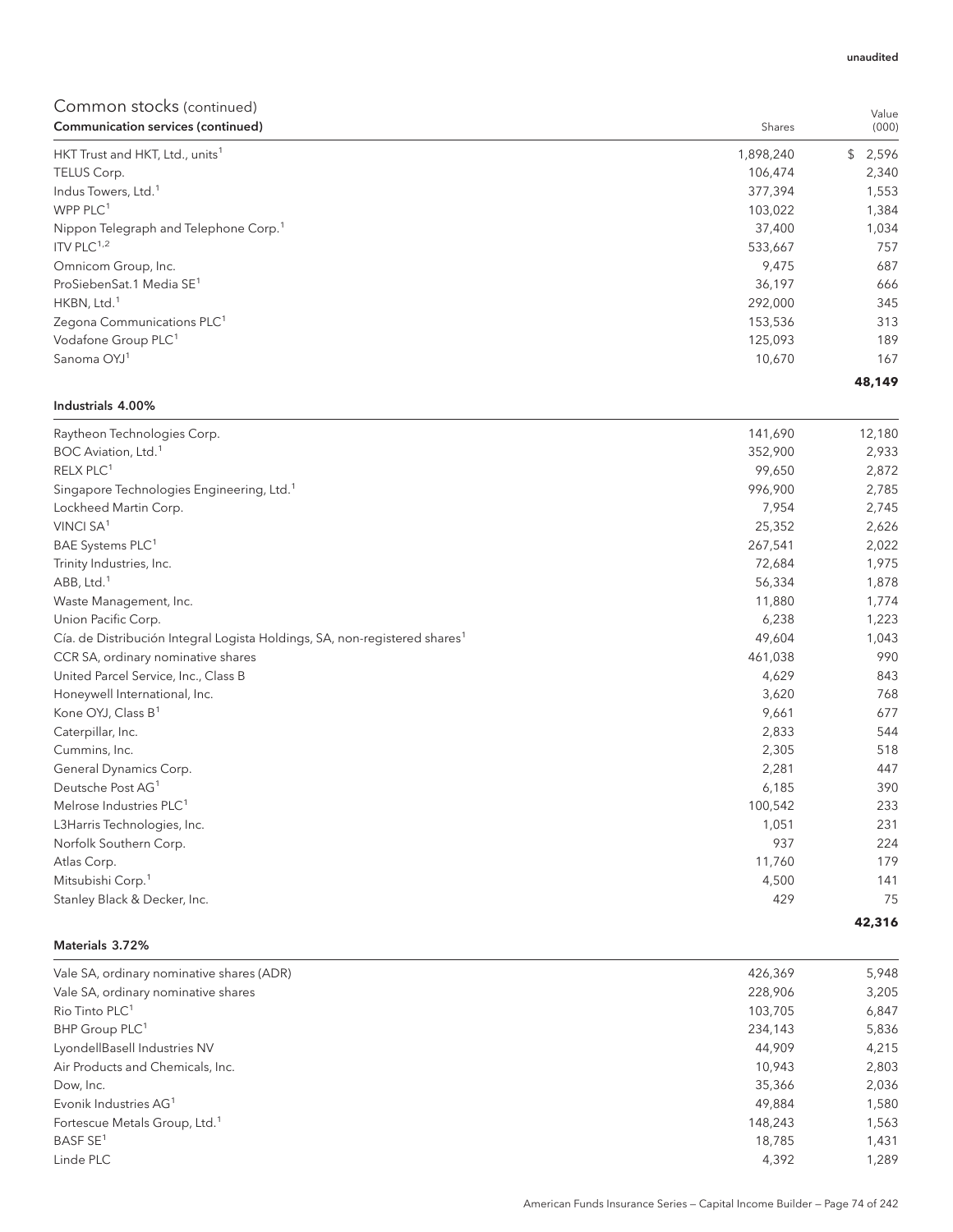unaudited

## Common stocks (continued)

| Communication services (continued) | Shares | Value (000) |
|---|---|---|
| HKT Trust and HKT, Ltd., units[1] | 1,898,240 | $ 2,596 |
| TELUS Corp. | 106,474 | 2,340 |
| Indus Towers, Ltd.[1] | 377,394 | 1,553 |
| WPP PLC[1] | 103,022 | 1,384 |
| Nippon Telegraph and Telephone Corp.[1] | 37,400 | 1,034 |
| ITV PLC[1,2] | 533,667 | 757 |
| Omnicom Group, Inc. | 9,475 | 687 |
| ProSiebenSat.1 Media SE[1] | 36,197 | 666 |
| HKBN, Ltd.[1] | 292,000 | 345 |
| Zegona Communications PLC[1] | 153,536 | 313 |
| Vodafone Group PLC[1] | 125,093 | 189 |
| Sanoma OYJ[1] | 10,670 | 167 |
| | | **48,149** |

| Industrials 4.00% | | |
|---|---|---|
| Raytheon Technologies Corp. | 141,690 | 12,180 |
| BOC Aviation, Ltd.[1] | 352,900 | 2,933 |
| RELX PLC[1] | 99,650 | 2,872 |
| Singapore Technologies Engineering, Ltd.[1] | 996,900 | 2,785 |
| Lockheed Martin Corp. | 7,954 | 2,745 |
| VINCI SA[1] | 25,352 | 2,626 |
| BAE Systems PLC[1] | 267,541 | 2,022 |
| Trinity Industries, Inc. | 72,684 | 1,975 |
| ABB, Ltd.[1] | 56,334 | 1,878 |
| Waste Management, Inc. | 11,880 | 1,774 |
| Union Pacific Corp. | 6,238 | 1,223 |
| Cía. de Distribución Integral Logista Holdings, SA, non-registered shares[1] | 49,604 | 1,043 |
| CCR SA, ordinary nominative shares | 461,038 | 990 |
| United Parcel Service, Inc., Class B | 4,629 | 843 |
| Honeywell International, Inc. | 3,620 | 768 |
| Kone OYJ, Class B[1] | 9,661 | 677 |
| Caterpillar, Inc. | 2,833 | 544 |
| Cummins, Inc. | 2,305 | 518 |
| General Dynamics Corp. | 2,281 | 447 |
| Deutsche Post AG[1] | 6,185 | 390 |
| Melrose Industries PLC[1] | 100,542 | 233 |
| L3Harris Technologies, Inc. | 1,051 | 231 |
| Norfolk Southern Corp. | 937 | 224 |
| Atlas Corp. | 11,760 | 179 |
| Mitsubishi Corp.[1] | 4,500 | 141 |
| Stanley Black & Decker, Inc. | 429 | 75 |
| | | **42,316** |

| Materials 3.72% | | |
|---|---|---|
| Vale SA, ordinary nominative shares (ADR) | 426,369 | 5,948 |
| Vale SA, ordinary nominative shares | 228,906 | 3,205 |
| Rio Tinto PLC[1] | 103,705 | 6,847 |
| BHP Group PLC[1] | 234,143 | 5,836 |
| LyondellBasell Industries NV | 44,909 | 4,215 |
| Air Products and Chemicals, Inc. | 10,943 | 2,803 |
| Dow, Inc. | 35,366 | 2,036 |
| Evonik Industries AG[1] | 49,884 | 1,580 |
| Fortescue Metals Group, Ltd.[1] | 148,243 | 1,563 |
| BASF SE[1] | 18,785 | 1,431 |
| Linde PLC | 4,392 | 1,289 |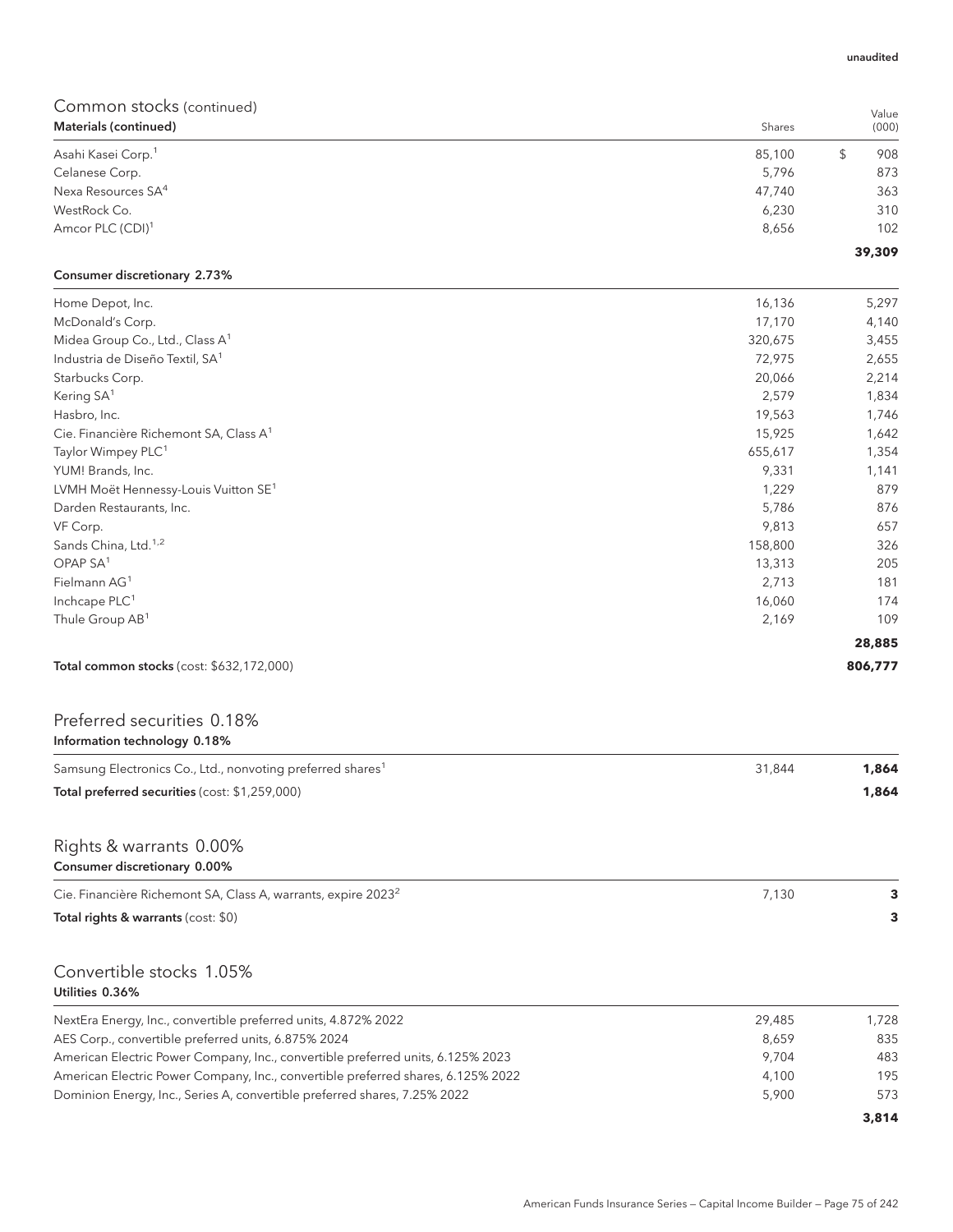unaudited

## Common stocks (continued)

| Materials (continued) | Shares | Value (000) |
|---|---|---|
| Asahi Kasei Corp.[1] | 85,100 | $ 908 |
| Celanese Corp. | 5,796 | 873 |
| Nexa Resources SA[4] | 47,740 | 363 |
| WestRock Co. | 6,230 | 310 |
| Amcor PLC (CDI)[1] | 8,656 | 102 |
| | | **39,309** |

| Consumer discretionary 2.73% | | |
|---|---|---|
| Home Depot, Inc. | 16,136 | 5,297 |
| McDonald's Corp. | 17,170 | 4,140 |
| Midea Group Co., Ltd., Class A[1] | 320,675 | 3,455 |
| Industria de Diseño Textil, SA[1] | 72,975 | 2,655 |
| Starbucks Corp. | 20,066 | 2,214 |
| Kering SA[1] | 2,579 | 1,834 |
| Hasbro, Inc. | 19,563 | 1,746 |
| Cie. Financière Richemont SA, Class A[1] | 15,925 | 1,642 |
| Taylor Wimpey PLC[1] | 655,617 | 1,354 |
| YUM! Brands, Inc. | 9,331 | 1,141 |
| LVMH Moët Hennessy-Louis Vuitton SE[1] | 1,229 | 879 |
| Darden Restaurants, Inc. | 5,786 | 876 |
| VF Corp. | 9,813 | 657 |
| Sands China, Ltd.[1,2] | 158,800 | 326 |
| OPAP SA[1] | 13,313 | 205 |
| Fielmann AG[1] | 2,713 | 181 |
| Inchcape PLC[1] | 16,060 | 174 |
| Thule Group AB[1] | 2,169 | 109 |
| | | **28,885** |
| **Total common stocks** (cost: $632,172,000) | | **806,777** |

## Preferred securities 0.18%

| Information technology 0.18% | | |
|---|---|---|
| Samsung Electronics Co., Ltd., nonvoting preferred shares[1] | 31,844 | **1,864** |
| **Total preferred securities** (cost: $1,259,000) | | **1,864** |

## Rights & warrants 0.00%

| Consumer discretionary 0.00% | | |
|---|---|---|
| Cie. Financière Richemont SA, Class A, warrants, expire 2023[2] | 7,130 | **3** |
| **Total rights & warrants** (cost: $0) | | **3** |

## Convertible stocks 1.05%

| Utilities 0.36% | | |
|---|---|---|
| NextEra Energy, Inc., convertible preferred units, 4.872% 2022 | 29,485 | 1,728 |
| AES Corp., convertible preferred units, 6.875% 2024 | 8,659 | 835 |
| American Electric Power Company, Inc., convertible preferred units, 6.125% 2023 | 9,704 | 483 |
| American Electric Power Company, Inc., convertible preferred shares, 6.125% 2022 | 4,100 | 195 |
| Dominion Energy, Inc., Series A, convertible preferred shares, 7.25% 2022 | 5,900 | 573 |
| | | **3,814** |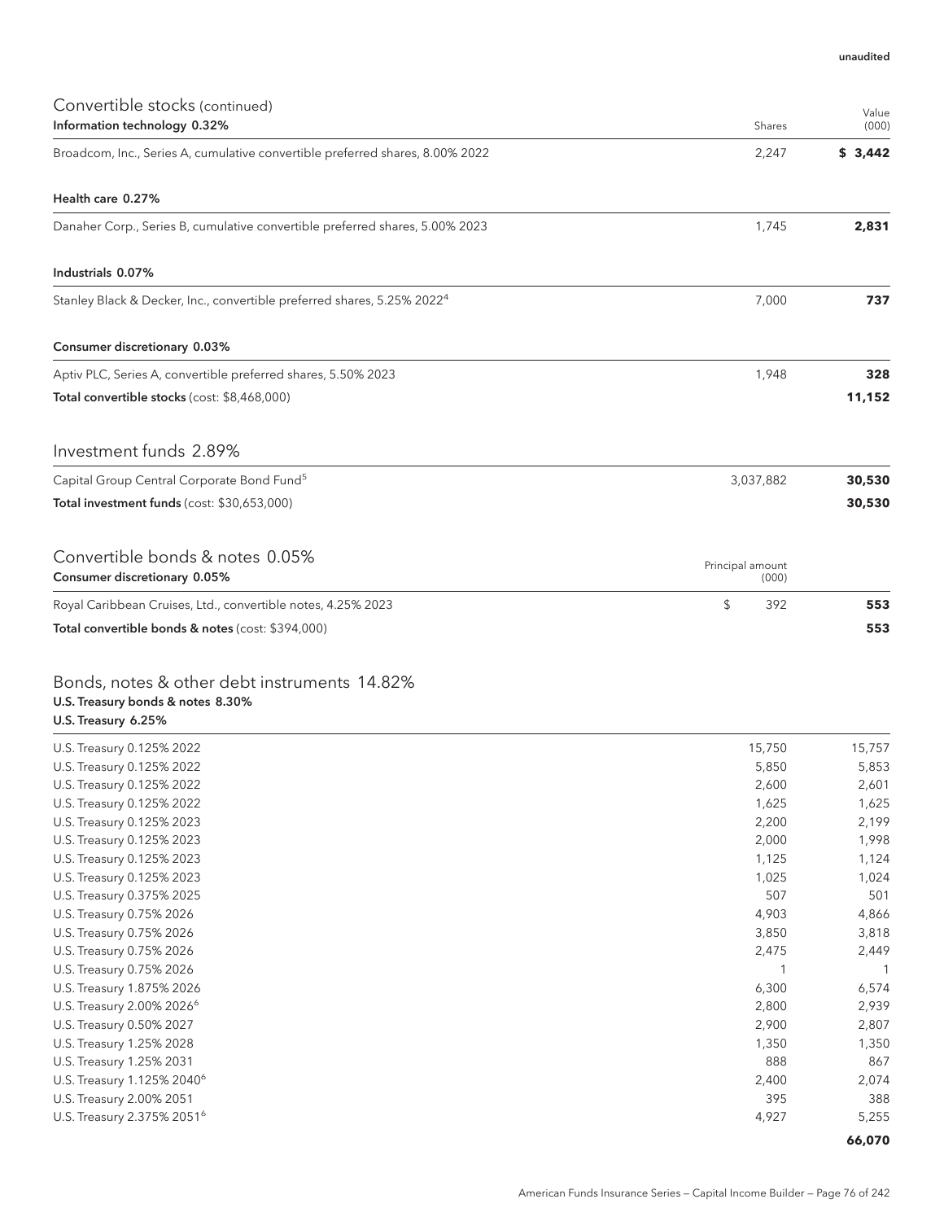unaudited

## Convertible stocks (continued)

| Information technology 0.32% | Shares | Value (000) |
|---|---|---|
| Broadcom, Inc., Series A, cumulative convertible preferred shares, 8.00% 2022 | 2,247 | **$ 3,442** |

| Health care 0.27% | | |
|---|---|---|
| Danaher Corp., Series B, cumulative convertible preferred shares, 5.00% 2023 | 1,745 | **2,831** |

| Industrials 0.07% | | |
|---|---|---|
| Stanley Black & Decker, Inc., convertible preferred shares, 5.25% 2022[4] | 7,000 | **737** |

| Consumer discretionary 0.03% | | |
|---|---|---|
| Aptiv PLC, Series A, convertible preferred shares, 5.50% 2023 | 1,948 | **328** |
| **Total convertible stocks** (cost: $8,468,000) | | **11,152** |

## Investment funds 2.89%

| | | |
|---|---|---|
| Capital Group Central Corporate Bond Fund[5] | 3,037,882 | **30,530** |
| **Total investment funds** (cost: $30,653,000) | | **30,530** |

## Convertible bonds & notes 0.05%

| Consumer discretionary 0.05% | Principal amount (000) | |
|---|---|---|
| Royal Caribbean Cruises, Ltd., convertible notes, 4.25% 2023 | $ 392 | **553** |
| **Total convertible bonds & notes** (cost: $394,000) | | **553** |

## Bonds, notes & other debt instruments 14.82%

### U.S. Treasury bonds & notes 8.30%

| U.S. Treasury 6.25% | | |
|---|---|---|
| U.S. Treasury 0.125% 2022 | 15,750 | 15,757 |
| U.S. Treasury 0.125% 2022 | 5,850 | 5,853 |
| U.S. Treasury 0.125% 2022 | 2,600 | 2,601 |
| U.S. Treasury 0.125% 2022 | 1,625 | 1,625 |
| U.S. Treasury 0.125% 2023 | 2,200 | 2,199 |
| U.S. Treasury 0.125% 2023 | 2,000 | 1,998 |
| U.S. Treasury 0.125% 2023 | 1,125 | 1,124 |
| U.S. Treasury 0.125% 2023 | 1,025 | 1,024 |
| U.S. Treasury 0.375% 2025 | 507 | 501 |
| U.S. Treasury 0.75% 2026 | 4,903 | 4,866 |
| U.S. Treasury 0.75% 2026 | 3,850 | 3,818 |
| U.S. Treasury 0.75% 2026 | 2,475 | 2,449 |
| U.S. Treasury 0.75% 2026 | 1 | 1 |
| U.S. Treasury 1.875% 2026 | 6,300 | 6,574 |
| U.S. Treasury 2.00% 2026[6] | 2,800 | 2,939 |
| U.S. Treasury 0.50% 2027 | 2,900 | 2,807 |
| U.S. Treasury 1.25% 2028 | 1,350 | 1,350 |
| U.S. Treasury 1.25% 2031 | 888 | 867 |
| U.S. Treasury 1.125% 2040[6] | 2,400 | 2,074 |
| U.S. Treasury 2.00% 2051 | 395 | 388 |
| U.S. Treasury 2.375% 2051[6] | 4,927 | 5,255 |
| | | **66,070** |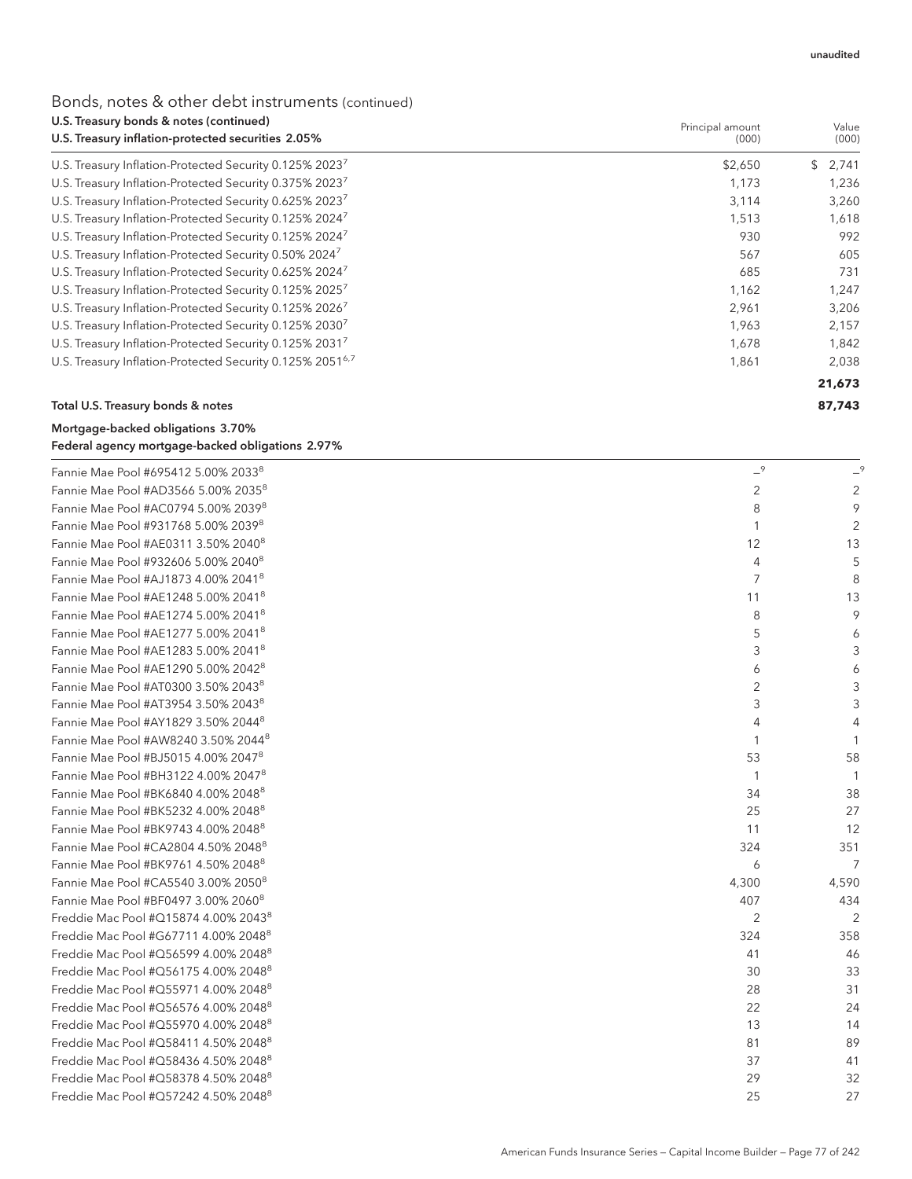unaudited

## Bonds, notes & other debt instruments (continued)

| U.S. Treasury bonds & notes (continued)<br>U.S. Treasury inflation-protected securities 2.05% | Principal amount (000) | Value (000) |
|---|---|---|
| U.S. Treasury Inflation-Protected Security 0.125% 2023[7] | $2,650 | $ 2,741 |
| U.S. Treasury Inflation-Protected Security 0.375% 2023[7] | 1,173 | 1,236 |
| U.S. Treasury Inflation-Protected Security 0.625% 2023[7] | 3,114 | 3,260 |
| U.S. Treasury Inflation-Protected Security 0.125% 2024[7] | 1,513 | 1,618 |
| U.S. Treasury Inflation-Protected Security 0.125% 2024[7] | 930 | 992 |
| U.S. Treasury Inflation-Protected Security 0.50% 2024[7] | 567 | 605 |
| U.S. Treasury Inflation-Protected Security 0.625% 2024[7] | 685 | 731 |
| U.S. Treasury Inflation-Protected Security 0.125% 2025[7] | 1,162 | 1,247 |
| U.S. Treasury Inflation-Protected Security 0.125% 2026[7] | 2,961 | 3,206 |
| U.S. Treasury Inflation-Protected Security 0.125% 2030[7] | 1,963 | 2,157 |
| U.S. Treasury Inflation-Protected Security 0.125% 2031[7] | 1,678 | 1,842 |
| U.S. Treasury Inflation-Protected Security 0.125% 2051[6,7] | 1,861 | 2,038 |
| | | **21,673** |
| **Total U.S. Treasury bonds & notes** | | **87,743** |

| Mortgage-backed obligations 3.70%<br>Federal agency mortgage-backed obligations 2.97% | | |
|---|---|---|
| Fannie Mae Pool #695412 5.00% 2033[8] | –[9] | –[9] |
| Fannie Mae Pool #AD3566 5.00% 2035[8] | 2 | 2 |
| Fannie Mae Pool #AC0794 5.00% 2039[8] | 8 | 9 |
| Fannie Mae Pool #931768 5.00% 2039[8] | 1 | 2 |
| Fannie Mae Pool #AE0311 3.50% 2040[8] | 12 | 13 |
| Fannie Mae Pool #932606 5.00% 2040[8] | 4 | 5 |
| Fannie Mae Pool #AJ1873 4.00% 2041[8] | 7 | 8 |
| Fannie Mae Pool #AE1248 5.00% 2041[8] | 11 | 13 |
| Fannie Mae Pool #AE1274 5.00% 2041[8] | 8 | 9 |
| Fannie Mae Pool #AE1277 5.00% 2041[8] | 5 | 6 |
| Fannie Mae Pool #AE1283 5.00% 2041[8] | 3 | 3 |
| Fannie Mae Pool #AE1290 5.00% 2042[8] | 6 | 6 |
| Fannie Mae Pool #AT0300 3.50% 2043[8] | 2 | 3 |
| Fannie Mae Pool #AT3954 3.50% 2043[8] | 3 | 3 |
| Fannie Mae Pool #AY1829 3.50% 2044[8] | 4 | 4 |
| Fannie Mae Pool #AW8240 3.50% 2044[8] | 1 | 1 |
| Fannie Mae Pool #BJ5015 4.00% 2047[8] | 53 | 58 |
| Fannie Mae Pool #BH3122 4.00% 2047[8] | 1 | 1 |
| Fannie Mae Pool #BK6840 4.00% 2048[8] | 34 | 38 |
| Fannie Mae Pool #BK5232 4.00% 2048[8] | 25 | 27 |
| Fannie Mae Pool #BK9743 4.00% 2048[8] | 11 | 12 |
| Fannie Mae Pool #CA2804 4.50% 2048[8] | 324 | 351 |
| Fannie Mae Pool #BK9761 4.50% 2048[8] | 6 | 7 |
| Fannie Mae Pool #CA5540 3.00% 2050[8] | 4,300 | 4,590 |
| Fannie Mae Pool #BF0497 3.00% 2060[8] | 407 | 434 |
| Freddie Mac Pool #Q15874 4.00% 2043[8] | 2 | 2 |
| Freddie Mac Pool #G67711 4.00% 2048[8] | 324 | 358 |
| Freddie Mac Pool #Q56599 4.00% 2048[8] | 41 | 46 |
| Freddie Mac Pool #Q56175 4.00% 2048[8] | 30 | 33 |
| Freddie Mac Pool #Q55971 4.00% 2048[8] | 28 | 31 |
| Freddie Mac Pool #Q56576 4.00% 2048[8] | 22 | 24 |
| Freddie Mac Pool #Q55970 4.00% 2048[8] | 13 | 14 |
| Freddie Mac Pool #Q58411 4.50% 2048[8] | 81 | 89 |
| Freddie Mac Pool #Q58436 4.50% 2048[8] | 37 | 41 |
| Freddie Mac Pool #Q58378 4.50% 2048[8] | 29 | 32 |
| Freddie Mac Pool #Q57242 4.50% 2048[8] | 25 | 27 |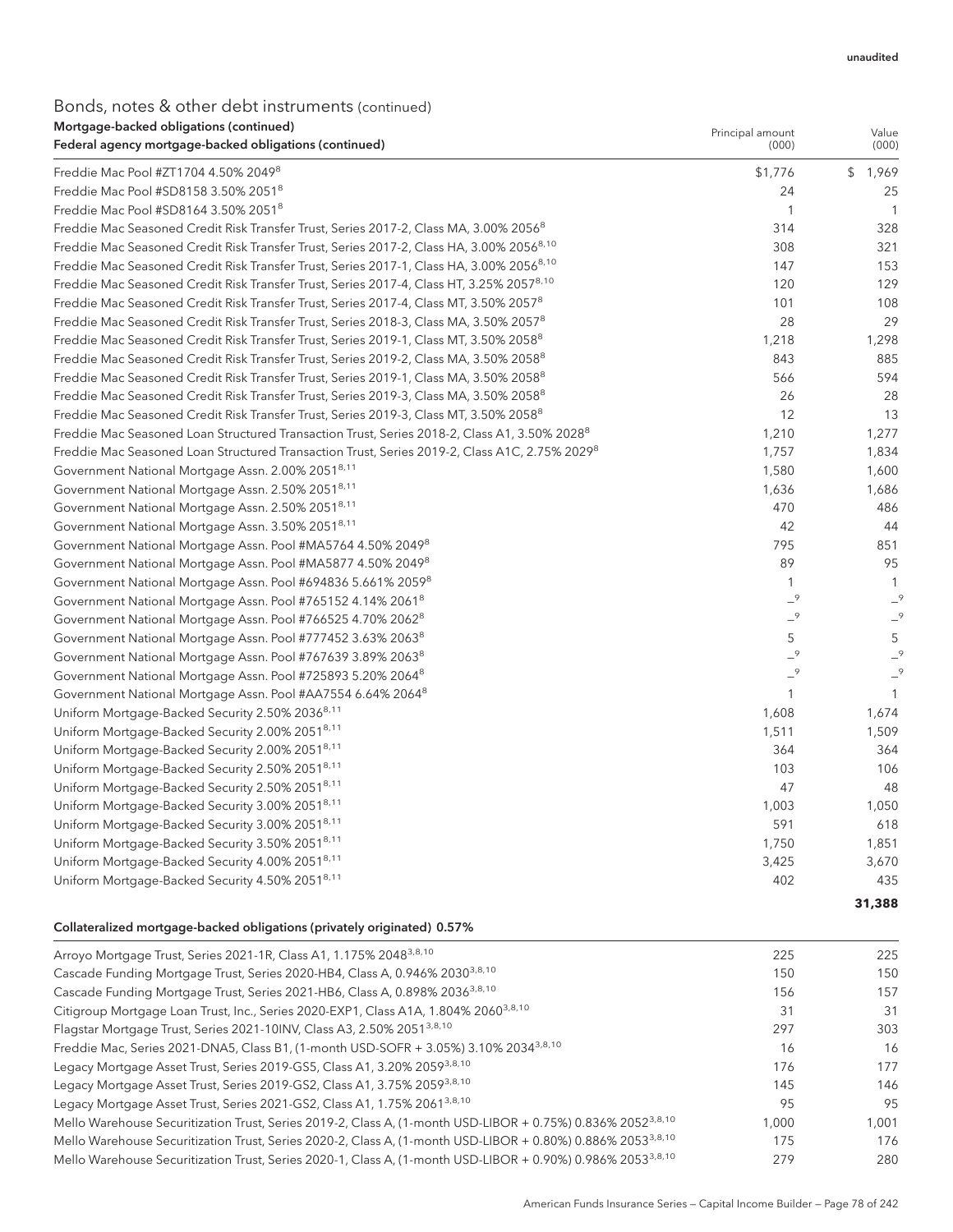## Bonds, notes & other debt instruments (continued)

| Mortgage-backed obligations (continued)<br>Federal agency mortgage-backed obligations (continued) | Principal amount (000) | Value (000) |
|---|---|---|
| Freddie Mac Pool #ZT1704 4.50% 2049[8] | $1,776 | $ 1,969 |
| Freddie Mac Pool #SD8158 3.50% 2051[8] | 24 | 25 |
| Freddie Mac Pool #SD8164 3.50% 2051[8] | 1 | 1 |
| Freddie Mac Seasoned Credit Risk Transfer Trust, Series 2017-2, Class MA, 3.00% 2056[8] | 314 | 328 |
| Freddie Mac Seasoned Credit Risk Transfer Trust, Series 2017-2, Class HA, 3.00% 2056[8,10] | 308 | 321 |
| Freddie Mac Seasoned Credit Risk Transfer Trust, Series 2017-1, Class HA, 3.00% 2056[8,10] | 147 | 153 |
| Freddie Mac Seasoned Credit Risk Transfer Trust, Series 2017-4, Class HT, 3.25% 2057[8,10] | 120 | 129 |
| Freddie Mac Seasoned Credit Risk Transfer Trust, Series 2017-4, Class MT, 3.50% 2057[8] | 101 | 108 |
| Freddie Mac Seasoned Credit Risk Transfer Trust, Series 2018-3, Class MA, 3.50% 2057[8] | 28 | 29 |
| Freddie Mac Seasoned Credit Risk Transfer Trust, Series 2019-1, Class MT, 3.50% 2058[8] | 1,218 | 1,298 |
| Freddie Mac Seasoned Credit Risk Transfer Trust, Series 2019-2, Class MA, 3.50% 2058[8] | 843 | 885 |
| Freddie Mac Seasoned Credit Risk Transfer Trust, Series 2019-1, Class MA, 3.50% 2058[8] | 566 | 594 |
| Freddie Mac Seasoned Credit Risk Transfer Trust, Series 2019-3, Class MA, 3.50% 2058[8] | 26 | 28 |
| Freddie Mac Seasoned Credit Risk Transfer Trust, Series 2019-3, Class MT, 3.50% 2058[8] | 12 | 13 |
| Freddie Mac Seasoned Loan Structured Transaction Trust, Series 2018-2, Class A1, 3.50% 2028[8] | 1,210 | 1,277 |
| Freddie Mac Seasoned Loan Structured Transaction Trust, Series 2019-2, Class A1C, 2.75% 2029[8] | 1,757 | 1,834 |
| Government National Mortgage Assn. 2.00% 2051[8,11] | 1,580 | 1,600 |
| Government National Mortgage Assn. 2.50% 2051[8,11] | 1,636 | 1,686 |
| Government National Mortgage Assn. 2.50% 2051[8,11] | 470 | 486 |
| Government National Mortgage Assn. 3.50% 2051[8,11] | 42 | 44 |
| Government National Mortgage Assn. Pool #MA5764 4.50% 2049[8] | 795 | 851 |
| Government National Mortgage Assn. Pool #MA5877 4.50% 2049[8] | 89 | 95 |
| Government National Mortgage Assn. Pool #694836 5.661% 2059[8] | 1 | 1 |
| Government National Mortgage Assn. Pool #765152 4.14% 2061[8] | —[9] | —[9] |
| Government National Mortgage Assn. Pool #766525 4.70% 2062[8] | —[9] | —[9] |
| Government National Mortgage Assn. Pool #777452 3.63% 2063[8] | 5 | 5 |
| Government National Mortgage Assn. Pool #767639 3.89% 2063[8] | —[9] | —[9] |
| Government National Mortgage Assn. Pool #725893 5.20% 2064[8] | —[9] | —[9] |
| Government National Mortgage Assn. Pool #AA7554 6.64% 2064[8] | 1 | 1 |
| Uniform Mortgage-Backed Security 2.50% 2036[8,11] | 1,608 | 1,674 |
| Uniform Mortgage-Backed Security 2.00% 2051[8,11] | 1,511 | 1,509 |
| Uniform Mortgage-Backed Security 2.00% 2051[8,11] | 364 | 364 |
| Uniform Mortgage-Backed Security 2.50% 2051[8,11] | 103 | 106 |
| Uniform Mortgage-Backed Security 2.50% 2051[8,11] | 47 | 48 |
| Uniform Mortgage-Backed Security 3.00% 2051[8,11] | 1,003 | 1,050 |
| Uniform Mortgage-Backed Security 3.00% 2051[8,11] | 591 | 618 |
| Uniform Mortgage-Backed Security 3.50% 2051[8,11] | 1,750 | 1,851 |
| Uniform Mortgage-Backed Security 4.00% 2051[8,11] | 3,425 | 3,670 |
| Uniform Mortgage-Backed Security 4.50% 2051[8,11] | 402 | 435 |
| | | **31,388** |

| Collateralized mortgage-backed obligations (privately originated) 0.57% | | |
|---|---|---|
| Arroyo Mortgage Trust, Series 2021-1R, Class A1, 1.175% 2048[3,8,10] | 225 | 225 |
| Cascade Funding Mortgage Trust, Series 2020-HB4, Class A, 0.946% 2030[3,8,10] | 150 | 150 |
| Cascade Funding Mortgage Trust, Series 2021-HB6, Class A, 0.898% 2036[3,8,10] | 156 | 157 |
| Citigroup Mortgage Loan Trust, Inc., Series 2020-EXP1, Class A1A, 1.804% 2060[3,8,10] | 31 | 31 |
| Flagstar Mortgage Trust, Series 2021-10INV, Class A3, 2.50% 2051[3,8,10] | 297 | 303 |
| Freddie Mac, Series 2021-DNA5, Class B1, (1-month USD-SOFR + 3.05%) 3.10% 2034[3,8,10] | 16 | 16 |
| Legacy Mortgage Asset Trust, Series 2019-GS5, Class A1, 3.20% 2059[3,8,10] | 176 | 177 |
| Legacy Mortgage Asset Trust, Series 2019-GS2, Class A1, 3.75% 2059[3,8,10] | 145 | 146 |
| Legacy Mortgage Asset Trust, Series 2021-GS2, Class A1, 1.75% 2061[3,8,10] | 95 | 95 |
| Mello Warehouse Securitization Trust, Series 2019-2, Class A, (1-month USD-LIBOR + 0.75%) 0.836% 2052[3,8,10] | 1,000 | 1,001 |
| Mello Warehouse Securitization Trust, Series 2020-2, Class A, (1-month USD-LIBOR + 0.80%) 0.886% 2053[3,8,10] | 175 | 176 |
| Mello Warehouse Securitization Trust, Series 2020-1, Class A, (1-month USD-LIBOR + 0.90%) 0.986% 2053[3,8,10] | 279 | 280 |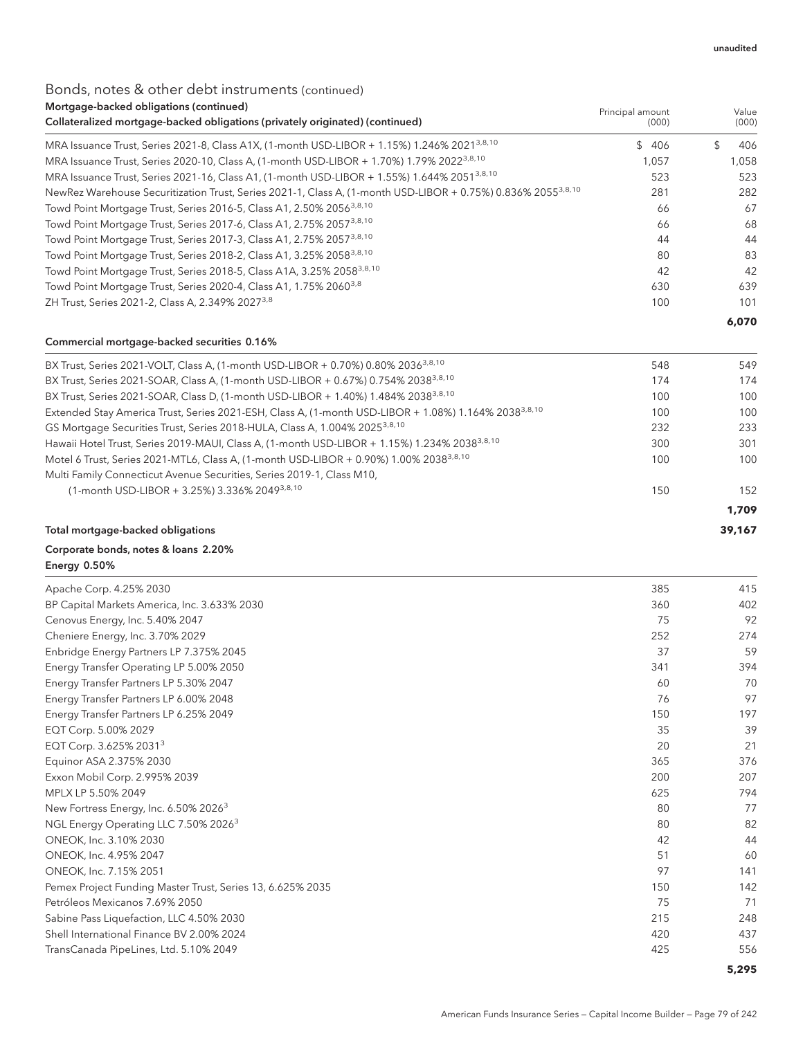unaudited

## Bonds, notes & other debt instruments (continued)

### Mortgage-backed obligations (continued)

| Collateralized mortgage-backed obligations (privately originated) (continued) | Principal amount (000) | Value (000) |
|---|---|---|
| MRA Issuance Trust, Series 2021-8, Class A1X, (1-month USD-LIBOR + 1.15%) 1.246% 2021[3,8,10] | $ 406 | $ 406 |
| MRA Issuance Trust, Series 2020-10, Class A, (1-month USD-LIBOR + 1.70%) 1.79% 2022[3,8,10] | 1,057 | 1,058 |
| MRA Issuance Trust, Series 2021-16, Class A1, (1-month USD-LIBOR + 1.55%) 1.644% 2051[3,8,10] | 523 | 523 |
| NewRez Warehouse Securitization Trust, Series 2021-1, Class A, (1-month USD-LIBOR + 0.75%) 0.836% 2055[3,8,10] | 281 | 282 |
| Towd Point Mortgage Trust, Series 2016-5, Class A1, 2.50% 2056[3,8,10] | 66 | 67 |
| Towd Point Mortgage Trust, Series 2017-6, Class A1, 2.75% 2057[3,8,10] | 66 | 68 |
| Towd Point Mortgage Trust, Series 2017-3, Class A1, 2.75% 2057[3,8,10] | 44 | 44 |
| Towd Point Mortgage Trust, Series 2018-2, Class A1, 3.25% 2058[3,8,10] | 80 | 83 |
| Towd Point Mortgage Trust, Series 2018-5, Class A1A, 3.25% 2058[3,8,10] | 42 | 42 |
| Towd Point Mortgage Trust, Series 2020-4, Class A1, 1.75% 2060[3,8] | 630 | 639 |
| ZH Trust, Series 2021-2, Class A, 2.349% 2027[3,8] | 100 | 101 |
| | | **6,070** |

| Commercial mortgage-backed securities 0.16% | | |
|---|---|---|
| BX Trust, Series 2021-VOLT, Class A, (1-month USD-LIBOR + 0.70%) 0.80% 2036[3,8,10] | 548 | 549 |
| BX Trust, Series 2021-SOAR, Class A, (1-month USD-LIBOR + 0.67%) 0.754% 2038[3,8,10] | 174 | 174 |
| BX Trust, Series 2021-SOAR, Class D, (1-month USD-LIBOR + 1.40%) 1.484% 2038[3,8,10] | 100 | 100 |
| Extended Stay America Trust, Series 2021-ESH, Class A, (1-month USD-LIBOR + 1.08%) 1.164% 2038[3,8,10] | 100 | 100 |
| GS Mortgage Securities Trust, Series 2018-HULA, Class A, 1.004% 2025[3,8,10] | 232 | 233 |
| Hawaii Hotel Trust, Series 2019-MAUI, Class A, (1-month USD-LIBOR + 1.15%) 1.234% 2038[3,8,10] | 300 | 301 |
| Motel 6 Trust, Series 2021-MTL6, Class A, (1-month USD-LIBOR + 0.90%) 1.00% 2038[3,8,10] | 100 | 100 |
| Multi Family Connecticut Avenue Securities, Series 2019-1, Class M10, (1-month USD-LIBOR + 3.25%) 3.336% 2049[3,8,10] | 150 | 152 |
| | | **1,709** |
| **Total mortgage-backed obligations** | | **39,167** |

### Corporate bonds, notes & loans 2.20%

| Energy 0.50% | | |
|---|---|---|
| Apache Corp. 4.25% 2030 | 385 | 415 |
| BP Capital Markets America, Inc. 3.633% 2030 | 360 | 402 |
| Cenovus Energy, Inc. 5.40% 2047 | 75 | 92 |
| Cheniere Energy, Inc. 3.70% 2029 | 252 | 274 |
| Enbridge Energy Partners LP 7.375% 2045 | 37 | 59 |
| Energy Transfer Operating LP 5.00% 2050 | 341 | 394 |
| Energy Transfer Partners LP 5.30% 2047 | 60 | 70 |
| Energy Transfer Partners LP 6.00% 2048 | 76 | 97 |
| Energy Transfer Partners LP 6.25% 2049 | 150 | 197 |
| EQT Corp. 5.00% 2029 | 35 | 39 |
| EQT Corp. 3.625% 2031[3] | 20 | 21 |
| Equinor ASA 2.375% 2030 | 365 | 376 |
| Exxon Mobil Corp. 2.995% 2039 | 200 | 207 |
| MPLX LP 5.50% 2049 | 625 | 794 |
| New Fortress Energy, Inc. 6.50% 2026[3] | 80 | 77 |
| NGL Energy Operating LLC 7.50% 2026[3] | 80 | 82 |
| ONEOK, Inc. 3.10% 2030 | 42 | 44 |
| ONEOK, Inc. 4.95% 2047 | 51 | 60 |
| ONEOK, Inc. 7.15% 2051 | 97 | 141 |
| Pemex Project Funding Master Trust, Series 13, 6.625% 2035 | 150 | 142 |
| Petróleos Mexicanos 7.69% 2050 | 75 | 71 |
| Sabine Pass Liquefaction, LLC 4.50% 2030 | 215 | 248 |
| Shell International Finance BV 2.00% 2024 | 420 | 437 |
| TransCanada PipeLines, Ltd. 5.10% 2049 | 425 | 556 |
| | | **5,295** |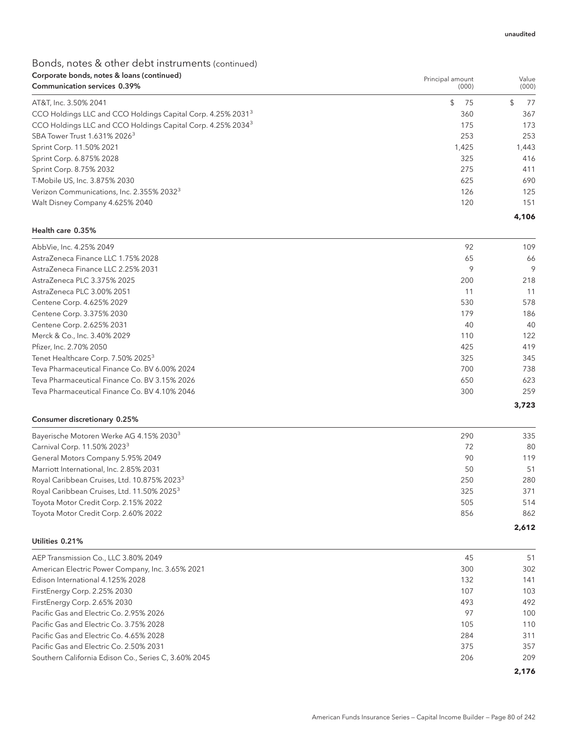unaudited

## Bonds, notes & other debt instruments (continued)

### Corporate bonds, notes & loans (continued)

| Communication services 0.39% | Principal amount (000) | Value (000) |
|---|---|---|
| AT&T, Inc. 3.50% 2041 | $ 75 | $ 77 |
| CCO Holdings LLC and CCO Holdings Capital Corp. 4.25% 2031[3] | 360 | 367 |
| CCO Holdings LLC and CCO Holdings Capital Corp. 4.25% 2034[3] | 175 | 173 |
| SBA Tower Trust 1.631% 2026[3] | 253 | 253 |
| Sprint Corp. 11.50% 2021 | 1,425 | 1,443 |
| Sprint Corp. 6.875% 2028 | 325 | 416 |
| Sprint Corp. 8.75% 2032 | 275 | 411 |
| T-Mobile US, Inc. 3.875% 2030 | 625 | 690 |
| Verizon Communications, Inc. 2.355% 2032[3] | 126 | 125 |
| Walt Disney Company 4.625% 2040 | 120 | 151 |
| | | **4,106** |

| Health care 0.35% | | |
|---|---|---|
| AbbVie, Inc. 4.25% 2049 | 92 | 109 |
| AstraZeneca Finance LLC 1.75% 2028 | 65 | 66 |
| AstraZeneca Finance LLC 2.25% 2031 | 9 | 9 |
| AstraZeneca PLC 3.375% 2025 | 200 | 218 |
| AstraZeneca PLC 3.00% 2051 | 11 | 11 |
| Centene Corp. 4.625% 2029 | 530 | 578 |
| Centene Corp. 3.375% 2030 | 179 | 186 |
| Centene Corp. 2.625% 2031 | 40 | 40 |
| Merck & Co., Inc. 3.40% 2029 | 110 | 122 |
| Pfizer, Inc. 2.70% 2050 | 425 | 419 |
| Tenet Healthcare Corp. 7.50% 2025[3] | 325 | 345 |
| Teva Pharmaceutical Finance Co. BV 6.00% 2024 | 700 | 738 |
| Teva Pharmaceutical Finance Co. BV 3.15% 2026 | 650 | 623 |
| Teva Pharmaceutical Finance Co. BV 4.10% 2046 | 300 | 259 |
| | | **3,723** |

| Consumer discretionary 0.25% | | |
|---|---|---|
| Bayerische Motoren Werke AG 4.15% 2030[3] | 290 | 335 |
| Carnival Corp. 11.50% 2023[3] | 72 | 80 |
| General Motors Company 5.95% 2049 | 90 | 119 |
| Marriott International, Inc. 2.85% 2031 | 50 | 51 |
| Royal Caribbean Cruises, Ltd. 10.875% 2023[3] | 250 | 280 |
| Royal Caribbean Cruises, Ltd. 11.50% 2025[3] | 325 | 371 |
| Toyota Motor Credit Corp. 2.15% 2022 | 505 | 514 |
| Toyota Motor Credit Corp. 2.60% 2022 | 856 | 862 |
| | | **2,612** |

| Utilities 0.21% | | |
|---|---|---|
| AEP Transmission Co., LLC 3.80% 2049 | 45 | 51 |
| American Electric Power Company, Inc. 3.65% 2021 | 300 | 302 |
| Edison International 4.125% 2028 | 132 | 141 |
| FirstEnergy Corp. 2.25% 2030 | 107 | 103 |
| FirstEnergy Corp. 2.65% 2030 | 493 | 492 |
| Pacific Gas and Electric Co. 2.95% 2026 | 97 | 100 |
| Pacific Gas and Electric Co. 3.75% 2028 | 105 | 110 |
| Pacific Gas and Electric Co. 4.65% 2028 | 284 | 311 |
| Pacific Gas and Electric Co. 2.50% 2031 | 375 | 357 |
| Southern California Edison Co., Series C, 3.60% 2045 | 206 | 209 |
| | | **2,176** |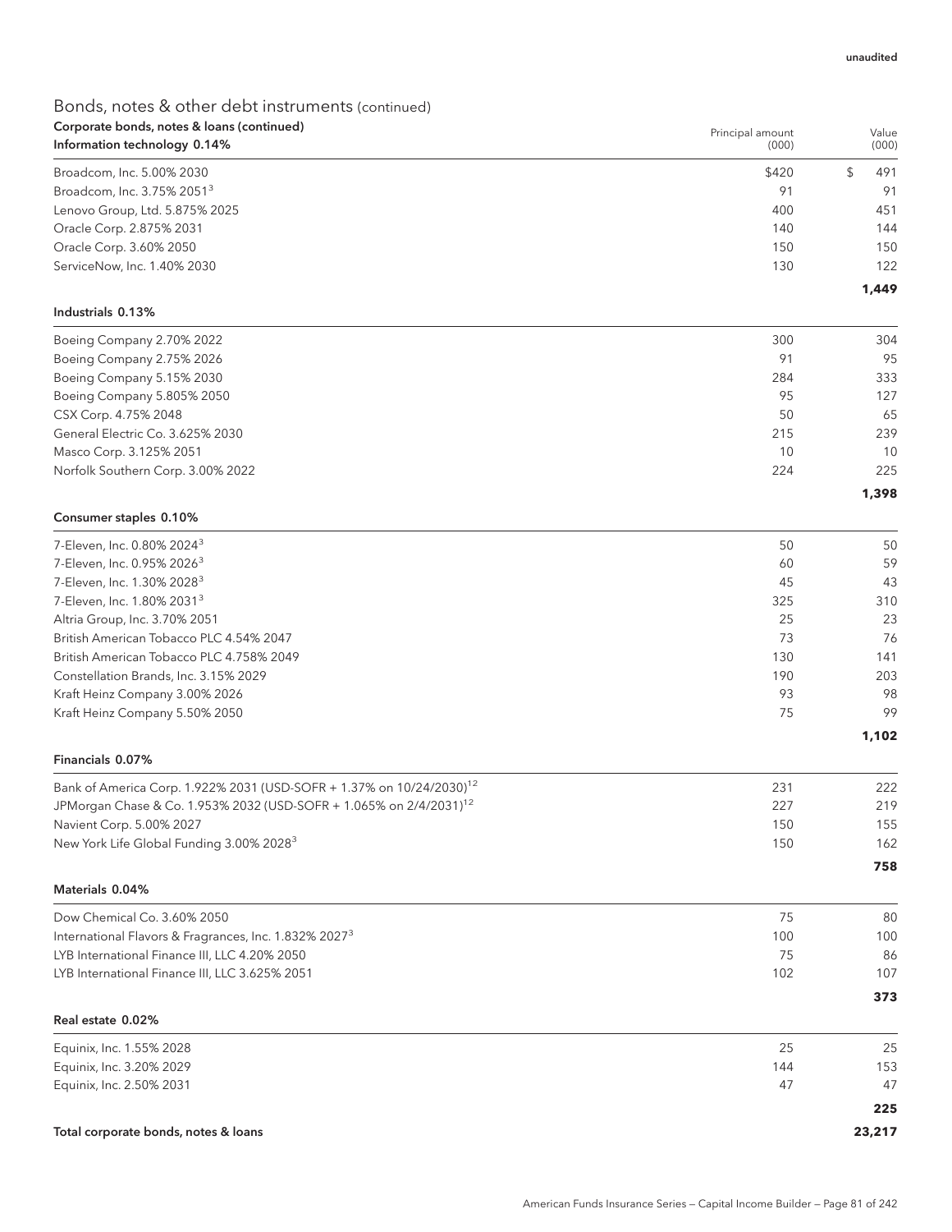unaudited

## Bonds, notes & other debt instruments (continued)

**Corporate bonds, notes & loans (continued)**

| Information technology 0.14% | Principal amount (000) | Value (000) |
|---|---|---|
| Broadcom, Inc. 5.00% 2030 | $420 | $ 491 |
| Broadcom, Inc. 3.75% 2051[3] | 91 | 91 |
| Lenovo Group, Ltd. 5.875% 2025 | 400 | 451 |
| Oracle Corp. 2.875% 2031 | 140 | 144 |
| Oracle Corp. 3.60% 2050 | 150 | 150 |
| ServiceNow, Inc. 1.40% 2030 | 130 | 122 |
| | | **1,449** |

| Industrials 0.13% | | |
|---|---|---|
| Boeing Company 2.70% 2022 | 300 | 304 |
| Boeing Company 2.75% 2026 | 91 | 95 |
| Boeing Company 5.15% 2030 | 284 | 333 |
| Boeing Company 5.805% 2050 | 95 | 127 |
| CSX Corp. 4.75% 2048 | 50 | 65 |
| General Electric Co. 3.625% 2030 | 215 | 239 |
| Masco Corp. 3.125% 2051 | 10 | 10 |
| Norfolk Southern Corp. 3.00% 2022 | 224 | 225 |
| | | **1,398** |

| Consumer staples 0.10% | | |
|---|---|---|
| 7-Eleven, Inc. 0.80% 2024[3] | 50 | 50 |
| 7-Eleven, Inc. 0.95% 2026[3] | 60 | 59 |
| 7-Eleven, Inc. 1.30% 2028[3] | 45 | 43 |
| 7-Eleven, Inc. 1.80% 2031[3] | 325 | 310 |
| Altria Group, Inc. 3.70% 2051 | 25 | 23 |
| British American Tobacco PLC 4.54% 2047 | 73 | 76 |
| British American Tobacco PLC 4.758% 2049 | 130 | 141 |
| Constellation Brands, Inc. 3.15% 2029 | 190 | 203 |
| Kraft Heinz Company 3.00% 2026 | 93 | 98 |
| Kraft Heinz Company 5.50% 2050 | 75 | 99 |
| | | **1,102** |

| Financials 0.07% | | |
|---|---|---|
| Bank of America Corp. 1.922% 2031 (USD-SOFR + 1.37% on 10/24/2030)[12] | 231 | 222 |
| JPMorgan Chase & Co. 1.953% 2032 (USD-SOFR + 1.065% on 2/4/2031)[12] | 227 | 219 |
| Navient Corp. 5.00% 2027 | 150 | 155 |
| New York Life Global Funding 3.00% 2028[3] | 150 | 162 |
| | | **758** |

| Materials 0.04% | | |
|---|---|---|
| Dow Chemical Co. 3.60% 2050 | 75 | 80 |
| International Flavors & Fragrances, Inc. 1.832% 2027[3] | 100 | 100 |
| LYB International Finance III, LLC 4.20% 2050 | 75 | 86 |
| LYB International Finance III, LLC 3.625% 2051 | 102 | 107 |
| | | **373** |

| Real estate 0.02% | | |
|---|---|---|
| Equinix, Inc. 1.55% 2028 | 25 | 25 |
| Equinix, Inc. 3.20% 2029 | 144 | 153 |
| Equinix, Inc. 2.50% 2031 | 47 | 47 |
| | | **225** |

| **Total corporate bonds, notes & loans** | | **23,217** |
|---|---|---|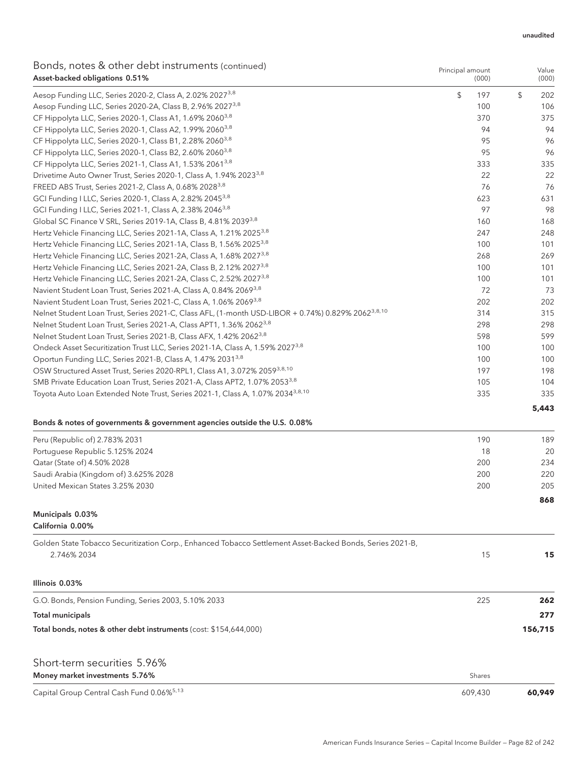unaudited

## Bonds, notes & other debt instruments (continued)

| Asset-backed obligations 0.51% | Principal amount (000) | Value (000) |
|---|---|---|
| Aesop Funding LLC, Series 2020-2, Class A, 2.02% 2027[3,8] | $ 197 | $ 202 |
| Aesop Funding LLC, Series 2020-2A, Class B, 2.96% 2027[3,8] | 100 | 106 |
| CF Hippolyta LLC, Series 2020-1, Class A1, 1.69% 2060[3,8] | 370 | 375 |
| CF Hippolyta LLC, Series 2020-1, Class A2, 1.99% 2060[3,8] | 94 | 94 |
| CF Hippolyta LLC, Series 2020-1, Class B1, 2.28% 2060[3,8] | 95 | 96 |
| CF Hippolyta LLC, Series 2020-1, Class B2, 2.60% 2060[3,8] | 95 | 96 |
| CF Hippolyta LLC, Series 2021-1, Class A1, 1.53% 2061[3,8] | 333 | 335 |
| Drivetime Auto Owner Trust, Series 2020-1, Class A, 1.94% 2023[3,8] | 22 | 22 |
| FREED ABS Trust, Series 2021-2, Class A, 0.68% 2028[3,8] | 76 | 76 |
| GCI Funding I LLC, Series 2020-1, Class A, 2.82% 2045[3,8] | 623 | 631 |
| GCI Funding I LLC, Series 2021-1, Class A, 2.38% 2046[3,8] | 97 | 98 |
| Global SC Finance V SRL, Series 2019-1A, Class B, 4.81% 2039[3,8] | 160 | 168 |
| Hertz Vehicle Financing LLC, Series 2021-1A, Class A, 1.21% 2025[3,8] | 247 | 248 |
| Hertz Vehicle Financing LLC, Series 2021-1A, Class B, 1.56% 2025[3,8] | 100 | 101 |
| Hertz Vehicle Financing LLC, Series 2021-2A, Class A, 1.68% 2027[3,8] | 268 | 269 |
| Hertz Vehicle Financing LLC, Series 2021-2A, Class B, 2.12% 2027[3,8] | 100 | 101 |
| Hertz Vehicle Financing LLC, Series 2021-2A, Class C, 2.52% 2027[3,8] | 100 | 101 |
| Navient Student Loan Trust, Series 2021-A, Class A, 0.84% 2069[3,8] | 72 | 73 |
| Navient Student Loan Trust, Series 2021-C, Class A, 1.06% 2069[3,8] | 202 | 202 |
| Nelnet Student Loan Trust, Series 2021-C, Class AFL, (1-month USD-LIBOR + 0.74%) 0.829% 2062[3,8,10] | 314 | 315 |
| Nelnet Student Loan Trust, Series 2021-A, Class APT1, 1.36% 2062[3,8] | 298 | 298 |
| Nelnet Student Loan Trust, Series 2021-B, Class AFX, 1.42% 2062[3,8] | 598 | 599 |
| Ondeck Asset Securitization Trust LLC, Series 2021-1A, Class A, 1.59% 2027[3,8] | 100 | 100 |
| Oportun Funding LLC, Series 2021-B, Class A, 1.47% 2031[3,8] | 100 | 100 |
| OSW Structured Asset Trust, Series 2020-RPL1, Class A1, 3.072% 2059[3,8,10] | 197 | 198 |
| SMB Private Education Loan Trust, Series 2021-A, Class APT2, 1.07% 2053[3,8] | 105 | 104 |
| Toyota Auto Loan Extended Note Trust, Series 2021-1, Class A, 1.07% 2034[3,8,10] | 335 | 335 |
| | | **5,443** |

| Bonds & notes of governments & government agencies outside the U.S. 0.08% | | |
|---|---|---|
| Peru (Republic of) 2.783% 2031 | 190 | 189 |
| Portuguese Republic 5.125% 2024 | 18 | 20 |
| Qatar (State of) 4.50% 2028 | 200 | 234 |
| Saudi Arabia (Kingdom of) 3.625% 2028 | 200 | 220 |
| United Mexican States 3.25% 2030 | 200 | 205 |
| | | **868** |

**Municipals 0.03%**

| California 0.00% | | |
|---|---|---|
| Golden State Tobacco Securitization Corp., Enhanced Tobacco Settlement Asset-Backed Bonds, Series 2021-B, 2.746% 2034 | 15 | **15** |

| Illinois 0.03% | | |
|---|---|---|
| G.O. Bonds, Pension Funding, Series 2003, 5.10% 2033 | 225 | **262** |
| **Total municipals** | | **277** |
| **Total bonds, notes & other debt instruments** (cost: $154,644,000) | | **156,715** |

## Short-term securities 5.96%

| Money market investments 5.76% | Shares | |
|---|---|---|
| Capital Group Central Cash Fund 0.06%[5,13] | 609,430 | **60,949** |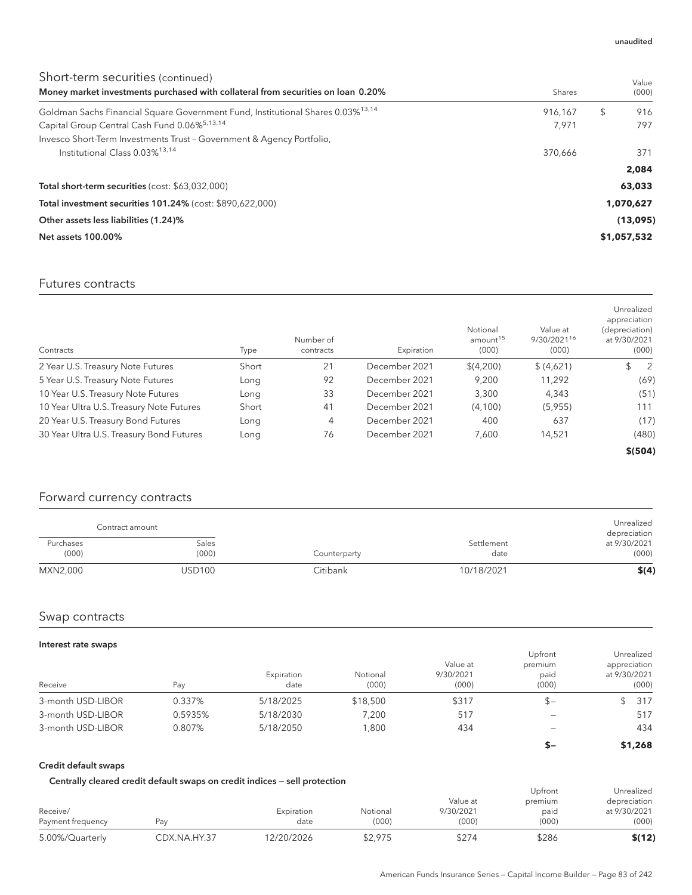unaudited

## Short-term securities (continued)

| Money market investments purchased with collateral from securities on loan 0.20% | Shares | Value (000) |
|---|---|---|
| Goldman Sachs Financial Square Government Fund, Institutional Shares 0.03%[13,14] | 916,167 | $ 916 |
| Capital Group Central Cash Fund 0.06%[5,13,14] | 7,971 | 797 |
| Invesco Short-Term Investments Trust – Government & Agency Portfolio, Institutional Class 0.03%[13,14] | 370,666 | 371 |
| | | **2,084** |
| **Total short-term securities** (cost: $63,032,000) | | **63,033** |
| **Total investment securities 101.24%** (cost: $890,622,000) | | **1,070,627** |
| **Other assets less liabilities (1.24)%** | | **(13,095)** |
| **Net assets 100.00%** | | **$1,057,532** |

## Futures contracts

| Contracts | Type | Number of contracts | Expiration | Notional amount[15] (000) | Value at 9/30/2021[16] (000) | Unrealized appreciation (depreciation) at 9/30/2021 (000) |
|---|---|---|---|---|---|---|
| 2 Year U.S. Treasury Note Futures | Short | 21 | December 2021 | $(4,200) | $ (4,621) | $ 2 |
| 5 Year U.S. Treasury Note Futures | Long | 92 | December 2021 | 9,200 | 11,292 | (69) |
| 10 Year U.S. Treasury Note Futures | Long | 33 | December 2021 | 3,300 | 4,343 | (51) |
| 10 Year Ultra U.S. Treasury Note Futures | Short | 41 | December 2021 | (4,100) | (5,955) | 111 |
| 20 Year U.S. Treasury Bond Futures | Long | 4 | December 2021 | 400 | 637 | (17) |
| 30 Year Ultra U.S. Treasury Bond Futures | Long | 76 | December 2021 | 7,600 | 14,521 | (480) |
| | | | | | | **$(504)** |

## Forward currency contracts

| Contract amount | | | | |
|---|---|---|---|---|
| Purchases (000) | Sales (000) | Counterparty | Settlement date | Unrealized depreciation at 9/30/2021 (000) |
| MXN2,000 | USD100 | Citibank | 10/18/2021 | **$(4)** |

## Swap contracts

### Interest rate swaps

| Receive | Pay | Expiration date | Notional (000) | Value at 9/30/2021 (000) | Upfront premium paid (000) | Unrealized appreciation at 9/30/2021 (000) |
|---|---|---|---|---|---|---|
| 3-month USD-LIBOR | 0.337% | 5/18/2025 | $18,500 | $317 | $– | $ 317 |
| 3-month USD-LIBOR | 0.5935% | 5/18/2030 | 7,200 | 517 | – | 517 |
| 3-month USD-LIBOR | 0.807% | 5/18/2050 | 1,800 | 434 | – | 434 |
| | | | | | **$–** | **$1,268** |

### Credit default swaps

#### Centrally cleared credit default swaps on credit indices — sell protection

| Receive/ Payment frequency | Pay | Expiration date | Notional (000) | Value at 9/30/2021 (000) | Upfront premium paid (000) | Unrealized depreciation at 9/30/2021 (000) |
|---|---|---|---|---|---|---|
| 5.00%/Quarterly | CDX.NA.HY.37 | 12/20/2026 | $2,975 | $274 | $286 | **$(12)** |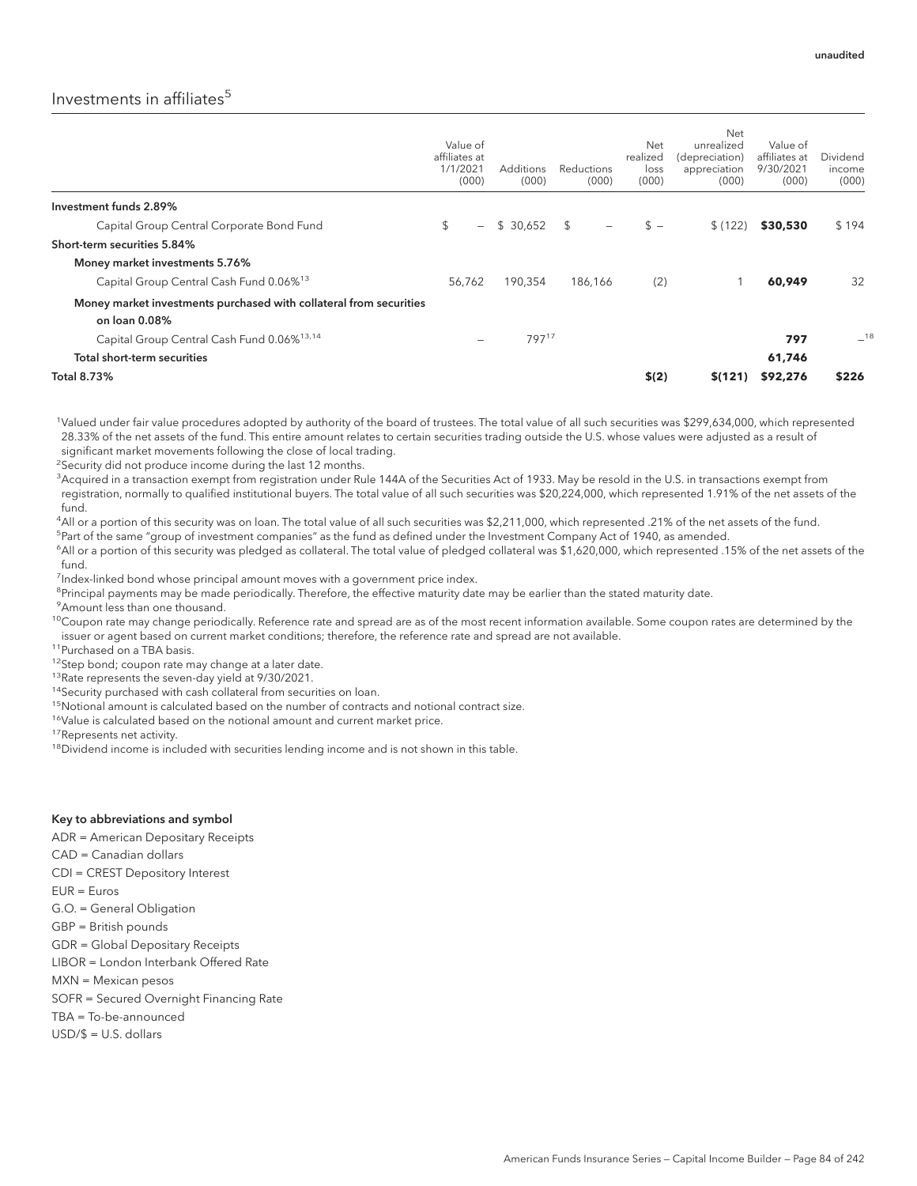unaudited

## Investments in affiliates[5]

| | Value of affiliates at 1/1/2021 (000) | Additions (000) | Reductions (000) | Net realized loss (000) | Net unrealized (depreciation) appreciation (000) | Value of affiliates at 9/30/2021 (000) | Dividend income (000) |
|---|---|---|---|---|---|---|---|
| **Investment funds 2.89%** | | | | | | | |
| Capital Group Central Corporate Bond Fund | $ – | $ 30,652 | $ – | $ – | $ (122) | **$30,530** | $ 194 |
| **Short-term securities 5.84%** | | | | | | | |
| **Money market investments 5.76%** | | | | | | | |
| Capital Group Central Cash Fund 0.06%[13] | 56,762 | 190,354 | 186,166 | (2) | 1 | **60,949** | 32 |
| **Money market investments purchased with collateral from securities on loan 0.08%** | | | | | | | |
| Capital Group Central Cash Fund 0.06%[13,14] | – | 797[17] | | | | **797** | –[18] |
| **Total short-term securities** | | | | | | **61,746** | |
| **Total 8.73%** | | | | **$(2)** | **$(121)** | **$92,276** | **$226** |

[1]Valued under fair value procedures adopted by authority of the board of trustees. The total value of all such securities was $299,634,000, which represented 28.33% of the net assets of the fund. This entire amount relates to certain securities trading outside the U.S. whose values were adjusted as a result of significant market movements following the close of local trading.

[2]Security did not produce income during the last 12 months.

[3]Acquired in a transaction exempt from registration under Rule 144A of the Securities Act of 1933. May be resold in the U.S. in transactions exempt from registration, normally to qualified institutional buyers. The total value of all such securities was $20,224,000, which represented 1.91% of the net assets of the fund.

[4]All or a portion of this security was on loan. The total value of all such securities was $2,211,000, which represented .21% of the net assets of the fund.

[5]Part of the same "group of investment companies" as the fund as defined under the Investment Company Act of 1940, as amended.

[6]All or a portion of this security was pledged as collateral. The total value of pledged collateral was $1,620,000, which represented .15% of the net assets of the fund.

[7]Index-linked bond whose principal amount moves with a government price index.

[8]Principal payments may be made periodically. Therefore, the effective maturity date may be earlier than the stated maturity date.

[9]Amount less than one thousand.

[10]Coupon rate may change periodically. Reference rate and spread are as of the most recent information available. Some coupon rates are determined by the issuer or agent based on current market conditions; therefore, the reference rate and spread are not available.

[11]Purchased on a TBA basis.

[12]Step bond; coupon rate may change at a later date.

[13]Rate represents the seven-day yield at 9/30/2021.

[14]Security purchased with cash collateral from securities on loan.

[15]Notional amount is calculated based on the number of contracts and notional contract size.

[16]Value is calculated based on the notional amount and current market price.

[17]Represents net activity.

[18]Dividend income is included with securities lending income and is not shown in this table.

**Key to abbreviations and symbol**

ADR = American Depositary Receipts

CAD = Canadian dollars

CDI = CREST Depository Interest

EUR = Euros

G.O. = General Obligation

GBP = British pounds

GDR = Global Depositary Receipts

LIBOR = London Interbank Offered Rate

MXN = Mexican pesos

SOFR = Secured Overnight Financing Rate

TBA = To-be-announced

USD/$ = U.S. dollars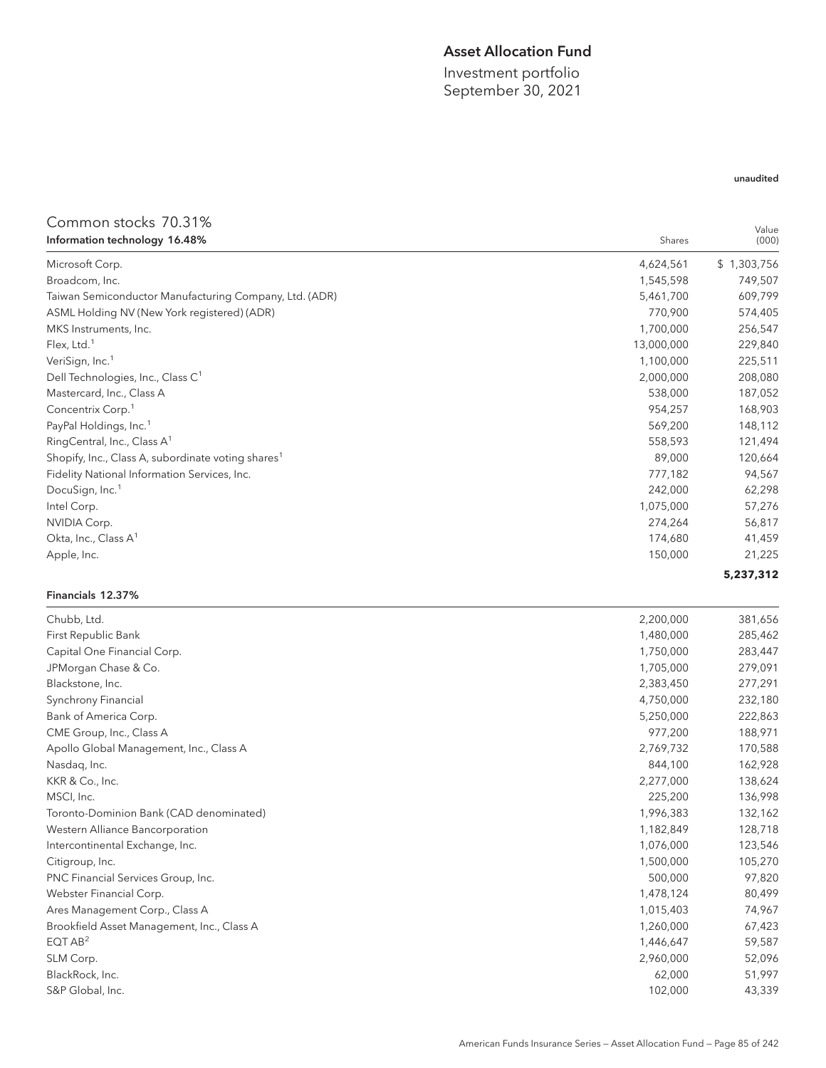# Asset Allocation Fund

Investment portfolio
September 30, 2021

unaudited

## Common stocks 70.31%

| Information technology 16.48% | Shares | Value (000) |
|---|---|---|
| Microsoft Corp. | 4,624,561 | $ 1,303,756 |
| Broadcom, Inc. | 1,545,598 | 749,507 |
| Taiwan Semiconductor Manufacturing Company, Ltd. (ADR) | 5,461,700 | 609,799 |
| ASML Holding NV (New York registered) (ADR) | 770,900 | 574,405 |
| MKS Instruments, Inc. | 1,700,000 | 256,547 |
| Flex, Ltd.[1] | 13,000,000 | 229,840 |
| VeriSign, Inc.[1] | 1,100,000 | 225,511 |
| Dell Technologies, Inc., Class C[1] | 2,000,000 | 208,080 |
| Mastercard, Inc., Class A | 538,000 | 187,052 |
| Concentrix Corp.[1] | 954,257 | 168,903 |
| PayPal Holdings, Inc.[1] | 569,200 | 148,112 |
| RingCentral, Inc., Class A[1] | 558,593 | 121,494 |
| Shopify, Inc., Class A, subordinate voting shares[1] | 89,000 | 120,664 |
| Fidelity National Information Services, Inc. | 777,182 | 94,567 |
| DocuSign, Inc.[1] | 242,000 | 62,298 |
| Intel Corp. | 1,075,000 | 57,276 |
| NVIDIA Corp. | 274,264 | 56,817 |
| Okta, Inc., Class A[1] | 174,680 | 41,459 |
| Apple, Inc. | 150,000 | 21,225 |
| | | **5,237,312** |

| Financials 12.37% | | |
|---|---|---|
| Chubb, Ltd. | 2,200,000 | 381,656 |
| First Republic Bank | 1,480,000 | 285,462 |
| Capital One Financial Corp. | 1,750,000 | 283,447 |
| JPMorgan Chase & Co. | 1,705,000 | 279,091 |
| Blackstone, Inc. | 2,383,450 | 277,291 |
| Synchrony Financial | 4,750,000 | 232,180 |
| Bank of America Corp. | 5,250,000 | 222,863 |
| CME Group, Inc., Class A | 977,200 | 188,971 |
| Apollo Global Management, Inc., Class A | 2,769,732 | 170,588 |
| Nasdaq, Inc. | 844,100 | 162,928 |
| KKR & Co., Inc. | 2,277,000 | 138,624 |
| MSCI, Inc. | 225,200 | 136,998 |
| Toronto-Dominion Bank (CAD denominated) | 1,996,383 | 132,162 |
| Western Alliance Bancorporation | 1,182,849 | 128,718 |
| Intercontinental Exchange, Inc. | 1,076,000 | 123,546 |
| Citigroup, Inc. | 1,500,000 | 105,270 |
| PNC Financial Services Group, Inc. | 500,000 | 97,820 |
| Webster Financial Corp. | 1,478,124 | 80,499 |
| Ares Management Corp., Class A | 1,015,403 | 74,967 |
| Brookfield Asset Management, Inc., Class A | 1,260,000 | 67,423 |
| EQT AB[2] | 1,446,647 | 59,587 |
| SLM Corp. | 2,960,000 | 52,096 |
| BlackRock, Inc. | 62,000 | 51,997 |
| S&P Global, Inc. | 102,000 | 43,339 |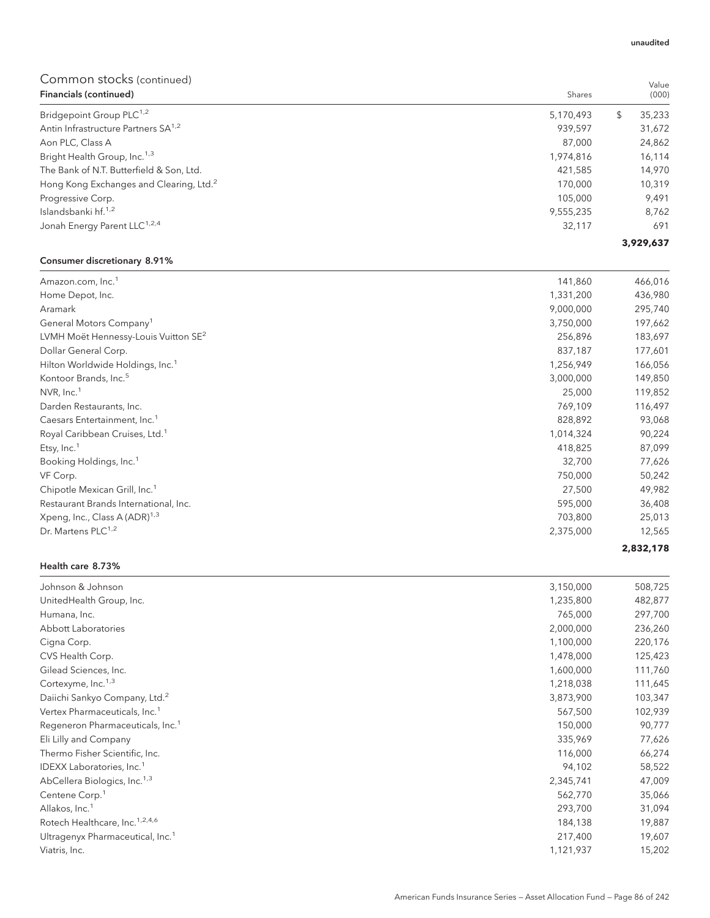unaudited

## Common stocks (continued)

| Financials (continued) | Shares | Value (000) |
|---|---|---|
| Bridgepoint Group PLC[1,2] | 5,170,493 | $ 35,233 |
| Antin Infrastructure Partners SA[1,2] | 939,597 | 31,672 |
| Aon PLC, Class A | 87,000 | 24,862 |
| Bright Health Group, Inc.[1,3] | 1,974,816 | 16,114 |
| The Bank of N.T. Butterfield & Son, Ltd. | 421,585 | 14,970 |
| Hong Kong Exchanges and Clearing, Ltd.[2] | 170,000 | 10,319 |
| Progressive Corp. | 105,000 | 9,491 |
| Islandsbanki hf.[1,2] | 9,555,235 | 8,762 |
| Jonah Energy Parent LLC[1,2,4] | 32,117 | 691 |
| | | **3,929,637** |

| Consumer discretionary 8.91% | Shares | Value (000) |
|---|---|---|
| Amazon.com, Inc.[1] | 141,860 | 466,016 |
| Home Depot, Inc. | 1,331,200 | 436,980 |
| Aramark | 9,000,000 | 295,740 |
| General Motors Company[1] | 3,750,000 | 197,662 |
| LVMH Moët Hennessy-Louis Vuitton SE[2] | 256,896 | 183,697 |
| Dollar General Corp. | 837,187 | 177,601 |
| Hilton Worldwide Holdings, Inc.[1] | 1,256,949 | 166,056 |
| Kontoor Brands, Inc.[5] | 3,000,000 | 149,850 |
| NVR, Inc.[1] | 25,000 | 119,852 |
| Darden Restaurants, Inc. | 769,109 | 116,497 |
| Caesars Entertainment, Inc.[1] | 828,892 | 93,068 |
| Royal Caribbean Cruises, Ltd.[1] | 1,014,324 | 90,224 |
| Etsy, Inc.[1] | 418,825 | 87,099 |
| Booking Holdings, Inc.[1] | 32,700 | 77,626 |
| VF Corp. | 750,000 | 50,242 |
| Chipotle Mexican Grill, Inc.[1] | 27,500 | 49,982 |
| Restaurant Brands International, Inc. | 595,000 | 36,408 |
| Xpeng, Inc., Class A (ADR)[1,3] | 703,800 | 25,013 |
| Dr. Martens PLC[1,2] | 2,375,000 | 12,565 |
| | | **2,832,178** |

| Health care 8.73% | Shares | Value (000) |
|---|---|---|
| Johnson & Johnson | 3,150,000 | 508,725 |
| UnitedHealth Group, Inc. | 1,235,800 | 482,877 |
| Humana, Inc. | 765,000 | 297,700 |
| Abbott Laboratories | 2,000,000 | 236,260 |
| Cigna Corp. | 1,100,000 | 220,176 |
| CVS Health Corp. | 1,478,000 | 125,423 |
| Gilead Sciences, Inc. | 1,600,000 | 111,760 |
| Cortexyme, Inc.[1,3] | 1,218,038 | 111,645 |
| Daiichi Sankyo Company, Ltd.[2] | 3,873,900 | 103,347 |
| Vertex Pharmaceuticals, Inc.[1] | 567,500 | 102,939 |
| Regeneron Pharmaceuticals, Inc.[1] | 150,000 | 90,777 |
| Eli Lilly and Company | 335,969 | 77,626 |
| Thermo Fisher Scientific, Inc. | 116,000 | 66,274 |
| IDEXX Laboratories, Inc.[1] | 94,102 | 58,522 |
| AbCellera Biologics, Inc.[1,3] | 2,345,741 | 47,009 |
| Centene Corp.[1] | 562,770 | 35,066 |
| Allakos, Inc.[1] | 293,700 | 31,094 |
| Rotech Healthcare, Inc.[1,2,4,6] | 184,138 | 19,887 |
| Ultragenyx Pharmaceutical, Inc.[1] | 217,400 | 19,607 |
| Viatris, Inc. | 1,121,937 | 15,202 |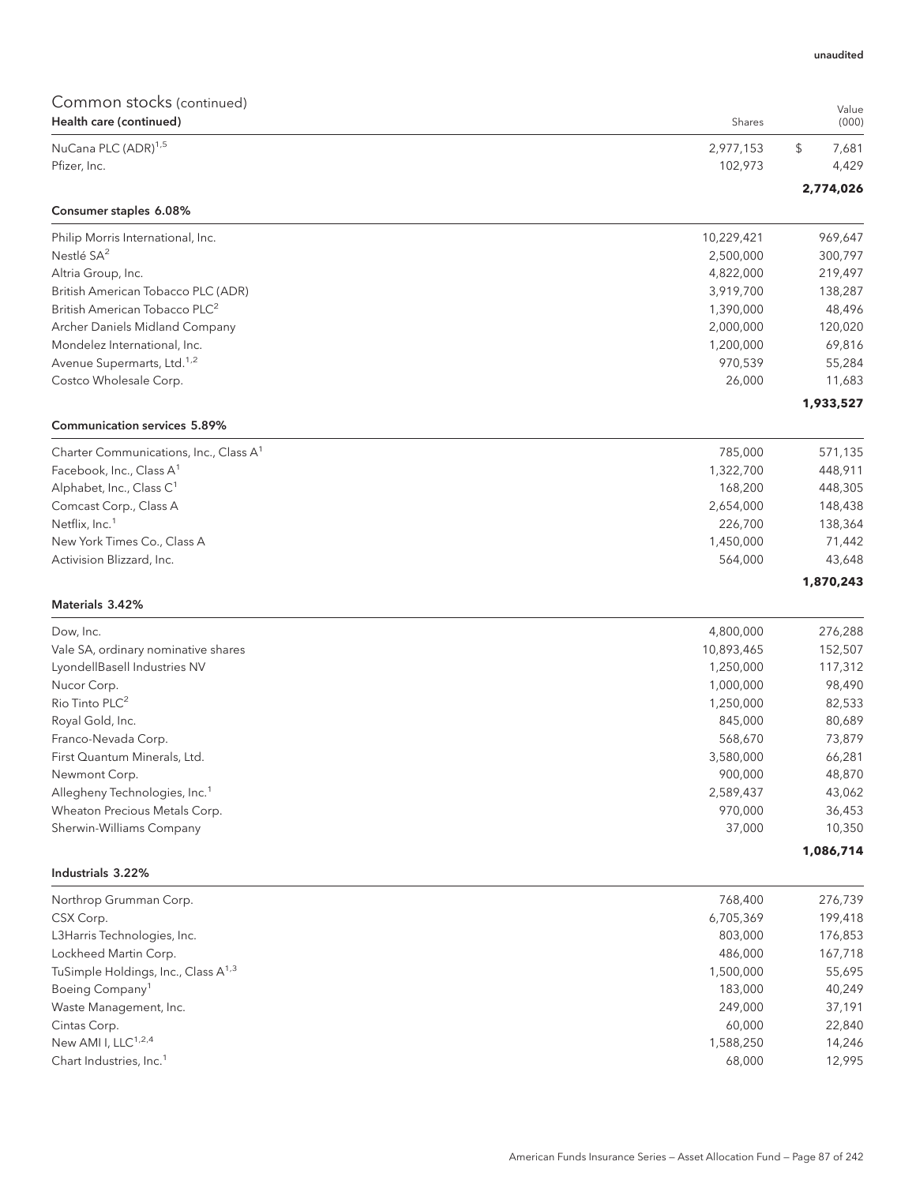unaudited

## Common stocks (continued)

| Health care (continued) | Shares | Value (000) |
|---|---|---|
| NuCana PLC (ADR)[1,5] | 2,977,153 | $ 7,681 |
| Pfizer, Inc. | 102,973 | 4,429 |
| | | **2,774,026** |

| Consumer staples 6.08% | | |
|---|---|---|
| Philip Morris International, Inc. | 10,229,421 | 969,647 |
| Nestlé SA[2] | 2,500,000 | 300,797 |
| Altria Group, Inc. | 4,822,000 | 219,497 |
| British American Tobacco PLC (ADR) | 3,919,700 | 138,287 |
| British American Tobacco PLC[2] | 1,390,000 | 48,496 |
| Archer Daniels Midland Company | 2,000,000 | 120,020 |
| Mondelez International, Inc. | 1,200,000 | 69,816 |
| Avenue Supermarts, Ltd.[1,2] | 970,539 | 55,284 |
| Costco Wholesale Corp. | 26,000 | 11,683 |
| | | **1,933,527** |

| Communication services 5.89% | | |
|---|---|---|
| Charter Communications, Inc., Class A[1] | 785,000 | 571,135 |
| Facebook, Inc., Class A[1] | 1,322,700 | 448,911 |
| Alphabet, Inc., Class C[1] | 168,200 | 448,305 |
| Comcast Corp., Class A | 2,654,000 | 148,438 |
| Netflix, Inc.[1] | 226,700 | 138,364 |
| New York Times Co., Class A | 1,450,000 | 71,442 |
| Activision Blizzard, Inc. | 564,000 | 43,648 |
| | | **1,870,243** |

| Materials 3.42% | | |
|---|---|---|
| Dow, Inc. | 4,800,000 | 276,288 |
| Vale SA, ordinary nominative shares | 10,893,465 | 152,507 |
| LyondellBasell Industries NV | 1,250,000 | 117,312 |
| Nucor Corp. | 1,000,000 | 98,490 |
| Rio Tinto PLC[2] | 1,250,000 | 82,533 |
| Royal Gold, Inc. | 845,000 | 80,689 |
| Franco-Nevada Corp. | 568,670 | 73,879 |
| First Quantum Minerals, Ltd. | 3,580,000 | 66,281 |
| Newmont Corp. | 900,000 | 48,870 |
| Allegheny Technologies, Inc.[1] | 2,589,437 | 43,062 |
| Wheaton Precious Metals Corp. | 970,000 | 36,453 |
| Sherwin-Williams Company | 37,000 | 10,350 |
| | | **1,086,714** |

| Industrials 3.22% | | |
|---|---|---|
| Northrop Grumman Corp. | 768,400 | 276,739 |
| CSX Corp. | 6,705,369 | 199,418 |
| L3Harris Technologies, Inc. | 803,000 | 176,853 |
| Lockheed Martin Corp. | 486,000 | 167,718 |
| TuSimple Holdings, Inc., Class A[1,3] | 1,500,000 | 55,695 |
| Boeing Company[1] | 183,000 | 40,249 |
| Waste Management, Inc. | 249,000 | 37,191 |
| Cintas Corp. | 60,000 | 22,840 |
| New AMI I, LLC[1,2,4] | 1,588,250 | 14,246 |
| Chart Industries, Inc.[1] | 68,000 | 12,995 |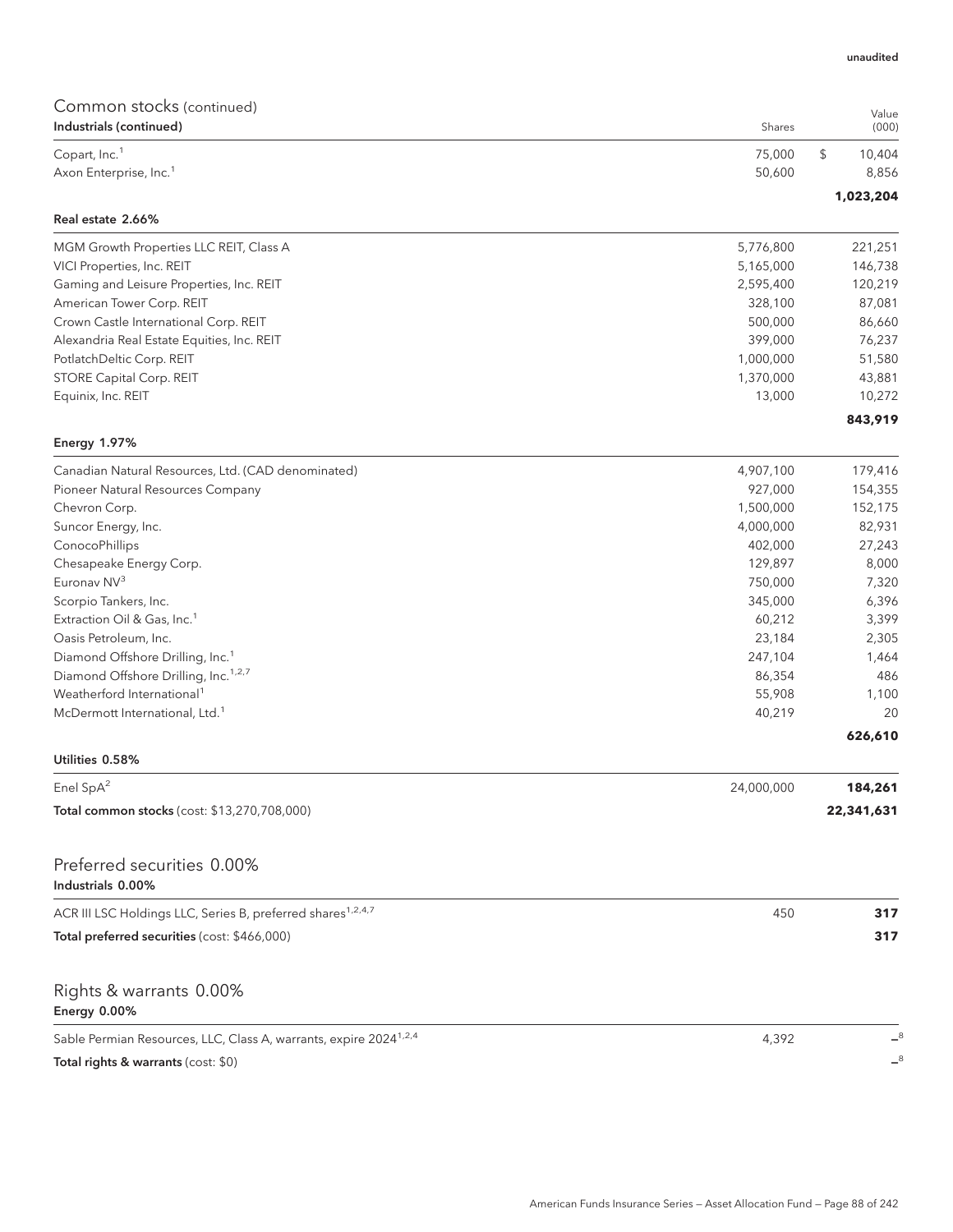unaudited

## Common stocks (continued)

| Industrials (continued) | Shares | Value (000) |
|---|---|---|
| Copart, Inc.[1] | 75,000 | $ 10,404 |
| Axon Enterprise, Inc.[1] | 50,600 | 8,856 |
| | | **1,023,204** |

| Real estate 2.66% | | |
|---|---|---|
| MGM Growth Properties LLC REIT, Class A | 5,776,800 | 221,251 |
| VICI Properties, Inc. REIT | 5,165,000 | 146,738 |
| Gaming and Leisure Properties, Inc. REIT | 2,595,400 | 120,219 |
| American Tower Corp. REIT | 328,100 | 87,081 |
| Crown Castle International Corp. REIT | 500,000 | 86,660 |
| Alexandria Real Estate Equities, Inc. REIT | 399,000 | 76,237 |
| PotlatchDeltic Corp. REIT | 1,000,000 | 51,580 |
| STORE Capital Corp. REIT | 1,370,000 | 43,881 |
| Equinix, Inc. REIT | 13,000 | 10,272 |
| | | **843,919** |

| Energy 1.97% | | |
|---|---|---|
| Canadian Natural Resources, Ltd. (CAD denominated) | 4,907,100 | 179,416 |
| Pioneer Natural Resources Company | 927,000 | 154,355 |
| Chevron Corp. | 1,500,000 | 152,175 |
| Suncor Energy, Inc. | 4,000,000 | 82,931 |
| ConocoPhillips | 402,000 | 27,243 |
| Chesapeake Energy Corp. | 129,897 | 8,000 |
| Euronav NV[3] | 750,000 | 7,320 |
| Scorpio Tankers, Inc. | 345,000 | 6,396 |
| Extraction Oil & Gas, Inc.[1] | 60,212 | 3,399 |
| Oasis Petroleum, Inc. | 23,184 | 2,305 |
| Diamond Offshore Drilling, Inc.[1] | 247,104 | 1,464 |
| Diamond Offshore Drilling, Inc.[1,2,7] | 86,354 | 486 |
| Weatherford International[1] | 55,908 | 1,100 |
| McDermott International, Ltd.[1] | 40,219 | 20 |
| | | **626,610** |

| Utilities 0.58% | | |
|---|---|---|
| Enel SpA[2] | 24,000,000 | **184,261** |
| **Total common stocks** (cost: $13,270,708,000) | | **22,341,631** |

## Preferred securities 0.00%

| Industrials 0.00% | | |
|---|---|---|
| ACR III LSC Holdings LLC, Series B, preferred shares[1,2,4,7] | 450 | **317** |
| **Total preferred securities** (cost: $466,000) | | **317** |

## Rights & warrants 0.00%

| Energy 0.00% | | |
|---|---|---|
| Sable Permian Resources, LLC, Class A, warrants, expire 2024[1,2,4] | 4,392 | –[8] |
| **Total rights & warrants** (cost: $0) | | –[8] |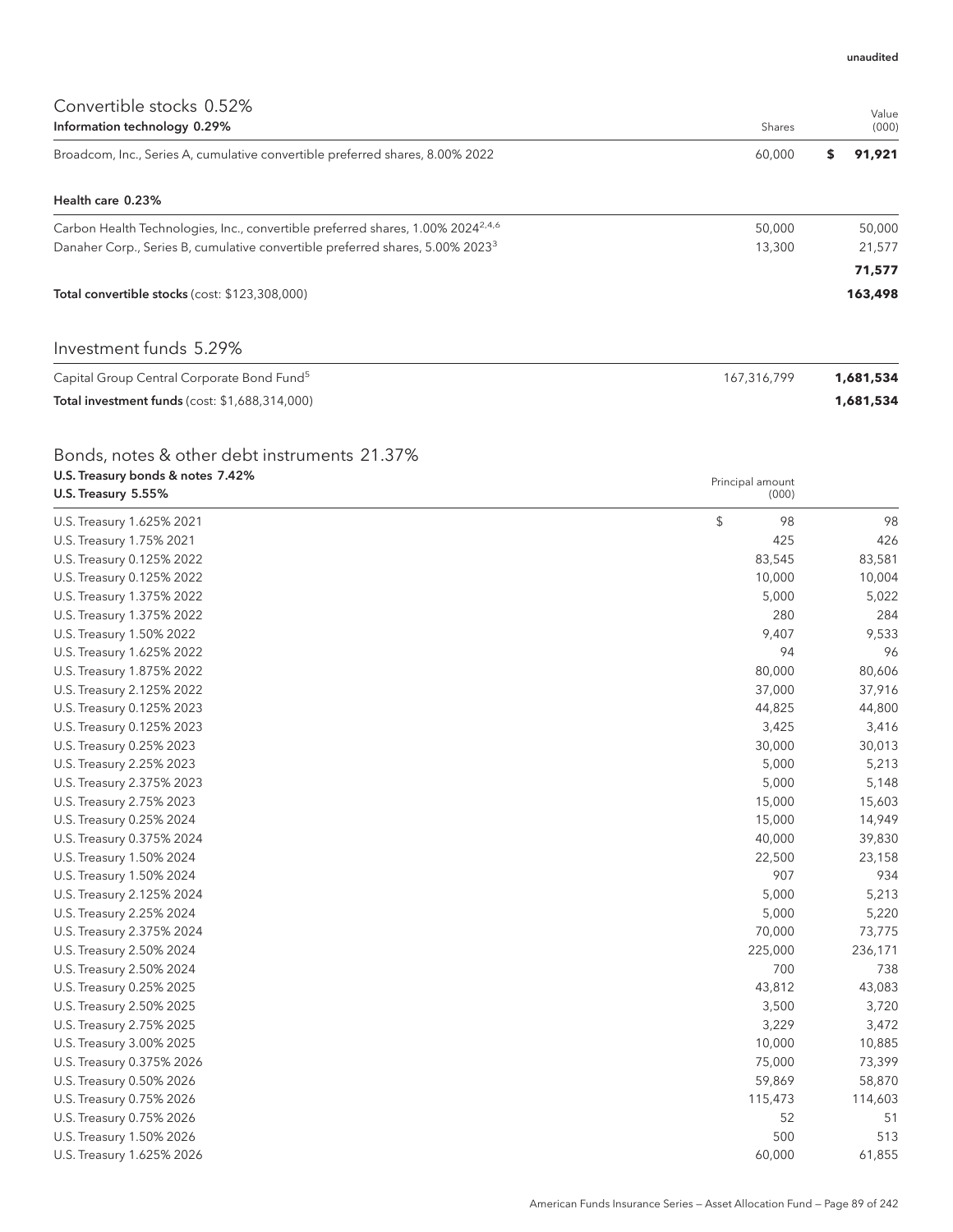unaudited

## Convertible stocks 0.52%

| Information technology 0.29% | Shares | Value (000) |
|---|---|---|
| Broadcom, Inc., Series A, cumulative convertible preferred shares, 8.00% 2022 | 60,000 | $ 91,921 |

| Health care 0.23% | | |
|---|---|---|
| Carbon Health Technologies, Inc., convertible preferred shares, 1.00% 2024[2,4,6] | 50,000 | 50,000 |
| Danaher Corp., Series B, cumulative convertible preferred shares, 5.00% 2023[3] | 13,300 | 21,577 |
| | | **71,577** |
| **Total convertible stocks** (cost: $123,308,000) | | **163,498** |

## Investment funds 5.29%

| | | |
|---|---|---|
| Capital Group Central Corporate Bond Fund[5] | 167,316,799 | **1,681,534** |
| **Total investment funds** (cost: $1,688,314,000) | | **1,681,534** |

## Bonds, notes & other debt instruments 21.37%

### U.S. Treasury bonds & notes 7.42%

| U.S. Treasury 5.55% | Principal amount (000) | |
|---|---|---|
| U.S. Treasury 1.625% 2021 | $ 98 | 98 |
| U.S. Treasury 1.75% 2021 | 425 | 426 |
| U.S. Treasury 0.125% 2022 | 83,545 | 83,581 |
| U.S. Treasury 0.125% 2022 | 10,000 | 10,004 |
| U.S. Treasury 1.375% 2022 | 5,000 | 5,022 |
| U.S. Treasury 1.375% 2022 | 280 | 284 |
| U.S. Treasury 1.50% 2022 | 9,407 | 9,533 |
| U.S. Treasury 1.625% 2022 | 94 | 96 |
| U.S. Treasury 1.875% 2022 | 80,000 | 80,606 |
| U.S. Treasury 2.125% 2022 | 37,000 | 37,916 |
| U.S. Treasury 0.125% 2023 | 44,825 | 44,800 |
| U.S. Treasury 0.125% 2023 | 3,425 | 3,416 |
| U.S. Treasury 0.25% 2023 | 30,000 | 30,013 |
| U.S. Treasury 2.25% 2023 | 5,000 | 5,213 |
| U.S. Treasury 2.375% 2023 | 5,000 | 5,148 |
| U.S. Treasury 2.75% 2023 | 15,000 | 15,603 |
| U.S. Treasury 0.25% 2024 | 15,000 | 14,949 |
| U.S. Treasury 0.375% 2024 | 40,000 | 39,830 |
| U.S. Treasury 1.50% 2024 | 22,500 | 23,158 |
| U.S. Treasury 1.50% 2024 | 907 | 934 |
| U.S. Treasury 2.125% 2024 | 5,000 | 5,213 |
| U.S. Treasury 2.25% 2024 | 5,000 | 5,220 |
| U.S. Treasury 2.375% 2024 | 70,000 | 73,775 |
| U.S. Treasury 2.50% 2024 | 225,000 | 236,171 |
| U.S. Treasury 2.50% 2024 | 700 | 738 |
| U.S. Treasury 0.25% 2025 | 43,812 | 43,083 |
| U.S. Treasury 2.50% 2025 | 3,500 | 3,720 |
| U.S. Treasury 2.75% 2025 | 3,229 | 3,472 |
| U.S. Treasury 3.00% 2025 | 10,000 | 10,885 |
| U.S. Treasury 0.375% 2026 | 75,000 | 73,399 |
| U.S. Treasury 0.50% 2026 | 59,869 | 58,870 |
| U.S. Treasury 0.75% 2026 | 115,473 | 114,603 |
| U.S. Treasury 0.75% 2026 | 52 | 51 |
| U.S. Treasury 1.50% 2026 | 500 | 513 |
| U.S. Treasury 1.625% 2026 | 60,000 | 61,855 |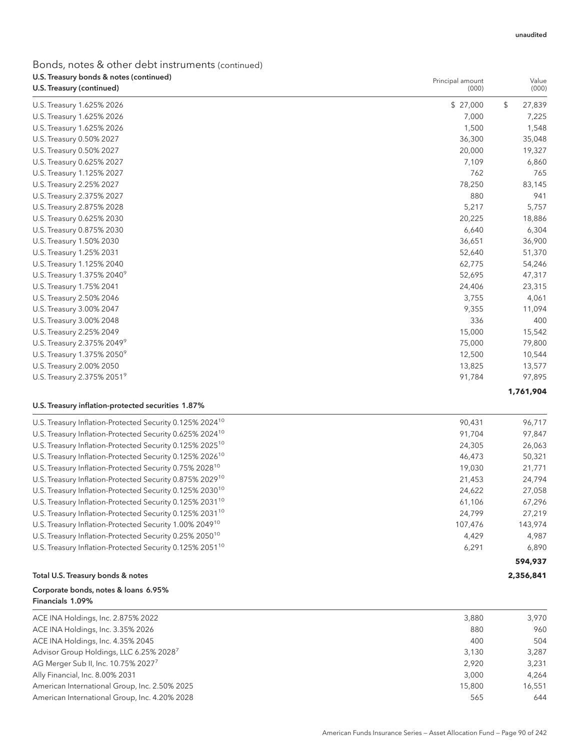unaudited

## Bonds, notes & other debt instruments (continued)

### U.S. Treasury bonds & notes (continued)

| U.S. Treasury (continued) | Principal amount (000) | Value (000) |
|---|---|---|
| U.S. Treasury 1.625% 2026 | $ 27,000 | $ 27,839 |
| U.S. Treasury 1.625% 2026 | 7,000 | 7,225 |
| U.S. Treasury 1.625% 2026 | 1,500 | 1,548 |
| U.S. Treasury 0.50% 2027 | 36,300 | 35,048 |
| U.S. Treasury 0.50% 2027 | 20,000 | 19,327 |
| U.S. Treasury 0.625% 2027 | 7,109 | 6,860 |
| U.S. Treasury 1.125% 2027 | 762 | 765 |
| U.S. Treasury 2.25% 2027 | 78,250 | 83,145 |
| U.S. Treasury 2.375% 2027 | 880 | 941 |
| U.S. Treasury 2.875% 2028 | 5,217 | 5,757 |
| U.S. Treasury 0.625% 2030 | 20,225 | 18,886 |
| U.S. Treasury 0.875% 2030 | 6,640 | 6,304 |
| U.S. Treasury 1.50% 2030 | 36,651 | 36,900 |
| U.S. Treasury 1.25% 2031 | 52,640 | 51,370 |
| U.S. Treasury 1.125% 2040 | 62,775 | 54,246 |
| U.S. Treasury 1.375% 2040[9] | 52,695 | 47,317 |
| U.S. Treasury 1.75% 2041 | 24,406 | 23,315 |
| U.S. Treasury 2.50% 2046 | 3,755 | 4,061 |
| U.S. Treasury 3.00% 2047 | 9,355 | 11,094 |
| U.S. Treasury 3.00% 2048 | 336 | 400 |
| U.S. Treasury 2.25% 2049 | 15,000 | 15,542 |
| U.S. Treasury 2.375% 2049[9] | 75,000 | 79,800 |
| U.S. Treasury 1.375% 2050[9] | 12,500 | 10,544 |
| U.S. Treasury 2.00% 2050 | 13,825 | 13,577 |
| U.S. Treasury 2.375% 2051[9] | 91,784 | 97,895 |
| | | **1,761,904** |

| U.S. Treasury inflation-protected securities 1.87% | | |
|---|---|---|
| U.S. Treasury Inflation-Protected Security 0.125% 2024[10] | 90,431 | 96,717 |
| U.S. Treasury Inflation-Protected Security 0.625% 2024[10] | 91,704 | 97,847 |
| U.S. Treasury Inflation-Protected Security 0.125% 2025[10] | 24,305 | 26,063 |
| U.S. Treasury Inflation-Protected Security 0.125% 2026[10] | 46,473 | 50,321 |
| U.S. Treasury Inflation-Protected Security 0.75% 2028[10] | 19,030 | 21,771 |
| U.S. Treasury Inflation-Protected Security 0.875% 2029[10] | 21,453 | 24,794 |
| U.S. Treasury Inflation-Protected Security 0.125% 2030[10] | 24,622 | 27,058 |
| U.S. Treasury Inflation-Protected Security 0.125% 2031[10] | 61,106 | 67,296 |
| U.S. Treasury Inflation-Protected Security 0.125% 2031[10] | 24,799 | 27,219 |
| U.S. Treasury Inflation-Protected Security 1.00% 2049[10] | 107,476 | 143,974 |
| U.S. Treasury Inflation-Protected Security 0.25% 2050[10] | 4,429 | 4,987 |
| U.S. Treasury Inflation-Protected Security 0.125% 2051[10] | 6,291 | 6,890 |
| | | **594,937** |
| **Total U.S. Treasury bonds & notes** | | **2,356,841** |

### Corporate bonds, notes & loans 6.95%

| Financials 1.09% | | |
|---|---|---|
| ACE INA Holdings, Inc. 2.875% 2022 | 3,880 | 3,970 |
| ACE INA Holdings, Inc. 3.35% 2026 | 880 | 960 |
| ACE INA Holdings, Inc. 4.35% 2045 | 400 | 504 |
| Advisor Group Holdings, LLC 6.25% 2028[7] | 3,130 | 3,287 |
| AG Merger Sub II, Inc. 10.75% 2027[7] | 2,920 | 3,231 |
| Ally Financial, Inc. 8.00% 2031 | 3,000 | 4,264 |
| American International Group, Inc. 2.50% 2025 | 15,800 | 16,551 |
| American International Group, Inc. 4.20% 2028 | 565 | 644 |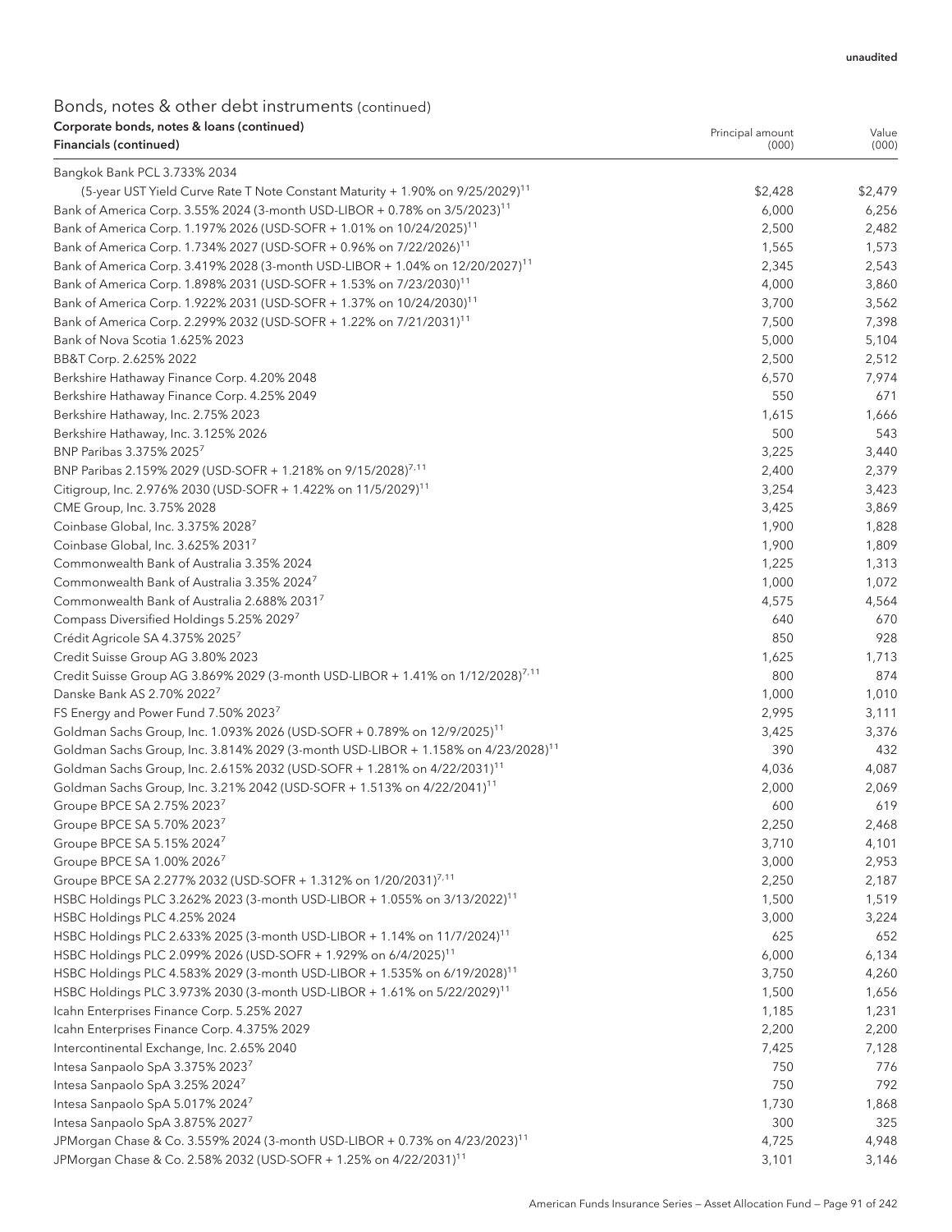unaudited

# Bonds, notes & other debt instruments (continued)

**Corporate bonds, notes & loans (continued)**

| Financials (continued) | Principal amount (000) | Value (000) |
|---|---|---|
| Bangkok Bank PCL 3.733% 2034 (5-year UST Yield Curve Rate T Note Constant Maturity + 1.90% on 9/25/2029)[11] | $2,428 | $2,479 |
| Bank of America Corp. 3.55% 2024 (3-month USD-LIBOR + 0.78% on 3/5/2023)[11] | 6,000 | 6,256 |
| Bank of America Corp. 1.197% 2026 (USD-SOFR + 1.01% on 10/24/2025)[11] | 2,500 | 2,482 |
| Bank of America Corp. 1.734% 2027 (USD-SOFR + 0.96% on 7/22/2026)[11] | 1,565 | 1,573 |
| Bank of America Corp. 3.419% 2028 (3-month USD-LIBOR + 1.04% on 12/20/2027)[11] | 2,345 | 2,543 |
| Bank of America Corp. 1.898% 2031 (USD-SOFR + 1.53% on 7/23/2030)[11] | 4,000 | 3,860 |
| Bank of America Corp. 1.922% 2031 (USD-SOFR + 1.37% on 10/24/2030)[11] | 3,700 | 3,562 |
| Bank of America Corp. 2.299% 2032 (USD-SOFR + 1.22% on 7/21/2031)[11] | 7,500 | 7,398 |
| Bank of Nova Scotia 1.625% 2023 | 5,000 | 5,104 |
| BB&T Corp. 2.625% 2022 | 2,500 | 2,512 |
| Berkshire Hathaway Finance Corp. 4.20% 2048 | 6,570 | 7,974 |
| Berkshire Hathaway Finance Corp. 4.25% 2049 | 550 | 671 |
| Berkshire Hathaway, Inc. 2.75% 2023 | 1,615 | 1,666 |
| Berkshire Hathaway, Inc. 3.125% 2026 | 500 | 543 |
| BNP Paribas 3.375% 2025[7] | 3,225 | 3,440 |
| BNP Paribas 2.159% 2029 (USD-SOFR + 1.218% on 9/15/2028)[7,11] | 2,400 | 2,379 |
| Citigroup, Inc. 2.976% 2030 (USD-SOFR + 1.422% on 11/5/2029)[11] | 3,254 | 3,423 |
| CME Group, Inc. 3.75% 2028 | 3,425 | 3,869 |
| Coinbase Global, Inc. 3.375% 2028[7] | 1,900 | 1,828 |
| Coinbase Global, Inc. 3.625% 2031[7] | 1,900 | 1,809 |
| Commonwealth Bank of Australia 3.35% 2024 | 1,225 | 1,313 |
| Commonwealth Bank of Australia 3.35% 2024[7] | 1,000 | 1,072 |
| Commonwealth Bank of Australia 2.688% 2031[7] | 4,575 | 4,564 |
| Compass Diversified Holdings 5.25% 2029[7] | 640 | 670 |
| Crédit Agricole SA 4.375% 2025[7] | 850 | 928 |
| Credit Suisse Group AG 3.80% 2023 | 1,625 | 1,713 |
| Credit Suisse Group AG 3.869% 2029 (3-month USD-LIBOR + 1.41% on 1/12/2028)[7,11] | 800 | 874 |
| Danske Bank AS 2.70% 2022[7] | 1,000 | 1,010 |
| FS Energy and Power Fund 7.50% 2023[7] | 2,995 | 3,111 |
| Goldman Sachs Group, Inc. 1.093% 2026 (USD-SOFR + 0.789% on 12/9/2025)[11] | 3,425 | 3,376 |
| Goldman Sachs Group, Inc. 3.814% 2029 (3-month USD-LIBOR + 1.158% on 4/23/2028)[11] | 390 | 432 |
| Goldman Sachs Group, Inc. 2.615% 2032 (USD-SOFR + 1.281% on 4/22/2031)[11] | 4,036 | 4,087 |
| Goldman Sachs Group, Inc. 3.21% 2042 (USD-SOFR + 1.513% on 4/22/2041)[11] | 2,000 | 2,069 |
| Groupe BPCE SA 2.75% 2023[7] | 600 | 619 |
| Groupe BPCE SA 5.70% 2023[7] | 2,250 | 2,468 |
| Groupe BPCE SA 5.15% 2024[7] | 3,710 | 4,101 |
| Groupe BPCE SA 1.00% 2026[7] | 3,000 | 2,953 |
| Groupe BPCE SA 2.277% 2032 (USD-SOFR + 1.312% on 1/20/2031)[7,11] | 2,250 | 2,187 |
| HSBC Holdings PLC 3.262% 2023 (3-month USD-LIBOR + 1.055% on 3/13/2022)[11] | 1,500 | 1,519 |
| HSBC Holdings PLC 4.25% 2024 | 3,000 | 3,224 |
| HSBC Holdings PLC 2.633% 2025 (3-month USD-LIBOR + 1.14% on 11/7/2024)[11] | 625 | 652 |
| HSBC Holdings PLC 2.099% 2026 (USD-SOFR + 1.929% on 6/4/2025)[11] | 6,000 | 6,134 |
| HSBC Holdings PLC 4.583% 2029 (3-month USD-LIBOR + 1.535% on 6/19/2028)[11] | 3,750 | 4,260 |
| HSBC Holdings PLC 3.973% 2030 (3-month USD-LIBOR + 1.61% on 5/22/2029)[11] | 1,500 | 1,656 |
| Icahn Enterprises Finance Corp. 5.25% 2027 | 1,185 | 1,231 |
| Icahn Enterprises Finance Corp. 4.375% 2029 | 2,200 | 2,200 |
| Intercontinental Exchange, Inc. 2.65% 2040 | 7,425 | 7,128 |
| Intesa Sanpaolo SpA 3.375% 2023[7] | 750 | 776 |
| Intesa Sanpaolo SpA 3.25% 2024[7] | 750 | 792 |
| Intesa Sanpaolo SpA 5.017% 2024[7] | 1,730 | 1,868 |
| Intesa Sanpaolo SpA 3.875% 2027[7] | 300 | 325 |
| JPMorgan Chase & Co. 3.559% 2024 (3-month USD-LIBOR + 0.73% on 4/23/2023)[11] | 4,725 | 4,948 |
| JPMorgan Chase & Co. 2.58% 2032 (USD-SOFR + 1.25% on 4/22/2031)[11] | 3,101 | 3,146 |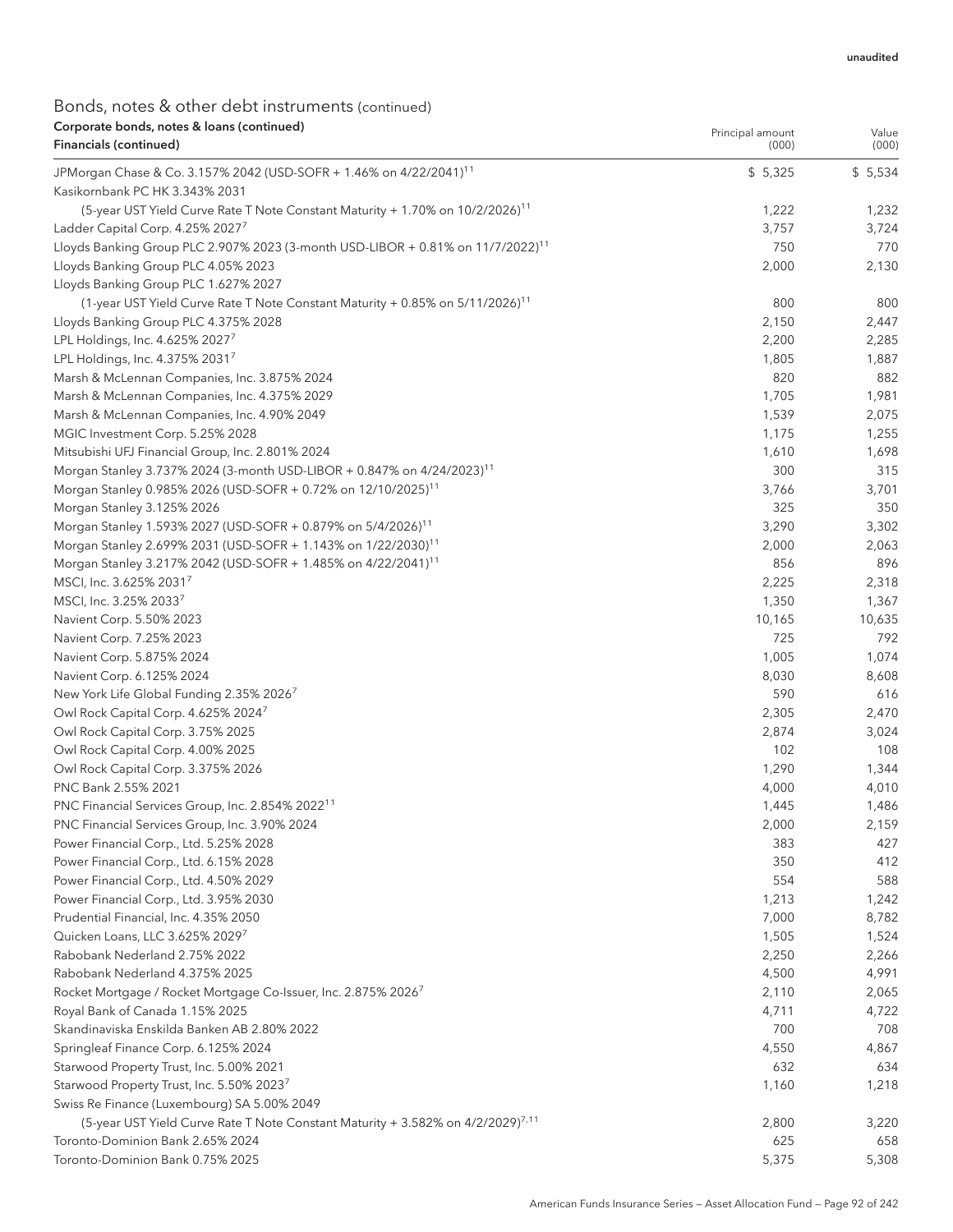unaudited

## Bonds, notes & other debt instruments (continued)

| Corporate bonds, notes & loans (continued) Financials (continued) | Principal amount (000) | Value (000) |
|---|---|---|
| JPMorgan Chase & Co. 3.157% 2042 (USD-SOFR + 1.46% on 4/22/2041)[11] | $ 5,325 | $ 5,534 |
| Kasikornbank PC HK 3.343% 2031 | | |
| (5-year UST Yield Curve Rate T Note Constant Maturity + 1.70% on 10/2/2026)[11] | 1,222 | 1,232 |
| Ladder Capital Corp. 4.25% 2027[7] | 3,757 | 3,724 |
| Lloyds Banking Group PLC 2.907% 2023 (3-month USD-LIBOR + 0.81% on 11/7/2022)[11] | 750 | 770 |
| Lloyds Banking Group PLC 4.05% 2023 | 2,000 | 2,130 |
| Lloyds Banking Group PLC 1.627% 2027 | | |
| (1-year UST Yield Curve Rate T Note Constant Maturity + 0.85% on 5/11/2026)[11] | 800 | 800 |
| Lloyds Banking Group PLC 4.375% 2028 | 2,150 | 2,447 |
| LPL Holdings, Inc. 4.625% 2027[7] | 2,200 | 2,285 |
| LPL Holdings, Inc. 4.375% 2031[7] | 1,805 | 1,887 |
| Marsh & McLennan Companies, Inc. 3.875% 2024 | 820 | 882 |
| Marsh & McLennan Companies, Inc. 4.375% 2029 | 1,705 | 1,981 |
| Marsh & McLennan Companies, Inc. 4.90% 2049 | 1,539 | 2,075 |
| MGIC Investment Corp. 5.25% 2028 | 1,175 | 1,255 |
| Mitsubishi UFJ Financial Group, Inc. 2.801% 2024 | 1,610 | 1,698 |
| Morgan Stanley 3.737% 2024 (3-month USD-LIBOR + 0.847% on 4/24/2023)[11] | 300 | 315 |
| Morgan Stanley 0.985% 2026 (USD-SOFR + 0.72% on 12/10/2025)[11] | 3,766 | 3,701 |
| Morgan Stanley 3.125% 2026 | 325 | 350 |
| Morgan Stanley 1.593% 2027 (USD-SOFR + 0.879% on 5/4/2026)[11] | 3,290 | 3,302 |
| Morgan Stanley 2.699% 2031 (USD-SOFR + 1.143% on 1/22/2030)[11] | 2,000 | 2,063 |
| Morgan Stanley 3.217% 2042 (USD-SOFR + 1.485% on 4/22/2041)[11] | 856 | 896 |
| MSCI, Inc. 3.625% 2031[7] | 2,225 | 2,318 |
| MSCI, Inc. 3.25% 2033[7] | 1,350 | 1,367 |
| Navient Corp. 5.50% 2023 | 10,165 | 10,635 |
| Navient Corp. 7.25% 2023 | 725 | 792 |
| Navient Corp. 5.875% 2024 | 1,005 | 1,074 |
| Navient Corp. 6.125% 2024 | 8,030 | 8,608 |
| New York Life Global Funding 2.35% 2026[7] | 590 | 616 |
| Owl Rock Capital Corp. 4.625% 2024[7] | 2,305 | 2,470 |
| Owl Rock Capital Corp. 3.75% 2025 | 2,874 | 3,024 |
| Owl Rock Capital Corp. 4.00% 2025 | 102 | 108 |
| Owl Rock Capital Corp. 3.375% 2026 | 1,290 | 1,344 |
| PNC Bank 2.55% 2021 | 4,000 | 4,010 |
| PNC Financial Services Group, Inc. 2.854% 2022[11] | 1,445 | 1,486 |
| PNC Financial Services Group, Inc. 3.90% 2024 | 2,000 | 2,159 |
| Power Financial Corp., Ltd. 5.25% 2028 | 383 | 427 |
| Power Financial Corp., Ltd. 6.15% 2028 | 350 | 412 |
| Power Financial Corp., Ltd. 4.50% 2029 | 554 | 588 |
| Power Financial Corp., Ltd. 3.95% 2030 | 1,213 | 1,242 |
| Prudential Financial, Inc. 4.35% 2050 | 7,000 | 8,782 |
| Quicken Loans, LLC 3.625% 2029[7] | 1,505 | 1,524 |
| Rabobank Nederland 2.75% 2022 | 2,250 | 2,266 |
| Rabobank Nederland 4.375% 2025 | 4,500 | 4,991 |
| Rocket Mortgage / Rocket Mortgage Co-Issuer, Inc. 2.875% 2026[7] | 2,110 | 2,065 |
| Royal Bank of Canada 1.15% 2025 | 4,711 | 4,722 |
| Skandinaviska Enskilda Banken AB 2.80% 2022 | 700 | 708 |
| Springleaf Finance Corp. 6.125% 2024 | 4,550 | 4,867 |
| Starwood Property Trust, Inc. 5.00% 2021 | 632 | 634 |
| Starwood Property Trust, Inc. 5.50% 2023[7] | 1,160 | 1,218 |
| Swiss Re Finance (Luxembourg) SA 5.00% 2049 | | |
| (5-year UST Yield Curve Rate T Note Constant Maturity + 3.582% on 4/2/2029)[7,11] | 2,800 | 3,220 |
| Toronto-Dominion Bank 2.65% 2024 | 625 | 658 |
| Toronto-Dominion Bank 0.75% 2025 | 5,375 | 5,308 |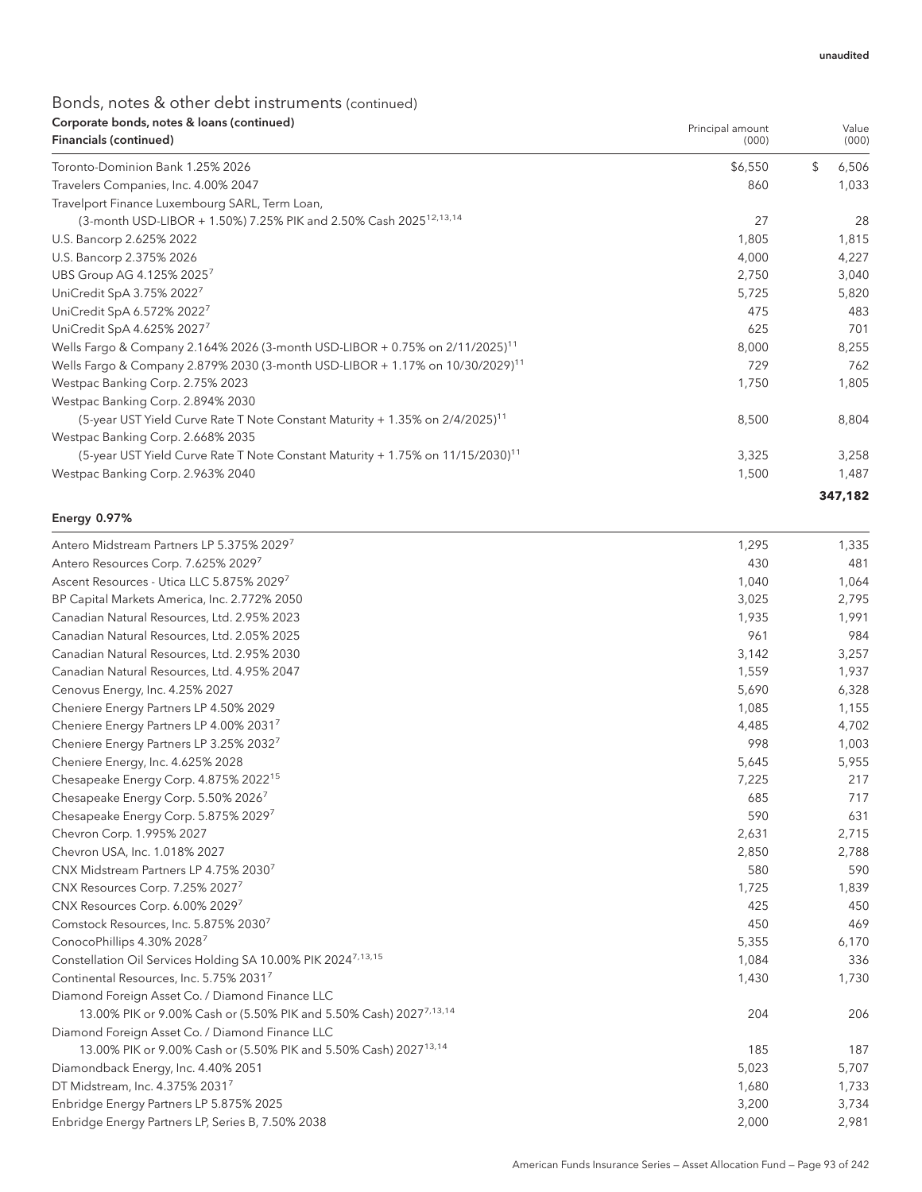unaudited

## Bonds, notes & other debt instruments (continued)

**Corporate bonds, notes & loans (continued)**

| Financials (continued) | Principal amount (000) | Value (000) |
|---|---|---|
| Toronto-Dominion Bank 1.25% 2026 | $6,550 | $ 6,506 |
| Travelers Companies, Inc. 4.00% 2047 | 860 | 1,033 |
| Travelport Finance Luxembourg SARL, Term Loan, (3-month USD-LIBOR + 1.50%) 7.25% PIK and 2.50% Cash 2025[12,13,14] | 27 | 28 |
| U.S. Bancorp 2.625% 2022 | 1,805 | 1,815 |
| U.S. Bancorp 2.375% 2026 | 4,000 | 4,227 |
| UBS Group AG 4.125% 2025[7] | 2,750 | 3,040 |
| UniCredit SpA 3.75% 2022[7] | 5,725 | 5,820 |
| UniCredit SpA 6.572% 2022[7] | 475 | 483 |
| UniCredit SpA 4.625% 2027[7] | 625 | 701 |
| Wells Fargo & Company 2.164% 2026 (3-month USD-LIBOR + 0.75% on 2/11/2025)[11] | 8,000 | 8,255 |
| Wells Fargo & Company 2.879% 2030 (3-month USD-LIBOR + 1.17% on 10/30/2029)[11] | 729 | 762 |
| Westpac Banking Corp. 2.75% 2023 | 1,750 | 1,805 |
| Westpac Banking Corp. 2.894% 2030 (5-year UST Yield Curve Rate T Note Constant Maturity + 1.35% on 2/4/2025)[11] | 8,500 | 8,804 |
| Westpac Banking Corp. 2.668% 2035 (5-year UST Yield Curve Rate T Note Constant Maturity + 1.75% on 11/15/2030)[11] | 3,325 | 3,258 |
| Westpac Banking Corp. 2.963% 2040 | 1,500 | 1,487 |
| | | **347,182** |

| Energy 0.97% | | |
|---|---|---|
| Antero Midstream Partners LP 5.375% 2029[7] | 1,295 | 1,335 |
| Antero Resources Corp. 7.625% 2029[7] | 430 | 481 |
| Ascent Resources - Utica LLC 5.875% 2029[7] | 1,040 | 1,064 |
| BP Capital Markets America, Inc. 2.772% 2050 | 3,025 | 2,795 |
| Canadian Natural Resources, Ltd. 2.95% 2023 | 1,935 | 1,991 |
| Canadian Natural Resources, Ltd. 2.05% 2025 | 961 | 984 |
| Canadian Natural Resources, Ltd. 2.95% 2030 | 3,142 | 3,257 |
| Canadian Natural Resources, Ltd. 4.95% 2047 | 1,559 | 1,937 |
| Cenovus Energy, Inc. 4.25% 2027 | 5,690 | 6,328 |
| Cheniere Energy Partners LP 4.50% 2029 | 1,085 | 1,155 |
| Cheniere Energy Partners LP 4.00% 2031[7] | 4,485 | 4,702 |
| Cheniere Energy Partners LP 3.25% 2032[7] | 998 | 1,003 |
| Cheniere Energy, Inc. 4.625% 2028 | 5,645 | 5,955 |
| Chesapeake Energy Corp. 4.875% 2022[15] | 7,225 | 217 |
| Chesapeake Energy Corp. 5.50% 2026[7] | 685 | 717 |
| Chesapeake Energy Corp. 5.875% 2029[7] | 590 | 631 |
| Chevron Corp. 1.995% 2027 | 2,631 | 2,715 |
| Chevron USA, Inc. 1.018% 2027 | 2,850 | 2,788 |
| CNX Midstream Partners LP 4.75% 2030[7] | 580 | 590 |
| CNX Resources Corp. 7.25% 2027[7] | 1,725 | 1,839 |
| CNX Resources Corp. 6.00% 2029[7] | 425 | 450 |
| Comstock Resources, Inc. 5.875% 2030[7] | 450 | 469 |
| ConocoPhillips 4.30% 2028[7] | 5,355 | 6,170 |
| Constellation Oil Services Holding SA 10.00% PIK 2024[7,13,15] | 1,084 | 336 |
| Continental Resources, Inc. 5.75% 2031[7] | 1,430 | 1,730 |
| Diamond Foreign Asset Co. / Diamond Finance LLC 13.00% PIK or 9.00% Cash or (5.50% PIK and 5.50% Cash) 2027[7,13,14] | 204 | 206 |
| Diamond Foreign Asset Co. / Diamond Finance LLC 13.00% PIK or 9.00% Cash or (5.50% PIK and 5.50% Cash) 2027[13,14] | 185 | 187 |
| Diamondback Energy, Inc. 4.40% 2051 | 5,023 | 5,707 |
| DT Midstream, Inc. 4.375% 2031[7] | 1,680 | 1,733 |
| Enbridge Energy Partners LP 5.875% 2025 | 3,200 | 3,734 |
| Enbridge Energy Partners LP, Series B, 7.50% 2038 | 2,000 | 2,981 |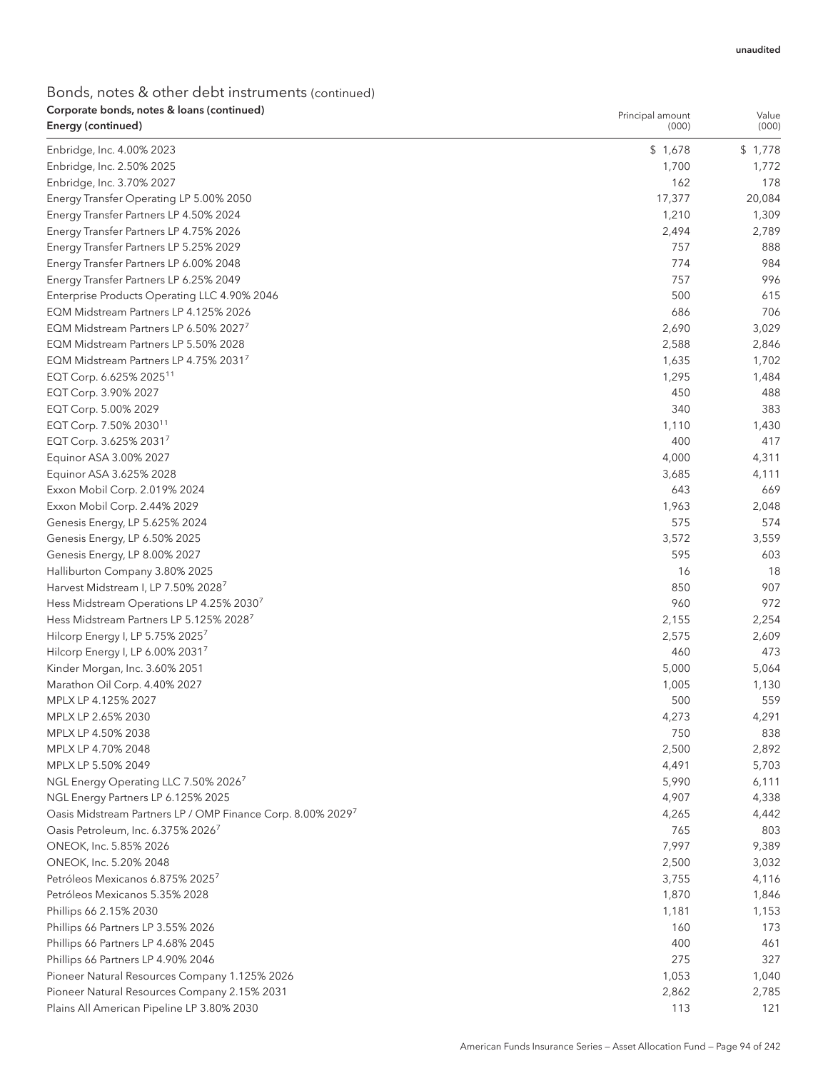unaudited

## Bonds, notes & other debt instruments (continued)

| Corporate bonds, notes & loans (continued)<br>Energy (continued) | Principal amount<br>(000) | Value<br>(000) |
|---|---|---|
| Enbridge, Inc. 4.00% 2023 | $ 1,678 | $ 1,778 |
| Enbridge, Inc. 2.50% 2025 | 1,700 | 1,772 |
| Enbridge, Inc. 3.70% 2027 | 162 | 178 |
| Energy Transfer Operating LP 5.00% 2050 | 17,377 | 20,084 |
| Energy Transfer Partners LP 4.50% 2024 | 1,210 | 1,309 |
| Energy Transfer Partners LP 4.75% 2026 | 2,494 | 2,789 |
| Energy Transfer Partners LP 5.25% 2029 | 757 | 888 |
| Energy Transfer Partners LP 6.00% 2048 | 774 | 984 |
| Energy Transfer Partners LP 6.25% 2049 | 757 | 996 |
| Enterprise Products Operating LLC 4.90% 2046 | 500 | 615 |
| EQM Midstream Partners LP 4.125% 2026 | 686 | 706 |
| EQM Midstream Partners LP 6.50% 2027[7] | 2,690 | 3,029 |
| EQM Midstream Partners LP 5.50% 2028 | 2,588 | 2,846 |
| EQM Midstream Partners LP 4.75% 2031[7] | 1,635 | 1,702 |
| EQT Corp. 6.625% 2025[11] | 1,295 | 1,484 |
| EQT Corp. 3.90% 2027 | 450 | 488 |
| EQT Corp. 5.00% 2029 | 340 | 383 |
| EQT Corp. 7.50% 2030[11] | 1,110 | 1,430 |
| EQT Corp. 3.625% 2031[7] | 400 | 417 |
| Equinor ASA 3.00% 2027 | 4,000 | 4,311 |
| Equinor ASA 3.625% 2028 | 3,685 | 4,111 |
| Exxon Mobil Corp. 2.019% 2024 | 643 | 669 |
| Exxon Mobil Corp. 2.44% 2029 | 1,963 | 2,048 |
| Genesis Energy, LP 5.625% 2024 | 575 | 574 |
| Genesis Energy, LP 6.50% 2025 | 3,572 | 3,559 |
| Genesis Energy, LP 8.00% 2027 | 595 | 603 |
| Halliburton Company 3.80% 2025 | 16 | 18 |
| Harvest Midstream I, LP 7.50% 2028[7] | 850 | 907 |
| Hess Midstream Operations LP 4.25% 2030[7] | 960 | 972 |
| Hess Midstream Partners LP 5.125% 2028[7] | 2,155 | 2,254 |
| Hilcorp Energy I, LP 5.75% 2025[7] | 2,575 | 2,609 |
| Hilcorp Energy I, LP 6.00% 2031[7] | 460 | 473 |
| Kinder Morgan, Inc. 3.60% 2051 | 5,000 | 5,064 |
| Marathon Oil Corp. 4.40% 2027 | 1,005 | 1,130 |
| MPLX LP 4.125% 2027 | 500 | 559 |
| MPLX LP 2.65% 2030 | 4,273 | 4,291 |
| MPLX LP 4.50% 2038 | 750 | 838 |
| MPLX LP 4.70% 2048 | 2,500 | 2,892 |
| MPLX LP 5.50% 2049 | 4,491 | 5,703 |
| NGL Energy Operating LLC 7.50% 2026[7] | 5,990 | 6,111 |
| NGL Energy Partners LP 6.125% 2025 | 4,907 | 4,338 |
| Oasis Midstream Partners LP / OMP Finance Corp. 8.00% 2029[7] | 4,265 | 4,442 |
| Oasis Petroleum, Inc. 6.375% 2026[7] | 765 | 803 |
| ONEOK, Inc. 5.85% 2026 | 7,997 | 9,389 |
| ONEOK, Inc. 5.20% 2048 | 2,500 | 3,032 |
| Petróleos Mexicanos 6.875% 2025[7] | 3,755 | 4,116 |
| Petróleos Mexicanos 5.35% 2028 | 1,870 | 1,846 |
| Phillips 66 2.15% 2030 | 1,181 | 1,153 |
| Phillips 66 Partners LP 3.55% 2026 | 160 | 173 |
| Phillips 66 Partners LP 4.68% 2045 | 400 | 461 |
| Phillips 66 Partners LP 4.90% 2046 | 275 | 327 |
| Pioneer Natural Resources Company 1.125% 2026 | 1,053 | 1,040 |
| Pioneer Natural Resources Company 2.15% 2031 | 2,862 | 2,785 |
| Plains All American Pipeline LP 3.80% 2030 | 113 | 121 |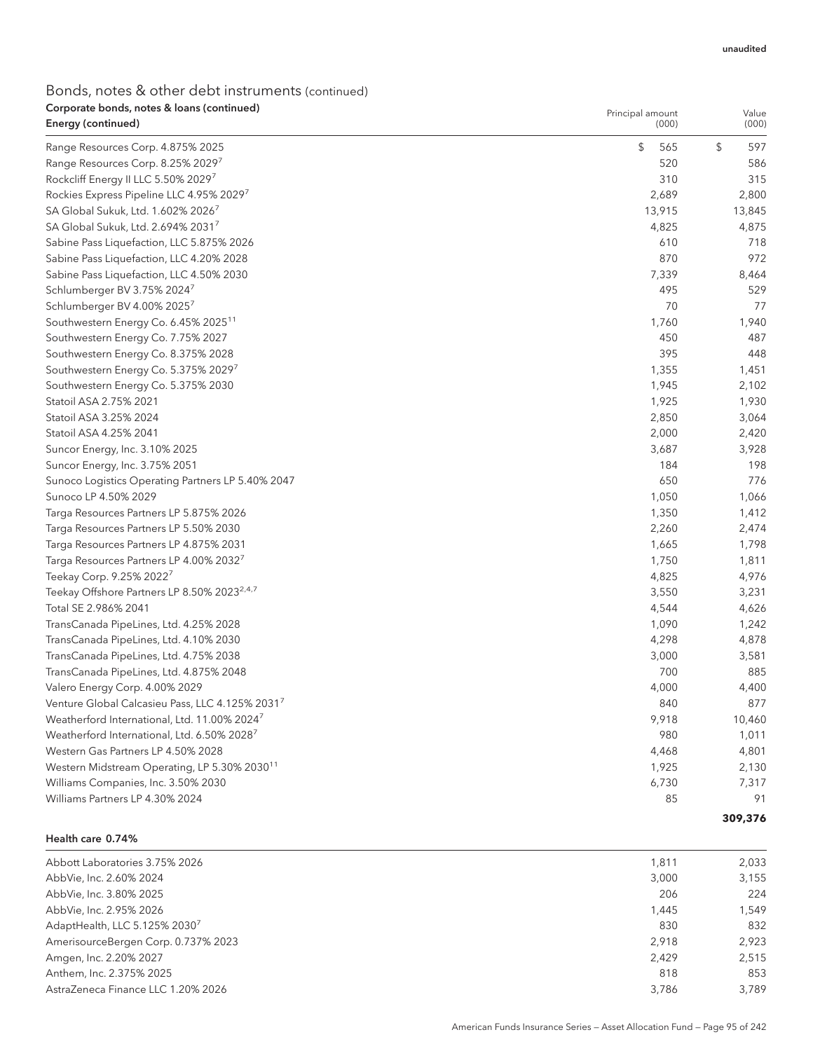unaudited

## Bonds, notes & other debt instruments (continued)

| Corporate bonds, notes & loans (continued) Energy (continued) | Principal amount (000) | Value (000) |
|---|---|---|
| Range Resources Corp. 4.875% 2025 | $ 565 | $ 597 |
| Range Resources Corp. 8.25% 2029[7] | 520 | 586 |
| Rockcliff Energy II LLC 5.50% 2029[7] | 310 | 315 |
| Rockies Express Pipeline LLC 4.95% 2029[7] | 2,689 | 2,800 |
| SA Global Sukuk, Ltd. 1.602% 2026[7] | 13,915 | 13,845 |
| SA Global Sukuk, Ltd. 2.694% 2031[7] | 4,825 | 4,875 |
| Sabine Pass Liquefaction, LLC 5.875% 2026 | 610 | 718 |
| Sabine Pass Liquefaction, LLC 4.20% 2028 | 870 | 972 |
| Sabine Pass Liquefaction, LLC 4.50% 2030 | 7,339 | 8,464 |
| Schlumberger BV 3.75% 2024[7] | 495 | 529 |
| Schlumberger BV 4.00% 2025[7] | 70 | 77 |
| Southwestern Energy Co. 6.45% 2025[11] | 1,760 | 1,940 |
| Southwestern Energy Co. 7.75% 2027 | 450 | 487 |
| Southwestern Energy Co. 8.375% 2028 | 395 | 448 |
| Southwestern Energy Co. 5.375% 2029[7] | 1,355 | 1,451 |
| Southwestern Energy Co. 5.375% 2030 | 1,945 | 2,102 |
| Statoil ASA 2.75% 2021 | 1,925 | 1,930 |
| Statoil ASA 3.25% 2024 | 2,850 | 3,064 |
| Statoil ASA 4.25% 2041 | 2,000 | 2,420 |
| Suncor Energy, Inc. 3.10% 2025 | 3,687 | 3,928 |
| Suncor Energy, Inc. 3.75% 2051 | 184 | 198 |
| Sunoco Logistics Operating Partners LP 5.40% 2047 | 650 | 776 |
| Sunoco LP 4.50% 2029 | 1,050 | 1,066 |
| Targa Resources Partners LP 5.875% 2026 | 1,350 | 1,412 |
| Targa Resources Partners LP 5.50% 2030 | 2,260 | 2,474 |
| Targa Resources Partners LP 4.875% 2031 | 1,665 | 1,798 |
| Targa Resources Partners LP 4.00% 2032[7] | 1,750 | 1,811 |
| Teekay Corp. 9.25% 2022[7] | 4,825 | 4,976 |
| Teekay Offshore Partners LP 8.50% 2023[2,4,7] | 3,550 | 3,231 |
| Total SE 2.986% 2041 | 4,544 | 4,626 |
| TransCanada PipeLines, Ltd. 4.25% 2028 | 1,090 | 1,242 |
| TransCanada PipeLines, Ltd. 4.10% 2030 | 4,298 | 4,878 |
| TransCanada PipeLines, Ltd. 4.75% 2038 | 3,000 | 3,581 |
| TransCanada PipeLines, Ltd. 4.875% 2048 | 700 | 885 |
| Valero Energy Corp. 4.00% 2029 | 4,000 | 4,400 |
| Venture Global Calcasieu Pass, LLC 4.125% 2031[7] | 840 | 877 |
| Weatherford International, Ltd. 11.00% 2024[7] | 9,918 | 10,460 |
| Weatherford International, Ltd. 6.50% 2028[7] | 980 | 1,011 |
| Western Gas Partners LP 4.50% 2028 | 4,468 | 4,801 |
| Western Midstream Operating, LP 5.30% 2030[11] | 1,925 | 2,130 |
| Williams Companies, Inc. 3.50% 2030 | 6,730 | 7,317 |
| Williams Partners LP 4.30% 2024 | 85 | 91 |
| | | **309,376** |

| Health care 0.74% | | |
|---|---|---|
| Abbott Laboratories 3.75% 2026 | 1,811 | 2,033 |
| AbbVie, Inc. 2.60% 2024 | 3,000 | 3,155 |
| AbbVie, Inc. 3.80% 2025 | 206 | 224 |
| AbbVie, Inc. 2.95% 2026 | 1,445 | 1,549 |
| AdaptHealth, LLC 5.125% 2030[7] | 830 | 832 |
| AmerisourceBergen Corp. 0.737% 2023 | 2,918 | 2,923 |
| Amgen, Inc. 2.20% 2027 | 2,429 | 2,515 |
| Anthem, Inc. 2.375% 2025 | 818 | 853 |
| AstraZeneca Finance LLC 1.20% 2026 | 3,786 | 3,789 |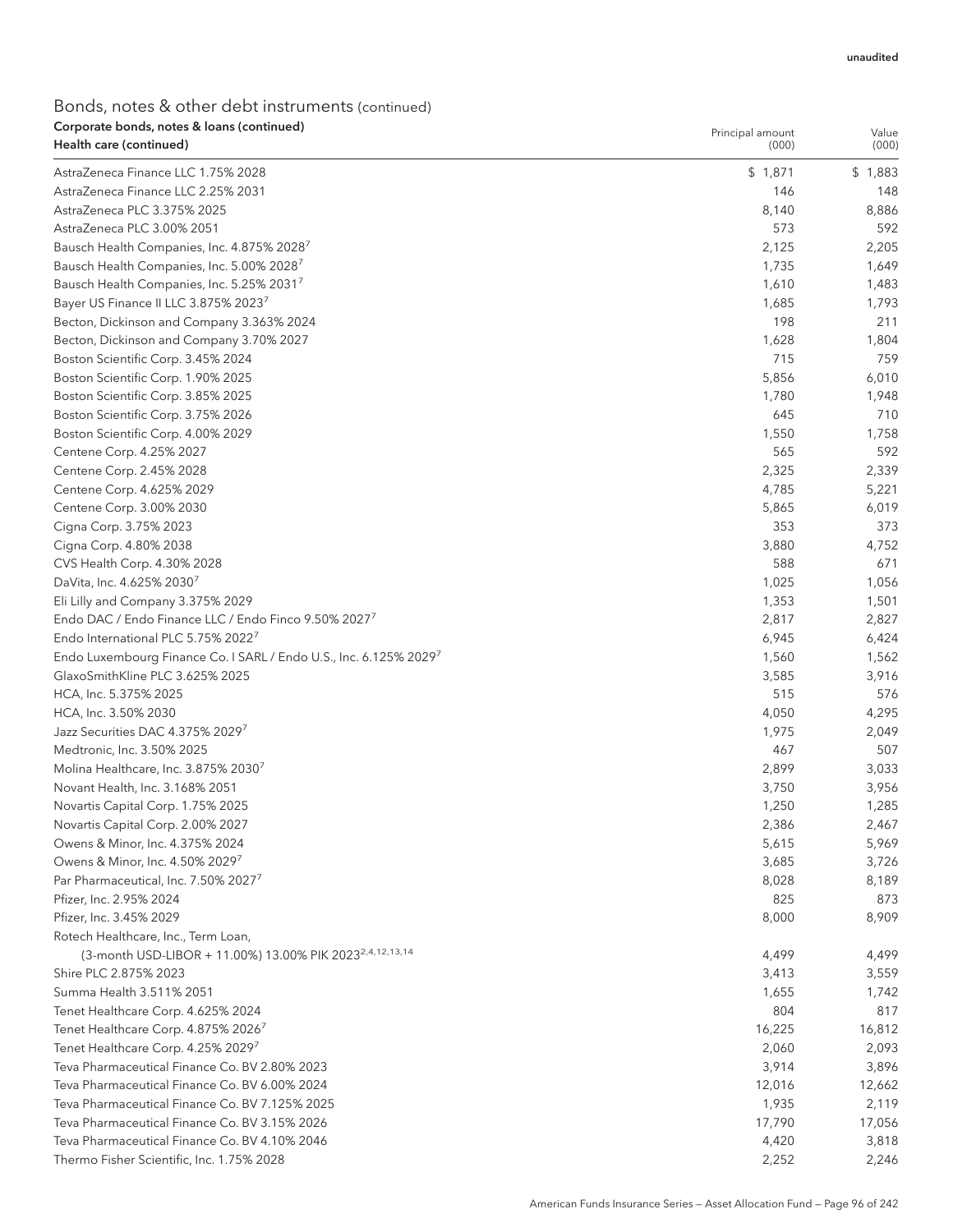unaudited

## Bonds, notes & other debt instruments (continued)

| Corporate bonds, notes & loans (continued)<br>Health care (continued) | Principal amount (000) | Value (000) |
|---|---|---|
| AstraZeneca Finance LLC 1.75% 2028 | $ 1,871 | $ 1,883 |
| AstraZeneca Finance LLC 2.25% 2031 | 146 | 148 |
| AstraZeneca PLC 3.375% 2025 | 8,140 | 8,886 |
| AstraZeneca PLC 3.00% 2051 | 573 | 592 |
| Bausch Health Companies, Inc. 4.875% 2028[7] | 2,125 | 2,205 |
| Bausch Health Companies, Inc. 5.00% 2028[7] | 1,735 | 1,649 |
| Bausch Health Companies, Inc. 5.25% 2031[7] | 1,610 | 1,483 |
| Bayer US Finance II LLC 3.875% 2023[7] | 1,685 | 1,793 |
| Becton, Dickinson and Company 3.363% 2024 | 198 | 211 |
| Becton, Dickinson and Company 3.70% 2027 | 1,628 | 1,804 |
| Boston Scientific Corp. 3.45% 2024 | 715 | 759 |
| Boston Scientific Corp. 1.90% 2025 | 5,856 | 6,010 |
| Boston Scientific Corp. 3.85% 2025 | 1,780 | 1,948 |
| Boston Scientific Corp. 3.75% 2026 | 645 | 710 |
| Boston Scientific Corp. 4.00% 2029 | 1,550 | 1,758 |
| Centene Corp. 4.25% 2027 | 565 | 592 |
| Centene Corp. 2.45% 2028 | 2,325 | 2,339 |
| Centene Corp. 4.625% 2029 | 4,785 | 5,221 |
| Centene Corp. 3.00% 2030 | 5,865 | 6,019 |
| Cigna Corp. 3.75% 2023 | 353 | 373 |
| Cigna Corp. 4.80% 2038 | 3,880 | 4,752 |
| CVS Health Corp. 4.30% 2028 | 588 | 671 |
| DaVita, Inc. 4.625% 2030[7] | 1,025 | 1,056 |
| Eli Lilly and Company 3.375% 2029 | 1,353 | 1,501 |
| Endo DAC / Endo Finance LLC / Endo Finco 9.50% 2027[7] | 2,817 | 2,827 |
| Endo International PLC 5.75% 2022[7] | 6,945 | 6,424 |
| Endo Luxembourg Finance Co. I SARL / Endo U.S., Inc. 6.125% 2029[7] | 1,560 | 1,562 |
| GlaxoSmithKline PLC 3.625% 2025 | 3,585 | 3,916 |
| HCA, Inc. 5.375% 2025 | 515 | 576 |
| HCA, Inc. 3.50% 2030 | 4,050 | 4,295 |
| Jazz Securities DAC 4.375% 2029[7] | 1,975 | 2,049 |
| Medtronic, Inc. 3.50% 2025 | 467 | 507 |
| Molina Healthcare, Inc. 3.875% 2030[7] | 2,899 | 3,033 |
| Novant Health, Inc. 3.168% 2051 | 3,750 | 3,956 |
| Novartis Capital Corp. 1.75% 2025 | 1,250 | 1,285 |
| Novartis Capital Corp. 2.00% 2027 | 2,386 | 2,467 |
| Owens & Minor, Inc. 4.375% 2024 | 5,615 | 5,969 |
| Owens & Minor, Inc. 4.50% 2029[7] | 3,685 | 3,726 |
| Par Pharmaceutical, Inc. 7.50% 2027[7] | 8,028 | 8,189 |
| Pfizer, Inc. 2.95% 2024 | 825 | 873 |
| Pfizer, Inc. 3.45% 2029 | 8,000 | 8,909 |
| Rotech Healthcare, Inc., Term Loan, (3-month USD-LIBOR + 11.00%) 13.00% PIK 2023[2,4,12,13,14] | 4,499 | 4,499 |
| Shire PLC 2.875% 2023 | 3,413 | 3,559 |
| Summa Health 3.511% 2051 | 1,655 | 1,742 |
| Tenet Healthcare Corp. 4.625% 2024 | 804 | 817 |
| Tenet Healthcare Corp. 4.875% 2026[7] | 16,225 | 16,812 |
| Tenet Healthcare Corp. 4.25% 2029[7] | 2,060 | 2,093 |
| Teva Pharmaceutical Finance Co. BV 2.80% 2023 | 3,914 | 3,896 |
| Teva Pharmaceutical Finance Co. BV 6.00% 2024 | 12,016 | 12,662 |
| Teva Pharmaceutical Finance Co. BV 7.125% 2025 | 1,935 | 2,119 |
| Teva Pharmaceutical Finance Co. BV 3.15% 2026 | 17,790 | 17,056 |
| Teva Pharmaceutical Finance Co. BV 4.10% 2046 | 4,420 | 3,818 |
| Thermo Fisher Scientific, Inc. 1.75% 2028 | 2,252 | 2,246 |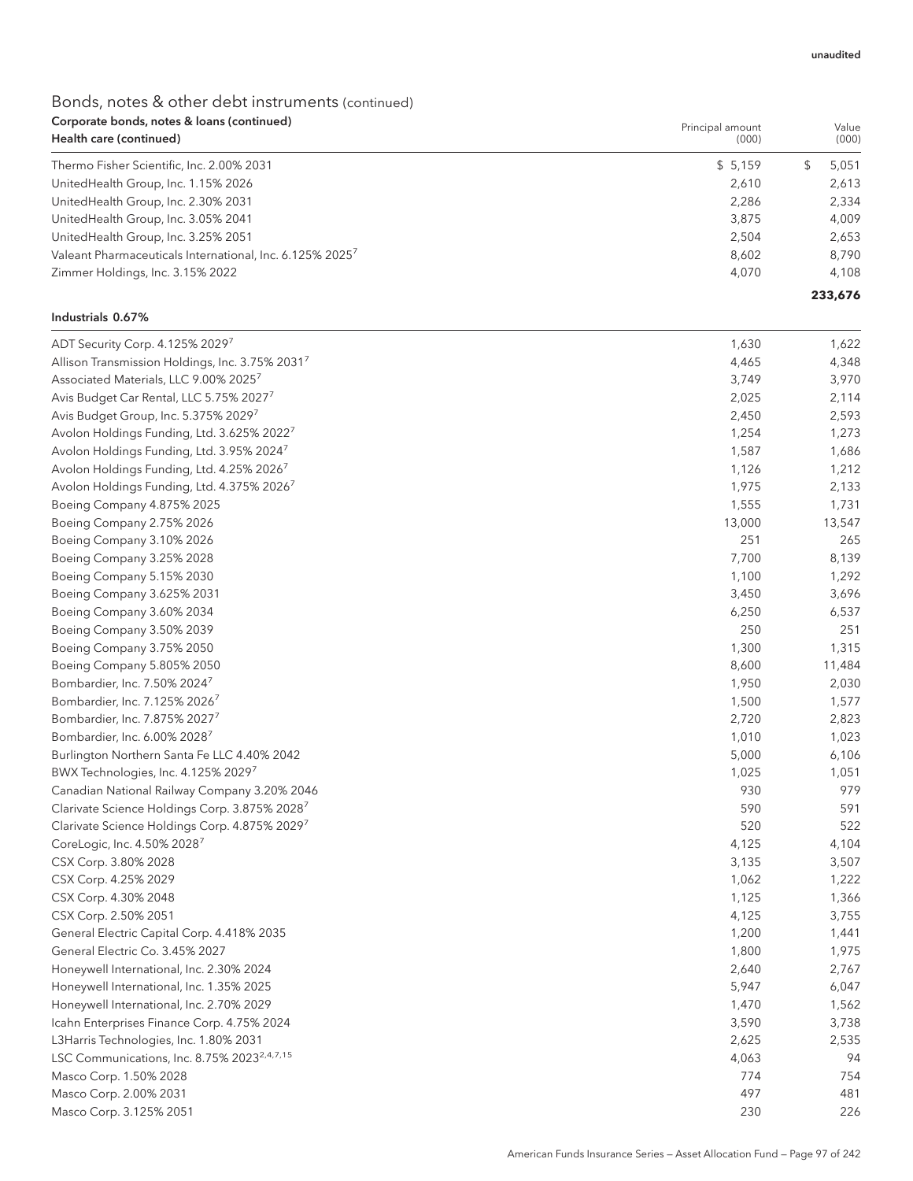## Bonds, notes & other debt instruments (continued)

| Corporate bonds, notes & loans (continued)<br>Health care (continued) | Principal amount (000) | Value (000) |
|---|---|---|
| Thermo Fisher Scientific, Inc. 2.00% 2031 | $ 5,159 | $ 5,051 |
| UnitedHealth Group, Inc. 1.15% 2026 | 2,610 | 2,613 |
| UnitedHealth Group, Inc. 2.30% 2031 | 2,286 | 2,334 |
| UnitedHealth Group, Inc. 3.05% 2041 | 3,875 | 4,009 |
| UnitedHealth Group, Inc. 3.25% 2051 | 2,504 | 2,653 |
| Valeant Pharmaceuticals International, Inc. 6.125% 2025[7] | 8,602 | 8,790 |
| Zimmer Holdings, Inc. 3.15% 2022 | 4,070 | 4,108 |
| | | **233,676** |
| **Industrials 0.67%** | | |
| ADT Security Corp. 4.125% 2029[7] | 1,630 | 1,622 |
| Allison Transmission Holdings, Inc. 3.75% 2031[7] | 4,465 | 4,348 |
| Associated Materials, LLC 9.00% 2025[7] | 3,749 | 3,970 |
| Avis Budget Car Rental, LLC 5.75% 2027[7] | 2,025 | 2,114 |
| Avis Budget Group, Inc. 5.375% 2029[7] | 2,450 | 2,593 |
| Avolon Holdings Funding, Ltd. 3.625% 2022[7] | 1,254 | 1,273 |
| Avolon Holdings Funding, Ltd. 3.95% 2024[7] | 1,587 | 1,686 |
| Avolon Holdings Funding, Ltd. 4.25% 2026[7] | 1,126 | 1,212 |
| Avolon Holdings Funding, Ltd. 4.375% 2026[7] | 1,975 | 2,133 |
| Boeing Company 4.875% 2025 | 1,555 | 1,731 |
| Boeing Company 2.75% 2026 | 13,000 | 13,547 |
| Boeing Company 3.10% 2026 | 251 | 265 |
| Boeing Company 3.25% 2028 | 7,700 | 8,139 |
| Boeing Company 5.15% 2030 | 1,100 | 1,292 |
| Boeing Company 3.625% 2031 | 3,450 | 3,696 |
| Boeing Company 3.60% 2034 | 6,250 | 6,537 |
| Boeing Company 3.50% 2039 | 250 | 251 |
| Boeing Company 3.75% 2050 | 1,300 | 1,315 |
| Boeing Company 5.805% 2050 | 8,600 | 11,484 |
| Bombardier, Inc. 7.50% 2024[7] | 1,950 | 2,030 |
| Bombardier, Inc. 7.125% 2026[7] | 1,500 | 1,577 |
| Bombardier, Inc. 7.875% 2027[7] | 2,720 | 2,823 |
| Bombardier, Inc. 6.00% 2028[7] | 1,010 | 1,023 |
| Burlington Northern Santa Fe LLC 4.40% 2042 | 5,000 | 6,106 |
| BWX Technologies, Inc. 4.125% 2029[7] | 1,025 | 1,051 |
| Canadian National Railway Company 3.20% 2046 | 930 | 979 |
| Clarivate Science Holdings Corp. 3.875% 2028[7] | 590 | 591 |
| Clarivate Science Holdings Corp. 4.875% 2029[7] | 520 | 522 |
| CoreLogic, Inc. 4.50% 2028[7] | 4,125 | 4,104 |
| CSX Corp. 3.80% 2028 | 3,135 | 3,507 |
| CSX Corp. 4.25% 2029 | 1,062 | 1,222 |
| CSX Corp. 4.30% 2048 | 1,125 | 1,366 |
| CSX Corp. 2.50% 2051 | 4,125 | 3,755 |
| General Electric Capital Corp. 4.418% 2035 | 1,200 | 1,441 |
| General Electric Co. 3.45% 2027 | 1,800 | 1,975 |
| Honeywell International, Inc. 2.30% 2024 | 2,640 | 2,767 |
| Honeywell International, Inc. 1.35% 2025 | 5,947 | 6,047 |
| Honeywell International, Inc. 2.70% 2029 | 1,470 | 1,562 |
| Icahn Enterprises Finance Corp. 4.75% 2024 | 3,590 | 3,738 |
| L3Harris Technologies, Inc. 1.80% 2031 | 2,625 | 2,535 |
| LSC Communications, Inc. 8.75% 2023[2,4,7,15] | 4,063 | 94 |
| Masco Corp. 1.50% 2028 | 774 | 754 |
| Masco Corp. 2.00% 2031 | 497 | 481 |
| Masco Corp. 3.125% 2051 | 230 | 226 |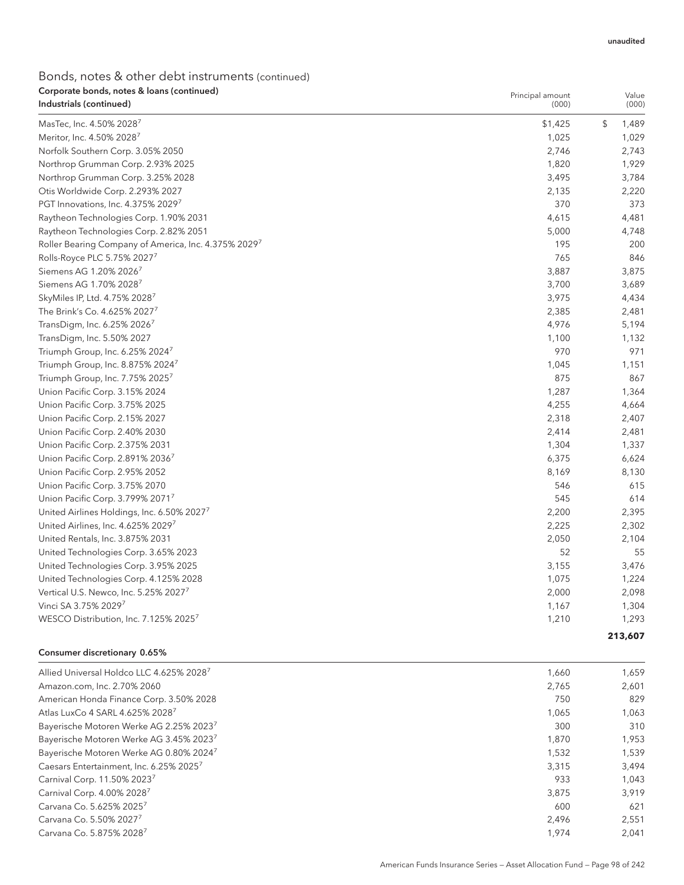unaudited

## Bonds, notes & other debt instruments (continued)

| Corporate bonds, notes & loans (continued)<br>Industrials (continued) | Principal amount (000) | Value (000) |
|---|---|---|
| MasTec, Inc. 4.50% 2028[7] | $1,425 | $ 1,489 |
| Meritor, Inc. 4.50% 2028[7] | 1,025 | 1,029 |
| Norfolk Southern Corp. 3.05% 2050 | 2,746 | 2,743 |
| Northrop Grumman Corp. 2.93% 2025 | 1,820 | 1,929 |
| Northrop Grumman Corp. 3.25% 2028 | 3,495 | 3,784 |
| Otis Worldwide Corp. 2.293% 2027 | 2,135 | 2,220 |
| PGT Innovations, Inc. 4.375% 2029[7] | 370 | 373 |
| Raytheon Technologies Corp. 1.90% 2031 | 4,615 | 4,481 |
| Raytheon Technologies Corp. 2.82% 2051 | 5,000 | 4,748 |
| Roller Bearing Company of America, Inc. 4.375% 2029[7] | 195 | 200 |
| Rolls-Royce PLC 5.75% 2027[7] | 765 | 846 |
| Siemens AG 1.20% 2026[7] | 3,887 | 3,875 |
| Siemens AG 1.70% 2028[7] | 3,700 | 3,689 |
| SkyMiles IP, Ltd. 4.75% 2028[7] | 3,975 | 4,434 |
| The Brink's Co. 4.625% 2027[7] | 2,385 | 2,481 |
| TransDigm, Inc. 6.25% 2026[7] | 4,976 | 5,194 |
| TransDigm, Inc. 5.50% 2027 | 1,100 | 1,132 |
| Triumph Group, Inc. 6.25% 2024[7] | 970 | 971 |
| Triumph Group, Inc. 8.875% 2024[7] | 1,045 | 1,151 |
| Triumph Group, Inc. 7.75% 2025[7] | 875 | 867 |
| Union Pacific Corp. 3.15% 2024 | 1,287 | 1,364 |
| Union Pacific Corp. 3.75% 2025 | 4,255 | 4,664 |
| Union Pacific Corp. 2.15% 2027 | 2,318 | 2,407 |
| Union Pacific Corp. 2.40% 2030 | 2,414 | 2,481 |
| Union Pacific Corp. 2.375% 2031 | 1,304 | 1,337 |
| Union Pacific Corp. 2.891% 2036[7] | 6,375 | 6,624 |
| Union Pacific Corp. 2.95% 2052 | 8,169 | 8,130 |
| Union Pacific Corp. 3.75% 2070 | 546 | 615 |
| Union Pacific Corp. 3.799% 2071[7] | 545 | 614 |
| United Airlines Holdings, Inc. 6.50% 2027[7] | 2,200 | 2,395 |
| United Airlines, Inc. 4.625% 2029[7] | 2,225 | 2,302 |
| United Rentals, Inc. 3.875% 2031 | 2,050 | 2,104 |
| United Technologies Corp. 3.65% 2023 | 52 | 55 |
| United Technologies Corp. 3.95% 2025 | 3,155 | 3,476 |
| United Technologies Corp. 4.125% 2028 | 1,075 | 1,224 |
| Vertical U.S. Newco, Inc. 5.25% 2027[7] | 2,000 | 2,098 |
| Vinci SA 3.75% 2029[7] | 1,167 | 1,304 |
| WESCO Distribution, Inc. 7.125% 2025[7] | 1,210 | 1,293 |
| | | **213,607** |
| **Consumer discretionary 0.65%** | | |
| Allied Universal Holdco LLC 4.625% 2028[7] | 1,660 | 1,659 |
| Amazon.com, Inc. 2.70% 2060 | 2,765 | 2,601 |
| American Honda Finance Corp. 3.50% 2028 | 750 | 829 |
| Atlas LuxCo 4 SARL 4.625% 2028[7] | 1,065 | 1,063 |
| Bayerische Motoren Werke AG 2.25% 2023[7] | 300 | 310 |
| Bayerische Motoren Werke AG 3.45% 2023[7] | 1,870 | 1,953 |
| Bayerische Motoren Werke AG 0.80% 2024[7] | 1,532 | 1,539 |
| Caesars Entertainment, Inc. 6.25% 2025[7] | 3,315 | 3,494 |
| Carnival Corp. 11.50% 2023[7] | 933 | 1,043 |
| Carnival Corp. 4.00% 2028[7] | 3,875 | 3,919 |
| Carvana Co. 5.625% 2025[7] | 600 | 621 |
| Carvana Co. 5.50% 2027[7] | 2,496 | 2,551 |
| Carvana Co. 5.875% 2028[7] | 1,974 | 2,041 |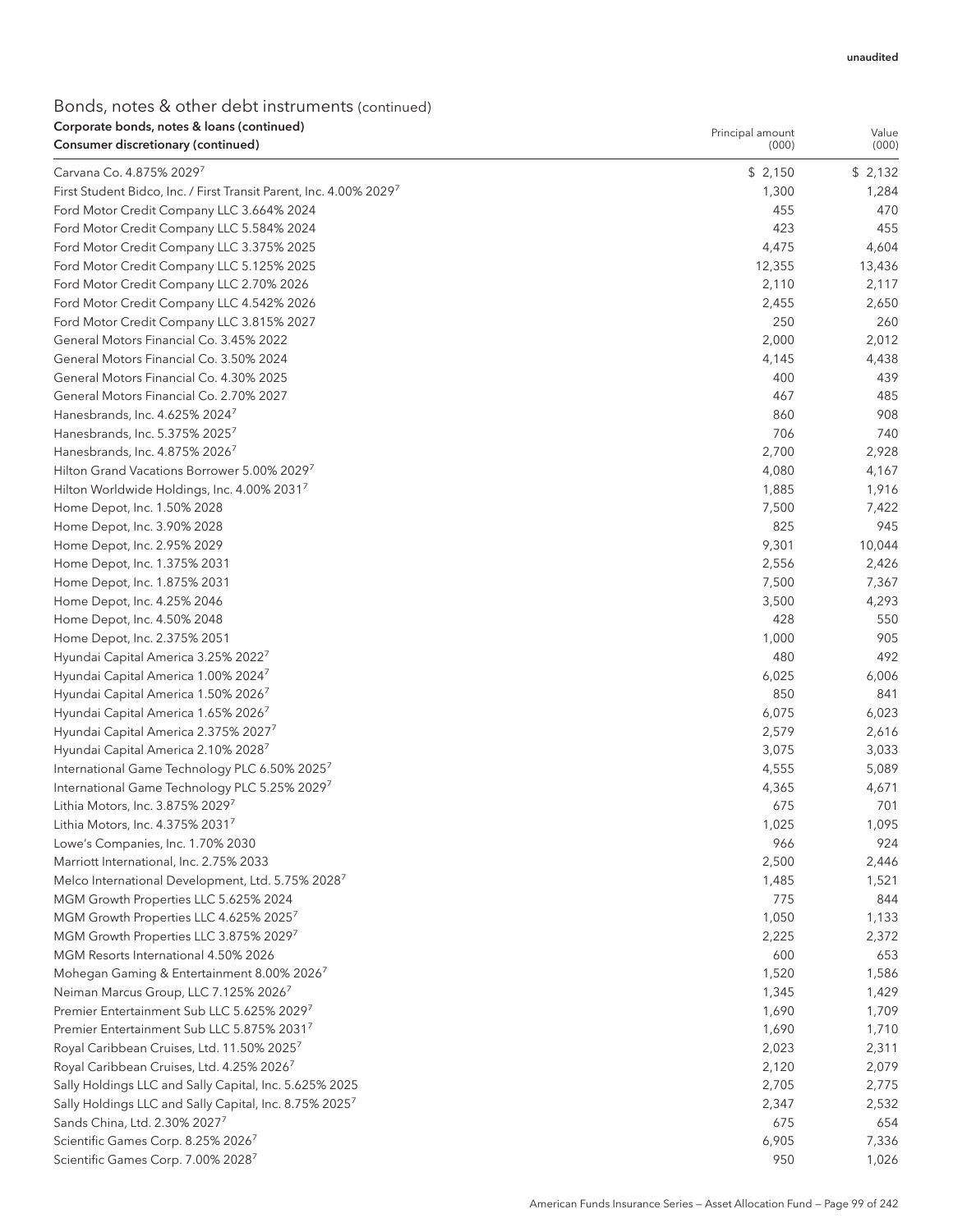unaudited

## Bonds, notes & other debt instruments (continued)

| Corporate bonds, notes & loans (continued)<br>Consumer discretionary (continued) | Principal amount (000) | Value (000) |
|---|---|---|
| Carvana Co. 4.875% 2029[7] | $ 2,150 | $ 2,132 |
| First Student Bidco, Inc. / First Transit Parent, Inc. 4.00% 2029[7] | 1,300 | 1,284 |
| Ford Motor Credit Company LLC 3.664% 2024 | 455 | 470 |
| Ford Motor Credit Company LLC 5.584% 2024 | 423 | 455 |
| Ford Motor Credit Company LLC 3.375% 2025 | 4,475 | 4,604 |
| Ford Motor Credit Company LLC 5.125% 2025 | 12,355 | 13,436 |
| Ford Motor Credit Company LLC 2.70% 2026 | 2,110 | 2,117 |
| Ford Motor Credit Company LLC 4.542% 2026 | 2,455 | 2,650 |
| Ford Motor Credit Company LLC 3.815% 2027 | 250 | 260 |
| General Motors Financial Co. 3.45% 2022 | 2,000 | 2,012 |
| General Motors Financial Co. 3.50% 2024 | 4,145 | 4,438 |
| General Motors Financial Co. 4.30% 2025 | 400 | 439 |
| General Motors Financial Co. 2.70% 2027 | 467 | 485 |
| Hanesbrands, Inc. 4.625% 2024[7] | 860 | 908 |
| Hanesbrands, Inc. 5.375% 2025[7] | 706 | 740 |
| Hanesbrands, Inc. 4.875% 2026[7] | 2,700 | 2,928 |
| Hilton Grand Vacations Borrower 5.00% 2029[7] | 4,080 | 4,167 |
| Hilton Worldwide Holdings, Inc. 4.00% 2031[7] | 1,885 | 1,916 |
| Home Depot, Inc. 1.50% 2028 | 7,500 | 7,422 |
| Home Depot, Inc. 3.90% 2028 | 825 | 945 |
| Home Depot, Inc. 2.95% 2029 | 9,301 | 10,044 |
| Home Depot, Inc. 1.375% 2031 | 2,556 | 2,426 |
| Home Depot, Inc. 1.875% 2031 | 7,500 | 7,367 |
| Home Depot, Inc. 4.25% 2046 | 3,500 | 4,293 |
| Home Depot, Inc. 4.50% 2048 | 428 | 550 |
| Home Depot, Inc. 2.375% 2051 | 1,000 | 905 |
| Hyundai Capital America 3.25% 2022[7] | 480 | 492 |
| Hyundai Capital America 1.00% 2024[7] | 6,025 | 6,006 |
| Hyundai Capital America 1.50% 2026[7] | 850 | 841 |
| Hyundai Capital America 1.65% 2026[7] | 6,075 | 6,023 |
| Hyundai Capital America 2.375% 2027[7] | 2,579 | 2,616 |
| Hyundai Capital America 2.10% 2028[7] | 3,075 | 3,033 |
| International Game Technology PLC 6.50% 2025[7] | 4,555 | 5,089 |
| International Game Technology PLC 5.25% 2029[7] | 4,365 | 4,671 |
| Lithia Motors, Inc. 3.875% 2029[7] | 675 | 701 |
| Lithia Motors, Inc. 4.375% 2031[7] | 1,025 | 1,095 |
| Lowe's Companies, Inc. 1.70% 2030 | 966 | 924 |
| Marriott International, Inc. 2.75% 2033 | 2,500 | 2,446 |
| Melco International Development, Ltd. 5.75% 2028[7] | 1,485 | 1,521 |
| MGM Growth Properties LLC 5.625% 2024 | 775 | 844 |
| MGM Growth Properties LLC 4.625% 2025[7] | 1,050 | 1,133 |
| MGM Growth Properties LLC 3.875% 2029[7] | 2,225 | 2,372 |
| MGM Resorts International 4.50% 2026 | 600 | 653 |
| Mohegan Gaming & Entertainment 8.00% 2026[7] | 1,520 | 1,586 |
| Neiman Marcus Group, LLC 7.125% 2026[7] | 1,345 | 1,429 |
| Premier Entertainment Sub LLC 5.625% 2029[7] | 1,690 | 1,709 |
| Premier Entertainment Sub LLC 5.875% 2031[7] | 1,690 | 1,710 |
| Royal Caribbean Cruises, Ltd. 11.50% 2025[7] | 2,023 | 2,311 |
| Royal Caribbean Cruises, Ltd. 4.25% 2026[7] | 2,120 | 2,079 |
| Sally Holdings LLC and Sally Capital, Inc. 5.625% 2025 | 2,705 | 2,775 |
| Sally Holdings LLC and Sally Capital, Inc. 8.75% 2025[7] | 2,347 | 2,532 |
| Sands China, Ltd. 2.30% 2027[7] | 675 | 654 |
| Scientific Games Corp. 8.25% 2026[7] | 6,905 | 7,336 |
| Scientific Games Corp. 7.00% 2028[7] | 950 | 1,026 |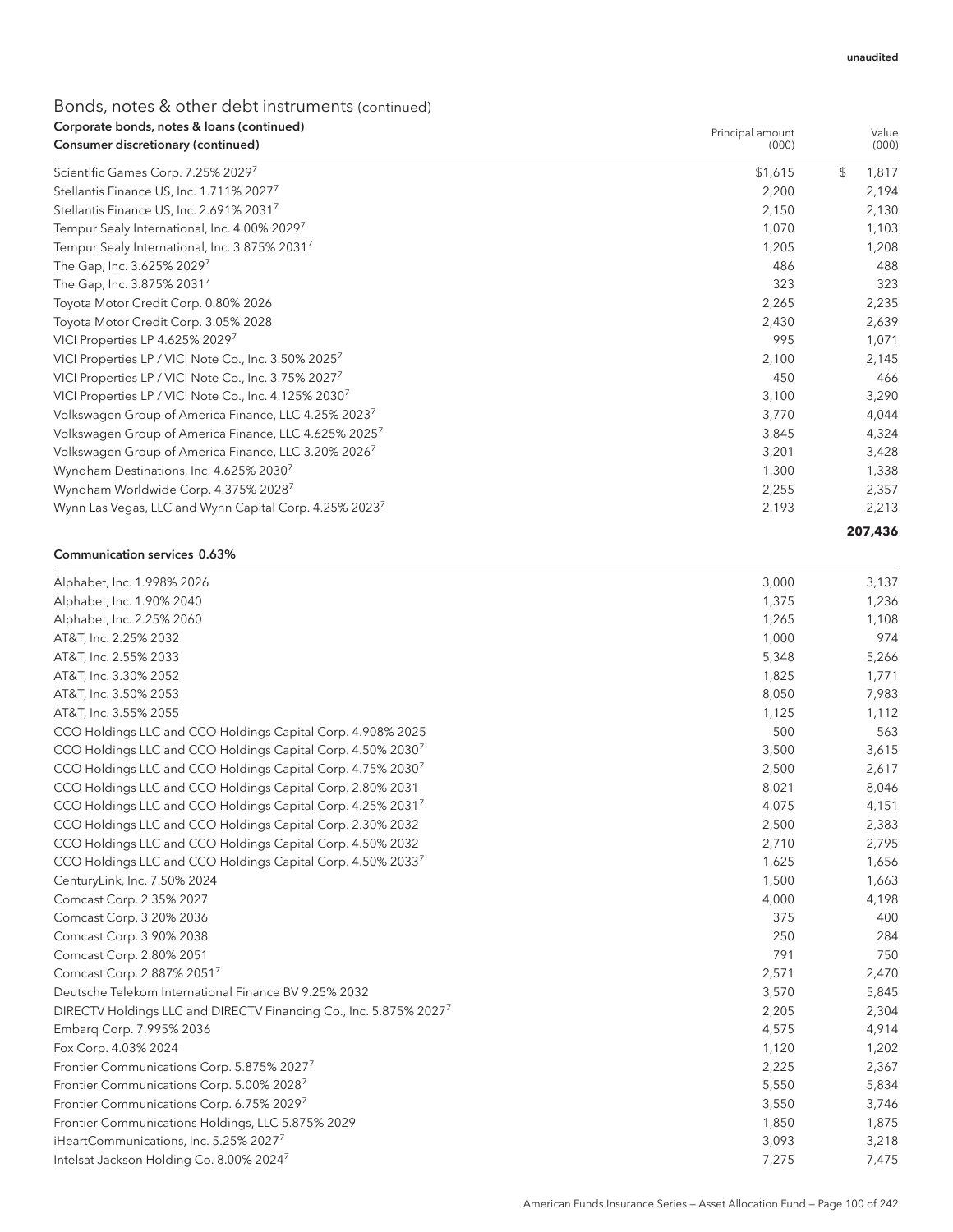unaudited

## Bonds, notes & other debt instruments (continued)

| Corporate bonds, notes & loans (continued)<br>Consumer discretionary (continued) | Principal amount (000) | Value (000) |
|---|---|---|
| Scientific Games Corp. 7.25% 2029[7] | $1,615 | $ 1,817 |
| Stellantis Finance US, Inc. 1.711% 2027[7] | 2,200 | 2,194 |
| Stellantis Finance US, Inc. 2.691% 2031[7] | 2,150 | 2,130 |
| Tempur Sealy International, Inc. 4.00% 2029[7] | 1,070 | 1,103 |
| Tempur Sealy International, Inc. 3.875% 2031[7] | 1,205 | 1,208 |
| The Gap, Inc. 3.625% 2029[7] | 486 | 488 |
| The Gap, Inc. 3.875% 2031[7] | 323 | 323 |
| Toyota Motor Credit Corp. 0.80% 2026 | 2,265 | 2,235 |
| Toyota Motor Credit Corp. 3.05% 2028 | 2,430 | 2,639 |
| VICI Properties LP 4.625% 2029[7] | 995 | 1,071 |
| VICI Properties LP / VICI Note Co., Inc. 3.50% 2025[7] | 2,100 | 2,145 |
| VICI Properties LP / VICI Note Co., Inc. 3.75% 2027[7] | 450 | 466 |
| VICI Properties LP / VICI Note Co., Inc. 4.125% 2030[7] | 3,100 | 3,290 |
| Volkswagen Group of America Finance, LLC 4.25% 2023[7] | 3,770 | 4,044 |
| Volkswagen Group of America Finance, LLC 4.625% 2025[7] | 3,845 | 4,324 |
| Volkswagen Group of America Finance, LLC 3.20% 2026[7] | 3,201 | 3,428 |
| Wyndham Destinations, Inc. 4.625% 2030[7] | 1,300 | 1,338 |
| Wyndham Worldwide Corp. 4.375% 2028[7] | 2,255 | 2,357 |
| Wynn Las Vegas, LLC and Wynn Capital Corp. 4.25% 2023[7] | 2,193 | 2,213 |
| | | **207,436** |

| Communication services 0.63% | | |
|---|---|---|
| Alphabet, Inc. 1.998% 2026 | 3,000 | 3,137 |
| Alphabet, Inc. 1.90% 2040 | 1,375 | 1,236 |
| Alphabet, Inc. 2.25% 2060 | 1,265 | 1,108 |
| AT&T, Inc. 2.25% 2032 | 1,000 | 974 |
| AT&T, Inc. 2.55% 2033 | 5,348 | 5,266 |
| AT&T, Inc. 3.30% 2052 | 1,825 | 1,771 |
| AT&T, Inc. 3.50% 2053 | 8,050 | 7,983 |
| AT&T, Inc. 3.55% 2055 | 1,125 | 1,112 |
| CCO Holdings LLC and CCO Holdings Capital Corp. 4.908% 2025 | 500 | 563 |
| CCO Holdings LLC and CCO Holdings Capital Corp. 4.50% 2030[7] | 3,500 | 3,615 |
| CCO Holdings LLC and CCO Holdings Capital Corp. 4.75% 2030[7] | 2,500 | 2,617 |
| CCO Holdings LLC and CCO Holdings Capital Corp. 2.80% 2031 | 8,021 | 8,046 |
| CCO Holdings LLC and CCO Holdings Capital Corp. 4.25% 2031[7] | 4,075 | 4,151 |
| CCO Holdings LLC and CCO Holdings Capital Corp. 2.30% 2032 | 2,500 | 2,383 |
| CCO Holdings LLC and CCO Holdings Capital Corp. 4.50% 2032 | 2,710 | 2,795 |
| CCO Holdings LLC and CCO Holdings Capital Corp. 4.50% 2033[7] | 1,625 | 1,656 |
| CenturyLink, Inc. 7.50% 2024 | 1,500 | 1,663 |
| Comcast Corp. 2.35% 2027 | 4,000 | 4,198 |
| Comcast Corp. 3.20% 2036 | 375 | 400 |
| Comcast Corp. 3.90% 2038 | 250 | 284 |
| Comcast Corp. 2.80% 2051 | 791 | 750 |
| Comcast Corp. 2.887% 2051[7] | 2,571 | 2,470 |
| Deutsche Telekom International Finance BV 9.25% 2032 | 3,570 | 5,845 |
| DIRECTV Holdings LLC and DIRECTV Financing Co., Inc. 5.875% 2027[7] | 2,205 | 2,304 |
| Embarq Corp. 7.995% 2036 | 4,575 | 4,914 |
| Fox Corp. 4.03% 2024 | 1,120 | 1,202 |
| Frontier Communications Corp. 5.875% 2027[7] | 2,225 | 2,367 |
| Frontier Communications Corp. 5.00% 2028[7] | 5,550 | 5,834 |
| Frontier Communications Corp. 6.75% 2029[7] | 3,550 | 3,746 |
| Frontier Communications Holdings, LLC 5.875% 2029 | 1,850 | 1,875 |
| iHeartCommunications, Inc. 5.25% 2027[7] | 3,093 | 3,218 |
| Intelsat Jackson Holding Co. 8.00% 2024[7] | 7,275 | 7,475 |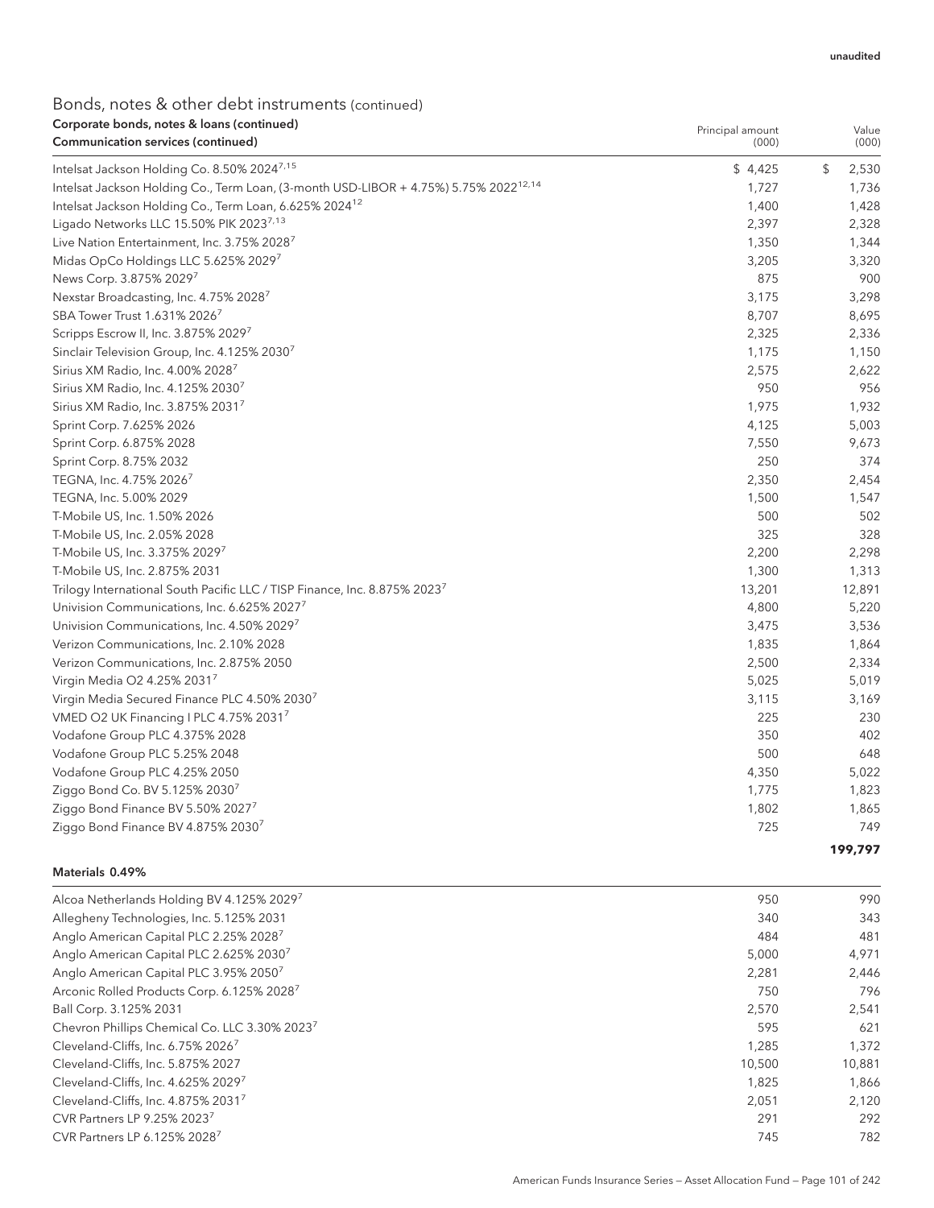unaudited

## Bonds, notes & other debt instruments (continued)

| Corporate bonds, notes & loans (continued)<br>Communication services (continued) | Principal amount (000) | Value (000) |
|---|---|---|
| Intelsat Jackson Holding Co. 8.50% 2024[7,15] | $ 4,425 | $ 2,530 |
| Intelsat Jackson Holding Co., Term Loan, (3-month USD-LIBOR + 4.75%) 5.75% 2022[12,14] | 1,727 | 1,736 |
| Intelsat Jackson Holding Co., Term Loan, 6.625% 2024[12] | 1,400 | 1,428 |
| Ligado Networks LLC 15.50% PIK 2023[7,13] | 2,397 | 2,328 |
| Live Nation Entertainment, Inc. 3.75% 2028[7] | 1,350 | 1,344 |
| Midas OpCo Holdings LLC 5.625% 2029[7] | 3,205 | 3,320 |
| News Corp. 3.875% 2029[7] | 875 | 900 |
| Nexstar Broadcasting, Inc. 4.75% 2028[7] | 3,175 | 3,298 |
| SBA Tower Trust 1.631% 2026[7] | 8,707 | 8,695 |
| Scripps Escrow II, Inc. 3.875% 2029[7] | 2,325 | 2,336 |
| Sinclair Television Group, Inc. 4.125% 2030[7] | 1,175 | 1,150 |
| Sirius XM Radio, Inc. 4.00% 2028[7] | 2,575 | 2,622 |
| Sirius XM Radio, Inc. 4.125% 2030[7] | 950 | 956 |
| Sirius XM Radio, Inc. 3.875% 2031[7] | 1,975 | 1,932 |
| Sprint Corp. 7.625% 2026 | 4,125 | 5,003 |
| Sprint Corp. 6.875% 2028 | 7,550 | 9,673 |
| Sprint Corp. 8.75% 2032 | 250 | 374 |
| TEGNA, Inc. 4.75% 2026[7] | 2,350 | 2,454 |
| TEGNA, Inc. 5.00% 2029 | 1,500 | 1,547 |
| T-Mobile US, Inc. 1.50% 2026 | 500 | 502 |
| T-Mobile US, Inc. 2.05% 2028 | 325 | 328 |
| T-Mobile US, Inc. 3.375% 2029[7] | 2,200 | 2,298 |
| T-Mobile US, Inc. 2.875% 2031 | 1,300 | 1,313 |
| Trilogy International South Pacific LLC / TISP Finance, Inc. 8.875% 2023[7] | 13,201 | 12,891 |
| Univision Communications, Inc. 6.625% 2027[7] | 4,800 | 5,220 |
| Univision Communications, Inc. 4.50% 2029[7] | 3,475 | 3,536 |
| Verizon Communications, Inc. 2.10% 2028 | 1,835 | 1,864 |
| Verizon Communications, Inc. 2.875% 2050 | 2,500 | 2,334 |
| Virgin Media O2 4.25% 2031[7] | 5,025 | 5,019 |
| Virgin Media Secured Finance PLC 4.50% 2030[7] | 3,115 | 3,169 |
| VMED O2 UK Financing I PLC 4.75% 2031[7] | 225 | 230 |
| Vodafone Group PLC 4.375% 2028 | 350 | 402 |
| Vodafone Group PLC 5.25% 2048 | 500 | 648 |
| Vodafone Group PLC 4.25% 2050 | 4,350 | 5,022 |
| Ziggo Bond Co. BV 5.125% 2030[7] | 1,775 | 1,823 |
| Ziggo Bond Finance BV 5.50% 2027[7] | 1,802 | 1,865 |
| Ziggo Bond Finance BV 4.875% 2030[7] | 725 | 749 |
| | | **199,797** |
| **Materials 0.49%** | | |
| Alcoa Netherlands Holding BV 4.125% 2029[7] | 950 | 990 |
| Allegheny Technologies, Inc. 5.125% 2031 | 340 | 343 |
| Anglo American Capital PLC 2.25% 2028[7] | 484 | 481 |
| Anglo American Capital PLC 2.625% 2030[7] | 5,000 | 4,971 |
| Anglo American Capital PLC 3.95% 2050[7] | 2,281 | 2,446 |
| Arconic Rolled Products Corp. 6.125% 2028[7] | 750 | 796 |
| Ball Corp. 3.125% 2031 | 2,570 | 2,541 |
| Chevron Phillips Chemical Co. LLC 3.30% 2023[7] | 595 | 621 |
| Cleveland-Cliffs, Inc. 6.75% 2026[7] | 1,285 | 1,372 |
| Cleveland-Cliffs, Inc. 5.875% 2027 | 10,500 | 10,881 |
| Cleveland-Cliffs, Inc. 4.625% 2029[7] | 1,825 | 1,866 |
| Cleveland-Cliffs, Inc. 4.875% 2031[7] | 2,051 | 2,120 |
| CVR Partners LP 9.25% 2023[7] | 291 | 292 |
| CVR Partners LP 6.125% 2028[7] | 745 | 782 |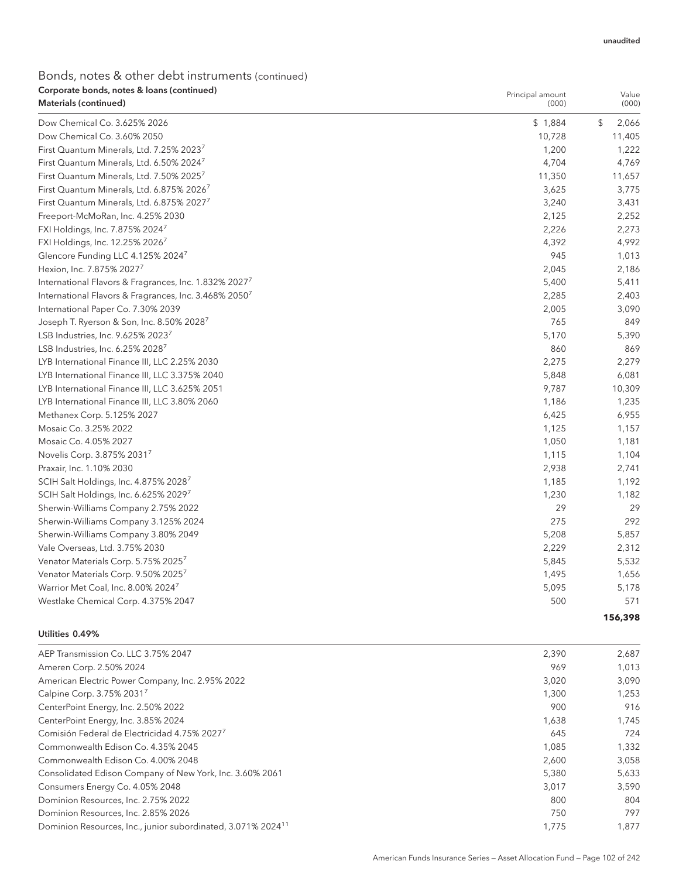unaudited

## Bonds, notes & other debt instruments (continued)

### Corporate bonds, notes & loans (continued)

| Materials (continued) | Principal amount (000) | Value (000) |
|---|---|---|
| Dow Chemical Co. 3.625% 2026 | $ 1,884 | $ 2,066 |
| Dow Chemical Co. 3.60% 2050 | 10,728 | 11,405 |
| First Quantum Minerals, Ltd. 7.25% 2023[7] | 1,200 | 1,222 |
| First Quantum Minerals, Ltd. 6.50% 2024[7] | 4,704 | 4,769 |
| First Quantum Minerals, Ltd. 7.50% 2025[7] | 11,350 | 11,657 |
| First Quantum Minerals, Ltd. 6.875% 2026[7] | 3,625 | 3,775 |
| First Quantum Minerals, Ltd. 6.875% 2027[7] | 3,240 | 3,431 |
| Freeport-McMoRan, Inc. 4.25% 2030 | 2,125 | 2,252 |
| FXI Holdings, Inc. 7.875% 2024[7] | 2,226 | 2,273 |
| FXI Holdings, Inc. 12.25% 2026[7] | 4,392 | 4,992 |
| Glencore Funding LLC 4.125% 2024[7] | 945 | 1,013 |
| Hexion, Inc. 7.875% 2027[7] | 2,045 | 2,186 |
| International Flavors & Fragrances, Inc. 1.832% 2027[7] | 5,400 | 5,411 |
| International Flavors & Fragrances, Inc. 3.468% 2050[7] | 2,285 | 2,403 |
| International Paper Co. 7.30% 2039 | 2,005 | 3,090 |
| Joseph T. Ryerson & Son, Inc. 8.50% 2028[7] | 765 | 849 |
| LSB Industries, Inc. 9.625% 2023[7] | 5,170 | 5,390 |
| LSB Industries, Inc. 6.25% 2028[7] | 860 | 869 |
| LYB International Finance III, LLC 2.25% 2030 | 2,275 | 2,279 |
| LYB International Finance III, LLC 3.375% 2040 | 5,848 | 6,081 |
| LYB International Finance III, LLC 3.625% 2051 | 9,787 | 10,309 |
| LYB International Finance III, LLC 3.80% 2060 | 1,186 | 1,235 |
| Methanex Corp. 5.125% 2027 | 6,425 | 6,955 |
| Mosaic Co. 3.25% 2022 | 1,125 | 1,157 |
| Mosaic Co. 4.05% 2027 | 1,050 | 1,181 |
| Novelis Corp. 3.875% 2031[7] | 1,115 | 1,104 |
| Praxair, Inc. 1.10% 2030 | 2,938 | 2,741 |
| SCIH Salt Holdings, Inc. 4.875% 2028[7] | 1,185 | 1,192 |
| SCIH Salt Holdings, Inc. 6.625% 2029[7] | 1,230 | 1,182 |
| Sherwin-Williams Company 2.75% 2022 | 29 | 29 |
| Sherwin-Williams Company 3.125% 2024 | 275 | 292 |
| Sherwin-Williams Company 3.80% 2049 | 5,208 | 5,857 |
| Vale Overseas, Ltd. 3.75% 2030 | 2,229 | 2,312 |
| Venator Materials Corp. 5.75% 2025[7] | 5,845 | 5,532 |
| Venator Materials Corp. 9.50% 2025[7] | 1,495 | 1,656 |
| Warrior Met Coal, Inc. 8.00% 2024[7] | 5,095 | 5,178 |
| Westlake Chemical Corp. 4.375% 2047 | 500 | 571 |
| | | **156,398** |

| Utilities 0.49% | | |
|---|---|---|
| AEP Transmission Co. LLC 3.75% 2047 | 2,390 | 2,687 |
| Ameren Corp. 2.50% 2024 | 969 | 1,013 |
| American Electric Power Company, Inc. 2.95% 2022 | 3,020 | 3,090 |
| Calpine Corp. 3.75% 2031[7] | 1,300 | 1,253 |
| CenterPoint Energy, Inc. 2.50% 2022 | 900 | 916 |
| CenterPoint Energy, Inc. 3.85% 2024 | 1,638 | 1,745 |
| Comisión Federal de Electricidad 4.75% 2027[7] | 645 | 724 |
| Commonwealth Edison Co. 4.35% 2045 | 1,085 | 1,332 |
| Commonwealth Edison Co. 4.00% 2048 | 2,600 | 3,058 |
| Consolidated Edison Company of New York, Inc. 3.60% 2061 | 5,380 | 5,633 |
| Consumers Energy Co. 4.05% 2048 | 3,017 | 3,590 |
| Dominion Resources, Inc. 2.75% 2022 | 800 | 804 |
| Dominion Resources, Inc. 2.85% 2026 | 750 | 797 |
| Dominion Resources, Inc., junior subordinated, 3.071% 2024[11] | 1,775 | 1,877 |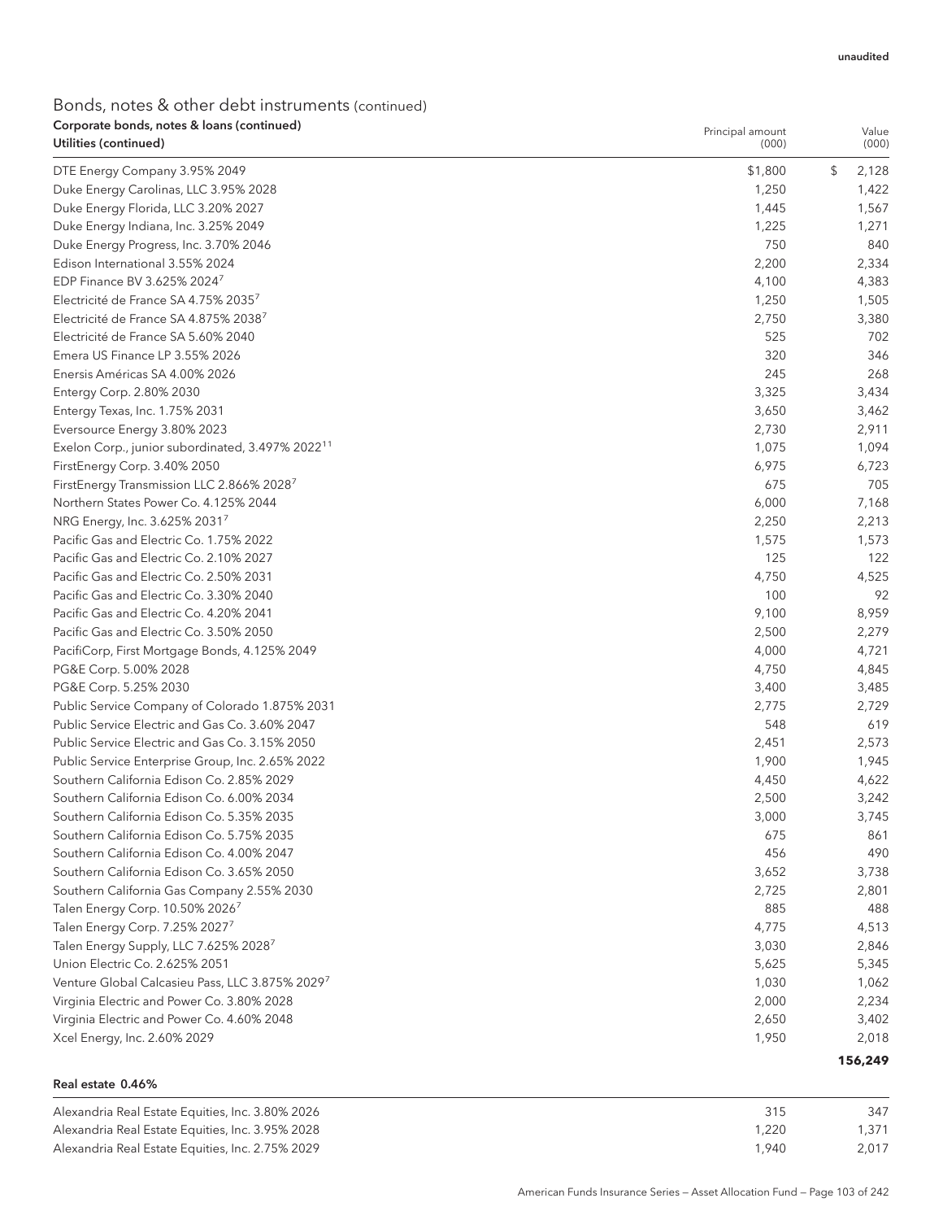unaudited

## Bonds, notes & other debt instruments (continued)

**Corporate bonds, notes & loans (continued)**

| Utilities (continued) | Principal amount (000) | Value (000) |
|---|---|---|
| DTE Energy Company 3.95% 2049 | $1,800 | $ 2,128 |
| Duke Energy Carolinas, LLC 3.95% 2028 | 1,250 | 1,422 |
| Duke Energy Florida, LLC 3.20% 2027 | 1,445 | 1,567 |
| Duke Energy Indiana, Inc. 3.25% 2049 | 1,225 | 1,271 |
| Duke Energy Progress, Inc. 3.70% 2046 | 750 | 840 |
| Edison International 3.55% 2024 | 2,200 | 2,334 |
| EDP Finance BV 3.625% 2024[7] | 4,100 | 4,383 |
| Electricité de France SA 4.75% 2035[7] | 1,250 | 1,505 |
| Electricité de France SA 4.875% 2038[7] | 2,750 | 3,380 |
| Electricité de France SA 5.60% 2040 | 525 | 702 |
| Emera US Finance LP 3.55% 2026 | 320 | 346 |
| Enersis Américas SA 4.00% 2026 | 245 | 268 |
| Entergy Corp. 2.80% 2030 | 3,325 | 3,434 |
| Entergy Texas, Inc. 1.75% 2031 | 3,650 | 3,462 |
| Eversource Energy 3.80% 2023 | 2,730 | 2,911 |
| Exelon Corp., junior subordinated, 3.497% 2022[11] | 1,075 | 1,094 |
| FirstEnergy Corp. 3.40% 2050 | 6,975 | 6,723 |
| FirstEnergy Transmission LLC 2.866% 2028[7] | 675 | 705 |
| Northern States Power Co. 4.125% 2044 | 6,000 | 7,168 |
| NRG Energy, Inc. 3.625% 2031[7] | 2,250 | 2,213 |
| Pacific Gas and Electric Co. 1.75% 2022 | 1,575 | 1,573 |
| Pacific Gas and Electric Co. 2.10% 2027 | 125 | 122 |
| Pacific Gas and Electric Co. 2.50% 2031 | 4,750 | 4,525 |
| Pacific Gas and Electric Co. 3.30% 2040 | 100 | 92 |
| Pacific Gas and Electric Co. 4.20% 2041 | 9,100 | 8,959 |
| Pacific Gas and Electric Co. 3.50% 2050 | 2,500 | 2,279 |
| PacifiCorp, First Mortgage Bonds, 4.125% 2049 | 4,000 | 4,721 |
| PG&E Corp. 5.00% 2028 | 4,750 | 4,845 |
| PG&E Corp. 5.25% 2030 | 3,400 | 3,485 |
| Public Service Company of Colorado 1.875% 2031 | 2,775 | 2,729 |
| Public Service Electric and Gas Co. 3.60% 2047 | 548 | 619 |
| Public Service Electric and Gas Co. 3.15% 2050 | 2,451 | 2,573 |
| Public Service Enterprise Group, Inc. 2.65% 2022 | 1,900 | 1,945 |
| Southern California Edison Co. 2.85% 2029 | 4,450 | 4,622 |
| Southern California Edison Co. 6.00% 2034 | 2,500 | 3,242 |
| Southern California Edison Co. 5.35% 2035 | 3,000 | 3,745 |
| Southern California Edison Co. 5.75% 2035 | 675 | 861 |
| Southern California Edison Co. 4.00% 2047 | 456 | 490 |
| Southern California Edison Co. 3.65% 2050 | 3,652 | 3,738 |
| Southern California Gas Company 2.55% 2030 | 2,725 | 2,801 |
| Talen Energy Corp. 10.50% 2026[7] | 885 | 488 |
| Talen Energy Corp. 7.25% 2027[7] | 4,775 | 4,513 |
| Talen Energy Supply, LLC 7.625% 2028[7] | 3,030 | 2,846 |
| Union Electric Co. 2.625% 2051 | 5,625 | 5,345 |
| Venture Global Calcasieu Pass, LLC 3.875% 2029[7] | 1,030 | 1,062 |
| Virginia Electric and Power Co. 3.80% 2028 | 2,000 | 2,234 |
| Virginia Electric and Power Co. 4.60% 2048 | 2,650 | 3,402 |
| Xcel Energy, Inc. 2.60% 2029 | 1,950 | 2,018 |
| | | **156,249** |

| Real estate 0.46% | | |
|---|---|---|
| Alexandria Real Estate Equities, Inc. 3.80% 2026 | 315 | 347 |
| Alexandria Real Estate Equities, Inc. 3.95% 2028 | 1,220 | 1,371 |
| Alexandria Real Estate Equities, Inc. 2.75% 2029 | 1,940 | 2,017 |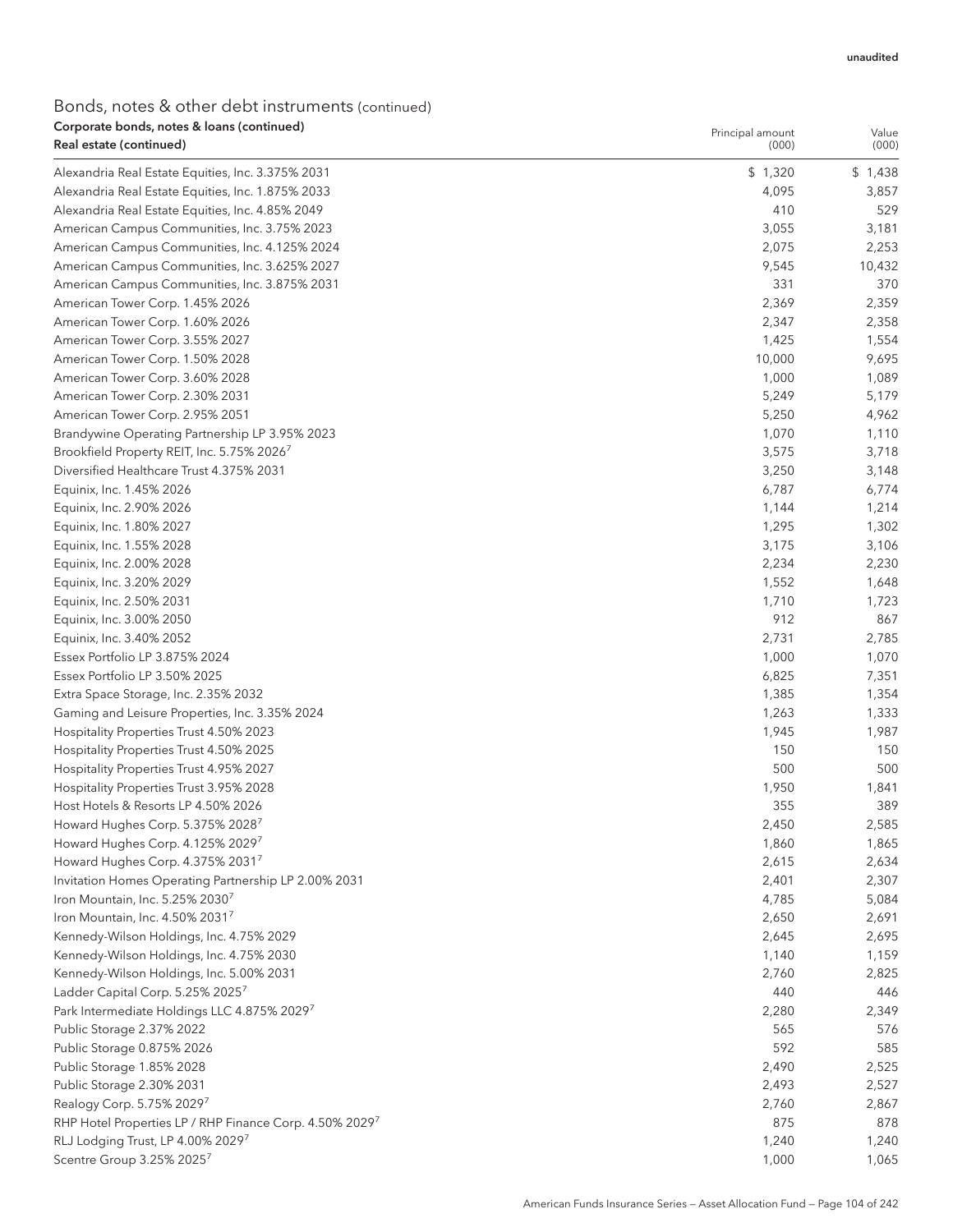unaudited

## Bonds, notes & other debt instruments (continued)

**Corporate bonds, notes & loans (continued)**

| **Real estate (continued)** | Principal amount (000) | Value (000) |
|---|---|---|
| Alexandria Real Estate Equities, Inc. 3.375% 2031 | $ 1,320 | $ 1,438 |
| Alexandria Real Estate Equities, Inc. 1.875% 2033 | 4,095 | 3,857 |
| Alexandria Real Estate Equities, Inc. 4.85% 2049 | 410 | 529 |
| American Campus Communities, Inc. 3.75% 2023 | 3,055 | 3,181 |
| American Campus Communities, Inc. 4.125% 2024 | 2,075 | 2,253 |
| American Campus Communities, Inc. 3.625% 2027 | 9,545 | 10,432 |
| American Campus Communities, Inc. 3.875% 2031 | 331 | 370 |
| American Tower Corp. 1.45% 2026 | 2,369 | 2,359 |
| American Tower Corp. 1.60% 2026 | 2,347 | 2,358 |
| American Tower Corp. 3.55% 2027 | 1,425 | 1,554 |
| American Tower Corp. 1.50% 2028 | 10,000 | 9,695 |
| American Tower Corp. 3.60% 2028 | 1,000 | 1,089 |
| American Tower Corp. 2.30% 2031 | 5,249 | 5,179 |
| American Tower Corp. 2.95% 2051 | 5,250 | 4,962 |
| Brandywine Operating Partnership LP 3.95% 2023 | 1,070 | 1,110 |
| Brookfield Property REIT, Inc. 5.75% 2026[7] | 3,575 | 3,718 |
| Diversified Healthcare Trust 4.375% 2031 | 3,250 | 3,148 |
| Equinix, Inc. 1.45% 2026 | 6,787 | 6,774 |
| Equinix, Inc. 2.90% 2026 | 1,144 | 1,214 |
| Equinix, Inc. 1.80% 2027 | 1,295 | 1,302 |
| Equinix, Inc. 1.55% 2028 | 3,175 | 3,106 |
| Equinix, Inc. 2.00% 2028 | 2,234 | 2,230 |
| Equinix, Inc. 3.20% 2029 | 1,552 | 1,648 |
| Equinix, Inc. 2.50% 2031 | 1,710 | 1,723 |
| Equinix, Inc. 3.00% 2050 | 912 | 867 |
| Equinix, Inc. 3.40% 2052 | 2,731 | 2,785 |
| Essex Portfolio LP 3.875% 2024 | 1,000 | 1,070 |
| Essex Portfolio LP 3.50% 2025 | 6,825 | 7,351 |
| Extra Space Storage, Inc. 2.35% 2032 | 1,385 | 1,354 |
| Gaming and Leisure Properties, Inc. 3.35% 2024 | 1,263 | 1,333 |
| Hospitality Properties Trust 4.50% 2023 | 1,945 | 1,987 |
| Hospitality Properties Trust 4.50% 2025 | 150 | 150 |
| Hospitality Properties Trust 4.95% 2027 | 500 | 500 |
| Hospitality Properties Trust 3.95% 2028 | 1,950 | 1,841 |
| Host Hotels & Resorts LP 4.50% 2026 | 355 | 389 |
| Howard Hughes Corp. 5.375% 2028[7] | 2,450 | 2,585 |
| Howard Hughes Corp. 4.125% 2029[7] | 1,860 | 1,865 |
| Howard Hughes Corp. 4.375% 2031[7] | 2,615 | 2,634 |
| Invitation Homes Operating Partnership LP 2.00% 2031 | 2,401 | 2,307 |
| Iron Mountain, Inc. 5.25% 2030[7] | 4,785 | 5,084 |
| Iron Mountain, Inc. 4.50% 2031[7] | 2,650 | 2,691 |
| Kennedy-Wilson Holdings, Inc. 4.75% 2029 | 2,645 | 2,695 |
| Kennedy-Wilson Holdings, Inc. 4.75% 2030 | 1,140 | 1,159 |
| Kennedy-Wilson Holdings, Inc. 5.00% 2031 | 2,760 | 2,825 |
| Ladder Capital Corp. 5.25% 2025[7] | 440 | 446 |
| Park Intermediate Holdings LLC 4.875% 2029[7] | 2,280 | 2,349 |
| Public Storage 2.37% 2022 | 565 | 576 |
| Public Storage 0.875% 2026 | 592 | 585 |
| Public Storage 1.85% 2028 | 2,490 | 2,525 |
| Public Storage 2.30% 2031 | 2,493 | 2,527 |
| Realogy Corp. 5.75% 2029[7] | 2,760 | 2,867 |
| RHP Hotel Properties LP / RHP Finance Corp. 4.50% 2029[7] | 875 | 878 |
| RLJ Lodging Trust, LP 4.00% 2029[7] | 1,240 | 1,240 |
| Scentre Group 3.25% 2025[7] | 1,000 | 1,065 |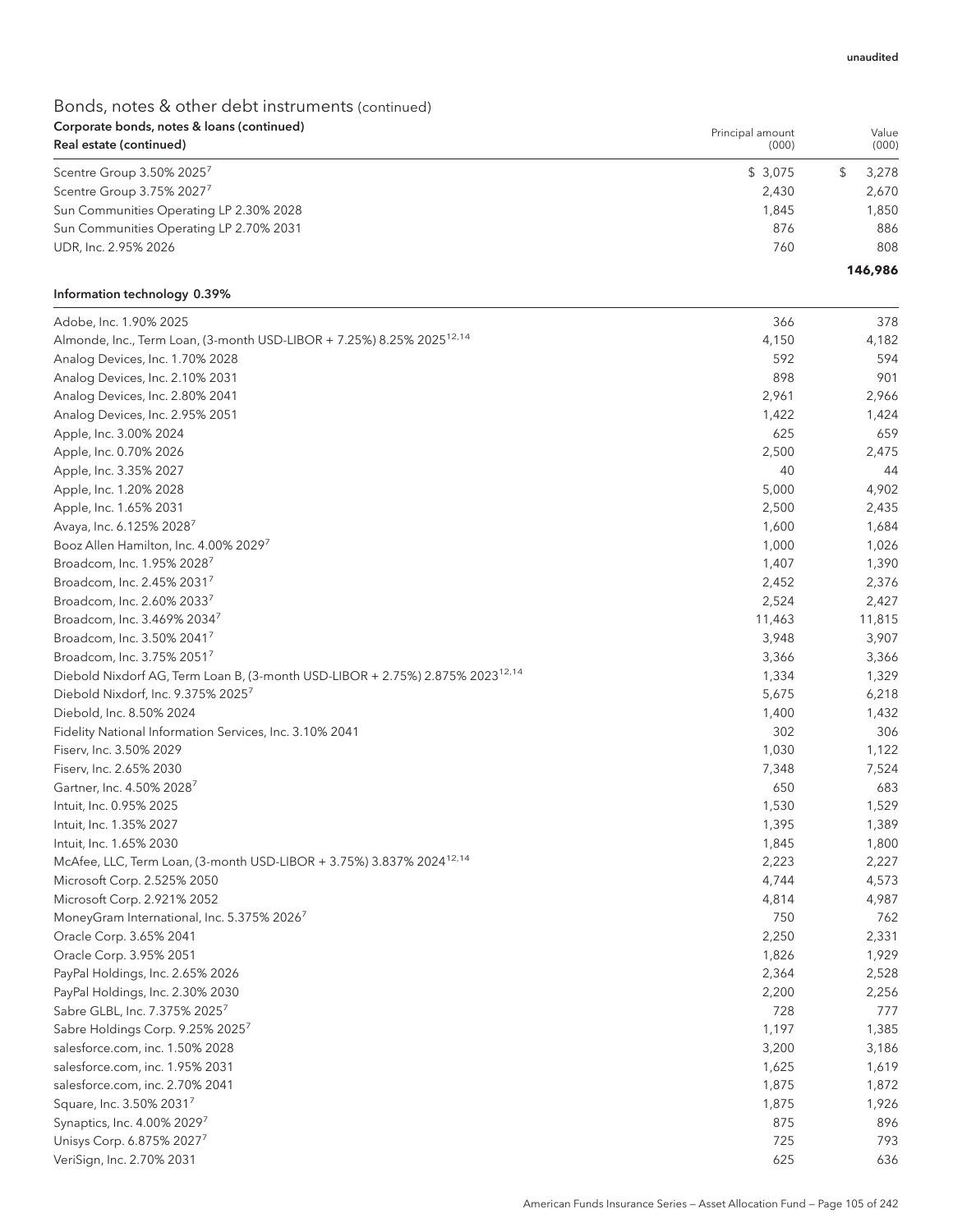## Bonds, notes & other debt instruments (continued)

| Corporate bonds, notes & loans (continued) Real estate (continued) | Principal amount (000) | Value (000) |
|---|---|---|
| Scentre Group 3.50% 2025[7] | $ 3,075 | $ 3,278 |
| Scentre Group 3.75% 2027[7] | 2,430 | 2,670 |
| Sun Communities Operating LP 2.30% 2028 | 1,845 | 1,850 |
| Sun Communities Operating LP 2.70% 2031 | 876 | 886 |
| UDR, Inc. 2.95% 2026 | 760 | 808 |
| | | **146,986** |

| Information technology 0.39% | | |
|---|---|---|
| Adobe, Inc. 1.90% 2025 | 366 | 378 |
| Almonde, Inc., Term Loan, (3-month USD-LIBOR + 7.25%) 8.25% 2025[12,14] | 4,150 | 4,182 |
| Analog Devices, Inc. 1.70% 2028 | 592 | 594 |
| Analog Devices, Inc. 2.10% 2031 | 898 | 901 |
| Analog Devices, Inc. 2.80% 2041 | 2,961 | 2,966 |
| Analog Devices, Inc. 2.95% 2051 | 1,422 | 1,424 |
| Apple, Inc. 3.00% 2024 | 625 | 659 |
| Apple, Inc. 0.70% 2026 | 2,500 | 2,475 |
| Apple, Inc. 3.35% 2027 | 40 | 44 |
| Apple, Inc. 1.20% 2028 | 5,000 | 4,902 |
| Apple, Inc. 1.65% 2031 | 2,500 | 2,435 |
| Avaya, Inc. 6.125% 2028[7] | 1,600 | 1,684 |
| Booz Allen Hamilton, Inc. 4.00% 2029[7] | 1,000 | 1,026 |
| Broadcom, Inc. 1.95% 2028[7] | 1,407 | 1,390 |
| Broadcom, Inc. 2.45% 2031[7] | 2,452 | 2,376 |
| Broadcom, Inc. 2.60% 2033[7] | 2,524 | 2,427 |
| Broadcom, Inc. 3.469% 2034[7] | 11,463 | 11,815 |
| Broadcom, Inc. 3.50% 2041[7] | 3,948 | 3,907 |
| Broadcom, Inc. 3.75% 2051[7] | 3,366 | 3,366 |
| Diebold Nixdorf AG, Term Loan B, (3-month USD-LIBOR + 2.75%) 2.875% 2023[12,14] | 1,334 | 1,329 |
| Diebold Nixdorf, Inc. 9.375% 2025[7] | 5,675 | 6,218 |
| Diebold, Inc. 8.50% 2024 | 1,400 | 1,432 |
| Fidelity National Information Services, Inc. 3.10% 2041 | 302 | 306 |
| Fiserv, Inc. 3.50% 2029 | 1,030 | 1,122 |
| Fiserv, Inc. 2.65% 2030 | 7,348 | 7,524 |
| Gartner, Inc. 4.50% 2028[7] | 650 | 683 |
| Intuit, Inc. 0.95% 2025 | 1,530 | 1,529 |
| Intuit, Inc. 1.35% 2027 | 1,395 | 1,389 |
| Intuit, Inc. 1.65% 2030 | 1,845 | 1,800 |
| McAfee, LLC, Term Loan, (3-month USD-LIBOR + 3.75%) 3.837% 2024[12,14] | 2,223 | 2,227 |
| Microsoft Corp. 2.525% 2050 | 4,744 | 4,573 |
| Microsoft Corp. 2.921% 2052 | 4,814 | 4,987 |
| MoneyGram International, Inc. 5.375% 2026[7] | 750 | 762 |
| Oracle Corp. 3.65% 2041 | 2,250 | 2,331 |
| Oracle Corp. 3.95% 2051 | 1,826 | 1,929 |
| PayPal Holdings, Inc. 2.65% 2026 | 2,364 | 2,528 |
| PayPal Holdings, Inc. 2.30% 2030 | 2,200 | 2,256 |
| Sabre GLBL, Inc. 7.375% 2025[7] | 728 | 777 |
| Sabre Holdings Corp. 9.25% 2025[7] | 1,197 | 1,385 |
| salesforce.com, inc. 1.50% 2028 | 3,200 | 3,186 |
| salesforce.com, inc. 1.95% 2031 | 1,625 | 1,619 |
| salesforce.com, inc. 2.70% 2041 | 1,875 | 1,872 |
| Square, Inc. 3.50% 2031[7] | 1,875 | 1,926 |
| Synaptics, Inc. 4.00% 2029[7] | 875 | 896 |
| Unisys Corp. 6.875% 2027[7] | 725 | 793 |
| VeriSign, Inc. 2.70% 2031 | 625 | 636 |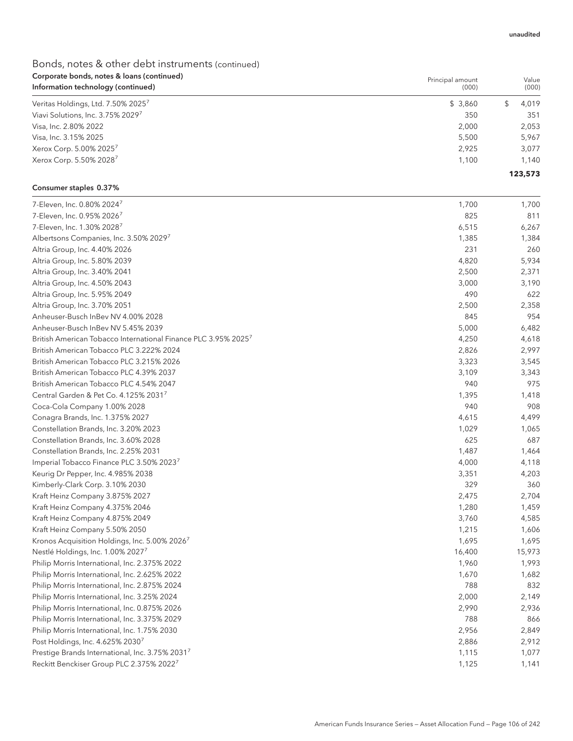unaudited

## Bonds, notes & other debt instruments (continued)

**Corporate bonds, notes & loans (continued)**

| Information technology (continued) | Principal amount (000) | Value (000) |
|---|---|---|
| Veritas Holdings, Ltd. 7.50% 2025[7] | $ 3,860 | $ 4,019 |
| Viavi Solutions, Inc. 3.75% 2029[7] | 350 | 351 |
| Visa, Inc. 2.80% 2022 | 2,000 | 2,053 |
| Visa, Inc. 3.15% 2025 | 5,500 | 5,967 |
| Xerox Corp. 5.00% 2025[7] | 2,925 | 3,077 |
| Xerox Corp. 5.50% 2028[7] | 1,100 | 1,140 |
| | | **123,573** |

| Consumer staples 0.37% | | |
|---|---|---|
| 7-Eleven, Inc. 0.80% 2024[7] | 1,700 | 1,700 |
| 7-Eleven, Inc. 0.95% 2026[7] | 825 | 811 |
| 7-Eleven, Inc. 1.30% 2028[7] | 6,515 | 6,267 |
| Albertsons Companies, Inc. 3.50% 2029[7] | 1,385 | 1,384 |
| Altria Group, Inc. 4.40% 2026 | 231 | 260 |
| Altria Group, Inc. 5.80% 2039 | 4,820 | 5,934 |
| Altria Group, Inc. 3.40% 2041 | 2,500 | 2,371 |
| Altria Group, Inc. 4.50% 2043 | 3,000 | 3,190 |
| Altria Group, Inc. 5.95% 2049 | 490 | 622 |
| Altria Group, Inc. 3.70% 2051 | 2,500 | 2,358 |
| Anheuser-Busch InBev NV 4.00% 2028 | 845 | 954 |
| Anheuser-Busch InBev NV 5.45% 2039 | 5,000 | 6,482 |
| British American Tobacco International Finance PLC 3.95% 2025[7] | 4,250 | 4,618 |
| British American Tobacco PLC 3.222% 2024 | 2,826 | 2,997 |
| British American Tobacco PLC 3.215% 2026 | 3,323 | 3,545 |
| British American Tobacco PLC 4.39% 2037 | 3,109 | 3,343 |
| British American Tobacco PLC 4.54% 2047 | 940 | 975 |
| Central Garden & Pet Co. 4.125% 2031[7] | 1,395 | 1,418 |
| Coca-Cola Company 1.00% 2028 | 940 | 908 |
| Conagra Brands, Inc. 1.375% 2027 | 4,615 | 4,499 |
| Constellation Brands, Inc. 3.20% 2023 | 1,029 | 1,065 |
| Constellation Brands, Inc. 3.60% 2028 | 625 | 687 |
| Constellation Brands, Inc. 2.25% 2031 | 1,487 | 1,464 |
| Imperial Tobacco Finance PLC 3.50% 2023[7] | 4,000 | 4,118 |
| Keurig Dr Pepper, Inc. 4.985% 2038 | 3,351 | 4,203 |
| Kimberly-Clark Corp. 3.10% 2030 | 329 | 360 |
| Kraft Heinz Company 3.875% 2027 | 2,475 | 2,704 |
| Kraft Heinz Company 4.375% 2046 | 1,280 | 1,459 |
| Kraft Heinz Company 4.875% 2049 | 3,760 | 4,585 |
| Kraft Heinz Company 5.50% 2050 | 1,215 | 1,606 |
| Kronos Acquisition Holdings, Inc. 5.00% 2026[7] | 1,695 | 1,695 |
| Nestlé Holdings, Inc. 1.00% 2027[7] | 16,400 | 15,973 |
| Philip Morris International, Inc. 2.375% 2022 | 1,960 | 1,993 |
| Philip Morris International, Inc. 2.625% 2022 | 1,670 | 1,682 |
| Philip Morris International, Inc. 2.875% 2024 | 788 | 832 |
| Philip Morris International, Inc. 3.25% 2024 | 2,000 | 2,149 |
| Philip Morris International, Inc. 0.875% 2026 | 2,990 | 2,936 |
| Philip Morris International, Inc. 3.375% 2029 | 788 | 866 |
| Philip Morris International, Inc. 1.75% 2030 | 2,956 | 2,849 |
| Post Holdings, Inc. 4.625% 2030[7] | 2,886 | 2,912 |
| Prestige Brands International, Inc. 3.75% 2031[7] | 1,115 | 1,077 |
| Reckitt Benckiser Group PLC 2.375% 2022[7] | 1,125 | 1,141 |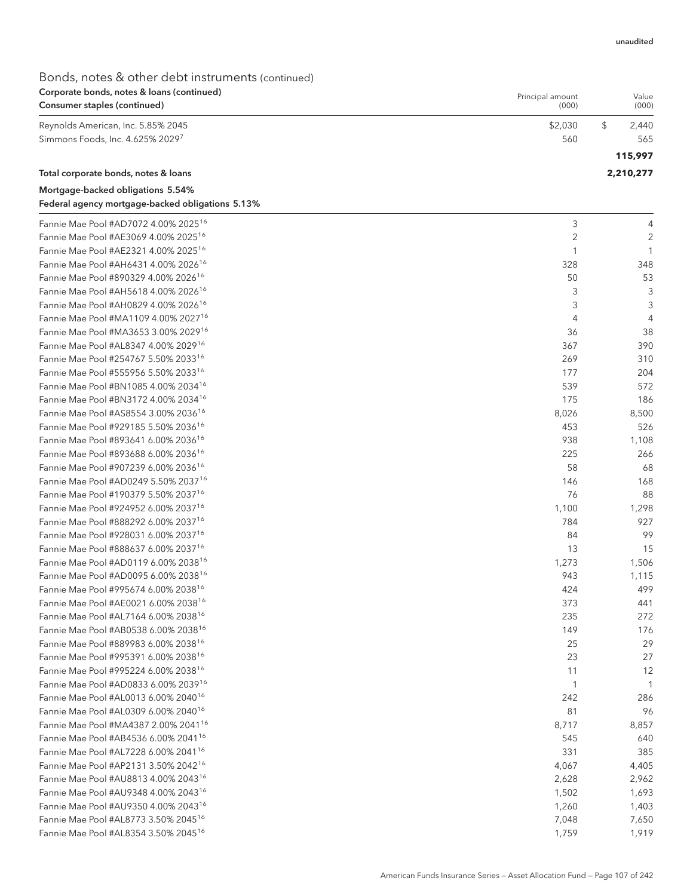unaudited

## Bonds, notes & other debt instruments (continued)

| Corporate bonds, notes & loans (continued)<br>Consumer staples (continued) | Principal amount (000) | Value (000) |
|---|---|---|
| Reynolds American, Inc. 5.85% 2045 | $2,030 | $ 2,440 |
| Simmons Foods, Inc. 4.625% 2029[7] | 560 | 565 |
| | | **115,997** |
| **Total corporate bonds, notes & loans** | | **2,210,277** |

| Mortgage-backed obligations 5.54%<br>Federal agency mortgage-backed obligations 5.13% | Principal amount (000) | Value (000) |
|---|---|---|
| Fannie Mae Pool #AD7072 4.00% 2025[16] | 3 | 4 |
| Fannie Mae Pool #AE3069 4.00% 2025[16] | 2 | 2 |
| Fannie Mae Pool #AE2321 4.00% 2025[16] | 1 | 1 |
| Fannie Mae Pool #AH6431 4.00% 2026[16] | 328 | 348 |
| Fannie Mae Pool #890329 4.00% 2026[16] | 50 | 53 |
| Fannie Mae Pool #AH5618 4.00% 2026[16] | 3 | 3 |
| Fannie Mae Pool #AH0829 4.00% 2026[16] | 3 | 3 |
| Fannie Mae Pool #MA1109 4.00% 2027[16] | 4 | 4 |
| Fannie Mae Pool #MA3653 3.00% 2029[16] | 36 | 38 |
| Fannie Mae Pool #AL8347 4.00% 2029[16] | 367 | 390 |
| Fannie Mae Pool #254767 5.50% 2033[16] | 269 | 310 |
| Fannie Mae Pool #555956 5.50% 2033[16] | 177 | 204 |
| Fannie Mae Pool #BN1085 4.00% 2034[16] | 539 | 572 |
| Fannie Mae Pool #BN3172 4.00% 2034[16] | 175 | 186 |
| Fannie Mae Pool #AS8554 3.00% 2036[16] | 8,026 | 8,500 |
| Fannie Mae Pool #929185 5.50% 2036[16] | 453 | 526 |
| Fannie Mae Pool #893641 6.00% 2036[16] | 938 | 1,108 |
| Fannie Mae Pool #893688 6.00% 2036[16] | 225 | 266 |
| Fannie Mae Pool #907239 6.00% 2036[16] | 58 | 68 |
| Fannie Mae Pool #AD0249 5.50% 2037[16] | 146 | 168 |
| Fannie Mae Pool #190379 5.50% 2037[16] | 76 | 88 |
| Fannie Mae Pool #924952 6.00% 2037[16] | 1,100 | 1,298 |
| Fannie Mae Pool #888292 6.00% 2037[16] | 784 | 927 |
| Fannie Mae Pool #928031 6.00% 2037[16] | 84 | 99 |
| Fannie Mae Pool #888637 6.00% 2037[16] | 13 | 15 |
| Fannie Mae Pool #AD0119 6.00% 2038[16] | 1,273 | 1,506 |
| Fannie Mae Pool #AD0095 6.00% 2038[16] | 943 | 1,115 |
| Fannie Mae Pool #995674 6.00% 2038[16] | 424 | 499 |
| Fannie Mae Pool #AE0021 6.00% 2038[16] | 373 | 441 |
| Fannie Mae Pool #AL7164 6.00% 2038[16] | 235 | 272 |
| Fannie Mae Pool #AB0538 6.00% 2038[16] | 149 | 176 |
| Fannie Mae Pool #889983 6.00% 2038[16] | 25 | 29 |
| Fannie Mae Pool #995391 6.00% 2038[16] | 23 | 27 |
| Fannie Mae Pool #995224 6.00% 2038[16] | 11 | 12 |
| Fannie Mae Pool #AD0833 6.00% 2039[16] | 1 | 1 |
| Fannie Mae Pool #AL0013 6.00% 2040[16] | 242 | 286 |
| Fannie Mae Pool #AL0309 6.00% 2040[16] | 81 | 96 |
| Fannie Mae Pool #MA4387 2.00% 2041[16] | 8,717 | 8,857 |
| Fannie Mae Pool #AB4536 6.00% 2041[16] | 545 | 640 |
| Fannie Mae Pool #AL7228 6.00% 2041[16] | 331 | 385 |
| Fannie Mae Pool #AP2131 3.50% 2042[16] | 4,067 | 4,405 |
| Fannie Mae Pool #AU8813 4.00% 2043[16] | 2,628 | 2,962 |
| Fannie Mae Pool #AU9348 4.00% 2043[16] | 1,502 | 1,693 |
| Fannie Mae Pool #AU9350 4.00% 2043[16] | 1,260 | 1,403 |
| Fannie Mae Pool #AL8773 3.50% 2045[16] | 7,048 | 7,650 |
| Fannie Mae Pool #AL8354 3.50% 2045[16] | 1,759 | 1,919 |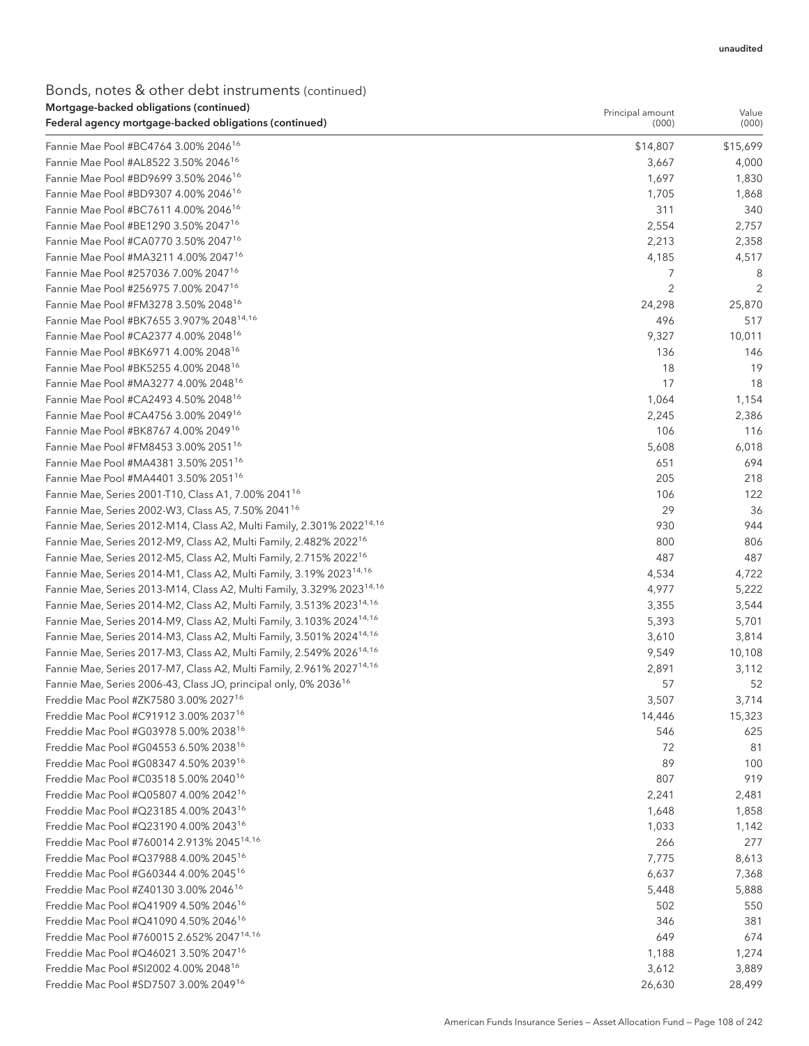unaudited

## Bonds, notes & other debt instruments (continued)

| Mortgage-backed obligations (continued)<br>Federal agency mortgage-backed obligations (continued) | Principal amount (000) | Value (000) |
|---|---|---|
| Fannie Mae Pool #BC4764 3.00% 2046[16] | $14,807 | $15,699 |
| Fannie Mae Pool #AL8522 3.50% 2046[16] | 3,667 | 4,000 |
| Fannie Mae Pool #BD9699 3.50% 2046[16] | 1,697 | 1,830 |
| Fannie Mae Pool #BD9307 4.00% 2046[16] | 1,705 | 1,868 |
| Fannie Mae Pool #BC7611 4.00% 2046[16] | 311 | 340 |
| Fannie Mae Pool #BE1290 3.50% 2047[16] | 2,554 | 2,757 |
| Fannie Mae Pool #CA0770 3.50% 2047[16] | 2,213 | 2,358 |
| Fannie Mae Pool #MA3211 4.00% 2047[16] | 4,185 | 4,517 |
| Fannie Mae Pool #257036 7.00% 2047[16] | 7 | 8 |
| Fannie Mae Pool #256975 7.00% 2047[16] | 2 | 2 |
| Fannie Mae Pool #FM3278 3.50% 2048[16] | 24,298 | 25,870 |
| Fannie Mae Pool #BK7655 3.907% 2048[14,16] | 496 | 517 |
| Fannie Mae Pool #CA2377 4.00% 2048[16] | 9,327 | 10,011 |
| Fannie Mae Pool #BK6971 4.00% 2048[16] | 136 | 146 |
| Fannie Mae Pool #BK5255 4.00% 2048[16] | 18 | 19 |
| Fannie Mae Pool #MA3277 4.00% 2048[16] | 17 | 18 |
| Fannie Mae Pool #CA2493 4.50% 2048[16] | 1,064 | 1,154 |
| Fannie Mae Pool #CA4756 3.00% 2049[16] | 2,245 | 2,386 |
| Fannie Mae Pool #BK8767 4.00% 2049[16] | 106 | 116 |
| Fannie Mae Pool #FM8453 3.00% 2051[16] | 5,608 | 6,018 |
| Fannie Mae Pool #MA4381 3.50% 2051[16] | 651 | 694 |
| Fannie Mae Pool #MA4401 3.50% 2051[16] | 205 | 218 |
| Fannie Mae, Series 2001-T10, Class A1, 7.00% 2041[16] | 106 | 122 |
| Fannie Mae, Series 2002-W3, Class A5, 7.50% 2041[16] | 29 | 36 |
| Fannie Mae, Series 2012-M14, Class A2, Multi Family, 2.301% 2022[14,16] | 930 | 944 |
| Fannie Mae, Series 2012-M9, Class A2, Multi Family, 2.482% 2022[16] | 800 | 806 |
| Fannie Mae, Series 2012-M5, Class A2, Multi Family, 2.715% 2022[16] | 487 | 487 |
| Fannie Mae, Series 2014-M1, Class A2, Multi Family, 3.19% 2023[14,16] | 4,534 | 4,722 |
| Fannie Mae, Series 2013-M14, Class A2, Multi Family, 3.329% 2023[14,16] | 4,977 | 5,222 |
| Fannie Mae, Series 2014-M2, Class A2, Multi Family, 3.513% 2023[14,16] | 3,355 | 3,544 |
| Fannie Mae, Series 2014-M9, Class A2, Multi Family, 3.103% 2024[14,16] | 5,393 | 5,701 |
| Fannie Mae, Series 2014-M3, Class A2, Multi Family, 3.501% 2024[14,16] | 3,610 | 3,814 |
| Fannie Mae, Series 2017-M3, Class A2, Multi Family, 2.549% 2026[14,16] | 9,549 | 10,108 |
| Fannie Mae, Series 2017-M7, Class A2, Multi Family, 2.961% 2027[14,16] | 2,891 | 3,112 |
| Fannie Mae, Series 2006-43, Class JO, principal only, 0% 2036[16] | 57 | 52 |
| Freddie Mac Pool #ZK7580 3.00% 2027[16] | 3,507 | 3,714 |
| Freddie Mac Pool #C91912 3.00% 2037[16] | 14,446 | 15,323 |
| Freddie Mac Pool #G03978 5.00% 2038[16] | 546 | 625 |
| Freddie Mac Pool #G04553 6.50% 2038[16] | 72 | 81 |
| Freddie Mac Pool #G08347 4.50% 2039[16] | 89 | 100 |
| Freddie Mac Pool #C03518 5.00% 2040[16] | 807 | 919 |
| Freddie Mac Pool #Q05807 4.00% 2042[16] | 2,241 | 2,481 |
| Freddie Mac Pool #Q23185 4.00% 2043[16] | 1,648 | 1,858 |
| Freddie Mac Pool #Q23190 4.00% 2043[16] | 1,033 | 1,142 |
| Freddie Mac Pool #760014 2.913% 2045[14,16] | 266 | 277 |
| Freddie Mac Pool #Q37988 4.00% 2045[16] | 7,775 | 8,613 |
| Freddie Mac Pool #G60344 4.00% 2045[16] | 6,637 | 7,368 |
| Freddie Mac Pool #Z40130 3.00% 2046[16] | 5,448 | 5,888 |
| Freddie Mac Pool #Q41909 4.50% 2046[16] | 502 | 550 |
| Freddie Mac Pool #Q41090 4.50% 2046[16] | 346 | 381 |
| Freddie Mac Pool #760015 2.652% 2047[14,16] | 649 | 674 |
| Freddie Mac Pool #Q46021 3.50% 2047[16] | 1,188 | 1,274 |
| Freddie Mac Pool #SI2002 4.00% 2048[16] | 3,612 | 3,889 |
| Freddie Mac Pool #SD7507 3.00% 2049[16] | 26,630 | 28,499 |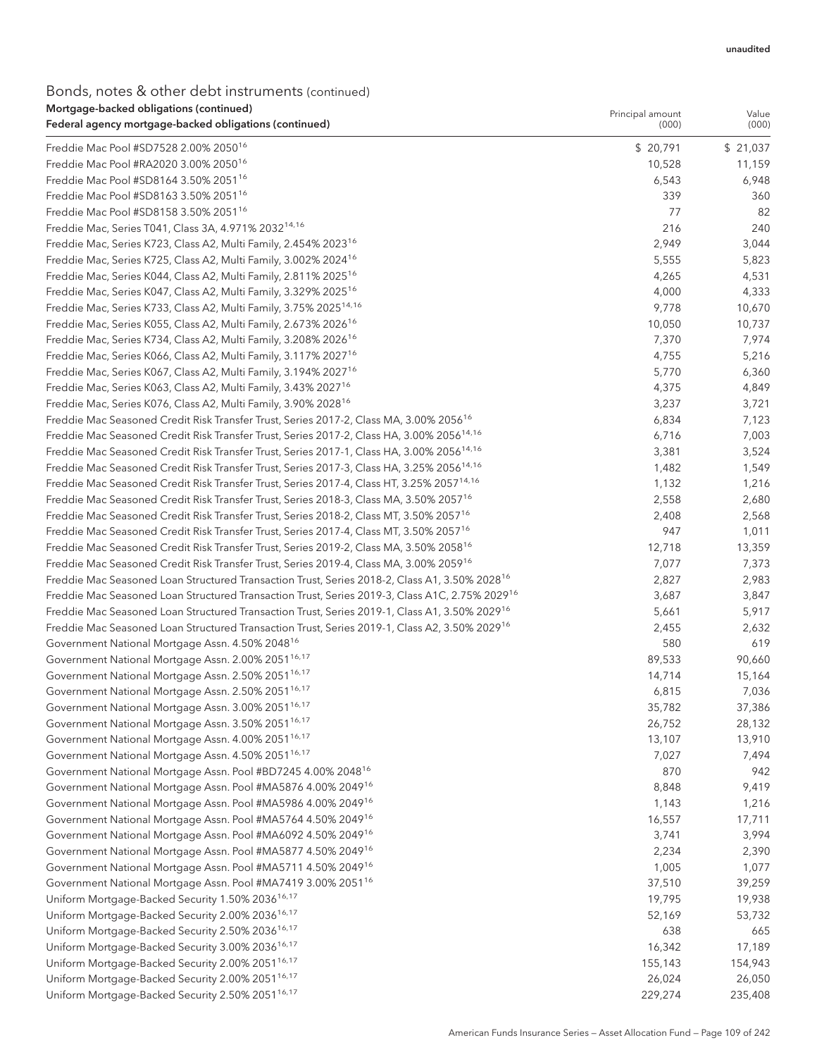unaudited

## Bonds, notes & other debt instruments (continued)

| Mortgage-backed obligations (continued)<br>Federal agency mortgage-backed obligations (continued) | Principal amount (000) | Value (000) |
|---|---|---|
| Freddie Mac Pool #SD7528 2.00% 2050[16] | $ 20,791 | $ 21,037 |
| Freddie Mac Pool #RA2020 3.00% 2050[16] | 10,528 | 11,159 |
| Freddie Mac Pool #SD8164 3.50% 2051[16] | 6,543 | 6,948 |
| Freddie Mac Pool #SD8163 3.50% 2051[16] | 339 | 360 |
| Freddie Mac Pool #SD8158 3.50% 2051[16] | 77 | 82 |
| Freddie Mac, Series T041, Class 3A, 4.971% 2032[14,16] | 216 | 240 |
| Freddie Mac, Series K723, Class A2, Multi Family, 2.454% 2023[16] | 2,949 | 3,044 |
| Freddie Mac, Series K725, Class A2, Multi Family, 3.002% 2024[16] | 5,555 | 5,823 |
| Freddie Mac, Series K044, Class A2, Multi Family, 2.811% 2025[16] | 4,265 | 4,531 |
| Freddie Mac, Series K047, Class A2, Multi Family, 3.329% 2025[16] | 4,000 | 4,333 |
| Freddie Mac, Series K733, Class A2, Multi Family, 3.75% 2025[14,16] | 9,778 | 10,670 |
| Freddie Mac, Series K055, Class A2, Multi Family, 2.673% 2026[16] | 10,050 | 10,737 |
| Freddie Mac, Series K734, Class A2, Multi Family, 3.208% 2026[16] | 7,370 | 7,974 |
| Freddie Mac, Series K066, Class A2, Multi Family, 3.117% 2027[16] | 4,755 | 5,216 |
| Freddie Mac, Series K067, Class A2, Multi Family, 3.194% 2027[16] | 5,770 | 6,360 |
| Freddie Mac, Series K063, Class A2, Multi Family, 3.43% 2027[16] | 4,375 | 4,849 |
| Freddie Mac, Series K076, Class A2, Multi Family, 3.90% 2028[16] | 3,237 | 3,721 |
| Freddie Mac Seasoned Credit Risk Transfer Trust, Series 2017-2, Class MA, 3.00% 2056[16] | 6,834 | 7,123 |
| Freddie Mac Seasoned Credit Risk Transfer Trust, Series 2017-2, Class HA, 3.00% 2056[14,16] | 6,716 | 7,003 |
| Freddie Mac Seasoned Credit Risk Transfer Trust, Series 2017-1, Class HA, 3.00% 2056[14,16] | 3,381 | 3,524 |
| Freddie Mac Seasoned Credit Risk Transfer Trust, Series 2017-3, Class HA, 3.25% 2056[14,16] | 1,482 | 1,549 |
| Freddie Mac Seasoned Credit Risk Transfer Trust, Series 2017-4, Class HT, 3.25% 2057[14,16] | 1,132 | 1,216 |
| Freddie Mac Seasoned Credit Risk Transfer Trust, Series 2018-3, Class MA, 3.50% 2057[16] | 2,558 | 2,680 |
| Freddie Mac Seasoned Credit Risk Transfer Trust, Series 2018-2, Class MT, 3.50% 2057[16] | 2,408 | 2,568 |
| Freddie Mac Seasoned Credit Risk Transfer Trust, Series 2017-4, Class MT, 3.50% 2057[16] | 947 | 1,011 |
| Freddie Mac Seasoned Credit Risk Transfer Trust, Series 2019-2, Class MA, 3.50% 2058[16] | 12,718 | 13,359 |
| Freddie Mac Seasoned Credit Risk Transfer Trust, Series 2019-4, Class MA, 3.00% 2059[16] | 7,077 | 7,373 |
| Freddie Mac Seasoned Loan Structured Transaction Trust, Series 2018-2, Class A1, 3.50% 2028[16] | 2,827 | 2,983 |
| Freddie Mac Seasoned Loan Structured Transaction Trust, Series 2019-3, Class A1C, 2.75% 2029[16] | 3,687 | 3,847 |
| Freddie Mac Seasoned Loan Structured Transaction Trust, Series 2019-1, Class A1, 3.50% 2029[16] | 5,661 | 5,917 |
| Freddie Mac Seasoned Loan Structured Transaction Trust, Series 2019-1, Class A2, 3.50% 2029[16] | 2,455 | 2,632 |
| Government National Mortgage Assn. 4.50% 2048[16] | 580 | 619 |
| Government National Mortgage Assn. 2.00% 2051[16,17] | 89,533 | 90,660 |
| Government National Mortgage Assn. 2.50% 2051[16,17] | 14,714 | 15,164 |
| Government National Mortgage Assn. 2.50% 2051[16,17] | 6,815 | 7,036 |
| Government National Mortgage Assn. 3.00% 2051[16,17] | 35,782 | 37,386 |
| Government National Mortgage Assn. 3.50% 2051[16,17] | 26,752 | 28,132 |
| Government National Mortgage Assn. 4.00% 2051[16,17] | 13,107 | 13,910 |
| Government National Mortgage Assn. 4.50% 2051[16,17] | 7,027 | 7,494 |
| Government National Mortgage Assn. Pool #BD7245 4.00% 2048[16] | 870 | 942 |
| Government National Mortgage Assn. Pool #MA5876 4.00% 2049[16] | 8,848 | 9,419 |
| Government National Mortgage Assn. Pool #MA5986 4.00% 2049[16] | 1,143 | 1,216 |
| Government National Mortgage Assn. Pool #MA5764 4.50% 2049[16] | 16,557 | 17,711 |
| Government National Mortgage Assn. Pool #MA6092 4.50% 2049[16] | 3,741 | 3,994 |
| Government National Mortgage Assn. Pool #MA5877 4.50% 2049[16] | 2,234 | 2,390 |
| Government National Mortgage Assn. Pool #MA5711 4.50% 2049[16] | 1,005 | 1,077 |
| Government National Mortgage Assn. Pool #MA7419 3.00% 2051[16] | 37,510 | 39,259 |
| Uniform Mortgage-Backed Security 1.50% 2036[16,17] | 19,795 | 19,938 |
| Uniform Mortgage-Backed Security 2.00% 2036[16,17] | 52,169 | 53,732 |
| Uniform Mortgage-Backed Security 2.50% 2036[16,17] | 638 | 665 |
| Uniform Mortgage-Backed Security 3.00% 2036[16,17] | 16,342 | 17,189 |
| Uniform Mortgage-Backed Security 2.00% 2051[16,17] | 155,143 | 154,943 |
| Uniform Mortgage-Backed Security 2.00% 2051[16,17] | 26,024 | 26,050 |
| Uniform Mortgage-Backed Security 2.50% 2051[16,17] | 229,274 | 235,408 |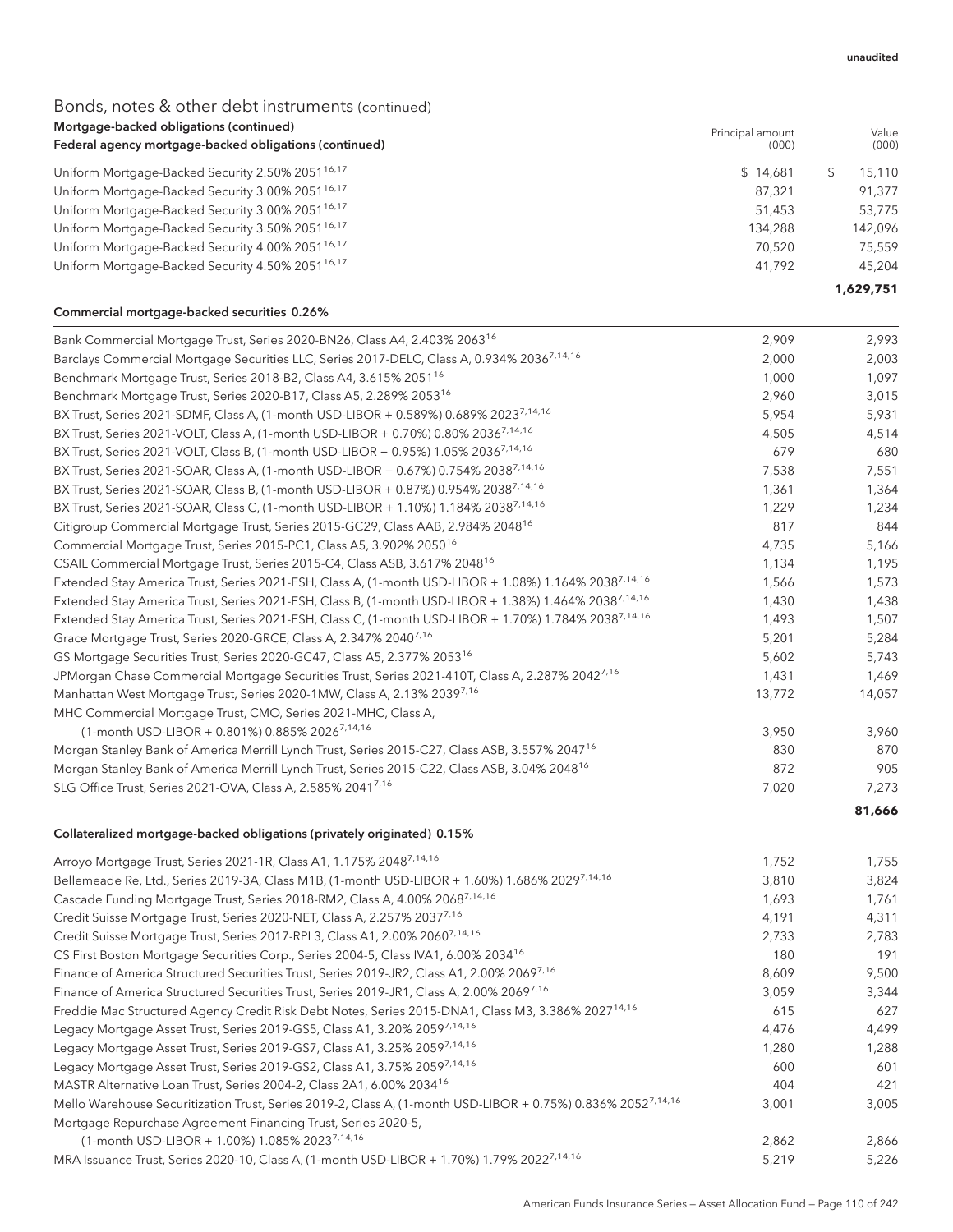unaudited

## Bonds, notes & other debt instruments (continued)

**Mortgage-backed obligations (continued)**

**Federal agency mortgage-backed obligations (continued)**

| | Principal amount (000) | Value (000) |
|---|---|---|
| Uniform Mortgage-Backed Security 2.50% 2051[16,17] | $ 14,681 | $ 15,110 |
| Uniform Mortgage-Backed Security 3.00% 2051[16,17] | 87,321 | 91,377 |
| Uniform Mortgage-Backed Security 3.00% 2051[16,17] | 51,453 | 53,775 |
| Uniform Mortgage-Backed Security 3.50% 2051[16,17] | 134,288 | 142,096 |
| Uniform Mortgage-Backed Security 4.00% 2051[16,17] | 70,520 | 75,559 |
| Uniform Mortgage-Backed Security 4.50% 2051[16,17] | 41,792 | 45,204 |
| | | **1,629,751** |

**Commercial mortgage-backed securities 0.26%**

| | | |
|---|---|---|
| Bank Commercial Mortgage Trust, Series 2020-BN26, Class A4, 2.403% 2063[16] | 2,909 | 2,993 |
| Barclays Commercial Mortgage Securities LLC, Series 2017-DELC, Class A, 0.934% 2036[7,14,16] | 2,000 | 2,003 |
| Benchmark Mortgage Trust, Series 2018-B2, Class A4, 3.615% 2051[16] | 1,000 | 1,097 |
| Benchmark Mortgage Trust, Series 2020-B17, Class A5, 2.289% 2053[16] | 2,960 | 3,015 |
| BX Trust, Series 2021-SDMF, Class A, (1-month USD-LIBOR + 0.589%) 0.689% 2023[7,14,16] | 5,954 | 5,931 |
| BX Trust, Series 2021-VOLT, Class A, (1-month USD-LIBOR + 0.70%) 0.80% 2036[7,14,16] | 4,505 | 4,514 |
| BX Trust, Series 2021-VOLT, Class B, (1-month USD-LIBOR + 0.95%) 1.05% 2036[7,14,16] | 679 | 680 |
| BX Trust, Series 2021-SOAR, Class A, (1-month USD-LIBOR + 0.67%) 0.754% 2038[7,14,16] | 7,538 | 7,551 |
| BX Trust, Series 2021-SOAR, Class B, (1-month USD-LIBOR + 0.87%) 0.954% 2038[7,14,16] | 1,361 | 1,364 |
| BX Trust, Series 2021-SOAR, Class C, (1-month USD-LIBOR + 1.10%) 1.184% 2038[7,14,16] | 1,229 | 1,234 |
| Citigroup Commercial Mortgage Trust, Series 2015-GC29, Class AAB, 2.984% 2048[16] | 817 | 844 |
| Commercial Mortgage Trust, Series 2015-PC1, Class A5, 3.902% 2050[16] | 4,735 | 5,166 |
| CSAIL Commercial Mortgage Trust, Series 2015-C4, Class ASB, 3.617% 2048[16] | 1,134 | 1,195 |
| Extended Stay America Trust, Series 2021-ESH, Class A, (1-month USD-LIBOR + 1.08%) 1.164% 2038[7,14,16] | 1,566 | 1,573 |
| Extended Stay America Trust, Series 2021-ESH, Class B, (1-month USD-LIBOR + 1.38%) 1.464% 2038[7,14,16] | 1,430 | 1,438 |
| Extended Stay America Trust, Series 2021-ESH, Class C, (1-month USD-LIBOR + 1.70%) 1.784% 2038[7,14,16] | 1,493 | 1,507 |
| Grace Mortgage Trust, Series 2020-GRCE, Class A, 2.347% 2040[7,16] | 5,201 | 5,284 |
| GS Mortgage Securities Trust, Series 2020-GC47, Class A5, 2.377% 2053[16] | 5,602 | 5,743 |
| JPMorgan Chase Commercial Mortgage Securities Trust, Series 2021-410T, Class A, 2.287% 2042[7,16] | 1,431 | 1,469 |
| Manhattan West Mortgage Trust, Series 2020-1MW, Class A, 2.13% 2039[7,16] | 13,772 | 14,057 |
| MHC Commercial Mortgage Trust, CMO, Series 2021-MHC, Class A, (1-month USD-LIBOR + 0.801%) 0.885% 2026[7,14,16] | 3,950 | 3,960 |
| Morgan Stanley Bank of America Merrill Lynch Trust, Series 2015-C27, Class ASB, 3.557% 2047[16] | 830 | 870 |
| Morgan Stanley Bank of America Merrill Lynch Trust, Series 2015-C22, Class ASB, 3.04% 2048[16] | 872 | 905 |
| SLG Office Trust, Series 2021-OVA, Class A, 2.585% 2041[7,16] | 7,020 | 7,273 |
| | | **81,666** |

**Collateralized mortgage-backed obligations (privately originated) 0.15%**

| | | |
|---|---|---|
| Arroyo Mortgage Trust, Series 2021-1R, Class A1, 1.175% 2048[7,14,16] | 1,752 | 1,755 |
| Bellemeade Re, Ltd., Series 2019-3A, Class M1B, (1-month USD-LIBOR + 1.60%) 1.686% 2029[7,14,16] | 3,810 | 3,824 |
| Cascade Funding Mortgage Trust, Series 2018-RM2, Class A, 4.00% 2068[7,14,16] | 1,693 | 1,761 |
| Credit Suisse Mortgage Trust, Series 2020-NET, Class A, 2.257% 2037[7,16] | 4,191 | 4,311 |
| Credit Suisse Mortgage Trust, Series 2017-RPL3, Class A1, 2.00% 2060[7,14,16] | 2,733 | 2,783 |
| CS First Boston Mortgage Securities Corp., Series 2004-5, Class IVA1, 6.00% 2034[16] | 180 | 191 |
| Finance of America Structured Securities Trust, Series 2019-JR2, Class A1, 2.00% 2069[7,16] | 8,609 | 9,500 |
| Finance of America Structured Securities Trust, Series 2019-JR1, Class A, 2.00% 2069[7,16] | 3,059 | 3,344 |
| Freddie Mac Structured Agency Credit Risk Debt Notes, Series 2015-DNA1, Class M3, 3.386% 2027[14,16] | 615 | 627 |
| Legacy Mortgage Asset Trust, Series 2019-GS5, Class A1, 3.20% 2059[7,14,16] | 4,476 | 4,499 |
| Legacy Mortgage Asset Trust, Series 2019-GS7, Class A1, 3.25% 2059[7,14,16] | 1,280 | 1,288 |
| Legacy Mortgage Asset Trust, Series 2019-GS2, Class A1, 3.75% 2059[7,14,16] | 600 | 601 |
| MASTR Alternative Loan Trust, Series 2004-2, Class 2A1, 6.00% 2034[16] | 404 | 421 |
| Mello Warehouse Securitization Trust, Series 2019-2, Class A, (1-month USD-LIBOR + 0.75%) 0.836% 2052[7,14,16] | 3,001 | 3,005 |
| Mortgage Repurchase Agreement Financing Trust, Series 2020-5, (1-month USD-LIBOR + 1.00%) 1.085% 2023[7,14,16] | 2,862 | 2,866 |
| MRA Issuance Trust, Series 2020-10, Class A, (1-month USD-LIBOR + 1.70%) 1.79% 2022[7,14,16] | 5,219 | 5,226 |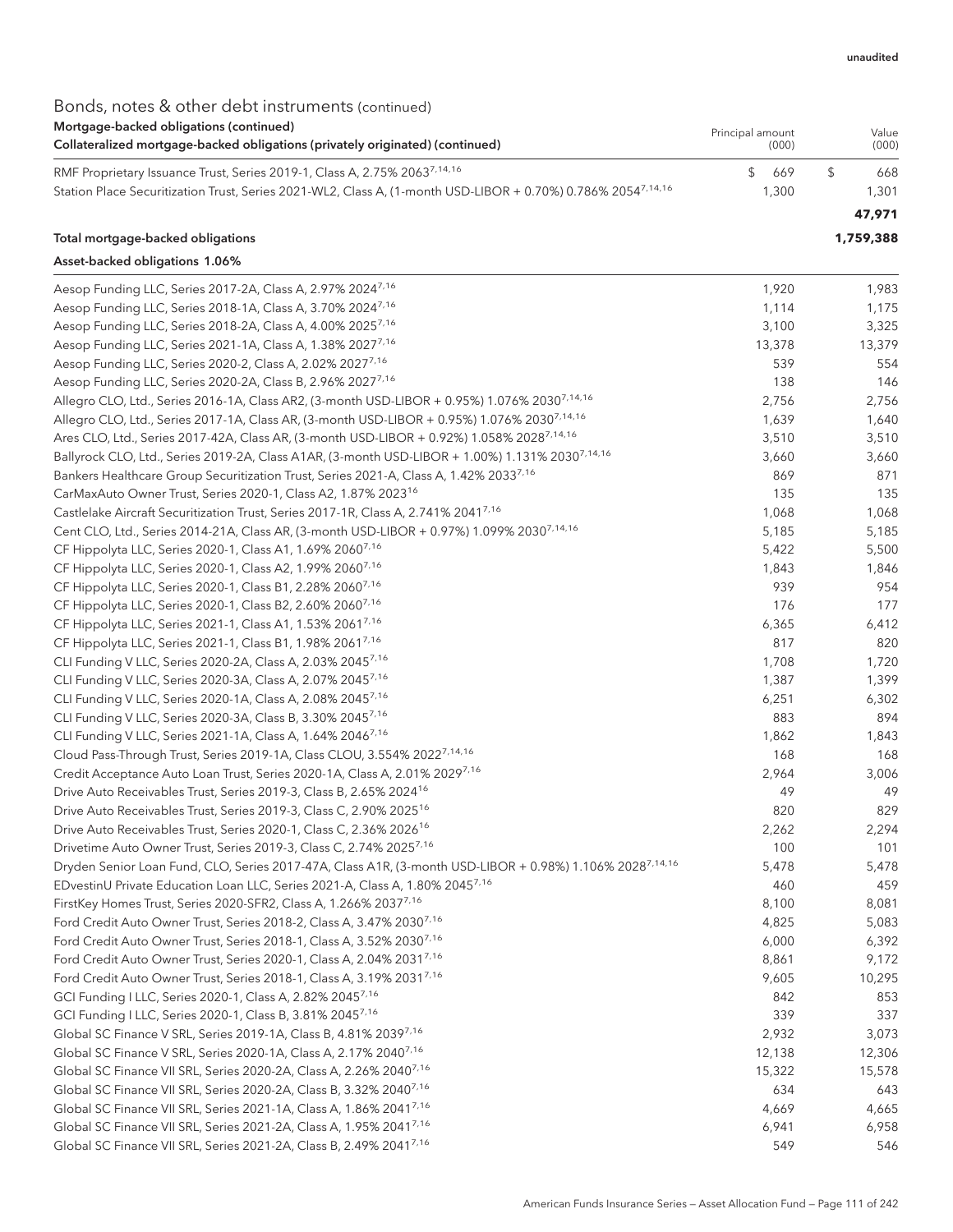unaudited

## Bonds, notes & other debt instruments (continued)

| Mortgage-backed obligations (continued)<br>Collateralized mortgage-backed obligations (privately originated) (continued) | Principal amount (000) | Value (000) |
|---|---|---|
| RMF Proprietary Issuance Trust, Series 2019-1, Class A, 2.75% 2063[7,14,16] | $ 669 | $ 668 |
| Station Place Securitization Trust, Series 2021-WL2, Class A, (1-month USD-LIBOR + 0.70%) 0.786% 2054[7,14,16] | 1,300 | 1,301 |
| | | **47,971** |
| **Total mortgage-backed obligations** | | **1,759,388** |
| **Asset-backed obligations 1.06%** | | |
| Aesop Funding LLC, Series 2017-2A, Class A, 2.97% 2024[7,16] | 1,920 | 1,983 |
| Aesop Funding LLC, Series 2018-1A, Class A, 3.70% 2024[7,16] | 1,114 | 1,175 |
| Aesop Funding LLC, Series 2018-2A, Class A, 4.00% 2025[7,16] | 3,100 | 3,325 |
| Aesop Funding LLC, Series 2021-1A, Class A, 1.38% 2027[7,16] | 13,378 | 13,379 |
| Aesop Funding LLC, Series 2020-2, Class A, 2.02% 2027[7,16] | 539 | 554 |
| Aesop Funding LLC, Series 2020-2A, Class B, 2.96% 2027[7,16] | 138 | 146 |
| Allegro CLO, Ltd., Series 2016-1A, Class AR2, (3-month USD-LIBOR + 0.95%) 1.076% 2030[7,14,16] | 2,756 | 2,756 |
| Allegro CLO, Ltd., Series 2017-1A, Class AR, (3-month USD-LIBOR + 0.95%) 1.076% 2030[7,14,16] | 1,639 | 1,640 |
| Ares CLO, Ltd., Series 2017-42A, Class AR, (3-month USD-LIBOR + 0.92%) 1.058% 2028[7,14,16] | 3,510 | 3,510 |
| Ballyrock CLO, Ltd., Series 2019-2A, Class A1AR, (3-month USD-LIBOR + 1.00%) 1.131% 2030[7,14,16] | 3,660 | 3,660 |
| Bankers Healthcare Group Securitization Trust, Series 2021-A, Class A, 1.42% 2033[7,16] | 869 | 871 |
| CarMaxAuto Owner Trust, Series 2020-1, Class A2, 1.87% 2023[16] | 135 | 135 |
| Castlelake Aircraft Securitization Trust, Series 2017-1R, Class A, 2.741% 2041[7,16] | 1,068 | 1,068 |
| Cent CLO, Ltd., Series 2014-21A, Class AR, (3-month USD-LIBOR + 0.97%) 1.099% 2030[7,14,16] | 5,185 | 5,185 |
| CF Hippolyta LLC, Series 2020-1, Class A1, 1.69% 2060[7,16] | 5,422 | 5,500 |
| CF Hippolyta LLC, Series 2020-1, Class A2, 1.99% 2060[7,16] | 1,843 | 1,846 |
| CF Hippolyta LLC, Series 2020-1, Class B1, 2.28% 2060[7,16] | 939 | 954 |
| CF Hippolyta LLC, Series 2020-1, Class B2, 2.60% 2060[7,16] | 176 | 177 |
| CF Hippolyta LLC, Series 2021-1, Class A1, 1.53% 2061[7,16] | 6,365 | 6,412 |
| CF Hippolyta LLC, Series 2021-1, Class B1, 1.98% 2061[7,16] | 817 | 820 |
| CLI Funding V LLC, Series 2020-2A, Class A, 2.03% 2045[7,16] | 1,708 | 1,720 |
| CLI Funding V LLC, Series 2020-3A, Class A, 2.07% 2045[7,16] | 1,387 | 1,399 |
| CLI Funding V LLC, Series 2020-1A, Class A, 2.08% 2045[7,16] | 6,251 | 6,302 |
| CLI Funding V LLC, Series 2020-3A, Class B, 3.30% 2045[7,16] | 883 | 894 |
| CLI Funding V LLC, Series 2021-1A, Class A, 1.64% 2046[7,16] | 1,862 | 1,843 |
| Cloud Pass-Through Trust, Series 2019-1A, Class CLOU, 3.554% 2022[7,14,16] | 168 | 168 |
| Credit Acceptance Auto Loan Trust, Series 2020-1A, Class A, 2.01% 2029[7,16] | 2,964 | 3,006 |
| Drive Auto Receivables Trust, Series 2019-3, Class B, 2.65% 2024[16] | 49 | 49 |
| Drive Auto Receivables Trust, Series 2019-3, Class C, 2.90% 2025[16] | 820 | 829 |
| Drive Auto Receivables Trust, Series 2020-1, Class C, 2.36% 2026[16] | 2,262 | 2,294 |
| Drivetime Auto Owner Trust, Series 2019-3, Class C, 2.74% 2025[7,16] | 100 | 101 |
| Dryden Senior Loan Fund, CLO, Series 2017-47A, Class A1R, (3-month USD-LIBOR + 0.98%) 1.106% 2028[7,14,16] | 5,478 | 5,478 |
| EDvestinU Private Education Loan LLC, Series 2021-A, Class A, 1.80% 2045[7,16] | 460 | 459 |
| FirstKey Homes Trust, Series 2020-SFR2, Class A, 1.266% 2037[7,16] | 8,100 | 8,081 |
| Ford Credit Auto Owner Trust, Series 2018-2, Class A, 3.47% 2030[7,16] | 4,825 | 5,083 |
| Ford Credit Auto Owner Trust, Series 2018-1, Class A, 3.52% 2030[7,16] | 6,000 | 6,392 |
| Ford Credit Auto Owner Trust, Series 2020-1, Class A, 2.04% 2031[7,16] | 8,861 | 9,172 |
| Ford Credit Auto Owner Trust, Series 2018-1, Class A, 3.19% 2031[7,16] | 9,605 | 10,295 |
| GCI Funding I LLC, Series 2020-1, Class A, 2.82% 2045[7,16] | 842 | 853 |
| GCI Funding I LLC, Series 2020-1, Class B, 3.81% 2045[7,16] | 339 | 337 |
| Global SC Finance V SRL, Series 2019-1A, Class B, 4.81% 2039[7,16] | 2,932 | 3,073 |
| Global SC Finance V SRL, Series 2020-1A, Class A, 2.17% 2040[7,16] | 12,138 | 12,306 |
| Global SC Finance VII SRL, Series 2020-2A, Class A, 2.26% 2040[7,16] | 15,322 | 15,578 |
| Global SC Finance VII SRL, Series 2020-2A, Class B, 3.32% 2040[7,16] | 634 | 643 |
| Global SC Finance VII SRL, Series 2021-1A, Class A, 1.86% 2041[7,16] | 4,669 | 4,665 |
| Global SC Finance VII SRL, Series 2021-2A, Class A, 1.95% 2041[7,16] | 6,941 | 6,958 |
| Global SC Finance VII SRL, Series 2021-2A, Class B, 2.49% 2041[7,16] | 549 | 546 |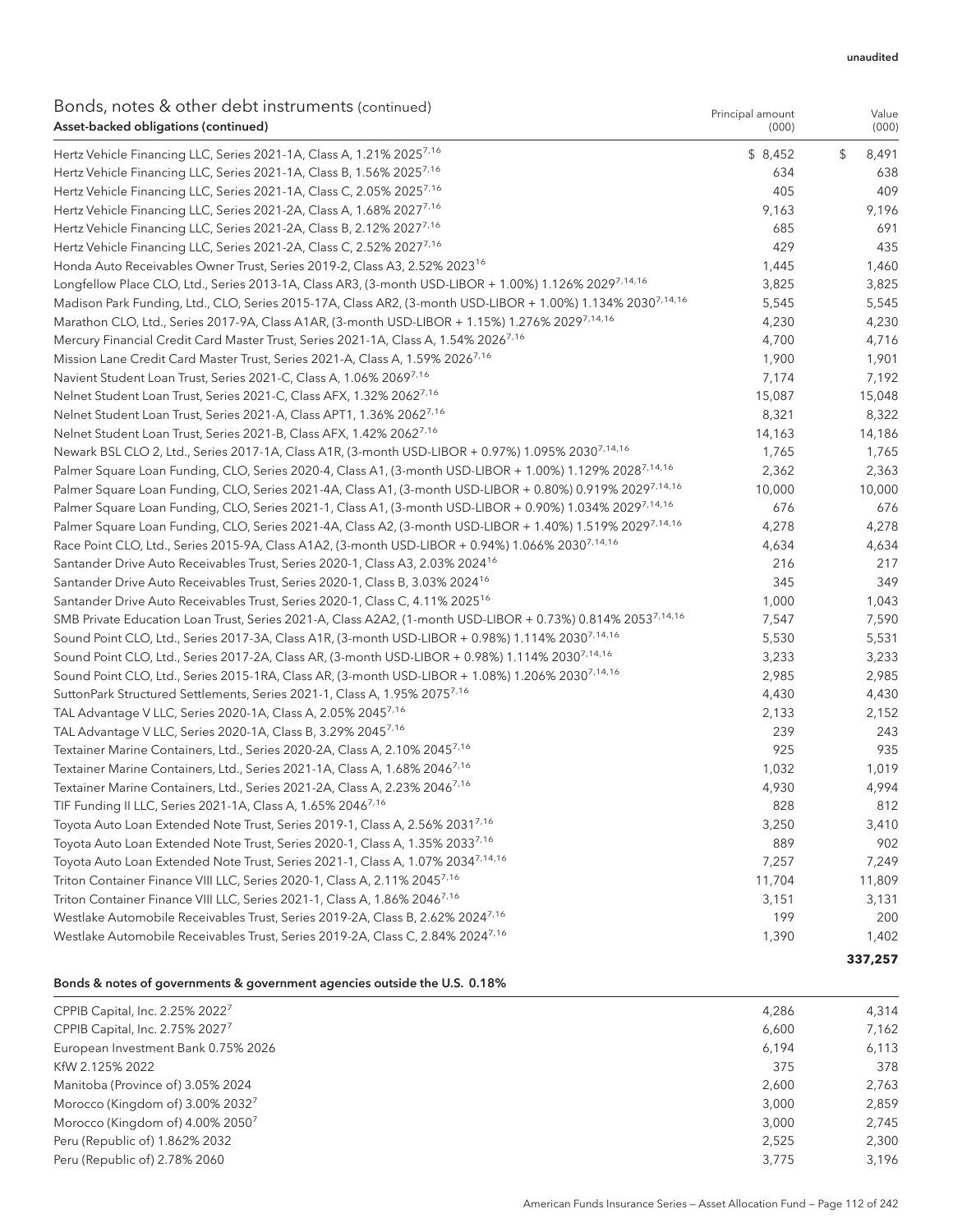unaudited

## Bonds, notes & other debt instruments (continued)

| Asset-backed obligations (continued) | Principal amount (000) | Value (000) |
|---|---|---|
| Hertz Vehicle Financing LLC, Series 2021-1A, Class A, 1.21% 2025[7,16] | $ 8,452 | $ 8,491 |
| Hertz Vehicle Financing LLC, Series 2021-1A, Class B, 1.56% 2025[7,16] | 634 | 638 |
| Hertz Vehicle Financing LLC, Series 2021-1A, Class C, 2.05% 2025[7,16] | 405 | 409 |
| Hertz Vehicle Financing LLC, Series 2021-2A, Class A, 1.68% 2027[7,16] | 9,163 | 9,196 |
| Hertz Vehicle Financing LLC, Series 2021-2A, Class B, 2.12% 2027[7,16] | 685 | 691 |
| Hertz Vehicle Financing LLC, Series 2021-2A, Class C, 2.52% 2027[7,16] | 429 | 435 |
| Honda Auto Receivables Owner Trust, Series 2019-2, Class A3, 2.52% 2023[16] | 1,445 | 1,460 |
| Longfellow Place CLO, Ltd., Series 2013-1A, Class AR3, (3-month USD-LIBOR + 1.00%) 1.126% 2029[7,14,16] | 3,825 | 3,825 |
| Madison Park Funding, Ltd., CLO, Series 2015-17A, Class AR2, (3-month USD-LIBOR + 1.00%) 1.134% 2030[7,14,16] | 5,545 | 5,545 |
| Marathon CLO, Ltd., Series 2017-9A, Class A1AR, (3-month USD-LIBOR + 1.15%) 1.276% 2029[7,14,16] | 4,230 | 4,230 |
| Mercury Financial Credit Card Master Trust, Series 2021-1A, Class A, 1.54% 2026[7,16] | 4,700 | 4,716 |
| Mission Lane Credit Card Master Trust, Series 2021-A, Class A, 1.59% 2026[7,16] | 1,900 | 1,901 |
| Navient Student Loan Trust, Series 2021-C, Class A, 1.06% 2069[7,16] | 7,174 | 7,192 |
| Nelnet Student Loan Trust, Series 2021-C, Class AFX, 1.32% 2062[7,16] | 15,087 | 15,048 |
| Nelnet Student Loan Trust, Series 2021-A, Class APT1, 1.36% 2062[7,16] | 8,321 | 8,322 |
| Nelnet Student Loan Trust, Series 2021-B, Class AFX, 1.42% 2062[7,16] | 14,163 | 14,186 |
| Newark BSL CLO 2, Ltd., Series 2017-1A, Class A1R, (3-month USD-LIBOR + 0.97%) 1.095% 2030[7,14,16] | 1,765 | 1,765 |
| Palmer Square Loan Funding, CLO, Series 2020-4, Class A1, (3-month USD-LIBOR + 1.00%) 1.129% 2028[7,14,16] | 2,362 | 2,363 |
| Palmer Square Loan Funding, CLO, Series 2021-4A, Class A1, (3-month USD-LIBOR + 0.80%) 0.919% 2029[7,14,16] | 10,000 | 10,000 |
| Palmer Square Loan Funding, CLO, Series 2021-1, Class A1, (3-month USD-LIBOR + 0.90%) 1.034% 2029[7,14,16] | 676 | 676 |
| Palmer Square Loan Funding, CLO, Series 2021-4A, Class A2, (3-month USD-LIBOR + 1.40%) 1.519% 2029[7,14,16] | 4,278 | 4,278 |
| Race Point CLO, Ltd., Series 2015-9A, Class A1A2, (3-month USD-LIBOR + 0.94%) 1.066% 2030[7,14,16] | 4,634 | 4,634 |
| Santander Drive Auto Receivables Trust, Series 2020-1, Class A3, 2.03% 2024[16] | 216 | 217 |
| Santander Drive Auto Receivables Trust, Series 2020-1, Class B, 3.03% 2024[16] | 345 | 349 |
| Santander Drive Auto Receivables Trust, Series 2020-1, Class C, 4.11% 2025[16] | 1,000 | 1,043 |
| SMB Private Education Loan Trust, Series 2021-A, Class A2A2, (1-month USD-LIBOR + 0.73%) 0.814% 2053[7,14,16] | 7,547 | 7,590 |
| Sound Point CLO, Ltd., Series 2017-3A, Class A1R, (3-month USD-LIBOR + 0.98%) 1.114% 2030[7,14,16] | 5,530 | 5,531 |
| Sound Point CLO, Ltd., Series 2017-2A, Class AR, (3-month USD-LIBOR + 0.98%) 1.114% 2030[7,14,16] | 3,233 | 3,233 |
| Sound Point CLO, Ltd., Series 2015-1RA, Class AR, (3-month USD-LIBOR + 1.08%) 1.206% 2030[7,14,16] | 2,985 | 2,985 |
| SuttonPark Structured Settlements, Series 2021-1, Class A, 1.95% 2075[7,16] | 4,430 | 4,430 |
| TAL Advantage V LLC, Series 2020-1A, Class A, 2.05% 2045[7,16] | 2,133 | 2,152 |
| TAL Advantage V LLC, Series 2020-1A, Class B, 3.29% 2045[7,16] | 239 | 243 |
| Textainer Marine Containers, Ltd., Series 2020-2A, Class A, 2.10% 2045[7,16] | 925 | 935 |
| Textainer Marine Containers, Ltd., Series 2021-1A, Class A, 1.68% 2046[7,16] | 1,032 | 1,019 |
| Textainer Marine Containers, Ltd., Series 2021-2A, Class A, 2.23% 2046[7,16] | 4,930 | 4,994 |
| TIF Funding II LLC, Series 2021-1A, Class A, 1.65% 2046[7,16] | 828 | 812 |
| Toyota Auto Loan Extended Note Trust, Series 2019-1, Class A, 2.56% 2031[7,16] | 3,250 | 3,410 |
| Toyota Auto Loan Extended Note Trust, Series 2020-1, Class A, 1.35% 2033[7,16] | 889 | 902 |
| Toyota Auto Loan Extended Note Trust, Series 2021-1, Class A, 1.07% 2034[7,14,16] | 7,257 | 7,249 |
| Triton Container Finance VIII LLC, Series 2020-1, Class A, 2.11% 2045[7,16] | 11,704 | 11,809 |
| Triton Container Finance VIII LLC, Series 2021-1, Class A, 1.86% 2046[7,16] | 3,151 | 3,131 |
| Westlake Automobile Receivables Trust, Series 2019-2A, Class B, 2.62% 2024[7,16] | 199 | 200 |
| Westlake Automobile Receivables Trust, Series 2019-2A, Class C, 2.84% 2024[7,16] | 1,390 | 1,402 |
| | | **337,257** |

**Bonds & notes of governments & government agencies outside the U.S. 0.18%**

| | | |
|---|---|---|
| CPPIB Capital, Inc. 2.25% 2022[7] | 4,286 | 4,314 |
| CPPIB Capital, Inc. 2.75% 2027[7] | 6,600 | 7,162 |
| European Investment Bank 0.75% 2026 | 6,194 | 6,113 |
| KfW 2.125% 2022 | 375 | 378 |
| Manitoba (Province of) 3.05% 2024 | 2,600 | 2,763 |
| Morocco (Kingdom of) 3.00% 2032[7] | 3,000 | 2,859 |
| Morocco (Kingdom of) 4.00% 2050[7] | 3,000 | 2,745 |
| Peru (Republic of) 1.862% 2032 | 2,525 | 2,300 |
| Peru (Republic of) 2.78% 2060 | 3,775 | 3,196 |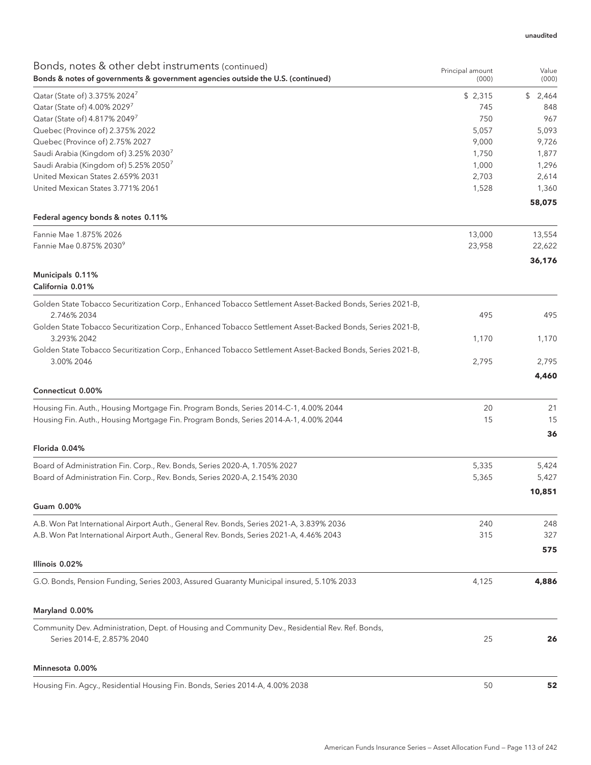unaudited

| Bonds, notes & other debt instruments (continued)<br>**Bonds & notes of governments & government agencies outside the U.S. (continued)** | Principal amount (000) | Value (000) |
|---|---|---|
| Qatar (State of) 3.375% 2024[7] | $ 2,315 | $ 2,464 |
| Qatar (State of) 4.00% 2029[7] | 745 | 848 |
| Qatar (State of) 4.817% 2049[7] | 750 | 967 |
| Quebec (Province of) 2.375% 2022 | 5,057 | 5,093 |
| Quebec (Province of) 2.75% 2027 | 9,000 | 9,726 |
| Saudi Arabia (Kingdom of) 3.25% 2030[7] | 1,750 | 1,877 |
| Saudi Arabia (Kingdom of) 5.25% 2050[7] | 1,000 | 1,296 |
| United Mexican States 2.659% 2031 | 2,703 | 2,614 |
| United Mexican States 3.771% 2061 | 1,528 | 1,360 |
| | | **58,075** |
| **Federal agency bonds & notes 0.11%** | | |
| Fannie Mae 1.875% 2026 | 13,000 | 13,554 |
| Fannie Mae 0.875% 2030[9] | 23,958 | 22,622 |
| | | **36,176** |
| **Municipals 0.11%** | | |
| **California 0.01%** | | |
| Golden State Tobacco Securitization Corp., Enhanced Tobacco Settlement Asset-Backed Bonds, Series 2021-B, 2.746% 2034 | 495 | 495 |
| Golden State Tobacco Securitization Corp., Enhanced Tobacco Settlement Asset-Backed Bonds, Series 2021-B, 3.293% 2042 | 1,170 | 1,170 |
| Golden State Tobacco Securitization Corp., Enhanced Tobacco Settlement Asset-Backed Bonds, Series 2021-B, 3.00% 2046 | 2,795 | 2,795 |
| | | **4,460** |
| **Connecticut 0.00%** | | |
| Housing Fin. Auth., Housing Mortgage Fin. Program Bonds, Series 2014-C-1, 4.00% 2044 | 20 | 21 |
| Housing Fin. Auth., Housing Mortgage Fin. Program Bonds, Series 2014-A-1, 4.00% 2044 | 15 | 15 |
| | | **36** |
| **Florida 0.04%** | | |
| Board of Administration Fin. Corp., Rev. Bonds, Series 2020-A, 1.705% 2027 | 5,335 | 5,424 |
| Board of Administration Fin. Corp., Rev. Bonds, Series 2020-A, 2.154% 2030 | 5,365 | 5,427 |
| | | **10,851** |
| **Guam 0.00%** | | |
| A.B. Won Pat International Airport Auth., General Rev. Bonds, Series 2021-A, 3.839% 2036 | 240 | 248 |
| A.B. Won Pat International Airport Auth., General Rev. Bonds, Series 2021-A, 4.46% 2043 | 315 | 327 |
| | | **575** |
| **Illinois 0.02%** | | |
| G.O. Bonds, Pension Funding, Series 2003, Assured Guaranty Municipal insured, 5.10% 2033 | 4,125 | **4,886** |
| **Maryland 0.00%** | | |
| Community Dev. Administration, Dept. of Housing and Community Dev., Residential Rev. Ref. Bonds, Series 2014-E, 2.857% 2040 | 25 | **26** |
| **Minnesota 0.00%** | | |
| Housing Fin. Agcy., Residential Housing Fin. Bonds, Series 2014-A, 4.00% 2038 | 50 | **52** |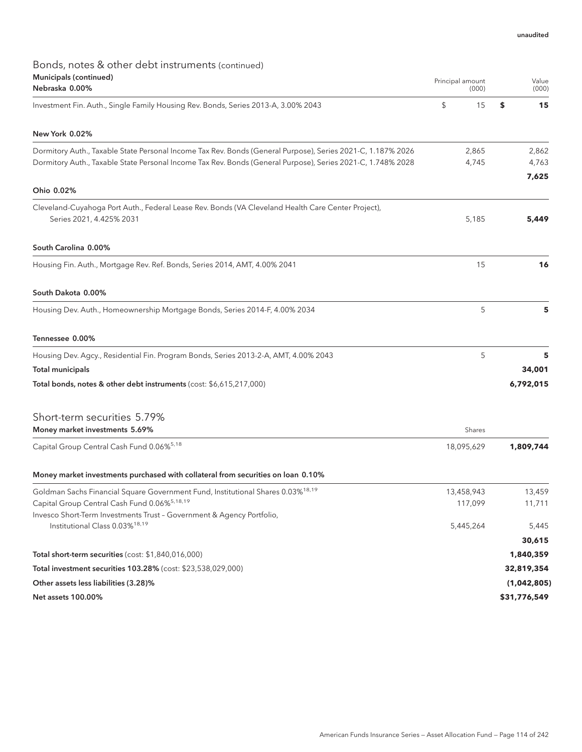unaudited

## Bonds, notes & other debt instruments (continued)

| Municipals (continued) Nebraska 0.00% | Principal amount (000) | Value (000) |
|---|---|---|
| Investment Fin. Auth., Single Family Housing Rev. Bonds, Series 2013-A, 3.00% 2043 | $ 15 | **$ 15** |
| **New York 0.02%** | | |
| Dormitory Auth., Taxable State Personal Income Tax Rev. Bonds (General Purpose), Series 2021-C, 1.187% 2026 | 2,865 | 2,862 |
| Dormitory Auth., Taxable State Personal Income Tax Rev. Bonds (General Purpose), Series 2021-C, 1.748% 2028 | 4,745 | 4,763 |
| | | **7,625** |
| **Ohio 0.02%** | | |
| Cleveland-Cuyahoga Port Auth., Federal Lease Rev. Bonds (VA Cleveland Health Care Center Project), Series 2021, 4.425% 2031 | 5,185 | **5,449** |
| **South Carolina 0.00%** | | |
| Housing Fin. Auth., Mortgage Rev. Ref. Bonds, Series 2014, AMT, 4.00% 2041 | 15 | **16** |
| **South Dakota 0.00%** | | |
| Housing Dev. Auth., Homeownership Mortgage Bonds, Series 2014-F, 4.00% 2034 | 5 | **5** |
| **Tennessee 0.00%** | | |
| Housing Dev. Agcy., Residential Fin. Program Bonds, Series 2013-2-A, AMT, 4.00% 2043 | 5 | **5** |
| **Total municipals** | | **34,001** |
| **Total bonds, notes & other debt instruments** (cost: $6,615,217,000) | | **6,792,015** |

## Short-term securities 5.79%

| Money market investments 5.69% | Shares | |
|---|---|---|
| Capital Group Central Cash Fund 0.06%[5,18] | 18,095,629 | **1,809,744** |
| **Money market investments purchased with collateral from securities on loan 0.10%** | | |
| Goldman Sachs Financial Square Government Fund, Institutional Shares 0.03%[18,19] | 13,458,943 | 13,459 |
| Capital Group Central Cash Fund 0.06%[5,18,19] | 117,099 | 11,711 |
| Invesco Short-Term Investments Trust – Government & Agency Portfolio, Institutional Class 0.03%[18,19] | 5,445,264 | 5,445 |
| | | **30,615** |
| **Total short-term securities** (cost: $1,840,016,000) | | **1,840,359** |
| **Total investment securities 103.28%** (cost: $23,538,029,000) | | **32,819,354** |
| **Other assets less liabilities (3.28)%** | | **(1,042,805)** |
| **Net assets 100.00%** | | **$31,776,549** |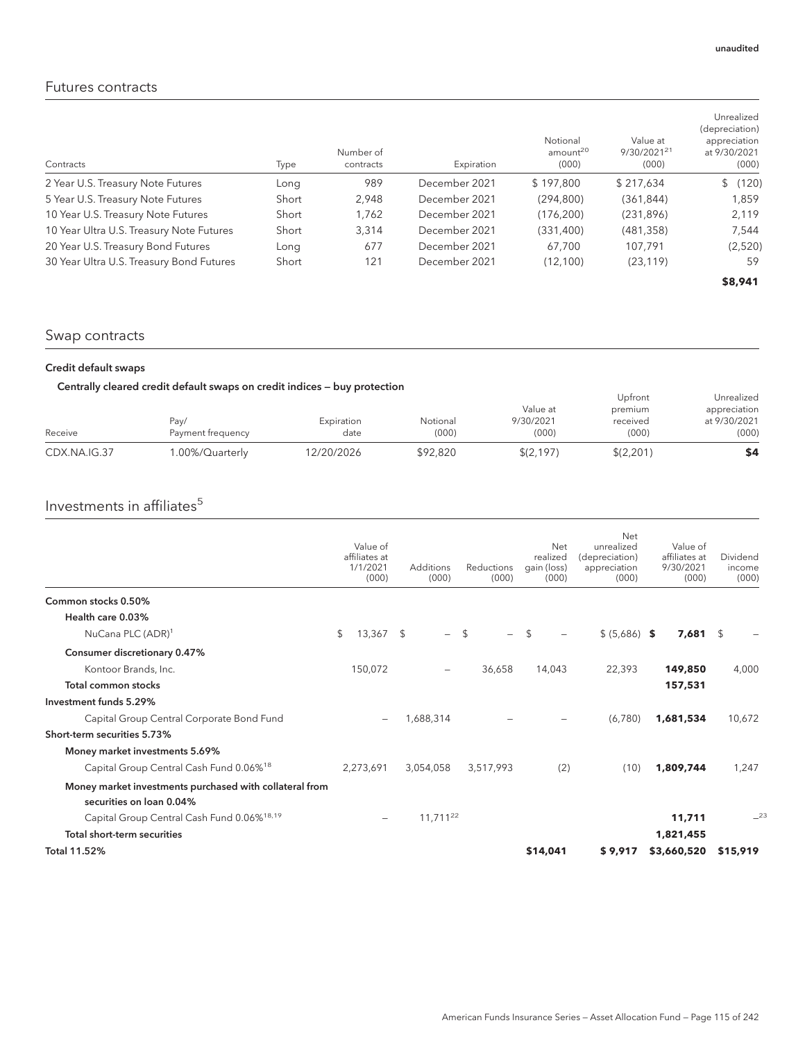unaudited

## Futures contracts

| Contracts | Type | Number of contracts | Expiration | Notional amount[20] (000) | Value at 9/30/2021[21] (000) | Unrealized (depreciation) appreciation at 9/30/2021 (000) |
|---|---|---|---|---|---|---|
| 2 Year U.S. Treasury Note Futures | Long | 989 | December 2021 | $ 197,800 | $ 217,634 | $ (120) |
| 5 Year U.S. Treasury Note Futures | Short | 2,948 | December 2021 | (294,800) | (361,844) | 1,859 |
| 10 Year U.S. Treasury Note Futures | Short | 1,762 | December 2021 | (176,200) | (231,896) | 2,119 |
| 10 Year Ultra U.S. Treasury Note Futures | Short | 3,314 | December 2021 | (331,400) | (481,358) | 7,544 |
| 20 Year U.S. Treasury Bond Futures | Long | 677 | December 2021 | 67,700 | 107,791 | (2,520) |
| 30 Year Ultra U.S. Treasury Bond Futures | Short | 121 | December 2021 | (12,100) | (23,119) | 59 |
| | | | | | | **$8,941** |

## Swap contracts

### Credit default swaps

#### Centrally cleared credit default swaps on credit indices — buy protection

| Receive | Pay/ Payment frequency | Expiration date | Notional (000) | Value at 9/30/2021 (000) | Upfront premium received (000) | Unrealized appreciation at 9/30/2021 (000) |
|---|---|---|---|---|---|---|
| CDX.NA.IG.37 | 1.00%/Quarterly | 12/20/2026 | $92,820 | $(2,197) | $(2,201) | **$4** |

## Investments in affiliates[5]

| | Value of affiliates at 1/1/2021 (000) | Additions (000) | Reductions (000) | Net realized gain (loss) (000) | Net unrealized (depreciation) appreciation (000) | Value of affiliates at 9/30/2021 (000) | Dividend income (000) |
|---|---|---|---|---|---|---|---|
| **Common stocks 0.50%** | | | | | | | |
| **Health care 0.03%** | | | | | | | |
| NuCana PLC (ADR)[1] | $ 13,367 | $ – | $ – | $ – | $ (5,686) | **$ 7,681** | $ – |
| **Consumer discretionary 0.47%** | | | | | | | |
| Kontoor Brands, Inc. | 150,072 | – | 36,658 | 14,043 | 22,393 | **149,850** | 4,000 |
| **Total common stocks** | | | | | | **157,531** | |
| **Investment funds 5.29%** | | | | | | | |
| Capital Group Central Corporate Bond Fund | – | 1,688,314 | – | – | (6,780) | **1,681,534** | 10,672 |
| **Short-term securities 5.73%** | | | | | | | |
| **Money market investments 5.69%** | | | | | | | |
| Capital Group Central Cash Fund 0.06%[18] | 2,273,691 | 3,054,058 | 3,517,993 | (2) | (10) | **1,809,744** | 1,247 |
| **Money market investments purchased with collateral from securities on loan 0.04%** | | | | | | | |
| Capital Group Central Cash Fund 0.06%[18,19] | – | 11,711[22] | | | | **11,711** | –[23] |
| **Total short-term securities** | | | | | | **1,821,455** | |
| **Total 11.52%** | | | | **$14,041** | **$ 9,917** | **$3,660,520** | **$15,919** |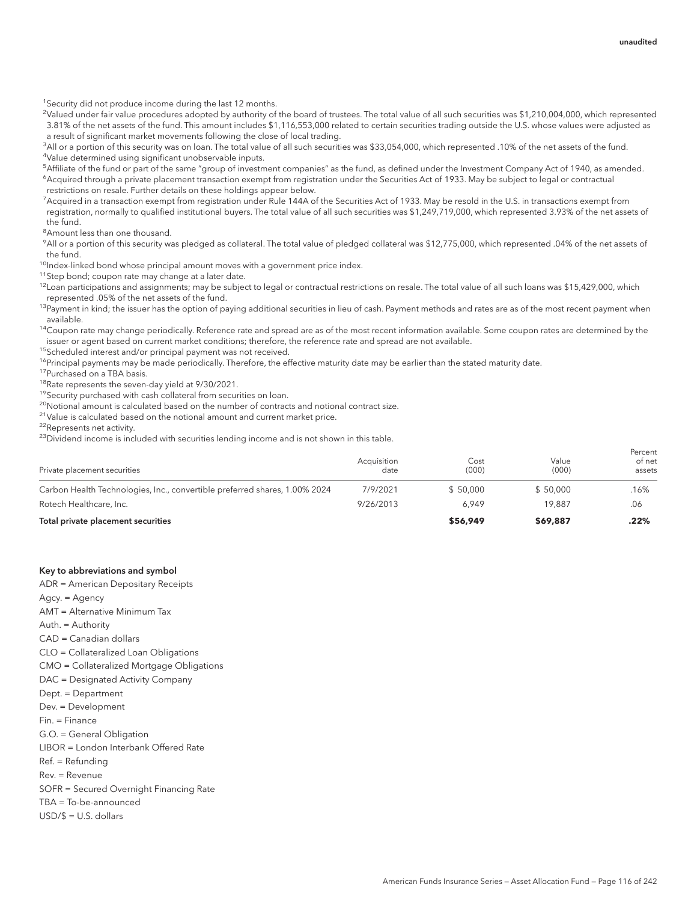unaudited

[1]Security did not produce income during the last 12 months.

[2]Valued under fair value procedures adopted by authority of the board of trustees. The total value of all such securities was $1,210,004,000, which represented 3.81% of the net assets of the fund. This amount includes $1,116,553,000 related to certain securities trading outside the U.S. whose values were adjusted as a result of significant market movements following the close of local trading.

[3]All or a portion of this security was on loan. The total value of all such securities was $33,054,000, which represented .10% of the net assets of the fund.

[4]Value determined using significant unobservable inputs.

[5]Affiliate of the fund or part of the same "group of investment companies" as the fund, as defined under the Investment Company Act of 1940, as amended.

[6]Acquired through a private placement transaction exempt from registration under the Securities Act of 1933. May be subject to legal or contractual restrictions on resale. Further details on these holdings appear below.

[7]Acquired in a transaction exempt from registration under Rule 144A of the Securities Act of 1933. May be resold in the U.S. in transactions exempt from registration, normally to qualified institutional buyers. The total value of all such securities was $1,249,719,000, which represented 3.93% of the net assets of the fund.

[8]Amount less than one thousand.

[9]All or a portion of this security was pledged as collateral. The total value of pledged collateral was $12,775,000, which represented .04% of the net assets of the fund.

[10]Index-linked bond whose principal amount moves with a government price index.

[11]Step bond; coupon rate may change at a later date.

[12]Loan participations and assignments; may be subject to legal or contractual restrictions on resale. The total value of all such loans was $15,429,000, which represented .05% of the net assets of the fund.

[13]Payment in kind; the issuer has the option of paying additional securities in lieu of cash. Payment methods and rates are as of the most recent payment when available.

[14]Coupon rate may change periodically. Reference rate and spread are as of the most recent information available. Some coupon rates are determined by the issuer or agent based on current market conditions; therefore, the reference rate and spread are not available.

[15]Scheduled interest and/or principal payment was not received.

[16]Principal payments may be made periodically. Therefore, the effective maturity date may be earlier than the stated maturity date.

[17]Purchased on a TBA basis.

[18]Rate represents the seven-day yield at 9/30/2021.

[19]Security purchased with cash collateral from securities on loan.

[20]Notional amount is calculated based on the number of contracts and notional contract size.

[21]Value is calculated based on the notional amount and current market price.

[22]Represents net activity.

[23]Dividend income is included with securities lending income and is not shown in this table.

| Private placement securities | Acquisition date | Cost (000) | Value (000) | Percent of net assets |
|---|---|---|---|---|
| Carbon Health Technologies, Inc., convertible preferred shares, 1.00% 2024 | 7/9/2021 | $ 50,000 | $ 50,000 | .16% |
| Rotech Healthcare, Inc. | 9/26/2013 | 6,949 | 19,887 | .06 |
| **Total private placement securities** | | **$56,949** | **$69,887** | **.22%** |

**Key to abbreviations and symbol**

ADR = American Depositary Receipts

Agcy. = Agency

AMT = Alternative Minimum Tax

Auth. = Authority

CAD = Canadian dollars

CLO = Collateralized Loan Obligations

CMO = Collateralized Mortgage Obligations

DAC = Designated Activity Company

Dept. = Department

Dev. = Development

Fin. = Finance

G.O. = General Obligation

LIBOR = London Interbank Offered Rate

Ref. = Refunding

Rev. = Revenue

SOFR = Secured Overnight Financing Rate

TBA = To-be-announced

USD/$ = U.S. dollars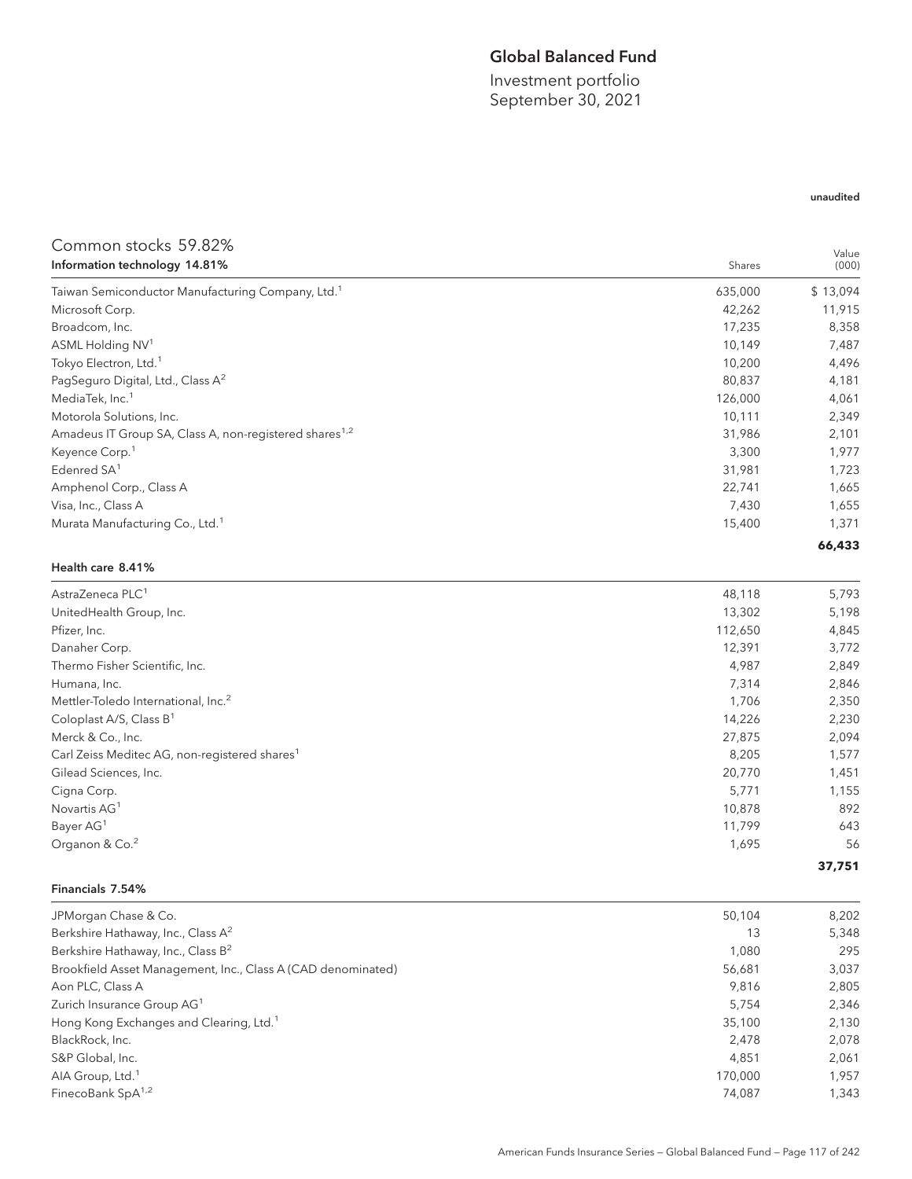# Global Balanced Fund

Investment portfolio
September 30, 2021

unaudited

## Common stocks 59.82%

| Information technology 14.81% | Shares | Value (000) |
|---|---|---|
| Taiwan Semiconductor Manufacturing Company, Ltd.[1] | 635,000 | $ 13,094 |
| Microsoft Corp. | 42,262 | 11,915 |
| Broadcom, Inc. | 17,235 | 8,358 |
| ASML Holding NV[1] | 10,149 | 7,487 |
| Tokyo Electron, Ltd.[1] | 10,200 | 4,496 |
| PagSeguro Digital, Ltd., Class A[2] | 80,837 | 4,181 |
| MediaTek, Inc.[1] | 126,000 | 4,061 |
| Motorola Solutions, Inc. | 10,111 | 2,349 |
| Amadeus IT Group SA, Class A, non-registered shares[1,2] | 31,986 | 2,101 |
| Keyence Corp.[1] | 3,300 | 1,977 |
| Edenred SA[1] | 31,981 | 1,723 |
| Amphenol Corp., Class A | 22,741 | 1,665 |
| Visa, Inc., Class A | 7,430 | 1,655 |
| Murata Manufacturing Co., Ltd.[1] | 15,400 | 1,371 |
| | | **66,433** |

| Health care 8.41% | Shares | Value (000) |
|---|---|---|
| AstraZeneca PLC[1] | 48,118 | 5,793 |
| UnitedHealth Group, Inc. | 13,302 | 5,198 |
| Pfizer, Inc. | 112,650 | 4,845 |
| Danaher Corp. | 12,391 | 3,772 |
| Thermo Fisher Scientific, Inc. | 4,987 | 2,849 |
| Humana, Inc. | 7,314 | 2,846 |
| Mettler-Toledo International, Inc.[2] | 1,706 | 2,350 |
| Coloplast A/S, Class B[1] | 14,226 | 2,230 |
| Merck & Co., Inc. | 27,875 | 2,094 |
| Carl Zeiss Meditec AG, non-registered shares[1] | 8,205 | 1,577 |
| Gilead Sciences, Inc. | 20,770 | 1,451 |
| Cigna Corp. | 5,771 | 1,155 |
| Novartis AG[1] | 10,878 | 892 |
| Bayer AG[1] | 11,799 | 643 |
| Organon & Co.[2] | 1,695 | 56 |
| | | **37,751** |

| Financials 7.54% | Shares | Value (000) |
|---|---|---|
| JPMorgan Chase & Co. | 50,104 | 8,202 |
| Berkshire Hathaway, Inc., Class A[2] | 13 | 5,348 |
| Berkshire Hathaway, Inc., Class B[2] | 1,080 | 295 |
| Brookfield Asset Management, Inc., Class A (CAD denominated) | 56,681 | 3,037 |
| Aon PLC, Class A | 9,816 | 2,805 |
| Zurich Insurance Group AG[1] | 5,754 | 2,346 |
| Hong Kong Exchanges and Clearing, Ltd.[1] | 35,100 | 2,130 |
| BlackRock, Inc. | 2,478 | 2,078 |
| S&P Global, Inc. | 4,851 | 2,061 |
| AIA Group, Ltd.[1] | 170,000 | 1,957 |
| FinecoBank SpA[1,2] | 74,087 | 1,343 |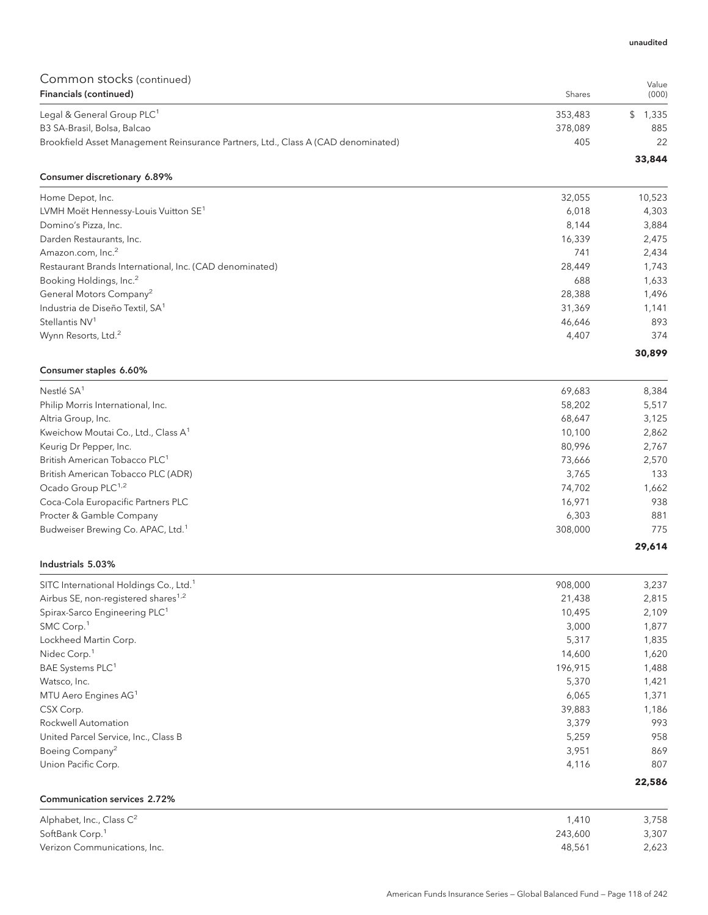unaudited

## Common stocks (continued)

| Financials (continued) | Shares | Value (000) |
|---|---|---|
| Legal & General Group PLC[1] | 353,483 | $ 1,335 |
| B3 SA-Brasil, Bolsa, Balcao | 378,089 | 885 |
| Brookfield Asset Management Reinsurance Partners, Ltd., Class A (CAD denominated) | 405 | 22 |
| | | **33,844** |

| Consumer discretionary 6.89% | | |
|---|---|---|
| Home Depot, Inc. | 32,055 | 10,523 |
| LVMH Moët Hennessy-Louis Vuitton SE[1] | 6,018 | 4,303 |
| Domino's Pizza, Inc. | 8,144 | 3,884 |
| Darden Restaurants, Inc. | 16,339 | 2,475 |
| Amazon.com, Inc.[2] | 741 | 2,434 |
| Restaurant Brands International, Inc. (CAD denominated) | 28,449 | 1,743 |
| Booking Holdings, Inc.[2] | 688 | 1,633 |
| General Motors Company[2] | 28,388 | 1,496 |
| Industria de Diseño Textil, SA[1] | 31,369 | 1,141 |
| Stellantis NV[1] | 46,646 | 893 |
| Wynn Resorts, Ltd.[2] | 4,407 | 374 |
| | | **30,899** |

| Consumer staples 6.60% | | |
|---|---|---|
| Nestlé SA[1] | 69,683 | 8,384 |
| Philip Morris International, Inc. | 58,202 | 5,517 |
| Altria Group, Inc. | 68,647 | 3,125 |
| Kweichow Moutai Co., Ltd., Class A[1] | 10,100 | 2,862 |
| Keurig Dr Pepper, Inc. | 80,996 | 2,767 |
| British American Tobacco PLC[1] | 73,666 | 2,570 |
| British American Tobacco PLC (ADR) | 3,765 | 133 |
| Ocado Group PLC[1,2] | 74,702 | 1,662 |
| Coca-Cola Europacific Partners PLC | 16,971 | 938 |
| Procter & Gamble Company | 6,303 | 881 |
| Budweiser Brewing Co. APAC, Ltd.[1] | 308,000 | 775 |
| | | **29,614** |

| Industrials 5.03% | | |
|---|---|---|
| SITC International Holdings Co., Ltd.[1] | 908,000 | 3,237 |
| Airbus SE, non-registered shares[1,2] | 21,438 | 2,815 |
| Spirax-Sarco Engineering PLC[1] | 10,495 | 2,109 |
| SMC Corp.[1] | 3,000 | 1,877 |
| Lockheed Martin Corp. | 5,317 | 1,835 |
| Nidec Corp.[1] | 14,600 | 1,620 |
| BAE Systems PLC[1] | 196,915 | 1,488 |
| Watsco, Inc. | 5,370 | 1,421 |
| MTU Aero Engines AG[1] | 6,065 | 1,371 |
| CSX Corp. | 39,883 | 1,186 |
| Rockwell Automation | 3,379 | 993 |
| United Parcel Service, Inc., Class B | 5,259 | 958 |
| Boeing Company[2] | 3,951 | 869 |
| Union Pacific Corp. | 4,116 | 807 |
| | | **22,586** |

| Communication services 2.72% | | |
|---|---|---|
| Alphabet, Inc., Class C[2] | 1,410 | 3,758 |
| SoftBank Corp.[1] | 243,600 | 3,307 |
| Verizon Communications, Inc. | 48,561 | 2,623 |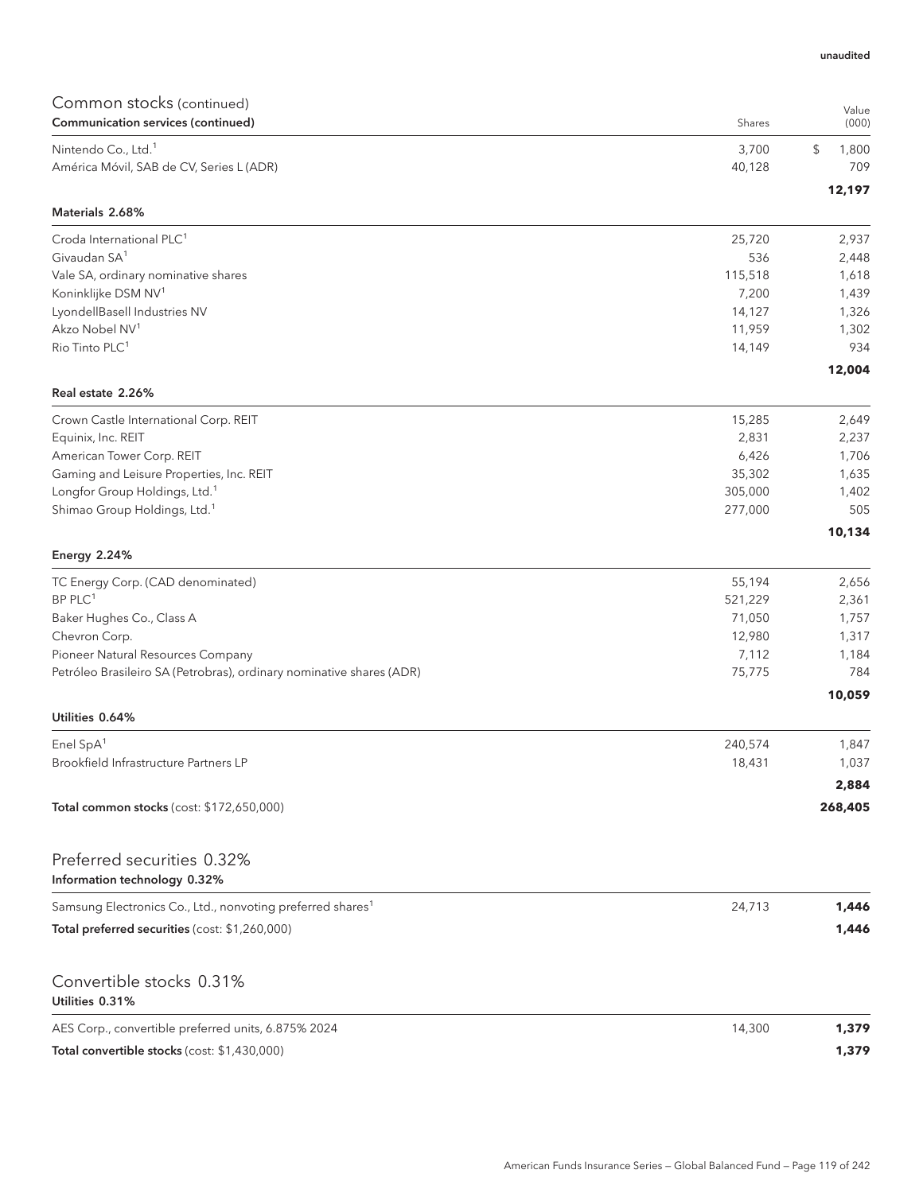unaudited

## Common stocks (continued)

| Communication services (continued) | Shares | Value (000) |
|---|---|---|
| Nintendo Co., Ltd.[1] | 3,700 | $ 1,800 |
| América Móvil, SAB de CV, Series L (ADR) | 40,128 | 709 |
| | | **12,197** |

| Materials 2.68% | | |
|---|---|---|
| Croda International PLC[1] | 25,720 | 2,937 |
| Givaudan SA[1] | 536 | 2,448 |
| Vale SA, ordinary nominative shares | 115,518 | 1,618 |
| Koninklijke DSM NV[1] | 7,200 | 1,439 |
| LyondellBasell Industries NV | 14,127 | 1,326 |
| Akzo Nobel NV[1] | 11,959 | 1,302 |
| Rio Tinto PLC[1] | 14,149 | 934 |
| | | **12,004** |

| Real estate 2.26% | | |
|---|---|---|
| Crown Castle International Corp. REIT | 15,285 | 2,649 |
| Equinix, Inc. REIT | 2,831 | 2,237 |
| American Tower Corp. REIT | 6,426 | 1,706 |
| Gaming and Leisure Properties, Inc. REIT | 35,302 | 1,635 |
| Longfor Group Holdings, Ltd.[1] | 305,000 | 1,402 |
| Shimao Group Holdings, Ltd.[1] | 277,000 | 505 |
| | | **10,134** |

| Energy 2.24% | | |
|---|---|---|
| TC Energy Corp. (CAD denominated) | 55,194 | 2,656 |
| BP PLC[1] | 521,229 | 2,361 |
| Baker Hughes Co., Class A | 71,050 | 1,757 |
| Chevron Corp. | 12,980 | 1,317 |
| Pioneer Natural Resources Company | 7,112 | 1,184 |
| Petróleo Brasileiro SA (Petrobras), ordinary nominative shares (ADR) | 75,775 | 784 |
| | | **10,059** |

| Utilities 0.64% | | |
|---|---|---|
| Enel SpA[1] | 240,574 | 1,847 |
| Brookfield Infrastructure Partners LP | 18,431 | 1,037 |
| | | **2,884** |
| **Total common stocks** (cost: $172,650,000) | | **268,405** |

## Preferred securities 0.32%

| Information technology 0.32% | | |
|---|---|---|
| Samsung Electronics Co., Ltd., nonvoting preferred shares[1] | 24,713 | **1,446** |
| **Total preferred securities** (cost: $1,260,000) | | **1,446** |

## Convertible stocks 0.31%

| Utilities 0.31% | | |
|---|---|---|
| AES Corp., convertible preferred units, 6.875% 2024 | 14,300 | **1,379** |
| **Total convertible stocks** (cost: $1,430,000) | | **1,379** |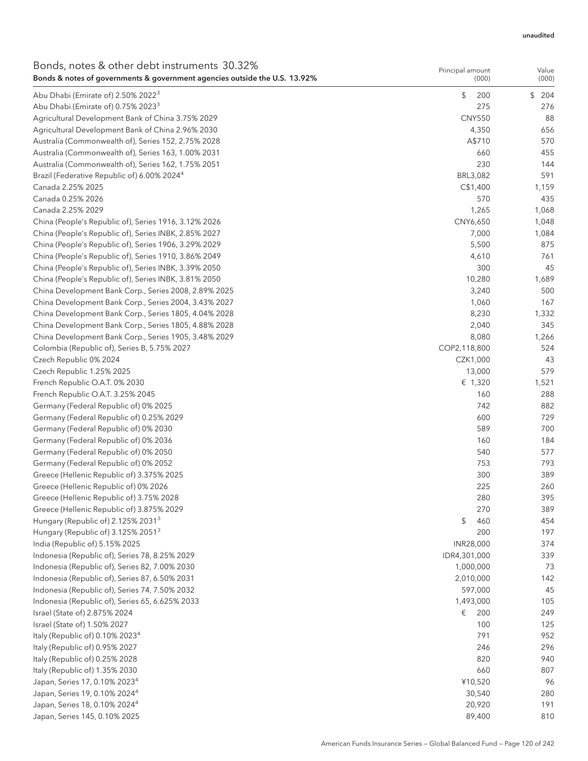unaudited

| Bonds, notes & other debt instruments 30.32%<br>Bonds & notes of governments & government agencies outside the U.S. 13.92% | Principal amount (000) | Value (000) |
|---|---|---|
| Abu Dhabi (Emirate of) 2.50% 2022[3] | $ 200 | $ 204 |
| Abu Dhabi (Emirate of) 0.75% 2023[3] | 275 | 276 |
| Agricultural Development Bank of China 3.75% 2029 | CNY550 | 88 |
| Agricultural Development Bank of China 2.96% 2030 | 4,350 | 656 |
| Australia (Commonwealth of), Series 152, 2.75% 2028 | A$710 | 570 |
| Australia (Commonwealth of), Series 163, 1.00% 2031 | 660 | 455 |
| Australia (Commonwealth of), Series 162, 1.75% 2051 | 230 | 144 |
| Brazil (Federative Republic of) 6.00% 2024[4] | BRL3,082 | 591 |
| Canada 2.25% 2025 | C$1,400 | 1,159 |
| Canada 0.25% 2026 | 570 | 435 |
| Canada 2.25% 2029 | 1,265 | 1,068 |
| China (People's Republic of), Series 1916, 3.12% 2026 | CNY6,650 | 1,048 |
| China (People's Republic of), Series INBK, 2.85% 2027 | 7,000 | 1,084 |
| China (People's Republic of), Series 1906, 3.29% 2029 | 5,500 | 875 |
| China (People's Republic of), Series 1910, 3.86% 2049 | 4,610 | 761 |
| China (People's Republic of), Series INBK, 3.39% 2050 | 300 | 45 |
| China (People's Republic of), Series INBK, 3.81% 2050 | 10,280 | 1,689 |
| China Development Bank Corp., Series 2008, 2.89% 2025 | 3,240 | 500 |
| China Development Bank Corp., Series 2004, 3.43% 2027 | 1,060 | 167 |
| China Development Bank Corp., Series 1805, 4.04% 2028 | 8,230 | 1,332 |
| China Development Bank Corp., Series 1805, 4.88% 2028 | 2,040 | 345 |
| China Development Bank Corp., Series 1905, 3.48% 2029 | 8,080 | 1,266 |
| Colombia (Republic of), Series B, 5.75% 2027 | COP2,118,800 | 524 |
| Czech Republic 0% 2024 | CZK1,000 | 43 |
| Czech Republic 1.25% 2025 | 13,000 | 579 |
| French Republic O.A.T. 0% 2030 | € 1,320 | 1,521 |
| French Republic O.A.T. 3.25% 2045 | 160 | 288 |
| Germany (Federal Republic of) 0% 2025 | 742 | 882 |
| Germany (Federal Republic of) 0.25% 2029 | 600 | 729 |
| Germany (Federal Republic of) 0% 2030 | 589 | 700 |
| Germany (Federal Republic of) 0% 2036 | 160 | 184 |
| Germany (Federal Republic of) 0% 2050 | 540 | 577 |
| Germany (Federal Republic of) 0% 2052 | 753 | 793 |
| Greece (Hellenic Republic of) 3.375% 2025 | 300 | 389 |
| Greece (Hellenic Republic of) 0% 2026 | 225 | 260 |
| Greece (Hellenic Republic of) 3.75% 2028 | 280 | 395 |
| Greece (Hellenic Republic of) 3.875% 2029 | 270 | 389 |
| Hungary (Republic of) 2.125% 2031[3] | $ 460 | 454 |
| Hungary (Republic of) 3.125% 2051[3] | 200 | 197 |
| India (Republic of) 5.15% 2025 | INR28,000 | 374 |
| Indonesia (Republic of), Series 78, 8.25% 2029 | IDR4,301,000 | 339 |
| Indonesia (Republic of), Series 82, 7.00% 2030 | 1,000,000 | 73 |
| Indonesia (Republic of), Series 87, 6.50% 2031 | 2,010,000 | 142 |
| Indonesia (Republic of), Series 74, 7.50% 2032 | 597,000 | 45 |
| Indonesia (Republic of), Series 65, 6.625% 2033 | 1,493,000 | 105 |
| Israel (State of) 2.875% 2024 | € 200 | 249 |
| Israel (State of) 1.50% 2027 | 100 | 125 |
| Italy (Republic of) 0.10% 2023[4] | 791 | 952 |
| Italy (Republic of) 0.95% 2027 | 246 | 296 |
| Italy (Republic of) 0.25% 2028 | 820 | 940 |
| Italy (Republic of) 1.35% 2030 | 660 | 807 |
| Japan, Series 17, 0.10% 2023[4] | ¥10,520 | 96 |
| Japan, Series 19, 0.10% 2024[4] | 30,540 | 280 |
| Japan, Series 18, 0.10% 2024[4] | 20,920 | 191 |
| Japan, Series 145, 0.10% 2025 | 89,400 | 810 |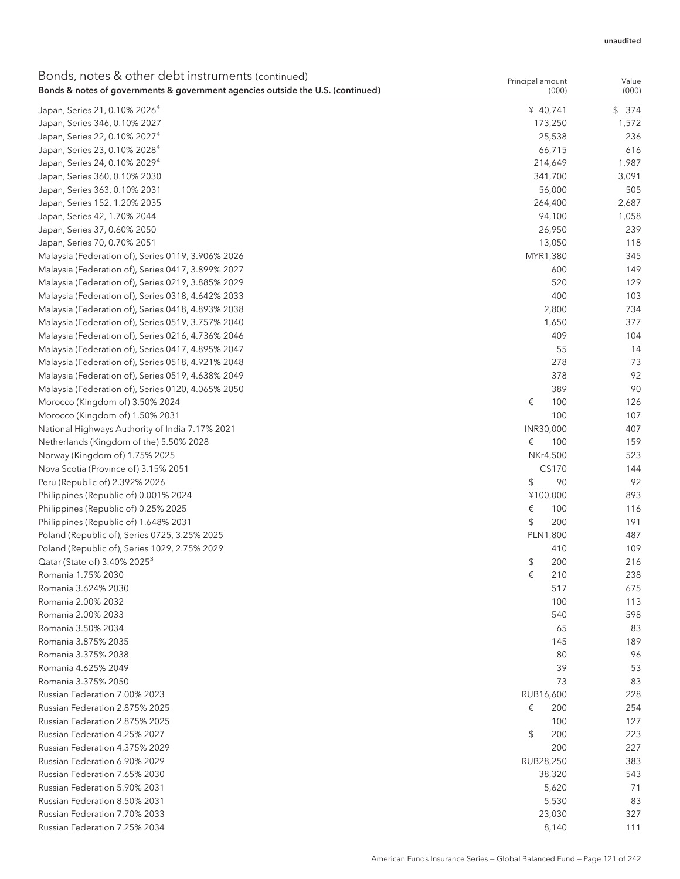unaudited

| Bonds, notes & other debt instruments (continued)<br>**Bonds & notes of governments & government agencies outside the U.S. (continued)** | Principal amount (000) | Value (000) |
|---|---|---|
| Japan, Series 21, 0.10% 2026[4] | ¥ 40,741 | $ 374 |
| Japan, Series 346, 0.10% 2027 | 173,250 | 1,572 |
| Japan, Series 22, 0.10% 2027[4] | 25,538 | 236 |
| Japan, Series 23, 0.10% 2028[4] | 66,715 | 616 |
| Japan, Series 24, 0.10% 2029[4] | 214,649 | 1,987 |
| Japan, Series 360, 0.10% 2030 | 341,700 | 3,091 |
| Japan, Series 363, 0.10% 2031 | 56,000 | 505 |
| Japan, Series 152, 1.20% 2035 | 264,400 | 2,687 |
| Japan, Series 42, 1.70% 2044 | 94,100 | 1,058 |
| Japan, Series 37, 0.60% 2050 | 26,950 | 239 |
| Japan, Series 70, 0.70% 2051 | 13,050 | 118 |
| Malaysia (Federation of), Series 0119, 3.906% 2026 | MYR1,380 | 345 |
| Malaysia (Federation of), Series 0417, 3.899% 2027 | 600 | 149 |
| Malaysia (Federation of), Series 0219, 3.885% 2029 | 520 | 129 |
| Malaysia (Federation of), Series 0318, 4.642% 2033 | 400 | 103 |
| Malaysia (Federation of), Series 0418, 4.893% 2038 | 2,800 | 734 |
| Malaysia (Federation of), Series 0519, 3.757% 2040 | 1,650 | 377 |
| Malaysia (Federation of), Series 0216, 4.736% 2046 | 409 | 104 |
| Malaysia (Federation of), Series 0417, 4.895% 2047 | 55 | 14 |
| Malaysia (Federation of), Series 0518, 4.921% 2048 | 278 | 73 |
| Malaysia (Federation of), Series 0519, 4.638% 2049 | 378 | 92 |
| Malaysia (Federation of), Series 0120, 4.065% 2050 | 389 | 90 |
| Morocco (Kingdom of) 3.50% 2024 | € 100 | 126 |
| Morocco (Kingdom of) 1.50% 2031 | 100 | 107 |
| National Highways Authority of India 7.17% 2021 | INR30,000 | 407 |
| Netherlands (Kingdom of the) 5.50% 2028 | € 100 | 159 |
| Norway (Kingdom of) 1.75% 2025 | NKr4,500 | 523 |
| Nova Scotia (Province of) 3.15% 2051 | C$170 | 144 |
| Peru (Republic of) 2.392% 2026 | $ 90 | 92 |
| Philippines (Republic of) 0.001% 2024 | ¥100,000 | 893 |
| Philippines (Republic of) 0.25% 2025 | € 100 | 116 |
| Philippines (Republic of) 1.648% 2031 | $ 200 | 191 |
| Poland (Republic of), Series 0725, 3.25% 2025 | PLN1,800 | 487 |
| Poland (Republic of), Series 1029, 2.75% 2029 | 410 | 109 |
| Qatar (State of) 3.40% 2025[3] | $ 200 | 216 |
| Romania 1.75% 2030 | € 210 | 238 |
| Romania 3.624% 2030 | 517 | 675 |
| Romania 2.00% 2032 | 100 | 113 |
| Romania 2.00% 2033 | 540 | 598 |
| Romania 3.50% 2034 | 65 | 83 |
| Romania 3.875% 2035 | 145 | 189 |
| Romania 3.375% 2038 | 80 | 96 |
| Romania 4.625% 2049 | 39 | 53 |
| Romania 3.375% 2050 | 73 | 83 |
| Russian Federation 7.00% 2023 | RUB16,600 | 228 |
| Russian Federation 2.875% 2025 | € 200 | 254 |
| Russian Federation 2.875% 2025 | 100 | 127 |
| Russian Federation 4.25% 2027 | $ 200 | 223 |
| Russian Federation 4.375% 2029 | 200 | 227 |
| Russian Federation 6.90% 2029 | RUB28,250 | 383 |
| Russian Federation 7.65% 2030 | 38,320 | 543 |
| Russian Federation 5.90% 2031 | 5,620 | 71 |
| Russian Federation 8.50% 2031 | 5,530 | 83 |
| Russian Federation 7.70% 2033 | 23,030 | 327 |
| Russian Federation 7.25% 2034 | 8,140 | 111 |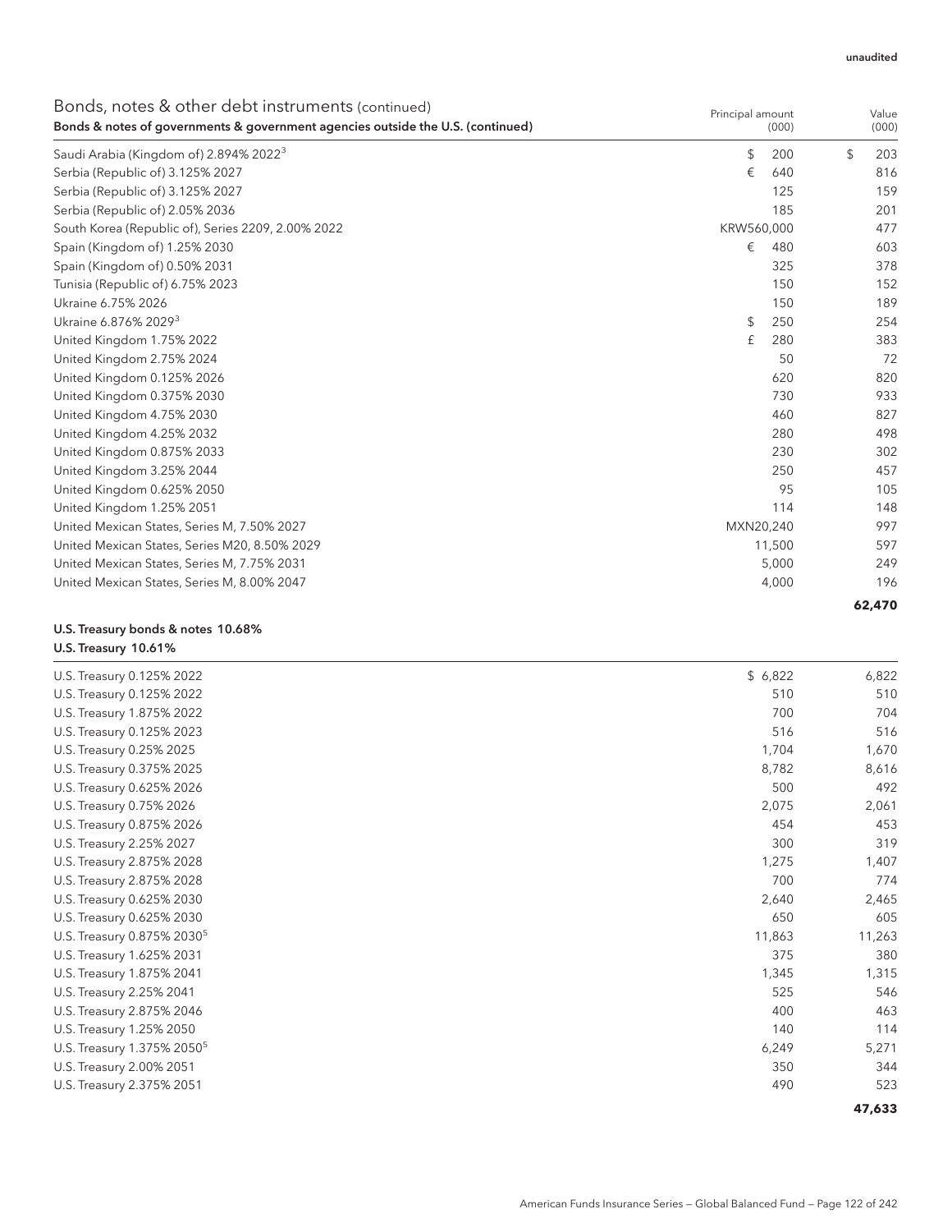unaudited

## Bonds, notes & other debt instruments (continued)

| Bonds & notes of governments & government agencies outside the U.S. (continued) | Principal amount (000) | Value (000) |
|---|---|---|
| Saudi Arabia (Kingdom of) 2.894% 2022[3] | $ 200 | $ 203 |
| Serbia (Republic of) 3.125% 2027 | € 640 | 816 |
| Serbia (Republic of) 3.125% 2027 | 125 | 159 |
| Serbia (Republic of) 2.05% 2036 | 185 | 201 |
| South Korea (Republic of), Series 2209, 2.00% 2022 | KRW560,000 | 477 |
| Spain (Kingdom of) 1.25% 2030 | € 480 | 603 |
| Spain (Kingdom of) 0.50% 2031 | 325 | 378 |
| Tunisia (Republic of) 6.75% 2023 | 150 | 152 |
| Ukraine 6.75% 2026 | 150 | 189 |
| Ukraine 6.876% 2029[3] | $ 250 | 254 |
| United Kingdom 1.75% 2022 | £ 280 | 383 |
| United Kingdom 2.75% 2024 | 50 | 72 |
| United Kingdom 0.125% 2026 | 620 | 820 |
| United Kingdom 0.375% 2030 | 730 | 933 |
| United Kingdom 4.75% 2030 | 460 | 827 |
| United Kingdom 4.25% 2032 | 280 | 498 |
| United Kingdom 0.875% 2033 | 230 | 302 |
| United Kingdom 3.25% 2044 | 250 | 457 |
| United Kingdom 0.625% 2050 | 95 | 105 |
| United Kingdom 1.25% 2051 | 114 | 148 |
| United Mexican States, Series M, 7.50% 2027 | MXN20,240 | 997 |
| United Mexican States, Series M20, 8.50% 2029 | 11,500 | 597 |
| United Mexican States, Series M, 7.75% 2031 | 5,000 | 249 |
| United Mexican States, Series M, 8.00% 2047 | 4,000 | 196 |
| | | **62,470** |

**U.S. Treasury bonds & notes 10.68%**

**U.S. Treasury 10.61%**

| | | |
|---|---|---|
| U.S. Treasury 0.125% 2022 | $ 6,822 | 6,822 |
| U.S. Treasury 0.125% 2022 | 510 | 510 |
| U.S. Treasury 1.875% 2022 | 700 | 704 |
| U.S. Treasury 0.125% 2023 | 516 | 516 |
| U.S. Treasury 0.25% 2025 | 1,704 | 1,670 |
| U.S. Treasury 0.375% 2025 | 8,782 | 8,616 |
| U.S. Treasury 0.625% 2026 | 500 | 492 |
| U.S. Treasury 0.75% 2026 | 2,075 | 2,061 |
| U.S. Treasury 0.875% 2026 | 454 | 453 |
| U.S. Treasury 2.25% 2027 | 300 | 319 |
| U.S. Treasury 2.875% 2028 | 1,275 | 1,407 |
| U.S. Treasury 2.875% 2028 | 700 | 774 |
| U.S. Treasury 0.625% 2030 | 2,640 | 2,465 |
| U.S. Treasury 0.625% 2030 | 650 | 605 |
| U.S. Treasury 0.875% 2030[5] | 11,863 | 11,263 |
| U.S. Treasury 1.625% 2031 | 375 | 380 |
| U.S. Treasury 1.875% 2041 | 1,345 | 1,315 |
| U.S. Treasury 2.25% 2041 | 525 | 546 |
| U.S. Treasury 2.875% 2046 | 400 | 463 |
| U.S. Treasury 1.25% 2050 | 140 | 114 |
| U.S. Treasury 1.375% 2050[5] | 6,249 | 5,271 |
| U.S. Treasury 2.00% 2051 | 350 | 344 |
| U.S. Treasury 2.375% 2051 | 490 | 523 |
| | | **47,633** |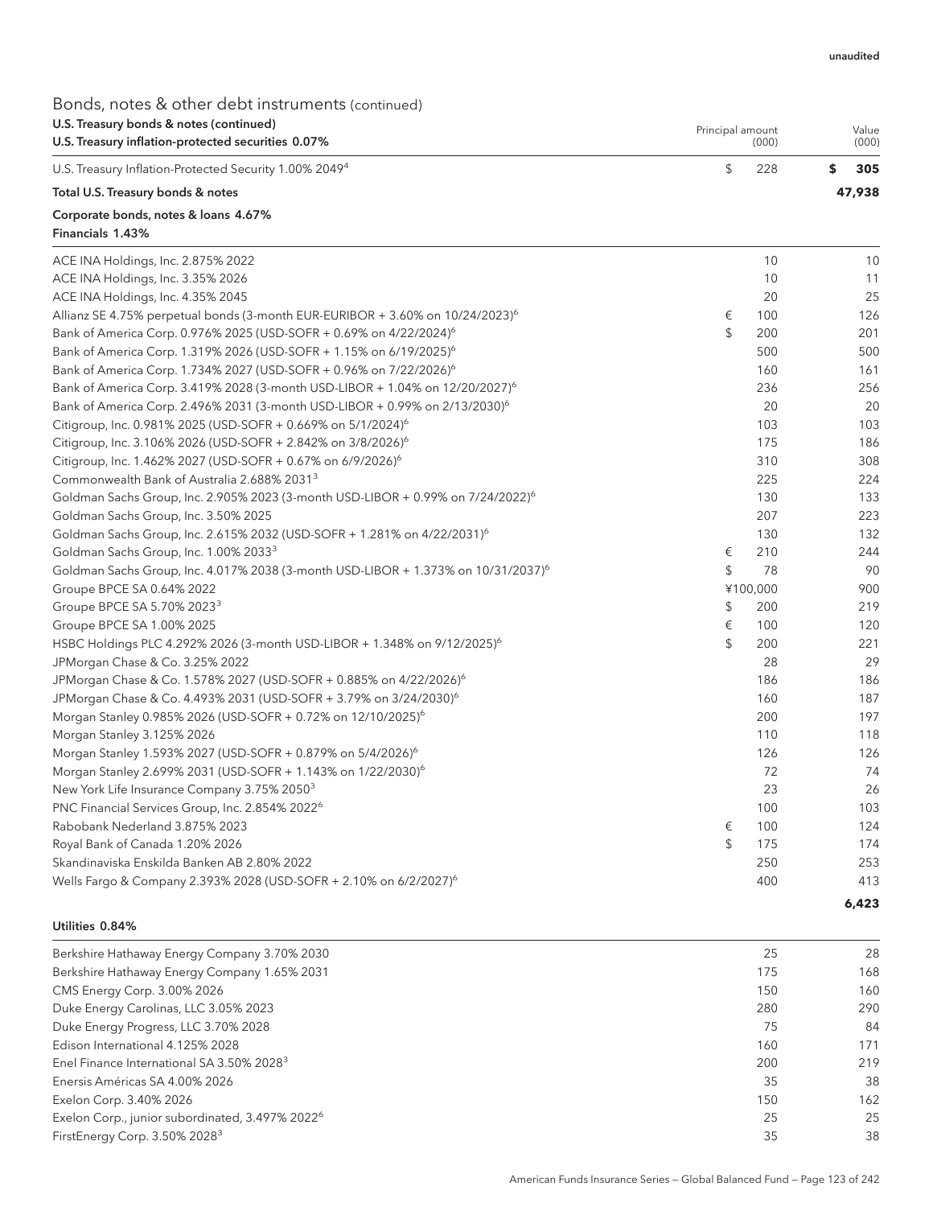unaudited

## Bonds, notes & other debt instruments (continued)

| U.S. Treasury bonds & notes (continued)<br>U.S. Treasury inflation-protected securities 0.07% | Principal amount (000) | Value (000) |
|---|---|---|
| U.S. Treasury Inflation-Protected Security 1.00% 2049[4] | $ 228 | $ 305 |
| **Total U.S. Treasury bonds & notes** | | **47,938** |

**Corporate bonds, notes & loans 4.67%**

| Financials 1.43% | | |
|---|---|---|
| ACE INA Holdings, Inc. 2.875% 2022 | 10 | 10 |
| ACE INA Holdings, Inc. 3.35% 2026 | 10 | 11 |
| ACE INA Holdings, Inc. 4.35% 2045 | 20 | 25 |
| Allianz SE 4.75% perpetual bonds (3-month EUR-EURIBOR + 3.60% on 10/24/2023)[6] | € 100 | 126 |
| Bank of America Corp. 0.976% 2025 (USD-SOFR + 0.69% on 4/22/2024)[6] | $ 200 | 201 |
| Bank of America Corp. 1.319% 2026 (USD-SOFR + 1.15% on 6/19/2025)[6] | 500 | 500 |
| Bank of America Corp. 1.734% 2027 (USD-SOFR + 0.96% on 7/22/2026)[6] | 160 | 161 |
| Bank of America Corp. 3.419% 2028 (3-month USD-LIBOR + 1.04% on 12/20/2027)[6] | 236 | 256 |
| Bank of America Corp. 2.496% 2031 (3-month USD-LIBOR + 0.99% on 2/13/2030)[6] | 20 | 20 |
| Citigroup, Inc. 0.981% 2025 (USD-SOFR + 0.669% on 5/1/2024)[6] | 103 | 103 |
| Citigroup, Inc. 3.106% 2026 (USD-SOFR + 2.842% on 3/8/2026)[6] | 175 | 186 |
| Citigroup, Inc. 1.462% 2027 (USD-SOFR + 0.67% on 6/9/2026)[6] | 310 | 308 |
| Commonwealth Bank of Australia 2.688% 2031[3] | 225 | 224 |
| Goldman Sachs Group, Inc. 2.905% 2023 (3-month USD-LIBOR + 0.99% on 7/24/2022)[6] | 130 | 133 |
| Goldman Sachs Group, Inc. 3.50% 2025 | 207 | 223 |
| Goldman Sachs Group, Inc. 2.615% 2032 (USD-SOFR + 1.281% on 4/22/2031)[6] | 130 | 132 |
| Goldman Sachs Group, Inc. 1.00% 2033[3] | € 210 | 244 |
| Goldman Sachs Group, Inc. 4.017% 2038 (3-month USD-LIBOR + 1.373% on 10/31/2037)[6] | $ 78 | 90 |
| Groupe BPCE SA 0.64% 2022 | ¥100,000 | 900 |
| Groupe BPCE SA 5.70% 2023[3] | $ 200 | 219 |
| Groupe BPCE SA 1.00% 2025 | € 100 | 120 |
| HSBC Holdings PLC 4.292% 2026 (3-month USD-LIBOR + 1.348% on 9/12/2025)[6] | $ 200 | 221 |
| JPMorgan Chase & Co. 3.25% 2022 | 28 | 29 |
| JPMorgan Chase & Co. 1.578% 2027 (USD-SOFR + 0.885% on 4/22/2026)[6] | 186 | 186 |
| JPMorgan Chase & Co. 4.493% 2031 (USD-SOFR + 3.79% on 3/24/2030)[6] | 160 | 187 |
| Morgan Stanley 0.985% 2026 (USD-SOFR + 0.72% on 12/10/2025)[6] | 200 | 197 |
| Morgan Stanley 3.125% 2026 | 110 | 118 |
| Morgan Stanley 1.593% 2027 (USD-SOFR + 0.879% on 5/4/2026)[6] | 126 | 126 |
| Morgan Stanley 2.699% 2031 (USD-SOFR + 1.143% on 1/22/2030)[6] | 72 | 74 |
| New York Life Insurance Company 3.75% 2050[3] | 23 | 26 |
| PNC Financial Services Group, Inc. 2.854% 2022[6] | 100 | 103 |
| Rabobank Nederland 3.875% 2023 | € 100 | 124 |
| Royal Bank of Canada 1.20% 2026 | $ 175 | 174 |
| Skandinaviska Enskilda Banken AB 2.80% 2022 | 250 | 253 |
| Wells Fargo & Company 2.393% 2028 (USD-SOFR + 2.10% on 6/2/2027)[6] | 400 | 413 |
| | | **6,423** |

| Utilities 0.84% | | |
|---|---|---|
| Berkshire Hathaway Energy Company 3.70% 2030 | 25 | 28 |
| Berkshire Hathaway Energy Company 1.65% 2031 | 175 | 168 |
| CMS Energy Corp. 3.00% 2026 | 150 | 160 |
| Duke Energy Carolinas, LLC 3.05% 2023 | 280 | 290 |
| Duke Energy Progress, LLC 3.70% 2028 | 75 | 84 |
| Edison International 4.125% 2028 | 160 | 171 |
| Enel Finance International SA 3.50% 2028[3] | 200 | 219 |
| Enersis Américas SA 4.00% 2026 | 35 | 38 |
| Exelon Corp. 3.40% 2026 | 150 | 162 |
| Exelon Corp., junior subordinated, 3.497% 2022[6] | 25 | 25 |
| FirstEnergy Corp. 3.50% 2028[3] | 35 | 38 |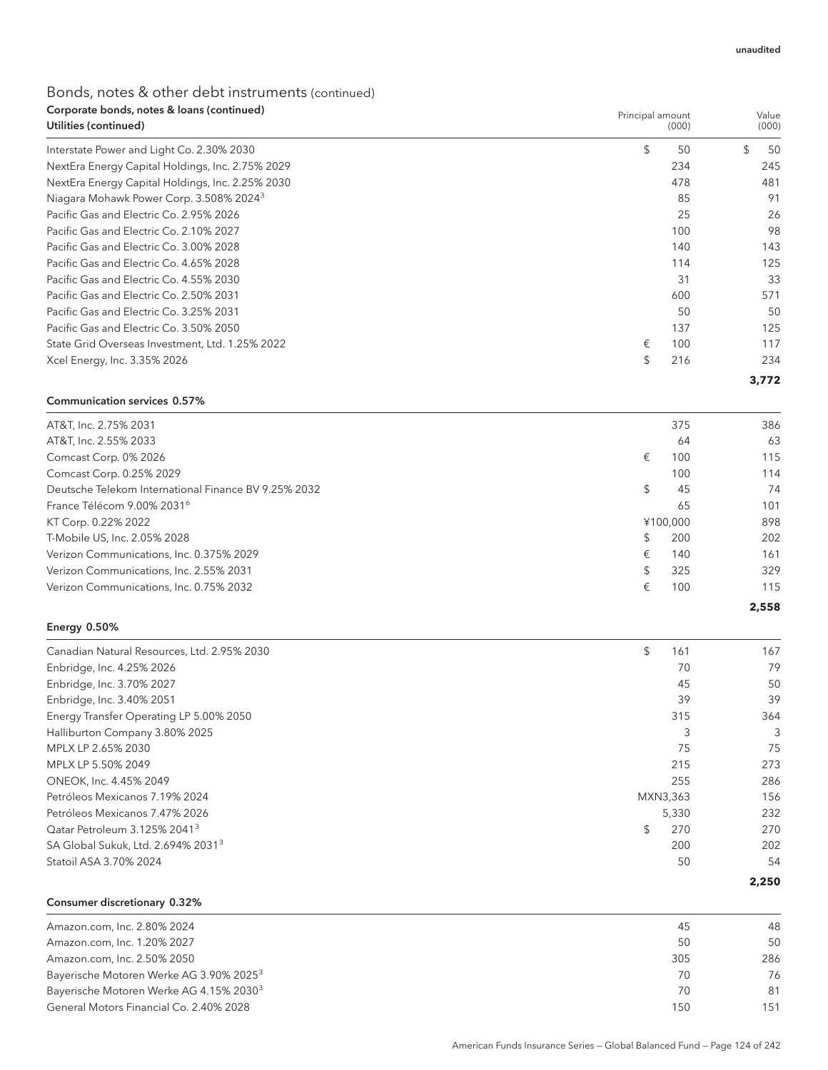unaudited

## Bonds, notes & other debt instruments (continued)

### Corporate bonds, notes & loans (continued)

| Utilities (continued) | Principal amount (000) | Value (000) |
|---|---|---|
| Interstate Power and Light Co. 2.30% 2030 | $ 50 | $ 50 |
| NextEra Energy Capital Holdings, Inc. 2.75% 2029 | 234 | 245 |
| NextEra Energy Capital Holdings, Inc. 2.25% 2030 | 478 | 481 |
| Niagara Mohawk Power Corp. 3.508% 2024[3] | 85 | 91 |
| Pacific Gas and Electric Co. 2.95% 2026 | 25 | 26 |
| Pacific Gas and Electric Co. 2.10% 2027 | 100 | 98 |
| Pacific Gas and Electric Co. 3.00% 2028 | 140 | 143 |
| Pacific Gas and Electric Co. 4.65% 2028 | 114 | 125 |
| Pacific Gas and Electric Co. 4.55% 2030 | 31 | 33 |
| Pacific Gas and Electric Co. 2.50% 2031 | 600 | 571 |
| Pacific Gas and Electric Co. 3.25% 2031 | 50 | 50 |
| Pacific Gas and Electric Co. 3.50% 2050 | 137 | 125 |
| State Grid Overseas Investment, Ltd. 1.25% 2022 | € 100 | 117 |
| Xcel Energy, Inc. 3.35% 2026 | $ 216 | 234 |
| | | **3,772** |

| Communication services 0.57% | | |
|---|---|---|
| AT&T, Inc. 2.75% 2031 | 375 | 386 |
| AT&T, Inc. 2.55% 2033 | 64 | 63 |
| Comcast Corp. 0% 2026 | € 100 | 115 |
| Comcast Corp. 0.25% 2029 | 100 | 114 |
| Deutsche Telekom International Finance BV 9.25% 2032 | $ 45 | 74 |
| France Télécom 9.00% 2031[6] | 65 | 101 |
| KT Corp. 0.22% 2022 | ¥100,000 | 898 |
| T-Mobile US, Inc. 2.05% 2028 | $ 200 | 202 |
| Verizon Communications, Inc. 0.375% 2029 | € 140 | 161 |
| Verizon Communications, Inc. 2.55% 2031 | $ 325 | 329 |
| Verizon Communications, Inc. 0.75% 2032 | € 100 | 115 |
| | | **2,558** |

| Energy 0.50% | | |
|---|---|---|
| Canadian Natural Resources, Ltd. 2.95% 2030 | $ 161 | 167 |
| Enbridge, Inc. 4.25% 2026 | 70 | 79 |
| Enbridge, Inc. 3.70% 2027 | 45 | 50 |
| Enbridge, Inc. 3.40% 2051 | 39 | 39 |
| Energy Transfer Operating LP 5.00% 2050 | 315 | 364 |
| Halliburton Company 3.80% 2025 | 3 | 3 |
| MPLX LP 2.65% 2030 | 75 | 75 |
| MPLX LP 5.50% 2049 | 215 | 273 |
| ONEOK, Inc. 4.45% 2049 | 255 | 286 |
| Petróleos Mexicanos 7.19% 2024 | MXN3,363 | 156 |
| Petróleos Mexicanos 7.47% 2026 | 5,330 | 232 |
| Qatar Petroleum 3.125% 2041[3] | $ 270 | 270 |
| SA Global Sukuk, Ltd. 2.694% 2031[3] | 200 | 202 |
| Statoil ASA 3.70% 2024 | 50 | 54 |
| | | **2,250** |

| Consumer discretionary 0.32% | | |
|---|---|---|
| Amazon.com, Inc. 2.80% 2024 | 45 | 48 |
| Amazon.com, Inc. 1.20% 2027 | 50 | 50 |
| Amazon.com, Inc. 2.50% 2050 | 305 | 286 |
| Bayerische Motoren Werke AG 3.90% 2025[3] | 70 | 76 |
| Bayerische Motoren Werke AG 4.15% 2030[3] | 70 | 81 |
| General Motors Financial Co. 2.40% 2028 | 150 | 151 |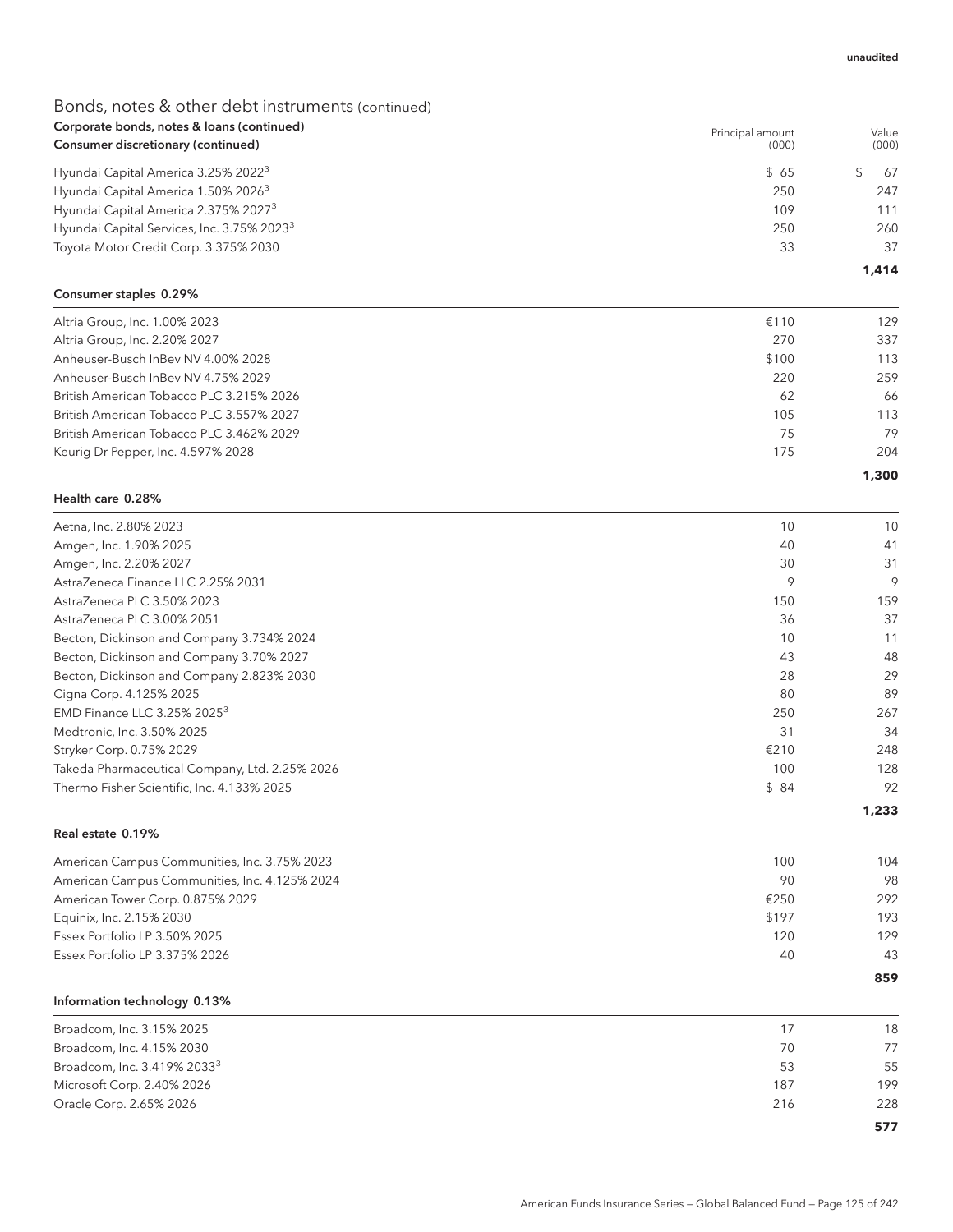unaudited

## Bonds, notes & other debt instruments (continued)

| Corporate bonds, notes & loans (continued)<br>Consumer discretionary (continued) | Principal amount (000) | Value (000) |
|---|---|---|
| Hyundai Capital America 3.25% 2022[3] | $ 65 | $ 67 |
| Hyundai Capital America 1.50% 2026[3] | 250 | 247 |
| Hyundai Capital America 2.375% 2027[3] | 109 | 111 |
| Hyundai Capital Services, Inc. 3.75% 2023[3] | 250 | 260 |
| Toyota Motor Credit Corp. 3.375% 2030 | 33 | 37 |
| | | **1,414** |
| **Consumer staples 0.29%** | | |
| Altria Group, Inc. 1.00% 2023 | €110 | 129 |
| Altria Group, Inc. 2.20% 2027 | 270 | 337 |
| Anheuser-Busch InBev NV 4.00% 2028 | $100 | 113 |
| Anheuser-Busch InBev NV 4.75% 2029 | 220 | 259 |
| British American Tobacco PLC 3.215% 2026 | 62 | 66 |
| British American Tobacco PLC 3.557% 2027 | 105 | 113 |
| British American Tobacco PLC 3.462% 2029 | 75 | 79 |
| Keurig Dr Pepper, Inc. 4.597% 2028 | 175 | 204 |
| | | **1,300** |
| **Health care 0.28%** | | |
| Aetna, Inc. 2.80% 2023 | 10 | 10 |
| Amgen, Inc. 1.90% 2025 | 40 | 41 |
| Amgen, Inc. 2.20% 2027 | 30 | 31 |
| AstraZeneca Finance LLC 2.25% 2031 | 9 | 9 |
| AstraZeneca PLC 3.50% 2023 | 150 | 159 |
| AstraZeneca PLC 3.00% 2051 | 36 | 37 |
| Becton, Dickinson and Company 3.734% 2024 | 10 | 11 |
| Becton, Dickinson and Company 3.70% 2027 | 43 | 48 |
| Becton, Dickinson and Company 2.823% 2030 | 28 | 29 |
| Cigna Corp. 4.125% 2025 | 80 | 89 |
| EMD Finance LLC 3.25% 2025[3] | 250 | 267 |
| Medtronic, Inc. 3.50% 2025 | 31 | 34 |
| Stryker Corp. 0.75% 2029 | €210 | 248 |
| Takeda Pharmaceutical Company, Ltd. 2.25% 2026 | 100 | 128 |
| Thermo Fisher Scientific, Inc. 4.133% 2025 | $ 84 | 92 |
| | | **1,233** |
| **Real estate 0.19%** | | |
| American Campus Communities, Inc. 3.75% 2023 | 100 | 104 |
| American Campus Communities, Inc. 4.125% 2024 | 90 | 98 |
| American Tower Corp. 0.875% 2029 | €250 | 292 |
| Equinix, Inc. 2.15% 2030 | $197 | 193 |
| Essex Portfolio LP 3.50% 2025 | 120 | 129 |
| Essex Portfolio LP 3.375% 2026 | 40 | 43 |
| | | **859** |
| **Information technology 0.13%** | | |
| Broadcom, Inc. 3.15% 2025 | 17 | 18 |
| Broadcom, Inc. 4.15% 2030 | 70 | 77 |
| Broadcom, Inc. 3.419% 2033[3] | 53 | 55 |
| Microsoft Corp. 2.40% 2026 | 187 | 199 |
| Oracle Corp. 2.65% 2026 | 216 | 228 |
| | | **577** |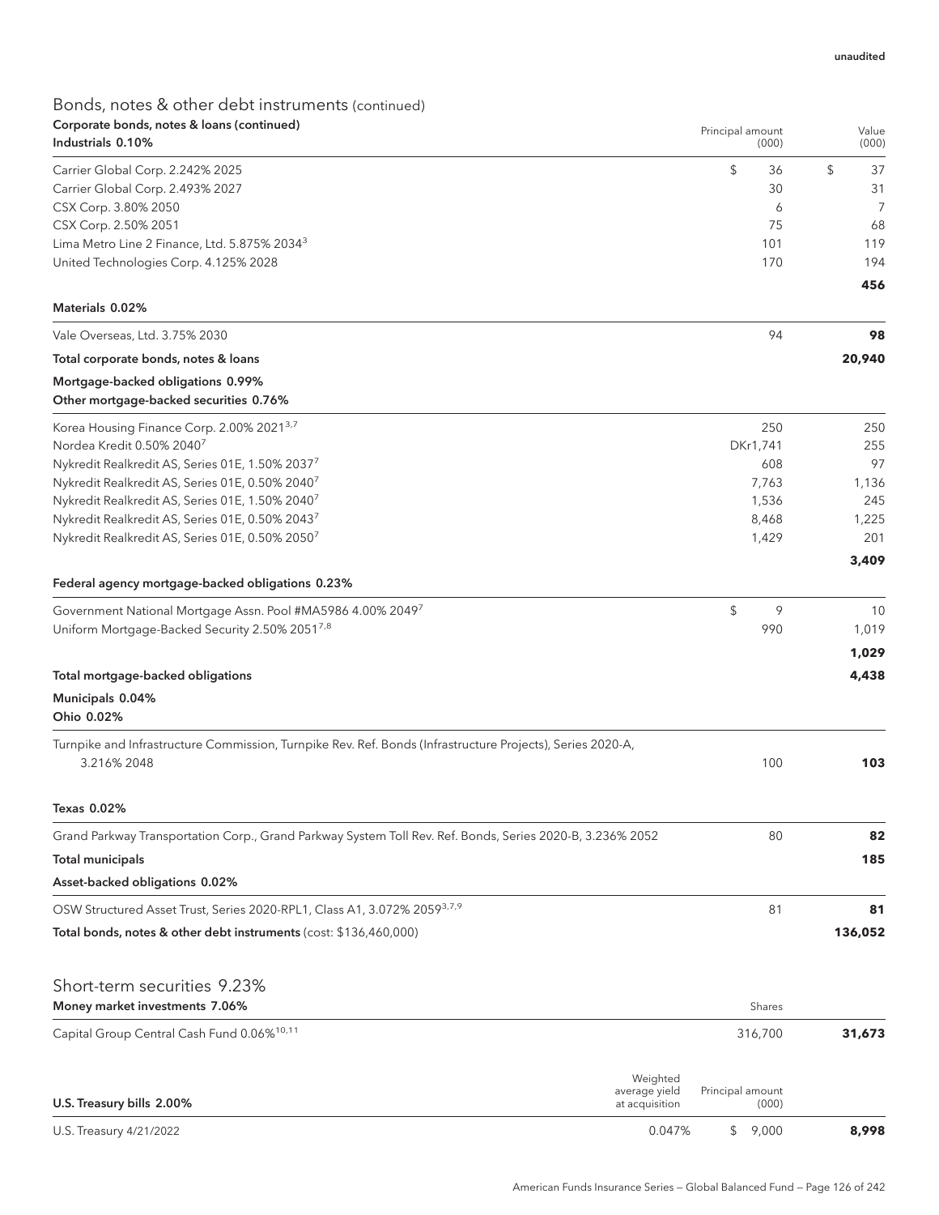unaudited

## Bonds, notes & other debt instruments (continued)

| Corporate bonds, notes & loans (continued) Industrials 0.10% | Principal amount (000) | Value (000) |
|---|---|---|
| Carrier Global Corp. 2.242% 2025 | $ 36 | $ 37 |
| Carrier Global Corp. 2.493% 2027 | 30 | 31 |
| CSX Corp. 3.80% 2050 | 6 | 7 |
| CSX Corp. 2.50% 2051 | 75 | 68 |
| Lima Metro Line 2 Finance, Ltd. 5.875% 2034[3] | 101 | 119 |
| United Technologies Corp. 4.125% 2028 | 170 | 194 |
| | | **456** |
| **Materials 0.02%** | | |
| Vale Overseas, Ltd. 3.75% 2030 | 94 | **98** |
| **Total corporate bonds, notes & loans** | | **20,940** |
| **Mortgage-backed obligations 0.99%** | | |
| **Other mortgage-backed securities 0.76%** | | |
| Korea Housing Finance Corp. 2.00% 2021[3,7] | 250 | 250 |
| Nordea Kredit 0.50% 2040[7] | DKr1,741 | 255 |
| Nykredit Realkredit AS, Series 01E, 1.50% 2037[7] | 608 | 97 |
| Nykredit Realkredit AS, Series 01E, 0.50% 2040[7] | 7,763 | 1,136 |
| Nykredit Realkredit AS, Series 01E, 1.50% 2040[7] | 1,536 | 245 |
| Nykredit Realkredit AS, Series 01E, 0.50% 2043[7] | 8,468 | 1,225 |
| Nykredit Realkredit AS, Series 01E, 0.50% 2050[7] | 1,429 | 201 |
| | | **3,409** |
| **Federal agency mortgage-backed obligations 0.23%** | | |
| Government National Mortgage Assn. Pool #MA5986 4.00% 2049[7] | $ 9 | 10 |
| Uniform Mortgage-Backed Security 2.50% 2051[7,8] | 990 | 1,019 |
| | | **1,029** |
| **Total mortgage-backed obligations** | | **4,438** |
| **Municipals 0.04%** | | |
| **Ohio 0.02%** | | |
| Turnpike and Infrastructure Commission, Turnpike Rev. Ref. Bonds (Infrastructure Projects), Series 2020-A, 3.216% 2048 | 100 | **103** |
| **Texas 0.02%** | | |
| Grand Parkway Transportation Corp., Grand Parkway System Toll Rev. Ref. Bonds, Series 2020-B, 3.236% 2052 | 80 | **82** |
| **Total municipals** | | **185** |
| **Asset-backed obligations 0.02%** | | |
| OSW Structured Asset Trust, Series 2020-RPL1, Class A1, 3.072% 2059[3,7,9] | 81 | **81** |
| **Total bonds, notes & other debt instruments** (cost: $136,460,000) | | **136,052** |

## Short-term securities 9.23%

| Money market investments 7.06% | Shares | |
|---|---|---|
| Capital Group Central Cash Fund 0.06%[10,11] | 316,700 | **31,673** |

| U.S. Treasury bills 2.00% | Weighted average yield at acquisition | Principal amount (000) | |
|---|---|---|---|
| U.S. Treasury 4/21/2022 | 0.047% | $ 9,000 | **8,998** |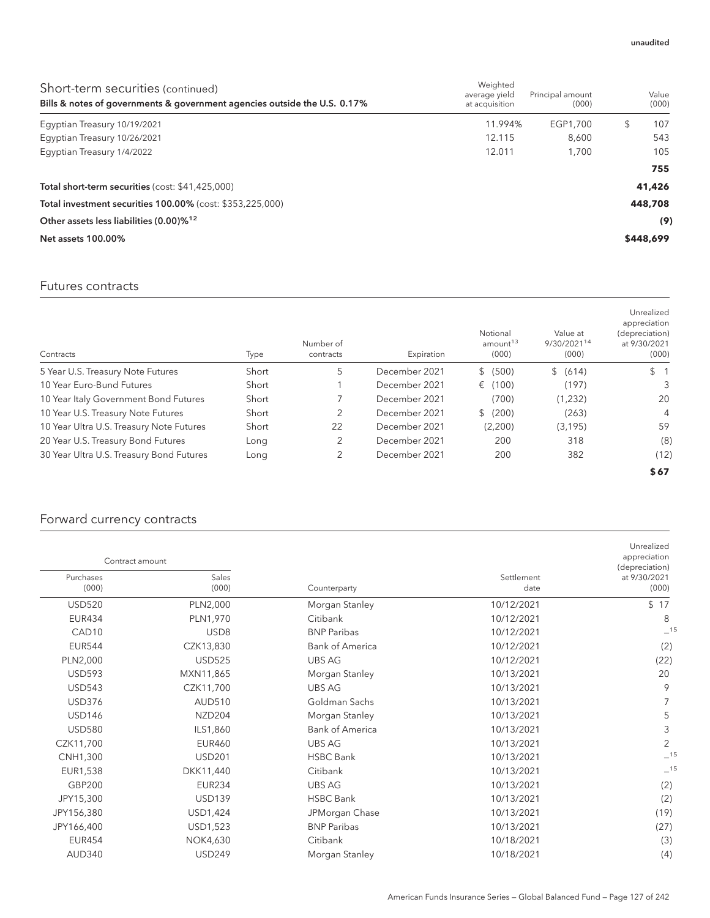unaudited

## Short-term securities (continued)

| Bills & notes of governments & government agencies outside the U.S. 0.17% | Weighted average yield at acquisition | Principal amount (000) | Value (000) |
|---|---|---|---|
| Egyptian Treasury 10/19/2021 | 11.994% | EGP1,700 | $ 107 |
| Egyptian Treasury 10/26/2021 | 12.115 | 8,600 | 543 |
| Egyptian Treasury 1/4/2022 | 12.011 | 1,700 | 105 |
| | | | **755** |
| **Total short-term securities** (cost: $41,425,000) | | | **41,426** |
| **Total investment securities 100.00%** (cost: $353,225,000) | | | **448,708** |
| **Other assets less liabilities (0.00)%**[12] | | | **(9)** |
| **Net assets 100.00%** | | | **$448,699** |

## Futures contracts

| Contracts | Type | Number of contracts | Expiration | Notional amount[13] (000) | Value at 9/30/2021[14] (000) | Unrealized appreciation (depreciation) at 9/30/2021 (000) |
|---|---|---|---|---|---|---|
| 5 Year U.S. Treasury Note Futures | Short | 5 | December 2021 | $ (500) | $ (614) | $ 1 |
| 10 Year Euro-Bund Futures | Short | 1 | December 2021 | € (100) | (197) | 3 |
| 10 Year Italy Government Bond Futures | Short | 7 | December 2021 | (700) | (1,232) | 20 |
| 10 Year U.S. Treasury Note Futures | Short | 2 | December 2021 | $ (200) | (263) | 4 |
| 10 Year Ultra U.S. Treasury Note Futures | Short | 22 | December 2021 | (2,200) | (3,195) | 59 |
| 20 Year U.S. Treasury Bond Futures | Long | 2 | December 2021 | 200 | 318 | (8) |
| 30 Year Ultra U.S. Treasury Bond Futures | Long | 2 | December 2021 | 200 | 382 | (12) |
| | | | | | | **$67** |

## Forward currency contracts

| Contract amount | | | | Unrealized appreciation (depreciation) |
|---|---|---|---|---|
| Purchases (000) | Sales (000) | Counterparty | Settlement date | at 9/30/2021 (000) |
| USD520 | PLN2,000 | Morgan Stanley | 10/12/2021 | $ 17 |
| EUR434 | PLN1,970 | Citibank | 10/12/2021 | 8 |
| CAD10 | USD8 | BNP Paribas | 10/12/2021 | —[15] |
| EUR544 | CZK13,830 | Bank of America | 10/12/2021 | (2) |
| PLN2,000 | USD525 | UBS AG | 10/12/2021 | (22) |
| USD593 | MXN11,865 | Morgan Stanley | 10/13/2021 | 20 |
| USD543 | CZK11,700 | UBS AG | 10/13/2021 | 9 |
| USD376 | AUD510 | Goldman Sachs | 10/13/2021 | 7 |
| USD146 | NZD204 | Morgan Stanley | 10/13/2021 | 5 |
| USD580 | ILS1,860 | Bank of America | 10/13/2021 | 3 |
| CZK11,700 | EUR460 | UBS AG | 10/13/2021 | 2 |
| CNH1,300 | USD201 | HSBC Bank | 10/13/2021 | —[15] |
| EUR1,538 | DKK11,440 | Citibank | 10/13/2021 | —[15] |
| GBP200 | EUR234 | UBS AG | 10/13/2021 | (2) |
| JPY15,300 | USD139 | HSBC Bank | 10/13/2021 | (2) |
| JPY156,380 | USD1,424 | JPMorgan Chase | 10/13/2021 | (19) |
| JPY166,400 | USD1,523 | BNP Paribas | 10/13/2021 | (27) |
| EUR454 | NOK4,630 | Citibank | 10/18/2021 | (3) |
| AUD340 | USD249 | Morgan Stanley | 10/18/2021 | (4) |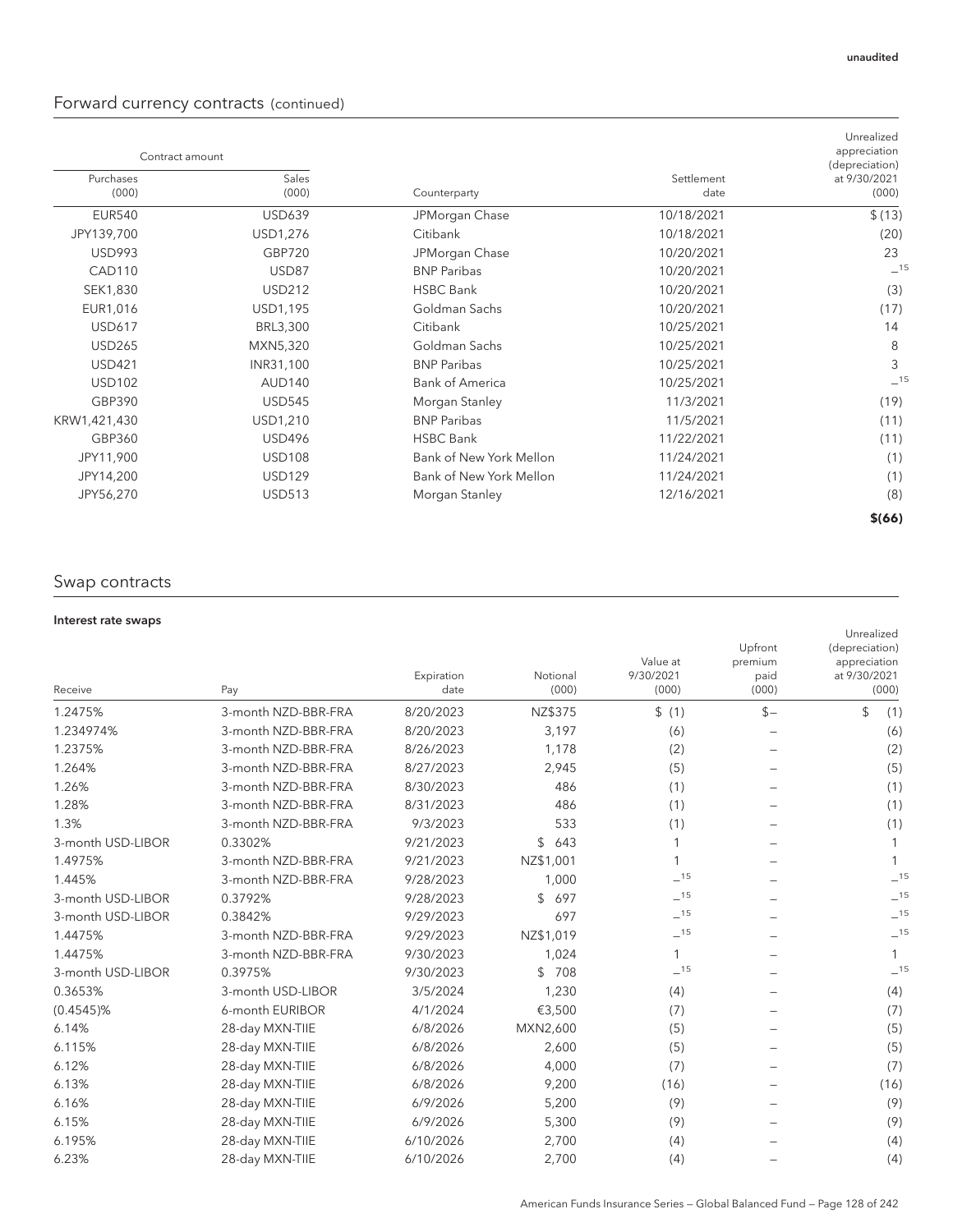unaudited

## Forward currency contracts (continued)

| Contract amount | | | | Unrealized appreciation (depreciation) |
|---|---|---|---|---|
| Purchases (000) | Sales (000) | Counterparty | Settlement date | at 9/30/2021 (000) |
| EUR540 | USD639 | JPMorgan Chase | 10/18/2021 | $(13) |
| JPY139,700 | USD1,276 | Citibank | 10/18/2021 | (20) |
| USD993 | GBP720 | JPMorgan Chase | 10/20/2021 | 23 |
| CAD110 | USD87 | BNP Paribas | 10/20/2021 | —[15] |
| SEK1,830 | USD212 | HSBC Bank | 10/20/2021 | (3) |
| EUR1,016 | USD1,195 | Goldman Sachs | 10/20/2021 | (17) |
| USD617 | BRL3,300 | Citibank | 10/25/2021 | 14 |
| USD265 | MXN5,320 | Goldman Sachs | 10/25/2021 | 8 |
| USD421 | INR31,100 | BNP Paribas | 10/25/2021 | 3 |
| USD102 | AUD140 | Bank of America | 10/25/2021 | —[15] |
| GBP390 | USD545 | Morgan Stanley | 11/3/2021 | (19) |
| KRW1,421,430 | USD1,210 | BNP Paribas | 11/5/2021 | (11) |
| GBP360 | USD496 | HSBC Bank | 11/22/2021 | (11) |
| JPY11,900 | USD108 | Bank of New York Mellon | 11/24/2021 | (1) |
| JPY14,200 | USD129 | Bank of New York Mellon | 11/24/2021 | (1) |
| JPY56,270 | USD513 | Morgan Stanley | 12/16/2021 | (8) |
| | | | | **$(66)** |

## Swap contracts

### Interest rate swaps

| Receive | Pay | Expiration date | Notional (000) | Value at 9/30/2021 (000) | Upfront premium paid (000) | Unrealized (depreciation) appreciation at 9/30/2021 (000) |
|---|---|---|---|---|---|---|
| 1.2475% | 3-month NZD-BBR-FRA | 8/20/2023 | NZ$375 | $ (1) | $— | $ (1) |
| 1.234974% | 3-month NZD-BBR-FRA | 8/20/2023 | 3,197 | (6) | — | (6) |
| 1.2375% | 3-month NZD-BBR-FRA | 8/26/2023 | 1,178 | (2) | — | (2) |
| 1.264% | 3-month NZD-BBR-FRA | 8/27/2023 | 2,945 | (5) | — | (5) |
| 1.26% | 3-month NZD-BBR-FRA | 8/30/2023 | 486 | (1) | — | (1) |
| 1.28% | 3-month NZD-BBR-FRA | 8/31/2023 | 486 | (1) | — | (1) |
| 1.3% | 3-month NZD-BBR-FRA | 9/3/2023 | 533 | (1) | — | (1) |
| 3-month USD-LIBOR | 0.3302% | 9/21/2023 | $ 643 | 1 | — | 1 |
| 1.4975% | 3-month NZD-BBR-FRA | 9/21/2023 | NZ$1,001 | 1 | — | 1 |
| 1.445% | 3-month NZD-BBR-FRA | 9/28/2023 | 1,000 | —[15] | — | —[15] |
| 3-month USD-LIBOR | 0.3792% | 9/28/2023 | $ 697 | —[15] | — | —[15] |
| 3-month USD-LIBOR | 0.3842% | 9/29/2023 | 697 | —[15] | — | —[15] |
| 1.4475% | 3-month NZD-BBR-FRA | 9/29/2023 | NZ$1,019 | —[15] | — | —[15] |
| 1.4475% | 3-month NZD-BBR-FRA | 9/30/2023 | 1,024 | 1 | — | 1 |
| 3-month USD-LIBOR | 0.3975% | 9/30/2023 | $ 708 | —[15] | — | —[15] |
| 0.3653% | 3-month USD-LIBOR | 3/5/2024 | 1,230 | (4) | — | (4) |
| (0.4545)% | 6-month EURIBOR | 4/1/2024 | €3,500 | (7) | — | (7) |
| 6.14% | 28-day MXN-TIIE | 6/8/2026 | MXN2,600 | (5) | — | (5) |
| 6.115% | 28-day MXN-TIIE | 6/8/2026 | 2,600 | (5) | — | (5) |
| 6.12% | 28-day MXN-TIIE | 6/8/2026 | 4,000 | (7) | — | (7) |
| 6.13% | 28-day MXN-TIIE | 6/8/2026 | 9,200 | (16) | — | (16) |
| 6.16% | 28-day MXN-TIIE | 6/9/2026 | 5,200 | (9) | — | (9) |
| 6.15% | 28-day MXN-TIIE | 6/9/2026 | 5,300 | (9) | — | (9) |
| 6.195% | 28-day MXN-TIIE | 6/10/2026 | 2,700 | (4) | — | (4) |
| 6.23% | 28-day MXN-TIIE | 6/10/2026 | 2,700 | (4) | — | (4) |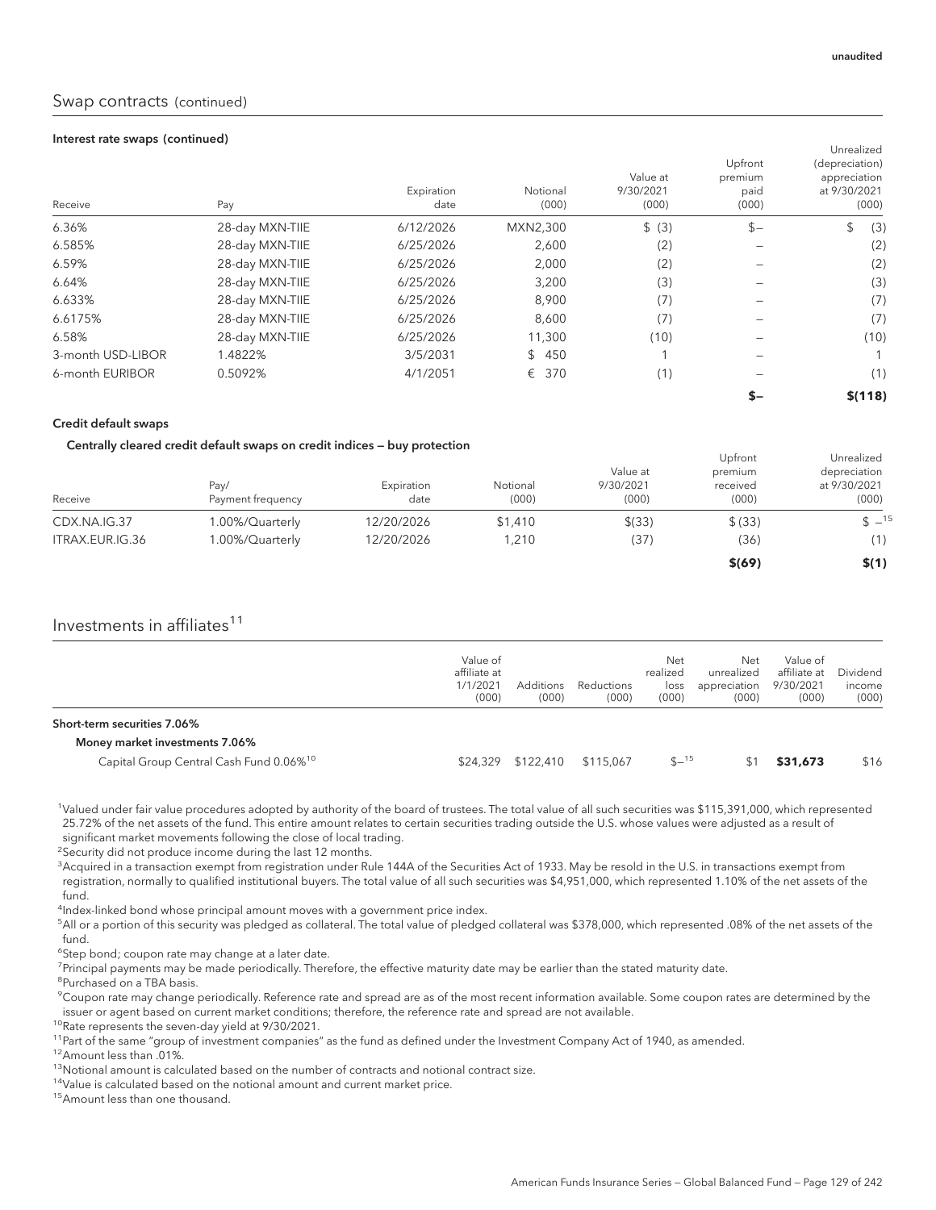unaudited

## Swap contracts (continued)

### Interest rate swaps (continued)

| Receive | Pay | Expiration date | Notional (000) | Value at 9/30/2021 (000) | Upfront premium paid (000) | Unrealized (depreciation) appreciation at 9/30/2021 (000) |
|---|---|---|---|---|---|---|
| 6.36% | 28-day MXN-TIIE | 6/12/2026 | MXN2,300 | $ (3) | $– | $ (3) |
| 6.585% | 28-day MXN-TIIE | 6/25/2026 | 2,600 | (2) | – | (2) |
| 6.59% | 28-day MXN-TIIE | 6/25/2026 | 2,000 | (2) | – | (2) |
| 6.64% | 28-day MXN-TIIE | 6/25/2026 | 3,200 | (3) | – | (3) |
| 6.633% | 28-day MXN-TIIE | 6/25/2026 | 8,900 | (7) | – | (7) |
| 6.6175% | 28-day MXN-TIIE | 6/25/2026 | 8,600 | (7) | – | (7) |
| 6.58% | 28-day MXN-TIIE | 6/25/2026 | 11,300 | (10) | – | (10) |
| 3-month USD-LIBOR | 1.4822% | 3/5/2031 | $ 450 | 1 | – | 1 |
| 6-month EURIBOR | 0.5092% | 4/1/2051 | € 370 | (1) | – | (1) |
| | | | | | **$–** | **$(118)** |

### Credit default swaps

#### Centrally cleared credit default swaps on credit indices — buy protection

| Receive | Pay/ Payment frequency | Expiration date | Notional (000) | Value at 9/30/2021 (000) | Upfront premium received (000) | Unrealized depreciation at 9/30/2021 (000) |
|---|---|---|---|---|---|---|
| CDX.NA.IG.37 | 1.00%/Quarterly | 12/20/2026 | $1,410 | $(33) | $ (33) | $ –[15] |
| ITRAX.EUR.IG.36 | 1.00%/Quarterly | 12/20/2026 | 1,210 | (37) | (36) | (1) |
| | | | | | **$(69)** | **$(1)** |

## Investments in affiliates[11]

| | Value of affiliate at 1/1/2021 (000) | Additions (000) | Reductions (000) | Net realized loss (000) | Net unrealized appreciation (000) | Value of affiliate at 9/30/2021 (000) | Dividend income (000) |
|---|---|---|---|---|---|---|---|
| **Short-term securities 7.06%** | | | | | | | |
| **Money market investments 7.06%** | | | | | | | |
| Capital Group Central Cash Fund 0.06%[10] | $24,329 | $122,410 | $115,067 | $–[15] | $1 | **$31,673** | $16 |

[1]Valued under fair value procedures adopted by authority of the board of trustees. The total value of all such securities was $115,391,000, which represented 25.72% of the net assets of the fund. This entire amount relates to certain securities trading outside the U.S. whose values were adjusted as a result of significant market movements following the close of local trading.

[2]Security did not produce income during the last 12 months.

[3]Acquired in a transaction exempt from registration under Rule 144A of the Securities Act of 1933. May be resold in the U.S. in transactions exempt from registration, normally to qualified institutional buyers. The total value of all such securities was $4,951,000, which represented 1.10% of the net assets of the fund.

[4]Index-linked bond whose principal amount moves with a government price index.

[5]All or a portion of this security was pledged as collateral. The total value of pledged collateral was $378,000, which represented .08% of the net assets of the fund.

[6]Step bond; coupon rate may change at a later date.

[7]Principal payments may be made periodically. Therefore, the effective maturity date may be earlier than the stated maturity date.

[8]Purchased on a TBA basis.

[9]Coupon rate may change periodically. Reference rate and spread are as of the most recent information available. Some coupon rates are determined by the issuer or agent based on current market conditions; therefore, the reference rate and spread are not available.

[10]Rate represents the seven-day yield at 9/30/2021.

[11]Part of the same "group of investment companies" as the fund as defined under the Investment Company Act of 1940, as amended.

[12]Amount less than .01%.

[13]Notional amount is calculated based on the number of contracts and notional contract size.

[14]Value is calculated based on the notional amount and current market price.

[15]Amount less than one thousand.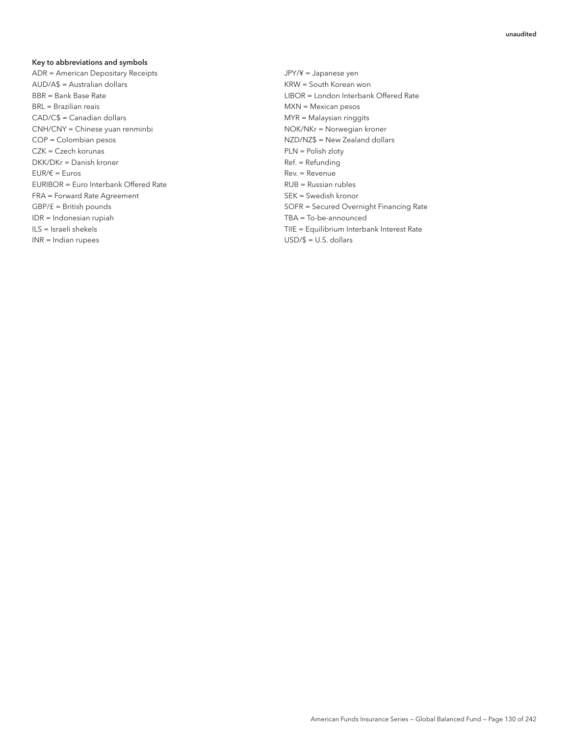**Key to abbreviations and symbols**

ADR = American Depositary Receipts
AUD/A$ = Australian dollars
BBR = Bank Base Rate
BRL = Brazilian reais
CAD/C$ = Canadian dollars
CNH/CNY = Chinese yuan renminbi
COP = Colombian pesos
CZK = Czech korunas
DKK/DKr = Danish kroner
EUR/€ = Euros
EURIBOR = Euro Interbank Offered Rate
FRA = Forward Rate Agreement
GBP/£ = British pounds
IDR = Indonesian rupiah
ILS = Israeli shekels
INR = Indian rupees
JPY/¥ = Japanese yen
KRW = South Korean won
LIBOR = London Interbank Offered Rate
MXN = Mexican pesos
MYR = Malaysian ringgits
NOK/NKr = Norwegian kroner
NZD/NZ$ = New Zealand dollars
PLN = Polish zloty
Ref. = Refunding
Rev. = Revenue
RUB = Russian rubles
SEK = Swedish kronor
SOFR = Secured Overnight Financing Rate
TBA = To-be-announced
TIIE = Equilibrium Interbank Interest Rate
USD/$ = U.S. dollars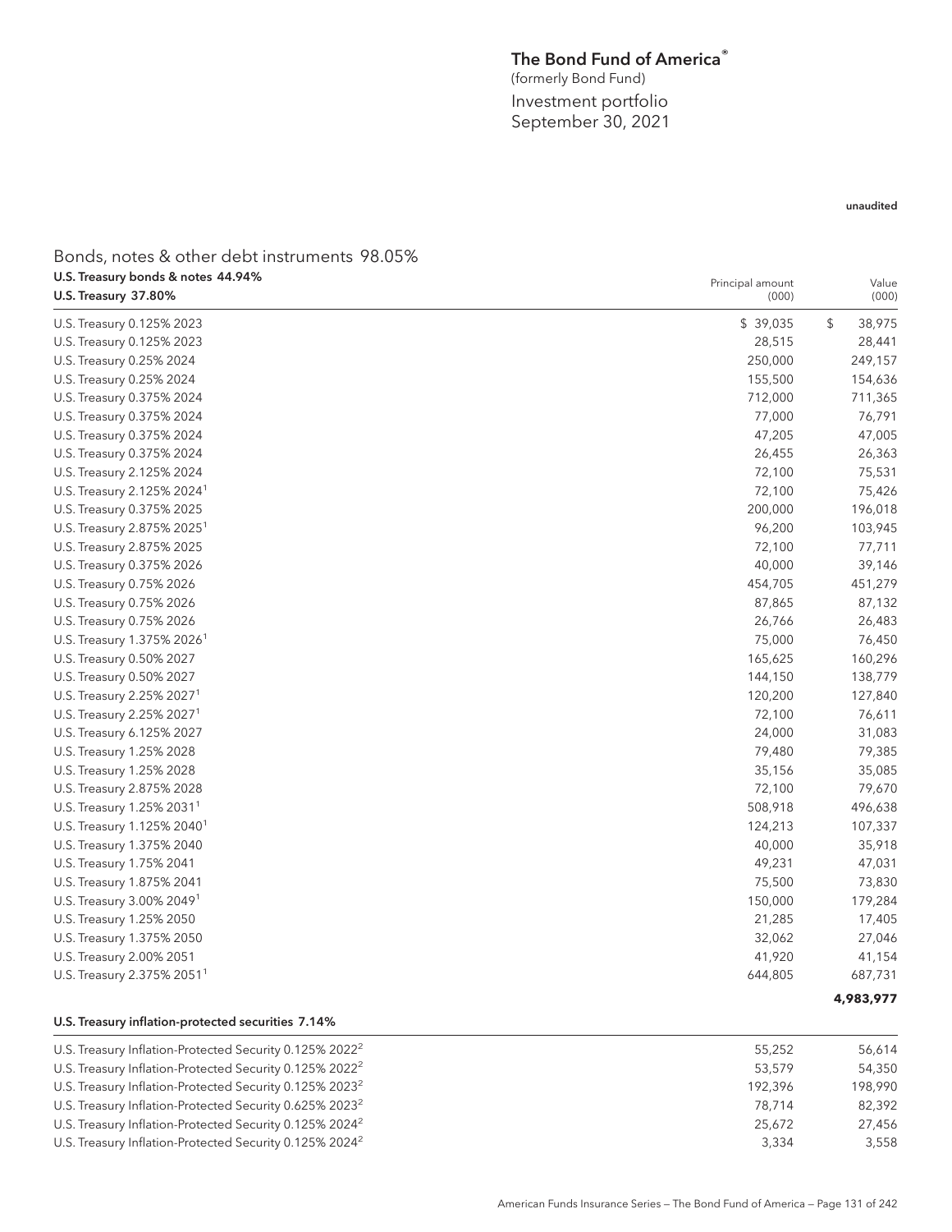# The Bond Fund of America®

(formerly Bond Fund)

Investment portfolio
September 30, 2021

unaudited

## Bonds, notes & other debt instruments 98.05%

### U.S. Treasury bonds & notes 44.94%

| U.S. Treasury 37.80% | Principal amount (000) | Value (000) |
|---|---|---|
| U.S. Treasury 0.125% 2023 | $ 39,035 | $ 38,975 |
| U.S. Treasury 0.125% 2023 | 28,515 | 28,441 |
| U.S. Treasury 0.25% 2024 | 250,000 | 249,157 |
| U.S. Treasury 0.25% 2024 | 155,500 | 154,636 |
| U.S. Treasury 0.375% 2024 | 712,000 | 711,365 |
| U.S. Treasury 0.375% 2024 | 77,000 | 76,791 |
| U.S. Treasury 0.375% 2024 | 47,205 | 47,005 |
| U.S. Treasury 0.375% 2024 | 26,455 | 26,363 |
| U.S. Treasury 2.125% 2024 | 72,100 | 75,531 |
| U.S. Treasury 2.125% 2024[1] | 72,100 | 75,426 |
| U.S. Treasury 0.375% 2025 | 200,000 | 196,018 |
| U.S. Treasury 2.875% 2025[1] | 96,200 | 103,945 |
| U.S. Treasury 2.875% 2025 | 72,100 | 77,711 |
| U.S. Treasury 0.375% 2026 | 40,000 | 39,146 |
| U.S. Treasury 0.75% 2026 | 454,705 | 451,279 |
| U.S. Treasury 0.75% 2026 | 87,865 | 87,132 |
| U.S. Treasury 0.75% 2026 | 26,766 | 26,483 |
| U.S. Treasury 1.375% 2026[1] | 75,000 | 76,450 |
| U.S. Treasury 0.50% 2027 | 165,625 | 160,296 |
| U.S. Treasury 0.50% 2027 | 144,150 | 138,779 |
| U.S. Treasury 2.25% 2027[1] | 120,200 | 127,840 |
| U.S. Treasury 2.25% 2027[1] | 72,100 | 76,611 |
| U.S. Treasury 6.125% 2027 | 24,000 | 31,083 |
| U.S. Treasury 1.25% 2028 | 79,480 | 79,385 |
| U.S. Treasury 1.25% 2028 | 35,156 | 35,085 |
| U.S. Treasury 2.875% 2028 | 72,100 | 79,670 |
| U.S. Treasury 1.25% 2031[1] | 508,918 | 496,638 |
| U.S. Treasury 1.125% 2040[1] | 124,213 | 107,337 |
| U.S. Treasury 1.375% 2040 | 40,000 | 35,918 |
| U.S. Treasury 1.75% 2041 | 49,231 | 47,031 |
| U.S. Treasury 1.875% 2041 | 75,500 | 73,830 |
| U.S. Treasury 3.00% 2049[1] | 150,000 | 179,284 |
| U.S. Treasury 1.25% 2050 | 21,285 | 17,405 |
| U.S. Treasury 1.375% 2050 | 32,062 | 27,046 |
| U.S. Treasury 2.00% 2051 | 41,920 | 41,154 |
| U.S. Treasury 2.375% 2051[1] | 644,805 | 687,731 |
| | | **4,983,977** |

| U.S. Treasury inflation-protected securities 7.14% | | |
|---|---|---|
| U.S. Treasury Inflation-Protected Security 0.125% 2022[2] | 55,252 | 56,614 |
| U.S. Treasury Inflation-Protected Security 0.125% 2022[2] | 53,579 | 54,350 |
| U.S. Treasury Inflation-Protected Security 0.125% 2023[2] | 192,396 | 198,990 |
| U.S. Treasury Inflation-Protected Security 0.625% 2023[2] | 78,714 | 82,392 |
| U.S. Treasury Inflation-Protected Security 0.125% 2024[2] | 25,672 | 27,456 |
| U.S. Treasury Inflation-Protected Security 0.125% 2024[2] | 3,334 | 3,558 |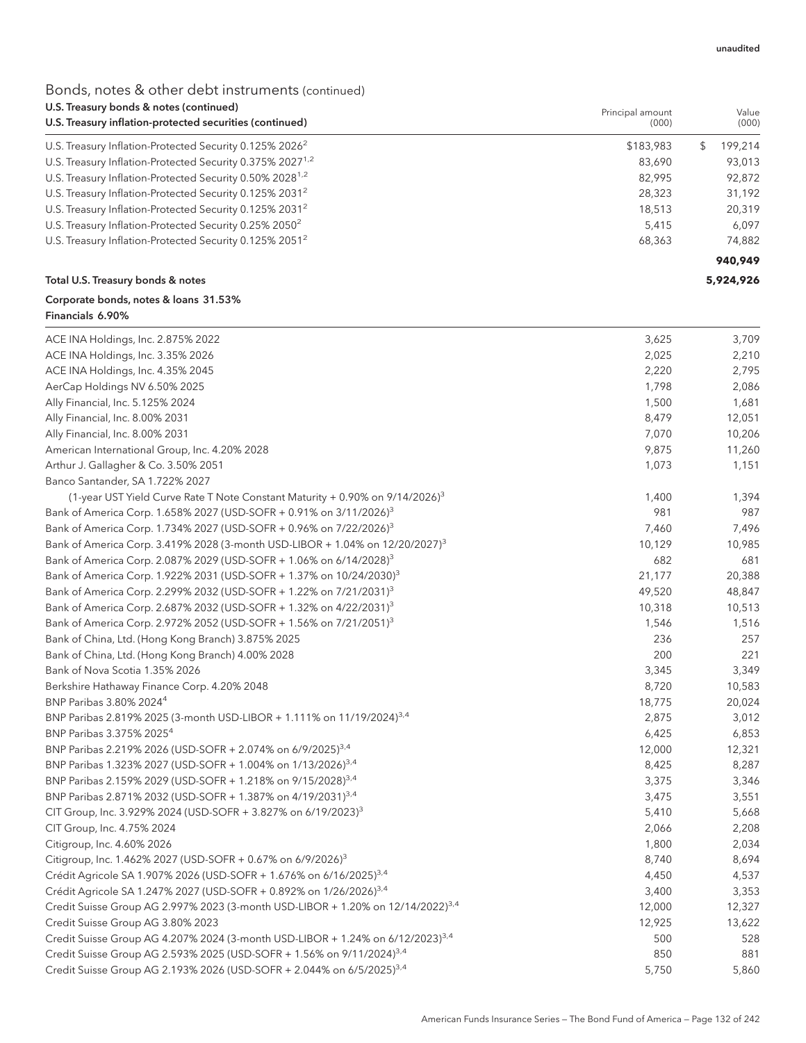unaudited

## Bonds, notes & other debt instruments (continued)

| U.S. Treasury bonds & notes (continued)<br>U.S. Treasury inflation-protected securities (continued) | Principal amount (000) | Value (000) |
|---|---|---|
| U.S. Treasury Inflation-Protected Security 0.125% 2026[2] | $183,983 | $ 199,214 |
| U.S. Treasury Inflation-Protected Security 0.375% 2027[1,2] | 83,690 | 93,013 |
| U.S. Treasury Inflation-Protected Security 0.50% 2028[1,2] | 82,995 | 92,872 |
| U.S. Treasury Inflation-Protected Security 0.125% 2031[2] | 28,323 | 31,192 |
| U.S. Treasury Inflation-Protected Security 0.125% 2031[2] | 18,513 | 20,319 |
| U.S. Treasury Inflation-Protected Security 0.25% 2050[2] | 5,415 | 6,097 |
| U.S. Treasury Inflation-Protected Security 0.125% 2051[2] | 68,363 | 74,882 |
| | | **940,949** |
| **Total U.S. Treasury bonds & notes** | | **5,924,926** |

| Corporate bonds, notes & loans 31.53%<br>Financials 6.90% | Principal amount (000) | Value (000) |
|---|---|---|
| ACE INA Holdings, Inc. 2.875% 2022 | 3,625 | 3,709 |
| ACE INA Holdings, Inc. 3.35% 2026 | 2,025 | 2,210 |
| ACE INA Holdings, Inc. 4.35% 2045 | 2,220 | 2,795 |
| AerCap Holdings NV 6.50% 2025 | 1,798 | 2,086 |
| Ally Financial, Inc. 5.125% 2024 | 1,500 | 1,681 |
| Ally Financial, Inc. 8.00% 2031 | 8,479 | 12,051 |
| Ally Financial, Inc. 8.00% 2031 | 7,070 | 10,206 |
| American International Group, Inc. 4.20% 2028 | 9,875 | 11,260 |
| Arthur J. Gallagher & Co. 3.50% 2051 | 1,073 | 1,151 |
| Banco Santander, SA 1.722% 2027 (1-year UST Yield Curve Rate T Note Constant Maturity + 0.90% on 9/14/2026)[3] | 1,400 | 1,394 |
| Bank of America Corp. 1.658% 2027 (USD-SOFR + 0.91% on 3/11/2026)[3] | 981 | 987 |
| Bank of America Corp. 1.734% 2027 (USD-SOFR + 0.96% on 7/22/2026)[3] | 7,460 | 7,496 |
| Bank of America Corp. 3.419% 2028 (3-month USD-LIBOR + 1.04% on 12/20/2027)[3] | 10,129 | 10,985 |
| Bank of America Corp. 2.087% 2029 (USD-SOFR + 1.06% on 6/14/2028)[3] | 682 | 681 |
| Bank of America Corp. 1.922% 2031 (USD-SOFR + 1.37% on 10/24/2030)[3] | 21,177 | 20,388 |
| Bank of America Corp. 2.299% 2032 (USD-SOFR + 1.22% on 7/21/2031)[3] | 49,520 | 48,847 |
| Bank of America Corp. 2.687% 2032 (USD-SOFR + 1.32% on 4/22/2031)[3] | 10,318 | 10,513 |
| Bank of America Corp. 2.972% 2052 (USD-SOFR + 1.56% on 7/21/2051)[3] | 1,546 | 1,516 |
| Bank of China, Ltd. (Hong Kong Branch) 3.875% 2025 | 236 | 257 |
| Bank of China, Ltd. (Hong Kong Branch) 4.00% 2028 | 200 | 221 |
| Bank of Nova Scotia 1.35% 2026 | 3,345 | 3,349 |
| Berkshire Hathaway Finance Corp. 4.20% 2048 | 8,720 | 10,583 |
| BNP Paribas 3.80% 2024[4] | 18,775 | 20,024 |
| BNP Paribas 2.819% 2025 (3-month USD-LIBOR + 1.111% on 11/19/2024)[3,4] | 2,875 | 3,012 |
| BNP Paribas 3.375% 2025[4] | 6,425 | 6,853 |
| BNP Paribas 2.219% 2026 (USD-SOFR + 2.074% on 6/9/2025)[3,4] | 12,000 | 12,321 |
| BNP Paribas 1.323% 2027 (USD-SOFR + 1.004% on 1/13/2026)[3,4] | 8,425 | 8,287 |
| BNP Paribas 2.159% 2029 (USD-SOFR + 1.218% on 9/15/2028)[3,4] | 3,375 | 3,346 |
| BNP Paribas 2.871% 2032 (USD-SOFR + 1.387% on 4/19/2031)[3,4] | 3,475 | 3,551 |
| CIT Group, Inc. 3.929% 2024 (USD-SOFR + 3.827% on 6/19/2023)[3] | 5,410 | 5,668 |
| CIT Group, Inc. 4.75% 2024 | 2,066 | 2,208 |
| Citigroup, Inc. 4.60% 2026 | 1,800 | 2,034 |
| Citigroup, Inc. 1.462% 2027 (USD-SOFR + 0.67% on 6/9/2026)[3] | 8,740 | 8,694 |
| Crédit Agricole SA 1.907% 2026 (USD-SOFR + 1.676% on 6/16/2025)[3,4] | 4,450 | 4,537 |
| Crédit Agricole SA 1.247% 2027 (USD-SOFR + 0.892% on 1/26/2026)[3,4] | 3,400 | 3,353 |
| Credit Suisse Group AG 2.997% 2023 (3-month USD-LIBOR + 1.20% on 12/14/2022)[3,4] | 12,000 | 12,327 |
| Credit Suisse Group AG 3.80% 2023 | 12,925 | 13,622 |
| Credit Suisse Group AG 4.207% 2024 (3-month USD-LIBOR + 1.24% on 6/12/2023)[3,4] | 500 | 528 |
| Credit Suisse Group AG 2.593% 2025 (USD-SOFR + 1.56% on 9/11/2024)[3,4] | 850 | 881 |
| Credit Suisse Group AG 2.193% 2026 (USD-SOFR + 2.044% on 6/5/2025)[3,4] | 5,750 | 5,860 |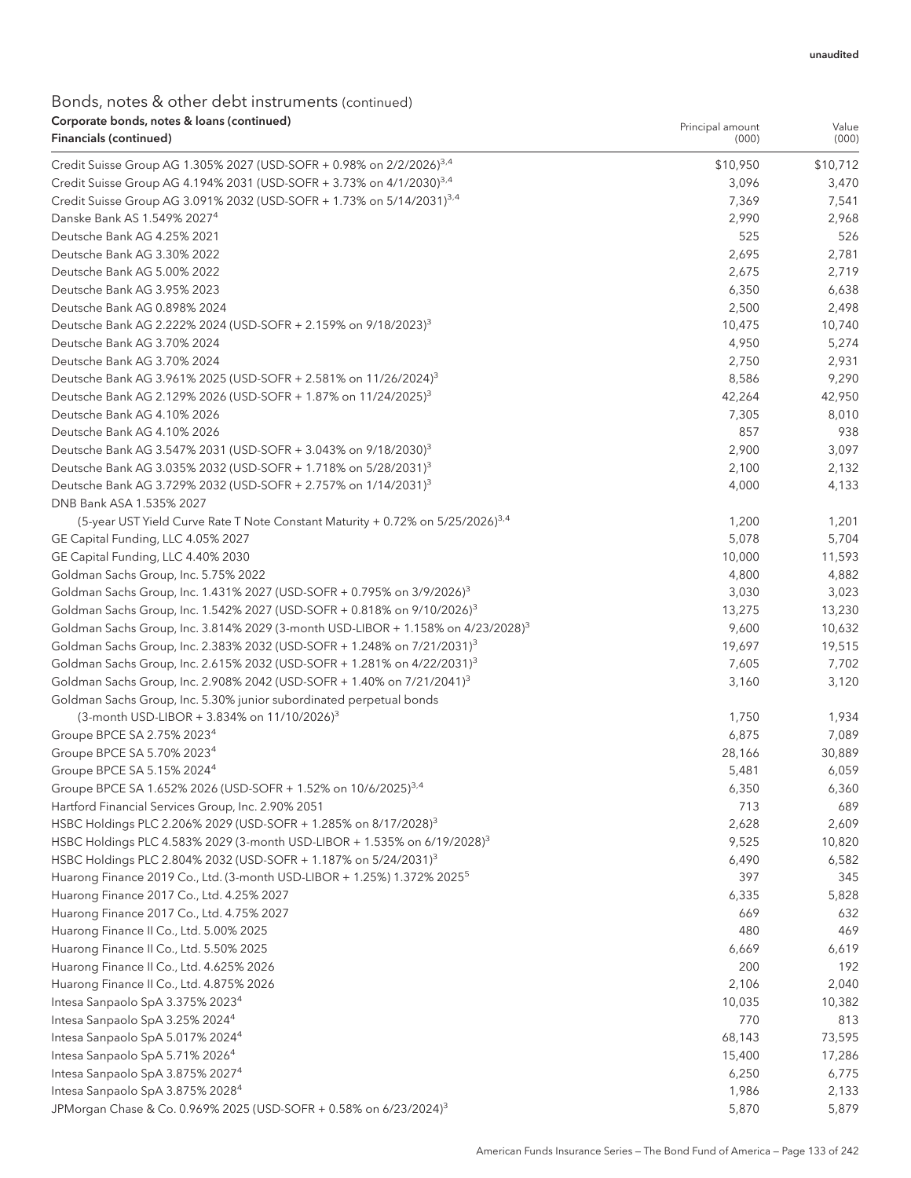unaudited

## Bonds, notes & other debt instruments (continued)

**Corporate bonds, notes & loans (continued)**

| **Financials (continued)** | Principal amount (000) | Value (000) |
|---|---|---|
| Credit Suisse Group AG 1.305% 2027 (USD-SOFR + 0.98% on 2/2/2026)[3,4] | $10,950 | $10,712 |
| Credit Suisse Group AG 4.194% 2031 (USD-SOFR + 3.73% on 4/1/2030)[3,4] | 3,096 | 3,470 |
| Credit Suisse Group AG 3.091% 2032 (USD-SOFR + 1.73% on 5/14/2031)[3,4] | 7,369 | 7,541 |
| Danske Bank AS 1.549% 2027[4] | 2,990 | 2,968 |
| Deutsche Bank AG 4.25% 2021 | 525 | 526 |
| Deutsche Bank AG 3.30% 2022 | 2,695 | 2,781 |
| Deutsche Bank AG 5.00% 2022 | 2,675 | 2,719 |
| Deutsche Bank AG 3.95% 2023 | 6,350 | 6,638 |
| Deutsche Bank AG 0.898% 2024 | 2,500 | 2,498 |
| Deutsche Bank AG 2.222% 2024 (USD-SOFR + 2.159% on 9/18/2023)[3] | 10,475 | 10,740 |
| Deutsche Bank AG 3.70% 2024 | 4,950 | 5,274 |
| Deutsche Bank AG 3.70% 2024 | 2,750 | 2,931 |
| Deutsche Bank AG 3.961% 2025 (USD-SOFR + 2.581% on 11/26/2024)[3] | 8,586 | 9,290 |
| Deutsche Bank AG 2.129% 2026 (USD-SOFR + 1.87% on 11/24/2025)[3] | 42,264 | 42,950 |
| Deutsche Bank AG 4.10% 2026 | 7,305 | 8,010 |
| Deutsche Bank AG 4.10% 2026 | 857 | 938 |
| Deutsche Bank AG 3.547% 2031 (USD-SOFR + 3.043% on 9/18/2030)[3] | 2,900 | 3,097 |
| Deutsche Bank AG 3.035% 2032 (USD-SOFR + 1.718% on 5/28/2031)[3] | 2,100 | 2,132 |
| Deutsche Bank AG 3.729% 2032 (USD-SOFR + 2.757% on 1/14/2031)[3] | 4,000 | 4,133 |
| DNB Bank ASA 1.535% 2027 (5-year UST Yield Curve Rate T Note Constant Maturity + 0.72% on 5/25/2026)[3,4] | 1,200 | 1,201 |
| GE Capital Funding, LLC 4.05% 2027 | 5,078 | 5,704 |
| GE Capital Funding, LLC 4.40% 2030 | 10,000 | 11,593 |
| Goldman Sachs Group, Inc. 5.75% 2022 | 4,800 | 4,882 |
| Goldman Sachs Group, Inc. 1.431% 2027 (USD-SOFR + 0.795% on 3/9/2026)[3] | 3,030 | 3,023 |
| Goldman Sachs Group, Inc. 1.542% 2027 (USD-SOFR + 0.818% on 9/10/2026)[3] | 13,275 | 13,230 |
| Goldman Sachs Group, Inc. 3.814% 2029 (3-month USD-LIBOR + 1.158% on 4/23/2028)[3] | 9,600 | 10,632 |
| Goldman Sachs Group, Inc. 2.383% 2032 (USD-SOFR + 1.248% on 7/21/2031)[3] | 19,697 | 19,515 |
| Goldman Sachs Group, Inc. 2.615% 2032 (USD-SOFR + 1.281% on 4/22/2031)[3] | 7,605 | 7,702 |
| Goldman Sachs Group, Inc. 2.908% 2042 (USD-SOFR + 1.40% on 7/21/2041)[3] | 3,160 | 3,120 |
| Goldman Sachs Group, Inc. 5.30% junior subordinated perpetual bonds (3-month USD-LIBOR + 3.834% on 11/10/2026)[3] | 1,750 | 1,934 |
| Groupe BPCE SA 2.75% 2023[4] | 6,875 | 7,089 |
| Groupe BPCE SA 5.70% 2023[4] | 28,166 | 30,889 |
| Groupe BPCE SA 5.15% 2024[4] | 5,481 | 6,059 |
| Groupe BPCE SA 1.652% 2026 (USD-SOFR + 1.52% on 10/6/2025)[3,4] | 6,350 | 6,360 |
| Hartford Financial Services Group, Inc. 2.90% 2051 | 713 | 689 |
| HSBC Holdings PLC 2.206% 2029 (USD-SOFR + 1.285% on 8/17/2028)[3] | 2,628 | 2,609 |
| HSBC Holdings PLC 4.583% 2029 (3-month USD-LIBOR + 1.535% on 6/19/2028)[3] | 9,525 | 10,820 |
| HSBC Holdings PLC 2.804% 2032 (USD-SOFR + 1.187% on 5/24/2031)[3] | 6,490 | 6,582 |
| Huarong Finance 2019 Co., Ltd. (3-month USD-LIBOR + 1.25%) 1.372% 2025[5] | 397 | 345 |
| Huarong Finance 2017 Co., Ltd. 4.25% 2027 | 6,335 | 5,828 |
| Huarong Finance 2017 Co., Ltd. 4.75% 2027 | 669 | 632 |
| Huarong Finance II Co., Ltd. 5.00% 2025 | 480 | 469 |
| Huarong Finance II Co., Ltd. 5.50% 2025 | 6,669 | 6,619 |
| Huarong Finance II Co., Ltd. 4.625% 2026 | 200 | 192 |
| Huarong Finance II Co., Ltd. 4.875% 2026 | 2,106 | 2,040 |
| Intesa Sanpaolo SpA 3.375% 2023[4] | 10,035 | 10,382 |
| Intesa Sanpaolo SpA 3.25% 2024[4] | 770 | 813 |
| Intesa Sanpaolo SpA 5.017% 2024[4] | 68,143 | 73,595 |
| Intesa Sanpaolo SpA 5.71% 2026[4] | 15,400 | 17,286 |
| Intesa Sanpaolo SpA 3.875% 2027[4] | 6,250 | 6,775 |
| Intesa Sanpaolo SpA 3.875% 2028[4] | 1,986 | 2,133 |
| JPMorgan Chase & Co. 0.969% 2025 (USD-SOFR + 0.58% on 6/23/2024)[3] | 5,870 | 5,879 |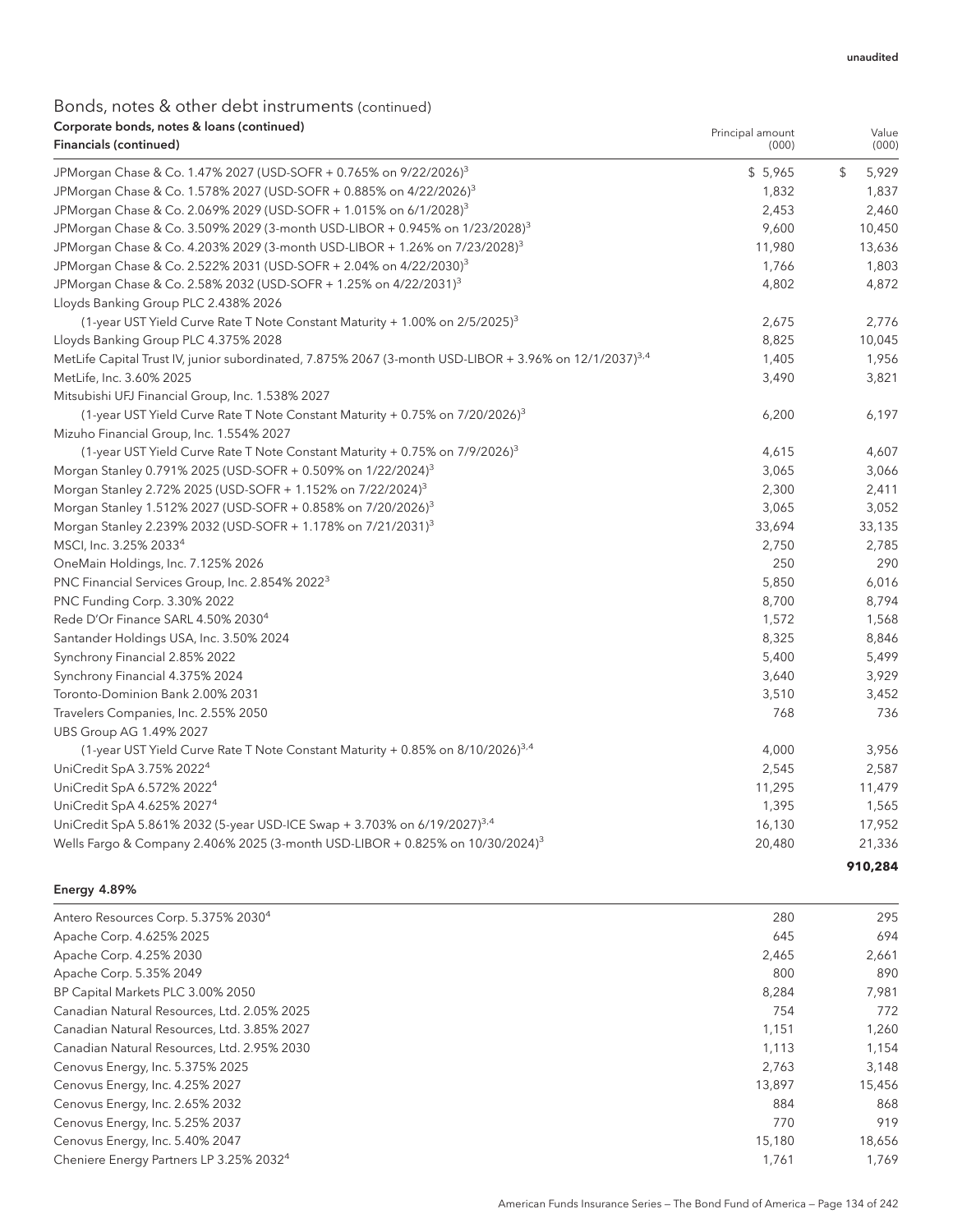unaudited

## Bonds, notes & other debt instruments (continued)

**Corporate bonds, notes & loans (continued)**

| **Financials (continued)** | Principal amount (000) | Value (000) |
|---|---|---|
| JPMorgan Chase & Co. 1.47% 2027 (USD-SOFR + 0.765% on 9/22/2026)[3] | $ 5,965 | $ 5,929 |
| JPMorgan Chase & Co. 1.578% 2027 (USD-SOFR + 0.885% on 4/22/2026)[3] | 1,832 | 1,837 |
| JPMorgan Chase & Co. 2.069% 2029 (USD-SOFR + 1.015% on 6/1/2028)[3] | 2,453 | 2,460 |
| JPMorgan Chase & Co. 3.509% 2029 (3-month USD-LIBOR + 0.945% on 1/23/2028)[3] | 9,600 | 10,450 |
| JPMorgan Chase & Co. 4.203% 2029 (3-month USD-LIBOR + 1.26% on 7/23/2028)[3] | 11,980 | 13,636 |
| JPMorgan Chase & Co. 2.522% 2031 (USD-SOFR + 2.04% on 4/22/2030)[3] | 1,766 | 1,803 |
| JPMorgan Chase & Co. 2.58% 2032 (USD-SOFR + 1.25% on 4/22/2031)[3] | 4,802 | 4,872 |
| Lloyds Banking Group PLC 2.438% 2026 | | |
| (1-year UST Yield Curve Rate T Note Constant Maturity + 1.00% on 2/5/2025)[3] | 2,675 | 2,776 |
| Lloyds Banking Group PLC 4.375% 2028 | 8,825 | 10,045 |
| MetLife Capital Trust IV, junior subordinated, 7.875% 2067 (3-month USD-LIBOR + 3.96% on 12/1/2037)[3,4] | 1,405 | 1,956 |
| MetLife, Inc. 3.60% 2025 | 3,490 | 3,821 |
| Mitsubishi UFJ Financial Group, Inc. 1.538% 2027 | | |
| (1-year UST Yield Curve Rate T Note Constant Maturity + 0.75% on 7/20/2026)[3] | 6,200 | 6,197 |
| Mizuho Financial Group, Inc. 1.554% 2027 | | |
| (1-year UST Yield Curve Rate T Note Constant Maturity + 0.75% on 7/9/2026)[3] | 4,615 | 4,607 |
| Morgan Stanley 0.791% 2025 (USD-SOFR + 0.509% on 1/22/2024)[3] | 3,065 | 3,066 |
| Morgan Stanley 2.72% 2025 (USD-SOFR + 1.152% on 7/22/2024)[3] | 2,300 | 2,411 |
| Morgan Stanley 1.512% 2027 (USD-SOFR + 0.858% on 7/20/2026)[3] | 3,065 | 3,052 |
| Morgan Stanley 2.239% 2032 (USD-SOFR + 1.178% on 7/21/2031)[3] | 33,694 | 33,135 |
| MSCI, Inc. 3.25% 2033[4] | 2,750 | 2,785 |
| OneMain Holdings, Inc. 7.125% 2026 | 250 | 290 |
| PNC Financial Services Group, Inc. 2.854% 2022[3] | 5,850 | 6,016 |
| PNC Funding Corp. 3.30% 2022 | 8,700 | 8,794 |
| Rede D'Or Finance SARL 4.50% 2030[4] | 1,572 | 1,568 |
| Santander Holdings USA, Inc. 3.50% 2024 | 8,325 | 8,846 |
| Synchrony Financial 2.85% 2022 | 5,400 | 5,499 |
| Synchrony Financial 4.375% 2024 | 3,640 | 3,929 |
| Toronto-Dominion Bank 2.00% 2031 | 3,510 | 3,452 |
| Travelers Companies, Inc. 2.55% 2050 | 768 | 736 |
| UBS Group AG 1.49% 2027 | | |
| (1-year UST Yield Curve Rate T Note Constant Maturity + 0.85% on 8/10/2026)[3,4] | 4,000 | 3,956 |
| UniCredit SpA 3.75% 2022[4] | 2,545 | 2,587 |
| UniCredit SpA 6.572% 2022[4] | 11,295 | 11,479 |
| UniCredit SpA 4.625% 2027[4] | 1,395 | 1,565 |
| UniCredit SpA 5.861% 2032 (5-year USD-ICE Swap + 3.703% on 6/19/2027)[3,4] | 16,130 | 17,952 |
| Wells Fargo & Company 2.406% 2025 (3-month USD-LIBOR + 0.825% on 10/30/2024)[3] | 20,480 | 21,336 |
| | | **910,284** |

| **Energy 4.89%** | | |
|---|---|---|
| Antero Resources Corp. 5.375% 2030[4] | 280 | 295 |
| Apache Corp. 4.625% 2025 | 645 | 694 |
| Apache Corp. 4.25% 2030 | 2,465 | 2,661 |
| Apache Corp. 5.35% 2049 | 800 | 890 |
| BP Capital Markets PLC 3.00% 2050 | 8,284 | 7,981 |
| Canadian Natural Resources, Ltd. 2.05% 2025 | 754 | 772 |
| Canadian Natural Resources, Ltd. 3.85% 2027 | 1,151 | 1,260 |
| Canadian Natural Resources, Ltd. 2.95% 2030 | 1,113 | 1,154 |
| Cenovus Energy, Inc. 5.375% 2025 | 2,763 | 3,148 |
| Cenovus Energy, Inc. 4.25% 2027 | 13,897 | 15,456 |
| Cenovus Energy, Inc. 2.65% 2032 | 884 | 868 |
| Cenovus Energy, Inc. 5.25% 2037 | 770 | 919 |
| Cenovus Energy, Inc. 5.40% 2047 | 15,180 | 18,656 |
| Cheniere Energy Partners LP 3.25% 2032[4] | 1,761 | 1,769 |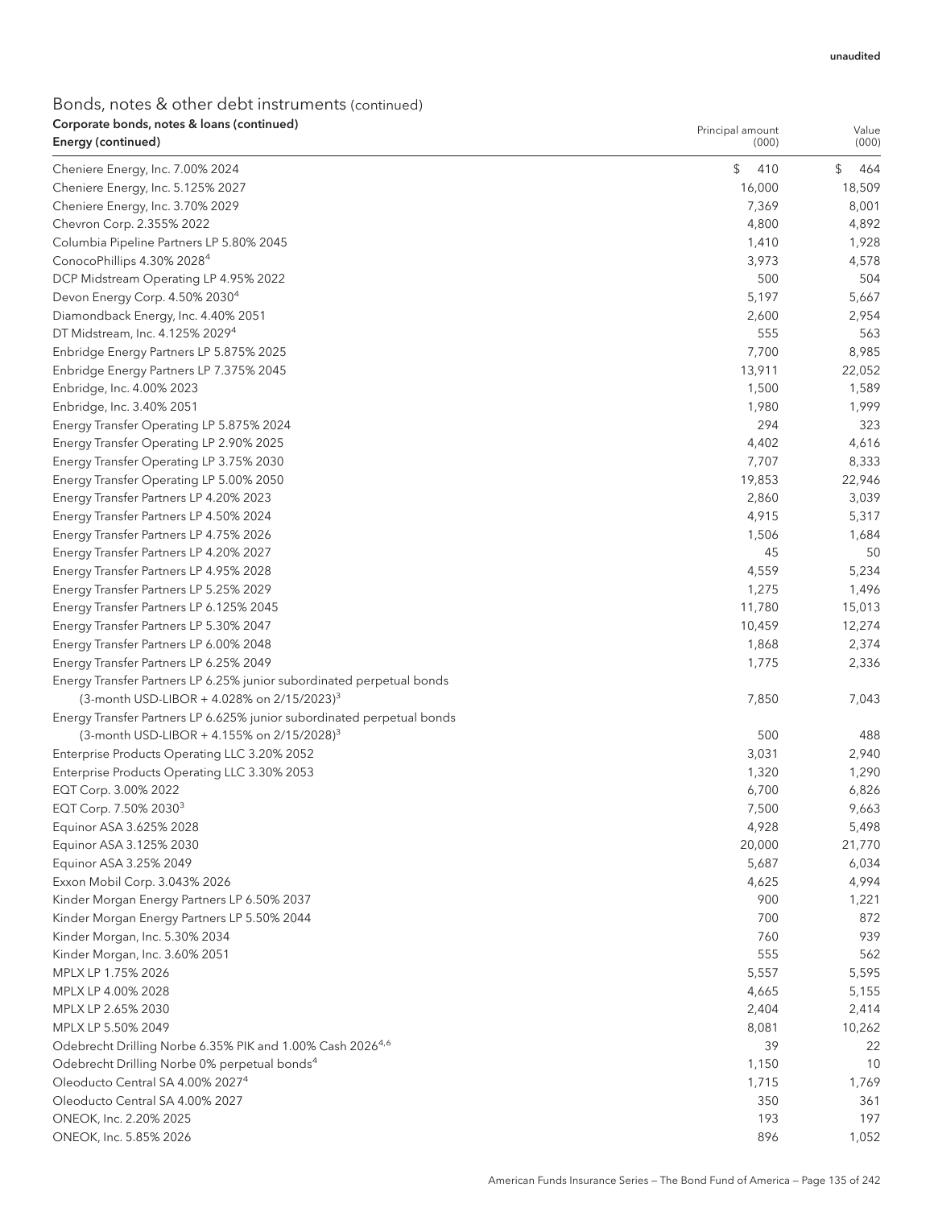unaudited

## Bonds, notes & other debt instruments (continued)

| Corporate bonds, notes & loans (continued)<br>Energy (continued) | Principal amount (000) | Value (000) |
|---|---|---|
| Cheniere Energy, Inc. 7.00% 2024 | $ 410 | $ 464 |
| Cheniere Energy, Inc. 5.125% 2027 | 16,000 | 18,509 |
| Cheniere Energy, Inc. 3.70% 2029 | 7,369 | 8,001 |
| Chevron Corp. 2.355% 2022 | 4,800 | 4,892 |
| Columbia Pipeline Partners LP 5.80% 2045 | 1,410 | 1,928 |
| ConocoPhillips 4.30% 2028[4] | 3,973 | 4,578 |
| DCP Midstream Operating LP 4.95% 2022 | 500 | 504 |
| Devon Energy Corp. 4.50% 2030[4] | 5,197 | 5,667 |
| Diamondback Energy, Inc. 4.40% 2051 | 2,600 | 2,954 |
| DT Midstream, Inc. 4.125% 2029[4] | 555 | 563 |
| Enbridge Energy Partners LP 5.875% 2025 | 7,700 | 8,985 |
| Enbridge Energy Partners LP 7.375% 2045 | 13,911 | 22,052 |
| Enbridge, Inc. 4.00% 2023 | 1,500 | 1,589 |
| Enbridge, Inc. 3.40% 2051 | 1,980 | 1,999 |
| Energy Transfer Operating LP 5.875% 2024 | 294 | 323 |
| Energy Transfer Operating LP 2.90% 2025 | 4,402 | 4,616 |
| Energy Transfer Operating LP 3.75% 2030 | 7,707 | 8,333 |
| Energy Transfer Operating LP 5.00% 2050 | 19,853 | 22,946 |
| Energy Transfer Partners LP 4.20% 2023 | 2,860 | 3,039 |
| Energy Transfer Partners LP 4.50% 2024 | 4,915 | 5,317 |
| Energy Transfer Partners LP 4.75% 2026 | 1,506 | 1,684 |
| Energy Transfer Partners LP 4.20% 2027 | 45 | 50 |
| Energy Transfer Partners LP 4.95% 2028 | 4,559 | 5,234 |
| Energy Transfer Partners LP 5.25% 2029 | 1,275 | 1,496 |
| Energy Transfer Partners LP 6.125% 2045 | 11,780 | 15,013 |
| Energy Transfer Partners LP 5.30% 2047 | 10,459 | 12,274 |
| Energy Transfer Partners LP 6.00% 2048 | 1,868 | 2,374 |
| Energy Transfer Partners LP 6.25% 2049 | 1,775 | 2,336 |
| Energy Transfer Partners LP 6.25% junior subordinated perpetual bonds (3-month USD-LIBOR + 4.028% on 2/15/2023)[3] | 7,850 | 7,043 |
| Energy Transfer Partners LP 6.625% junior subordinated perpetual bonds (3-month USD-LIBOR + 4.155% on 2/15/2028)[3] | 500 | 488 |
| Enterprise Products Operating LLC 3.20% 2052 | 3,031 | 2,940 |
| Enterprise Products Operating LLC 3.30% 2053 | 1,320 | 1,290 |
| EQT Corp. 3.00% 2022 | 6,700 | 6,826 |
| EQT Corp. 7.50% 2030[3] | 7,500 | 9,663 |
| Equinor ASA 3.625% 2028 | 4,928 | 5,498 |
| Equinor ASA 3.125% 2030 | 20,000 | 21,770 |
| Equinor ASA 3.25% 2049 | 5,687 | 6,034 |
| Exxon Mobil Corp. 3.043% 2026 | 4,625 | 4,994 |
| Kinder Morgan Energy Partners LP 6.50% 2037 | 900 | 1,221 |
| Kinder Morgan Energy Partners LP 5.50% 2044 | 700 | 872 |
| Kinder Morgan, Inc. 5.30% 2034 | 760 | 939 |
| Kinder Morgan, Inc. 3.60% 2051 | 555 | 562 |
| MPLX LP 1.75% 2026 | 5,557 | 5,595 |
| MPLX LP 4.00% 2028 | 4,665 | 5,155 |
| MPLX LP 2.65% 2030 | 2,404 | 2,414 |
| MPLX LP 5.50% 2049 | 8,081 | 10,262 |
| Odebrecht Drilling Norbe 6.35% PIK and 1.00% Cash 2026[4,6] | 39 | 22 |
| Odebrecht Drilling Norbe 0% perpetual bonds[4] | 1,150 | 10 |
| Oleoducto Central SA 4.00% 2027[4] | 1,715 | 1,769 |
| Oleoducto Central SA 4.00% 2027 | 350 | 361 |
| ONEOK, Inc. 2.20% 2025 | 193 | 197 |
| ONEOK, Inc. 5.85% 2026 | 896 | 1,052 |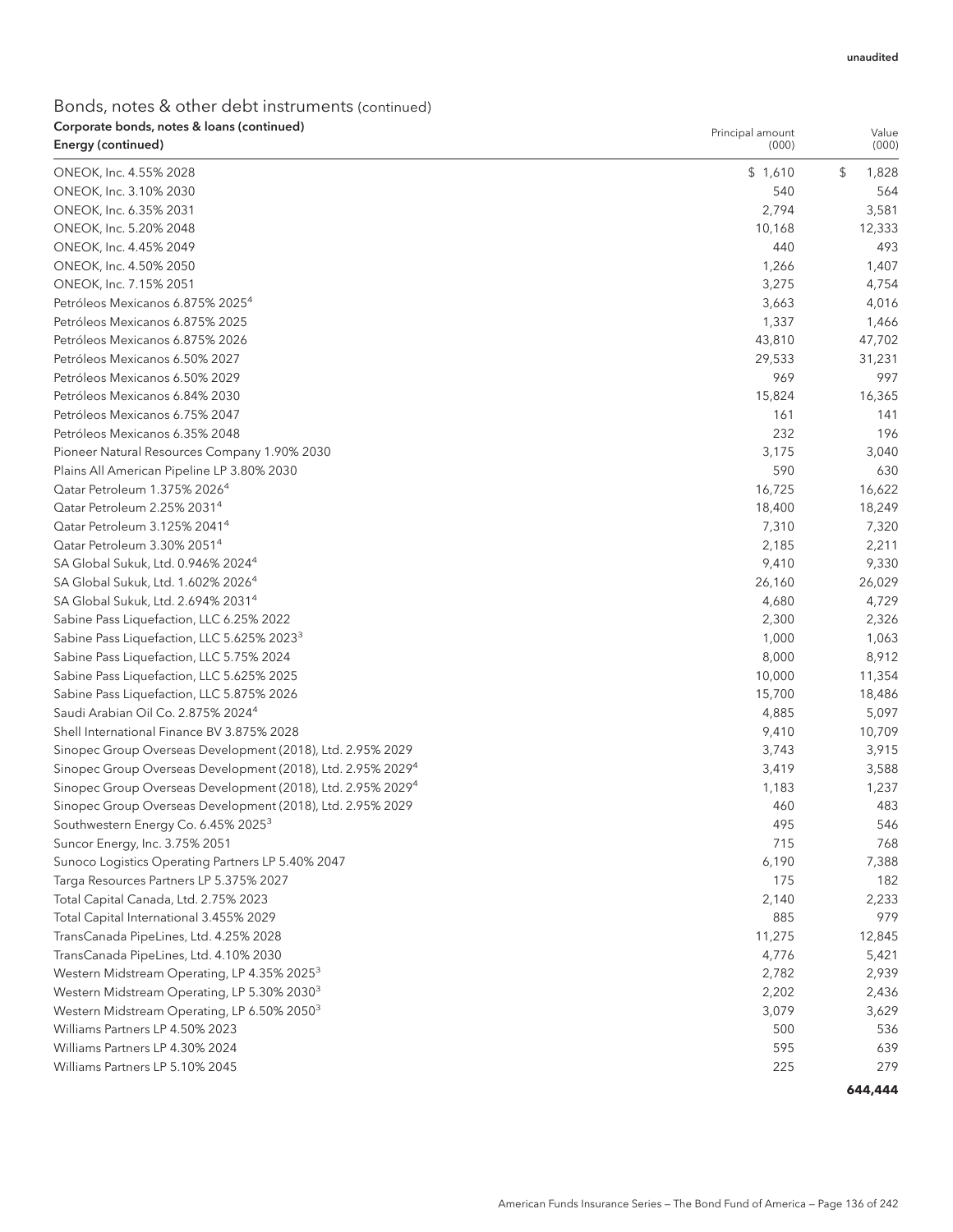unaudited

## Bonds, notes & other debt instruments (continued)

| Corporate bonds, notes & loans (continued) Energy (continued) | Principal amount (000) | Value (000) |
|---|---|---|
| ONEOK, Inc. 4.55% 2028 | $ 1,610 | $ 1,828 |
| ONEOK, Inc. 3.10% 2030 | 540 | 564 |
| ONEOK, Inc. 6.35% 2031 | 2,794 | 3,581 |
| ONEOK, Inc. 5.20% 2048 | 10,168 | 12,333 |
| ONEOK, Inc. 4.45% 2049 | 440 | 493 |
| ONEOK, Inc. 4.50% 2050 | 1,266 | 1,407 |
| ONEOK, Inc. 7.15% 2051 | 3,275 | 4,754 |
| Petróleos Mexicanos 6.875% 2025[4] | 3,663 | 4,016 |
| Petróleos Mexicanos 6.875% 2025 | 1,337 | 1,466 |
| Petróleos Mexicanos 6.875% 2026 | 43,810 | 47,702 |
| Petróleos Mexicanos 6.50% 2027 | 29,533 | 31,231 |
| Petróleos Mexicanos 6.50% 2029 | 969 | 997 |
| Petróleos Mexicanos 6.84% 2030 | 15,824 | 16,365 |
| Petróleos Mexicanos 6.75% 2047 | 161 | 141 |
| Petróleos Mexicanos 6.35% 2048 | 232 | 196 |
| Pioneer Natural Resources Company 1.90% 2030 | 3,175 | 3,040 |
| Plains All American Pipeline LP 3.80% 2030 | 590 | 630 |
| Qatar Petroleum 1.375% 2026[4] | 16,725 | 16,622 |
| Qatar Petroleum 2.25% 2031[4] | 18,400 | 18,249 |
| Qatar Petroleum 3.125% 2041[4] | 7,310 | 7,320 |
| Qatar Petroleum 3.30% 2051[4] | 2,185 | 2,211 |
| SA Global Sukuk, Ltd. 0.946% 2024[4] | 9,410 | 9,330 |
| SA Global Sukuk, Ltd. 1.602% 2026[4] | 26,160 | 26,029 |
| SA Global Sukuk, Ltd. 2.694% 2031[4] | 4,680 | 4,729 |
| Sabine Pass Liquefaction, LLC 6.25% 2022 | 2,300 | 2,326 |
| Sabine Pass Liquefaction, LLC 5.625% 2023[3] | 1,000 | 1,063 |
| Sabine Pass Liquefaction, LLC 5.75% 2024 | 8,000 | 8,912 |
| Sabine Pass Liquefaction, LLC 5.625% 2025 | 10,000 | 11,354 |
| Sabine Pass Liquefaction, LLC 5.875% 2026 | 15,700 | 18,486 |
| Saudi Arabian Oil Co. 2.875% 2024[4] | 4,885 | 5,097 |
| Shell International Finance BV 3.875% 2028 | 9,410 | 10,709 |
| Sinopec Group Overseas Development (2018), Ltd. 2.95% 2029 | 3,743 | 3,915 |
| Sinopec Group Overseas Development (2018), Ltd. 2.95% 2029[4] | 3,419 | 3,588 |
| Sinopec Group Overseas Development (2018), Ltd. 2.95% 2029[4] | 1,183 | 1,237 |
| Sinopec Group Overseas Development (2018), Ltd. 2.95% 2029 | 460 | 483 |
| Southwestern Energy Co. 6.45% 2025[3] | 495 | 546 |
| Suncor Energy, Inc. 3.75% 2051 | 715 | 768 |
| Sunoco Logistics Operating Partners LP 5.40% 2047 | 6,190 | 7,388 |
| Targa Resources Partners LP 5.375% 2027 | 175 | 182 |
| Total Capital Canada, Ltd. 2.75% 2023 | 2,140 | 2,233 |
| Total Capital International 3.455% 2029 | 885 | 979 |
| TransCanada PipeLines, Ltd. 4.25% 2028 | 11,275 | 12,845 |
| TransCanada PipeLines, Ltd. 4.10% 2030 | 4,776 | 5,421 |
| Western Midstream Operating, LP 4.35% 2025[3] | 2,782 | 2,939 |
| Western Midstream Operating, LP 5.30% 2030[3] | 2,202 | 2,436 |
| Western Midstream Operating, LP 6.50% 2050[3] | 3,079 | 3,629 |
| Williams Partners LP 4.50% 2023 | 500 | 536 |
| Williams Partners LP 4.30% 2024 | 595 | 639 |
| Williams Partners LP 5.10% 2045 | 225 | 279 |
| | | **644,444** |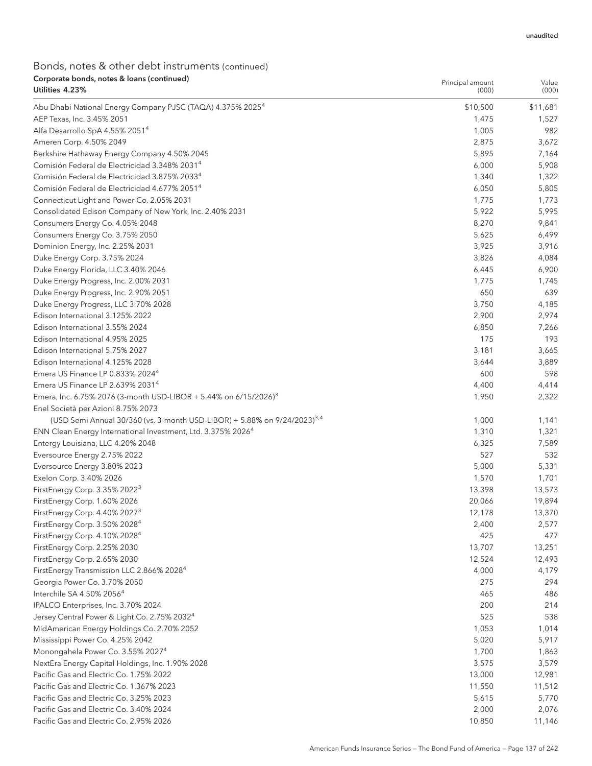unaudited

## Bonds, notes & other debt instruments (continued)

### Corporate bonds, notes & loans (continued)

| Utilities 4.23% | Principal amount (000) | Value (000) |
|---|---|---|
| Abu Dhabi National Energy Company PJSC (TAQA) 4.375% 2025[4] | $10,500 | $11,681 |
| AEP Texas, Inc. 3.45% 2051 | 1,475 | 1,527 |
| Alfa Desarrollo SpA 4.55% 2051[4] | 1,005 | 982 |
| Ameren Corp. 4.50% 2049 | 2,875 | 3,672 |
| Berkshire Hathaway Energy Company 4.50% 2045 | 5,895 | 7,164 |
| Comisión Federal de Electricidad 3.348% 2031[4] | 6,000 | 5,908 |
| Comisión Federal de Electricidad 3.875% 2033[4] | 1,340 | 1,322 |
| Comisión Federal de Electricidad 4.677% 2051[4] | 6,050 | 5,805 |
| Connecticut Light and Power Co. 2.05% 2031 | 1,775 | 1,773 |
| Consolidated Edison Company of New York, Inc. 2.40% 2031 | 5,922 | 5,995 |
| Consumers Energy Co. 4.05% 2048 | 8,270 | 9,841 |
| Consumers Energy Co. 3.75% 2050 | 5,625 | 6,499 |
| Dominion Energy, Inc. 2.25% 2031 | 3,925 | 3,916 |
| Duke Energy Corp. 3.75% 2024 | 3,826 | 4,084 |
| Duke Energy Florida, LLC 3.40% 2046 | 6,445 | 6,900 |
| Duke Energy Progress, Inc. 2.00% 2031 | 1,775 | 1,745 |
| Duke Energy Progress, Inc. 2.90% 2051 | 650 | 639 |
| Duke Energy Progress, LLC 3.70% 2028 | 3,750 | 4,185 |
| Edison International 3.125% 2022 | 2,900 | 2,974 |
| Edison International 3.55% 2024 | 6,850 | 7,266 |
| Edison International 4.95% 2025 | 175 | 193 |
| Edison International 5.75% 2027 | 3,181 | 3,665 |
| Edison International 4.125% 2028 | 3,644 | 3,889 |
| Emera US Finance LP 0.833% 2024[4] | 600 | 598 |
| Emera US Finance LP 2.639% 2031[4] | 4,400 | 4,414 |
| Emera, Inc. 6.75% 2076 (3-month USD-LIBOR + 5.44% on 6/15/2026)[3] | 1,950 | 2,322 |
| Enel Società per Azioni 8.75% 2073 (USD Semi Annual 30/360 (vs. 3-month USD-LIBOR) + 5.88% on 9/24/2023)[3,4] | 1,000 | 1,141 |
| ENN Clean Energy International Investment, Ltd. 3.375% 2026[4] | 1,310 | 1,321 |
| Entergy Louisiana, LLC 4.20% 2048 | 6,325 | 7,589 |
| Eversource Energy 2.75% 2022 | 527 | 532 |
| Eversource Energy 3.80% 2023 | 5,000 | 5,331 |
| Exelon Corp. 3.40% 2026 | 1,570 | 1,701 |
| FirstEnergy Corp. 3.35% 2022[3] | 13,398 | 13,573 |
| FirstEnergy Corp. 1.60% 2026 | 20,066 | 19,894 |
| FirstEnergy Corp. 4.40% 2027[3] | 12,178 | 13,370 |
| FirstEnergy Corp. 3.50% 2028[4] | 2,400 | 2,577 |
| FirstEnergy Corp. 4.10% 2028[4] | 425 | 477 |
| FirstEnergy Corp. 2.25% 2030 | 13,707 | 13,251 |
| FirstEnergy Corp. 2.65% 2030 | 12,524 | 12,493 |
| FirstEnergy Transmission LLC 2.866% 2028[4] | 4,000 | 4,179 |
| Georgia Power Co. 3.70% 2050 | 275 | 294 |
| Interchile SA 4.50% 2056[4] | 465 | 486 |
| IPALCO Enterprises, Inc. 3.70% 2024 | 200 | 214 |
| Jersey Central Power & Light Co. 2.75% 2032[4] | 525 | 538 |
| MidAmerican Energy Holdings Co. 2.70% 2052 | 1,053 | 1,014 |
| Mississippi Power Co. 4.25% 2042 | 5,020 | 5,917 |
| Monongahela Power Co. 3.55% 2027[4] | 1,700 | 1,863 |
| NextEra Energy Capital Holdings, Inc. 1.90% 2028 | 3,575 | 3,579 |
| Pacific Gas and Electric Co. 1.75% 2022 | 13,000 | 12,981 |
| Pacific Gas and Electric Co. 1.367% 2023 | 11,550 | 11,512 |
| Pacific Gas and Electric Co. 3.25% 2023 | 5,615 | 5,770 |
| Pacific Gas and Electric Co. 3.40% 2024 | 2,000 | 2,076 |
| Pacific Gas and Electric Co. 2.95% 2026 | 10,850 | 11,146 |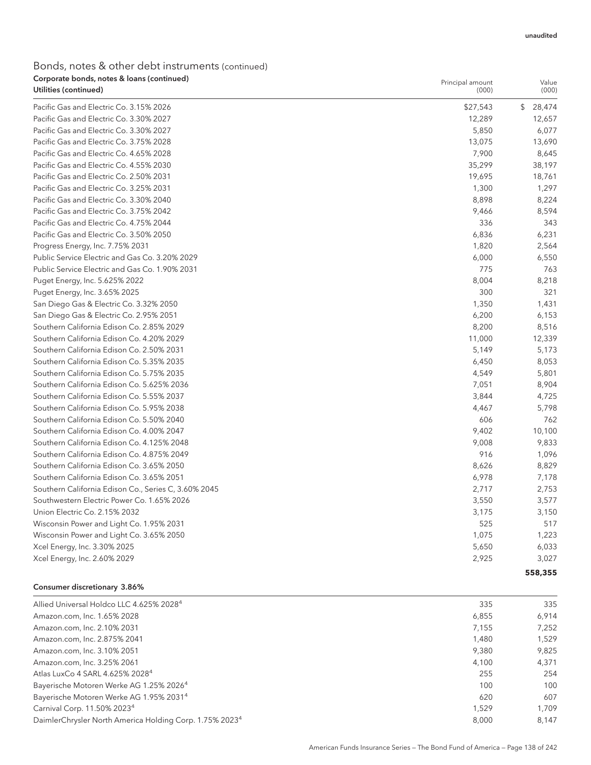unaudited

## Bonds, notes & other debt instruments (continued)

**Corporate bonds, notes & loans (continued)**

| Utilities (continued) | Principal amount (000) | Value (000) |
|---|---|---|
| Pacific Gas and Electric Co. 3.15% 2026 | $27,543 | $ 28,474 |
| Pacific Gas and Electric Co. 3.30% 2027 | 12,289 | 12,657 |
| Pacific Gas and Electric Co. 3.30% 2027 | 5,850 | 6,077 |
| Pacific Gas and Electric Co. 3.75% 2028 | 13,075 | 13,690 |
| Pacific Gas and Electric Co. 4.65% 2028 | 7,900 | 8,645 |
| Pacific Gas and Electric Co. 4.55% 2030 | 35,299 | 38,197 |
| Pacific Gas and Electric Co. 2.50% 2031 | 19,695 | 18,761 |
| Pacific Gas and Electric Co. 3.25% 2031 | 1,300 | 1,297 |
| Pacific Gas and Electric Co. 3.30% 2040 | 8,898 | 8,224 |
| Pacific Gas and Electric Co. 3.75% 2042 | 9,466 | 8,594 |
| Pacific Gas and Electric Co. 4.75% 2044 | 336 | 343 |
| Pacific Gas and Electric Co. 3.50% 2050 | 6,836 | 6,231 |
| Progress Energy, Inc. 7.75% 2031 | 1,820 | 2,564 |
| Public Service Electric and Gas Co. 3.20% 2029 | 6,000 | 6,550 |
| Public Service Electric and Gas Co. 1.90% 2031 | 775 | 763 |
| Puget Energy, Inc. 5.625% 2022 | 8,004 | 8,218 |
| Puget Energy, Inc. 3.65% 2025 | 300 | 321 |
| San Diego Gas & Electric Co. 3.32% 2050 | 1,350 | 1,431 |
| San Diego Gas & Electric Co. 2.95% 2051 | 6,200 | 6,153 |
| Southern California Edison Co. 2.85% 2029 | 8,200 | 8,516 |
| Southern California Edison Co. 4.20% 2029 | 11,000 | 12,339 |
| Southern California Edison Co. 2.50% 2031 | 5,149 | 5,173 |
| Southern California Edison Co. 5.35% 2035 | 6,450 | 8,053 |
| Southern California Edison Co. 5.75% 2035 | 4,549 | 5,801 |
| Southern California Edison Co. 5.625% 2036 | 7,051 | 8,904 |
| Southern California Edison Co. 5.55% 2037 | 3,844 | 4,725 |
| Southern California Edison Co. 5.95% 2038 | 4,467 | 5,798 |
| Southern California Edison Co. 5.50% 2040 | 606 | 762 |
| Southern California Edison Co. 4.00% 2047 | 9,402 | 10,100 |
| Southern California Edison Co. 4.125% 2048 | 9,008 | 9,833 |
| Southern California Edison Co. 4.875% 2049 | 916 | 1,096 |
| Southern California Edison Co. 3.65% 2050 | 8,626 | 8,829 |
| Southern California Edison Co. 3.65% 2051 | 6,978 | 7,178 |
| Southern California Edison Co., Series C, 3.60% 2045 | 2,717 | 2,753 |
| Southwestern Electric Power Co. 1.65% 2026 | 3,550 | 3,577 |
| Union Electric Co. 2.15% 2032 | 3,175 | 3,150 |
| Wisconsin Power and Light Co. 1.95% 2031 | 525 | 517 |
| Wisconsin Power and Light Co. 3.65% 2050 | 1,075 | 1,223 |
| Xcel Energy, Inc. 3.30% 2025 | 5,650 | 6,033 |
| Xcel Energy, Inc. 2.60% 2029 | 2,925 | 3,027 |
| | | **558,355** |

| Consumer discretionary 3.86% | | |
|---|---|---|
| Allied Universal Holdco LLC 4.625% 2028[4] | 335 | 335 |
| Amazon.com, Inc. 1.65% 2028 | 6,855 | 6,914 |
| Amazon.com, Inc. 2.10% 2031 | 7,155 | 7,252 |
| Amazon.com, Inc. 2.875% 2041 | 1,480 | 1,529 |
| Amazon.com, Inc. 3.10% 2051 | 9,380 | 9,825 |
| Amazon.com, Inc. 3.25% 2061 | 4,100 | 4,371 |
| Atlas LuxCo 4 SARL 4.625% 2028[4] | 255 | 254 |
| Bayerische Motoren Werke AG 1.25% 2026[4] | 100 | 100 |
| Bayerische Motoren Werke AG 1.95% 2031[4] | 620 | 607 |
| Carnival Corp. 11.50% 2023[4] | 1,529 | 1,709 |
| DaimlerChrysler North America Holding Corp. 1.75% 2023[4] | 8,000 | 8,147 |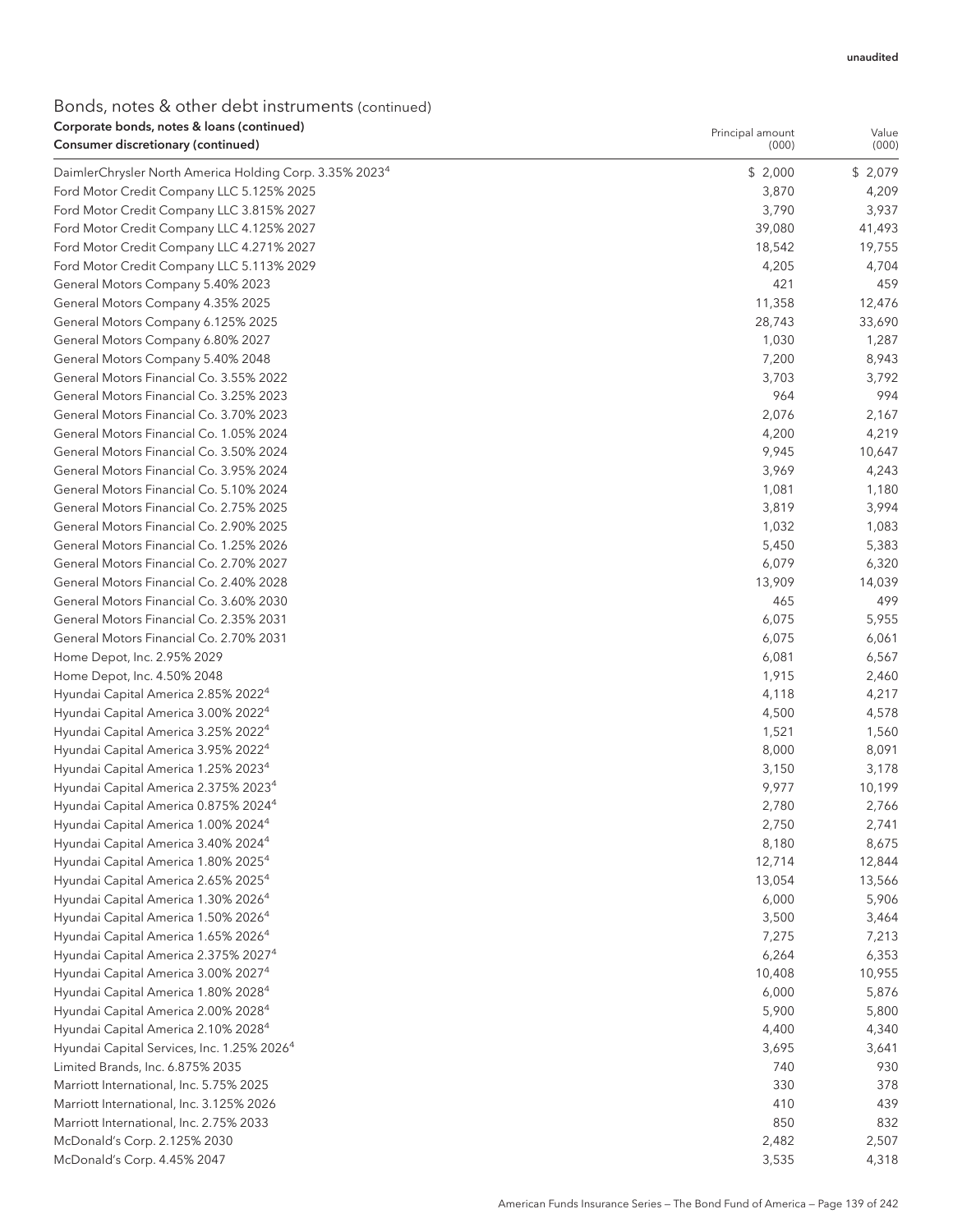unaudited

## Bonds, notes & other debt instruments (continued)

| Corporate bonds, notes & loans (continued)<br>Consumer discretionary (continued) | Principal amount (000) | Value (000) |
|---|---|---|
| DaimlerChrysler North America Holding Corp. 3.35% 2023[4] | $ 2,000 | $ 2,079 |
| Ford Motor Credit Company LLC 5.125% 2025 | 3,870 | 4,209 |
| Ford Motor Credit Company LLC 3.815% 2027 | 3,790 | 3,937 |
| Ford Motor Credit Company LLC 4.125% 2027 | 39,080 | 41,493 |
| Ford Motor Credit Company LLC 4.271% 2027 | 18,542 | 19,755 |
| Ford Motor Credit Company LLC 5.113% 2029 | 4,205 | 4,704 |
| General Motors Company 5.40% 2023 | 421 | 459 |
| General Motors Company 4.35% 2025 | 11,358 | 12,476 |
| General Motors Company 6.125% 2025 | 28,743 | 33,690 |
| General Motors Company 6.80% 2027 | 1,030 | 1,287 |
| General Motors Company 5.40% 2048 | 7,200 | 8,943 |
| General Motors Financial Co. 3.55% 2022 | 3,703 | 3,792 |
| General Motors Financial Co. 3.25% 2023 | 964 | 994 |
| General Motors Financial Co. 3.70% 2023 | 2,076 | 2,167 |
| General Motors Financial Co. 1.05% 2024 | 4,200 | 4,219 |
| General Motors Financial Co. 3.50% 2024 | 9,945 | 10,647 |
| General Motors Financial Co. 3.95% 2024 | 3,969 | 4,243 |
| General Motors Financial Co. 5.10% 2024 | 1,081 | 1,180 |
| General Motors Financial Co. 2.75% 2025 | 3,819 | 3,994 |
| General Motors Financial Co. 2.90% 2025 | 1,032 | 1,083 |
| General Motors Financial Co. 1.25% 2026 | 5,450 | 5,383 |
| General Motors Financial Co. 2.70% 2027 | 6,079 | 6,320 |
| General Motors Financial Co. 2.40% 2028 | 13,909 | 14,039 |
| General Motors Financial Co. 3.60% 2030 | 465 | 499 |
| General Motors Financial Co. 2.35% 2031 | 6,075 | 5,955 |
| General Motors Financial Co. 2.70% 2031 | 6,075 | 6,061 |
| Home Depot, Inc. 2.95% 2029 | 6,081 | 6,567 |
| Home Depot, Inc. 4.50% 2048 | 1,915 | 2,460 |
| Hyundai Capital America 2.85% 2022[4] | 4,118 | 4,217 |
| Hyundai Capital America 3.00% 2022[4] | 4,500 | 4,578 |
| Hyundai Capital America 3.25% 2022[4] | 1,521 | 1,560 |
| Hyundai Capital America 3.95% 2022[4] | 8,000 | 8,091 |
| Hyundai Capital America 1.25% 2023[4] | 3,150 | 3,178 |
| Hyundai Capital America 2.375% 2023[4] | 9,977 | 10,199 |
| Hyundai Capital America 0.875% 2024[4] | 2,780 | 2,766 |
| Hyundai Capital America 1.00% 2024[4] | 2,750 | 2,741 |
| Hyundai Capital America 3.40% 2024[4] | 8,180 | 8,675 |
| Hyundai Capital America 1.80% 2025[4] | 12,714 | 12,844 |
| Hyundai Capital America 2.65% 2025[4] | 13,054 | 13,566 |
| Hyundai Capital America 1.30% 2026[4] | 6,000 | 5,906 |
| Hyundai Capital America 1.50% 2026[4] | 3,500 | 3,464 |
| Hyundai Capital America 1.65% 2026[4] | 7,275 | 7,213 |
| Hyundai Capital America 2.375% 2027[4] | 6,264 | 6,353 |
| Hyundai Capital America 3.00% 2027[4] | 10,408 | 10,955 |
| Hyundai Capital America 1.80% 2028[4] | 6,000 | 5,876 |
| Hyundai Capital America 2.00% 2028[4] | 5,900 | 5,800 |
| Hyundai Capital America 2.10% 2028[4] | 4,400 | 4,340 |
| Hyundai Capital Services, Inc. 1.25% 2026[4] | 3,695 | 3,641 |
| Limited Brands, Inc. 6.875% 2035 | 740 | 930 |
| Marriott International, Inc. 5.75% 2025 | 330 | 378 |
| Marriott International, Inc. 3.125% 2026 | 410 | 439 |
| Marriott International, Inc. 2.75% 2033 | 850 | 832 |
| McDonald's Corp. 2.125% 2030 | 2,482 | 2,507 |
| McDonald's Corp. 4.45% 2047 | 3,535 | 4,318 |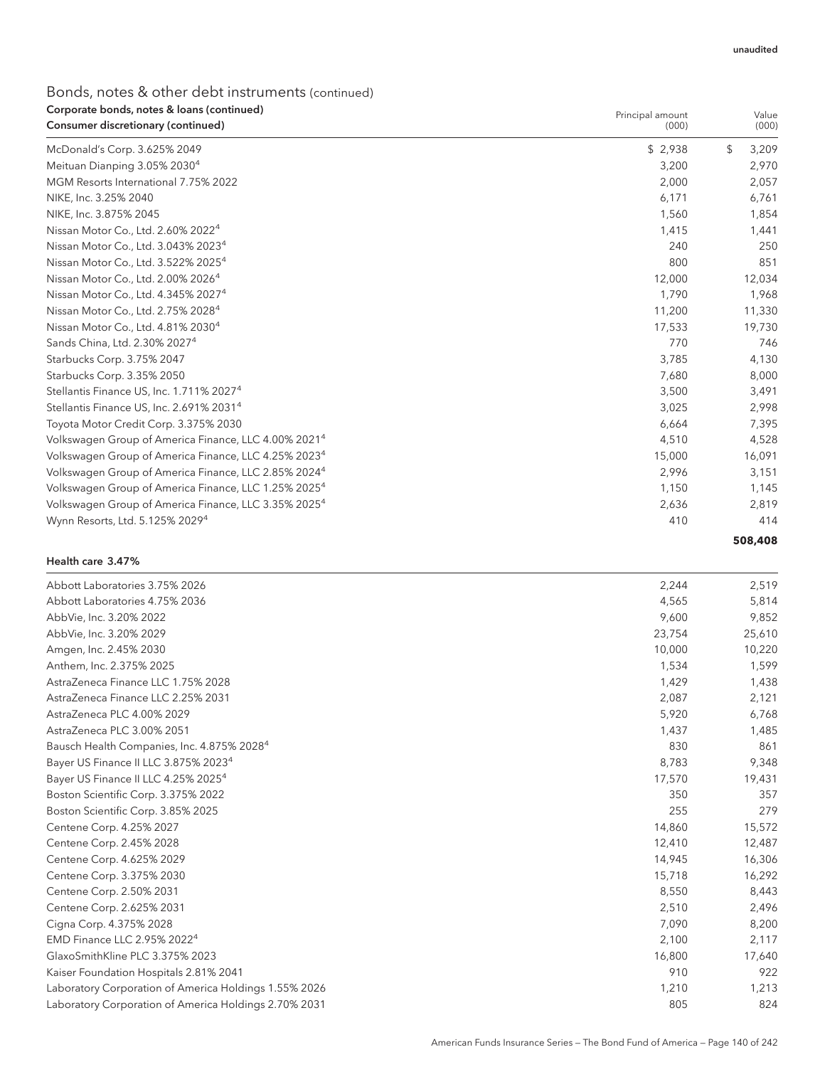unaudited

# Bonds, notes & other debt instruments (continued)

**Corporate bonds, notes & loans (continued)**

| **Consumer discretionary (continued)** | Principal amount (000) | Value (000) |
|---|---|---|
| McDonald's Corp. 3.625% 2049 | $ 2,938 | $ 3,209 |
| Meituan Dianping 3.05% 2030[4] | 3,200 | 2,970 |
| MGM Resorts International 7.75% 2022 | 2,000 | 2,057 |
| NIKE, Inc. 3.25% 2040 | 6,171 | 6,761 |
| NIKE, Inc. 3.875% 2045 | 1,560 | 1,854 |
| Nissan Motor Co., Ltd. 2.60% 2022[4] | 1,415 | 1,441 |
| Nissan Motor Co., Ltd. 3.043% 2023[4] | 240 | 250 |
| Nissan Motor Co., Ltd. 3.522% 2025[4] | 800 | 851 |
| Nissan Motor Co., Ltd. 2.00% 2026[4] | 12,000 | 12,034 |
| Nissan Motor Co., Ltd. 4.345% 2027[4] | 1,790 | 1,968 |
| Nissan Motor Co., Ltd. 2.75% 2028[4] | 11,200 | 11,330 |
| Nissan Motor Co., Ltd. 4.81% 2030[4] | 17,533 | 19,730 |
| Sands China, Ltd. 2.30% 2027[4] | 770 | 746 |
| Starbucks Corp. 3.75% 2047 | 3,785 | 4,130 |
| Starbucks Corp. 3.35% 2050 | 7,680 | 8,000 |
| Stellantis Finance US, Inc. 1.711% 2027[4] | 3,500 | 3,491 |
| Stellantis Finance US, Inc. 2.691% 2031[4] | 3,025 | 2,998 |
| Toyota Motor Credit Corp. 3.375% 2030 | 6,664 | 7,395 |
| Volkswagen Group of America Finance, LLC 4.00% 2021[4] | 4,510 | 4,528 |
| Volkswagen Group of America Finance, LLC 4.25% 2023[4] | 15,000 | 16,091 |
| Volkswagen Group of America Finance, LLC 2.85% 2024[4] | 2,996 | 3,151 |
| Volkswagen Group of America Finance, LLC 1.25% 2025[4] | 1,150 | 1,145 |
| Volkswagen Group of America Finance, LLC 3.35% 2025[4] | 2,636 | 2,819 |
| Wynn Resorts, Ltd. 5.125% 2029[4] | 410 | 414 |
| | | **508,408** |

| **Health care 3.47%** | | |
|---|---|---|
| Abbott Laboratories 3.75% 2026 | 2,244 | 2,519 |
| Abbott Laboratories 4.75% 2036 | 4,565 | 5,814 |
| AbbVie, Inc. 3.20% 2022 | 9,600 | 9,852 |
| AbbVie, Inc. 3.20% 2029 | 23,754 | 25,610 |
| Amgen, Inc. 2.45% 2030 | 10,000 | 10,220 |
| Anthem, Inc. 2.375% 2025 | 1,534 | 1,599 |
| AstraZeneca Finance LLC 1.75% 2028 | 1,429 | 1,438 |
| AstraZeneca Finance LLC 2.25% 2031 | 2,087 | 2,121 |
| AstraZeneca PLC 4.00% 2029 | 5,920 | 6,768 |
| AstraZeneca PLC 3.00% 2051 | 1,437 | 1,485 |
| Bausch Health Companies, Inc. 4.875% 2028[4] | 830 | 861 |
| Bayer US Finance II LLC 3.875% 2023[4] | 8,783 | 9,348 |
| Bayer US Finance II LLC 4.25% 2025[4] | 17,570 | 19,431 |
| Boston Scientific Corp. 3.375% 2022 | 350 | 357 |
| Boston Scientific Corp. 3.85% 2025 | 255 | 279 |
| Centene Corp. 4.25% 2027 | 14,860 | 15,572 |
| Centene Corp. 2.45% 2028 | 12,410 | 12,487 |
| Centene Corp. 4.625% 2029 | 14,945 | 16,306 |
| Centene Corp. 3.375% 2030 | 15,718 | 16,292 |
| Centene Corp. 2.50% 2031 | 8,550 | 8,443 |
| Centene Corp. 2.625% 2031 | 2,510 | 2,496 |
| Cigna Corp. 4.375% 2028 | 7,090 | 8,200 |
| EMD Finance LLC 2.95% 2022[4] | 2,100 | 2,117 |
| GlaxoSmithKline PLC 3.375% 2023 | 16,800 | 17,640 |
| Kaiser Foundation Hospitals 2.81% 2041 | 910 | 922 |
| Laboratory Corporation of America Holdings 1.55% 2026 | 1,210 | 1,213 |
| Laboratory Corporation of America Holdings 2.70% 2031 | 805 | 824 |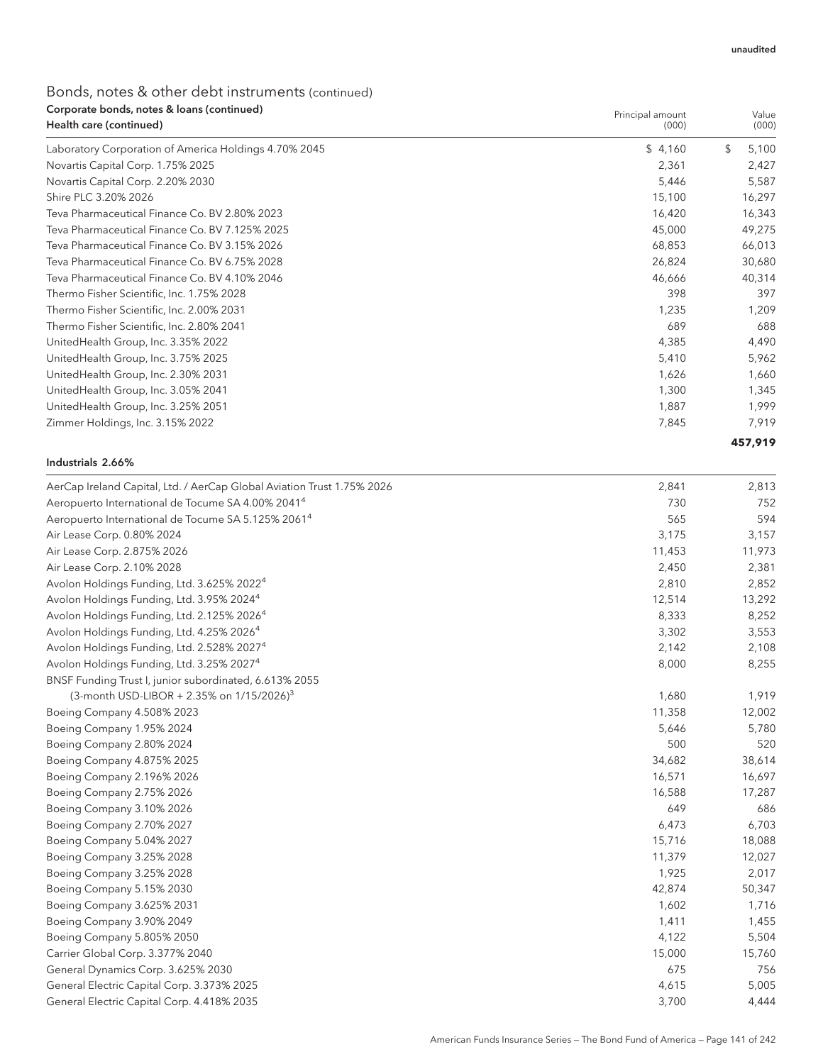unaudited

## Bonds, notes & other debt instruments (continued)

**Corporate bonds, notes & loans (continued)**

| Health care (continued) | Principal amount (000) | Value (000) |
|---|---|---|
| Laboratory Corporation of America Holdings 4.70% 2045 | $ 4,160 | $ 5,100 |
| Novartis Capital Corp. 1.75% 2025 | 2,361 | 2,427 |
| Novartis Capital Corp. 2.20% 2030 | 5,446 | 5,587 |
| Shire PLC 3.20% 2026 | 15,100 | 16,297 |
| Teva Pharmaceutical Finance Co. BV 2.80% 2023 | 16,420 | 16,343 |
| Teva Pharmaceutical Finance Co. BV 7.125% 2025 | 45,000 | 49,275 |
| Teva Pharmaceutical Finance Co. BV 3.15% 2026 | 68,853 | 66,013 |
| Teva Pharmaceutical Finance Co. BV 6.75% 2028 | 26,824 | 30,680 |
| Teva Pharmaceutical Finance Co. BV 4.10% 2046 | 46,666 | 40,314 |
| Thermo Fisher Scientific, Inc. 1.75% 2028 | 398 | 397 |
| Thermo Fisher Scientific, Inc. 2.00% 2031 | 1,235 | 1,209 |
| Thermo Fisher Scientific, Inc. 2.80% 2041 | 689 | 688 |
| UnitedHealth Group, Inc. 3.35% 2022 | 4,385 | 4,490 |
| UnitedHealth Group, Inc. 3.75% 2025 | 5,410 | 5,962 |
| UnitedHealth Group, Inc. 2.30% 2031 | 1,626 | 1,660 |
| UnitedHealth Group, Inc. 3.05% 2041 | 1,300 | 1,345 |
| UnitedHealth Group, Inc. 3.25% 2051 | 1,887 | 1,999 |
| Zimmer Holdings, Inc. 3.15% 2022 | 7,845 | 7,919 |
| | | **457,919** |

| Industrials 2.66% | | |
|---|---|---|
| AerCap Ireland Capital, Ltd. / AerCap Global Aviation Trust 1.75% 2026 | 2,841 | 2,813 |
| Aeropuerto International de Tocume SA 4.00% 2041[4] | 730 | 752 |
| Aeropuerto International de Tocume SA 5.125% 2061[4] | 565 | 594 |
| Air Lease Corp. 0.80% 2024 | 3,175 | 3,157 |
| Air Lease Corp. 2.875% 2026 | 11,453 | 11,973 |
| Air Lease Corp. 2.10% 2028 | 2,450 | 2,381 |
| Avolon Holdings Funding, Ltd. 3.625% 2022[4] | 2,810 | 2,852 |
| Avolon Holdings Funding, Ltd. 3.95% 2024[4] | 12,514 | 13,292 |
| Avolon Holdings Funding, Ltd. 2.125% 2026[4] | 8,333 | 8,252 |
| Avolon Holdings Funding, Ltd. 4.25% 2026[4] | 3,302 | 3,553 |
| Avolon Holdings Funding, Ltd. 2.528% 2027[4] | 2,142 | 2,108 |
| Avolon Holdings Funding, Ltd. 3.25% 2027[4] | 8,000 | 8,255 |
| BNSF Funding Trust I, junior subordinated, 6.613% 2055 (3-month USD-LIBOR + 2.35% on 1/15/2026)[3] | 1,680 | 1,919 |
| Boeing Company 4.508% 2023 | 11,358 | 12,002 |
| Boeing Company 1.95% 2024 | 5,646 | 5,780 |
| Boeing Company 2.80% 2024 | 500 | 520 |
| Boeing Company 4.875% 2025 | 34,682 | 38,614 |
| Boeing Company 2.196% 2026 | 16,571 | 16,697 |
| Boeing Company 2.75% 2026 | 16,588 | 17,287 |
| Boeing Company 3.10% 2026 | 649 | 686 |
| Boeing Company 2.70% 2027 | 6,473 | 6,703 |
| Boeing Company 5.04% 2027 | 15,716 | 18,088 |
| Boeing Company 3.25% 2028 | 11,379 | 12,027 |
| Boeing Company 3.25% 2028 | 1,925 | 2,017 |
| Boeing Company 5.15% 2030 | 42,874 | 50,347 |
| Boeing Company 3.625% 2031 | 1,602 | 1,716 |
| Boeing Company 3.90% 2049 | 1,411 | 1,455 |
| Boeing Company 5.805% 2050 | 4,122 | 5,504 |
| Carrier Global Corp. 3.377% 2040 | 15,000 | 15,760 |
| General Dynamics Corp. 3.625% 2030 | 675 | 756 |
| General Electric Capital Corp. 3.373% 2025 | 4,615 | 5,005 |
| General Electric Capital Corp. 4.418% 2035 | 3,700 | 4,444 |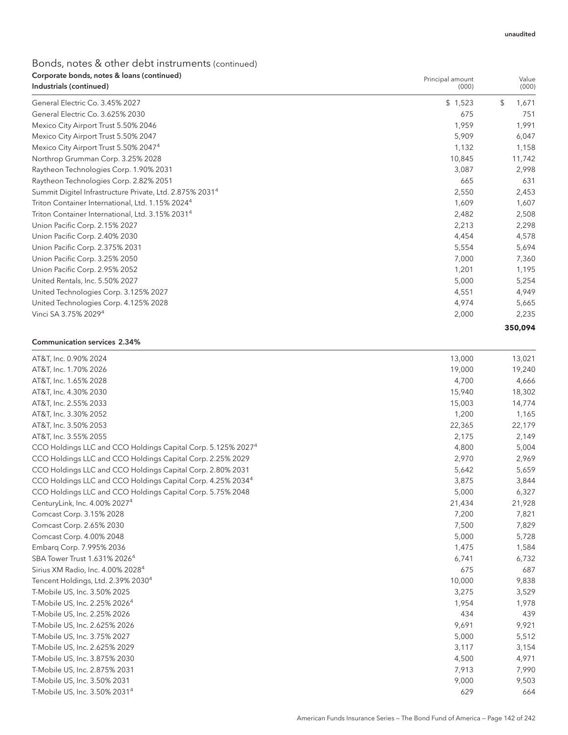unaudited

## Bonds, notes & other debt instruments (continued)

**Corporate bonds, notes & loans (continued)**

| **Industrials (continued)** | Principal amount (000) | Value (000) |
|---|---|---|
| General Electric Co. 3.45% 2027 | $ 1,523 | $ 1,671 |
| General Electric Co. 3.625% 2030 | 675 | 751 |
| Mexico City Airport Trust 5.50% 2046 | 1,959 | 1,991 |
| Mexico City Airport Trust 5.50% 2047 | 5,909 | 6,047 |
| Mexico City Airport Trust 5.50% 2047[4] | 1,132 | 1,158 |
| Northrop Grumman Corp. 3.25% 2028 | 10,845 | 11,742 |
| Raytheon Technologies Corp. 1.90% 2031 | 3,087 | 2,998 |
| Raytheon Technologies Corp. 2.82% 2051 | 665 | 631 |
| Summit Digitel Infrastructure Private, Ltd. 2.875% 2031[4] | 2,550 | 2,453 |
| Triton Container International, Ltd. 1.15% 2024[4] | 1,609 | 1,607 |
| Triton Container International, Ltd. 3.15% 2031[4] | 2,482 | 2,508 |
| Union Pacific Corp. 2.15% 2027 | 2,213 | 2,298 |
| Union Pacific Corp. 2.40% 2030 | 4,454 | 4,578 |
| Union Pacific Corp. 2.375% 2031 | 5,554 | 5,694 |
| Union Pacific Corp. 3.25% 2050 | 7,000 | 7,360 |
| Union Pacific Corp. 2.95% 2052 | 1,201 | 1,195 |
| United Rentals, Inc. 5.50% 2027 | 5,000 | 5,254 |
| United Technologies Corp. 3.125% 2027 | 4,551 | 4,949 |
| United Technologies Corp. 4.125% 2028 | 4,974 | 5,665 |
| Vinci SA 3.75% 2029[4] | 2,000 | 2,235 |
| | | **350,094** |

| **Communication services 2.34%** | | |
|---|---|---|
| AT&T, Inc. 0.90% 2024 | 13,000 | 13,021 |
| AT&T, Inc. 1.70% 2026 | 19,000 | 19,240 |
| AT&T, Inc. 1.65% 2028 | 4,700 | 4,666 |
| AT&T, Inc. 4.30% 2030 | 15,940 | 18,302 |
| AT&T, Inc. 2.55% 2033 | 15,003 | 14,774 |
| AT&T, Inc. 3.30% 2052 | 1,200 | 1,165 |
| AT&T, Inc. 3.50% 2053 | 22,365 | 22,179 |
| AT&T, Inc. 3.55% 2055 | 2,175 | 2,149 |
| CCO Holdings LLC and CCO Holdings Capital Corp. 5.125% 2027[4] | 4,800 | 5,004 |
| CCO Holdings LLC and CCO Holdings Capital Corp. 2.25% 2029 | 2,970 | 2,969 |
| CCO Holdings LLC and CCO Holdings Capital Corp. 2.80% 2031 | 5,642 | 5,659 |
| CCO Holdings LLC and CCO Holdings Capital Corp. 4.25% 2034[4] | 3,875 | 3,844 |
| CCO Holdings LLC and CCO Holdings Capital Corp. 5.75% 2048 | 5,000 | 6,327 |
| CenturyLink, Inc. 4.00% 2027[4] | 21,434 | 21,928 |
| Comcast Corp. 3.15% 2028 | 7,200 | 7,821 |
| Comcast Corp. 2.65% 2030 | 7,500 | 7,829 |
| Comcast Corp. 4.00% 2048 | 5,000 | 5,728 |
| Embarq Corp. 7.995% 2036 | 1,475 | 1,584 |
| SBA Tower Trust 1.631% 2026[4] | 6,741 | 6,732 |
| Sirius XM Radio, Inc. 4.00% 2028[4] | 675 | 687 |
| Tencent Holdings, Ltd. 2.39% 2030[4] | 10,000 | 9,838 |
| T-Mobile US, Inc. 3.50% 2025 | 3,275 | 3,529 |
| T-Mobile US, Inc. 2.25% 2026[4] | 1,954 | 1,978 |
| T-Mobile US, Inc. 2.25% 2026 | 434 | 439 |
| T-Mobile US, Inc. 2.625% 2026 | 9,691 | 9,921 |
| T-Mobile US, Inc. 3.75% 2027 | 5,000 | 5,512 |
| T-Mobile US, Inc. 2.625% 2029 | 3,117 | 3,154 |
| T-Mobile US, Inc. 3.875% 2030 | 4,500 | 4,971 |
| T-Mobile US, Inc. 2.875% 2031 | 7,913 | 7,990 |
| T-Mobile US, Inc. 3.50% 2031 | 9,000 | 9,503 |
| T-Mobile US, Inc. 3.50% 2031[4] | 629 | 664 |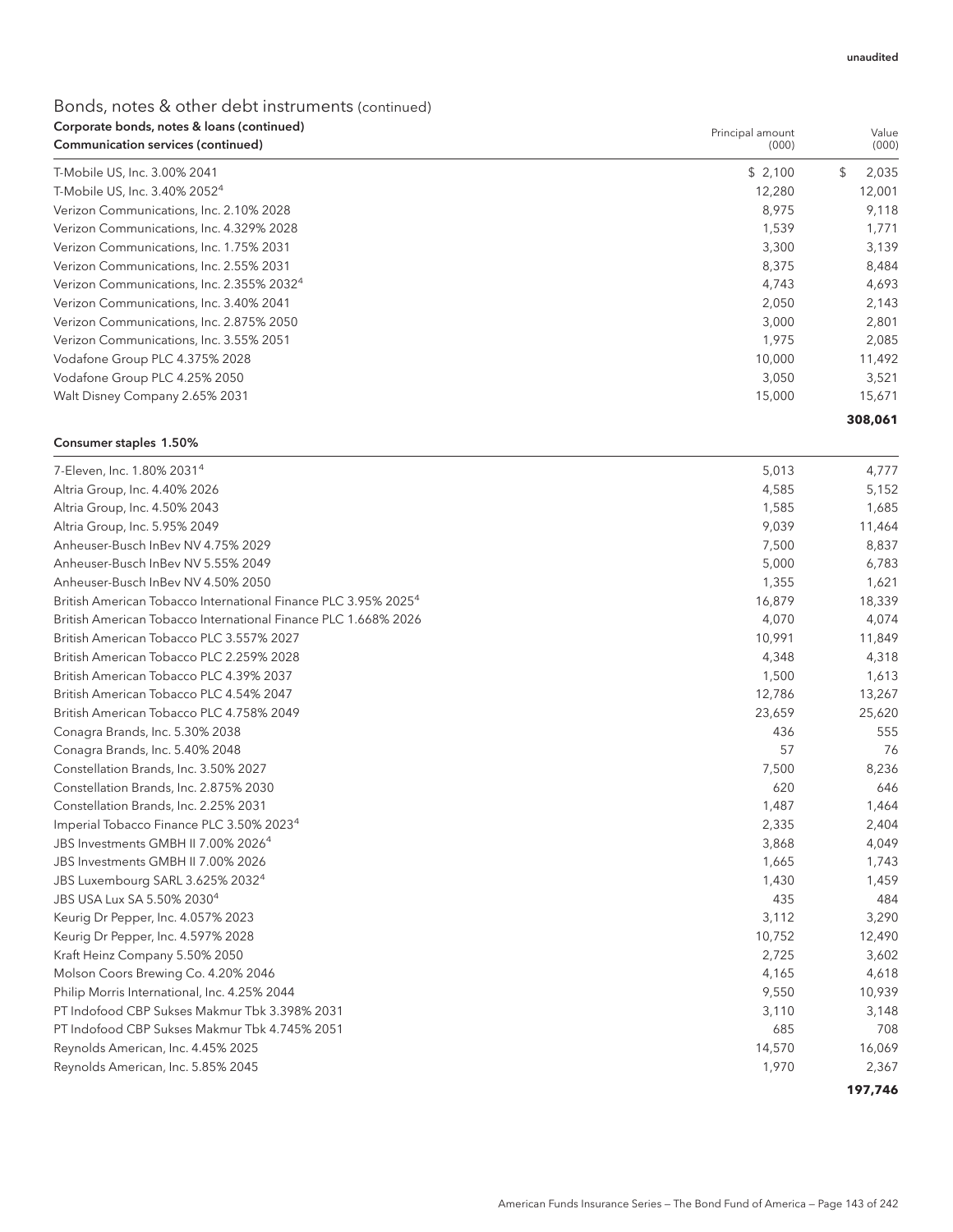unaudited

## Bonds, notes & other debt instruments (continued)

| Corporate bonds, notes & loans (continued) Communication services (continued) | Principal amount (000) | Value (000) |
|---|---|---|
| T-Mobile US, Inc. 3.00% 2041 | $ 2,100 | $ 2,035 |
| T-Mobile US, Inc. 3.40% 2052[4] | 12,280 | 12,001 |
| Verizon Communications, Inc. 2.10% 2028 | 8,975 | 9,118 |
| Verizon Communications, Inc. 4.329% 2028 | 1,539 | 1,771 |
| Verizon Communications, Inc. 1.75% 2031 | 3,300 | 3,139 |
| Verizon Communications, Inc. 2.55% 2031 | 8,375 | 8,484 |
| Verizon Communications, Inc. 2.355% 2032[4] | 4,743 | 4,693 |
| Verizon Communications, Inc. 3.40% 2041 | 2,050 | 2,143 |
| Verizon Communications, Inc. 2.875% 2050 | 3,000 | 2,801 |
| Verizon Communications, Inc. 3.55% 2051 | 1,975 | 2,085 |
| Vodafone Group PLC 4.375% 2028 | 10,000 | 11,492 |
| Vodafone Group PLC 4.25% 2050 | 3,050 | 3,521 |
| Walt Disney Company 2.65% 2031 | 15,000 | 15,671 |
| | | **308,061** |

| Consumer staples 1.50% | | |
|---|---|---|
| 7-Eleven, Inc. 1.80% 2031[4] | 5,013 | 4,777 |
| Altria Group, Inc. 4.40% 2026 | 4,585 | 5,152 |
| Altria Group, Inc. 4.50% 2043 | 1,585 | 1,685 |
| Altria Group, Inc. 5.95% 2049 | 9,039 | 11,464 |
| Anheuser-Busch InBev NV 4.75% 2029 | 7,500 | 8,837 |
| Anheuser-Busch InBev NV 5.55% 2049 | 5,000 | 6,783 |
| Anheuser-Busch InBev NV 4.50% 2050 | 1,355 | 1,621 |
| British American Tobacco International Finance PLC 3.95% 2025[4] | 16,879 | 18,339 |
| British American Tobacco International Finance PLC 1.668% 2026 | 4,070 | 4,074 |
| British American Tobacco PLC 3.557% 2027 | 10,991 | 11,849 |
| British American Tobacco PLC 2.259% 2028 | 4,348 | 4,318 |
| British American Tobacco PLC 4.39% 2037 | 1,500 | 1,613 |
| British American Tobacco PLC 4.54% 2047 | 12,786 | 13,267 |
| British American Tobacco PLC 4.758% 2049 | 23,659 | 25,620 |
| Conagra Brands, Inc. 5.30% 2038 | 436 | 555 |
| Conagra Brands, Inc. 5.40% 2048 | 57 | 76 |
| Constellation Brands, Inc. 3.50% 2027 | 7,500 | 8,236 |
| Constellation Brands, Inc. 2.875% 2030 | 620 | 646 |
| Constellation Brands, Inc. 2.25% 2031 | 1,487 | 1,464 |
| Imperial Tobacco Finance PLC 3.50% 2023[4] | 2,335 | 2,404 |
| JBS Investments GMBH II 7.00% 2026[4] | 3,868 | 4,049 |
| JBS Investments GMBH II 7.00% 2026 | 1,665 | 1,743 |
| JBS Luxembourg SARL 3.625% 2032[4] | 1,430 | 1,459 |
| JBS USA Lux SA 5.50% 2030[4] | 435 | 484 |
| Keurig Dr Pepper, Inc. 4.057% 2023 | 3,112 | 3,290 |
| Keurig Dr Pepper, Inc. 4.597% 2028 | 10,752 | 12,490 |
| Kraft Heinz Company 5.50% 2050 | 2,725 | 3,602 |
| Molson Coors Brewing Co. 4.20% 2046 | 4,165 | 4,618 |
| Philip Morris International, Inc. 4.25% 2044 | 9,550 | 10,939 |
| PT Indofood CBP Sukses Makmur Tbk 3.398% 2031 | 3,110 | 3,148 |
| PT Indofood CBP Sukses Makmur Tbk 4.745% 2051 | 685 | 708 |
| Reynolds American, Inc. 4.45% 2025 | 14,570 | 16,069 |
| Reynolds American, Inc. 5.85% 2045 | 1,970 | 2,367 |
| | | **197,746** |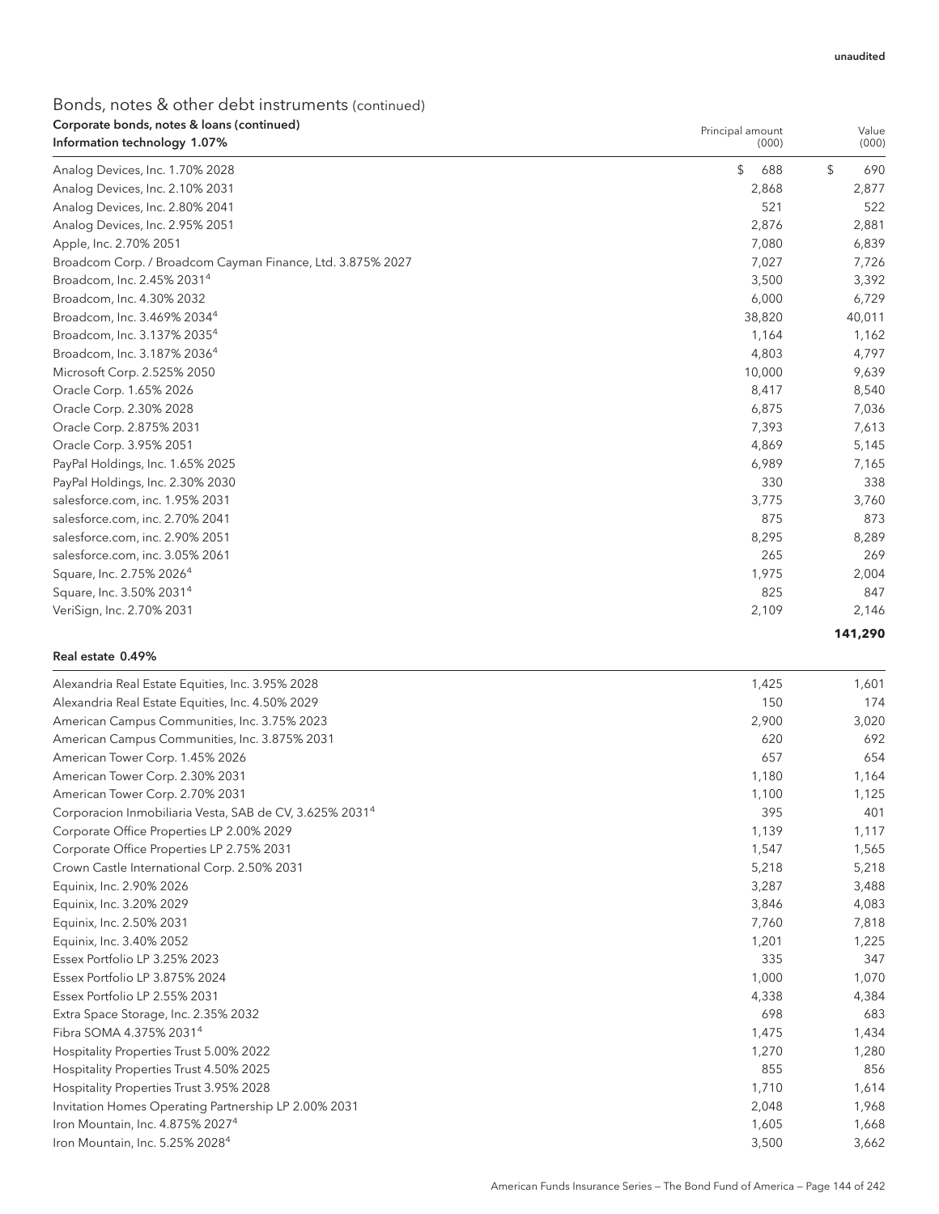unaudited

## Bonds, notes & other debt instruments (continued)

### Corporate bonds, notes & loans (continued)

| Information technology 1.07% | Principal amount (000) | Value (000) |
|---|---|---|
| Analog Devices, Inc. 1.70% 2028 | $ 688 | $ 690 |
| Analog Devices, Inc. 2.10% 2031 | 2,868 | 2,877 |
| Analog Devices, Inc. 2.80% 2041 | 521 | 522 |
| Analog Devices, Inc. 2.95% 2051 | 2,876 | 2,881 |
| Apple, Inc. 2.70% 2051 | 7,080 | 6,839 |
| Broadcom Corp. / Broadcom Cayman Finance, Ltd. 3.875% 2027 | 7,027 | 7,726 |
| Broadcom, Inc. 2.45% 2031[4] | 3,500 | 3,392 |
| Broadcom, Inc. 4.30% 2032 | 6,000 | 6,729 |
| Broadcom, Inc. 3.469% 2034[4] | 38,820 | 40,011 |
| Broadcom, Inc. 3.137% 2035[4] | 1,164 | 1,162 |
| Broadcom, Inc. 3.187% 2036[4] | 4,803 | 4,797 |
| Microsoft Corp. 2.525% 2050 | 10,000 | 9,639 |
| Oracle Corp. 1.65% 2026 | 8,417 | 8,540 |
| Oracle Corp. 2.30% 2028 | 6,875 | 7,036 |
| Oracle Corp. 2.875% 2031 | 7,393 | 7,613 |
| Oracle Corp. 3.95% 2051 | 4,869 | 5,145 |
| PayPal Holdings, Inc. 1.65% 2025 | 6,989 | 7,165 |
| PayPal Holdings, Inc. 2.30% 2030 | 330 | 338 |
| salesforce.com, inc. 1.95% 2031 | 3,775 | 3,760 |
| salesforce.com, inc. 2.70% 2041 | 875 | 873 |
| salesforce.com, inc. 2.90% 2051 | 8,295 | 8,289 |
| salesforce.com, inc. 3.05% 2061 | 265 | 269 |
| Square, Inc. 2.75% 2026[4] | 1,975 | 2,004 |
| Square, Inc. 3.50% 2031[4] | 825 | 847 |
| VeriSign, Inc. 2.70% 2031 | 2,109 | 2,146 |
| | | **141,290** |

| Real estate 0.49% | | |
|---|---|---|
| Alexandria Real Estate Equities, Inc. 3.95% 2028 | 1,425 | 1,601 |
| Alexandria Real Estate Equities, Inc. 4.50% 2029 | 150 | 174 |
| American Campus Communities, Inc. 3.75% 2023 | 2,900 | 3,020 |
| American Campus Communities, Inc. 3.875% 2031 | 620 | 692 |
| American Tower Corp. 1.45% 2026 | 657 | 654 |
| American Tower Corp. 2.30% 2031 | 1,180 | 1,164 |
| American Tower Corp. 2.70% 2031 | 1,100 | 1,125 |
| Corporacion Inmobiliaria Vesta, SAB de CV, 3.625% 2031[4] | 395 | 401 |
| Corporate Office Properties LP 2.00% 2029 | 1,139 | 1,117 |
| Corporate Office Properties LP 2.75% 2031 | 1,547 | 1,565 |
| Crown Castle International Corp. 2.50% 2031 | 5,218 | 5,218 |
| Equinix, Inc. 2.90% 2026 | 3,287 | 3,488 |
| Equinix, Inc. 3.20% 2029 | 3,846 | 4,083 |
| Equinix, Inc. 2.50% 2031 | 7,760 | 7,818 |
| Equinix, Inc. 3.40% 2052 | 1,201 | 1,225 |
| Essex Portfolio LP 3.25% 2023 | 335 | 347 |
| Essex Portfolio LP 3.875% 2024 | 1,000 | 1,070 |
| Essex Portfolio LP 2.55% 2031 | 4,338 | 4,384 |
| Extra Space Storage, Inc. 2.35% 2032 | 698 | 683 |
| Fibra SOMA 4.375% 2031[4] | 1,475 | 1,434 |
| Hospitality Properties Trust 5.00% 2022 | 1,270 | 1,280 |
| Hospitality Properties Trust 4.50% 2025 | 855 | 856 |
| Hospitality Properties Trust 3.95% 2028 | 1,710 | 1,614 |
| Invitation Homes Operating Partnership LP 2.00% 2031 | 2,048 | 1,968 |
| Iron Mountain, Inc. 4.875% 2027[4] | 1,605 | 1,668 |
| Iron Mountain, Inc. 5.25% 2028[4] | 3,500 | 3,662 |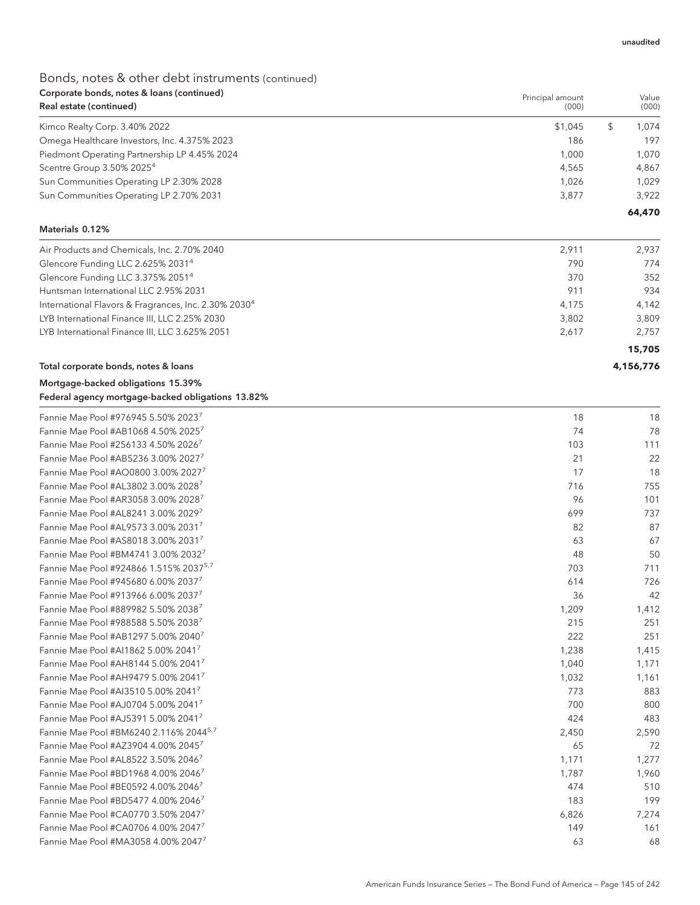unaudited

## Bonds, notes & other debt instruments (continued)

| Corporate bonds, notes & loans (continued)<br>Real estate (continued) | Principal amount (000) | Value (000) |
|---|---|---|
| Kimco Realty Corp. 3.40% 2022 | $1,045 | $ 1,074 |
| Omega Healthcare Investors, Inc. 4.375% 2023 | 186 | 197 |
| Piedmont Operating Partnership LP 4.45% 2024 | 1,000 | 1,070 |
| Scentre Group 3.50% 2025[4] | 4,565 | 4,867 |
| Sun Communities Operating LP 2.30% 2028 | 1,026 | 1,029 |
| Sun Communities Operating LP 2.70% 2031 | 3,877 | 3,922 |
| | | **64,470** |
| **Materials 0.12%** | | |
| Air Products and Chemicals, Inc. 2.70% 2040 | 2,911 | 2,937 |
| Glencore Funding LLC 2.625% 2031[4] | 790 | 774 |
| Glencore Funding LLC 3.375% 2051[4] | 370 | 352 |
| Huntsman International LLC 2.95% 2031 | 911 | 934 |
| International Flavors & Fragrances, Inc. 2.30% 2030[4] | 4,175 | 4,142 |
| LYB International Finance III, LLC 2.25% 2030 | 3,802 | 3,809 |
| LYB International Finance III, LLC 3.625% 2051 | 2,617 | 2,757 |
| | | **15,705** |
| **Total corporate bonds, notes & loans** | | **4,156,776** |
| **Mortgage-backed obligations 15.39%** | | |
| **Federal agency mortgage-backed obligations 13.82%** | | |
| Fannie Mae Pool #976945 5.50% 2023[7] | 18 | 18 |
| Fannie Mae Pool #AB1068 4.50% 2025[7] | 74 | 78 |
| Fannie Mae Pool #256133 4.50% 2026[7] | 103 | 111 |
| Fannie Mae Pool #AB5236 3.00% 2027[7] | 21 | 22 |
| Fannie Mae Pool #AO0800 3.00% 2027[7] | 17 | 18 |
| Fannie Mae Pool #AL3802 3.00% 2028[7] | 716 | 755 |
| Fannie Mae Pool #AR3058 3.00% 2028[7] | 96 | 101 |
| Fannie Mae Pool #AL8241 3.00% 2029[7] | 699 | 737 |
| Fannie Mae Pool #AL9573 3.00% 2031[7] | 82 | 87 |
| Fannie Mae Pool #AS8018 3.00% 2031[7] | 63 | 67 |
| Fannie Mae Pool #BM4741 3.00% 2032[7] | 48 | 50 |
| Fannie Mae Pool #924866 1.515% 2037[5,7] | 703 | 711 |
| Fannie Mae Pool #945680 6.00% 2037[7] | 614 | 726 |
| Fannie Mae Pool #913966 6.00% 2037[7] | 36 | 42 |
| Fannie Mae Pool #889982 5.50% 2038[7] | 1,209 | 1,412 |
| Fannie Mae Pool #988588 5.50% 2038[7] | 215 | 251 |
| Fannie Mae Pool #AB1297 5.00% 2040[7] | 222 | 251 |
| Fannie Mae Pool #AI1862 5.00% 2041[7] | 1,238 | 1,415 |
| Fannie Mae Pool #AH8144 5.00% 2041[7] | 1,040 | 1,171 |
| Fannie Mae Pool #AH9479 5.00% 2041[7] | 1,032 | 1,161 |
| Fannie Mae Pool #AI3510 5.00% 2041[7] | 773 | 883 |
| Fannie Mae Pool #AJ0704 5.00% 2041[7] | 700 | 800 |
| Fannie Mae Pool #AJ5391 5.00% 2041[7] | 424 | 483 |
| Fannie Mae Pool #BM6240 2.116% 2044[5,7] | 2,450 | 2,590 |
| Fannie Mae Pool #AZ3904 4.00% 2045[7] | 65 | 72 |
| Fannie Mae Pool #AL8522 3.50% 2046[7] | 1,171 | 1,277 |
| Fannie Mae Pool #BD1968 4.00% 2046[7] | 1,787 | 1,960 |
| Fannie Mae Pool #BE0592 4.00% 2046[7] | 474 | 510 |
| Fannie Mae Pool #BD5477 4.00% 2046[7] | 183 | 199 |
| Fannie Mae Pool #CA0770 3.50% 2047[7] | 6,826 | 7,274 |
| Fannie Mae Pool #CA0706 4.00% 2047[7] | 149 | 161 |
| Fannie Mae Pool #MA3058 4.00% 2047[7] | 63 | 68 |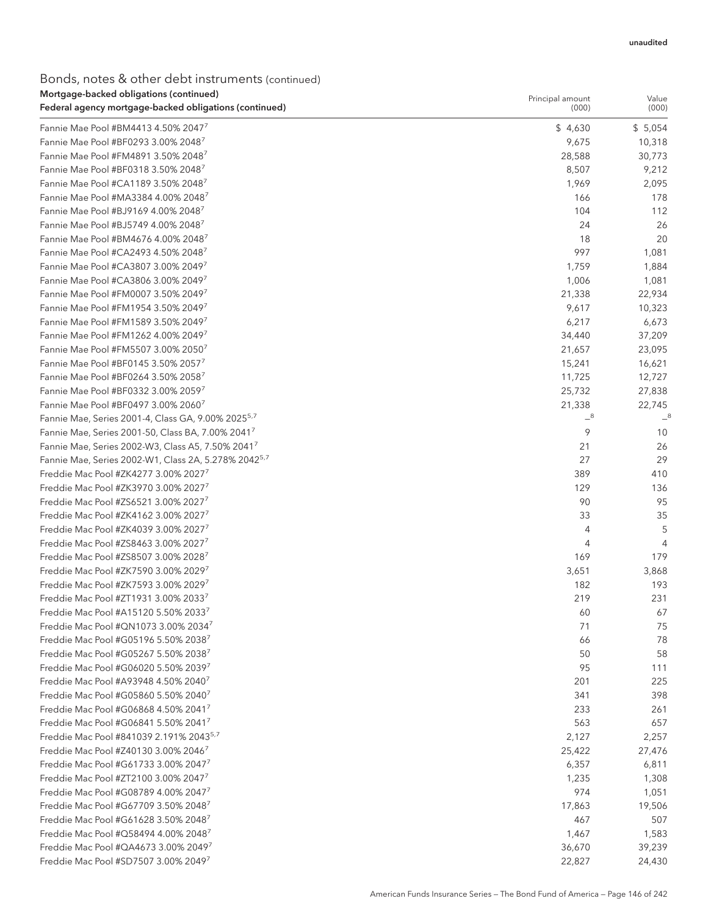unaudited

## Bonds, notes & other debt instruments (continued)

| Mortgage-backed obligations (continued)<br>Federal agency mortgage-backed obligations (continued) | Principal amount (000) | Value (000) |
|---|---|---|
| Fannie Mae Pool #BM4413 4.50% 2047[7] | $ 4,630 | $ 5,054 |
| Fannie Mae Pool #BF0293 3.00% 2048[7] | 9,675 | 10,318 |
| Fannie Mae Pool #FM4891 3.50% 2048[7] | 28,588 | 30,773 |
| Fannie Mae Pool #BF0318 3.50% 2048[7] | 8,507 | 9,212 |
| Fannie Mae Pool #CA1189 3.50% 2048[7] | 1,969 | 2,095 |
| Fannie Mae Pool #MA3384 4.00% 2048[7] | 166 | 178 |
| Fannie Mae Pool #BJ9169 4.00% 2048[7] | 104 | 112 |
| Fannie Mae Pool #BJ5749 4.00% 2048[7] | 24 | 26 |
| Fannie Mae Pool #BM4676 4.00% 2048[7] | 18 | 20 |
| Fannie Mae Pool #CA2493 4.50% 2048[7] | 997 | 1,081 |
| Fannie Mae Pool #CA3807 3.00% 2049[7] | 1,759 | 1,884 |
| Fannie Mae Pool #CA3806 3.00% 2049[7] | 1,006 | 1,081 |
| Fannie Mae Pool #FM0007 3.50% 2049[7] | 21,338 | 22,934 |
| Fannie Mae Pool #FM1954 3.50% 2049[7] | 9,617 | 10,323 |
| Fannie Mae Pool #FM1589 3.50% 2049[7] | 6,217 | 6,673 |
| Fannie Mae Pool #FM1262 4.00% 2049[7] | 34,440 | 37,209 |
| Fannie Mae Pool #FM5507 3.00% 2050[7] | 21,657 | 23,095 |
| Fannie Mae Pool #BF0145 3.50% 2057[7] | 15,241 | 16,621 |
| Fannie Mae Pool #BF0264 3.50% 2058[7] | 11,725 | 12,727 |
| Fannie Mae Pool #BF0332 3.00% 2059[7] | 25,732 | 27,838 |
| Fannie Mae Pool #BF0497 3.00% 2060[7] | 21,338 | 22,745 |
| Fannie Mae, Series 2001-4, Class GA, 9.00% 2025[5,7] | —[8] | —[8] |
| Fannie Mae, Series 2001-50, Class BA, 7.00% 2041[7] | 9 | 10 |
| Fannie Mae, Series 2002-W3, Class A5, 7.50% 2041[7] | 21 | 26 |
| Fannie Mae, Series 2002-W1, Class 2A, 5.278% 2042[5,7] | 27 | 29 |
| Freddie Mac Pool #ZK4277 3.00% 2027[7] | 389 | 410 |
| Freddie Mac Pool #ZK3970 3.00% 2027[7] | 129 | 136 |
| Freddie Mac Pool #ZS6521 3.00% 2027[7] | 90 | 95 |
| Freddie Mac Pool #ZK4162 3.00% 2027[7] | 33 | 35 |
| Freddie Mac Pool #ZK4039 3.00% 2027[7] | 4 | 5 |
| Freddie Mac Pool #ZS8463 3.00% 2027[7] | 4 | 4 |
| Freddie Mac Pool #ZS8507 3.00% 2028[7] | 169 | 179 |
| Freddie Mac Pool #ZK7590 3.00% 2029[7] | 3,651 | 3,868 |
| Freddie Mac Pool #ZK7593 3.00% 2029[7] | 182 | 193 |
| Freddie Mac Pool #ZT1931 3.00% 2033[7] | 219 | 231 |
| Freddie Mac Pool #A15120 5.50% 2033[7] | 60 | 67 |
| Freddie Mac Pool #QN1073 3.00% 2034[7] | 71 | 75 |
| Freddie Mac Pool #G05196 5.50% 2038[7] | 66 | 78 |
| Freddie Mac Pool #G05267 5.50% 2038[7] | 50 | 58 |
| Freddie Mac Pool #G06020 5.50% 2039[7] | 95 | 111 |
| Freddie Mac Pool #A93948 4.50% 2040[7] | 201 | 225 |
| Freddie Mac Pool #G05860 5.50% 2040[7] | 341 | 398 |
| Freddie Mac Pool #G06868 4.50% 2041[7] | 233 | 261 |
| Freddie Mac Pool #G06841 5.50% 2041[7] | 563 | 657 |
| Freddie Mac Pool #841039 2.191% 2043[5,7] | 2,127 | 2,257 |
| Freddie Mac Pool #Z40130 3.00% 2046[7] | 25,422 | 27,476 |
| Freddie Mac Pool #G61733 3.00% 2047[7] | 6,357 | 6,811 |
| Freddie Mac Pool #ZT2100 3.00% 2047[7] | 1,235 | 1,308 |
| Freddie Mac Pool #G08789 4.00% 2047[7] | 974 | 1,051 |
| Freddie Mac Pool #G67709 3.50% 2048[7] | 17,863 | 19,506 |
| Freddie Mac Pool #G61628 3.50% 2048[7] | 467 | 507 |
| Freddie Mac Pool #Q58494 4.00% 2048[7] | 1,467 | 1,583 |
| Freddie Mac Pool #QA4673 3.00% 2049[7] | 36,670 | 39,239 |
| Freddie Mac Pool #SD7507 3.00% 2049[7] | 22,827 | 24,430 |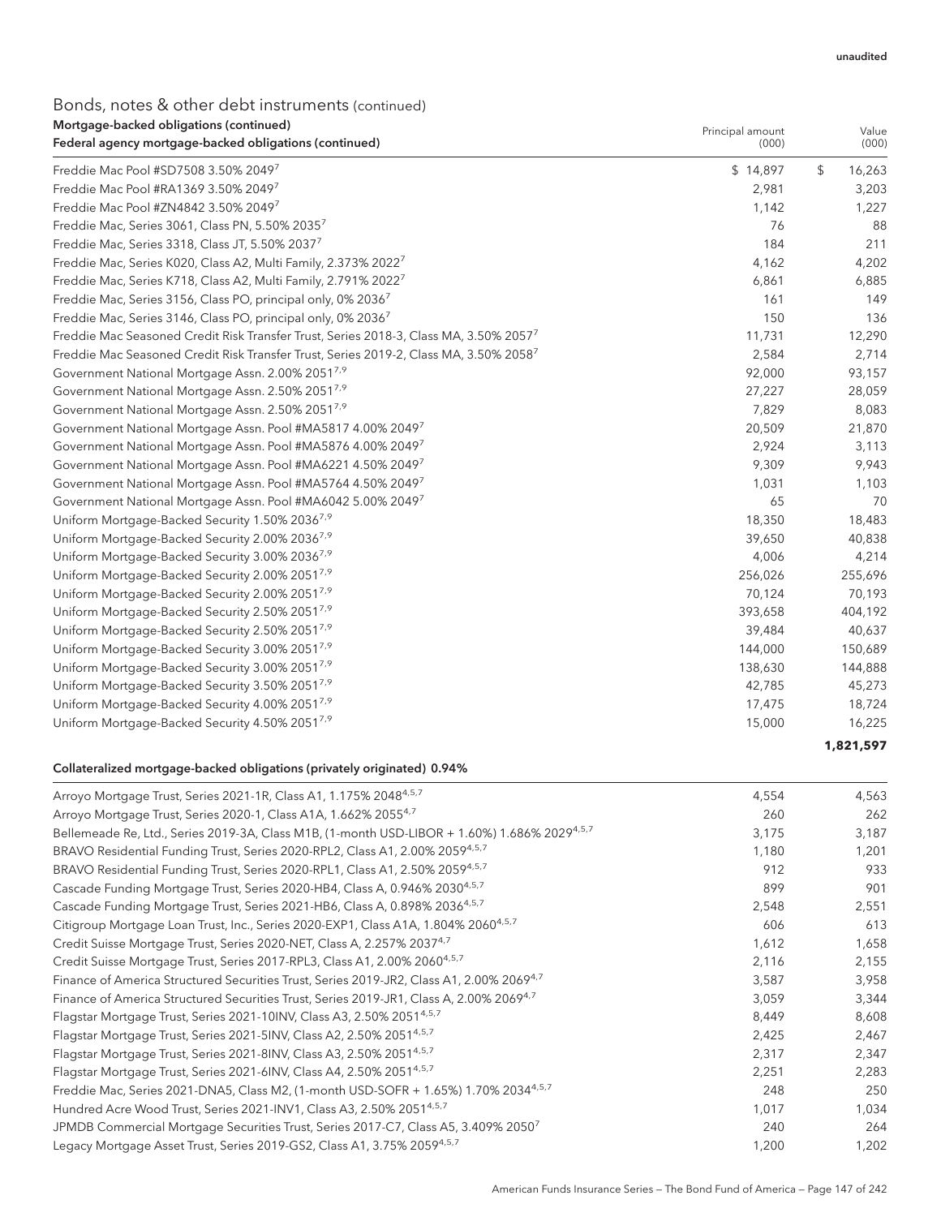unaudited

## Bonds, notes & other debt instruments (continued)

**Mortgage-backed obligations (continued)**

| **Federal agency mortgage-backed obligations (continued)** | Principal amount (000) | Value (000) |
|---|---|---|
| Freddie Mac Pool #SD7508 3.50% 2049[7] | $ 14,897 | $ 16,263 |
| Freddie Mac Pool #RA1369 3.50% 2049[7] | 2,981 | 3,203 |
| Freddie Mac Pool #ZN4842 3.50% 2049[7] | 1,142 | 1,227 |
| Freddie Mac, Series 3061, Class PN, 5.50% 2035[7] | 76 | 88 |
| Freddie Mac, Series 3318, Class JT, 5.50% 2037[7] | 184 | 211 |
| Freddie Mac, Series K020, Class A2, Multi Family, 2.373% 2022[7] | 4,162 | 4,202 |
| Freddie Mac, Series K718, Class A2, Multi Family, 2.791% 2022[7] | 6,861 | 6,885 |
| Freddie Mac, Series 3156, Class PO, principal only, 0% 2036[7] | 161 | 149 |
| Freddie Mac, Series 3146, Class PO, principal only, 0% 2036[7] | 150 | 136 |
| Freddie Mac Seasoned Credit Risk Transfer Trust, Series 2018-3, Class MA, 3.50% 2057[7] | 11,731 | 12,290 |
| Freddie Mac Seasoned Credit Risk Transfer Trust, Series 2019-2, Class MA, 3.50% 2058[7] | 2,584 | 2,714 |
| Government National Mortgage Assn. 2.00% 2051[7,9] | 92,000 | 93,157 |
| Government National Mortgage Assn. 2.50% 2051[7,9] | 27,227 | 28,059 |
| Government National Mortgage Assn. 2.50% 2051[7,9] | 7,829 | 8,083 |
| Government National Mortgage Assn. Pool #MA5817 4.00% 2049[7] | 20,509 | 21,870 |
| Government National Mortgage Assn. Pool #MA5876 4.00% 2049[7] | 2,924 | 3,113 |
| Government National Mortgage Assn. Pool #MA6221 4.50% 2049[7] | 9,309 | 9,943 |
| Government National Mortgage Assn. Pool #MA5764 4.50% 2049[7] | 1,031 | 1,103 |
| Government National Mortgage Assn. Pool #MA6042 5.00% 2049[7] | 65 | 70 |
| Uniform Mortgage-Backed Security 1.50% 2036[7,9] | 18,350 | 18,483 |
| Uniform Mortgage-Backed Security 2.00% 2036[7,9] | 39,650 | 40,838 |
| Uniform Mortgage-Backed Security 3.00% 2036[7,9] | 4,006 | 4,214 |
| Uniform Mortgage-Backed Security 2.00% 2051[7,9] | 256,026 | 255,696 |
| Uniform Mortgage-Backed Security 2.00% 2051[7,9] | 70,124 | 70,193 |
| Uniform Mortgage-Backed Security 2.50% 2051[7,9] | 393,658 | 404,192 |
| Uniform Mortgage-Backed Security 2.50% 2051[7,9] | 39,484 | 40,637 |
| Uniform Mortgage-Backed Security 3.00% 2051[7,9] | 144,000 | 150,689 |
| Uniform Mortgage-Backed Security 3.00% 2051[7,9] | 138,630 | 144,888 |
| Uniform Mortgage-Backed Security 3.50% 2051[7,9] | 42,785 | 45,273 |
| Uniform Mortgage-Backed Security 4.00% 2051[7,9] | 17,475 | 18,724 |
| Uniform Mortgage-Backed Security 4.50% 2051[7,9] | 15,000 | 16,225 |
| | | **1,821,597** |

| **Collateralized mortgage-backed obligations (privately originated) 0.94%** | | |
|---|---|---|
| Arroyo Mortgage Trust, Series 2021-1R, Class A1, 1.175% 2048[4,5,7] | 4,554 | 4,563 |
| Arroyo Mortgage Trust, Series 2020-1, Class A1A, 1.662% 2055[4,7] | 260 | 262 |
| Bellemeade Re, Ltd., Series 2019-3A, Class M1B, (1-month USD-LIBOR + 1.60%) 1.686% 2029[4,5,7] | 3,175 | 3,187 |
| BRAVO Residential Funding Trust, Series 2020-RPL2, Class A1, 2.00% 2059[4,5,7] | 1,180 | 1,201 |
| BRAVO Residential Funding Trust, Series 2020-RPL1, Class A1, 2.50% 2059[4,5,7] | 912 | 933 |
| Cascade Funding Mortgage Trust, Series 2020-HB4, Class A, 0.946% 2030[4,5,7] | 899 | 901 |
| Cascade Funding Mortgage Trust, Series 2021-HB6, Class A, 0.898% 2036[4,5,7] | 2,548 | 2,551 |
| Citigroup Mortgage Loan Trust, Inc., Series 2020-EXP1, Class A1A, 1.804% 2060[4,5,7] | 606 | 613 |
| Credit Suisse Mortgage Trust, Series 2020-NET, Class A, 2.257% 2037[4,7] | 1,612 | 1,658 |
| Credit Suisse Mortgage Trust, Series 2017-RPL3, Class A1, 2.00% 2060[4,5,7] | 2,116 | 2,155 |
| Finance of America Structured Securities Trust, Series 2019-JR2, Class A1, 2.00% 2069[4,7] | 3,587 | 3,958 |
| Finance of America Structured Securities Trust, Series 2019-JR1, Class A, 2.00% 2069[4,7] | 3,059 | 3,344 |
| Flagstar Mortgage Trust, Series 2021-10INV, Class A3, 2.50% 2051[4,5,7] | 8,449 | 8,608 |
| Flagstar Mortgage Trust, Series 2021-5INV, Class A2, 2.50% 2051[4,5,7] | 2,425 | 2,467 |
| Flagstar Mortgage Trust, Series 2021-8INV, Class A3, 2.50% 2051[4,5,7] | 2,317 | 2,347 |
| Flagstar Mortgage Trust, Series 2021-6INV, Class A4, 2.50% 2051[4,5,7] | 2,251 | 2,283 |
| Freddie Mac, Series 2021-DNA5, Class M2, (1-month USD-SOFR + 1.65%) 1.70% 2034[4,5,7] | 248 | 250 |
| Hundred Acre Wood Trust, Series 2021-INV1, Class A3, 2.50% 2051[4,5,7] | 1,017 | 1,034 |
| JPMDB Commercial Mortgage Securities Trust, Series 2017-C7, Class A5, 3.409% 2050[7] | 240 | 264 |
| Legacy Mortgage Asset Trust, Series 2019-GS2, Class A1, 3.75% 2059[4,5,7] | 1,200 | 1,202 |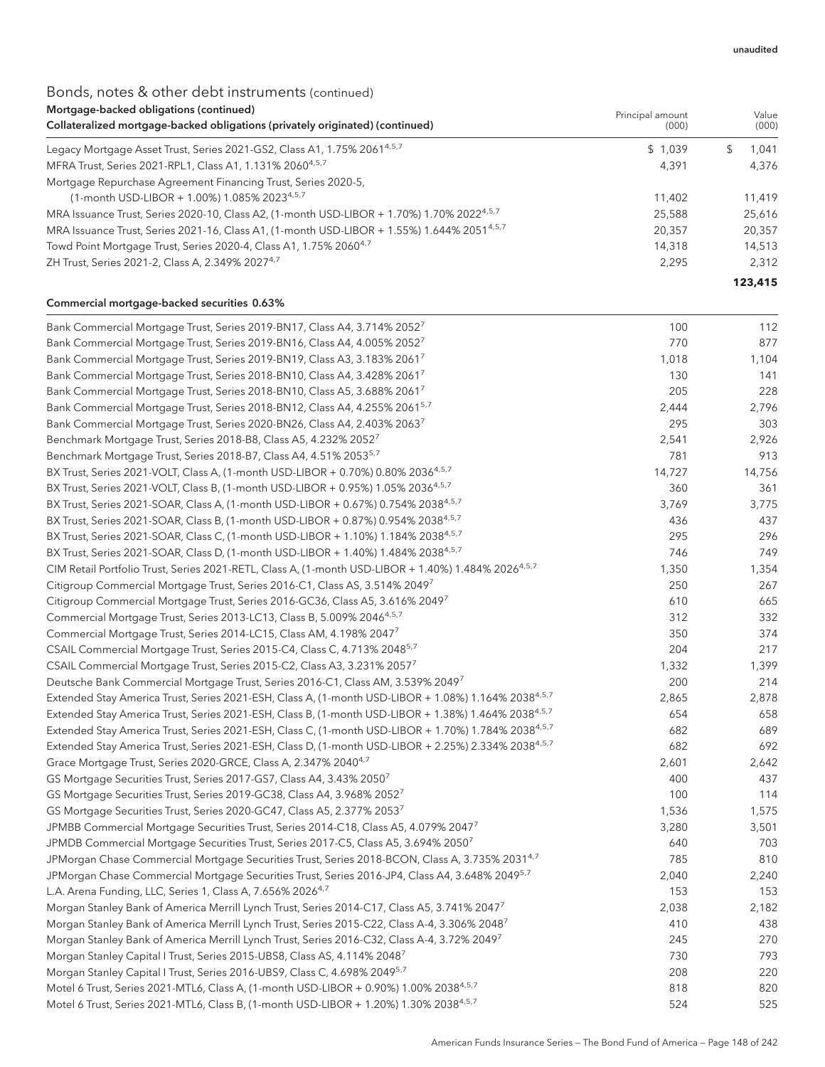unaudited

## Bonds, notes & other debt instruments (continued)

### Mortgage-backed obligations (continued)

| Collateralized mortgage-backed obligations (privately originated) (continued) | Principal amount (000) | Value (000) |
|---|---|---|
| Legacy Mortgage Asset Trust, Series 2021-GS2, Class A1, 1.75% 2061[4,5,7] | $ 1,039 | $ 1,041 |
| MFRA Trust, Series 2021-RPL1, Class A1, 1.131% 2060[4,5,7] | 4,391 | 4,376 |
| Mortgage Repurchase Agreement Financing Trust, Series 2020-5, (1-month USD-LIBOR + 1.00%) 1.085% 2023[4,5,7] | 11,402 | 11,419 |
| MRA Issuance Trust, Series 2020-10, Class A2, (1-month USD-LIBOR + 1.70%) 1.70% 2022[4,5,7] | 25,588 | 25,616 |
| MRA Issuance Trust, Series 2021-16, Class A1, (1-month USD-LIBOR + 1.55%) 1.644% 2051[4,5,7] | 20,357 | 20,357 |
| Towd Point Mortgage Trust, Series 2020-4, Class A1, 1.75% 2060[4,7] | 14,318 | 14,513 |
| ZH Trust, Series 2021-2, Class A, 2.349% 2027[4,7] | 2,295 | 2,312 |
| | | **123,415** |

| Commercial mortgage-backed securities 0.63% | | |
|---|---|---|
| Bank Commercial Mortgage Trust, Series 2019-BN17, Class A4, 3.714% 2052[7] | 100 | 112 |
| Bank Commercial Mortgage Trust, Series 2019-BN16, Class A4, 4.005% 2052[7] | 770 | 877 |
| Bank Commercial Mortgage Trust, Series 2019-BN19, Class A3, 3.183% 2061[7] | 1,018 | 1,104 |
| Bank Commercial Mortgage Trust, Series 2018-BN10, Class A4, 3.428% 2061[7] | 130 | 141 |
| Bank Commercial Mortgage Trust, Series 2018-BN10, Class A5, 3.688% 2061[7] | 205 | 228 |
| Bank Commercial Mortgage Trust, Series 2018-BN12, Class A4, 4.255% 2061[5,7] | 2,444 | 2,796 |
| Bank Commercial Mortgage Trust, Series 2020-BN26, Class A4, 2.403% 2063[7] | 295 | 303 |
| Benchmark Mortgage Trust, Series 2018-B8, Class A5, 4.232% 2052[7] | 2,541 | 2,926 |
| Benchmark Mortgage Trust, Series 2018-B7, Class A4, 4.51% 2053[5,7] | 781 | 913 |
| BX Trust, Series 2021-VOLT, Class A, (1-month USD-LIBOR + 0.70%) 0.80% 2036[4,5,7] | 14,727 | 14,756 |
| BX Trust, Series 2021-VOLT, Class B, (1-month USD-LIBOR + 0.95%) 1.05% 2036[4,5,7] | 360 | 361 |
| BX Trust, Series 2021-SOAR, Class A, (1-month USD-LIBOR + 0.67%) 0.754% 2038[4,5,7] | 3,769 | 3,775 |
| BX Trust, Series 2021-SOAR, Class B, (1-month USD-LIBOR + 0.87%) 0.954% 2038[4,5,7] | 436 | 437 |
| BX Trust, Series 2021-SOAR, Class C, (1-month USD-LIBOR + 1.10%) 1.184% 2038[4,5,7] | 295 | 296 |
| BX Trust, Series 2021-SOAR, Class D, (1-month USD-LIBOR + 1.40%) 1.484% 2038[4,5,7] | 746 | 749 |
| CIM Retail Portfolio Trust, Series 2021-RETL, Class A, (1-month USD-LIBOR + 1.40%) 1.484% 2026[4,5,7] | 1,350 | 1,354 |
| Citigroup Commercial Mortgage Trust, Series 2016-C1, Class AS, 3.514% 2049[7] | 250 | 267 |
| Citigroup Commercial Mortgage Trust, Series 2016-GC36, Class A5, 3.616% 2049[7] | 610 | 665 |
| Commercial Mortgage Trust, Series 2013-LC13, Class B, 5.009% 2046[4,5,7] | 312 | 332 |
| Commercial Mortgage Trust, Series 2014-LC15, Class AM, 4.198% 2047[7] | 350 | 374 |
| CSAIL Commercial Mortgage Trust, Series 2015-C4, Class C, 4.713% 2048[5,7] | 204 | 217 |
| CSAIL Commercial Mortgage Trust, Series 2015-C2, Class A3, 3.231% 2057[7] | 1,332 | 1,399 |
| Deutsche Bank Commercial Mortgage Trust, Series 2016-C1, Class AM, 3.539% 2049[7] | 200 | 214 |
| Extended Stay America Trust, Series 2021-ESH, Class A, (1-month USD-LIBOR + 1.08%) 1.164% 2038[4,5,7] | 2,865 | 2,878 |
| Extended Stay America Trust, Series 2021-ESH, Class B, (1-month USD-LIBOR + 1.38%) 1.464% 2038[4,5,7] | 654 | 658 |
| Extended Stay America Trust, Series 2021-ESH, Class C, (1-month USD-LIBOR + 1.70%) 1.784% 2038[4,5,7] | 682 | 689 |
| Extended Stay America Trust, Series 2021-ESH, Class D, (1-month USD-LIBOR + 2.25%) 2.334% 2038[4,5,7] | 682 | 692 |
| Grace Mortgage Trust, Series 2020-GRCE, Class A, 2.347% 2040[4,7] | 2,601 | 2,642 |
| GS Mortgage Securities Trust, Series 2017-GS7, Class A4, 3.43% 2050[7] | 400 | 437 |
| GS Mortgage Securities Trust, Series 2019-GC38, Class A4, 3.968% 2052[7] | 100 | 114 |
| GS Mortgage Securities Trust, Series 2020-GC47, Class A5, 2.377% 2053[7] | 1,536 | 1,575 |
| JPMBB Commercial Mortgage Securities Trust, Series 2014-C18, Class A5, 4.079% 2047[7] | 3,280 | 3,501 |
| JPMDB Commercial Mortgage Securities Trust, Series 2017-C5, Class A5, 3.694% 2050[7] | 640 | 703 |
| JPMorgan Chase Commercial Mortgage Securities Trust, Series 2018-BCON, Class A, 3.735% 2031[4,7] | 785 | 810 |
| JPMorgan Chase Commercial Mortgage Securities Trust, Series 2016-JP4, Class A4, 3.648% 2049[5,7] | 2,040 | 2,240 |
| L.A. Arena Funding, LLC, Series 1, Class A, 7.656% 2026[4,7] | 153 | 153 |
| Morgan Stanley Bank of America Merrill Lynch Trust, Series 2014-C17, Class A5, 3.741% 2047[7] | 2,038 | 2,182 |
| Morgan Stanley Bank of America Merrill Lynch Trust, Series 2015-C22, Class A-4, 3.306% 2048[7] | 410 | 438 |
| Morgan Stanley Bank of America Merrill Lynch Trust, Series 2016-C32, Class A-4, 3.72% 2049[7] | 245 | 270 |
| Morgan Stanley Capital I Trust, Series 2015-UBS8, Class AS, 4.114% 2048[7] | 730 | 793 |
| Morgan Stanley Capital I Trust, Series 2016-UBS9, Class C, 4.698% 2049[5,7] | 208 | 220 |
| Motel 6 Trust, Series 2021-MTL6, Class A, (1-month USD-LIBOR + 0.90%) 1.00% 2038[4,5,7] | 818 | 820 |
| Motel 6 Trust, Series 2021-MTL6, Class B, (1-month USD-LIBOR + 1.20%) 1.30% 2038[4,5,7] | 524 | 525 |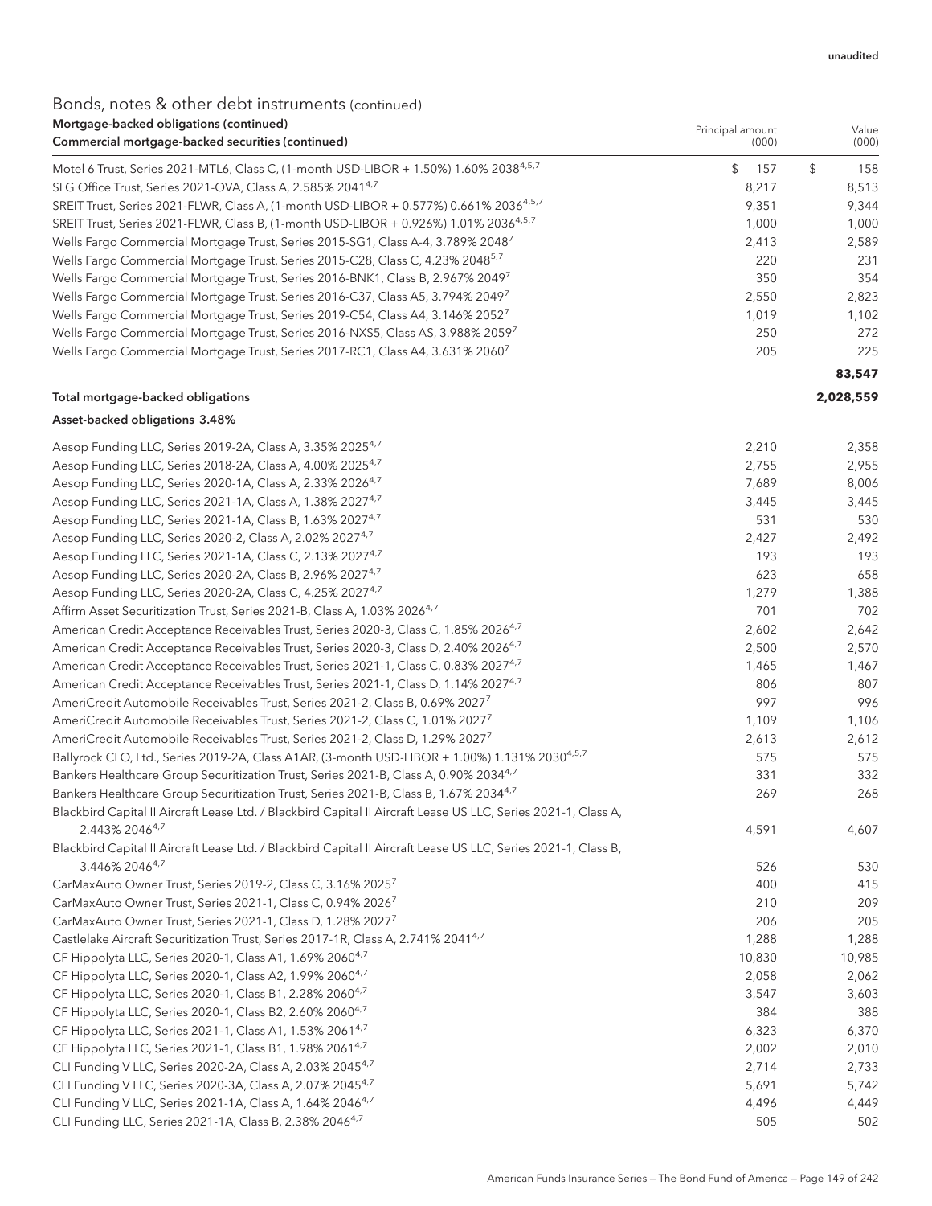## Bonds, notes & other debt instruments (continued)

**Mortgage-backed obligations (continued)**

| Commercial mortgage-backed securities (continued) | Principal amount (000) | Value (000) |
|---|---|---|
| Motel 6 Trust, Series 2021-MTL6, Class C, (1-month USD-LIBOR + 1.50%) 1.60% 2038[4,5,7] | $ 157 | $ 158 |
| SLG Office Trust, Series 2021-OVA, Class A, 2.585% 2041[4,7] | 8,217 | 8,513 |
| SREIT Trust, Series 2021-FLWR, Class A, (1-month USD-LIBOR + 0.577%) 0.661% 2036[4,5,7] | 9,351 | 9,344 |
| SREIT Trust, Series 2021-FLWR, Class B, (1-month USD-LIBOR + 0.926%) 1.01% 2036[4,5,7] | 1,000 | 1,000 |
| Wells Fargo Commercial Mortgage Trust, Series 2015-SG1, Class A-4, 3.789% 2048[7] | 2,413 | 2,589 |
| Wells Fargo Commercial Mortgage Trust, Series 2015-C28, Class C, 4.23% 2048[5,7] | 220 | 231 |
| Wells Fargo Commercial Mortgage Trust, Series 2016-BNK1, Class B, 2.967% 2049[7] | 350 | 354 |
| Wells Fargo Commercial Mortgage Trust, Series 2016-C37, Class A5, 3.794% 2049[7] | 2,550 | 2,823 |
| Wells Fargo Commercial Mortgage Trust, Series 2019-C54, Class A4, 3.146% 2052[7] | 1,019 | 1,102 |
| Wells Fargo Commercial Mortgage Trust, Series 2016-NXS5, Class AS, 3.988% 2059[7] | 250 | 272 |
| Wells Fargo Commercial Mortgage Trust, Series 2017-RC1, Class A4, 3.631% 2060[7] | 205 | 225 |
| | | **83,547** |
| **Total mortgage-backed obligations** | | **2,028,559** |

**Asset-backed obligations 3.48%**

| | Principal amount (000) | Value (000) |
|---|---|---|
| Aesop Funding LLC, Series 2019-2A, Class A, 3.35% 2025[4,7] | 2,210 | 2,358 |
| Aesop Funding LLC, Series 2018-2A, Class A, 4.00% 2025[4,7] | 2,755 | 2,955 |
| Aesop Funding LLC, Series 2020-1A, Class A, 2.33% 2026[4,7] | 7,689 | 8,006 |
| Aesop Funding LLC, Series 2021-1A, Class A, 1.38% 2027[4,7] | 3,445 | 3,445 |
| Aesop Funding LLC, Series 2021-1A, Class B, 1.63% 2027[4,7] | 531 | 530 |
| Aesop Funding LLC, Series 2020-2, Class A, 2.02% 2027[4,7] | 2,427 | 2,492 |
| Aesop Funding LLC, Series 2021-1A, Class C, 2.13% 2027[4,7] | 193 | 193 |
| Aesop Funding LLC, Series 2020-2A, Class B, 2.96% 2027[4,7] | 623 | 658 |
| Aesop Funding LLC, Series 2020-2A, Class C, 4.25% 2027[4,7] | 1,279 | 1,388 |
| Affirm Asset Securitization Trust, Series 2021-B, Class A, 1.03% 2026[4,7] | 701 | 702 |
| American Credit Acceptance Receivables Trust, Series 2020-3, Class C, 1.85% 2026[4,7] | 2,602 | 2,642 |
| American Credit Acceptance Receivables Trust, Series 2020-3, Class D, 2.40% 2026[4,7] | 2,500 | 2,570 |
| American Credit Acceptance Receivables Trust, Series 2021-1, Class C, 0.83% 2027[4,7] | 1,465 | 1,467 |
| American Credit Acceptance Receivables Trust, Series 2021-1, Class D, 1.14% 2027[4,7] | 806 | 807 |
| AmeriCredit Automobile Receivables Trust, Series 2021-2, Class B, 0.69% 2027[7] | 997 | 996 |
| AmeriCredit Automobile Receivables Trust, Series 2021-2, Class C, 1.01% 2027[7] | 1,109 | 1,106 |
| AmeriCredit Automobile Receivables Trust, Series 2021-2, Class D, 1.29% 2027[7] | 2,613 | 2,612 |
| Ballyrock CLO, Ltd., Series 2019-2A, Class A1AR, (3-month USD-LIBOR + 1.00%) 1.131% 2030[4,5,7] | 575 | 575 |
| Bankers Healthcare Group Securitization Trust, Series 2021-B, Class A, 0.90% 2034[4,7] | 331 | 332 |
| Bankers Healthcare Group Securitization Trust, Series 2021-B, Class B, 1.67% 2034[4,7] | 269 | 268 |
| Blackbird Capital II Aircraft Lease Ltd. / Blackbird Capital II Aircraft Lease US LLC, Series 2021-1, Class A, 2.443% 2046[4,7] | 4,591 | 4,607 |
| Blackbird Capital II Aircraft Lease Ltd. / Blackbird Capital II Aircraft Lease US LLC, Series 2021-1, Class B, 3.446% 2046[4,7] | 526 | 530 |
| CarMaxAuto Owner Trust, Series 2019-2, Class C, 3.16% 2025[7] | 400 | 415 |
| CarMaxAuto Owner Trust, Series 2021-1, Class C, 0.94% 2026[7] | 210 | 209 |
| CarMaxAuto Owner Trust, Series 2021-1, Class D, 1.28% 2027[7] | 206 | 205 |
| Castlelake Aircraft Securitization Trust, Series 2017-1R, Class A, 2.741% 2041[4,7] | 1,288 | 1,288 |
| CF Hippolyta LLC, Series 2020-1, Class A1, 1.69% 2060[4,7] | 10,830 | 10,985 |
| CF Hippolyta LLC, Series 2020-1, Class A2, 1.99% 2060[4,7] | 2,058 | 2,062 |
| CF Hippolyta LLC, Series 2020-1, Class B1, 2.28% 2060[4,7] | 3,547 | 3,603 |
| CF Hippolyta LLC, Series 2020-1, Class B2, 2.60% 2060[4,7] | 384 | 388 |
| CF Hippolyta LLC, Series 2021-1, Class A1, 1.53% 2061[4,7] | 6,323 | 6,370 |
| CF Hippolyta LLC, Series 2021-1, Class B1, 1.98% 2061[4,7] | 2,002 | 2,010 |
| CLI Funding V LLC, Series 2020-2A, Class A, 2.03% 2045[4,7] | 2,714 | 2,733 |
| CLI Funding V LLC, Series 2020-3A, Class A, 2.07% 2045[4,7] | 5,691 | 5,742 |
| CLI Funding V LLC, Series 2021-1A, Class A, 1.64% 2046[4,7] | 4,496 | 4,449 |
| CLI Funding LLC, Series 2021-1A, Class B, 2.38% 2046[4,7] | 505 | 502 |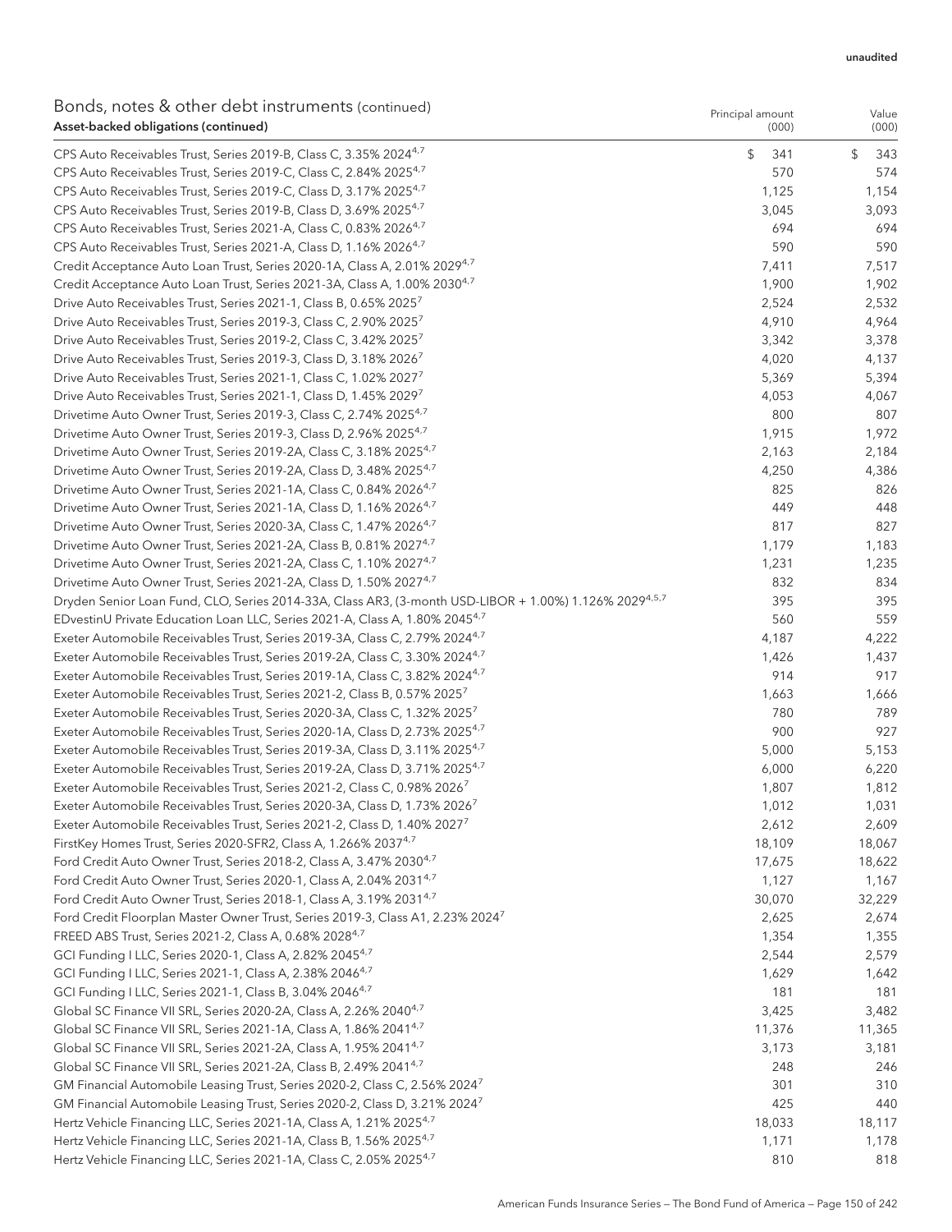unaudited

## Bonds, notes & other debt instruments (continued)

| Asset-backed obligations (continued) | Principal amount (000) | Value (000) |
|---|---|---|
| CPS Auto Receivables Trust, Series 2019-B, Class C, 3.35% 2024[4,7] | $ 341 | $ 343 |
| CPS Auto Receivables Trust, Series 2019-C, Class C, 2.84% 2025[4,7] | 570 | 574 |
| CPS Auto Receivables Trust, Series 2019-C, Class D, 3.17% 2025[4,7] | 1,125 | 1,154 |
| CPS Auto Receivables Trust, Series 2019-B, Class D, 3.69% 2025[4,7] | 3,045 | 3,093 |
| CPS Auto Receivables Trust, Series 2021-A, Class C, 0.83% 2026[4,7] | 694 | 694 |
| CPS Auto Receivables Trust, Series 2021-A, Class D, 1.16% 2026[4,7] | 590 | 590 |
| Credit Acceptance Auto Loan Trust, Series 2020-1A, Class A, 2.01% 2029[4,7] | 7,411 | 7,517 |
| Credit Acceptance Auto Loan Trust, Series 2021-3A, Class A, 1.00% 2030[4,7] | 1,900 | 1,902 |
| Drive Auto Receivables Trust, Series 2021-1, Class B, 0.65% 2025[7] | 2,524 | 2,532 |
| Drive Auto Receivables Trust, Series 2019-3, Class C, 2.90% 2025[7] | 4,910 | 4,964 |
| Drive Auto Receivables Trust, Series 2019-2, Class C, 3.42% 2025[7] | 3,342 | 3,378 |
| Drive Auto Receivables Trust, Series 2019-3, Class D, 3.18% 2026[7] | 4,020 | 4,137 |
| Drive Auto Receivables Trust, Series 2021-1, Class C, 1.02% 2027[7] | 5,369 | 5,394 |
| Drive Auto Receivables Trust, Series 2021-1, Class D, 1.45% 2029[7] | 4,053 | 4,067 |
| Drivetime Auto Owner Trust, Series 2019-3, Class C, 2.74% 2025[4,7] | 800 | 807 |
| Drivetime Auto Owner Trust, Series 2019-3, Class D, 2.96% 2025[4,7] | 1,915 | 1,972 |
| Drivetime Auto Owner Trust, Series 2019-2A, Class C, 3.18% 2025[4,7] | 2,163 | 2,184 |
| Drivetime Auto Owner Trust, Series 2019-2A, Class D, 3.48% 2025[4,7] | 4,250 | 4,386 |
| Drivetime Auto Owner Trust, Series 2021-1A, Class C, 0.84% 2026[4,7] | 825 | 826 |
| Drivetime Auto Owner Trust, Series 2021-1A, Class D, 1.16% 2026[4,7] | 449 | 448 |
| Drivetime Auto Owner Trust, Series 2020-3A, Class C, 1.47% 2026[4,7] | 817 | 827 |
| Drivetime Auto Owner Trust, Series 2021-2A, Class B, 0.81% 2027[4,7] | 1,179 | 1,183 |
| Drivetime Auto Owner Trust, Series 2021-2A, Class C, 1.10% 2027[4,7] | 1,231 | 1,235 |
| Drivetime Auto Owner Trust, Series 2021-2A, Class D, 1.50% 2027[4,7] | 832 | 834 |
| Dryden Senior Loan Fund, CLO, Series 2014-33A, Class AR3, (3-month USD-LIBOR + 1.00%) 1.126% 2029[4,5,7] | 395 | 395 |
| EDvestinU Private Education Loan LLC, Series 2021-A, Class A, 1.80% 2045[4,7] | 560 | 559 |
| Exeter Automobile Receivables Trust, Series 2019-3A, Class C, 2.79% 2024[4,7] | 4,187 | 4,222 |
| Exeter Automobile Receivables Trust, Series 2019-2A, Class C, 3.30% 2024[4,7] | 1,426 | 1,437 |
| Exeter Automobile Receivables Trust, Series 2019-1A, Class C, 3.82% 2024[4,7] | 914 | 917 |
| Exeter Automobile Receivables Trust, Series 2021-2, Class B, 0.57% 2025[7] | 1,663 | 1,666 |
| Exeter Automobile Receivables Trust, Series 2020-3A, Class C, 1.32% 2025[7] | 780 | 789 |
| Exeter Automobile Receivables Trust, Series 2020-1A, Class D, 2.73% 2025[4,7] | 900 | 927 |
| Exeter Automobile Receivables Trust, Series 2019-3A, Class D, 3.11% 2025[4,7] | 5,000 | 5,153 |
| Exeter Automobile Receivables Trust, Series 2019-2A, Class D, 3.71% 2025[4,7] | 6,000 | 6,220 |
| Exeter Automobile Receivables Trust, Series 2021-2, Class C, 0.98% 2026[7] | 1,807 | 1,812 |
| Exeter Automobile Receivables Trust, Series 2020-3A, Class D, 1.73% 2026[7] | 1,012 | 1,031 |
| Exeter Automobile Receivables Trust, Series 2021-2, Class D, 1.40% 2027[7] | 2,612 | 2,609 |
| FirstKey Homes Trust, Series 2020-SFR2, Class A, 1.266% 2037[4,7] | 18,109 | 18,067 |
| Ford Credit Auto Owner Trust, Series 2018-2, Class A, 3.47% 2030[4,7] | 17,675 | 18,622 |
| Ford Credit Auto Owner Trust, Series 2020-1, Class A, 2.04% 2031[4,7] | 1,127 | 1,167 |
| Ford Credit Auto Owner Trust, Series 2018-1, Class A, 3.19% 2031[4,7] | 30,070 | 32,229 |
| Ford Credit Floorplan Master Owner Trust, Series 2019-3, Class A1, 2.23% 2024[7] | 2,625 | 2,674 |
| FREED ABS Trust, Series 2021-2, Class A, 0.68% 2028[4,7] | 1,354 | 1,355 |
| GCI Funding I LLC, Series 2020-1, Class A, 2.82% 2045[4,7] | 2,544 | 2,579 |
| GCI Funding I LLC, Series 2021-1, Class A, 2.38% 2046[4,7] | 1,629 | 1,642 |
| GCI Funding I LLC, Series 2021-1, Class B, 3.04% 2046[4,7] | 181 | 181 |
| Global SC Finance VII SRL, Series 2020-2A, Class A, 2.26% 2040[4,7] | 3,425 | 3,482 |
| Global SC Finance VII SRL, Series 2021-1A, Class A, 1.86% 2041[4,7] | 11,376 | 11,365 |
| Global SC Finance VII SRL, Series 2021-2A, Class A, 1.95% 2041[4,7] | 3,173 | 3,181 |
| Global SC Finance VII SRL, Series 2021-2A, Class B, 2.49% 2041[4,7] | 248 | 246 |
| GM Financial Automobile Leasing Trust, Series 2020-2, Class C, 2.56% 2024[7] | 301 | 310 |
| GM Financial Automobile Leasing Trust, Series 2020-2, Class D, 3.21% 2024[7] | 425 | 440 |
| Hertz Vehicle Financing LLC, Series 2021-1A, Class A, 1.21% 2025[4,7] | 18,033 | 18,117 |
| Hertz Vehicle Financing LLC, Series 2021-1A, Class B, 1.56% 2025[4,7] | 1,171 | 1,178 |
| Hertz Vehicle Financing LLC, Series 2021-1A, Class C, 2.05% 2025[4,7] | 810 | 818 |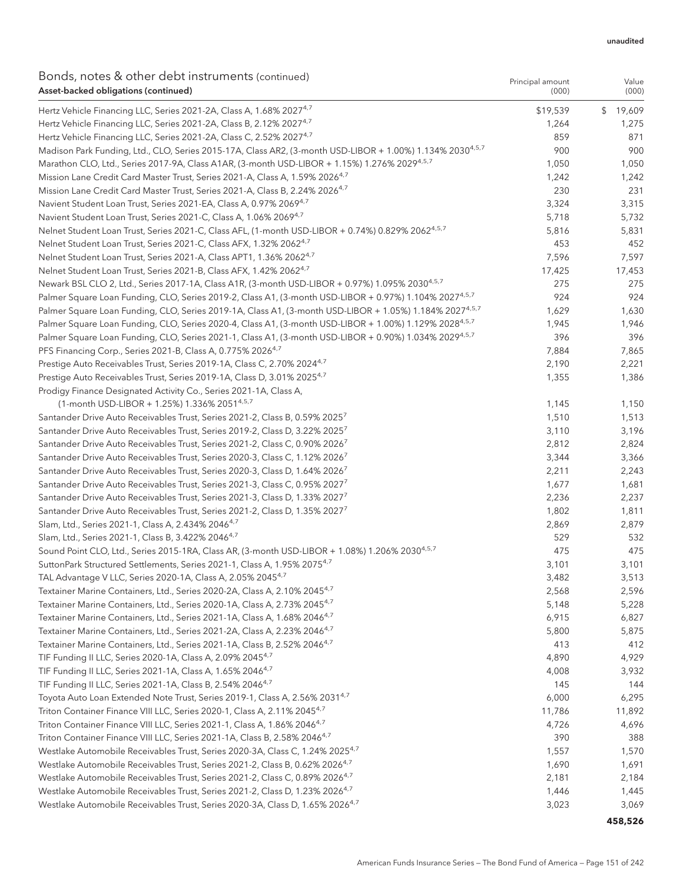unaudited

| Bonds, notes & other debt instruments (continued)<br>Asset-backed obligations (continued) | Principal amount (000) | Value (000) |
|---|---|---|
| Hertz Vehicle Financing LLC, Series 2021-2A, Class A, 1.68% 2027[4,7] | $19,539 | $ 19,609 |
| Hertz Vehicle Financing LLC, Series 2021-2A, Class B, 2.12% 2027[4,7] | 1,264 | 1,275 |
| Hertz Vehicle Financing LLC, Series 2021-2A, Class C, 2.52% 2027[4,7] | 859 | 871 |
| Madison Park Funding, Ltd., CLO, Series 2015-17A, Class AR2, (3-month USD-LIBOR + 1.00%) 1.134% 2030[4,5,7] | 900 | 900 |
| Marathon CLO, Ltd., Series 2017-9A, Class A1AR, (3-month USD-LIBOR + 1.15%) 1.276% 2029[4,5,7] | 1,050 | 1,050 |
| Mission Lane Credit Card Master Trust, Series 2021-A, Class A, 1.59% 2026[4,7] | 1,242 | 1,242 |
| Mission Lane Credit Card Master Trust, Series 2021-A, Class B, 2.24% 2026[4,7] | 230 | 231 |
| Navient Student Loan Trust, Series 2021-EA, Class A, 0.97% 2069[4,7] | 3,324 | 3,315 |
| Navient Student Loan Trust, Series 2021-C, Class A, 1.06% 2069[4,7] | 5,718 | 5,732 |
| Nelnet Student Loan Trust, Series 2021-C, Class AFL, (1-month USD-LIBOR + 0.74%) 0.829% 2062[4,5,7] | 5,816 | 5,831 |
| Nelnet Student Loan Trust, Series 2021-C, Class AFX, 1.32% 2062[4,7] | 453 | 452 |
| Nelnet Student Loan Trust, Series 2021-A, Class APT1, 1.36% 2062[4,7] | 7,596 | 7,597 |
| Nelnet Student Loan Trust, Series 2021-B, Class AFX, 1.42% 2062[4,7] | 17,425 | 17,453 |
| Newark BSL CLO 2, Ltd., Series 2017-1A, Class A1R, (3-month USD-LIBOR + 0.97%) 1.095% 2030[4,5,7] | 275 | 275 |
| Palmer Square Loan Funding, CLO, Series 2019-2, Class A1, (3-month USD-LIBOR + 0.97%) 1.104% 2027[4,5,7] | 924 | 924 |
| Palmer Square Loan Funding, CLO, Series 2019-1A, Class A1, (3-month USD-LIBOR + 1.05%) 1.184% 2027[4,5,7] | 1,629 | 1,630 |
| Palmer Square Loan Funding, CLO, Series 2020-4, Class A1, (3-month USD-LIBOR + 1.00%) 1.129% 2028[4,5,7] | 1,945 | 1,946 |
| Palmer Square Loan Funding, CLO, Series 2021-1, Class A1, (3-month USD-LIBOR + 0.90%) 1.034% 2029[4,5,7] | 396 | 396 |
| PFS Financing Corp., Series 2021-B, Class A, 0.775% 2026[4,7] | 7,884 | 7,865 |
| Prestige Auto Receivables Trust, Series 2019-1A, Class C, 2.70% 2024[4,7] | 2,190 | 2,221 |
| Prestige Auto Receivables Trust, Series 2019-1A, Class D, 3.01% 2025[4,7] | 1,355 | 1,386 |
| Prodigy Finance Designated Activity Co., Series 2021-1A, Class A, (1-month USD-LIBOR + 1.25%) 1.336% 2051[4,5,7] | 1,145 | 1,150 |
| Santander Drive Auto Receivables Trust, Series 2021-2, Class B, 0.59% 2025[7] | 1,510 | 1,513 |
| Santander Drive Auto Receivables Trust, Series 2019-2, Class D, 3.22% 2025[7] | 3,110 | 3,196 |
| Santander Drive Auto Receivables Trust, Series 2021-2, Class C, 0.90% 2026[7] | 2,812 | 2,824 |
| Santander Drive Auto Receivables Trust, Series 2020-3, Class C, 1.12% 2026[7] | 3,344 | 3,366 |
| Santander Drive Auto Receivables Trust, Series 2020-3, Class D, 1.64% 2026[7] | 2,211 | 2,243 |
| Santander Drive Auto Receivables Trust, Series 2021-3, Class C, 0.95% 2027[7] | 1,677 | 1,681 |
| Santander Drive Auto Receivables Trust, Series 2021-3, Class D, 1.33% 2027[7] | 2,236 | 2,237 |
| Santander Drive Auto Receivables Trust, Series 2021-2, Class D, 1.35% 2027[7] | 1,802 | 1,811 |
| Slam, Ltd., Series 2021-1, Class A, 2.434% 2046[4,7] | 2,869 | 2,879 |
| Slam, Ltd., Series 2021-1, Class B, 3.422% 2046[4,7] | 529 | 532 |
| Sound Point CLO, Ltd., Series 2015-1RA, Class AR, (3-month USD-LIBOR + 1.08%) 1.206% 2030[4,5,7] | 475 | 475 |
| SuttonPark Structured Settlements, Series 2021-1, Class A, 1.95% 2075[4,7] | 3,101 | 3,101 |
| TAL Advantage V LLC, Series 2020-1A, Class A, 2.05% 2045[4,7] | 3,482 | 3,513 |
| Textainer Marine Containers, Ltd., Series 2020-2A, Class A, 2.10% 2045[4,7] | 2,568 | 2,596 |
| Textainer Marine Containers, Ltd., Series 2020-1A, Class A, 2.73% 2045[4,7] | 5,148 | 5,228 |
| Textainer Marine Containers, Ltd., Series 2021-1A, Class A, 1.68% 2046[4,7] | 6,915 | 6,827 |
| Textainer Marine Containers, Ltd., Series 2021-2A, Class A, 2.23% 2046[4,7] | 5,800 | 5,875 |
| Textainer Marine Containers, Ltd., Series 2021-1A, Class B, 2.52% 2046[4,7] | 413 | 412 |
| TIF Funding II LLC, Series 2020-1A, Class A, 2.09% 2045[4,7] | 4,890 | 4,929 |
| TIF Funding II LLC, Series 2021-1A, Class A, 1.65% 2046[4,7] | 4,008 | 3,932 |
| TIF Funding II LLC, Series 2021-1A, Class B, 2.54% 2046[4,7] | 145 | 144 |
| Toyota Auto Loan Extended Note Trust, Series 2019-1, Class A, 2.56% 2031[4,7] | 6,000 | 6,295 |
| Triton Container Finance VIII LLC, Series 2020-1, Class A, 2.11% 2045[4,7] | 11,786 | 11,892 |
| Triton Container Finance VIII LLC, Series 2021-1, Class A, 1.86% 2046[4,7] | 4,726 | 4,696 |
| Triton Container Finance VIII LLC, Series 2021-1A, Class B, 2.58% 2046[4,7] | 390 | 388 |
| Westlake Automobile Receivables Trust, Series 2020-3A, Class C, 1.24% 2025[4,7] | 1,557 | 1,570 |
| Westlake Automobile Receivables Trust, Series 2021-2, Class B, 0.62% 2026[4,7] | 1,690 | 1,691 |
| Westlake Automobile Receivables Trust, Series 2021-2, Class C, 0.89% 2026[4,7] | 2,181 | 2,184 |
| Westlake Automobile Receivables Trust, Series 2021-2, Class D, 1.23% 2026[4,7] | 1,446 | 1,445 |
| Westlake Automobile Receivables Trust, Series 2020-3A, Class D, 1.65% 2026[4,7] | 3,023 | 3,069 |
| | | **458,526** |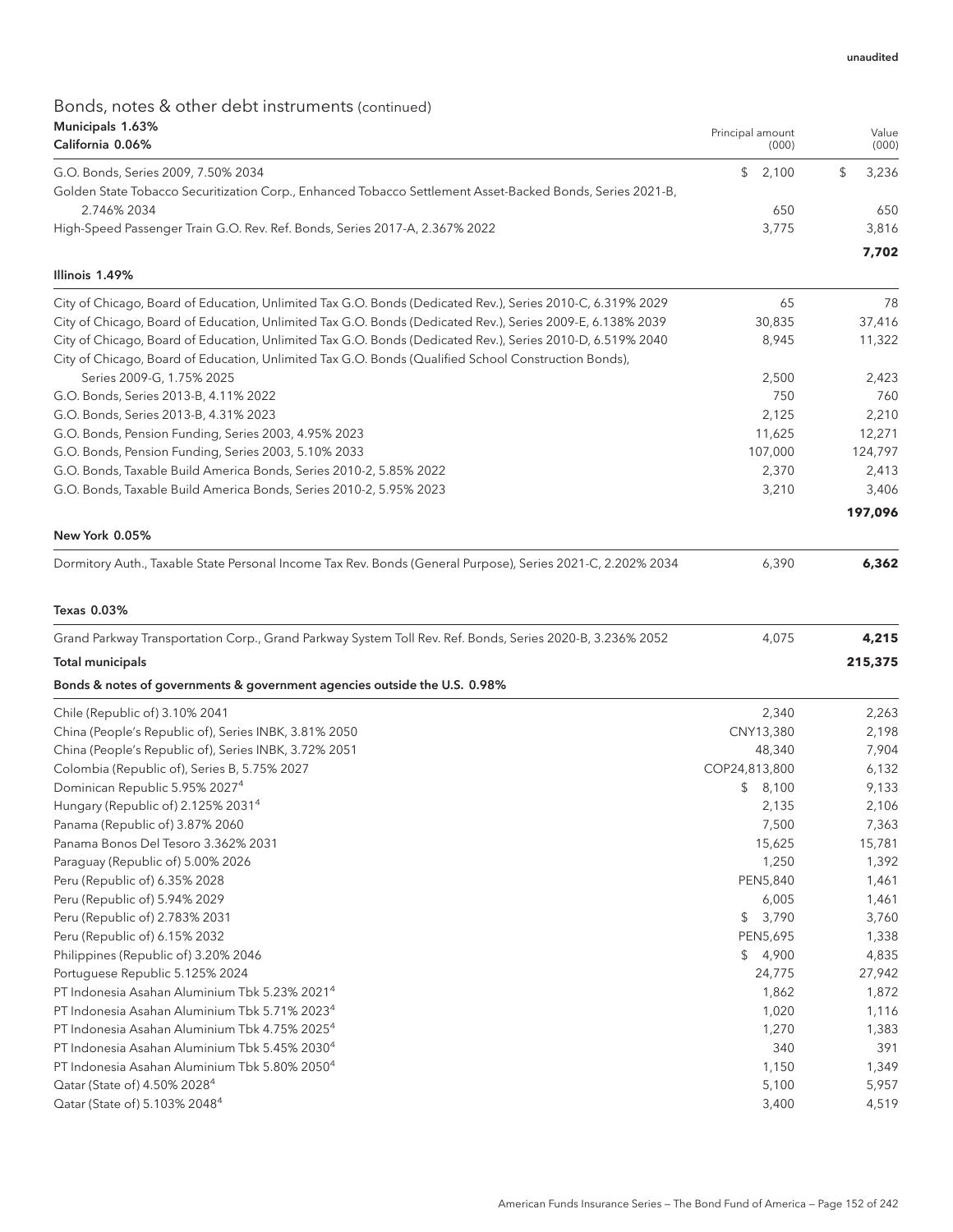unaudited

## Bonds, notes & other debt instruments (continued)

| Municipals 1.63%<br>California 0.06% | Principal amount (000) | Value (000) |
|---|---|---|
| G.O. Bonds, Series 2009, 7.50% 2034 | $ 2,100 | $ 3,236 |
| Golden State Tobacco Securitization Corp., Enhanced Tobacco Settlement Asset-Backed Bonds, Series 2021-B, 2.746% 2034 | 650 | 650 |
| High-Speed Passenger Train G.O. Rev. Ref. Bonds, Series 2017-A, 2.367% 2022 | 3,775 | 3,816 |
| | | **7,702** |
| **Illinois 1.49%** | | |
| City of Chicago, Board of Education, Unlimited Tax G.O. Bonds (Dedicated Rev.), Series 2010-C, 6.319% 2029 | 65 | 78 |
| City of Chicago, Board of Education, Unlimited Tax G.O. Bonds (Dedicated Rev.), Series 2009-E, 6.138% 2039 | 30,835 | 37,416 |
| City of Chicago, Board of Education, Unlimited Tax G.O. Bonds (Dedicated Rev.), Series 2010-D, 6.519% 2040 | 8,945 | 11,322 |
| City of Chicago, Board of Education, Unlimited Tax G.O. Bonds (Qualified School Construction Bonds), Series 2009-G, 1.75% 2025 | 2,500 | 2,423 |
| G.O. Bonds, Series 2013-B, 4.11% 2022 | 750 | 760 |
| G.O. Bonds, Series 2013-B, 4.31% 2023 | 2,125 | 2,210 |
| G.O. Bonds, Pension Funding, Series 2003, 4.95% 2023 | 11,625 | 12,271 |
| G.O. Bonds, Pension Funding, Series 2003, 5.10% 2033 | 107,000 | 124,797 |
| G.O. Bonds, Taxable Build America Bonds, Series 2010-2, 5.85% 2022 | 2,370 | 2,413 |
| G.O. Bonds, Taxable Build America Bonds, Series 2010-2, 5.95% 2023 | 3,210 | 3,406 |
| | | **197,096** |
| **New York 0.05%** | | |
| Dormitory Auth., Taxable State Personal Income Tax Rev. Bonds (General Purpose), Series 2021-C, 2.202% 2034 | 6,390 | **6,362** |
| **Texas 0.03%** | | |
| Grand Parkway Transportation Corp., Grand Parkway System Toll Rev. Ref. Bonds, Series 2020-B, 3.236% 2052 | 4,075 | **4,215** |
| **Total municipals** | | **215,375** |

| Bonds & notes of governments & government agencies outside the U.S. 0.98% | Principal amount (000) | Value (000) |
|---|---|---|
| Chile (Republic of) 3.10% 2041 | 2,340 | 2,263 |
| China (People's Republic of), Series INBK, 3.81% 2050 | CNY13,380 | 2,198 |
| China (People's Republic of), Series INBK, 3.72% 2051 | 48,340 | 7,904 |
| Colombia (Republic of), Series B, 5.75% 2027 | COP24,813,800 | 6,132 |
| Dominican Republic 5.95% 2027[4] | $ 8,100 | 9,133 |
| Hungary (Republic of) 2.125% 2031[4] | 2,135 | 2,106 |
| Panama (Republic of) 3.87% 2060 | 7,500 | 7,363 |
| Panama Bonos Del Tesoro 3.362% 2031 | 15,625 | 15,781 |
| Paraguay (Republic of) 5.00% 2026 | 1,250 | 1,392 |
| Peru (Republic of) 6.35% 2028 | PEN5,840 | 1,461 |
| Peru (Republic of) 5.94% 2029 | 6,005 | 1,461 |
| Peru (Republic of) 2.783% 2031 | $ 3,790 | 3,760 |
| Peru (Republic of) 6.15% 2032 | PEN5,695 | 1,338 |
| Philippines (Republic of) 3.20% 2046 | $ 4,900 | 4,835 |
| Portuguese Republic 5.125% 2024 | 24,775 | 27,942 |
| PT Indonesia Asahan Aluminium Tbk 5.23% 2021[4] | 1,862 | 1,872 |
| PT Indonesia Asahan Aluminium Tbk 5.71% 2023[4] | 1,020 | 1,116 |
| PT Indonesia Asahan Aluminium Tbk 4.75% 2025[4] | 1,270 | 1,383 |
| PT Indonesia Asahan Aluminium Tbk 5.45% 2030[4] | 340 | 391 |
| PT Indonesia Asahan Aluminium Tbk 5.80% 2050[4] | 1,150 | 1,349 |
| Qatar (State of) 4.50% 2028[4] | 5,100 | 5,957 |
| Qatar (State of) 5.103% 2048[4] | 3,400 | 4,519 |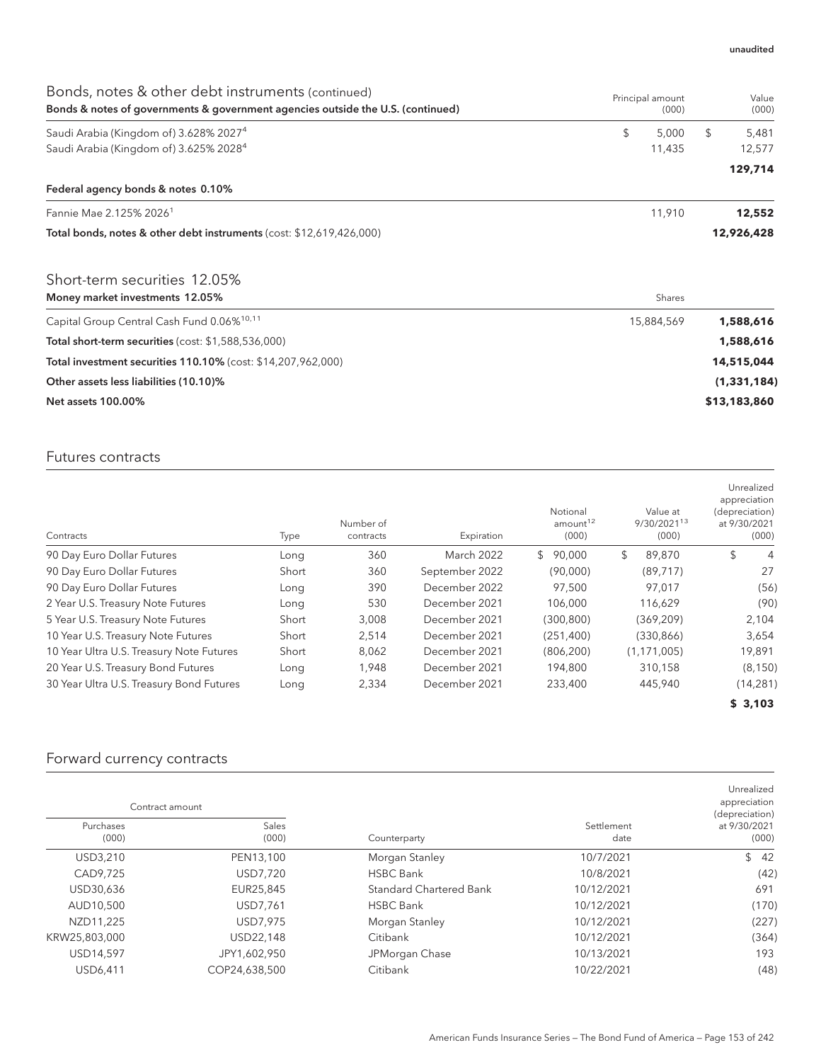unaudited

## Bonds, notes & other debt instruments (continued)

| Bonds & notes of governments & government agencies outside the U.S. (continued) | Principal amount (000) | Value (000) |
|---|---|---|
| Saudi Arabia (Kingdom of) 3.628% 2027[4] | $ 5,000 | $ 5,481 |
| Saudi Arabia (Kingdom of) 3.625% 2028[4] | 11,435 | 12,577 |
| | | **129,714** |
| **Federal agency bonds & notes 0.10%** | | |
| Fannie Mae 2.125% 2026[1] | 11,910 | **12,552** |
| **Total bonds, notes & other debt instruments** (cost: $12,619,426,000) | | **12,926,428** |

## Short-term securities 12.05%

| Money market investments 12.05% | Shares | |
|---|---|---|
| Capital Group Central Cash Fund 0.06%[10,11] | 15,884,569 | **1,588,616** |
| **Total short-term securities** (cost: $1,588,536,000) | | **1,588,616** |
| **Total investment securities 110.10%** (cost: $14,207,962,000) | | **14,515,044** |
| **Other assets less liabilities (10.10)%** | | **(1,331,184)** |
| **Net assets 100.00%** | | **$13,183,860** |

## Futures contracts

| Contracts | Type | Number of contracts | Expiration | Notional amount[12] (000) | Value at 9/30/2021[13] (000) | Unrealized appreciation (depreciation) at 9/30/2021 (000) |
|---|---|---|---|---|---|---|
| 90 Day Euro Dollar Futures | Long | 360 | March 2022 | $ 90,000 | $ 89,870 | $ 4 |
| 90 Day Euro Dollar Futures | Short | 360 | September 2022 | (90,000) | (89,717) | 27 |
| 90 Day Euro Dollar Futures | Long | 390 | December 2022 | 97,500 | 97,017 | (56) |
| 2 Year U.S. Treasury Note Futures | Long | 530 | December 2021 | 106,000 | 116,629 | (90) |
| 5 Year U.S. Treasury Note Futures | Short | 3,008 | December 2021 | (300,800) | (369,209) | 2,104 |
| 10 Year U.S. Treasury Note Futures | Short | 2,514 | December 2021 | (251,400) | (330,866) | 3,654 |
| 10 Year Ultra U.S. Treasury Note Futures | Short | 8,062 | December 2021 | (806,200) | (1,171,005) | 19,891 |
| 20 Year U.S. Treasury Bond Futures | Long | 1,948 | December 2021 | 194,800 | 310,158 | (8,150) |
| 30 Year Ultra U.S. Treasury Bond Futures | Long | 2,334 | December 2021 | 233,400 | 445,940 | (14,281) |
| | | | | | | **$ 3,103** |

## Forward currency contracts

| Contract amount | | | | Unrealized appreciation (depreciation) |
|---|---|---|---|---|
| Purchases (000) | Sales (000) | Counterparty | Settlement date | at 9/30/2021 (000) |
| USD3,210 | PEN13,100 | Morgan Stanley | 10/7/2021 | $ 42 |
| CAD9,725 | USD7,720 | HSBC Bank | 10/8/2021 | (42) |
| USD30,636 | EUR25,845 | Standard Chartered Bank | 10/12/2021 | 691 |
| AUD10,500 | USD7,761 | HSBC Bank | 10/12/2021 | (170) |
| NZD11,225 | USD7,975 | Morgan Stanley | 10/12/2021 | (227) |
| KRW25,803,000 | USD22,148 | Citibank | 10/12/2021 | (364) |
| USD14,597 | JPY1,602,950 | JPMorgan Chase | 10/13/2021 | 193 |
| USD6,411 | COP24,638,500 | Citibank | 10/22/2021 | (48) |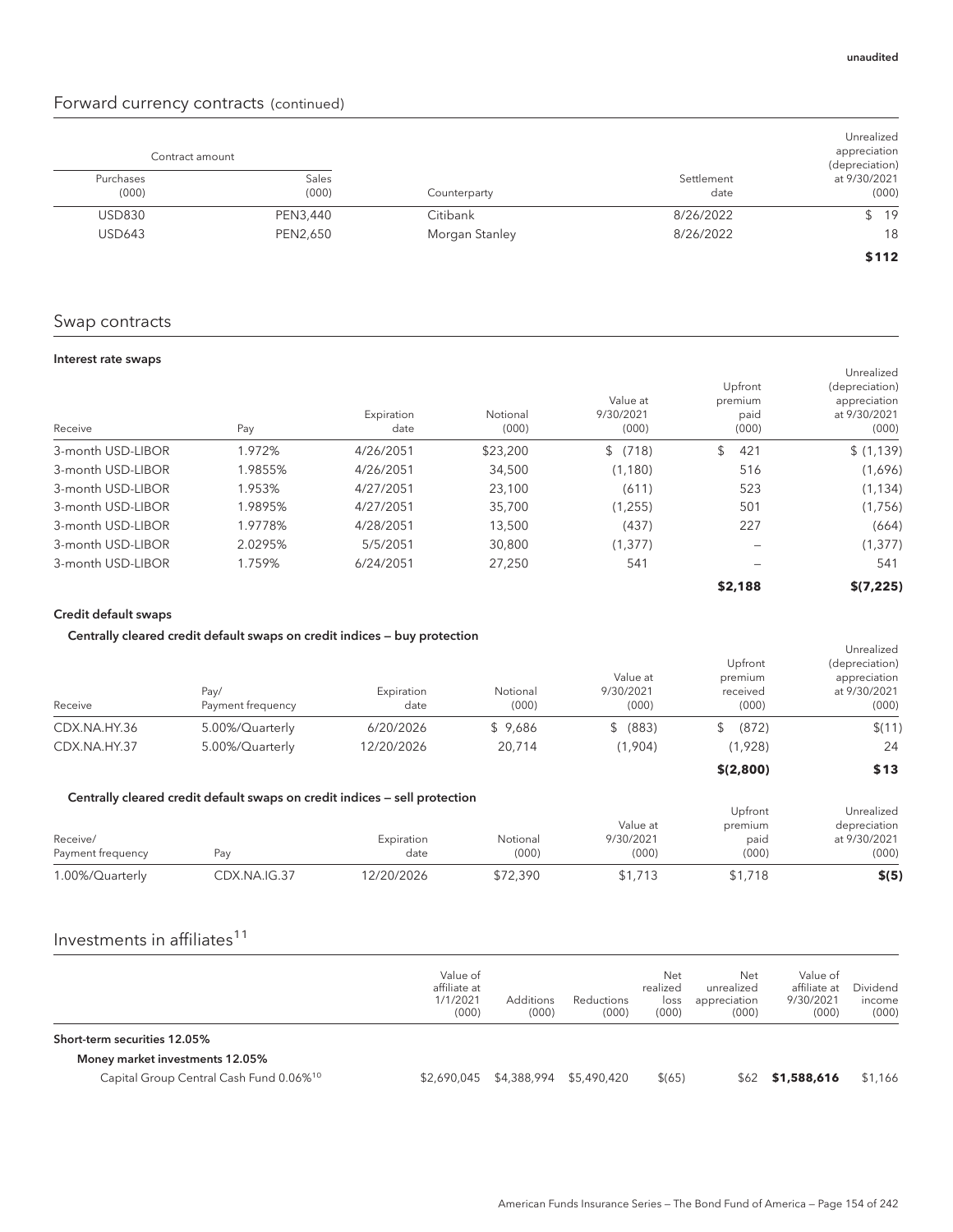unaudited

## Forward currency contracts (continued)

| Contract amount | | | | Unrealized appreciation (depreciation) |
|---|---|---|---|---|
| Purchases (000) | Sales (000) | Counterparty | Settlement date | at 9/30/2021 (000) |
| USD830 | PEN3,440 | Citibank | 8/26/2022 | $ 19 |
| USD643 | PEN2,650 | Morgan Stanley | 8/26/2022 | 18 |
| | | | | **$112** |

## Swap contracts

### Interest rate swaps

| Receive | Pay | Expiration date | Notional (000) | Value at 9/30/2021 (000) | Upfront premium paid (000) | Unrealized (depreciation) appreciation at 9/30/2021 (000) |
|---|---|---|---|---|---|---|
| 3-month USD-LIBOR | 1.972% | 4/26/2051 | $23,200 | $ (718) | $ 421 | $ (1,139) |
| 3-month USD-LIBOR | 1.9855% | 4/26/2051 | 34,500 | (1,180) | 516 | (1,696) |
| 3-month USD-LIBOR | 1.953% | 4/27/2051 | 23,100 | (611) | 523 | (1,134) |
| 3-month USD-LIBOR | 1.9895% | 4/27/2051 | 35,700 | (1,255) | 501 | (1,756) |
| 3-month USD-LIBOR | 1.9778% | 4/28/2051 | 13,500 | (437) | 227 | (664) |
| 3-month USD-LIBOR | 2.0295% | 5/5/2051 | 30,800 | (1,377) | – | (1,377) |
| 3-month USD-LIBOR | 1.759% | 6/24/2051 | 27,250 | 541 | – | 541 |
| | | | | | **$2,188** | **$(7,225)** |

### Credit default swaps

#### Centrally cleared credit default swaps on credit indices — buy protection

| Receive | Pay/ Payment frequency | Expiration date | Notional (000) | Value at 9/30/2021 (000) | Upfront premium received (000) | Unrealized (depreciation) appreciation at 9/30/2021 (000) |
|---|---|---|---|---|---|---|
| CDX.NA.HY.36 | 5.00%/Quarterly | 6/20/2026 | $ 9,686 | $ (883) | $ (872) | $(11) |
| CDX.NA.HY.37 | 5.00%/Quarterly | 12/20/2026 | 20,714 | (1,904) | (1,928) | 24 |
| | | | | | **$(2,800)** | **$13** |

#### Centrally cleared credit default swaps on credit indices — sell protection

| Receive/ Payment frequency | Pay | Expiration date | Notional (000) | Value at 9/30/2021 (000) | Upfront premium paid (000) | Unrealized depreciation at 9/30/2021 (000) |
|---|---|---|---|---|---|---|
| 1.00%/Quarterly | CDX.NA.IG.37 | 12/20/2026 | $72,390 | $1,713 | $1,718 | **$(5)** |

## Investments in affiliates[11]

| | Value of affiliate at 1/1/2021 (000) | Additions (000) | Reductions (000) | Net realized loss (000) | Net unrealized appreciation (000) | Value of affiliate at 9/30/2021 (000) | Dividend income (000) |
|---|---|---|---|---|---|---|---|
| **Short-term securities 12.05%** | | | | | | | |
| **Money market investments 12.05%** | | | | | | | |
| Capital Group Central Cash Fund 0.06%[10] | $2,690,045 | $4,388,994 | $5,490,420 | $(65) | $62 | **$1,588,616** | $1,166 |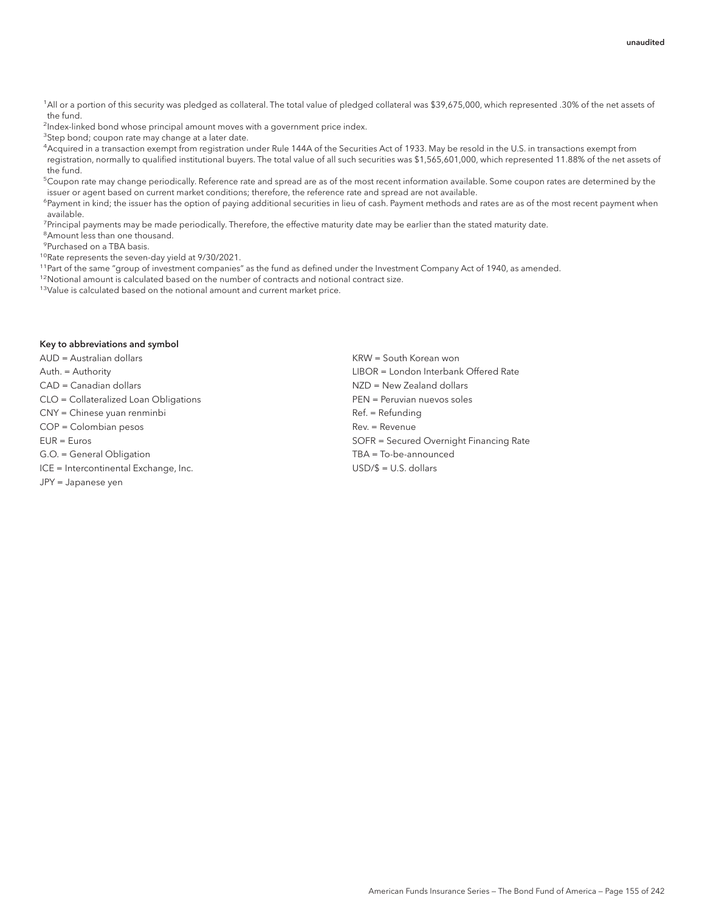unaudited

[1] All or a portion of this security was pledged as collateral. The total value of pledged collateral was $39,675,000, which represented .30% of the net assets of the fund.
[2] Index-linked bond whose principal amount moves with a government price index.
[3] Step bond; coupon rate may change at a later date.
[4] Acquired in a transaction exempt from registration under Rule 144A of the Securities Act of 1933. May be resold in the U.S. in transactions exempt from registration, normally to qualified institutional buyers. The total value of all such securities was $1,565,601,000, which represented 11.88% of the net assets of the fund.
[5] Coupon rate may change periodically. Reference rate and spread are as of the most recent information available. Some coupon rates are determined by the issuer or agent based on current market conditions; therefore, the reference rate and spread are not available.
[6] Payment in kind; the issuer has the option of paying additional securities in lieu of cash. Payment methods and rates are as of the most recent payment when available.
[7] Principal payments may be made periodically. Therefore, the effective maturity date may be earlier than the stated maturity date.
[8] Amount less than one thousand.
[9] Purchased on a TBA basis.
[10] Rate represents the seven-day yield at 9/30/2021.
[11] Part of the same "group of investment companies" as the fund as defined under the Investment Company Act of 1940, as amended.
[12] Notional amount is calculated based on the number of contracts and notional contract size.
[13] Value is calculated based on the notional amount and current market price.

**Key to abbreviations and symbol**

AUD = Australian dollars
Auth. = Authority
CAD = Canadian dollars
CLO = Collateralized Loan Obligations
CNY = Chinese yuan renminbi
COP = Colombian pesos
EUR = Euros
G.O. = General Obligation
ICE = Intercontinental Exchange, Inc.
JPY = Japanese yen
KRW = South Korean won
LIBOR = London Interbank Offered Rate
NZD = New Zealand dollars
PEN = Peruvian nuevos soles
Ref. = Refunding
Rev. = Revenue
SOFR = Secured Overnight Financing Rate
TBA = To-be-announced
USD/$ = U.S. dollars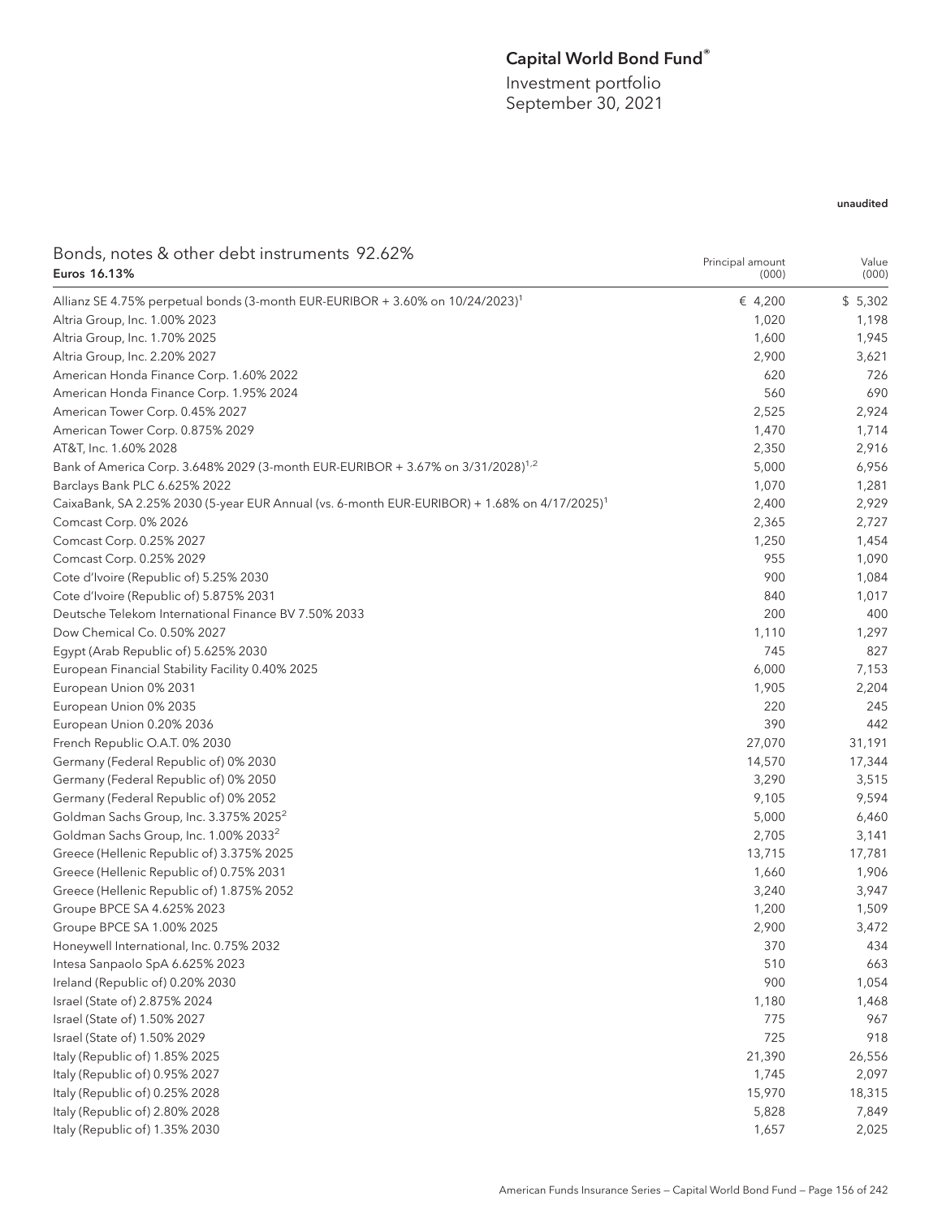# Capital World Bond Fund®

Investment portfolio
September 30, 2021

unaudited

## Bonds, notes & other debt instruments 92.62%

| Euros 16.13% | Principal amount (000) | Value (000) |
|---|---|---|
| Allianz SE 4.75% perpetual bonds (3-month EUR-EURIBOR + 3.60% on 10/24/2023)[1] | € 4,200 | $ 5,302 |
| Altria Group, Inc. 1.00% 2023 | 1,020 | 1,198 |
| Altria Group, Inc. 1.70% 2025 | 1,600 | 1,945 |
| Altria Group, Inc. 2.20% 2027 | 2,900 | 3,621 |
| American Honda Finance Corp. 1.60% 2022 | 620 | 726 |
| American Honda Finance Corp. 1.95% 2024 | 560 | 690 |
| American Tower Corp. 0.45% 2027 | 2,525 | 2,924 |
| American Tower Corp. 0.875% 2029 | 1,470 | 1,714 |
| AT&T, Inc. 1.60% 2028 | 2,350 | 2,916 |
| Bank of America Corp. 3.648% 2029 (3-month EUR-EURIBOR + 3.67% on 3/31/2028)[1,2] | 5,000 | 6,956 |
| Barclays Bank PLC 6.625% 2022 | 1,070 | 1,281 |
| CaixaBank, SA 2.25% 2030 (5-year EUR Annual (vs. 6-month EUR-EURIBOR) + 1.68% on 4/17/2025)[1] | 2,400 | 2,929 |
| Comcast Corp. 0% 2026 | 2,365 | 2,727 |
| Comcast Corp. 0.25% 2027 | 1,250 | 1,454 |
| Comcast Corp. 0.25% 2029 | 955 | 1,090 |
| Cote d'Ivoire (Republic of) 5.25% 2030 | 900 | 1,084 |
| Cote d'Ivoire (Republic of) 5.875% 2031 | 840 | 1,017 |
| Deutsche Telekom International Finance BV 7.50% 2033 | 200 | 400 |
| Dow Chemical Co. 0.50% 2027 | 1,110 | 1,297 |
| Egypt (Arab Republic of) 5.625% 2030 | 745 | 827 |
| European Financial Stability Facility 0.40% 2025 | 6,000 | 7,153 |
| European Union 0% 2031 | 1,905 | 2,204 |
| European Union 0% 2035 | 220 | 245 |
| European Union 0.20% 2036 | 390 | 442 |
| French Republic O.A.T. 0% 2030 | 27,070 | 31,191 |
| Germany (Federal Republic of) 0% 2030 | 14,570 | 17,344 |
| Germany (Federal Republic of) 0% 2050 | 3,290 | 3,515 |
| Germany (Federal Republic of) 0% 2052 | 9,105 | 9,594 |
| Goldman Sachs Group, Inc. 3.375% 2025[2] | 5,000 | 6,460 |
| Goldman Sachs Group, Inc. 1.00% 2033[2] | 2,705 | 3,141 |
| Greece (Hellenic Republic of) 3.375% 2025 | 13,715 | 17,781 |
| Greece (Hellenic Republic of) 0.75% 2031 | 1,660 | 1,906 |
| Greece (Hellenic Republic of) 1.875% 2052 | 3,240 | 3,947 |
| Groupe BPCE SA 4.625% 2023 | 1,200 | 1,509 |
| Groupe BPCE SA 1.00% 2025 | 2,900 | 3,472 |
| Honeywell International, Inc. 0.75% 2032 | 370 | 434 |
| Intesa Sanpaolo SpA 6.625% 2023 | 510 | 663 |
| Ireland (Republic of) 0.20% 2030 | 900 | 1,054 |
| Israel (State of) 2.875% 2024 | 1,180 | 1,468 |
| Israel (State of) 1.50% 2027 | 775 | 967 |
| Israel (State of) 1.50% 2029 | 725 | 918 |
| Italy (Republic of) 1.85% 2025 | 21,390 | 26,556 |
| Italy (Republic of) 0.95% 2027 | 1,745 | 2,097 |
| Italy (Republic of) 0.25% 2028 | 15,970 | 18,315 |
| Italy (Republic of) 2.80% 2028 | 5,828 | 7,849 |
| Italy (Republic of) 1.35% 2030 | 1,657 | 2,025 |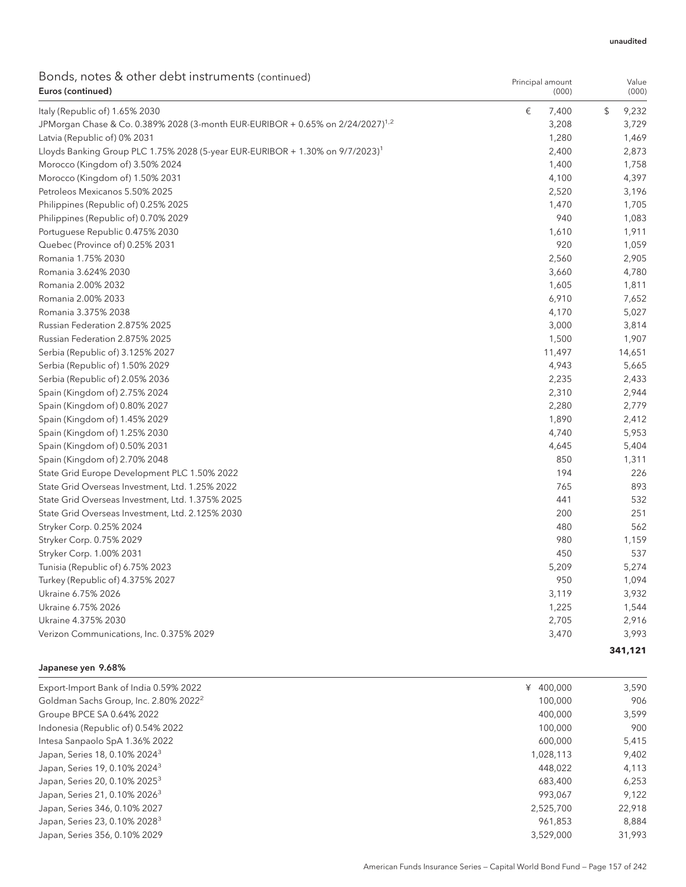unaudited

## Bonds, notes & other debt instruments (continued)

| Euros (continued) | Principal amount (000) | Value (000) |
|---|---|---|
| Italy (Republic of) 1.65% 2030 | € 7,400 | $ 9,232 |
| JPMorgan Chase & Co. 0.389% 2028 (3-month EUR-EURIBOR + 0.65% on 2/24/2027)[1,2] | 3,208 | 3,729 |
| Latvia (Republic of) 0% 2031 | 1,280 | 1,469 |
| Lloyds Banking Group PLC 1.75% 2028 (5-year EUR-EURIBOR + 1.30% on 9/7/2023)[1] | 2,400 | 2,873 |
| Morocco (Kingdom of) 3.50% 2024 | 1,400 | 1,758 |
| Morocco (Kingdom of) 1.50% 2031 | 4,100 | 4,397 |
| Petroleos Mexicanos 5.50% 2025 | 2,520 | 3,196 |
| Philippines (Republic of) 0.25% 2025 | 1,470 | 1,705 |
| Philippines (Republic of) 0.70% 2029 | 940 | 1,083 |
| Portuguese Republic 0.475% 2030 | 1,610 | 1,911 |
| Quebec (Province of) 0.25% 2031 | 920 | 1,059 |
| Romania 1.75% 2030 | 2,560 | 2,905 |
| Romania 3.624% 2030 | 3,660 | 4,780 |
| Romania 2.00% 2032 | 1,605 | 1,811 |
| Romania 2.00% 2033 | 6,910 | 7,652 |
| Romania 3.375% 2038 | 4,170 | 5,027 |
| Russian Federation 2.875% 2025 | 3,000 | 3,814 |
| Russian Federation 2.875% 2025 | 1,500 | 1,907 |
| Serbia (Republic of) 3.125% 2027 | 11,497 | 14,651 |
| Serbia (Republic of) 1.50% 2029 | 4,943 | 5,665 |
| Serbia (Republic of) 2.05% 2036 | 2,235 | 2,433 |
| Spain (Kingdom of) 2.75% 2024 | 2,310 | 2,944 |
| Spain (Kingdom of) 0.80% 2027 | 2,280 | 2,779 |
| Spain (Kingdom of) 1.45% 2029 | 1,890 | 2,412 |
| Spain (Kingdom of) 1.25% 2030 | 4,740 | 5,953 |
| Spain (Kingdom of) 0.50% 2031 | 4,645 | 5,404 |
| Spain (Kingdom of) 2.70% 2048 | 850 | 1,311 |
| State Grid Europe Development PLC 1.50% 2022 | 194 | 226 |
| State Grid Overseas Investment, Ltd. 1.25% 2022 | 765 | 893 |
| State Grid Overseas Investment, Ltd. 1.375% 2025 | 441 | 532 |
| State Grid Overseas Investment, Ltd. 2.125% 2030 | 200 | 251 |
| Stryker Corp. 0.25% 2024 | 480 | 562 |
| Stryker Corp. 0.75% 2029 | 980 | 1,159 |
| Stryker Corp. 1.00% 2031 | 450 | 537 |
| Tunisia (Republic of) 6.75% 2023 | 5,209 | 5,274 |
| Turkey (Republic of) 4.375% 2027 | 950 | 1,094 |
| Ukraine 6.75% 2026 | 3,119 | 3,932 |
| Ukraine 6.75% 2026 | 1,225 | 1,544 |
| Ukraine 4.375% 2030 | 2,705 | 2,916 |
| Verizon Communications, Inc. 0.375% 2029 | 3,470 | 3,993 |
| | | **341,121** |

| **Japanese yen 9.68%** | | |
|---|---|---|
| Export-Import Bank of India 0.59% 2022 | ¥ 400,000 | 3,590 |
| Goldman Sachs Group, Inc. 2.80% 2022[2] | 100,000 | 906 |
| Groupe BPCE SA 0.64% 2022 | 400,000 | 3,599 |
| Indonesia (Republic of) 0.54% 2022 | 100,000 | 900 |
| Intesa Sanpaolo SpA 1.36% 2022 | 600,000 | 5,415 |
| Japan, Series 18, 0.10% 2024[3] | 1,028,113 | 9,402 |
| Japan, Series 19, 0.10% 2024[3] | 448,022 | 4,113 |
| Japan, Series 20, 0.10% 2025[3] | 683,400 | 6,253 |
| Japan, Series 21, 0.10% 2026[3] | 993,067 | 9,122 |
| Japan, Series 346, 0.10% 2027 | 2,525,700 | 22,918 |
| Japan, Series 23, 0.10% 2028[3] | 961,853 | 8,884 |
| Japan, Series 356, 0.10% 2029 | 3,529,000 | 31,993 |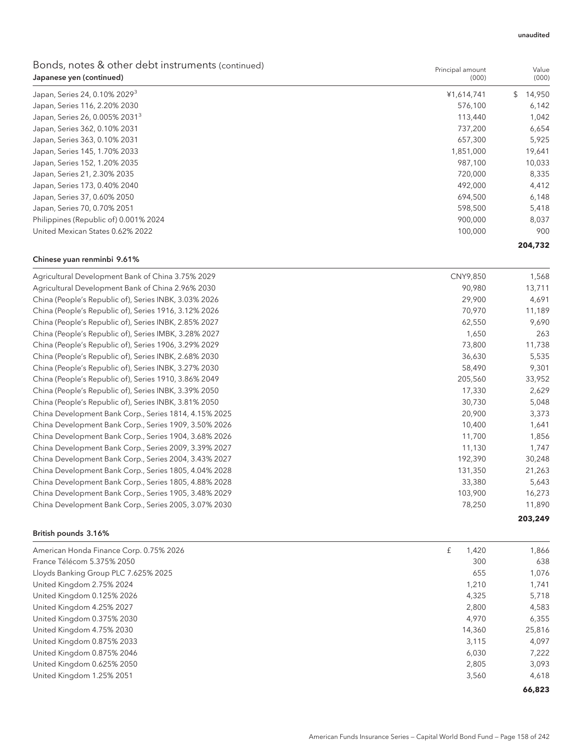unaudited

## Bonds, notes & other debt instruments (continued)

| Japanese yen (continued) | Principal amount (000) | Value (000) |
|---|---|---|
| Japan, Series 24, 0.10% 2029[3] | ¥1,614,741 | $ 14,950 |
| Japan, Series 116, 2.20% 2030 | 576,100 | 6,142 |
| Japan, Series 26, 0.005% 2031[3] | 113,440 | 1,042 |
| Japan, Series 362, 0.10% 2031 | 737,200 | 6,654 |
| Japan, Series 363, 0.10% 2031 | 657,300 | 5,925 |
| Japan, Series 145, 1.70% 2033 | 1,851,000 | 19,641 |
| Japan, Series 152, 1.20% 2035 | 987,100 | 10,033 |
| Japan, Series 21, 2.30% 2035 | 720,000 | 8,335 |
| Japan, Series 173, 0.40% 2040 | 492,000 | 4,412 |
| Japan, Series 37, 0.60% 2050 | 694,500 | 6,148 |
| Japan, Series 70, 0.70% 2051 | 598,500 | 5,418 |
| Philippines (Republic of) 0.001% 2024 | 900,000 | 8,037 |
| United Mexican States 0.62% 2022 | 100,000 | 900 |
| | | **204,732** |

| Chinese yuan renminbi 9.61% | | |
|---|---|---|
| Agricultural Development Bank of China 3.75% 2029 | CNY9,850 | 1,568 |
| Agricultural Development Bank of China 2.96% 2030 | 90,980 | 13,711 |
| China (People's Republic of), Series INBK, 3.03% 2026 | 29,900 | 4,691 |
| China (People's Republic of), Series 1916, 3.12% 2026 | 70,970 | 11,189 |
| China (People's Republic of), Series INBK, 2.85% 2027 | 62,550 | 9,690 |
| China (People's Republic of), Series IMBK, 3.28% 2027 | 1,650 | 263 |
| China (People's Republic of), Series 1906, 3.29% 2029 | 73,800 | 11,738 |
| China (People's Republic of), Series INBK, 2.68% 2030 | 36,630 | 5,535 |
| China (People's Republic of), Series INBK, 3.27% 2030 | 58,490 | 9,301 |
| China (People's Republic of), Series 1910, 3.86% 2049 | 205,560 | 33,952 |
| China (People's Republic of), Series INBK, 3.39% 2050 | 17,330 | 2,629 |
| China (People's Republic of), Series INBK, 3.81% 2050 | 30,730 | 5,048 |
| China Development Bank Corp., Series 1814, 4.15% 2025 | 20,900 | 3,373 |
| China Development Bank Corp., Series 1909, 3.50% 2026 | 10,400 | 1,641 |
| China Development Bank Corp., Series 1904, 3.68% 2026 | 11,700 | 1,856 |
| China Development Bank Corp., Series 2009, 3.39% 2027 | 11,130 | 1,747 |
| China Development Bank Corp., Series 2004, 3.43% 2027 | 192,390 | 30,248 |
| China Development Bank Corp., Series 1805, 4.04% 2028 | 131,350 | 21,263 |
| China Development Bank Corp., Series 1805, 4.88% 2028 | 33,380 | 5,643 |
| China Development Bank Corp., Series 1905, 3.48% 2029 | 103,900 | 16,273 |
| China Development Bank Corp., Series 2005, 3.07% 2030 | 78,250 | 11,890 |
| | | **203,249** |

| British pounds 3.16% | | |
|---|---|---|
| American Honda Finance Corp. 0.75% 2026 | £ 1,420 | 1,866 |
| France Télécom 5.375% 2050 | 300 | 638 |
| Lloyds Banking Group PLC 7.625% 2025 | 655 | 1,076 |
| United Kingdom 2.75% 2024 | 1,210 | 1,741 |
| United Kingdom 0.125% 2026 | 4,325 | 5,718 |
| United Kingdom 4.25% 2027 | 2,800 | 4,583 |
| United Kingdom 0.375% 2030 | 4,970 | 6,355 |
| United Kingdom 4.75% 2030 | 14,360 | 25,816 |
| United Kingdom 0.875% 2033 | 3,115 | 4,097 |
| United Kingdom 0.875% 2046 | 6,030 | 7,222 |
| United Kingdom 0.625% 2050 | 2,805 | 3,093 |
| United Kingdom 1.25% 2051 | 3,560 | 4,618 |
| | | **66,823** |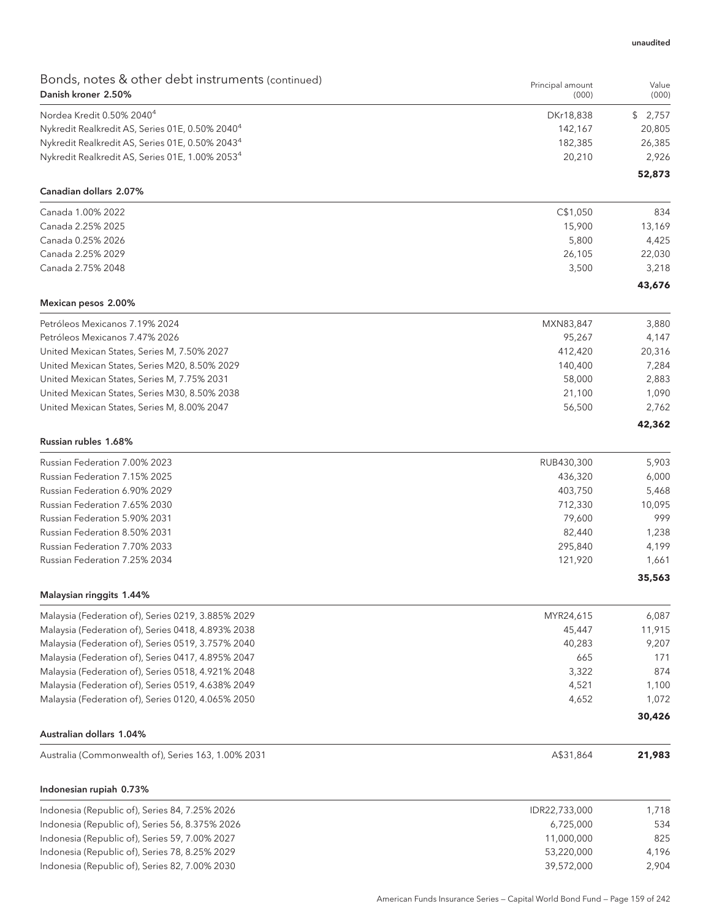unaudited

## Bonds, notes & other debt instruments (continued)

| Danish kroner 2.50% | Principal amount (000) | Value (000) |
|---|---|---|
| Nordea Kredit 0.50% 2040[4] | DKr18,838 | $ 2,757 |
| Nykredit Realkredit AS, Series 01E, 0.50% 2040[4] | 142,167 | 20,805 |
| Nykredit Realkredit AS, Series 01E, 0.50% 2043[4] | 182,385 | 26,385 |
| Nykredit Realkredit AS, Series 01E, 1.00% 2053[4] | 20,210 | 2,926 |
| | | **52,873** |

| Canadian dollars 2.07% | | |
|---|---|---|
| Canada 1.00% 2022 | C$1,050 | 834 |
| Canada 2.25% 2025 | 15,900 | 13,169 |
| Canada 0.25% 2026 | 5,800 | 4,425 |
| Canada 2.25% 2029 | 26,105 | 22,030 |
| Canada 2.75% 2048 | 3,500 | 3,218 |
| | | **43,676** |

| Mexican pesos 2.00% | | |
|---|---|---|
| Petróleos Mexicanos 7.19% 2024 | MXN83,847 | 3,880 |
| Petróleos Mexicanos 7.47% 2026 | 95,267 | 4,147 |
| United Mexican States, Series M, 7.50% 2027 | 412,420 | 20,316 |
| United Mexican States, Series M20, 8.50% 2029 | 140,400 | 7,284 |
| United Mexican States, Series M, 7.75% 2031 | 58,000 | 2,883 |
| United Mexican States, Series M30, 8.50% 2038 | 21,100 | 1,090 |
| United Mexican States, Series M, 8.00% 2047 | 56,500 | 2,762 |
| | | **42,362** |

| Russian rubles 1.68% | | |
|---|---|---|
| Russian Federation 7.00% 2023 | RUB430,300 | 5,903 |
| Russian Federation 7.15% 2025 | 436,320 | 6,000 |
| Russian Federation 6.90% 2029 | 403,750 | 5,468 |
| Russian Federation 7.65% 2030 | 712,330 | 10,095 |
| Russian Federation 5.90% 2031 | 79,600 | 999 |
| Russian Federation 8.50% 2031 | 82,440 | 1,238 |
| Russian Federation 7.70% 2033 | 295,840 | 4,199 |
| Russian Federation 7.25% 2034 | 121,920 | 1,661 |
| | | **35,563** |

| Malaysian ringgits 1.44% | | |
|---|---|---|
| Malaysia (Federation of), Series 0219, 3.885% 2029 | MYR24,615 | 6,087 |
| Malaysia (Federation of), Series 0418, 4.893% 2038 | 45,447 | 11,915 |
| Malaysia (Federation of), Series 0519, 3.757% 2040 | 40,283 | 9,207 |
| Malaysia (Federation of), Series 0417, 4.895% 2047 | 665 | 171 |
| Malaysia (Federation of), Series 0518, 4.921% 2048 | 3,322 | 874 |
| Malaysia (Federation of), Series 0519, 4.638% 2049 | 4,521 | 1,100 |
| Malaysia (Federation of), Series 0120, 4.065% 2050 | 4,652 | 1,072 |
| | | **30,426** |

| Australian dollars 1.04% | | |
|---|---|---|
| Australia (Commonwealth of), Series 163, 1.00% 2031 | A$31,864 | **21,983** |

| Indonesian rupiah 0.73% | | |
|---|---|---|
| Indonesia (Republic of), Series 84, 7.25% 2026 | IDR22,733,000 | 1,718 |
| Indonesia (Republic of), Series 56, 8.375% 2026 | 6,725,000 | 534 |
| Indonesia (Republic of), Series 59, 7.00% 2027 | 11,000,000 | 825 |
| Indonesia (Republic of), Series 78, 8.25% 2029 | 53,220,000 | 4,196 |
| Indonesia (Republic of), Series 82, 7.00% 2030 | 39,572,000 | 2,904 |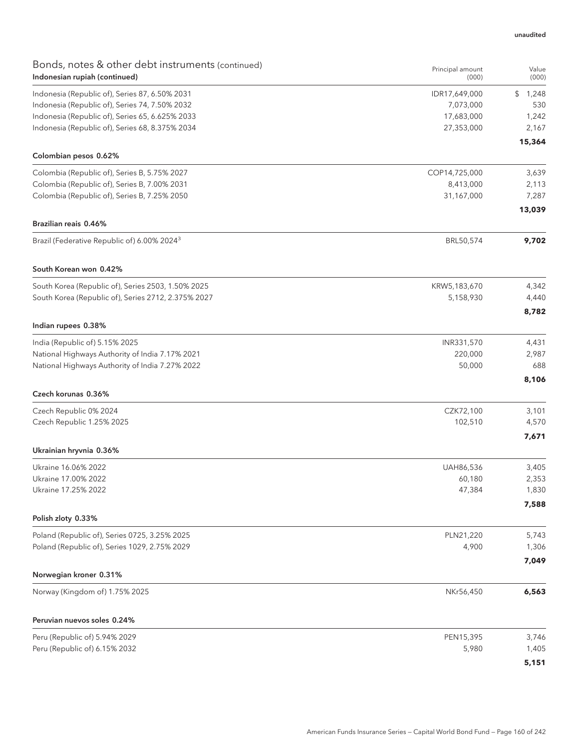unaudited

## Bonds, notes & other debt instruments (continued)

| Indonesian rupiah (continued) | Principal amount (000) | Value (000) |
|---|---|---|
| Indonesia (Republic of), Series 87, 6.50% 2031 | IDR17,649,000 | $ 1,248 |
| Indonesia (Republic of), Series 74, 7.50% 2032 | 7,073,000 | 530 |
| Indonesia (Republic of), Series 65, 6.625% 2033 | 17,683,000 | 1,242 |
| Indonesia (Republic of), Series 68, 8.375% 2034 | 27,353,000 | 2,167 |
| | | **15,364** |
| **Colombian pesos 0.62%** | | |
| Colombia (Republic of), Series B, 5.75% 2027 | COP14,725,000 | 3,639 |
| Colombia (Republic of), Series B, 7.00% 2031 | 8,413,000 | 2,113 |
| Colombia (Republic of), Series B, 7.25% 2050 | 31,167,000 | 7,287 |
| | | **13,039** |
| **Brazilian reais 0.46%** | | |
| Brazil (Federative Republic of) 6.00% 2024[3] | BRL50,574 | **9,702** |
| **South Korean won 0.42%** | | |
| South Korea (Republic of), Series 2503, 1.50% 2025 | KRW5,183,670 | 4,342 |
| South Korea (Republic of), Series 2712, 2.375% 2027 | 5,158,930 | 4,440 |
| | | **8,782** |
| **Indian rupees 0.38%** | | |
| India (Republic of) 5.15% 2025 | INR331,570 | 4,431 |
| National Highways Authority of India 7.17% 2021 | 220,000 | 2,987 |
| National Highways Authority of India 7.27% 2022 | 50,000 | 688 |
| | | **8,106** |
| **Czech korunas 0.36%** | | |
| Czech Republic 0% 2024 | CZK72,100 | 3,101 |
| Czech Republic 1.25% 2025 | 102,510 | 4,570 |
| | | **7,671** |
| **Ukrainian hryvnia 0.36%** | | |
| Ukraine 16.06% 2022 | UAH86,536 | 3,405 |
| Ukraine 17.00% 2022 | 60,180 | 2,353 |
| Ukraine 17.25% 2022 | 47,384 | 1,830 |
| | | **7,588** |
| **Polish zloty 0.33%** | | |
| Poland (Republic of), Series 0725, 3.25% 2025 | PLN21,220 | 5,743 |
| Poland (Republic of), Series 1029, 2.75% 2029 | 4,900 | 1,306 |
| | | **7,049** |
| **Norwegian kroner 0.31%** | | |
| Norway (Kingdom of) 1.75% 2025 | NKr56,450 | **6,563** |
| **Peruvian nuevos soles 0.24%** | | |
| Peru (Republic of) 5.94% 2029 | PEN15,395 | 3,746 |
| Peru (Republic of) 6.15% 2032 | 5,980 | 1,405 |
| | | **5,151** |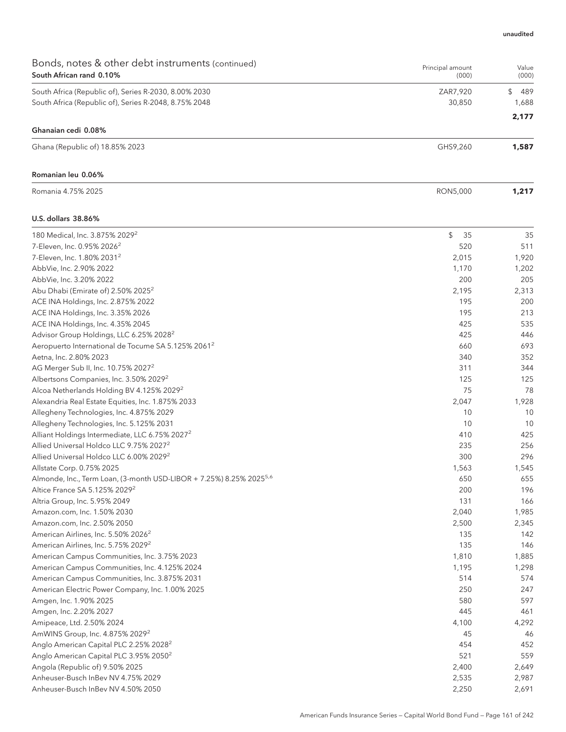unaudited

## Bonds, notes & other debt instruments (continued)

| South African rand 0.10% | Principal amount (000) | Value (000) |
|---|---|---|
| South Africa (Republic of), Series R-2030, 8.00% 2030 | ZAR7,920 | $ 489 |
| South Africa (Republic of), Series R-2048, 8.75% 2048 | 30,850 | 1,688 |
| | | **2,177** |

| Ghanaian cedi 0.08% | | |
|---|---|---|
| Ghana (Republic of) 18.85% 2023 | GHS9,260 | **1,587** |

| Romanian leu 0.06% | | |
|---|---|---|
| Romania 4.75% 2025 | RON5,000 | **1,217** |

| U.S. dollars 38.86% | | |
|---|---|---|
| 180 Medical, Inc. 3.875% 2029[2] | $ 35 | 35 |
| 7-Eleven, Inc. 0.95% 2026[2] | 520 | 511 |
| 7-Eleven, Inc. 1.80% 2031[2] | 2,015 | 1,920 |
| AbbVie, Inc. 2.90% 2022 | 1,170 | 1,202 |
| AbbVie, Inc. 3.20% 2022 | 200 | 205 |
| Abu Dhabi (Emirate of) 2.50% 2025[2] | 2,195 | 2,313 |
| ACE INA Holdings, Inc. 2.875% 2022 | 195 | 200 |
| ACE INA Holdings, Inc. 3.35% 2026 | 195 | 213 |
| ACE INA Holdings, Inc. 4.35% 2045 | 425 | 535 |
| Advisor Group Holdings, LLC 6.25% 2028[2] | 425 | 446 |
| Aeropuerto International de Tocume SA 5.125% 2061[2] | 660 | 693 |
| Aetna, Inc. 2.80% 2023 | 340 | 352 |
| AG Merger Sub II, Inc. 10.75% 2027[2] | 311 | 344 |
| Albertsons Companies, Inc. 3.50% 2029[2] | 125 | 125 |
| Alcoa Netherlands Holding BV 4.125% 2029[2] | 75 | 78 |
| Alexandria Real Estate Equities, Inc. 1.875% 2033 | 2,047 | 1,928 |
| Allegheny Technologies, Inc. 4.875% 2029 | 10 | 10 |
| Allegheny Technologies, Inc. 5.125% 2031 | 10 | 10 |
| Alliant Holdings Intermediate, LLC 6.75% 2027[2] | 410 | 425 |
| Allied Universal Holdco LLC 9.75% 2027[2] | 235 | 256 |
| Allied Universal Holdco LLC 6.00% 2029[2] | 300 | 296 |
| Allstate Corp. 0.75% 2025 | 1,563 | 1,545 |
| Almonde, Inc., Term Loan, (3-month USD-LIBOR + 7.25%) 8.25% 2025[5,6] | 650 | 655 |
| Altice France SA 5.125% 2029[2] | 200 | 196 |
| Altria Group, Inc. 5.95% 2049 | 131 | 166 |
| Amazon.com, Inc. 1.50% 2030 | 2,040 | 1,985 |
| Amazon.com, Inc. 2.50% 2050 | 2,500 | 2,345 |
| American Airlines, Inc. 5.50% 2026[2] | 135 | 142 |
| American Airlines, Inc. 5.75% 2029[2] | 135 | 146 |
| American Campus Communities, Inc. 3.75% 2023 | 1,810 | 1,885 |
| American Campus Communities, Inc. 4.125% 2024 | 1,195 | 1,298 |
| American Campus Communities, Inc. 3.875% 2031 | 514 | 574 |
| American Electric Power Company, Inc. 1.00% 2025 | 250 | 247 |
| Amgen, Inc. 1.90% 2025 | 580 | 597 |
| Amgen, Inc. 2.20% 2027 | 445 | 461 |
| Amipeace, Ltd. 2.50% 2024 | 4,100 | 4,292 |
| AmWINS Group, Inc. 4.875% 2029[2] | 45 | 46 |
| Anglo American Capital PLC 2.25% 2028[2] | 454 | 452 |
| Anglo American Capital PLC 3.95% 2050[2] | 521 | 559 |
| Angola (Republic of) 9.50% 2025 | 2,400 | 2,649 |
| Anheuser-Busch InBev NV 4.75% 2029 | 2,535 | 2,987 |
| Anheuser-Busch InBev NV 4.50% 2050 | 2,250 | 2,691 |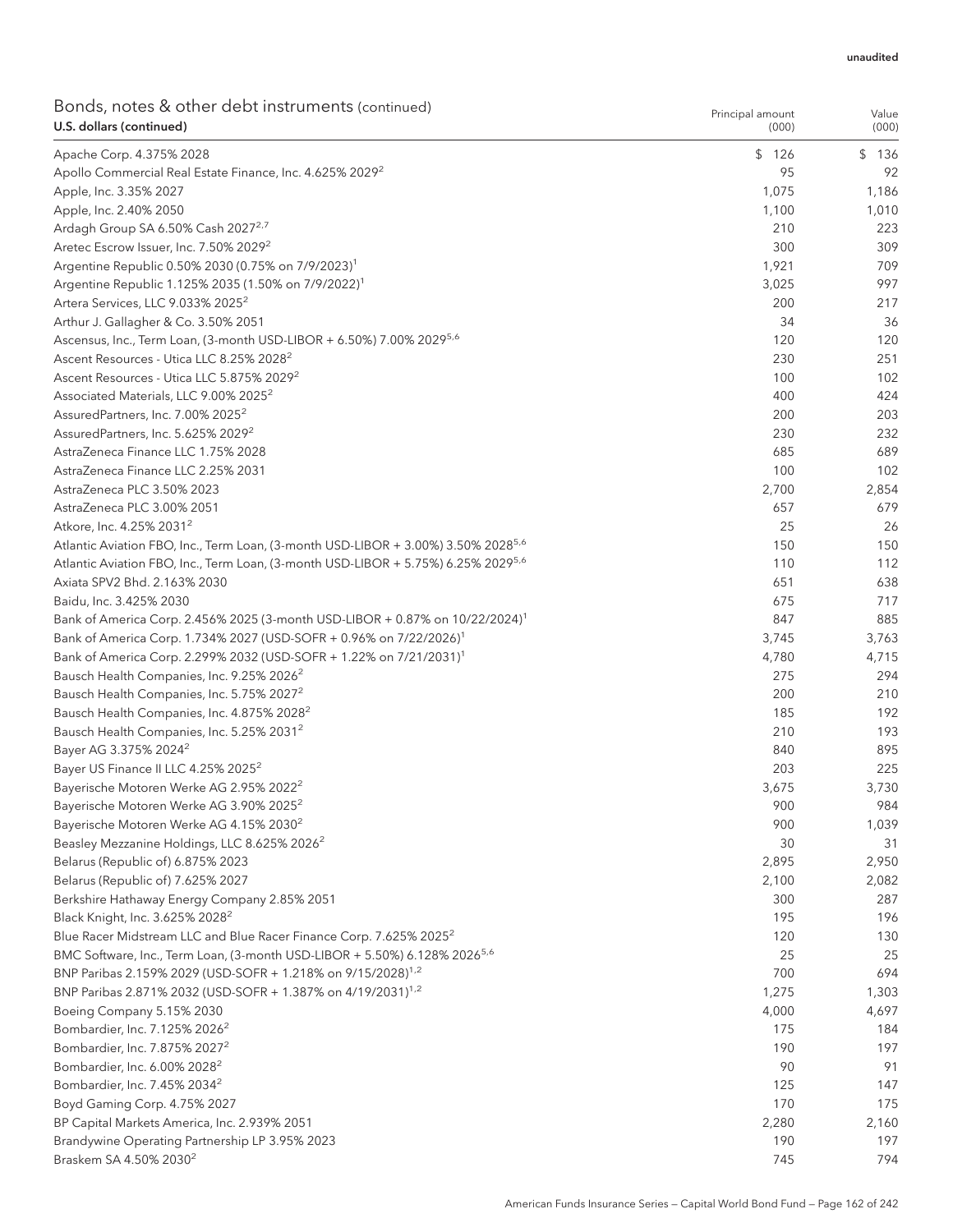unaudited

## Bonds, notes & other debt instruments (continued)

| U.S. dollars (continued) | Principal amount (000) | Value (000) |
|---|---|---|
| Apache Corp. 4.375% 2028 | $ 126 | $ 136 |
| Apollo Commercial Real Estate Finance, Inc. 4.625% 2029[2] | 95 | 92 |
| Apple, Inc. 3.35% 2027 | 1,075 | 1,186 |
| Apple, Inc. 2.40% 2050 | 1,100 | 1,010 |
| Ardagh Group SA 6.50% Cash 2027[2,7] | 210 | 223 |
| Aretec Escrow Issuer, Inc. 7.50% 2029[2] | 300 | 309 |
| Argentine Republic 0.50% 2030 (0.75% on 7/9/2023)[1] | 1,921 | 709 |
| Argentine Republic 1.125% 2035 (1.50% on 7/9/2022)[1] | 3,025 | 997 |
| Artera Services, LLC 9.033% 2025[2] | 200 | 217 |
| Arthur J. Gallagher & Co. 3.50% 2051 | 34 | 36 |
| Ascensus, Inc., Term Loan, (3-month USD-LIBOR + 6.50%) 7.00% 2029[5,6] | 120 | 120 |
| Ascent Resources - Utica LLC 8.25% 2028[2] | 230 | 251 |
| Ascent Resources - Utica LLC 5.875% 2029[2] | 100 | 102 |
| Associated Materials, LLC 9.00% 2025[2] | 400 | 424 |
| AssuredPartners, Inc. 7.00% 2025[2] | 200 | 203 |
| AssuredPartners, Inc. 5.625% 2029[2] | 230 | 232 |
| AstraZeneca Finance LLC 1.75% 2028 | 685 | 689 |
| AstraZeneca Finance LLC 2.25% 2031 | 100 | 102 |
| AstraZeneca PLC 3.50% 2023 | 2,700 | 2,854 |
| AstraZeneca PLC 3.00% 2051 | 657 | 679 |
| Atkore, Inc. 4.25% 2031[2] | 25 | 26 |
| Atlantic Aviation FBO, Inc., Term Loan, (3-month USD-LIBOR + 3.00%) 3.50% 2028[5,6] | 150 | 150 |
| Atlantic Aviation FBO, Inc., Term Loan, (3-month USD-LIBOR + 5.75%) 6.25% 2029[5,6] | 110 | 112 |
| Axiata SPV2 Bhd. 2.163% 2030 | 651 | 638 |
| Baidu, Inc. 3.425% 2030 | 675 | 717 |
| Bank of America Corp. 2.456% 2025 (3-month USD-LIBOR + 0.87% on 10/22/2024)[1] | 847 | 885 |
| Bank of America Corp. 1.734% 2027 (USD-SOFR + 0.96% on 7/22/2026)[1] | 3,745 | 3,763 |
| Bank of America Corp. 2.299% 2032 (USD-SOFR + 1.22% on 7/21/2031)[1] | 4,780 | 4,715 |
| Bausch Health Companies, Inc. 9.25% 2026[2] | 275 | 294 |
| Bausch Health Companies, Inc. 5.75% 2027[2] | 200 | 210 |
| Bausch Health Companies, Inc. 4.875% 2028[2] | 185 | 192 |
| Bausch Health Companies, Inc. 5.25% 2031[2] | 210 | 193 |
| Bayer AG 3.375% 2024[2] | 840 | 895 |
| Bayer US Finance II LLC 4.25% 2025[2] | 203 | 225 |
| Bayerische Motoren Werke AG 2.95% 2022[2] | 3,675 | 3,730 |
| Bayerische Motoren Werke AG 3.90% 2025[2] | 900 | 984 |
| Bayerische Motoren Werke AG 4.15% 2030[2] | 900 | 1,039 |
| Beasley Mezzanine Holdings, LLC 8.625% 2026[2] | 30 | 31 |
| Belarus (Republic of) 6.875% 2023 | 2,895 | 2,950 |
| Belarus (Republic of) 7.625% 2027 | 2,100 | 2,082 |
| Berkshire Hathaway Energy Company 2.85% 2051 | 300 | 287 |
| Black Knight, Inc. 3.625% 2028[2] | 195 | 196 |
| Blue Racer Midstream LLC and Blue Racer Finance Corp. 7.625% 2025[2] | 120 | 130 |
| BMC Software, Inc., Term Loan, (3-month USD-LIBOR + 5.50%) 6.128% 2026[5,6] | 25 | 25 |
| BNP Paribas 2.159% 2029 (USD-SOFR + 1.218% on 9/15/2028)[1,2] | 700 | 694 |
| BNP Paribas 2.871% 2032 (USD-SOFR + 1.387% on 4/19/2031)[1,2] | 1,275 | 1,303 |
| Boeing Company 5.15% 2030 | 4,000 | 4,697 |
| Bombardier, Inc. 7.125% 2026[2] | 175 | 184 |
| Bombardier, Inc. 7.875% 2027[2] | 190 | 197 |
| Bombardier, Inc. 6.00% 2028[2] | 90 | 91 |
| Bombardier, Inc. 7.45% 2034[2] | 125 | 147 |
| Boyd Gaming Corp. 4.75% 2027 | 170 | 175 |
| BP Capital Markets America, Inc. 2.939% 2051 | 2,280 | 2,160 |
| Brandywine Operating Partnership LP 3.95% 2023 | 190 | 197 |
| Braskem SA 4.50% 2030[2] | 745 | 794 |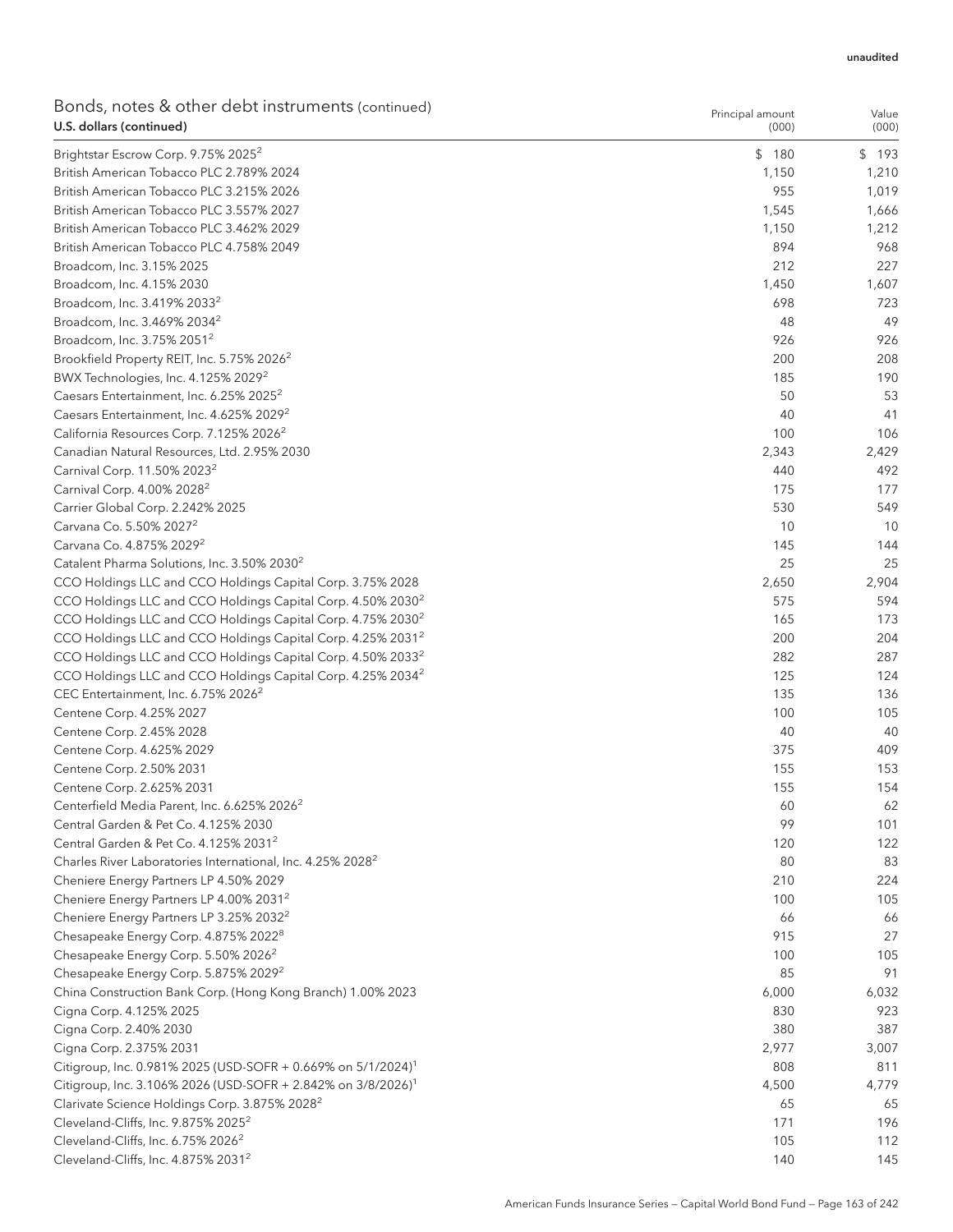unaudited

## Bonds, notes & other debt instruments (continued)

| U.S. dollars (continued) | Principal amount (000) | Value (000) |
|---|---|---|
| Brightstar Escrow Corp. 9.75% 2025[2] | $ 180 | $ 193 |
| British American Tobacco PLC 2.789% 2024 | 1,150 | 1,210 |
| British American Tobacco PLC 3.215% 2026 | 955 | 1,019 |
| British American Tobacco PLC 3.557% 2027 | 1,545 | 1,666 |
| British American Tobacco PLC 3.462% 2029 | 1,150 | 1,212 |
| British American Tobacco PLC 4.758% 2049 | 894 | 968 |
| Broadcom, Inc. 3.15% 2025 | 212 | 227 |
| Broadcom, Inc. 4.15% 2030 | 1,450 | 1,607 |
| Broadcom, Inc. 3.419% 2033[2] | 698 | 723 |
| Broadcom, Inc. 3.469% 2034[2] | 48 | 49 |
| Broadcom, Inc. 3.75% 2051[2] | 926 | 926 |
| Brookfield Property REIT, Inc. 5.75% 2026[2] | 200 | 208 |
| BWX Technologies, Inc. 4.125% 2029[2] | 185 | 190 |
| Caesars Entertainment, Inc. 6.25% 2025[2] | 50 | 53 |
| Caesars Entertainment, Inc. 4.625% 2029[2] | 40 | 41 |
| California Resources Corp. 7.125% 2026[2] | 100 | 106 |
| Canadian Natural Resources, Ltd. 2.95% 2030 | 2,343 | 2,429 |
| Carnival Corp. 11.50% 2023[2] | 440 | 492 |
| Carnival Corp. 4.00% 2028[2] | 175 | 177 |
| Carrier Global Corp. 2.242% 2025 | 530 | 549 |
| Carvana Co. 5.50% 2027[2] | 10 | 10 |
| Carvana Co. 4.875% 2029[2] | 145 | 144 |
| Catalent Pharma Solutions, Inc. 3.50% 2030[2] | 25 | 25 |
| CCO Holdings LLC and CCO Holdings Capital Corp. 3.75% 2028 | 2,650 | 2,904 |
| CCO Holdings LLC and CCO Holdings Capital Corp. 4.50% 2030[2] | 575 | 594 |
| CCO Holdings LLC and CCO Holdings Capital Corp. 4.75% 2030[2] | 165 | 173 |
| CCO Holdings LLC and CCO Holdings Capital Corp. 4.25% 2031[2] | 200 | 204 |
| CCO Holdings LLC and CCO Holdings Capital Corp. 4.50% 2033[2] | 282 | 287 |
| CCO Holdings LLC and CCO Holdings Capital Corp. 4.25% 2034[2] | 125 | 124 |
| CEC Entertainment, Inc. 6.75% 2026[2] | 135 | 136 |
| Centene Corp. 4.25% 2027 | 100 | 105 |
| Centene Corp. 2.45% 2028 | 40 | 40 |
| Centene Corp. 4.625% 2029 | 375 | 409 |
| Centene Corp. 2.50% 2031 | 155 | 153 |
| Centene Corp. 2.625% 2031 | 155 | 154 |
| Centerfield Media Parent, Inc. 6.625% 2026[2] | 60 | 62 |
| Central Garden & Pet Co. 4.125% 2030 | 99 | 101 |
| Central Garden & Pet Co. 4.125% 2031[2] | 120 | 122 |
| Charles River Laboratories International, Inc. 4.25% 2028[2] | 80 | 83 |
| Cheniere Energy Partners LP 4.50% 2029 | 210 | 224 |
| Cheniere Energy Partners LP 4.00% 2031[2] | 100 | 105 |
| Cheniere Energy Partners LP 3.25% 2032[2] | 66 | 66 |
| Chesapeake Energy Corp. 4.875% 2022[8] | 915 | 27 |
| Chesapeake Energy Corp. 5.50% 2026[2] | 100 | 105 |
| Chesapeake Energy Corp. 5.875% 2029[2] | 85 | 91 |
| China Construction Bank Corp. (Hong Kong Branch) 1.00% 2023 | 6,000 | 6,032 |
| Cigna Corp. 4.125% 2025 | 830 | 923 |
| Cigna Corp. 2.40% 2030 | 380 | 387 |
| Cigna Corp. 2.375% 2031 | 2,977 | 3,007 |
| Citigroup, Inc. 0.981% 2025 (USD-SOFR + 0.669% on 5/1/2024)[1] | 808 | 811 |
| Citigroup, Inc. 3.106% 2026 (USD-SOFR + 2.842% on 3/8/2026)[1] | 4,500 | 4,779 |
| Clarivate Science Holdings Corp. 3.875% 2028[2] | 65 | 65 |
| Cleveland-Cliffs, Inc. 9.875% 2025[2] | 171 | 196 |
| Cleveland-Cliffs, Inc. 6.75% 2026[2] | 105 | 112 |
| Cleveland-Cliffs, Inc. 4.875% 2031[2] | 140 | 145 |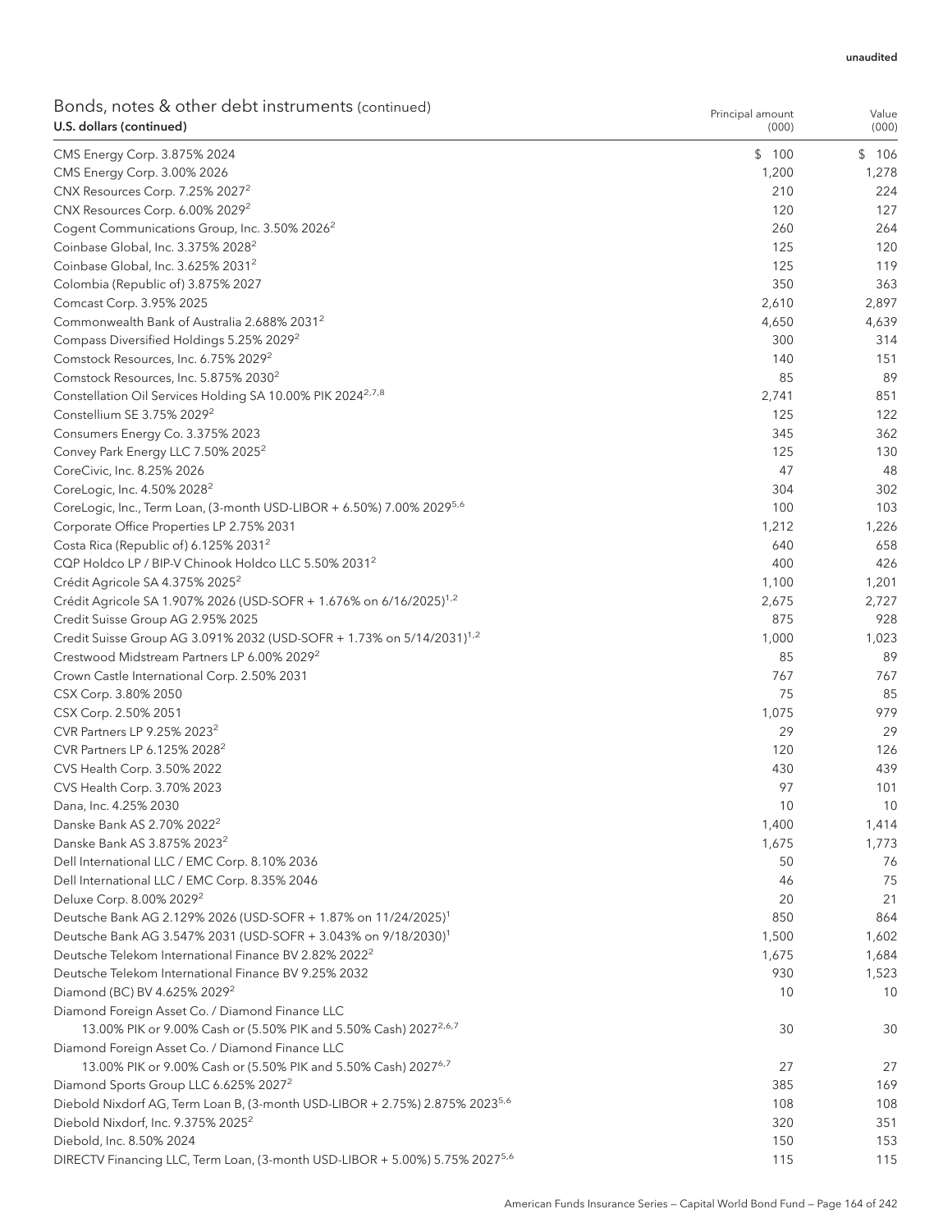unaudited

## Bonds, notes & other debt instruments (continued)

| U.S. dollars (continued) | Principal amount (000) | Value (000) |
|---|---|---|
| CMS Energy Corp. 3.875% 2024 | $ 100 | $ 106 |
| CMS Energy Corp. 3.00% 2026 | 1,200 | 1,278 |
| CNX Resources Corp. 7.25% 2027[2] | 210 | 224 |
| CNX Resources Corp. 6.00% 2029[2] | 120 | 127 |
| Cogent Communications Group, Inc. 3.50% 2026[2] | 260 | 264 |
| Coinbase Global, Inc. 3.375% 2028[2] | 125 | 120 |
| Coinbase Global, Inc. 3.625% 2031[2] | 125 | 119 |
| Colombia (Republic of) 3.875% 2027 | 350 | 363 |
| Comcast Corp. 3.95% 2025 | 2,610 | 2,897 |
| Commonwealth Bank of Australia 2.688% 2031[2] | 4,650 | 4,639 |
| Compass Diversified Holdings 5.25% 2029[2] | 300 | 314 |
| Comstock Resources, Inc. 6.75% 2029[2] | 140 | 151 |
| Comstock Resources, Inc. 5.875% 2030[2] | 85 | 89 |
| Constellation Oil Services Holding SA 10.00% PIK 2024[2,7,8] | 2,741 | 851 |
| Constellium SE 3.75% 2029[2] | 125 | 122 |
| Consumers Energy Co. 3.375% 2023 | 345 | 362 |
| Convey Park Energy LLC 7.50% 2025[2] | 125 | 130 |
| CoreCivic, Inc. 8.25% 2026 | 47 | 48 |
| CoreLogic, Inc. 4.50% 2028[2] | 304 | 302 |
| CoreLogic, Inc., Term Loan, (3-month USD-LIBOR + 6.50%) 7.00% 2029[5,6] | 100 | 103 |
| Corporate Office Properties LP 2.75% 2031 | 1,212 | 1,226 |
| Costa Rica (Republic of) 6.125% 2031[2] | 640 | 658 |
| CQP Holdco LP / BIP-V Chinook Holdco LLC 5.50% 2031[2] | 400 | 426 |
| Crédit Agricole SA 4.375% 2025[2] | 1,100 | 1,201 |
| Crédit Agricole SA 1.907% 2026 (USD-SOFR + 1.676% on 6/16/2025)[1,2] | 2,675 | 2,727 |
| Credit Suisse Group AG 2.95% 2025 | 875 | 928 |
| Credit Suisse Group AG 3.091% 2032 (USD-SOFR + 1.73% on 5/14/2031)[1,2] | 1,000 | 1,023 |
| Crestwood Midstream Partners LP 6.00% 2029[2] | 85 | 89 |
| Crown Castle International Corp. 2.50% 2031 | 767 | 767 |
| CSX Corp. 3.80% 2050 | 75 | 85 |
| CSX Corp. 2.50% 2051 | 1,075 | 979 |
| CVR Partners LP 9.25% 2023[2] | 29 | 29 |
| CVR Partners LP 6.125% 2028[2] | 120 | 126 |
| CVS Health Corp. 3.50% 2022 | 430 | 439 |
| CVS Health Corp. 3.70% 2023 | 97 | 101 |
| Dana, Inc. 4.25% 2030 | 10 | 10 |
| Danske Bank AS 2.70% 2022[2] | 1,400 | 1,414 |
| Danske Bank AS 3.875% 2023[2] | 1,675 | 1,773 |
| Dell International LLC / EMC Corp. 8.10% 2036 | 50 | 76 |
| Dell International LLC / EMC Corp. 8.35% 2046 | 46 | 75 |
| Deluxe Corp. 8.00% 2029[2] | 20 | 21 |
| Deutsche Bank AG 2.129% 2026 (USD-SOFR + 1.87% on 11/24/2025)[1] | 850 | 864 |
| Deutsche Bank AG 3.547% 2031 (USD-SOFR + 3.043% on 9/18/2030)[1] | 1,500 | 1,602 |
| Deutsche Telekom International Finance BV 2.82% 2022[2] | 1,675 | 1,684 |
| Deutsche Telekom International Finance BV 9.25% 2032 | 930 | 1,523 |
| Diamond (BC) BV 4.625% 2029[2] | 10 | 10 |
| Diamond Foreign Asset Co. / Diamond Finance LLC 13.00% PIK or 9.00% Cash or (5.50% PIK and 5.50% Cash) 2027[2,6,7] | 30 | 30 |
| Diamond Foreign Asset Co. / Diamond Finance LLC 13.00% PIK or 9.00% Cash or (5.50% PIK and 5.50% Cash) 2027[6,7] | 27 | 27 |
| Diamond Sports Group LLC 6.625% 2027[2] | 385 | 169 |
| Diebold Nixdorf AG, Term Loan B, (3-month USD-LIBOR + 2.75%) 2.875% 2023[5,6] | 108 | 108 |
| Diebold Nixdorf, Inc. 9.375% 2025[2] | 320 | 351 |
| Diebold, Inc. 8.50% 2024 | 150 | 153 |
| DIRECTV Financing LLC, Term Loan, (3-month USD-LIBOR + 5.00%) 5.75% 2027[5,6] | 115 | 115 |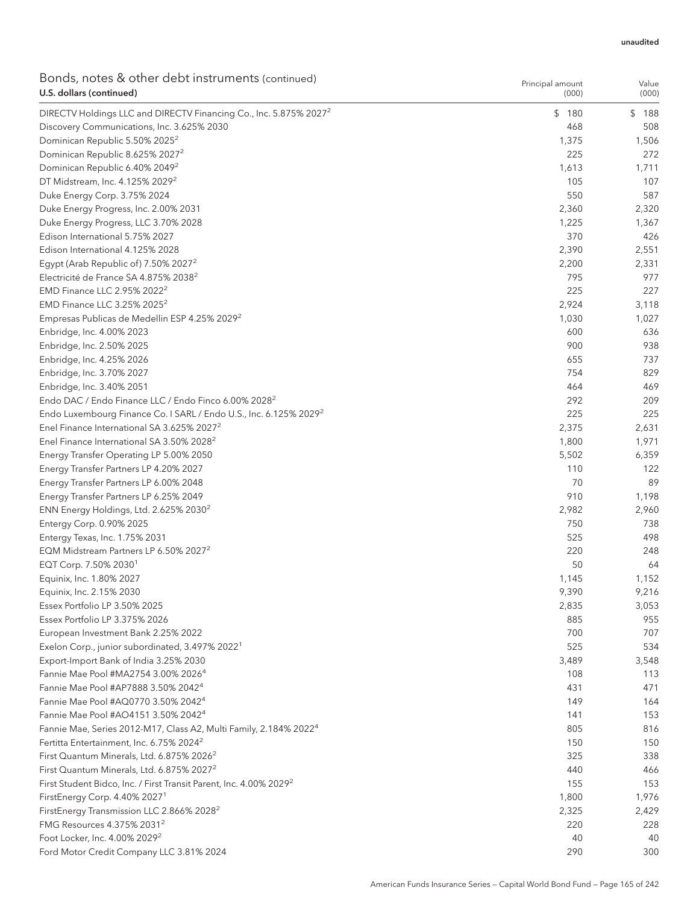unaudited

## Bonds, notes & other debt instruments (continued)

| U.S. dollars (continued) | Principal amount (000) | Value (000) |
|---|---|---|
| DIRECTV Holdings LLC and DIRECTV Financing Co., Inc. 5.875% 2027[2] | $ 180 | $ 188 |
| Discovery Communications, Inc. 3.625% 2030 | 468 | 508 |
| Dominican Republic 5.50% 2025[2] | 1,375 | 1,506 |
| Dominican Republic 8.625% 2027[2] | 225 | 272 |
| Dominican Republic 6.40% 2049[2] | 1,613 | 1,711 |
| DT Midstream, Inc. 4.125% 2029[2] | 105 | 107 |
| Duke Energy Corp. 3.75% 2024 | 550 | 587 |
| Duke Energy Progress, Inc. 2.00% 2031 | 2,360 | 2,320 |
| Duke Energy Progress, LLC 3.70% 2028 | 1,225 | 1,367 |
| Edison International 5.75% 2027 | 370 | 426 |
| Edison International 4.125% 2028 | 2,390 | 2,551 |
| Egypt (Arab Republic of) 7.50% 2027[2] | 2,200 | 2,331 |
| Electricité de France SA 4.875% 2038[2] | 795 | 977 |
| EMD Finance LLC 2.95% 2022[2] | 225 | 227 |
| EMD Finance LLC 3.25% 2025[2] | 2,924 | 3,118 |
| Empresas Publicas de Medellin ESP 4.25% 2029[2] | 1,030 | 1,027 |
| Enbridge, Inc. 4.00% 2023 | 600 | 636 |
| Enbridge, Inc. 2.50% 2025 | 900 | 938 |
| Enbridge, Inc. 4.25% 2026 | 655 | 737 |
| Enbridge, Inc. 3.70% 2027 | 754 | 829 |
| Enbridge, Inc. 3.40% 2051 | 464 | 469 |
| Endo DAC / Endo Finance LLC / Endo Finco 6.00% 2028[2] | 292 | 209 |
| Endo Luxembourg Finance Co. I SARL / Endo U.S., Inc. 6.125% 2029[2] | 225 | 225 |
| Enel Finance International SA 3.625% 2027[2] | 2,375 | 2,631 |
| Enel Finance International SA 3.50% 2028[2] | 1,800 | 1,971 |
| Energy Transfer Operating LP 5.00% 2050 | 5,502 | 6,359 |
| Energy Transfer Partners LP 4.20% 2027 | 110 | 122 |
| Energy Transfer Partners LP 6.00% 2048 | 70 | 89 |
| Energy Transfer Partners LP 6.25% 2049 | 910 | 1,198 |
| ENN Energy Holdings, Ltd. 2.625% 2030[2] | 2,982 | 2,960 |
| Entergy Corp. 0.90% 2025 | 750 | 738 |
| Entergy Texas, Inc. 1.75% 2031 | 525 | 498 |
| EQM Midstream Partners LP 6.50% 2027[2] | 220 | 248 |
| EQT Corp. 7.50% 2030[1] | 50 | 64 |
| Equinix, Inc. 1.80% 2027 | 1,145 | 1,152 |
| Equinix, Inc. 2.15% 2030 | 9,390 | 9,216 |
| Essex Portfolio LP 3.50% 2025 | 2,835 | 3,053 |
| Essex Portfolio LP 3.375% 2026 | 885 | 955 |
| European Investment Bank 2.25% 2022 | 700 | 707 |
| Exelon Corp., junior subordinated, 3.497% 2022[1] | 525 | 534 |
| Export-Import Bank of India 3.25% 2030 | 3,489 | 3,548 |
| Fannie Mae Pool #MA2754 3.00% 2026[4] | 108 | 113 |
| Fannie Mae Pool #AP7888 3.50% 2042[4] | 431 | 471 |
| Fannie Mae Pool #AQ0770 3.50% 2042[4] | 149 | 164 |
| Fannie Mae Pool #AO4151 3.50% 2042[4] | 141 | 153 |
| Fannie Mae, Series 2012-M17, Class A2, Multi Family, 2.184% 2022[4] | 805 | 816 |
| Fertitta Entertainment, Inc. 6.75% 2024[2] | 150 | 150 |
| First Quantum Minerals, Ltd. 6.875% 2026[2] | 325 | 338 |
| First Quantum Minerals, Ltd. 6.875% 2027[2] | 440 | 466 |
| First Student Bidco, Inc. / First Transit Parent, Inc. 4.00% 2029[2] | 155 | 153 |
| FirstEnergy Corp. 4.40% 2027[1] | 1,800 | 1,976 |
| FirstEnergy Transmission LLC 2.866% 2028[2] | 2,325 | 2,429 |
| FMG Resources 4.375% 2031[2] | 220 | 228 |
| Foot Locker, Inc. 4.00% 2029[2] | 40 | 40 |
| Ford Motor Credit Company LLC 3.81% 2024 | 290 | 300 |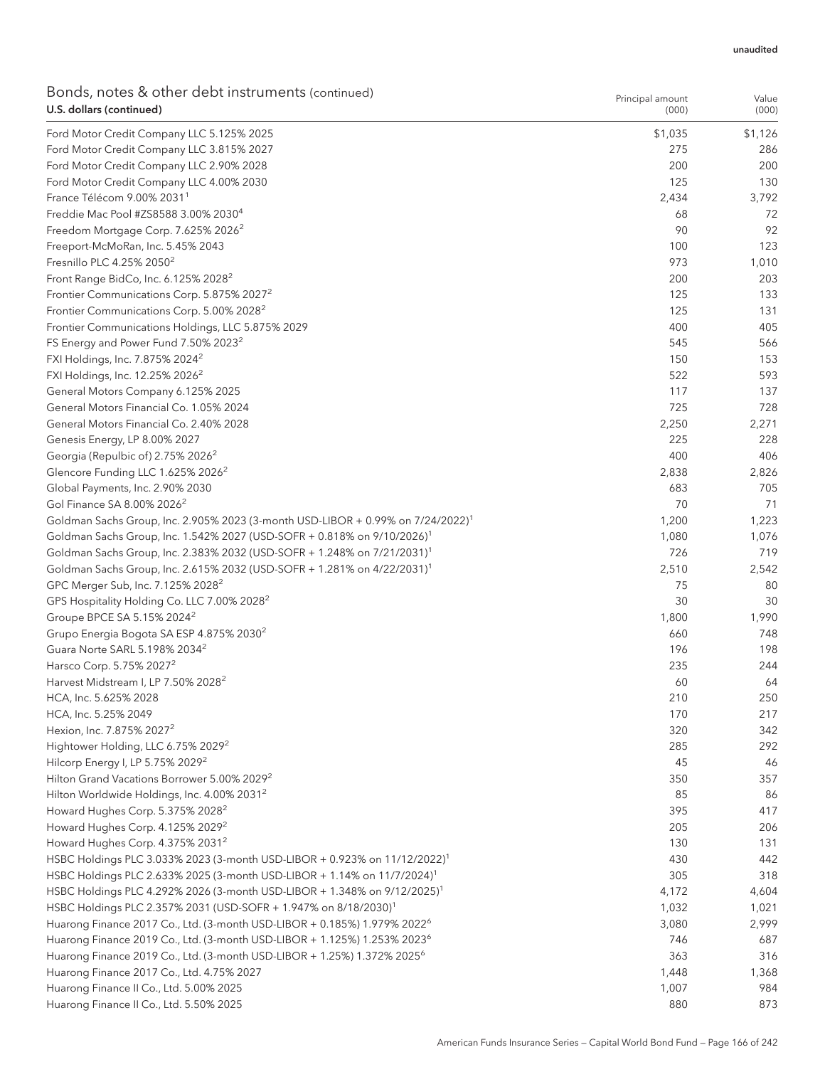unaudited

## Bonds, notes & other debt instruments (continued)

| U.S. dollars (continued) | Principal amount (000) | Value (000) |
|---|---|---|
| Ford Motor Credit Company LLC 5.125% 2025 | $1,035 | $1,126 |
| Ford Motor Credit Company LLC 3.815% 2027 | 275 | 286 |
| Ford Motor Credit Company LLC 2.90% 2028 | 200 | 200 |
| Ford Motor Credit Company LLC 4.00% 2030 | 125 | 130 |
| France Télécom 9.00% 2031[1] | 2,434 | 3,792 |
| Freddie Mac Pool #ZS8588 3.00% 2030[4] | 68 | 72 |
| Freedom Mortgage Corp. 7.625% 2026[2] | 90 | 92 |
| Freeport-McMoRan, Inc. 5.45% 2043 | 100 | 123 |
| Fresnillo PLC 4.25% 2050[2] | 973 | 1,010 |
| Front Range BidCo, Inc. 6.125% 2028[2] | 200 | 203 |
| Frontier Communications Corp. 5.875% 2027[2] | 125 | 133 |
| Frontier Communications Corp. 5.00% 2028[2] | 125 | 131 |
| Frontier Communications Holdings, LLC 5.875% 2029 | 400 | 405 |
| FS Energy and Power Fund 7.50% 2023[2] | 545 | 566 |
| FXI Holdings, Inc. 7.875% 2024[2] | 150 | 153 |
| FXI Holdings, Inc. 12.25% 2026[2] | 522 | 593 |
| General Motors Company 6.125% 2025 | 117 | 137 |
| General Motors Financial Co. 1.05% 2024 | 725 | 728 |
| General Motors Financial Co. 2.40% 2028 | 2,250 | 2,271 |
| Genesis Energy, LP 8.00% 2027 | 225 | 228 |
| Georgia (Repulbic of) 2.75% 2026[2] | 400 | 406 |
| Glencore Funding LLC 1.625% 2026[2] | 2,838 | 2,826 |
| Global Payments, Inc. 2.90% 2030 | 683 | 705 |
| Gol Finance SA 8.00% 2026[2] | 70 | 71 |
| Goldman Sachs Group, Inc. 2.905% 2023 (3-month USD-LIBOR + 0.99% on 7/24/2022)[1] | 1,200 | 1,223 |
| Goldman Sachs Group, Inc. 1.542% 2027 (USD-SOFR + 0.818% on 9/10/2026)[1] | 1,080 | 1,076 |
| Goldman Sachs Group, Inc. 2.383% 2032 (USD-SOFR + 1.248% on 7/21/2031)[1] | 726 | 719 |
| Goldman Sachs Group, Inc. 2.615% 2032 (USD-SOFR + 1.281% on 4/22/2031)[1] | 2,510 | 2,542 |
| GPC Merger Sub, Inc. 7.125% 2028[2] | 75 | 80 |
| GPS Hospitality Holding Co. LLC 7.00% 2028[2] | 30 | 30 |
| Groupe BPCE SA 5.15% 2024[2] | 1,800 | 1,990 |
| Grupo Energia Bogota SA ESP 4.875% 2030[2] | 660 | 748 |
| Guara Norte SARL 5.198% 2034[2] | 196 | 198 |
| Harsco Corp. 5.75% 2027[2] | 235 | 244 |
| Harvest Midstream I, LP 7.50% 2028[2] | 60 | 64 |
| HCA, Inc. 5.625% 2028 | 210 | 250 |
| HCA, Inc. 5.25% 2049 | 170 | 217 |
| Hexion, Inc. 7.875% 2027[2] | 320 | 342 |
| Hightower Holding, LLC 6.75% 2029[2] | 285 | 292 |
| Hilcorp Energy I, LP 5.75% 2029[2] | 45 | 46 |
| Hilton Grand Vacations Borrower 5.00% 2029[2] | 350 | 357 |
| Hilton Worldwide Holdings, Inc. 4.00% 2031[2] | 85 | 86 |
| Howard Hughes Corp. 5.375% 2028[2] | 395 | 417 |
| Howard Hughes Corp. 4.125% 2029[2] | 205 | 206 |
| Howard Hughes Corp. 4.375% 2031[2] | 130 | 131 |
| HSBC Holdings PLC 3.033% 2023 (3-month USD-LIBOR + 0.923% on 11/12/2022)[1] | 430 | 442 |
| HSBC Holdings PLC 2.633% 2025 (3-month USD-LIBOR + 1.14% on 11/7/2024)[1] | 305 | 318 |
| HSBC Holdings PLC 4.292% 2026 (3-month USD-LIBOR + 1.348% on 9/12/2025)[1] | 4,172 | 4,604 |
| HSBC Holdings PLC 2.357% 2031 (USD-SOFR + 1.947% on 8/18/2030)[1] | 1,032 | 1,021 |
| Huarong Finance 2017 Co., Ltd. (3-month USD-LIBOR + 0.185%) 1.979% 2022[6] | 3,080 | 2,999 |
| Huarong Finance 2019 Co., Ltd. (3-month USD-LIBOR + 1.125%) 1.253% 2023[6] | 746 | 687 |
| Huarong Finance 2019 Co., Ltd. (3-month USD-LIBOR + 1.25%) 1.372% 2025[6] | 363 | 316 |
| Huarong Finance 2017 Co., Ltd. 4.75% 2027 | 1,448 | 1,368 |
| Huarong Finance II Co., Ltd. 5.00% 2025 | 1,007 | 984 |
| Huarong Finance II Co., Ltd. 5.50% 2025 | 880 | 873 |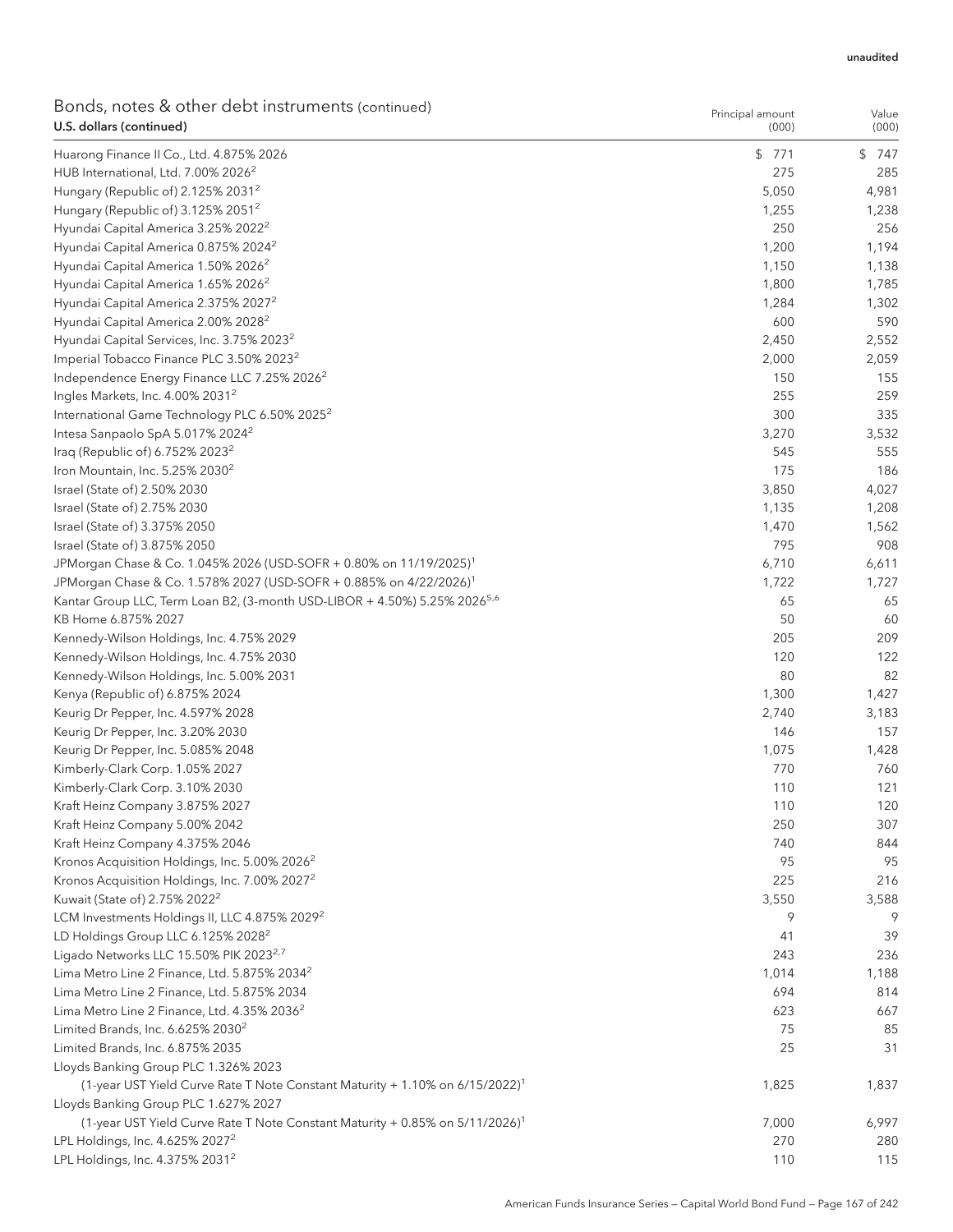unaudited

## Bonds, notes & other debt instruments (continued)

| U.S. dollars (continued) | Principal amount (000) | Value (000) |
|---|---|---|
| Huarong Finance II Co., Ltd. 4.875% 2026 | $ 771 | $ 747 |
| HUB International, Ltd. 7.00% 2026[2] | 275 | 285 |
| Hungary (Republic of) 2.125% 2031[2] | 5,050 | 4,981 |
| Hungary (Republic of) 3.125% 2051[2] | 1,255 | 1,238 |
| Hyundai Capital America 3.25% 2022[2] | 250 | 256 |
| Hyundai Capital America 0.875% 2024[2] | 1,200 | 1,194 |
| Hyundai Capital America 1.50% 2026[2] | 1,150 | 1,138 |
| Hyundai Capital America 1.65% 2026[2] | 1,800 | 1,785 |
| Hyundai Capital America 2.375% 2027[2] | 1,284 | 1,302 |
| Hyundai Capital America 2.00% 2028[2] | 600 | 590 |
| Hyundai Capital Services, Inc. 3.75% 2023[2] | 2,450 | 2,552 |
| Imperial Tobacco Finance PLC 3.50% 2023[2] | 2,000 | 2,059 |
| Independence Energy Finance LLC 7.25% 2026[2] | 150 | 155 |
| Ingles Markets, Inc. 4.00% 2031[2] | 255 | 259 |
| International Game Technology PLC 6.50% 2025[2] | 300 | 335 |
| Intesa Sanpaolo SpA 5.017% 2024[2] | 3,270 | 3,532 |
| Iraq (Republic of) 6.752% 2023[2] | 545 | 555 |
| Iron Mountain, Inc. 5.25% 2030[2] | 175 | 186 |
| Israel (State of) 2.50% 2030 | 3,850 | 4,027 |
| Israel (State of) 2.75% 2030 | 1,135 | 1,208 |
| Israel (State of) 3.375% 2050 | 1,470 | 1,562 |
| Israel (State of) 3.875% 2050 | 795 | 908 |
| JPMorgan Chase & Co. 1.045% 2026 (USD-SOFR + 0.80% on 11/19/2025)[1] | 6,710 | 6,611 |
| JPMorgan Chase & Co. 1.578% 2027 (USD-SOFR + 0.885% on 4/22/2026)[1] | 1,722 | 1,727 |
| Kantar Group LLC, Term Loan B2, (3-month USD-LIBOR + 4.50%) 5.25% 2026[5,6] | 65 | 65 |
| KB Home 6.875% 2027 | 50 | 60 |
| Kennedy-Wilson Holdings, Inc. 4.75% 2029 | 205 | 209 |
| Kennedy-Wilson Holdings, Inc. 4.75% 2030 | 120 | 122 |
| Kennedy-Wilson Holdings, Inc. 5.00% 2031 | 80 | 82 |
| Kenya (Republic of) 6.875% 2024 | 1,300 | 1,427 |
| Keurig Dr Pepper, Inc. 4.597% 2028 | 2,740 | 3,183 |
| Keurig Dr Pepper, Inc. 3.20% 2030 | 146 | 157 |
| Keurig Dr Pepper, Inc. 5.085% 2048 | 1,075 | 1,428 |
| Kimberly-Clark Corp. 1.05% 2027 | 770 | 760 |
| Kimberly-Clark Corp. 3.10% 2030 | 110 | 121 |
| Kraft Heinz Company 3.875% 2027 | 110 | 120 |
| Kraft Heinz Company 5.00% 2042 | 250 | 307 |
| Kraft Heinz Company 4.375% 2046 | 740 | 844 |
| Kronos Acquisition Holdings, Inc. 5.00% 2026[2] | 95 | 95 |
| Kronos Acquisition Holdings, Inc. 7.00% 2027[2] | 225 | 216 |
| Kuwait (State of) 2.75% 2022[2] | 3,550 | 3,588 |
| LCM Investments Holdings II, LLC 4.875% 2029[2] | 9 | 9 |
| LD Holdings Group LLC 6.125% 2028[2] | 41 | 39 |
| Ligado Networks LLC 15.50% PIK 2023[2,7] | 243 | 236 |
| Lima Metro Line 2 Finance, Ltd. 5.875% 2034[2] | 1,014 | 1,188 |
| Lima Metro Line 2 Finance, Ltd. 5.875% 2034 | 694 | 814 |
| Lima Metro Line 2 Finance, Ltd. 4.35% 2036[2] | 623 | 667 |
| Limited Brands, Inc. 6.625% 2030[2] | 75 | 85 |
| Limited Brands, Inc. 6.875% 2035 | 25 | 31 |
| Lloyds Banking Group PLC 1.326% 2023 (1-year UST Yield Curve Rate T Note Constant Maturity + 1.10% on 6/15/2022)[1] | 1,825 | 1,837 |
| Lloyds Banking Group PLC 1.627% 2027 (1-year UST Yield Curve Rate T Note Constant Maturity + 0.85% on 5/11/2026)[1] | 7,000 | 6,997 |
| LPL Holdings, Inc. 4.625% 2027[2] | 270 | 280 |
| LPL Holdings, Inc. 4.375% 2031[2] | 110 | 115 |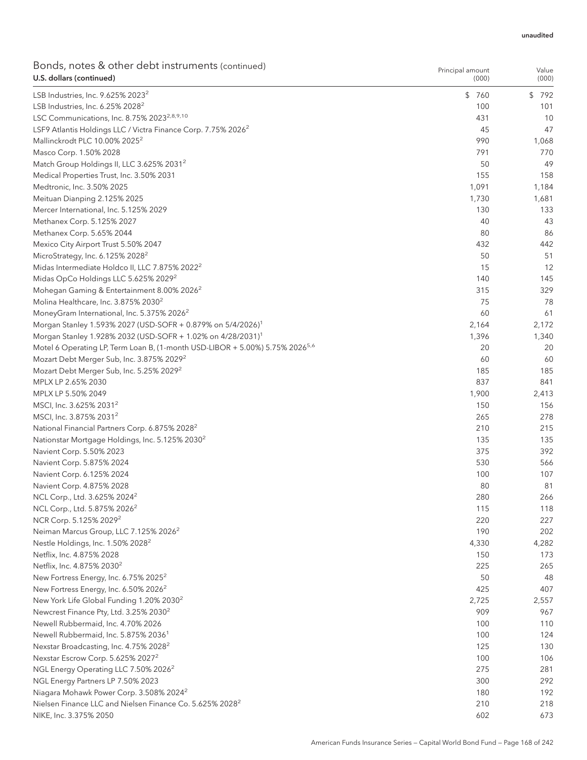unaudited

## Bonds, notes & other debt instruments (continued)

| U.S. dollars (continued) | Principal amount (000) | Value (000) |
|---|---|---|
| LSB Industries, Inc. 9.625% 2023[2] | $ 760 | $ 792 |
| LSB Industries, Inc. 6.25% 2028[2] | 100 | 101 |
| LSC Communications, Inc. 8.75% 2023[2,8,9,10] | 431 | 10 |
| LSF9 Atlantis Holdings LLC / Victra Finance Corp. 7.75% 2026[2] | 45 | 47 |
| Mallinckrodt PLC 10.00% 2025[2] | 990 | 1,068 |
| Masco Corp. 1.50% 2028 | 791 | 770 |
| Match Group Holdings II, LLC 3.625% 2031[2] | 50 | 49 |
| Medical Properties Trust, Inc. 3.50% 2031 | 155 | 158 |
| Medtronic, Inc. 3.50% 2025 | 1,091 | 1,184 |
| Meituan Dianping 2.125% 2025 | 1,730 | 1,681 |
| Mercer International, Inc. 5.125% 2029 | 130 | 133 |
| Methanex Corp. 5.125% 2027 | 40 | 43 |
| Methanex Corp. 5.65% 2044 | 80 | 86 |
| Mexico City Airport Trust 5.50% 2047 | 432 | 442 |
| MicroStrategy, Inc. 6.125% 2028[2] | 50 | 51 |
| Midas Intermediate Holdco II, LLC 7.875% 2022[2] | 15 | 12 |
| Midas OpCo Holdings LLC 5.625% 2029[2] | 140 | 145 |
| Mohegan Gaming & Entertainment 8.00% 2026[2] | 315 | 329 |
| Molina Healthcare, Inc. 3.875% 2030[2] | 75 | 78 |
| MoneyGram International, Inc. 5.375% 2026[2] | 60 | 61 |
| Morgan Stanley 1.593% 2027 (USD-SOFR + 0.879% on 5/4/2026)[1] | 2,164 | 2,172 |
| Morgan Stanley 1.928% 2032 (USD-SOFR + 1.02% on 4/28/2031)[1] | 1,396 | 1,340 |
| Motel 6 Operating LP, Term Loan B, (1-month USD-LIBOR + 5.00%) 5.75% 2026[5,6] | 20 | 20 |
| Mozart Debt Merger Sub, Inc. 3.875% 2029[2] | 60 | 60 |
| Mozart Debt Merger Sub, Inc. 5.25% 2029[2] | 185 | 185 |
| MPLX LP 2.65% 2030 | 837 | 841 |
| MPLX LP 5.50% 2049 | 1,900 | 2,413 |
| MSCI, Inc. 3.625% 2031[2] | 150 | 156 |
| MSCI, Inc. 3.875% 2031[2] | 265 | 278 |
| National Financial Partners Corp. 6.875% 2028[2] | 210 | 215 |
| Nationstar Mortgage Holdings, Inc. 5.125% 2030[2] | 135 | 135 |
| Navient Corp. 5.50% 2023 | 375 | 392 |
| Navient Corp. 5.875% 2024 | 530 | 566 |
| Navient Corp. 6.125% 2024 | 100 | 107 |
| Navient Corp. 4.875% 2028 | 80 | 81 |
| NCL Corp., Ltd. 3.625% 2024[2] | 280 | 266 |
| NCL Corp., Ltd. 5.875% 2026[2] | 115 | 118 |
| NCR Corp. 5.125% 2029[2] | 220 | 227 |
| Neiman Marcus Group, LLC 7.125% 2026[2] | 190 | 202 |
| Nestle Holdings, Inc. 1.50% 2028[2] | 4,330 | 4,282 |
| Netflix, Inc. 4.875% 2028 | 150 | 173 |
| Netflix, Inc. 4.875% 2030[2] | 225 | 265 |
| New Fortress Energy, Inc. 6.75% 2025[2] | 50 | 48 |
| New Fortress Energy, Inc. 6.50% 2026[2] | 425 | 407 |
| New York Life Global Funding 1.20% 2030[2] | 2,725 | 2,557 |
| Newcrest Finance Pty, Ltd. 3.25% 2030[2] | 909 | 967 |
| Newell Rubbermaid, Inc. 4.70% 2026 | 100 | 110 |
| Newell Rubbermaid, Inc. 5.875% 2036[1] | 100 | 124 |
| Nexstar Broadcasting, Inc. 4.75% 2028[2] | 125 | 130 |
| Nexstar Escrow Corp. 5.625% 2027[2] | 100 | 106 |
| NGL Energy Operating LLC 7.50% 2026[2] | 275 | 281 |
| NGL Energy Partners LP 7.50% 2023 | 300 | 292 |
| Niagara Mohawk Power Corp. 3.508% 2024[2] | 180 | 192 |
| Nielsen Finance LLC and Nielsen Finance Co. 5.625% 2028[2] | 210 | 218 |
| NIKE, Inc. 3.375% 2050 | 602 | 673 |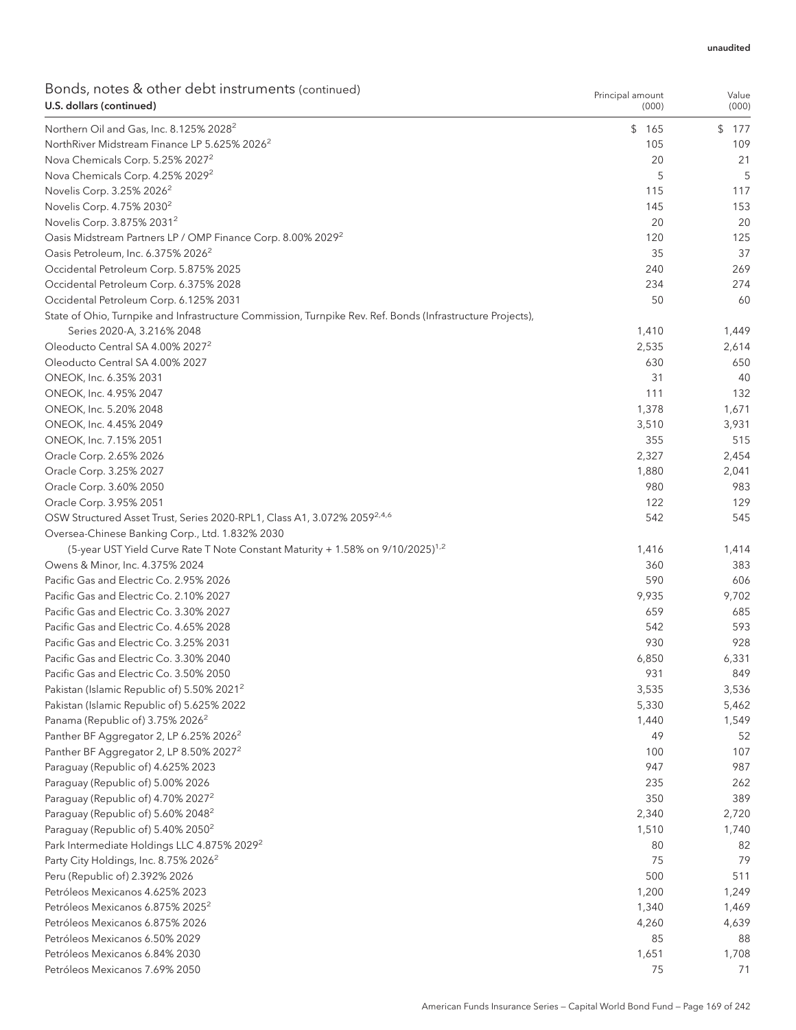unaudited

Bonds, notes & other debt instruments (continued)

| U.S. dollars (continued) | Principal amount (000) | Value (000) |
|---|---|---|
| Northern Oil and Gas, Inc. 8.125% 2028[2] | $ 165 | $ 177 |
| NorthRiver Midstream Finance LP 5.625% 2026[2] | 105 | 109 |
| Nova Chemicals Corp. 5.25% 2027[2] | 20 | 21 |
| Nova Chemicals Corp. 4.25% 2029[2] | 5 | 5 |
| Novelis Corp. 3.25% 2026[2] | 115 | 117 |
| Novelis Corp. 4.75% 2030[2] | 145 | 153 |
| Novelis Corp. 3.875% 2031[2] | 20 | 20 |
| Oasis Midstream Partners LP / OMP Finance Corp. 8.00% 2029[2] | 120 | 125 |
| Oasis Petroleum, Inc. 6.375% 2026[2] | 35 | 37 |
| Occidental Petroleum Corp. 5.875% 2025 | 240 | 269 |
| Occidental Petroleum Corp. 6.375% 2028 | 234 | 274 |
| Occidental Petroleum Corp. 6.125% 2031 | 50 | 60 |
| State of Ohio, Turnpike and Infrastructure Commission, Turnpike Rev. Ref. Bonds (Infrastructure Projects), Series 2020-A, 3.216% 2048 | 1,410 | 1,449 |
| Oleoducto Central SA 4.00% 2027[2] | 2,535 | 2,614 |
| Oleoducto Central SA 4.00% 2027 | 630 | 650 |
| ONEOK, Inc. 6.35% 2031 | 31 | 40 |
| ONEOK, Inc. 4.95% 2047 | 111 | 132 |
| ONEOK, Inc. 5.20% 2048 | 1,378 | 1,671 |
| ONEOK, Inc. 4.45% 2049 | 3,510 | 3,931 |
| ONEOK, Inc. 7.15% 2051 | 355 | 515 |
| Oracle Corp. 2.65% 2026 | 2,327 | 2,454 |
| Oracle Corp. 3.25% 2027 | 1,880 | 2,041 |
| Oracle Corp. 3.60% 2050 | 980 | 983 |
| Oracle Corp. 3.95% 2051 | 122 | 129 |
| OSW Structured Asset Trust, Series 2020-RPL1, Class A1, 3.072% 2059[2,4,6] | 542 | 545 |
| Oversea-Chinese Banking Corp., Ltd. 1.832% 2030 (5-year UST Yield Curve Rate T Note Constant Maturity + 1.58% on 9/10/2025)[1,2] | 1,416 | 1,414 |
| Owens & Minor, Inc. 4.375% 2024 | 360 | 383 |
| Pacific Gas and Electric Co. 2.95% 2026 | 590 | 606 |
| Pacific Gas and Electric Co. 2.10% 2027 | 9,935 | 9,702 |
| Pacific Gas and Electric Co. 3.30% 2027 | 659 | 685 |
| Pacific Gas and Electric Co. 4.65% 2028 | 542 | 593 |
| Pacific Gas and Electric Co. 3.25% 2031 | 930 | 928 |
| Pacific Gas and Electric Co. 3.30% 2040 | 6,850 | 6,331 |
| Pacific Gas and Electric Co. 3.50% 2050 | 931 | 849 |
| Pakistan (Islamic Republic of) 5.50% 2021[2] | 3,535 | 3,536 |
| Pakistan (Islamic Republic of) 5.625% 2022 | 5,330 | 5,462 |
| Panama (Republic of) 3.75% 2026[2] | 1,440 | 1,549 |
| Panther BF Aggregator 2, LP 6.25% 2026[2] | 49 | 52 |
| Panther BF Aggregator 2, LP 8.50% 2027[2] | 100 | 107 |
| Paraguay (Republic of) 4.625% 2023 | 947 | 987 |
| Paraguay (Republic of) 5.00% 2026 | 235 | 262 |
| Paraguay (Republic of) 4.70% 2027[2] | 350 | 389 |
| Paraguay (Republic of) 5.60% 2048[2] | 2,340 | 2,720 |
| Paraguay (Republic of) 5.40% 2050[2] | 1,510 | 1,740 |
| Park Intermediate Holdings LLC 4.875% 2029[2] | 80 | 82 |
| Party City Holdings, Inc. 8.75% 2026[2] | 75 | 79 |
| Peru (Republic of) 2.392% 2026 | 500 | 511 |
| Petróleos Mexicanos 4.625% 2023 | 1,200 | 1,249 |
| Petróleos Mexicanos 6.875% 2025[2] | 1,340 | 1,469 |
| Petróleos Mexicanos 6.875% 2026 | 4,260 | 4,639 |
| Petróleos Mexicanos 6.50% 2029 | 85 | 88 |
| Petróleos Mexicanos 6.84% 2030 | 1,651 | 1,708 |
| Petróleos Mexicanos 7.69% 2050 | 75 | 71 |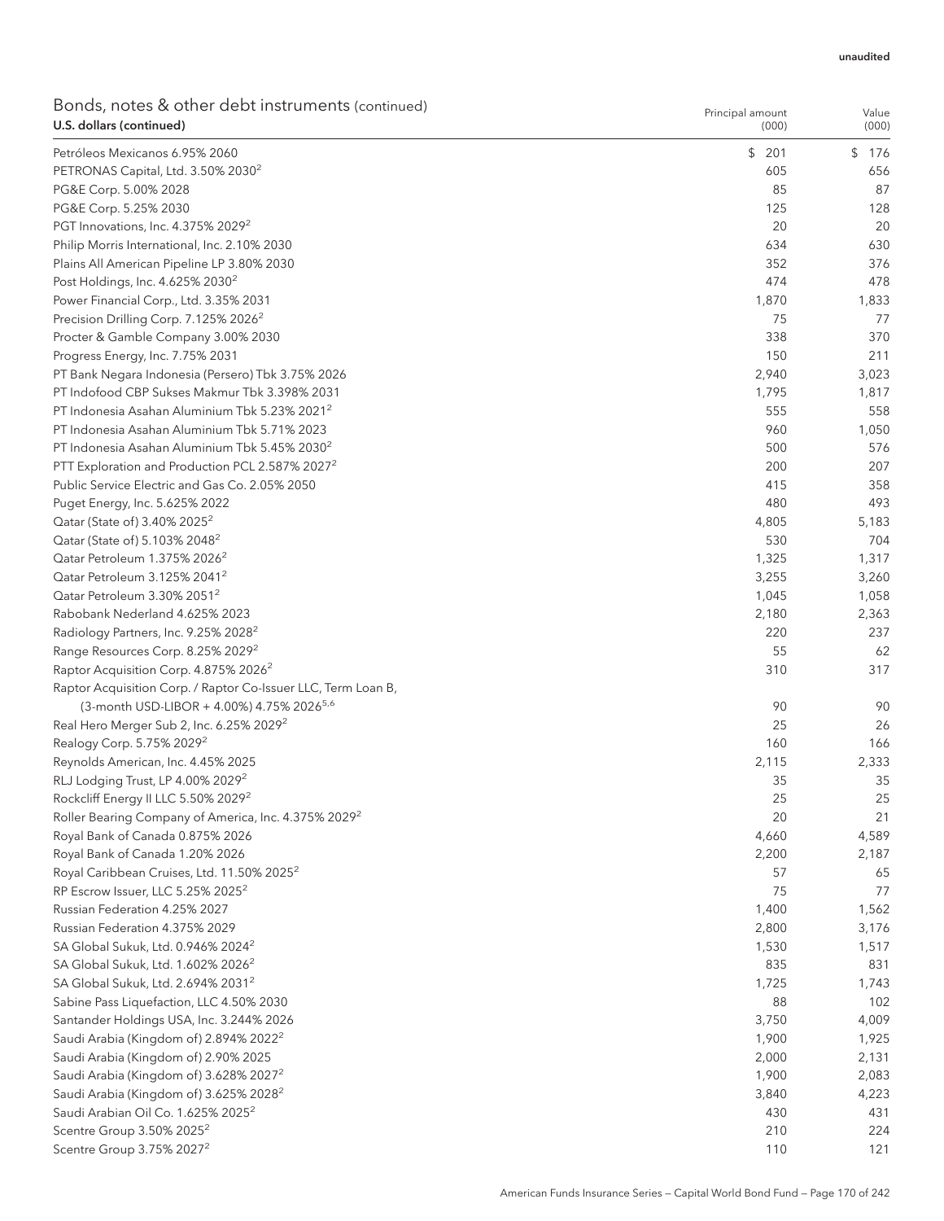unaudited

## Bonds, notes & other debt instruments (continued)

| U.S. dollars (continued) | Principal amount (000) | Value (000) |
|---|---|---|
| Petróleos Mexicanos 6.95% 2060 | $ 201 | $ 176 |
| PETRONAS Capital, Ltd. 3.50% 2030[2] | 605 | 656 |
| PG&E Corp. 5.00% 2028 | 85 | 87 |
| PG&E Corp. 5.25% 2030 | 125 | 128 |
| PGT Innovations, Inc. 4.375% 2029[2] | 20 | 20 |
| Philip Morris International, Inc. 2.10% 2030 | 634 | 630 |
| Plains All American Pipeline LP 3.80% 2030 | 352 | 376 |
| Post Holdings, Inc. 4.625% 2030[2] | 474 | 478 |
| Power Financial Corp., Ltd. 3.35% 2031 | 1,870 | 1,833 |
| Precision Drilling Corp. 7.125% 2026[2] | 75 | 77 |
| Procter & Gamble Company 3.00% 2030 | 338 | 370 |
| Progress Energy, Inc. 7.75% 2031 | 150 | 211 |
| PT Bank Negara Indonesia (Persero) Tbk 3.75% 2026 | 2,940 | 3,023 |
| PT Indofood CBP Sukses Makmur Tbk 3.398% 2031 | 1,795 | 1,817 |
| PT Indonesia Asahan Aluminium Tbk 5.23% 2021[2] | 555 | 558 |
| PT Indonesia Asahan Aluminium Tbk 5.71% 2023 | 960 | 1,050 |
| PT Indonesia Asahan Aluminium Tbk 5.45% 2030[2] | 500 | 576 |
| PTT Exploration and Production PCL 2.587% 2027[2] | 200 | 207 |
| Public Service Electric and Gas Co. 2.05% 2050 | 415 | 358 |
| Puget Energy, Inc. 5.625% 2022 | 480 | 493 |
| Qatar (State of) 3.40% 2025[2] | 4,805 | 5,183 |
| Qatar (State of) 5.103% 2048[2] | 530 | 704 |
| Qatar Petroleum 1.375% 2026[2] | 1,325 | 1,317 |
| Qatar Petroleum 3.125% 2041[2] | 3,255 | 3,260 |
| Qatar Petroleum 3.30% 2051[2] | 1,045 | 1,058 |
| Rabobank Nederland 4.625% 2023 | 2,180 | 2,363 |
| Radiology Partners, Inc. 9.25% 2028[2] | 220 | 237 |
| Range Resources Corp. 8.25% 2029[2] | 55 | 62 |
| Raptor Acquisition Corp. 4.875% 2026[2] | 310 | 317 |
| Raptor Acquisition Corp. / Raptor Co-Issuer LLC, Term Loan B, (3-month USD-LIBOR + 4.00%) 4.75% 2026[5,6] | 90 | 90 |
| Real Hero Merger Sub 2, Inc. 6.25% 2029[2] | 25 | 26 |
| Realogy Corp. 5.75% 2029[2] | 160 | 166 |
| Reynolds American, Inc. 4.45% 2025 | 2,115 | 2,333 |
| RLJ Lodging Trust, LP 4.00% 2029[2] | 35 | 35 |
| Rockcliff Energy II LLC 5.50% 2029[2] | 25 | 25 |
| Roller Bearing Company of America, Inc. 4.375% 2029[2] | 20 | 21 |
| Royal Bank of Canada 0.875% 2026 | 4,660 | 4,589 |
| Royal Bank of Canada 1.20% 2026 | 2,200 | 2,187 |
| Royal Caribbean Cruises, Ltd. 11.50% 2025[2] | 57 | 65 |
| RP Escrow Issuer, LLC 5.25% 2025[2] | 75 | 77 |
| Russian Federation 4.25% 2027 | 1,400 | 1,562 |
| Russian Federation 4.375% 2029 | 2,800 | 3,176 |
| SA Global Sukuk, Ltd. 0.946% 2024[2] | 1,530 | 1,517 |
| SA Global Sukuk, Ltd. 1.602% 2026[2] | 835 | 831 |
| SA Global Sukuk, Ltd. 2.694% 2031[2] | 1,725 | 1,743 |
| Sabine Pass Liquefaction, LLC 4.50% 2030 | 88 | 102 |
| Santander Holdings USA, Inc. 3.244% 2026 | 3,750 | 4,009 |
| Saudi Arabia (Kingdom of) 2.894% 2022[2] | 1,900 | 1,925 |
| Saudi Arabia (Kingdom of) 2.90% 2025 | 2,000 | 2,131 |
| Saudi Arabia (Kingdom of) 3.628% 2027[2] | 1,900 | 2,083 |
| Saudi Arabia (Kingdom of) 3.625% 2028[2] | 3,840 | 4,223 |
| Saudi Arabian Oil Co. 1.625% 2025[2] | 430 | 431 |
| Scentre Group 3.50% 2025[2] | 210 | 224 |
| Scentre Group 3.75% 2027[2] | 110 | 121 |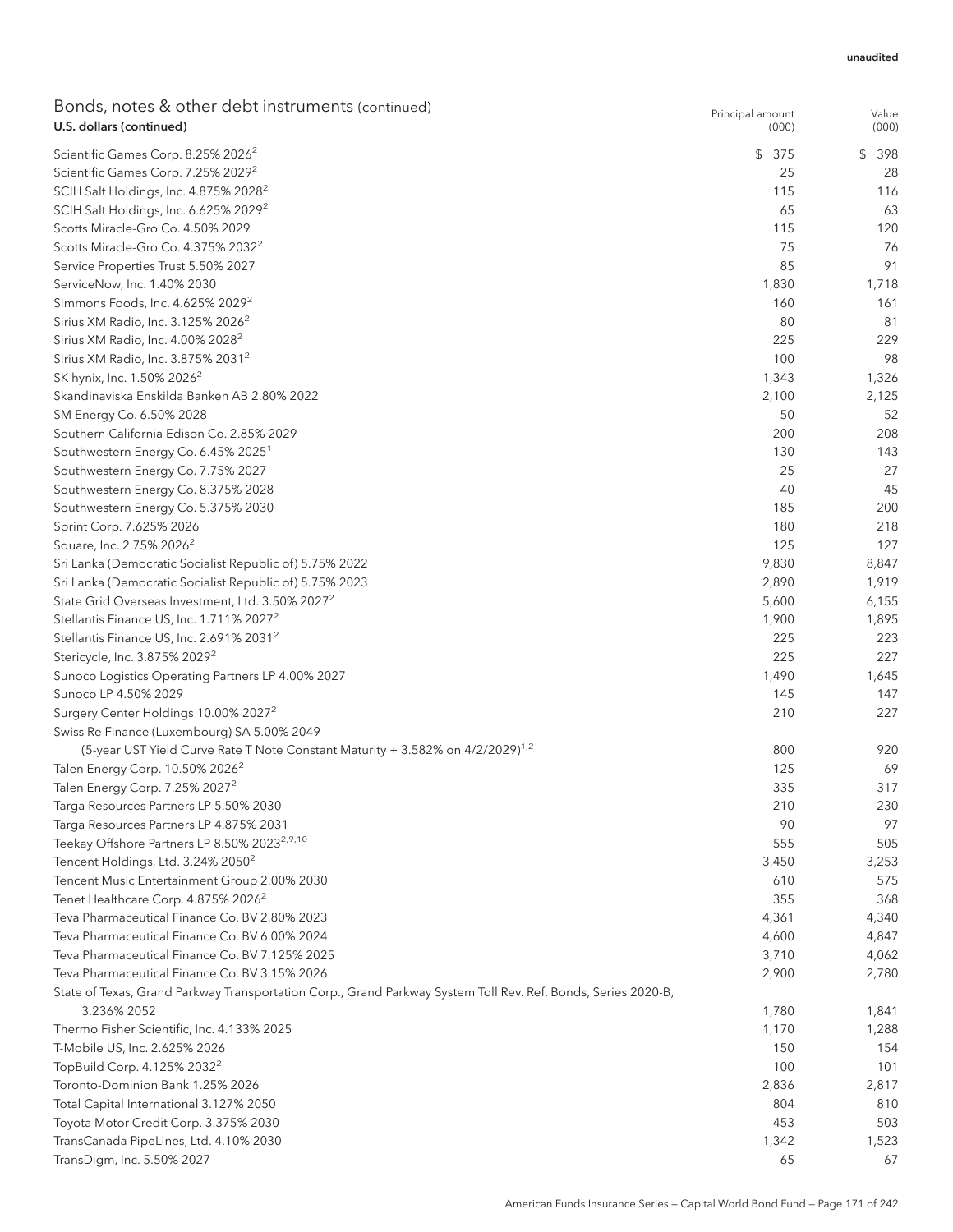unaudited

## Bonds, notes & other debt instruments (continued)

| U.S. dollars (continued) | Principal amount (000) | Value (000) |
|---|---|---|
| Scientific Games Corp. 8.25% 2026[2] | $ 375 | $ 398 |
| Scientific Games Corp. 7.25% 2029[2] | 25 | 28 |
| SCIH Salt Holdings, Inc. 4.875% 2028[2] | 115 | 116 |
| SCIH Salt Holdings, Inc. 6.625% 2029[2] | 65 | 63 |
| Scotts Miracle-Gro Co. 4.50% 2029 | 115 | 120 |
| Scotts Miracle-Gro Co. 4.375% 2032[2] | 75 | 76 |
| Service Properties Trust 5.50% 2027 | 85 | 91 |
| ServiceNow, Inc. 1.40% 2030 | 1,830 | 1,718 |
| Simmons Foods, Inc. 4.625% 2029[2] | 160 | 161 |
| Sirius XM Radio, Inc. 3.125% 2026[2] | 80 | 81 |
| Sirius XM Radio, Inc. 4.00% 2028[2] | 225 | 229 |
| Sirius XM Radio, Inc. 3.875% 2031[2] | 100 | 98 |
| SK hynix, Inc. 1.50% 2026[2] | 1,343 | 1,326 |
| Skandinaviska Enskilda Banken AB 2.80% 2022 | 2,100 | 2,125 |
| SM Energy Co. 6.50% 2028 | 50 | 52 |
| Southern California Edison Co. 2.85% 2029 | 200 | 208 |
| Southwestern Energy Co. 6.45% 2025[1] | 130 | 143 |
| Southwestern Energy Co. 7.75% 2027 | 25 | 27 |
| Southwestern Energy Co. 8.375% 2028 | 40 | 45 |
| Southwestern Energy Co. 5.375% 2030 | 185 | 200 |
| Sprint Corp. 7.625% 2026 | 180 | 218 |
| Square, Inc. 2.75% 2026[2] | 125 | 127 |
| Sri Lanka (Democratic Socialist Republic of) 5.75% 2022 | 9,830 | 8,847 |
| Sri Lanka (Democratic Socialist Republic of) 5.75% 2023 | 2,890 | 1,919 |
| State Grid Overseas Investment, Ltd. 3.50% 2027[2] | 5,600 | 6,155 |
| Stellantis Finance US, Inc. 1.711% 2027[2] | 1,900 | 1,895 |
| Stellantis Finance US, Inc. 2.691% 2031[2] | 225 | 223 |
| Stericycle, Inc. 3.875% 2029[2] | 225 | 227 |
| Sunoco Logistics Operating Partners LP 4.00% 2027 | 1,490 | 1,645 |
| Sunoco LP 4.50% 2029 | 145 | 147 |
| Surgery Center Holdings 10.00% 2027[2] | 210 | 227 |
| Swiss Re Finance (Luxembourg) SA 5.00% 2049 (5-year UST Yield Curve Rate T Note Constant Maturity + 3.582% on 4/2/2029)[1,2] | 800 | 920 |
| Talen Energy Corp. 10.50% 2026[2] | 125 | 69 |
| Talen Energy Corp. 7.25% 2027[2] | 335 | 317 |
| Targa Resources Partners LP 5.50% 2030 | 210 | 230 |
| Targa Resources Partners LP 4.875% 2031 | 90 | 97 |
| Teekay Offshore Partners LP 8.50% 2023[2,9,10] | 555 | 505 |
| Tencent Holdings, Ltd. 3.24% 2050[2] | 3,450 | 3,253 |
| Tencent Music Entertainment Group 2.00% 2030 | 610 | 575 |
| Tenet Healthcare Corp. 4.875% 2026[2] | 355 | 368 |
| Teva Pharmaceutical Finance Co. BV 2.80% 2023 | 4,361 | 4,340 |
| Teva Pharmaceutical Finance Co. BV 6.00% 2024 | 4,600 | 4,847 |
| Teva Pharmaceutical Finance Co. BV 7.125% 2025 | 3,710 | 4,062 |
| Teva Pharmaceutical Finance Co. BV 3.15% 2026 | 2,900 | 2,780 |
| State of Texas, Grand Parkway Transportation Corp., Grand Parkway System Toll Rev. Ref. Bonds, Series 2020-B, 3.236% 2052 | 1,780 | 1,841 |
| Thermo Fisher Scientific, Inc. 4.133% 2025 | 1,170 | 1,288 |
| T-Mobile US, Inc. 2.625% 2026 | 150 | 154 |
| TopBuild Corp. 4.125% 2032[2] | 100 | 101 |
| Toronto-Dominion Bank 1.25% 2026 | 2,836 | 2,817 |
| Total Capital International 3.127% 2050 | 804 | 810 |
| Toyota Motor Credit Corp. 3.375% 2030 | 453 | 503 |
| TransCanada PipeLines, Ltd. 4.10% 2030 | 1,342 | 1,523 |
| TransDigm, Inc. 5.50% 2027 | 65 | 67 |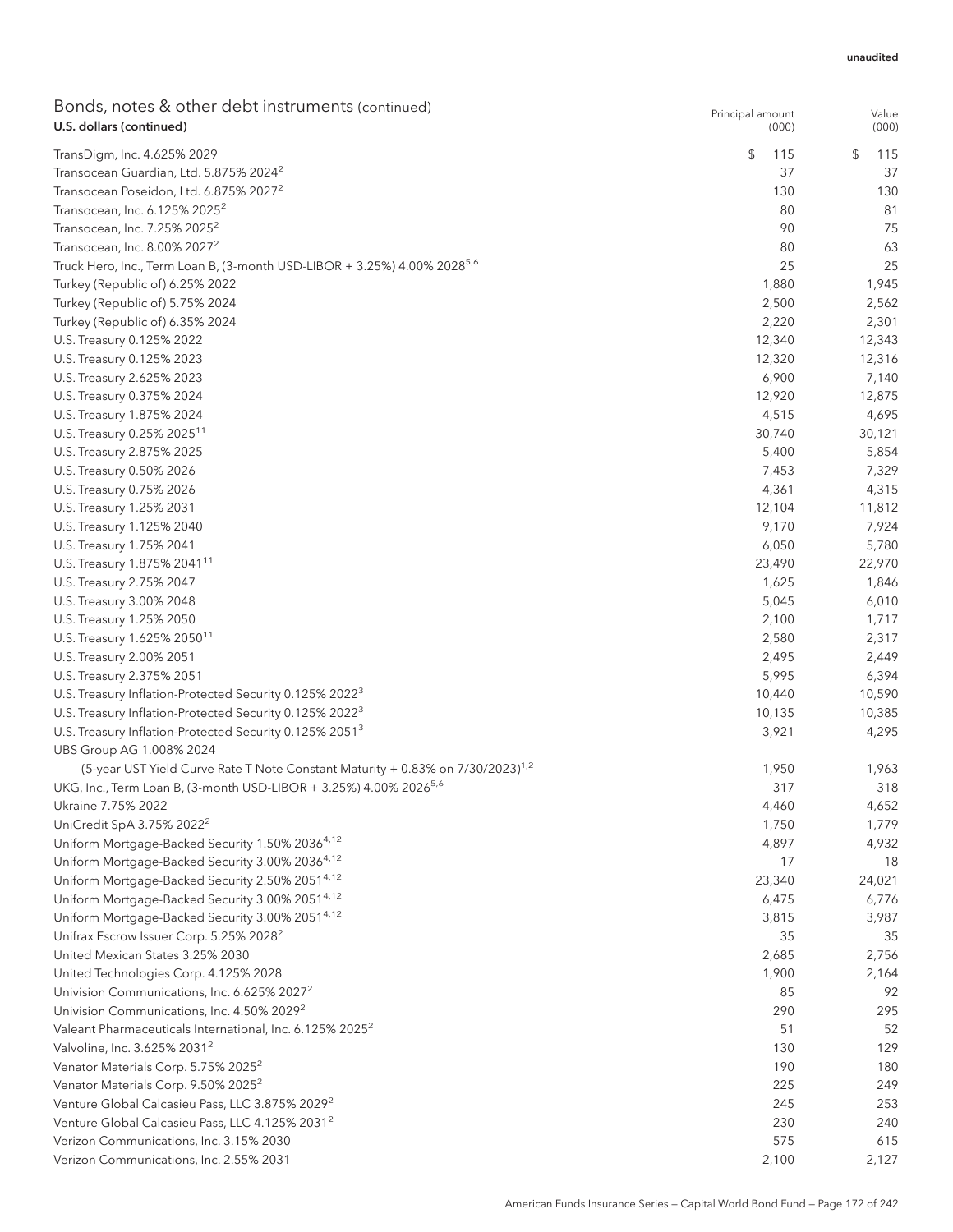unaudited

## Bonds, notes & other debt instruments (continued)

| U.S. dollars (continued) | Principal amount (000) | Value (000) |
|---|---|---|
| TransDigm, Inc. 4.625% 2029 | $ 115 | $ 115 |
| Transocean Guardian, Ltd. 5.875% 2024[2] | 37 | 37 |
| Transocean Poseidon, Ltd. 6.875% 2027[2] | 130 | 130 |
| Transocean, Inc. 6.125% 2025[2] | 80 | 81 |
| Transocean, Inc. 7.25% 2025[2] | 90 | 75 |
| Transocean, Inc. 8.00% 2027[2] | 80 | 63 |
| Truck Hero, Inc., Term Loan B, (3-month USD-LIBOR + 3.25%) 4.00% 2028[5,6] | 25 | 25 |
| Turkey (Republic of) 6.25% 2022 | 1,880 | 1,945 |
| Turkey (Republic of) 5.75% 2024 | 2,500 | 2,562 |
| Turkey (Republic of) 6.35% 2024 | 2,220 | 2,301 |
| U.S. Treasury 0.125% 2022 | 12,340 | 12,343 |
| U.S. Treasury 0.125% 2023 | 12,320 | 12,316 |
| U.S. Treasury 2.625% 2023 | 6,900 | 7,140 |
| U.S. Treasury 0.375% 2024 | 12,920 | 12,875 |
| U.S. Treasury 1.875% 2024 | 4,515 | 4,695 |
| U.S. Treasury 0.25% 2025[11] | 30,740 | 30,121 |
| U.S. Treasury 2.875% 2025 | 5,400 | 5,854 |
| U.S. Treasury 0.50% 2026 | 7,453 | 7,329 |
| U.S. Treasury 0.75% 2026 | 4,361 | 4,315 |
| U.S. Treasury 1.25% 2031 | 12,104 | 11,812 |
| U.S. Treasury 1.125% 2040 | 9,170 | 7,924 |
| U.S. Treasury 1.75% 2041 | 6,050 | 5,780 |
| U.S. Treasury 1.875% 2041[11] | 23,490 | 22,970 |
| U.S. Treasury 2.75% 2047 | 1,625 | 1,846 |
| U.S. Treasury 3.00% 2048 | 5,045 | 6,010 |
| U.S. Treasury 1.25% 2050 | 2,100 | 1,717 |
| U.S. Treasury 1.625% 2050[11] | 2,580 | 2,317 |
| U.S. Treasury 2.00% 2051 | 2,495 | 2,449 |
| U.S. Treasury 2.375% 2051 | 5,995 | 6,394 |
| U.S. Treasury Inflation-Protected Security 0.125% 2022[3] | 10,440 | 10,590 |
| U.S. Treasury Inflation-Protected Security 0.125% 2022[3] | 10,135 | 10,385 |
| U.S. Treasury Inflation-Protected Security 0.125% 2051[3] | 3,921 | 4,295 |
| UBS Group AG 1.008% 2024 (5-year UST Yield Curve Rate T Note Constant Maturity + 0.83% on 7/30/2023)[1,2] | 1,950 | 1,963 |
| UKG, Inc., Term Loan B, (3-month USD-LIBOR + 3.25%) 4.00% 2026[5,6] | 317 | 318 |
| Ukraine 7.75% 2022 | 4,460 | 4,652 |
| UniCredit SpA 3.75% 2022[2] | 1,750 | 1,779 |
| Uniform Mortgage-Backed Security 1.50% 2036[4,12] | 4,897 | 4,932 |
| Uniform Mortgage-Backed Security 3.00% 2036[4,12] | 17 | 18 |
| Uniform Mortgage-Backed Security 2.50% 2051[4,12] | 23,340 | 24,021 |
| Uniform Mortgage-Backed Security 3.00% 2051[4,12] | 6,475 | 6,776 |
| Uniform Mortgage-Backed Security 3.00% 2051[4,12] | 3,815 | 3,987 |
| Unifrax Escrow Issuer Corp. 5.25% 2028[2] | 35 | 35 |
| United Mexican States 3.25% 2030 | 2,685 | 2,756 |
| United Technologies Corp. 4.125% 2028 | 1,900 | 2,164 |
| Univision Communications, Inc. 6.625% 2027[2] | 85 | 92 |
| Univision Communications, Inc. 4.50% 2029[2] | 290 | 295 |
| Valeant Pharmaceuticals International, Inc. 6.125% 2025[2] | 51 | 52 |
| Valvoline, Inc. 3.625% 2031[2] | 130 | 129 |
| Venator Materials Corp. 5.75% 2025[2] | 190 | 180 |
| Venator Materials Corp. 9.50% 2025[2] | 225 | 249 |
| Venture Global Calcasieu Pass, LLC 3.875% 2029[2] | 245 | 253 |
| Venture Global Calcasieu Pass, LLC 4.125% 2031[2] | 230 | 240 |
| Verizon Communications, Inc. 3.15% 2030 | 575 | 615 |
| Verizon Communications, Inc. 2.55% 2031 | 2,100 | 2,127 |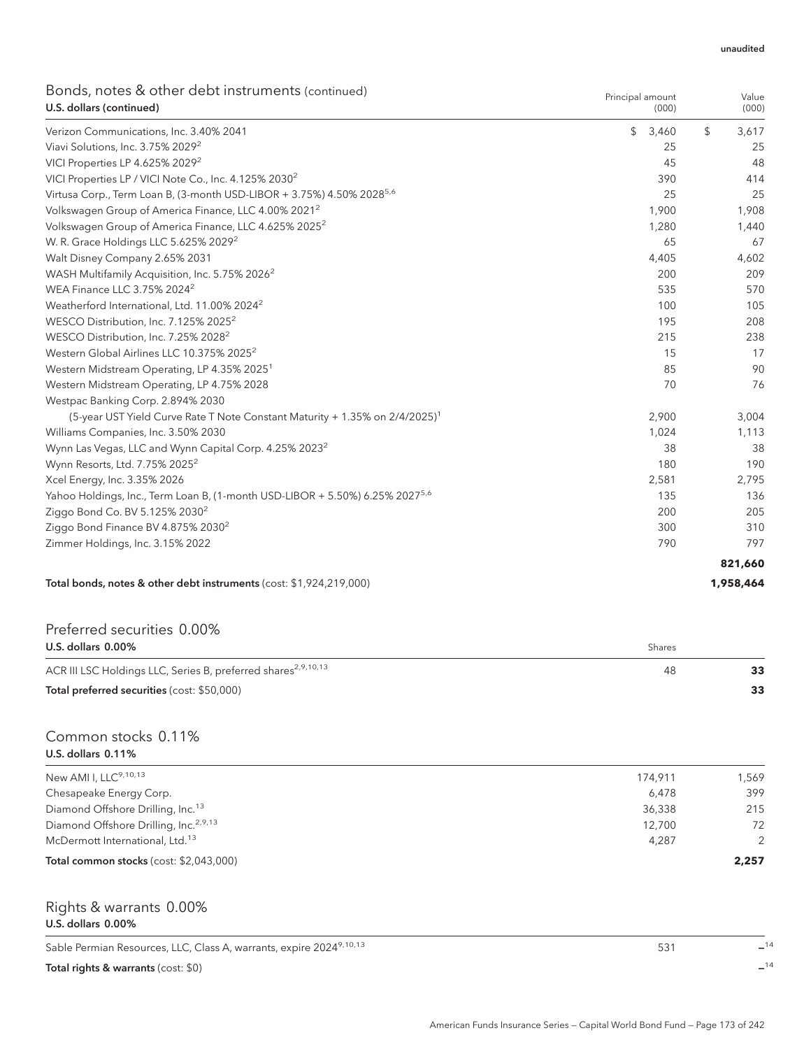unaudited

## Bonds, notes & other debt instruments (continued)

| U.S. dollars (continued) | Principal amount (000) | Value (000) |
|---|---|---|
| Verizon Communications, Inc. 3.40% 2041 | $ 3,460 | $ 3,617 |
| Viavi Solutions, Inc. 3.75% 2029[2] | 25 | 25 |
| VICI Properties LP 4.625% 2029[2] | 45 | 48 |
| VICI Properties LP / VICI Note Co., Inc. 4.125% 2030[2] | 390 | 414 |
| Virtusa Corp., Term Loan B, (3-month USD-LIBOR + 3.75%) 4.50% 2028[5,6] | 25 | 25 |
| Volkswagen Group of America Finance, LLC 4.00% 2021[2] | 1,900 | 1,908 |
| Volkswagen Group of America Finance, LLC 4.625% 2025[2] | 1,280 | 1,440 |
| W. R. Grace Holdings LLC 5.625% 2029[2] | 65 | 67 |
| Walt Disney Company 2.65% 2031 | 4,405 | 4,602 |
| WASH Multifamily Acquisition, Inc. 5.75% 2026[2] | 200 | 209 |
| WEA Finance LLC 3.75% 2024[2] | 535 | 570 |
| Weatherford International, Ltd. 11.00% 2024[2] | 100 | 105 |
| WESCO Distribution, Inc. 7.125% 2025[2] | 195 | 208 |
| WESCO Distribution, Inc. 7.25% 2028[2] | 215 | 238 |
| Western Global Airlines LLC 10.375% 2025[2] | 15 | 17 |
| Western Midstream Operating, LP 4.35% 2025[1] | 85 | 90 |
| Western Midstream Operating, LP 4.75% 2028 | 70 | 76 |
| Westpac Banking Corp. 2.894% 2030 (5-year UST Yield Curve Rate T Note Constant Maturity + 1.35% on 2/4/2025)[1] | 2,900 | 3,004 |
| Williams Companies, Inc. 3.50% 2030 | 1,024 | 1,113 |
| Wynn Las Vegas, LLC and Wynn Capital Corp. 4.25% 2023[2] | 38 | 38 |
| Wynn Resorts, Ltd. 7.75% 2025[2] | 180 | 190 |
| Xcel Energy, Inc. 3.35% 2026 | 2,581 | 2,795 |
| Yahoo Holdings, Inc., Term Loan B, (1-month USD-LIBOR + 5.50%) 6.25% 2027[5,6] | 135 | 136 |
| Ziggo Bond Co. BV 5.125% 2030[2] | 200 | 205 |
| Ziggo Bond Finance BV 4.875% 2030[2] | 300 | 310 |
| Zimmer Holdings, Inc. 3.15% 2022 | 790 | 797 |
| | | **821,660** |
| **Total bonds, notes & other debt instruments** (cost: $1,924,219,000) | | **1,958,464** |

## Preferred securities 0.00%

| U.S. dollars 0.00% | Shares | |
|---|---|---|
| ACR III LSC Holdings LLC, Series B, preferred shares[2,9,10,13] | 48 | **33** |
| **Total preferred securities** (cost: $50,000) | | **33** |

## Common stocks 0.11%

| U.S. dollars 0.11% | | |
|---|---|---|
| New AMI I, LLC[9,10,13] | 174,911 | 1,569 |
| Chesapeake Energy Corp. | 6,478 | 399 |
| Diamond Offshore Drilling, Inc.[13] | 36,338 | 215 |
| Diamond Offshore Drilling, Inc.[2,9,13] | 12,700 | 72 |
| McDermott International, Ltd.[13] | 4,287 | 2 |
| **Total common stocks** (cost: $2,043,000) | | **2,257** |

## Rights & warrants 0.00%

| U.S. dollars 0.00% | | |
|---|---|---|
| Sable Permian Resources, LLC, Class A, warrants, expire 2024[9,10,13] | 531 | —[14] |
| **Total rights & warrants** (cost: $0) | | —[14] |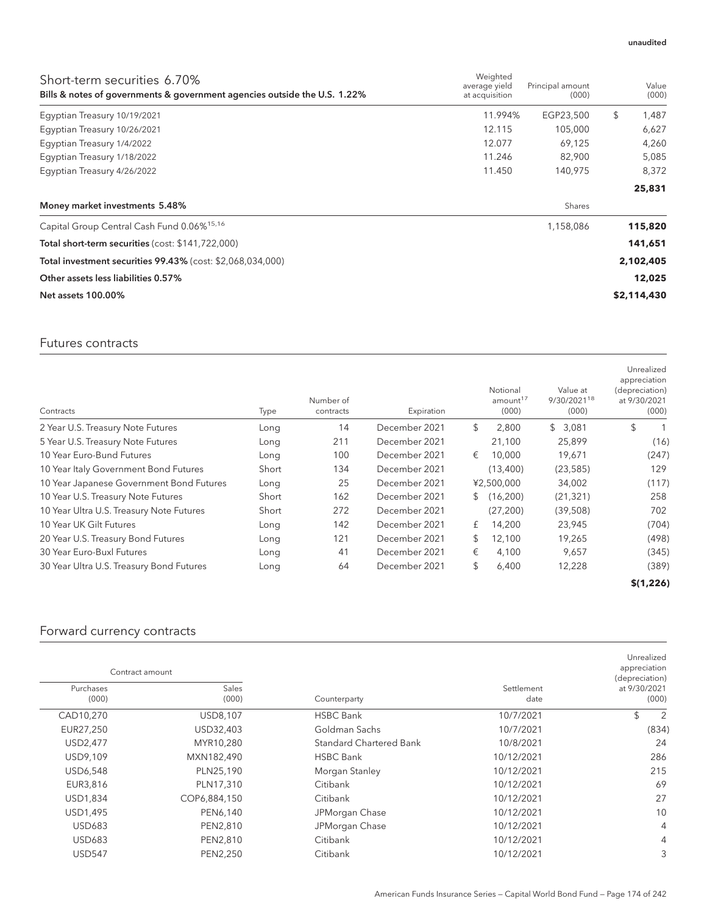unaudited

## Short-term securities 6.70%

**Bills & notes of governments & government agencies outside the U.S. 1.22%**

| | Weighted average yield at acquisition | Principal amount (000) | Value (000) |
|---|---|---|---|
| Egyptian Treasury 10/19/2021 | 11.994% | EGP23,500 | $ 1,487 |
| Egyptian Treasury 10/26/2021 | 12.115 | 105,000 | 6,627 |
| Egyptian Treasury 1/4/2022 | 12.077 | 69,125 | 4,260 |
| Egyptian Treasury 1/18/2022 | 11.246 | 82,900 | 5,085 |
| Egyptian Treasury 4/26/2022 | 11.450 | 140,975 | 8,372 |
| | | | **25,831** |
| **Money market investments 5.48%** | | Shares | |
| Capital Group Central Cash Fund 0.06%[15,16] | | 1,158,086 | **115,820** |
| **Total short-term securities** (cost: $141,722,000) | | | **141,651** |
| **Total investment securities 99.43%** (cost: $2,068,034,000) | | | **2,102,405** |
| **Other assets less liabilities 0.57%** | | | **12,025** |
| **Net assets 100.00%** | | | **$2,114,430** |

## Futures contracts

| Contracts | Type | Number of contracts | Expiration | Notional amount[17] (000) | Value at 9/30/2021[18] (000) | Unrealized appreciation (depreciation) at 9/30/2021 (000) |
|---|---|---|---|---|---|---|
| 2 Year U.S. Treasury Note Futures | Long | 14 | December 2021 | $ 2,800 | $ 3,081 | $ 1 |
| 5 Year U.S. Treasury Note Futures | Long | 211 | December 2021 | 21,100 | 25,899 | (16) |
| 10 Year Euro-Bund Futures | Long | 100 | December 2021 | € 10,000 | 19,671 | (247) |
| 10 Year Italy Government Bond Futures | Short | 134 | December 2021 | (13,400) | (23,585) | 129 |
| 10 Year Japanese Government Bond Futures | Long | 25 | December 2021 | ¥2,500,000 | 34,002 | (117) |
| 10 Year U.S. Treasury Note Futures | Short | 162 | December 2021 | $ (16,200) | (21,321) | 258 |
| 10 Year Ultra U.S. Treasury Note Futures | Short | 272 | December 2021 | (27,200) | (39,508) | 702 |
| 10 Year UK Gilt Futures | Long | 142 | December 2021 | £ 14,200 | 23,945 | (704) |
| 20 Year U.S. Treasury Bond Futures | Long | 121 | December 2021 | $ 12,100 | 19,265 | (498) |
| 30 Year Euro-Buxl Futures | Long | 41 | December 2021 | € 4,100 | 9,657 | (345) |
| 30 Year Ultra U.S. Treasury Bond Futures | Long | 64 | December 2021 | $ 6,400 | 12,228 | (389) |
| | | | | | | **$(1,226)** |

## Forward currency contracts

| Contract amount | | | | |
|---|---|---|---|---|
| Purchases (000) | Sales (000) | Counterparty | Settlement date | Unrealized appreciation (depreciation) at 9/30/2021 (000) |
| CAD10,270 | USD8,107 | HSBC Bank | 10/7/2021 | $ 2 |
| EUR27,250 | USD32,403 | Goldman Sachs | 10/7/2021 | (834) |
| USD2,477 | MYR10,280 | Standard Chartered Bank | 10/8/2021 | 24 |
| USD9,109 | MXN182,490 | HSBC Bank | 10/12/2021 | 286 |
| USD6,548 | PLN25,190 | Morgan Stanley | 10/12/2021 | 215 |
| EUR3,816 | PLN17,310 | Citibank | 10/12/2021 | 69 |
| USD1,834 | COP6,884,150 | Citibank | 10/12/2021 | 27 |
| USD1,495 | PEN6,140 | JPMorgan Chase | 10/12/2021 | 10 |
| USD683 | PEN2,810 | JPMorgan Chase | 10/12/2021 | 4 |
| USD683 | PEN2,810 | Citibank | 10/12/2021 | 4 |
| USD547 | PEN2,250 | Citibank | 10/12/2021 | 3 |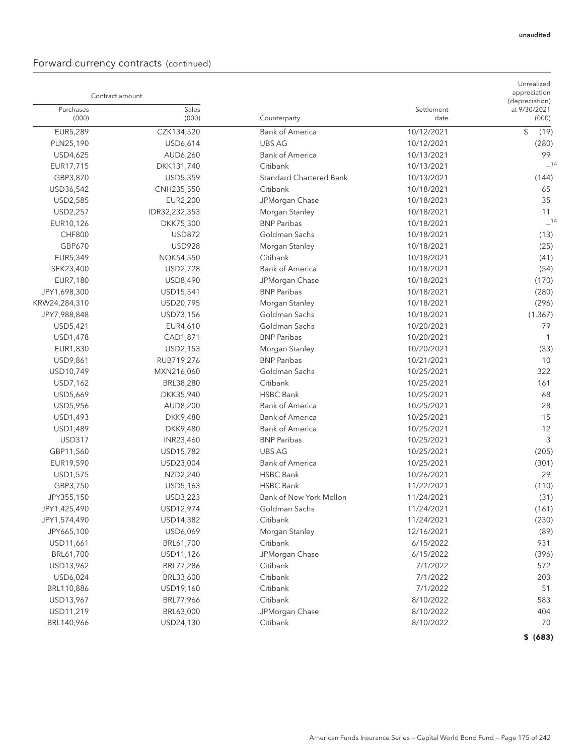# Forward currency contracts (continued)

unaudited

| Contract amount | | | | Unrealized appreciation (depreciation) |
|---|---|---|---|---|
| Purchases (000) | Sales (000) | Counterparty | Settlement date | at 9/30/2021 (000) |
| EUR5,289 | CZK134,520 | Bank of America | 10/12/2021 | $ (19) |
| PLN25,190 | USD6,614 | UBS AG | 10/12/2021 | (280) |
| USD4,625 | AUD6,260 | Bank of America | 10/13/2021 | 99 |
| EUR17,715 | DKK131,740 | Citibank | 10/13/2021 | —[14] |
| GBP3,870 | USD5,359 | Standard Chartered Bank | 10/13/2021 | (144) |
| USD36,542 | CNH235,550 | Citibank | 10/18/2021 | 65 |
| USD2,585 | EUR2,200 | JPMorgan Chase | 10/18/2021 | 35 |
| USD2,257 | IDR32,232,353 | Morgan Stanley | 10/18/2021 | 11 |
| EUR10,126 | DKK75,300 | BNP Paribas | 10/18/2021 | —[14] |
| CHF800 | USD872 | Goldman Sachs | 10/18/2021 | (13) |
| GBP670 | USD928 | Morgan Stanley | 10/18/2021 | (25) |
| EUR5,349 | NOK54,550 | Citibank | 10/18/2021 | (41) |
| SEK23,400 | USD2,728 | Bank of America | 10/18/2021 | (54) |
| EUR7,180 | USD8,490 | JPMorgan Chase | 10/18/2021 | (170) |
| JPY1,698,300 | USD15,541 | BNP Paribas | 10/18/2021 | (280) |
| KRW24,284,310 | USD20,795 | Morgan Stanley | 10/18/2021 | (296) |
| JPY7,988,848 | USD73,156 | Goldman Sachs | 10/18/2021 | (1,367) |
| USD5,421 | EUR4,610 | Goldman Sachs | 10/20/2021 | 79 |
| USD1,478 | CAD1,871 | BNP Paribas | 10/20/2021 | 1 |
| EUR1,830 | USD2,153 | Morgan Stanley | 10/20/2021 | (33) |
| USD9,861 | RUB719,276 | BNP Paribas | 10/21/2021 | 10 |
| USD10,749 | MXN216,060 | Goldman Sachs | 10/25/2021 | 322 |
| USD7,162 | BRL38,280 | Citibank | 10/25/2021 | 161 |
| USD5,669 | DKK35,940 | HSBC Bank | 10/25/2021 | 68 |
| USD5,956 | AUD8,200 | Bank of America | 10/25/2021 | 28 |
| USD1,493 | DKK9,480 | Bank of America | 10/25/2021 | 15 |
| USD1,489 | DKK9,480 | Bank of America | 10/25/2021 | 12 |
| USD317 | INR23,460 | BNP Paribas | 10/25/2021 | 3 |
| GBP11,560 | USD15,782 | UBS AG | 10/25/2021 | (205) |
| EUR19,590 | USD23,004 | Bank of America | 10/25/2021 | (301) |
| USD1,575 | NZD2,240 | HSBC Bank | 10/26/2021 | 29 |
| GBP3,750 | USD5,163 | HSBC Bank | 11/22/2021 | (110) |
| JPY355,150 | USD3,223 | Bank of New York Mellon | 11/24/2021 | (31) |
| JPY1,425,490 | USD12,974 | Goldman Sachs | 11/24/2021 | (161) |
| JPY1,574,490 | USD14,382 | Citibank | 11/24/2021 | (230) |
| JPY665,100 | USD6,069 | Morgan Stanley | 12/16/2021 | (89) |
| USD11,661 | BRL61,700 | Citibank | 6/15/2022 | 931 |
| BRL61,700 | USD11,126 | JPMorgan Chase | 6/15/2022 | (396) |
| USD13,962 | BRL77,286 | Citibank | 7/1/2022 | 572 |
| USD6,024 | BRL33,600 | Citibank | 7/1/2022 | 203 |
| BRL110,886 | USD19,160 | Citibank | 7/1/2022 | 51 |
| USD13,967 | BRL77,966 | Citibank | 8/10/2022 | 583 |
| USD11,219 | BRL63,000 | JPMorgan Chase | 8/10/2022 | 404 |
| BRL140,966 | USD24,130 | Citibank | 8/10/2022 | 70 |
| | | | | **$ (683)** |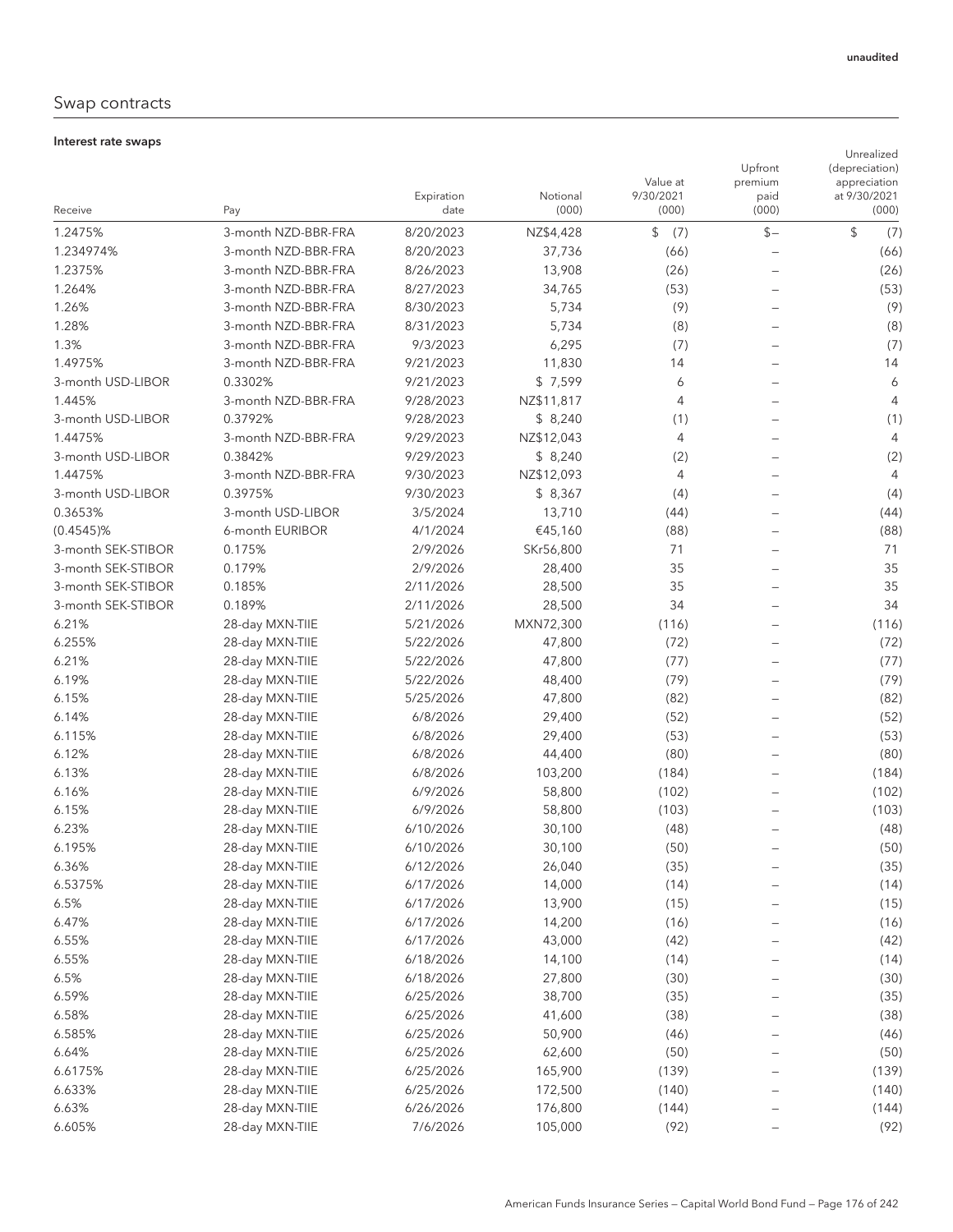unaudited

## Swap contracts

### Interest rate swaps

| Receive | Pay | Expiration date | Notional (000) | Value at 9/30/2021 (000) | Upfront premium paid (000) | Unrealized (depreciation) appreciation at 9/30/2021 (000) |
|---|---|---|---|---|---|---|
| 1.2475% | 3-month NZD-BBR-FRA | 8/20/2023 | NZ$4,428 | $ (7) | $– | $ (7) |
| 1.234974% | 3-month NZD-BBR-FRA | 8/20/2023 | 37,736 | (66) | – | (66) |
| 1.2375% | 3-month NZD-BBR-FRA | 8/26/2023 | 13,908 | (26) | – | (26) |
| 1.264% | 3-month NZD-BBR-FRA | 8/27/2023 | 34,765 | (53) | – | (53) |
| 1.26% | 3-month NZD-BBR-FRA | 8/30/2023 | 5,734 | (9) | – | (9) |
| 1.28% | 3-month NZD-BBR-FRA | 8/31/2023 | 5,734 | (8) | – | (8) |
| 1.3% | 3-month NZD-BBR-FRA | 9/3/2023 | 6,295 | (7) | – | (7) |
| 1.4975% | 3-month NZD-BBR-FRA | 9/21/2023 | 11,830 | 14 | – | 14 |
| 3-month USD-LIBOR | 0.3302% | 9/21/2023 | $ 7,599 | 6 | – | 6 |
| 1.445% | 3-month NZD-BBR-FRA | 9/28/2023 | NZ$11,817 | 4 | – | 4 |
| 3-month USD-LIBOR | 0.3792% | 9/28/2023 | $ 8,240 | (1) | – | (1) |
| 1.4475% | 3-month NZD-BBR-FRA | 9/29/2023 | NZ$12,043 | 4 | – | 4 |
| 3-month USD-LIBOR | 0.3842% | 9/29/2023 | $ 8,240 | (2) | – | (2) |
| 1.4475% | 3-month NZD-BBR-FRA | 9/30/2023 | NZ$12,093 | 4 | – | 4 |
| 3-month USD-LIBOR | 0.3975% | 9/30/2023 | $ 8,367 | (4) | – | (4) |
| 0.3653% | 3-month USD-LIBOR | 3/5/2024 | 13,710 | (44) | – | (44) |
| (0.4545)% | 6-month EURIBOR | 4/1/2024 | €45,160 | (88) | – | (88) |
| 3-month SEK-STIBOR | 0.175% | 2/9/2026 | SKr56,800 | 71 | – | 71 |
| 3-month SEK-STIBOR | 0.179% | 2/9/2026 | 28,400 | 35 | – | 35 |
| 3-month SEK-STIBOR | 0.185% | 2/11/2026 | 28,500 | 35 | – | 35 |
| 3-month SEK-STIBOR | 0.189% | 2/11/2026 | 28,500 | 34 | – | 34 |
| 6.21% | 28-day MXN-TIIE | 5/21/2026 | MXN72,300 | (116) | – | (116) |
| 6.255% | 28-day MXN-TIIE | 5/22/2026 | 47,800 | (72) | – | (72) |
| 6.21% | 28-day MXN-TIIE | 5/22/2026 | 47,800 | (77) | – | (77) |
| 6.19% | 28-day MXN-TIIE | 5/22/2026 | 48,400 | (79) | – | (79) |
| 6.15% | 28-day MXN-TIIE | 5/25/2026 | 47,800 | (82) | – | (82) |
| 6.14% | 28-day MXN-TIIE | 6/8/2026 | 29,400 | (52) | – | (52) |
| 6.115% | 28-day MXN-TIIE | 6/8/2026 | 29,400 | (53) | – | (53) |
| 6.12% | 28-day MXN-TIIE | 6/8/2026 | 44,400 | (80) | – | (80) |
| 6.13% | 28-day MXN-TIIE | 6/8/2026 | 103,200 | (184) | – | (184) |
| 6.16% | 28-day MXN-TIIE | 6/9/2026 | 58,800 | (102) | – | (102) |
| 6.15% | 28-day MXN-TIIE | 6/9/2026 | 58,800 | (103) | – | (103) |
| 6.23% | 28-day MXN-TIIE | 6/10/2026 | 30,100 | (48) | – | (48) |
| 6.195% | 28-day MXN-TIIE | 6/10/2026 | 30,100 | (50) | – | (50) |
| 6.36% | 28-day MXN-TIIE | 6/12/2026 | 26,040 | (35) | – | (35) |
| 6.5375% | 28-day MXN-TIIE | 6/17/2026 | 14,000 | (14) | – | (14) |
| 6.5% | 28-day MXN-TIIE | 6/17/2026 | 13,900 | (15) | – | (15) |
| 6.47% | 28-day MXN-TIIE | 6/17/2026 | 14,200 | (16) | – | (16) |
| 6.55% | 28-day MXN-TIIE | 6/17/2026 | 43,000 | (42) | – | (42) |
| 6.55% | 28-day MXN-TIIE | 6/18/2026 | 14,100 | (14) | – | (14) |
| 6.5% | 28-day MXN-TIIE | 6/18/2026 | 27,800 | (30) | – | (30) |
| 6.59% | 28-day MXN-TIIE | 6/25/2026 | 38,700 | (35) | – | (35) |
| 6.58% | 28-day MXN-TIIE | 6/25/2026 | 41,600 | (38) | – | (38) |
| 6.585% | 28-day MXN-TIIE | 6/25/2026 | 50,900 | (46) | – | (46) |
| 6.64% | 28-day MXN-TIIE | 6/25/2026 | 62,600 | (50) | – | (50) |
| 6.6175% | 28-day MXN-TIIE | 6/25/2026 | 165,900 | (139) | – | (139) |
| 6.633% | 28-day MXN-TIIE | 6/25/2026 | 172,500 | (140) | – | (140) |
| 6.63% | 28-day MXN-TIIE | 6/26/2026 | 176,800 | (144) | – | (144) |
| 6.605% | 28-day MXN-TIIE | 7/6/2026 | 105,000 | (92) | – | (92) |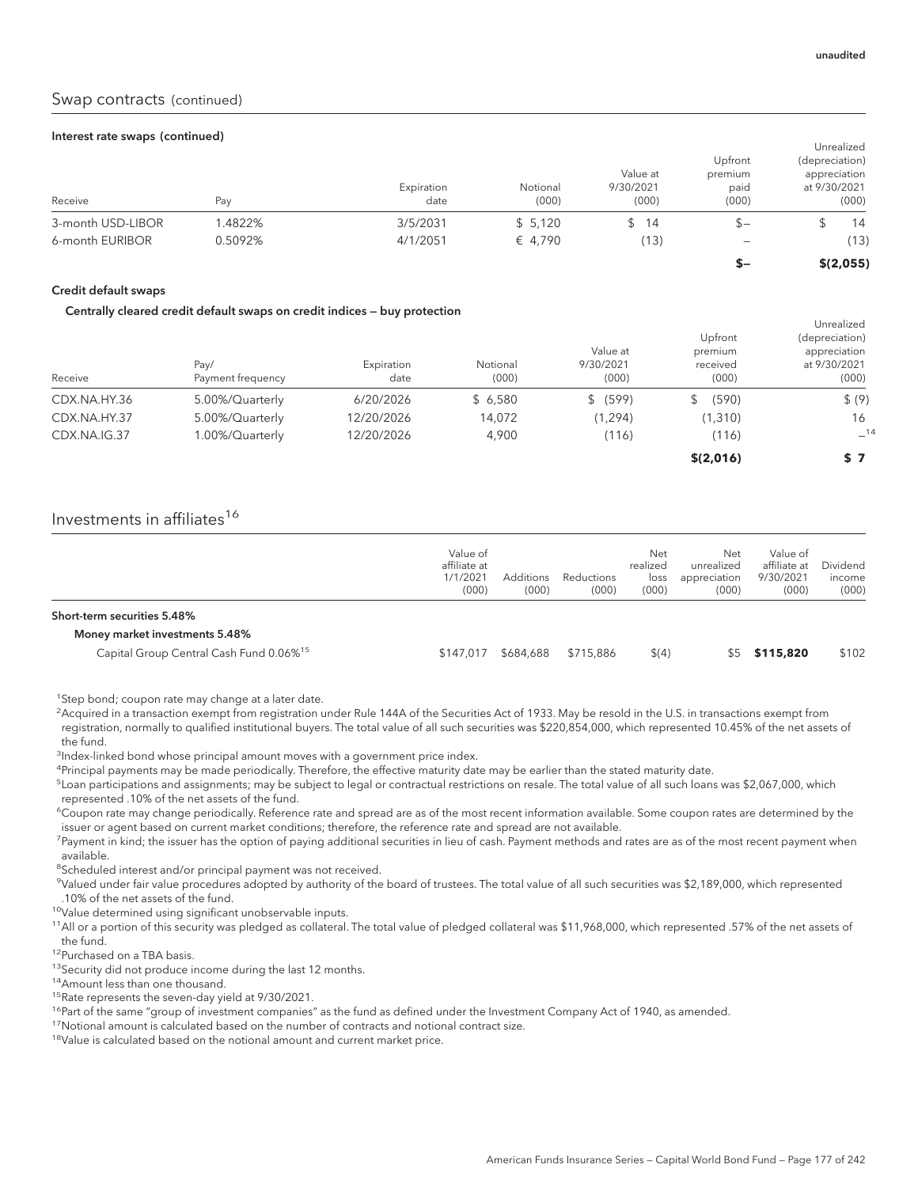unaudited

## Swap contracts (continued)

### Interest rate swaps (continued)

| Receive | Pay | Expiration date | Notional (000) | Value at 9/30/2021 (000) | Upfront premium paid (000) | Unrealized (depreciation) appreciation at 9/30/2021 (000) |
|---|---|---|---|---|---|---|
| 3-month USD-LIBOR | 1.4822% | 3/5/2031 | $ 5,120 | $ 14 | $– | $ 14 |
| 6-month EURIBOR | 0.5092% | 4/1/2051 | € 4,790 | (13) | – | (13) |
| | | | | | **$–** | **$(2,055)** |

### Credit default swaps

#### Centrally cleared credit default swaps on credit indices — buy protection

| Receive | Pay/ Payment frequency | Expiration date | Notional (000) | Value at 9/30/2021 (000) | Upfront premium received (000) | Unrealized (depreciation) appreciation at 9/30/2021 (000) |
|---|---|---|---|---|---|---|
| CDX.NA.HY.36 | 5.00%/Quarterly | 6/20/2026 | $ 6,580 | $ (599) | $ (590) | $ (9) |
| CDX.NA.HY.37 | 5.00%/Quarterly | 12/20/2026 | 14,072 | (1,294) | (1,310) | 16 |
| CDX.NA.IG.37 | 1.00%/Quarterly | 12/20/2026 | 4,900 | (116) | (116) | –[14] |
| | | | | | **$(2,016)** | **$ 7** |

## Investments in affiliates[16]

| | Value of affiliate at 1/1/2021 (000) | Additions (000) | Reductions (000) | Net realized loss (000) | Net unrealized appreciation (000) | Value of affiliate at 9/30/2021 (000) | Dividend income (000) |
|---|---|---|---|---|---|---|---|
| **Short-term securities 5.48%** | | | | | | | |
| **Money market investments 5.48%** | | | | | | | |
| Capital Group Central Cash Fund 0.06%[15] | $147,017 | $684,688 | $715,886 | $(4) | $5 | **$115,820** | $102 |

[1]Step bond; coupon rate may change at a later date.

[2]Acquired in a transaction exempt from registration under Rule 144A of the Securities Act of 1933. May be resold in the U.S. in transactions exempt from registration, normally to qualified institutional buyers. The total value of all such securities was $220,854,000, which represented 10.45% of the net assets of the fund.

[3]Index-linked bond whose principal amount moves with a government price index.

[4]Principal payments may be made periodically. Therefore, the effective maturity date may be earlier than the stated maturity date.

[5]Loan participations and assignments; may be subject to legal or contractual restrictions on resale. The total value of all such loans was $2,067,000, which represented .10% of the net assets of the fund.

[6]Coupon rate may change periodically. Reference rate and spread are as of the most recent information available. Some coupon rates are determined by the issuer or agent based on current market conditions; therefore, the reference rate and spread are not available.

[7]Payment in kind; the issuer has the option of paying additional securities in lieu of cash. Payment methods and rates are as of the most recent payment when available.

[8]Scheduled interest and/or principal payment was not received.

[9]Valued under fair value procedures adopted by authority of the board of trustees. The total value of all such securities was $2,189,000, which represented .10% of the net assets of the fund.

[10]Value determined using significant unobservable inputs.

[11]All or a portion of this security was pledged as collateral. The total value of pledged collateral was $11,968,000, which represented .57% of the net assets of the fund.

[12]Purchased on a TBA basis.

[13]Security did not produce income during the last 12 months.

[14]Amount less than one thousand.

[15]Rate represents the seven-day yield at 9/30/2021.

[16]Part of the same "group of investment companies" as the fund as defined under the Investment Company Act of 1940, as amended.

[17]Notional amount is calculated based on the number of contracts and notional contract size.

[18]Value is calculated based on the notional amount and current market price.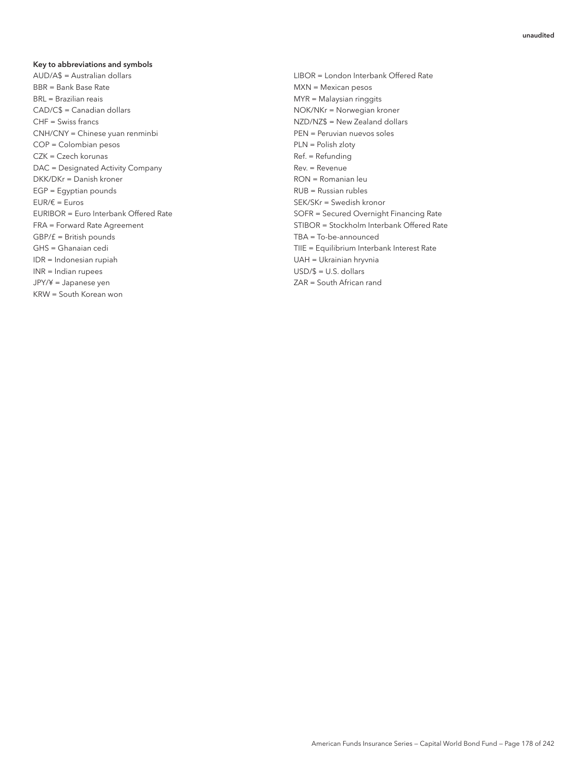**Key to abbreviations and symbols**

AUD/A$ = Australian dollars
BBR = Bank Base Rate
BRL = Brazilian reais
CAD/C$ = Canadian dollars
CHF = Swiss francs
CNH/CNY = Chinese yuan renminbi
COP = Colombian pesos
CZK = Czech korunas
DAC = Designated Activity Company
DKK/DKr = Danish kroner
EGP = Egyptian pounds
EUR/€ = Euros
EURIBOR = Euro Interbank Offered Rate
FRA = Forward Rate Agreement
GBP/£ = British pounds
GHS = Ghanaian cedi
IDR = Indonesian rupiah
INR = Indian rupees
JPY/¥ = Japanese yen
KRW = South Korean won
LIBOR = London Interbank Offered Rate
MXN = Mexican pesos
MYR = Malaysian ringgits
NOK/NKr = Norwegian kroner
NZD/NZ$ = New Zealand dollars
PEN = Peruvian nuevos soles
PLN = Polish zloty
Ref. = Refunding
Rev. = Revenue
RON = Romanian leu
RUB = Russian rubles
SEK/SKr = Swedish kronor
SOFR = Secured Overnight Financing Rate
STIBOR = Stockholm Interbank Offered Rate
TBA = To-be-announced
TIIE = Equilibrium Interbank Interest Rate
UAH = Ukrainian hryvnia
USD/$ = U.S. dollars
ZAR = South African rand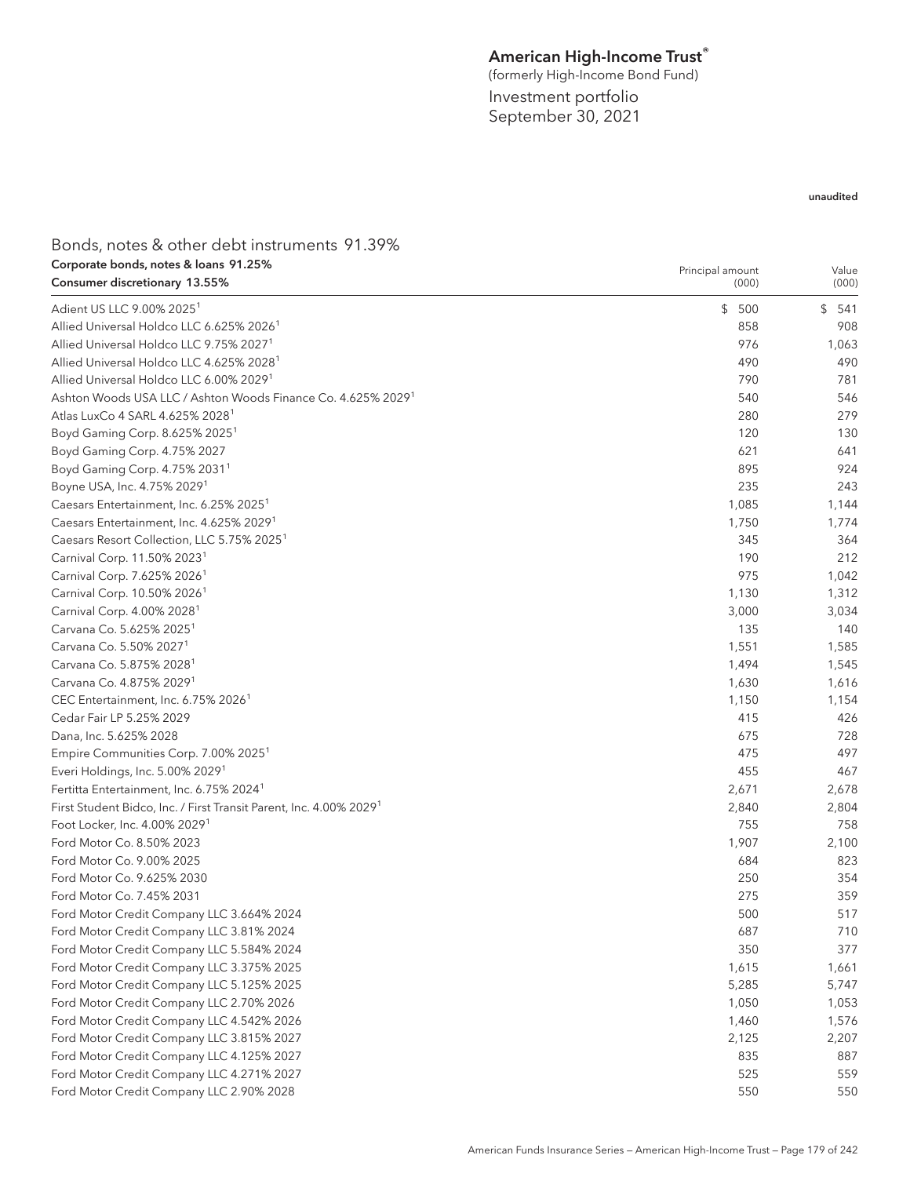# American High-Income Trust®

(formerly High-Income Bond Fund)

Investment portfolio

September 30, 2021

unaudited

## Bonds, notes & other debt instruments 91.39%

### Corporate bonds, notes & loans 91.25%

| Consumer discretionary 13.55% | Principal amount (000) | Value (000) |
|---|---|---|
| Adient US LLC 9.00% 2025[1] | $ 500 | $ 541 |
| Allied Universal Holdco LLC 6.625% 2026[1] | 858 | 908 |
| Allied Universal Holdco LLC 9.75% 2027[1] | 976 | 1,063 |
| Allied Universal Holdco LLC 4.625% 2028[1] | 490 | 490 |
| Allied Universal Holdco LLC 6.00% 2029[1] | 790 | 781 |
| Ashton Woods USA LLC / Ashton Woods Finance Co. 4.625% 2029[1] | 540 | 546 |
| Atlas LuxCo 4 SARL 4.625% 2028[1] | 280 | 279 |
| Boyd Gaming Corp. 8.625% 2025[1] | 120 | 130 |
| Boyd Gaming Corp. 4.75% 2027 | 621 | 641 |
| Boyd Gaming Corp. 4.75% 2031[1] | 895 | 924 |
| Boyne USA, Inc. 4.75% 2029[1] | 235 | 243 |
| Caesars Entertainment, Inc. 6.25% 2025[1] | 1,085 | 1,144 |
| Caesars Entertainment, Inc. 4.625% 2029[1] | 1,750 | 1,774 |
| Caesars Resort Collection, LLC 5.75% 2025[1] | 345 | 364 |
| Carnival Corp. 11.50% 2023[1] | 190 | 212 |
| Carnival Corp. 7.625% 2026[1] | 975 | 1,042 |
| Carnival Corp. 10.50% 2026[1] | 1,130 | 1,312 |
| Carnival Corp. 4.00% 2028[1] | 3,000 | 3,034 |
| Carvana Co. 5.625% 2025[1] | 135 | 140 |
| Carvana Co. 5.50% 2027[1] | 1,551 | 1,585 |
| Carvana Co. 5.875% 2028[1] | 1,494 | 1,545 |
| Carvana Co. 4.875% 2029[1] | 1,630 | 1,616 |
| CEC Entertainment, Inc. 6.75% 2026[1] | 1,150 | 1,154 |
| Cedar Fair LP 5.25% 2029 | 415 | 426 |
| Dana, Inc. 5.625% 2028 | 675 | 728 |
| Empire Communities Corp. 7.00% 2025[1] | 475 | 497 |
| Everi Holdings, Inc. 5.00% 2029[1] | 455 | 467 |
| Fertitta Entertainment, Inc. 6.75% 2024[1] | 2,671 | 2,678 |
| First Student Bidco, Inc. / First Transit Parent, Inc. 4.00% 2029[1] | 2,840 | 2,804 |
| Foot Locker, Inc. 4.00% 2029[1] | 755 | 758 |
| Ford Motor Co. 8.50% 2023 | 1,907 | 2,100 |
| Ford Motor Co. 9.00% 2025 | 684 | 823 |
| Ford Motor Co. 9.625% 2030 | 250 | 354 |
| Ford Motor Co. 7.45% 2031 | 275 | 359 |
| Ford Motor Credit Company LLC 3.664% 2024 | 500 | 517 |
| Ford Motor Credit Company LLC 3.81% 2024 | 687 | 710 |
| Ford Motor Credit Company LLC 5.584% 2024 | 350 | 377 |
| Ford Motor Credit Company LLC 3.375% 2025 | 1,615 | 1,661 |
| Ford Motor Credit Company LLC 5.125% 2025 | 5,285 | 5,747 |
| Ford Motor Credit Company LLC 2.70% 2026 | 1,050 | 1,053 |
| Ford Motor Credit Company LLC 4.542% 2026 | 1,460 | 1,576 |
| Ford Motor Credit Company LLC 3.815% 2027 | 2,125 | 2,207 |
| Ford Motor Credit Company LLC 4.125% 2027 | 835 | 887 |
| Ford Motor Credit Company LLC 4.271% 2027 | 525 | 559 |
| Ford Motor Credit Company LLC 2.90% 2028 | 550 | 550 |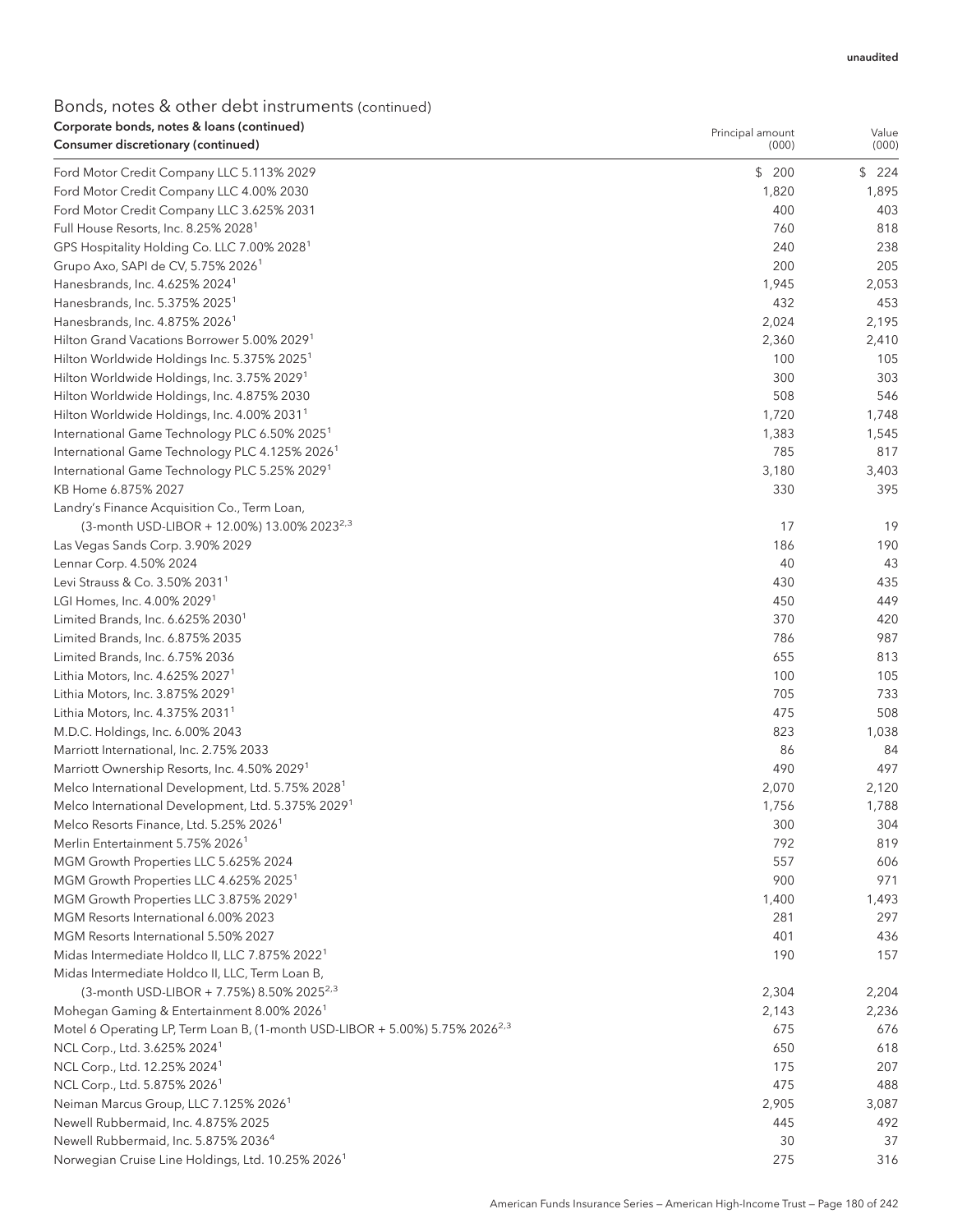unaudited

## Bonds, notes & other debt instruments (continued)

| Corporate bonds, notes & loans (continued) Consumer discretionary (continued) | Principal amount (000) | Value (000) |
|---|---|---|
| Ford Motor Credit Company LLC 5.113% 2029 | $ 200 | $ 224 |
| Ford Motor Credit Company LLC 4.00% 2030 | 1,820 | 1,895 |
| Ford Motor Credit Company LLC 3.625% 2031 | 400 | 403 |
| Full House Resorts, Inc. 8.25% 2028[1] | 760 | 818 |
| GPS Hospitality Holding Co. LLC 7.00% 2028[1] | 240 | 238 |
| Grupo Axo, SAPI de CV, 5.75% 2026[1] | 200 | 205 |
| Hanesbrands, Inc. 4.625% 2024[1] | 1,945 | 2,053 |
| Hanesbrands, Inc. 5.375% 2025[1] | 432 | 453 |
| Hanesbrands, Inc. 4.875% 2026[1] | 2,024 | 2,195 |
| Hilton Grand Vacations Borrower 5.00% 2029[1] | 2,360 | 2,410 |
| Hilton Worldwide Holdings Inc. 5.375% 2025[1] | 100 | 105 |
| Hilton Worldwide Holdings, Inc. 3.75% 2029[1] | 300 | 303 |
| Hilton Worldwide Holdings, Inc. 4.875% 2030 | 508 | 546 |
| Hilton Worldwide Holdings, Inc. 4.00% 2031[1] | 1,720 | 1,748 |
| International Game Technology PLC 6.50% 2025[1] | 1,383 | 1,545 |
| International Game Technology PLC 4.125% 2026[1] | 785 | 817 |
| International Game Technology PLC 5.25% 2029[1] | 3,180 | 3,403 |
| KB Home 6.875% 2027 | 330 | 395 |
| Landry's Finance Acquisition Co., Term Loan, (3-month USD-LIBOR + 12.00%) 13.00% 2023[2,3] | 17 | 19 |
| Las Vegas Sands Corp. 3.90% 2029 | 186 | 190 |
| Lennar Corp. 4.50% 2024 | 40 | 43 |
| Levi Strauss & Co. 3.50% 2031[1] | 430 | 435 |
| LGI Homes, Inc. 4.00% 2029[1] | 450 | 449 |
| Limited Brands, Inc. 6.625% 2030[1] | 370 | 420 |
| Limited Brands, Inc. 6.875% 2035 | 786 | 987 |
| Limited Brands, Inc. 6.75% 2036 | 655 | 813 |
| Lithia Motors, Inc. 4.625% 2027[1] | 100 | 105 |
| Lithia Motors, Inc. 3.875% 2029[1] | 705 | 733 |
| Lithia Motors, Inc. 4.375% 2031[1] | 475 | 508 |
| M.D.C. Holdings, Inc. 6.00% 2043 | 823 | 1,038 |
| Marriott International, Inc. 2.75% 2033 | 86 | 84 |
| Marriott Ownership Resorts, Inc. 4.50% 2029[1] | 490 | 497 |
| Melco International Development, Ltd. 5.75% 2028[1] | 2,070 | 2,120 |
| Melco International Development, Ltd. 5.375% 2029[1] | 1,756 | 1,788 |
| Melco Resorts Finance, Ltd. 5.25% 2026[1] | 300 | 304 |
| Merlin Entertainment 5.75% 2026[1] | 792 | 819 |
| MGM Growth Properties LLC 5.625% 2024 | 557 | 606 |
| MGM Growth Properties LLC 4.625% 2025[1] | 900 | 971 |
| MGM Growth Properties LLC 3.875% 2029[1] | 1,400 | 1,493 |
| MGM Resorts International 6.00% 2023 | 281 | 297 |
| MGM Resorts International 5.50% 2027 | 401 | 436 |
| Midas Intermediate Holdco II, LLC 7.875% 2022[1] | 190 | 157 |
| Midas Intermediate Holdco II, LLC, Term Loan B, (3-month USD-LIBOR + 7.75%) 8.50% 2025[2,3] | 2,304 | 2,204 |
| Mohegan Gaming & Entertainment 8.00% 2026[1] | 2,143 | 2,236 |
| Motel 6 Operating LP, Term Loan B, (1-month USD-LIBOR + 5.00%) 5.75% 2026[2,3] | 675 | 676 |
| NCL Corp., Ltd. 3.625% 2024[1] | 650 | 618 |
| NCL Corp., Ltd. 12.25% 2024[1] | 175 | 207 |
| NCL Corp., Ltd. 5.875% 2026[1] | 475 | 488 |
| Neiman Marcus Group, LLC 7.125% 2026[1] | 2,905 | 3,087 |
| Newell Rubbermaid, Inc. 4.875% 2025 | 445 | 492 |
| Newell Rubbermaid, Inc. 5.875% 2036[4] | 30 | 37 |
| Norwegian Cruise Line Holdings, Ltd. 10.25% 2026[1] | 275 | 316 |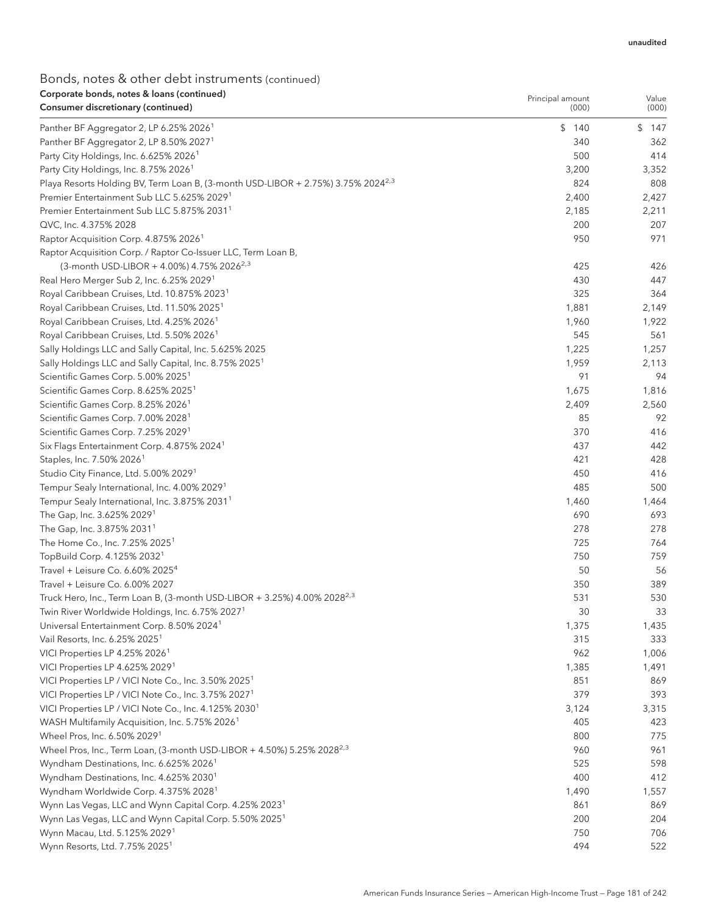unaudited

## Bonds, notes & other debt instruments (continued)

| Corporate bonds, notes & loans (continued)<br>Consumer discretionary (continued) | Principal amount (000) | Value (000) |
|---|---|---|
| Panther BF Aggregator 2, LP 6.25% 2026[1] | $ 140 | $ 147 |
| Panther BF Aggregator 2, LP 8.50% 2027[1] | 340 | 362 |
| Party City Holdings, Inc. 6.625% 2026[1] | 500 | 414 |
| Party City Holdings, Inc. 8.75% 2026[1] | 3,200 | 3,352 |
| Playa Resorts Holding BV, Term Loan B, (3-month USD-LIBOR + 2.75%) 3.75% 2024[2,3] | 824 | 808 |
| Premier Entertainment Sub LLC 5.625% 2029[1] | 2,400 | 2,427 |
| Premier Entertainment Sub LLC 5.875% 2031[1] | 2,185 | 2,211 |
| QVC, Inc. 4.375% 2028 | 200 | 207 |
| Raptor Acquisition Corp. 4.875% 2026[1] | 950 | 971 |
| Raptor Acquisition Corp. / Raptor Co-Issuer LLC, Term Loan B, (3-month USD-LIBOR + 4.00%) 4.75% 2026[2,3] | 425 | 426 |
| Real Hero Merger Sub 2, Inc. 6.25% 2029[1] | 430 | 447 |
| Royal Caribbean Cruises, Ltd. 10.875% 2023[1] | 325 | 364 |
| Royal Caribbean Cruises, Ltd. 11.50% 2025[1] | 1,881 | 2,149 |
| Royal Caribbean Cruises, Ltd. 4.25% 2026[1] | 1,960 | 1,922 |
| Royal Caribbean Cruises, Ltd. 5.50% 2026[1] | 545 | 561 |
| Sally Holdings LLC and Sally Capital, Inc. 5.625% 2025 | 1,225 | 1,257 |
| Sally Holdings LLC and Sally Capital, Inc. 8.75% 2025[1] | 1,959 | 2,113 |
| Scientific Games Corp. 5.00% 2025[1] | 91 | 94 |
| Scientific Games Corp. 8.625% 2025[1] | 1,675 | 1,816 |
| Scientific Games Corp. 8.25% 2026[1] | 2,409 | 2,560 |
| Scientific Games Corp. 7.00% 2028[1] | 85 | 92 |
| Scientific Games Corp. 7.25% 2029[1] | 370 | 416 |
| Six Flags Entertainment Corp. 4.875% 2024[1] | 437 | 442 |
| Staples, Inc. 7.50% 2026[1] | 421 | 428 |
| Studio City Finance, Ltd. 5.00% 2029[1] | 450 | 416 |
| Tempur Sealy International, Inc. 4.00% 2029[1] | 485 | 500 |
| Tempur Sealy International, Inc. 3.875% 2031[1] | 1,460 | 1,464 |
| The Gap, Inc. 3.625% 2029[1] | 690 | 693 |
| The Gap, Inc. 3.875% 2031[1] | 278 | 278 |
| The Home Co., Inc. 7.25% 2025[1] | 725 | 764 |
| TopBuild Corp. 4.125% 2032[1] | 750 | 759 |
| Travel + Leisure Co. 6.60% 2025[4] | 50 | 56 |
| Travel + Leisure Co. 6.00% 2027 | 350 | 389 |
| Truck Hero, Inc., Term Loan B, (3-month USD-LIBOR + 3.25%) 4.00% 2028[2,3] | 531 | 530 |
| Twin River Worldwide Holdings, Inc. 6.75% 2027[1] | 30 | 33 |
| Universal Entertainment Corp. 8.50% 2024[1] | 1,375 | 1,435 |
| Vail Resorts, Inc. 6.25% 2025[1] | 315 | 333 |
| VICI Properties LP 4.25% 2026[1] | 962 | 1,006 |
| VICI Properties LP 4.625% 2029[1] | 1,385 | 1,491 |
| VICI Properties LP / VICI Note Co., Inc. 3.50% 2025[1] | 851 | 869 |
| VICI Properties LP / VICI Note Co., Inc. 3.75% 2027[1] | 379 | 393 |
| VICI Properties LP / VICI Note Co., Inc. 4.125% 2030[1] | 3,124 | 3,315 |
| WASH Multifamily Acquisition, Inc. 5.75% 2026[1] | 405 | 423 |
| Wheel Pros, Inc. 6.50% 2029[1] | 800 | 775 |
| Wheel Pros, Inc., Term Loan, (3-month USD-LIBOR + 4.50%) 5.25% 2028[2,3] | 960 | 961 |
| Wyndham Destinations, Inc. 6.625% 2026[1] | 525 | 598 |
| Wyndham Destinations, Inc. 4.625% 2030[1] | 400 | 412 |
| Wyndham Worldwide Corp. 4.375% 2028[1] | 1,490 | 1,557 |
| Wynn Las Vegas, LLC and Wynn Capital Corp. 4.25% 2023[1] | 861 | 869 |
| Wynn Las Vegas, LLC and Wynn Capital Corp. 5.50% 2025[1] | 200 | 204 |
| Wynn Macau, Ltd. 5.125% 2029[1] | 750 | 706 |
| Wynn Resorts, Ltd. 7.75% 2025[1] | 494 | 522 |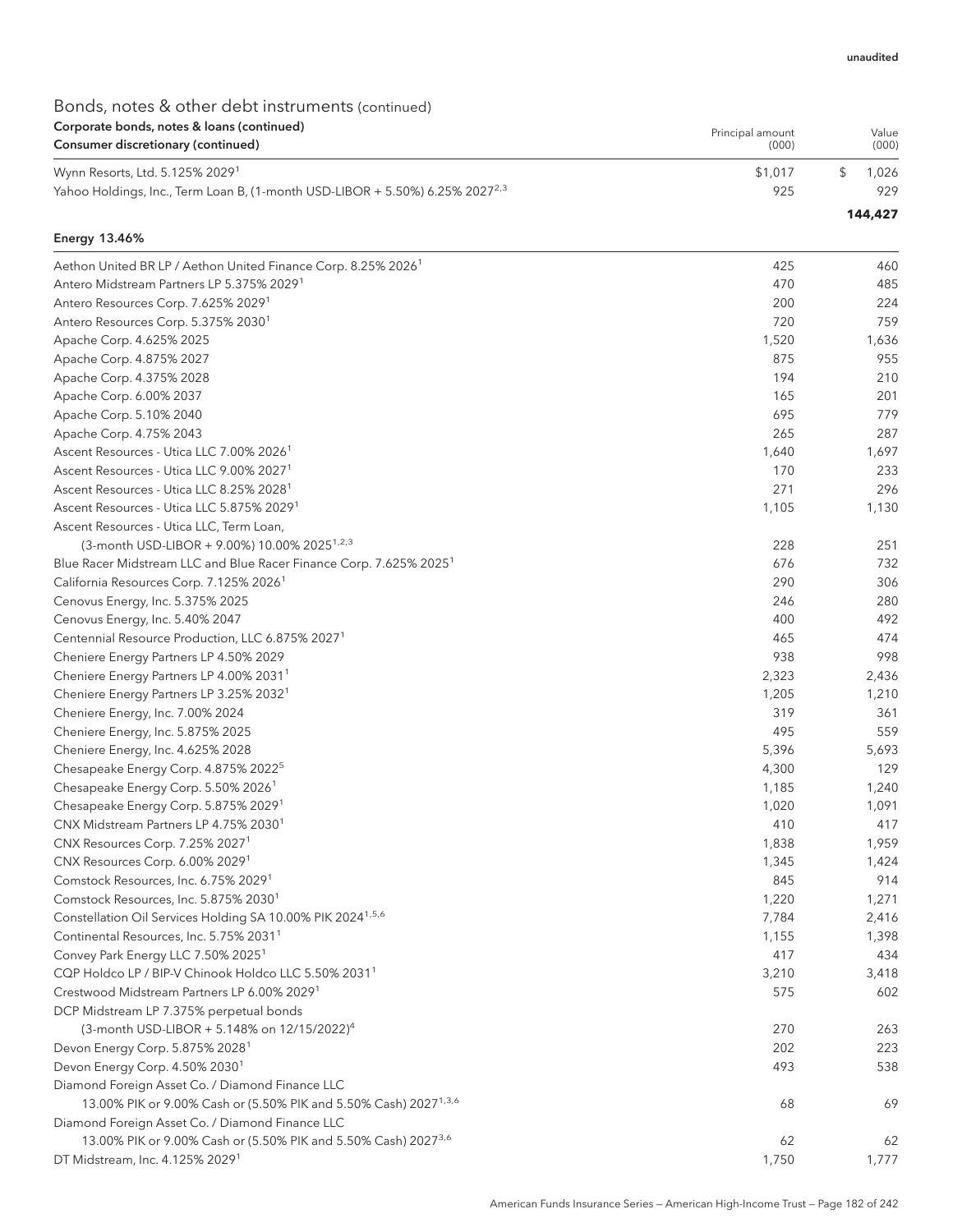unaudited

## Bonds, notes & other debt instruments (continued)

| Corporate bonds, notes & loans (continued)<br>Consumer discretionary (continued) | Principal amount (000) | Value (000) |
|---|---|---|
| Wynn Resorts, Ltd. 5.125% 2029[1] | $1,017 | $ 1,026 |
| Yahoo Holdings, Inc., Term Loan B, (1-month USD-LIBOR + 5.50%) 6.25% 2027[2,3] | 925 | 929 |
| | | **144,427** |
| **Energy 13.46%** | | |
| Aethon United BR LP / Aethon United Finance Corp. 8.25% 2026[1] | 425 | 460 |
| Antero Midstream Partners LP 5.375% 2029[1] | 470 | 485 |
| Antero Resources Corp. 7.625% 2029[1] | 200 | 224 |
| Antero Resources Corp. 5.375% 2030[1] | 720 | 759 |
| Apache Corp. 4.625% 2025 | 1,520 | 1,636 |
| Apache Corp. 4.875% 2027 | 875 | 955 |
| Apache Corp. 4.375% 2028 | 194 | 210 |
| Apache Corp. 6.00% 2037 | 165 | 201 |
| Apache Corp. 5.10% 2040 | 695 | 779 |
| Apache Corp. 4.75% 2043 | 265 | 287 |
| Ascent Resources - Utica LLC 7.00% 2026[1] | 1,640 | 1,697 |
| Ascent Resources - Utica LLC 9.00% 2027[1] | 170 | 233 |
| Ascent Resources - Utica LLC 8.25% 2028[1] | 271 | 296 |
| Ascent Resources - Utica LLC 5.875% 2029[1] | 1,105 | 1,130 |
| Ascent Resources - Utica LLC, Term Loan, (3-month USD-LIBOR + 9.00%) 10.00% 2025[1,2,3] | 228 | 251 |
| Blue Racer Midstream LLC and Blue Racer Finance Corp. 7.625% 2025[1] | 676 | 732 |
| California Resources Corp. 7.125% 2026[1] | 290 | 306 |
| Cenovus Energy, Inc. 5.375% 2025 | 246 | 280 |
| Cenovus Energy, Inc. 5.40% 2047 | 400 | 492 |
| Centennial Resource Production, LLC 6.875% 2027[1] | 465 | 474 |
| Cheniere Energy Partners LP 4.50% 2029 | 938 | 998 |
| Cheniere Energy Partners LP 4.00% 2031[1] | 2,323 | 2,436 |
| Cheniere Energy Partners LP 3.25% 2032[1] | 1,205 | 1,210 |
| Cheniere Energy, Inc. 7.00% 2024 | 319 | 361 |
| Cheniere Energy, Inc. 5.875% 2025 | 495 | 559 |
| Cheniere Energy, Inc. 4.625% 2028 | 5,396 | 5,693 |
| Chesapeake Energy Corp. 4.875% 2022[5] | 4,300 | 129 |
| Chesapeake Energy Corp. 5.50% 2026[1] | 1,185 | 1,240 |
| Chesapeake Energy Corp. 5.875% 2029[1] | 1,020 | 1,091 |
| CNX Midstream Partners LP 4.75% 2030[1] | 410 | 417 |
| CNX Resources Corp. 7.25% 2027[1] | 1,838 | 1,959 |
| CNX Resources Corp. 6.00% 2029[1] | 1,345 | 1,424 |
| Comstock Resources, Inc. 6.75% 2029[1] | 845 | 914 |
| Comstock Resources, Inc. 5.875% 2030[1] | 1,220 | 1,271 |
| Constellation Oil Services Holding SA 10.00% PIK 2024[1,5,6] | 7,784 | 2,416 |
| Continental Resources, Inc. 5.75% 2031[1] | 1,155 | 1,398 |
| Convey Park Energy LLC 7.50% 2025[1] | 417 | 434 |
| CQP Holdco LP / BIP-V Chinook Holdco LLC 5.50% 2031[1] | 3,210 | 3,418 |
| Crestwood Midstream Partners LP 6.00% 2029[1] | 575 | 602 |
| DCP Midstream LP 7.375% perpetual bonds (3-month USD-LIBOR + 5.148% on 12/15/2022)[4] | 270 | 263 |
| Devon Energy Corp. 5.875% 2028[1] | 202 | 223 |
| Devon Energy Corp. 4.50% 2030[1] | 493 | 538 |
| Diamond Foreign Asset Co. / Diamond Finance LLC 13.00% PIK or 9.00% Cash or (5.50% PIK and 5.50% Cash) 2027[1,3,6] | 68 | 69 |
| Diamond Foreign Asset Co. / Diamond Finance LLC 13.00% PIK or 9.00% Cash or (5.50% PIK and 5.50% Cash) 2027[3,6] | 62 | 62 |
| DT Midstream, Inc. 4.125% 2029[1] | 1,750 | 1,777 |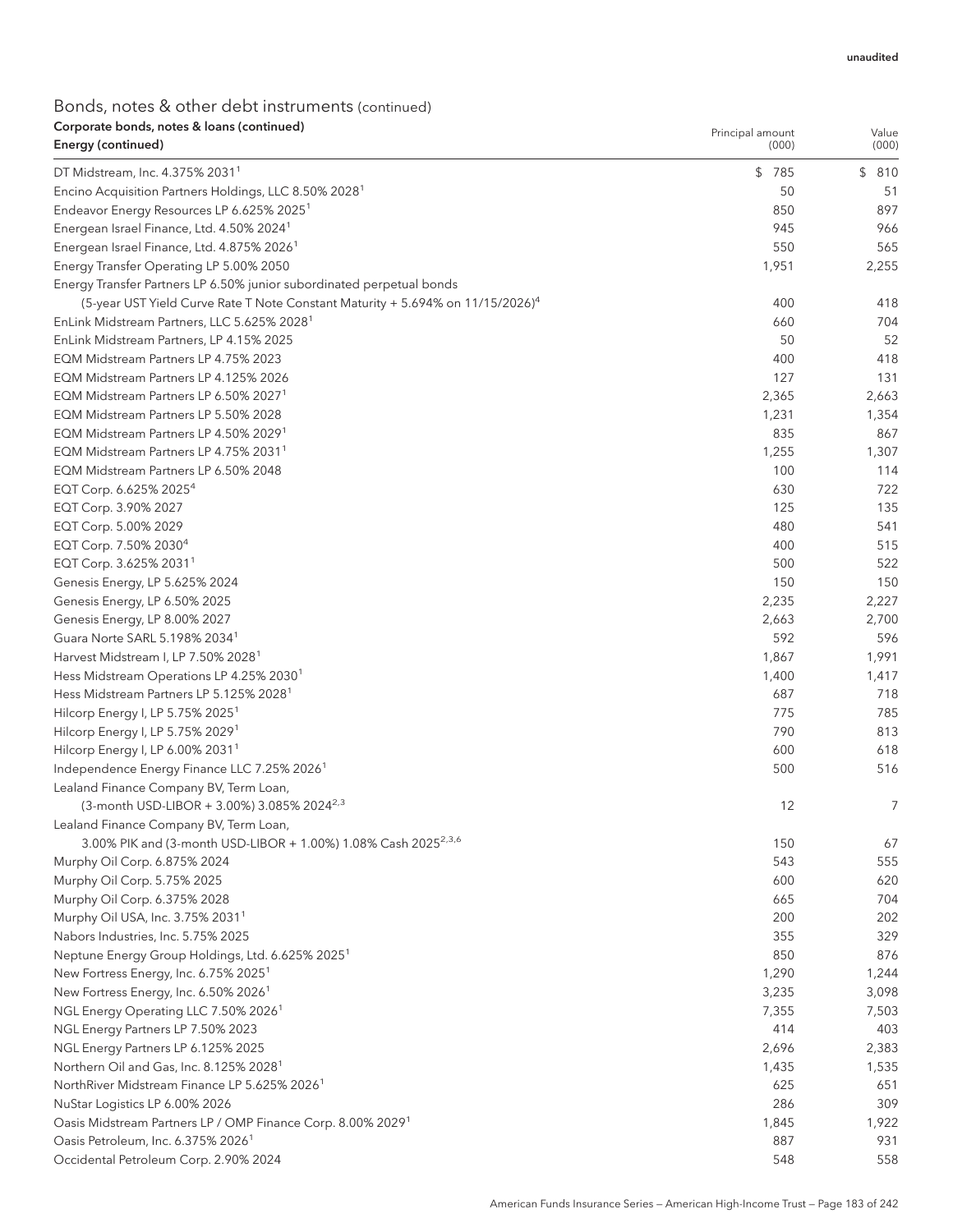unaudited

## Bonds, notes & other debt instruments (continued)

| Corporate bonds, notes & loans (continued)<br>Energy (continued) | Principal amount (000) | Value (000) |
|---|---|---|
| DT Midstream, Inc. 4.375% 2031[1] | $ 785 | $ 810 |
| Encino Acquisition Partners Holdings, LLC 8.50% 2028[1] | 50 | 51 |
| Endeavor Energy Resources LP 6.625% 2025[1] | 850 | 897 |
| Energean Israel Finance, Ltd. 4.50% 2024[1] | 945 | 966 |
| Energean Israel Finance, Ltd. 4.875% 2026[1] | 550 | 565 |
| Energy Transfer Operating LP 5.00% 2050 | 1,951 | 2,255 |
| Energy Transfer Partners LP 6.50% junior subordinated perpetual bonds (5-year UST Yield Curve Rate T Note Constant Maturity + 5.694% on 11/15/2026)[4] | 400 | 418 |
| EnLink Midstream Partners, LLC 5.625% 2028[1] | 660 | 704 |
| EnLink Midstream Partners, LP 4.15% 2025 | 50 | 52 |
| EQM Midstream Partners LP 4.75% 2023 | 400 | 418 |
| EQM Midstream Partners LP 4.125% 2026 | 127 | 131 |
| EQM Midstream Partners LP 6.50% 2027[1] | 2,365 | 2,663 |
| EQM Midstream Partners LP 5.50% 2028 | 1,231 | 1,354 |
| EQM Midstream Partners LP 4.50% 2029[1] | 835 | 867 |
| EQM Midstream Partners LP 4.75% 2031[1] | 1,255 | 1,307 |
| EQM Midstream Partners LP 6.50% 2048 | 100 | 114 |
| EQT Corp. 6.625% 2025[4] | 630 | 722 |
| EQT Corp. 3.90% 2027 | 125 | 135 |
| EQT Corp. 5.00% 2029 | 480 | 541 |
| EQT Corp. 7.50% 2030[4] | 400 | 515 |
| EQT Corp. 3.625% 2031[1] | 500 | 522 |
| Genesis Energy, LP 5.625% 2024 | 150 | 150 |
| Genesis Energy, LP 6.50% 2025 | 2,235 | 2,227 |
| Genesis Energy, LP 8.00% 2027 | 2,663 | 2,700 |
| Guara Norte SARL 5.198% 2034[1] | 592 | 596 |
| Harvest Midstream I, LP 7.50% 2028[1] | 1,867 | 1,991 |
| Hess Midstream Operations LP 4.25% 2030[1] | 1,400 | 1,417 |
| Hess Midstream Partners LP 5.125% 2028[1] | 687 | 718 |
| Hilcorp Energy I, LP 5.75% 2025[1] | 775 | 785 |
| Hilcorp Energy I, LP 5.75% 2029[1] | 790 | 813 |
| Hilcorp Energy I, LP 6.00% 2031[1] | 600 | 618 |
| Independence Energy Finance LLC 7.25% 2026[1] | 500 | 516 |
| Lealand Finance Company BV, Term Loan, (3-month USD-LIBOR + 3.00%) 3.085% 2024[2,3] | 12 | 7 |
| Lealand Finance Company BV, Term Loan, 3.00% PIK and (3-month USD-LIBOR + 1.00%) 1.08% Cash 2025[2,3,6] | 150 | 67 |
| Murphy Oil Corp. 6.875% 2024 | 543 | 555 |
| Murphy Oil Corp. 5.75% 2025 | 600 | 620 |
| Murphy Oil Corp. 6.375% 2028 | 665 | 704 |
| Murphy Oil USA, Inc. 3.75% 2031[1] | 200 | 202 |
| Nabors Industries, Inc. 5.75% 2025 | 355 | 329 |
| Neptune Energy Group Holdings, Ltd. 6.625% 2025[1] | 850 | 876 |
| New Fortress Energy, Inc. 6.75% 2025[1] | 1,290 | 1,244 |
| New Fortress Energy, Inc. 6.50% 2026[1] | 3,235 | 3,098 |
| NGL Energy Operating LLC 7.50% 2026[1] | 7,355 | 7,503 |
| NGL Energy Partners LP 7.50% 2023 | 414 | 403 |
| NGL Energy Partners LP 6.125% 2025 | 2,696 | 2,383 |
| Northern Oil and Gas, Inc. 8.125% 2028[1] | 1,435 | 1,535 |
| NorthRiver Midstream Finance LP 5.625% 2026[1] | 625 | 651 |
| NuStar Logistics LP 6.00% 2026 | 286 | 309 |
| Oasis Midstream Partners LP / OMP Finance Corp. 8.00% 2029[1] | 1,845 | 1,922 |
| Oasis Petroleum, Inc. 6.375% 2026[1] | 887 | 931 |
| Occidental Petroleum Corp. 2.90% 2024 | 548 | 558 |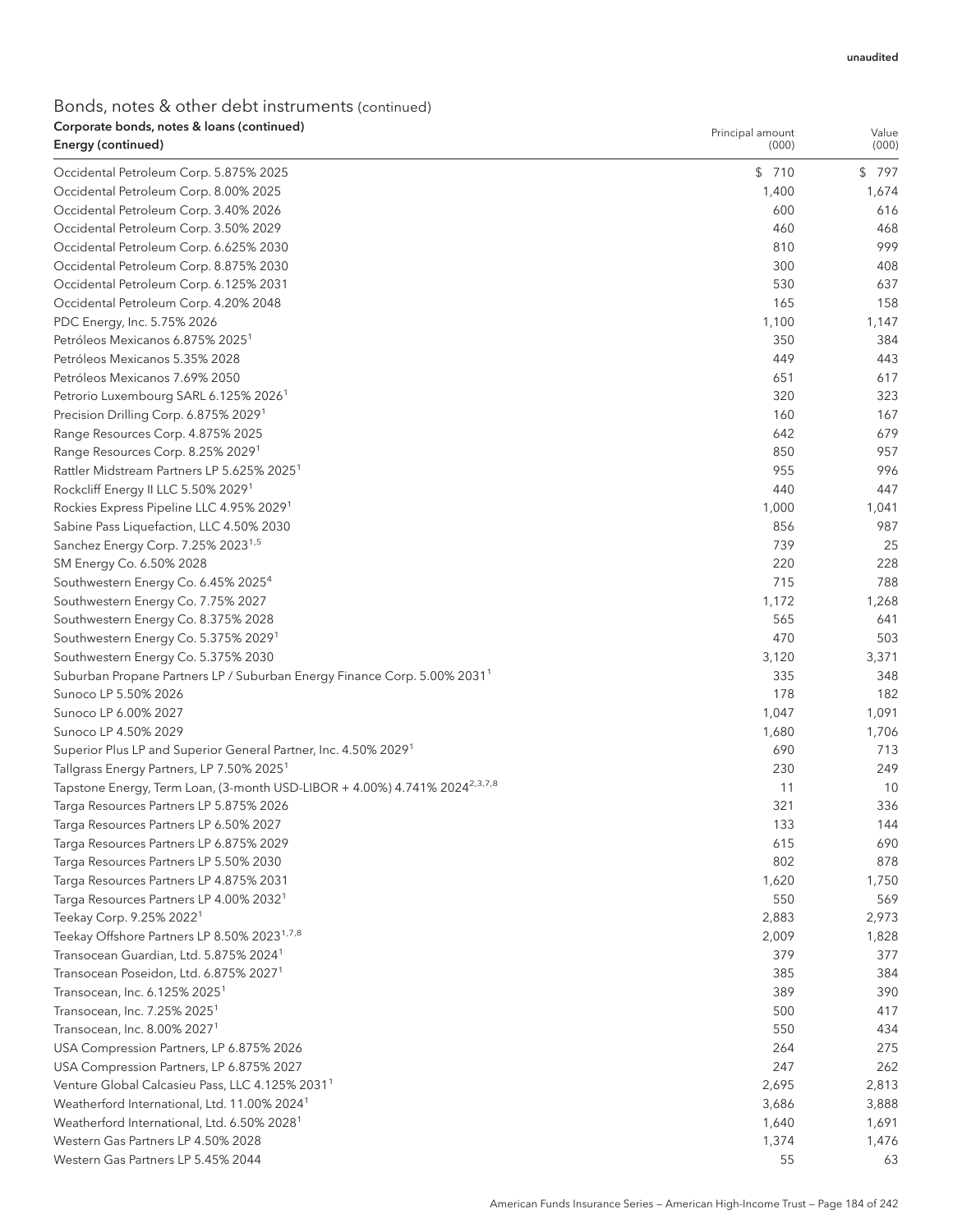unaudited

## Bonds, notes & other debt instruments (continued)

| Corporate bonds, notes & loans (continued) Energy (continued) | Principal amount (000) | Value (000) |
|---|---|---|
| Occidental Petroleum Corp. 5.875% 2025 | $ 710 | $ 797 |
| Occidental Petroleum Corp. 8.00% 2025 | 1,400 | 1,674 |
| Occidental Petroleum Corp. 3.40% 2026 | 600 | 616 |
| Occidental Petroleum Corp. 3.50% 2029 | 460 | 468 |
| Occidental Petroleum Corp. 6.625% 2030 | 810 | 999 |
| Occidental Petroleum Corp. 8.875% 2030 | 300 | 408 |
| Occidental Petroleum Corp. 6.125% 2031 | 530 | 637 |
| Occidental Petroleum Corp. 4.20% 2048 | 165 | 158 |
| PDC Energy, Inc. 5.75% 2026 | 1,100 | 1,147 |
| Petróleos Mexicanos 6.875% 2025[1] | 350 | 384 |
| Petróleos Mexicanos 5.35% 2028 | 449 | 443 |
| Petróleos Mexicanos 7.69% 2050 | 651 | 617 |
| Petrorio Luxembourg SARL 6.125% 2026[1] | 320 | 323 |
| Precision Drilling Corp. 6.875% 2029[1] | 160 | 167 |
| Range Resources Corp. 4.875% 2025 | 642 | 679 |
| Range Resources Corp. 8.25% 2029[1] | 850 | 957 |
| Rattler Midstream Partners LP 5.625% 2025[1] | 955 | 996 |
| Rockcliff Energy II LLC 5.50% 2029[1] | 440 | 447 |
| Rockies Express Pipeline LLC 4.95% 2029[1] | 1,000 | 1,041 |
| Sabine Pass Liquefaction, LLC 4.50% 2030 | 856 | 987 |
| Sanchez Energy Corp. 7.25% 2023[1,5] | 739 | 25 |
| SM Energy Co. 6.50% 2028 | 220 | 228 |
| Southwestern Energy Co. 6.45% 2025[4] | 715 | 788 |
| Southwestern Energy Co. 7.75% 2027 | 1,172 | 1,268 |
| Southwestern Energy Co. 8.375% 2028 | 565 | 641 |
| Southwestern Energy Co. 5.375% 2029[1] | 470 | 503 |
| Southwestern Energy Co. 5.375% 2030 | 3,120 | 3,371 |
| Suburban Propane Partners LP / Suburban Energy Finance Corp. 5.00% 2031[1] | 335 | 348 |
| Sunoco LP 5.50% 2026 | 178 | 182 |
| Sunoco LP 6.00% 2027 | 1,047 | 1,091 |
| Sunoco LP 4.50% 2029 | 1,680 | 1,706 |
| Superior Plus LP and Superior General Partner, Inc. 4.50% 2029[1] | 690 | 713 |
| Tallgrass Energy Partners, LP 7.50% 2025[1] | 230 | 249 |
| Tapstone Energy, Term Loan, (3-month USD-LIBOR + 4.00%) 4.741% 2024[2,3,7,8] | 11 | 10 |
| Targa Resources Partners LP 5.875% 2026 | 321 | 336 |
| Targa Resources Partners LP 6.50% 2027 | 133 | 144 |
| Targa Resources Partners LP 6.875% 2029 | 615 | 690 |
| Targa Resources Partners LP 5.50% 2030 | 802 | 878 |
| Targa Resources Partners LP 4.875% 2031 | 1,620 | 1,750 |
| Targa Resources Partners LP 4.00% 2032[1] | 550 | 569 |
| Teekay Corp. 9.25% 2022[1] | 2,883 | 2,973 |
| Teekay Offshore Partners LP 8.50% 2023[1,7,8] | 2,009 | 1,828 |
| Transocean Guardian, Ltd. 5.875% 2024[1] | 379 | 377 |
| Transocean Poseidon, Ltd. 6.875% 2027[1] | 385 | 384 |
| Transocean, Inc. 6.125% 2025[1] | 389 | 390 |
| Transocean, Inc. 7.25% 2025[1] | 500 | 417 |
| Transocean, Inc. 8.00% 2027[1] | 550 | 434 |
| USA Compression Partners, LP 6.875% 2026 | 264 | 275 |
| USA Compression Partners, LP 6.875% 2027 | 247 | 262 |
| Venture Global Calcasieu Pass, LLC 4.125% 2031[1] | 2,695 | 2,813 |
| Weatherford International, Ltd. 11.00% 2024[1] | 3,686 | 3,888 |
| Weatherford International, Ltd. 6.50% 2028[1] | 1,640 | 1,691 |
| Western Gas Partners LP 4.50% 2028 | 1,374 | 1,476 |
| Western Gas Partners LP 5.45% 2044 | 55 | 63 |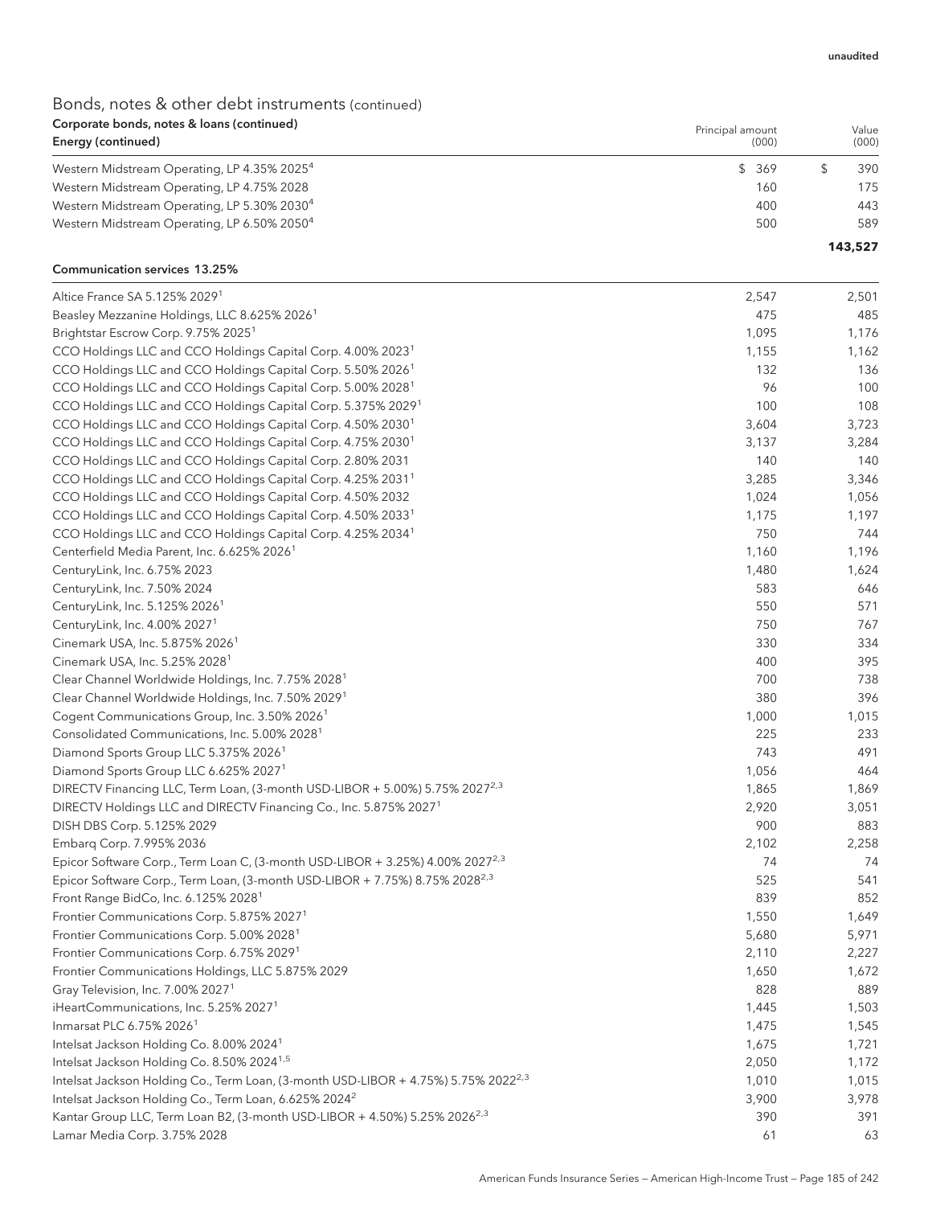unaudited

# Bonds, notes & other debt instruments (continued)

| Corporate bonds, notes & loans (continued) Energy (continued) | Principal amount (000) | Value (000) |
|---|---|---|
| Western Midstream Operating, LP 4.35% 2025[4] | $ 369 | $ 390 |
| Western Midstream Operating, LP 4.75% 2028 | 160 | 175 |
| Western Midstream Operating, LP 5.30% 2030[4] | 400 | 443 |
| Western Midstream Operating, LP 6.50% 2050[4] | 500 | 589 |
| | | **143,527** |

| Communication services 13.25% | | |
|---|---|---|
| Altice France SA 5.125% 2029[1] | 2,547 | 2,501 |
| Beasley Mezzanine Holdings, LLC 8.625% 2026[1] | 475 | 485 |
| Brightstar Escrow Corp. 9.75% 2025[1] | 1,095 | 1,176 |
| CCO Holdings LLC and CCO Holdings Capital Corp. 4.00% 2023[1] | 1,155 | 1,162 |
| CCO Holdings LLC and CCO Holdings Capital Corp. 5.50% 2026[1] | 132 | 136 |
| CCO Holdings LLC and CCO Holdings Capital Corp. 5.00% 2028[1] | 96 | 100 |
| CCO Holdings LLC and CCO Holdings Capital Corp. 5.375% 2029[1] | 100 | 108 |
| CCO Holdings LLC and CCO Holdings Capital Corp. 4.50% 2030[1] | 3,604 | 3,723 |
| CCO Holdings LLC and CCO Holdings Capital Corp. 4.75% 2030[1] | 3,137 | 3,284 |
| CCO Holdings LLC and CCO Holdings Capital Corp. 2.80% 2031 | 140 | 140 |
| CCO Holdings LLC and CCO Holdings Capital Corp. 4.25% 2031[1] | 3,285 | 3,346 |
| CCO Holdings LLC and CCO Holdings Capital Corp. 4.50% 2032 | 1,024 | 1,056 |
| CCO Holdings LLC and CCO Holdings Capital Corp. 4.50% 2033[1] | 1,175 | 1,197 |
| CCO Holdings LLC and CCO Holdings Capital Corp. 4.25% 2034[1] | 750 | 744 |
| Centerfield Media Parent, Inc. 6.625% 2026[1] | 1,160 | 1,196 |
| CenturyLink, Inc. 6.75% 2023 | 1,480 | 1,624 |
| CenturyLink, Inc. 7.50% 2024 | 583 | 646 |
| CenturyLink, Inc. 5.125% 2026[1] | 550 | 571 |
| CenturyLink, Inc. 4.00% 2027[1] | 750 | 767 |
| Cinemark USA, Inc. 5.875% 2026[1] | 330 | 334 |
| Cinemark USA, Inc. 5.25% 2028[1] | 400 | 395 |
| Clear Channel Worldwide Holdings, Inc. 7.75% 2028[1] | 700 | 738 |
| Clear Channel Worldwide Holdings, Inc. 7.50% 2029[1] | 380 | 396 |
| Cogent Communications Group, Inc. 3.50% 2026[1] | 1,000 | 1,015 |
| Consolidated Communications, Inc. 5.00% 2028[1] | 225 | 233 |
| Diamond Sports Group LLC 5.375% 2026[1] | 743 | 491 |
| Diamond Sports Group LLC 6.625% 2027[1] | 1,056 | 464 |
| DIRECTV Financing LLC, Term Loan, (3-month USD-LIBOR + 5.00%) 5.75% 2027[2,3] | 1,865 | 1,869 |
| DIRECTV Holdings LLC and DIRECTV Financing Co., Inc. 5.875% 2027[1] | 2,920 | 3,051 |
| DISH DBS Corp. 5.125% 2029 | 900 | 883 |
| Embarq Corp. 7.995% 2036 | 2,102 | 2,258 |
| Epicor Software Corp., Term Loan C, (3-month USD-LIBOR + 3.25%) 4.00% 2027[2,3] | 74 | 74 |
| Epicor Software Corp., Term Loan, (3-month USD-LIBOR + 7.75%) 8.75% 2028[2,3] | 525 | 541 |
| Front Range BidCo, Inc. 6.125% 2028[1] | 839 | 852 |
| Frontier Communications Corp. 5.875% 2027[1] | 1,550 | 1,649 |
| Frontier Communications Corp. 5.00% 2028[1] | 5,680 | 5,971 |
| Frontier Communications Corp. 6.75% 2029[1] | 2,110 | 2,227 |
| Frontier Communications Holdings, LLC 5.875% 2029 | 1,650 | 1,672 |
| Gray Television, Inc. 7.00% 2027[1] | 828 | 889 |
| iHeartCommunications, Inc. 5.25% 2027[1] | 1,445 | 1,503 |
| Inmarsat PLC 6.75% 2026[1] | 1,475 | 1,545 |
| Intelsat Jackson Holding Co. 8.00% 2024[1] | 1,675 | 1,721 |
| Intelsat Jackson Holding Co. 8.50% 2024[1,5] | 2,050 | 1,172 |
| Intelsat Jackson Holding Co., Term Loan, (3-month USD-LIBOR + 4.75%) 5.75% 2022[2,3] | 1,010 | 1,015 |
| Intelsat Jackson Holding Co., Term Loan, 6.625% 2024[2] | 3,900 | 3,978 |
| Kantar Group LLC, Term Loan B2, (3-month USD-LIBOR + 4.50%) 5.25% 2026[2,3] | 390 | 391 |
| Lamar Media Corp. 3.75% 2028 | 61 | 63 |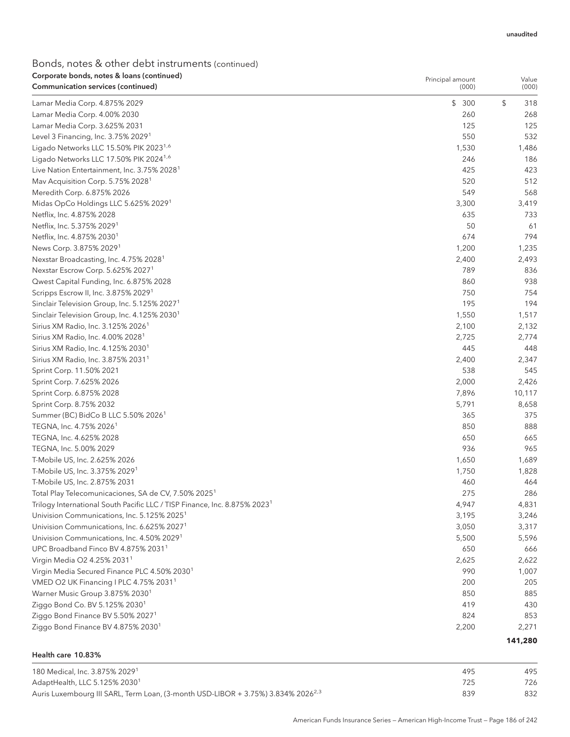unaudited

## Bonds, notes & other debt instruments (continued)

**Corporate bonds, notes & loans (continued)**

| **Communication services (continued)** | Principal amount (000) | Value (000) |
|---|---|---|
| Lamar Media Corp. 4.875% 2029 | $ 300 | $ 318 |
| Lamar Media Corp. 4.00% 2030 | 260 | 268 |
| Lamar Media Corp. 3.625% 2031 | 125 | 125 |
| Level 3 Financing, Inc. 3.75% 2029[1] | 550 | 532 |
| Ligado Networks LLC 15.50% PIK 2023[1,6] | 1,530 | 1,486 |
| Ligado Networks LLC 17.50% PIK 2024[1,6] | 246 | 186 |
| Live Nation Entertainment, Inc. 3.75% 2028[1] | 425 | 423 |
| Mav Acquisition Corp. 5.75% 2028[1] | 520 | 512 |
| Meredith Corp. 6.875% 2026 | 549 | 568 |
| Midas OpCo Holdings LLC 5.625% 2029[1] | 3,300 | 3,419 |
| Netflix, Inc. 4.875% 2028 | 635 | 733 |
| Netflix, Inc. 5.375% 2029[1] | 50 | 61 |
| Netflix, Inc. 4.875% 2030[1] | 674 | 794 |
| News Corp. 3.875% 2029[1] | 1,200 | 1,235 |
| Nexstar Broadcasting, Inc. 4.75% 2028[1] | 2,400 | 2,493 |
| Nexstar Escrow Corp. 5.625% 2027[1] | 789 | 836 |
| Qwest Capital Funding, Inc. 6.875% 2028 | 860 | 938 |
| Scripps Escrow II, Inc. 3.875% 2029[1] | 750 | 754 |
| Sinclair Television Group, Inc. 5.125% 2027[1] | 195 | 194 |
| Sinclair Television Group, Inc. 4.125% 2030[1] | 1,550 | 1,517 |
| Sirius XM Radio, Inc. 3.125% 2026[1] | 2,100 | 2,132 |
| Sirius XM Radio, Inc. 4.00% 2028[1] | 2,725 | 2,774 |
| Sirius XM Radio, Inc. 4.125% 2030[1] | 445 | 448 |
| Sirius XM Radio, Inc. 3.875% 2031[1] | 2,400 | 2,347 |
| Sprint Corp. 11.50% 2021 | 538 | 545 |
| Sprint Corp. 7.625% 2026 | 2,000 | 2,426 |
| Sprint Corp. 6.875% 2028 | 7,896 | 10,117 |
| Sprint Corp. 8.75% 2032 | 5,791 | 8,658 |
| Summer (BC) BidCo B LLC 5.50% 2026[1] | 365 | 375 |
| TEGNA, Inc. 4.75% 2026[1] | 850 | 888 |
| TEGNA, Inc. 4.625% 2028 | 650 | 665 |
| TEGNA, Inc. 5.00% 2029 | 936 | 965 |
| T-Mobile US, Inc. 2.625% 2026 | 1,650 | 1,689 |
| T-Mobile US, Inc. 3.375% 2029[1] | 1,750 | 1,828 |
| T-Mobile US, Inc. 2.875% 2031 | 460 | 464 |
| Total Play Telecomunicaciones, SA de CV, 7.50% 2025[1] | 275 | 286 |
| Trilogy International South Pacific LLC / TISP Finance, Inc. 8.875% 2023[1] | 4,947 | 4,831 |
| Univision Communications, Inc. 5.125% 2025[1] | 3,195 | 3,246 |
| Univision Communications, Inc. 6.625% 2027[1] | 3,050 | 3,317 |
| Univision Communications, Inc. 4.50% 2029[1] | 5,500 | 5,596 |
| UPC Broadband Finco BV 4.875% 2031[1] | 650 | 666 |
| Virgin Media O2 4.25% 2031[1] | 2,625 | 2,622 |
| Virgin Media Secured Finance PLC 4.50% 2030[1] | 990 | 1,007 |
| VMED O2 UK Financing I PLC 4.75% 2031[1] | 200 | 205 |
| Warner Music Group 3.875% 2030[1] | 850 | 885 |
| Ziggo Bond Co. BV 5.125% 2030[1] | 419 | 430 |
| Ziggo Bond Finance BV 5.50% 2027[1] | 824 | 853 |
| Ziggo Bond Finance BV 4.875% 2030[1] | 2,200 | 2,271 |
| | | **141,280** |

| **Health care 10.83%** | | |
|---|---|---|
| 180 Medical, Inc. 3.875% 2029[1] | 495 | 495 |
| AdaptHealth, LLC 5.125% 2030[1] | 725 | 726 |
| Auris Luxembourg III SARL, Term Loan, (3-month USD-LIBOR + 3.75%) 3.834% 2026[2,3] | 839 | 832 |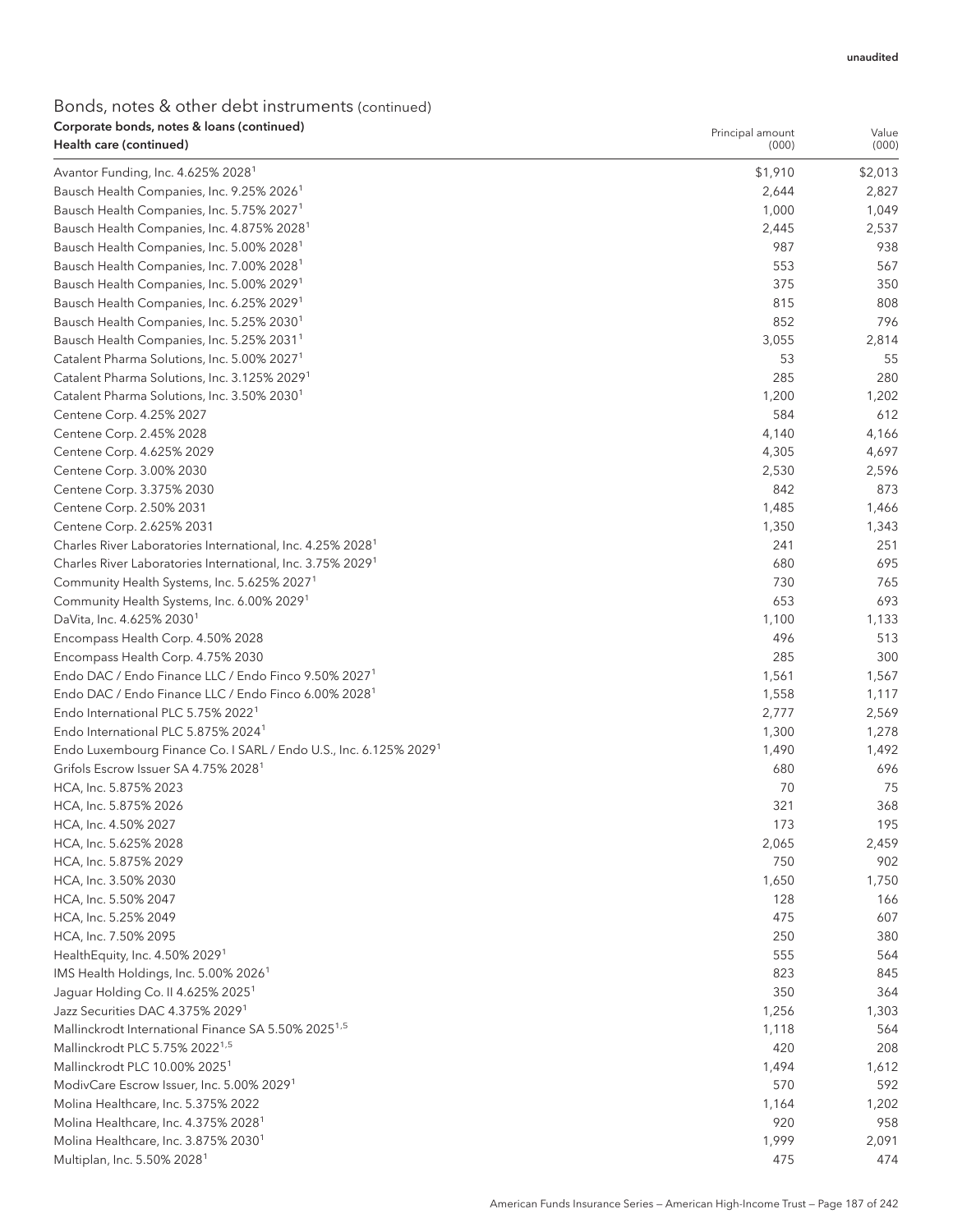unaudited

## Bonds, notes & other debt instruments (continued)

| Corporate bonds, notes & loans (continued)<br>Health care (continued) | Principal amount (000) | Value (000) |
|---|---|---|
| Avantor Funding, Inc. 4.625% 2028[1] | $1,910 | $2,013 |
| Bausch Health Companies, Inc. 9.25% 2026[1] | 2,644 | 2,827 |
| Bausch Health Companies, Inc. 5.75% 2027[1] | 1,000 | 1,049 |
| Bausch Health Companies, Inc. 4.875% 2028[1] | 2,445 | 2,537 |
| Bausch Health Companies, Inc. 5.00% 2028[1] | 987 | 938 |
| Bausch Health Companies, Inc. 7.00% 2028[1] | 553 | 567 |
| Bausch Health Companies, Inc. 5.00% 2029[1] | 375 | 350 |
| Bausch Health Companies, Inc. 6.25% 2029[1] | 815 | 808 |
| Bausch Health Companies, Inc. 5.25% 2030[1] | 852 | 796 |
| Bausch Health Companies, Inc. 5.25% 2031[1] | 3,055 | 2,814 |
| Catalent Pharma Solutions, Inc. 5.00% 2027[1] | 53 | 55 |
| Catalent Pharma Solutions, Inc. 3.125% 2029[1] | 285 | 280 |
| Catalent Pharma Solutions, Inc. 3.50% 2030[1] | 1,200 | 1,202 |
| Centene Corp. 4.25% 2027 | 584 | 612 |
| Centene Corp. 2.45% 2028 | 4,140 | 4,166 |
| Centene Corp. 4.625% 2029 | 4,305 | 4,697 |
| Centene Corp. 3.00% 2030 | 2,530 | 2,596 |
| Centene Corp. 3.375% 2030 | 842 | 873 |
| Centene Corp. 2.50% 2031 | 1,485 | 1,466 |
| Centene Corp. 2.625% 2031 | 1,350 | 1,343 |
| Charles River Laboratories International, Inc. 4.25% 2028[1] | 241 | 251 |
| Charles River Laboratories International, Inc. 3.75% 2029[1] | 680 | 695 |
| Community Health Systems, Inc. 5.625% 2027[1] | 730 | 765 |
| Community Health Systems, Inc. 6.00% 2029[1] | 653 | 693 |
| DaVita, Inc. 4.625% 2030[1] | 1,100 | 1,133 |
| Encompass Health Corp. 4.50% 2028 | 496 | 513 |
| Encompass Health Corp. 4.75% 2030 | 285 | 300 |
| Endo DAC / Endo Finance LLC / Endo Finco 9.50% 2027[1] | 1,561 | 1,567 |
| Endo DAC / Endo Finance LLC / Endo Finco 6.00% 2028[1] | 1,558 | 1,117 |
| Endo International PLC 5.75% 2022[1] | 2,777 | 2,569 |
| Endo International PLC 5.875% 2024[1] | 1,300 | 1,278 |
| Endo Luxembourg Finance Co. I SARL / Endo U.S., Inc. 6.125% 2029[1] | 1,490 | 1,492 |
| Grifols Escrow Issuer SA 4.75% 2028[1] | 680 | 696 |
| HCA, Inc. 5.875% 2023 | 70 | 75 |
| HCA, Inc. 5.875% 2026 | 321 | 368 |
| HCA, Inc. 4.50% 2027 | 173 | 195 |
| HCA, Inc. 5.625% 2028 | 2,065 | 2,459 |
| HCA, Inc. 5.875% 2029 | 750 | 902 |
| HCA, Inc. 3.50% 2030 | 1,650 | 1,750 |
| HCA, Inc. 5.50% 2047 | 128 | 166 |
| HCA, Inc. 5.25% 2049 | 475 | 607 |
| HCA, Inc. 7.50% 2095 | 250 | 380 |
| HealthEquity, Inc. 4.50% 2029[1] | 555 | 564 |
| IMS Health Holdings, Inc. 5.00% 2026[1] | 823 | 845 |
| Jaguar Holding Co. II 4.625% 2025[1] | 350 | 364 |
| Jazz Securities DAC 4.375% 2029[1] | 1,256 | 1,303 |
| Mallinckrodt International Finance SA 5.50% 2025[1,5] | 1,118 | 564 |
| Mallinckrodt PLC 5.75% 2022[1,5] | 420 | 208 |
| Mallinckrodt PLC 10.00% 2025[1] | 1,494 | 1,612 |
| ModivCare Escrow Issuer, Inc. 5.00% 2029[1] | 570 | 592 |
| Molina Healthcare, Inc. 5.375% 2022 | 1,164 | 1,202 |
| Molina Healthcare, Inc. 4.375% 2028[1] | 920 | 958 |
| Molina Healthcare, Inc. 3.875% 2030[1] | 1,999 | 2,091 |
| Multiplan, Inc. 5.50% 2028[1] | 475 | 474 |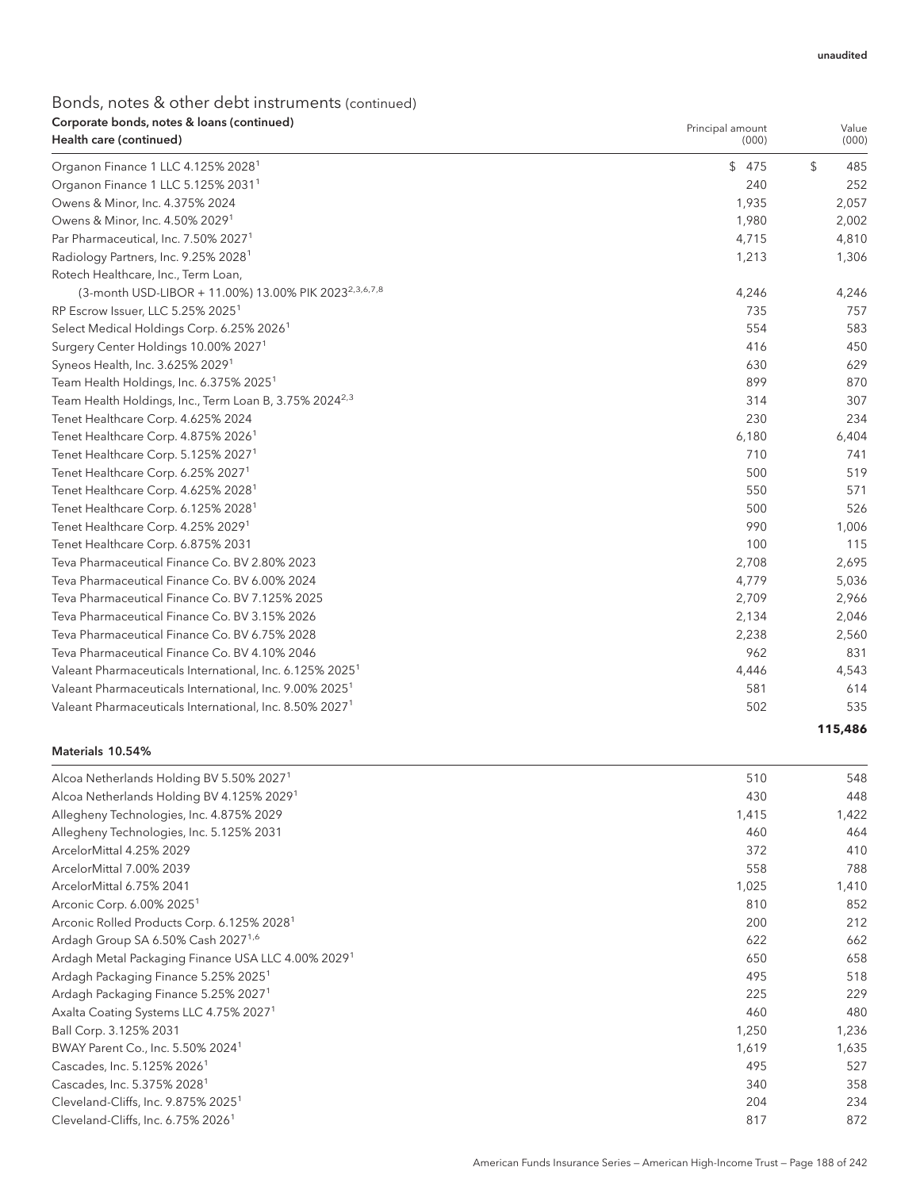unaudited

## Bonds, notes & other debt instruments (continued)

### Corporate bonds, notes & loans (continued)

| Health care (continued) | Principal amount (000) | Value (000) |
|---|---|---|
| Organon Finance 1 LLC 4.125% 2028[1] | $ 475 | $ 485 |
| Organon Finance 1 LLC 5.125% 2031[1] | 240 | 252 |
| Owens & Minor, Inc. 4.375% 2024 | 1,935 | 2,057 |
| Owens & Minor, Inc. 4.50% 2029[1] | 1,980 | 2,002 |
| Par Pharmaceutical, Inc. 7.50% 2027[1] | 4,715 | 4,810 |
| Radiology Partners, Inc. 9.25% 2028[1] | 1,213 | 1,306 |
| Rotech Healthcare, Inc., Term Loan, (3-month USD-LIBOR + 11.00%) 13.00% PIK 2023[2,3,6,7,8] | 4,246 | 4,246 |
| RP Escrow Issuer, LLC 5.25% 2025[1] | 735 | 757 |
| Select Medical Holdings Corp. 6.25% 2026[1] | 554 | 583 |
| Surgery Center Holdings 10.00% 2027[1] | 416 | 450 |
| Syneos Health, Inc. 3.625% 2029[1] | 630 | 629 |
| Team Health Holdings, Inc. 6.375% 2025[1] | 899 | 870 |
| Team Health Holdings, Inc., Term Loan B, 3.75% 2024[2,3] | 314 | 307 |
| Tenet Healthcare Corp. 4.625% 2024 | 230 | 234 |
| Tenet Healthcare Corp. 4.875% 2026[1] | 6,180 | 6,404 |
| Tenet Healthcare Corp. 5.125% 2027[1] | 710 | 741 |
| Tenet Healthcare Corp. 6.25% 2027[1] | 500 | 519 |
| Tenet Healthcare Corp. 4.625% 2028[1] | 550 | 571 |
| Tenet Healthcare Corp. 6.125% 2028[1] | 500 | 526 |
| Tenet Healthcare Corp. 4.25% 2029[1] | 990 | 1,006 |
| Tenet Healthcare Corp. 6.875% 2031 | 100 | 115 |
| Teva Pharmaceutical Finance Co. BV 2.80% 2023 | 2,708 | 2,695 |
| Teva Pharmaceutical Finance Co. BV 6.00% 2024 | 4,779 | 5,036 |
| Teva Pharmaceutical Finance Co. BV 7.125% 2025 | 2,709 | 2,966 |
| Teva Pharmaceutical Finance Co. BV 3.15% 2026 | 2,134 | 2,046 |
| Teva Pharmaceutical Finance Co. BV 6.75% 2028 | 2,238 | 2,560 |
| Teva Pharmaceutical Finance Co. BV 4.10% 2046 | 962 | 831 |
| Valeant Pharmaceuticals International, Inc. 6.125% 2025[1] | 4,446 | 4,543 |
| Valeant Pharmaceuticals International, Inc. 9.00% 2025[1] | 581 | 614 |
| Valeant Pharmaceuticals International, Inc. 8.50% 2027[1] | 502 | 535 |
| | | **115,486** |

| Materials 10.54% | Principal amount (000) | Value (000) |
|---|---|---|
| Alcoa Netherlands Holding BV 5.50% 2027[1] | 510 | 548 |
| Alcoa Netherlands Holding BV 4.125% 2029[1] | 430 | 448 |
| Allegheny Technologies, Inc. 4.875% 2029 | 1,415 | 1,422 |
| Allegheny Technologies, Inc. 5.125% 2031 | 460 | 464 |
| ArcelorMittal 4.25% 2029 | 372 | 410 |
| ArcelorMittal 7.00% 2039 | 558 | 788 |
| ArcelorMittal 6.75% 2041 | 1,025 | 1,410 |
| Arconic Corp. 6.00% 2025[1] | 810 | 852 |
| Arconic Rolled Products Corp. 6.125% 2028[1] | 200 | 212 |
| Ardagh Group SA 6.50% Cash 2027[1,6] | 622 | 662 |
| Ardagh Metal Packaging Finance USA LLC 4.00% 2029[1] | 650 | 658 |
| Ardagh Packaging Finance 5.25% 2025[1] | 495 | 518 |
| Ardagh Packaging Finance 5.25% 2027[1] | 225 | 229 |
| Axalta Coating Systems LLC 4.75% 2027[1] | 460 | 480 |
| Ball Corp. 3.125% 2031 | 1,250 | 1,236 |
| BWAY Parent Co., Inc. 5.50% 2024[1] | 1,619 | 1,635 |
| Cascades, Inc. 5.125% 2026[1] | 495 | 527 |
| Cascades, Inc. 5.375% 2028[1] | 340 | 358 |
| Cleveland-Cliffs, Inc. 9.875% 2025[1] | 204 | 234 |
| Cleveland-Cliffs, Inc. 6.75% 2026[1] | 817 | 872 |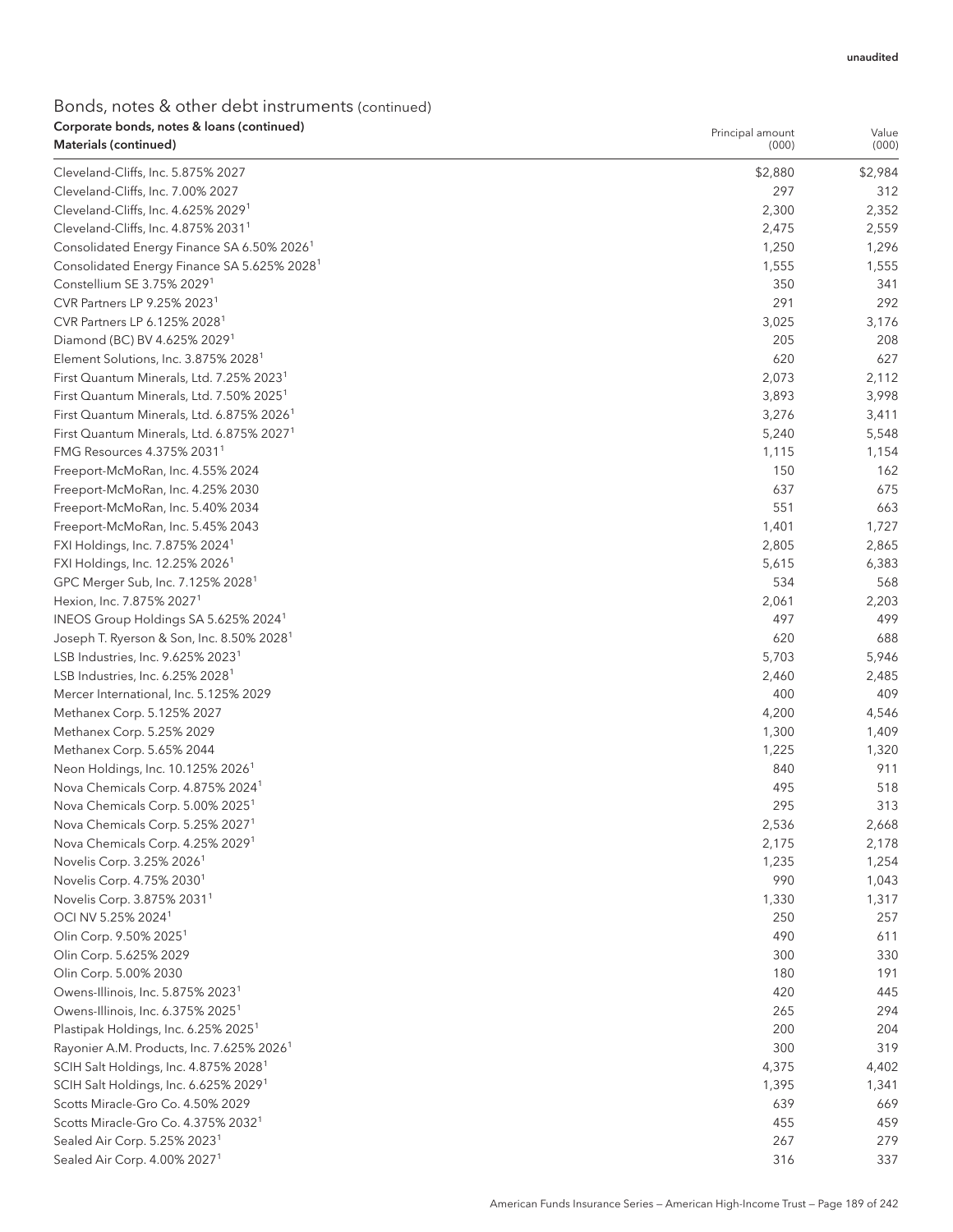unaudited

## Bonds, notes & other debt instruments (continued)

| Corporate bonds, notes & loans (continued) Materials (continued) | Principal amount (000) | Value (000) |
|---|---|---|
| Cleveland-Cliffs, Inc. 5.875% 2027 | $2,880 | $2,984 |
| Cleveland-Cliffs, Inc. 7.00% 2027 | 297 | 312 |
| Cleveland-Cliffs, Inc. 4.625% 2029[1] | 2,300 | 2,352 |
| Cleveland-Cliffs, Inc. 4.875% 2031[1] | 2,475 | 2,559 |
| Consolidated Energy Finance SA 6.50% 2026[1] | 1,250 | 1,296 |
| Consolidated Energy Finance SA 5.625% 2028[1] | 1,555 | 1,555 |
| Constellium SE 3.75% 2029[1] | 350 | 341 |
| CVR Partners LP 9.25% 2023[1] | 291 | 292 |
| CVR Partners LP 6.125% 2028[1] | 3,025 | 3,176 |
| Diamond (BC) BV 4.625% 2029[1] | 205 | 208 |
| Element Solutions, Inc. 3.875% 2028[1] | 620 | 627 |
| First Quantum Minerals, Ltd. 7.25% 2023[1] | 2,073 | 2,112 |
| First Quantum Minerals, Ltd. 7.50% 2025[1] | 3,893 | 3,998 |
| First Quantum Minerals, Ltd. 6.875% 2026[1] | 3,276 | 3,411 |
| First Quantum Minerals, Ltd. 6.875% 2027[1] | 5,240 | 5,548 |
| FMG Resources 4.375% 2031[1] | 1,115 | 1,154 |
| Freeport-McMoRan, Inc. 4.55% 2024 | 150 | 162 |
| Freeport-McMoRan, Inc. 4.25% 2030 | 637 | 675 |
| Freeport-McMoRan, Inc. 5.40% 2034 | 551 | 663 |
| Freeport-McMoRan, Inc. 5.45% 2043 | 1,401 | 1,727 |
| FXI Holdings, Inc. 7.875% 2024[1] | 2,805 | 2,865 |
| FXI Holdings, Inc. 12.25% 2026[1] | 5,615 | 6,383 |
| GPC Merger Sub, Inc. 7.125% 2028[1] | 534 | 568 |
| Hexion, Inc. 7.875% 2027[1] | 2,061 | 2,203 |
| INEOS Group Holdings SA 5.625% 2024[1] | 497 | 499 |
| Joseph T. Ryerson & Son, Inc. 8.50% 2028[1] | 620 | 688 |
| LSB Industries, Inc. 9.625% 2023[1] | 5,703 | 5,946 |
| LSB Industries, Inc. 6.25% 2028[1] | 2,460 | 2,485 |
| Mercer International, Inc. 5.125% 2029 | 400 | 409 |
| Methanex Corp. 5.125% 2027 | 4,200 | 4,546 |
| Methanex Corp. 5.25% 2029 | 1,300 | 1,409 |
| Methanex Corp. 5.65% 2044 | 1,225 | 1,320 |
| Neon Holdings, Inc. 10.125% 2026[1] | 840 | 911 |
| Nova Chemicals Corp. 4.875% 2024[1] | 495 | 518 |
| Nova Chemicals Corp. 5.00% 2025[1] | 295 | 313 |
| Nova Chemicals Corp. 5.25% 2027[1] | 2,536 | 2,668 |
| Nova Chemicals Corp. 4.25% 2029[1] | 2,175 | 2,178 |
| Novelis Corp. 3.25% 2026[1] | 1,235 | 1,254 |
| Novelis Corp. 4.75% 2030[1] | 990 | 1,043 |
| Novelis Corp. 3.875% 2031[1] | 1,330 | 1,317 |
| OCI NV 5.25% 2024[1] | 250 | 257 |
| Olin Corp. 9.50% 2025[1] | 490 | 611 |
| Olin Corp. 5.625% 2029 | 300 | 330 |
| Olin Corp. 5.00% 2030 | 180 | 191 |
| Owens-Illinois, Inc. 5.875% 2023[1] | 420 | 445 |
| Owens-Illinois, Inc. 6.375% 2025[1] | 265 | 294 |
| Plastipak Holdings, Inc. 6.25% 2025[1] | 200 | 204 |
| Rayonier A.M. Products, Inc. 7.625% 2026[1] | 300 | 319 |
| SCIH Salt Holdings, Inc. 4.875% 2028[1] | 4,375 | 4,402 |
| SCIH Salt Holdings, Inc. 6.625% 2029[1] | 1,395 | 1,341 |
| Scotts Miracle-Gro Co. 4.50% 2029 | 639 | 669 |
| Scotts Miracle-Gro Co. 4.375% 2032[1] | 455 | 459 |
| Sealed Air Corp. 5.25% 2023[1] | 267 | 279 |
| Sealed Air Corp. 4.00% 2027[1] | 316 | 337 |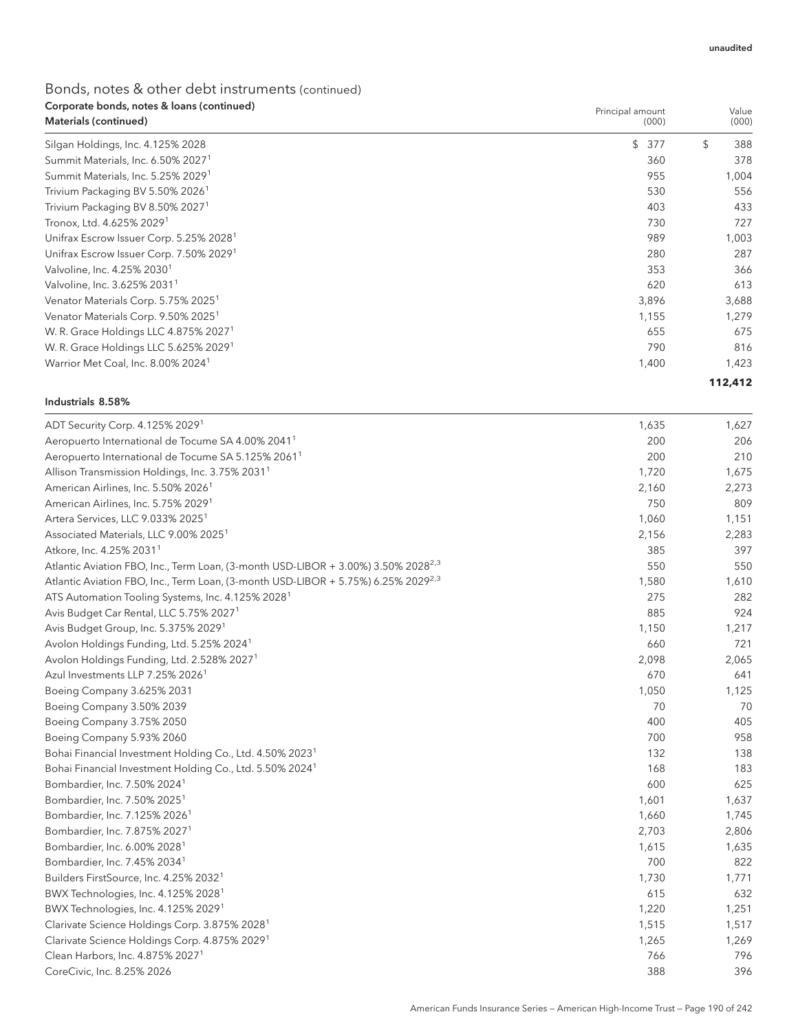unaudited

## Bonds, notes & other debt instruments (continued)

**Corporate bonds, notes & loans (continued)**

| Materials (continued) | Principal amount (000) | Value (000) |
|---|---|---|
| Silgan Holdings, Inc. 4.125% 2028 | $ 377 | $ 388 |
| Summit Materials, Inc. 6.50% 2027[1] | 360 | 378 |
| Summit Materials, Inc. 5.25% 2029[1] | 955 | 1,004 |
| Trivium Packaging BV 5.50% 2026[1] | 530 | 556 |
| Trivium Packaging BV 8.50% 2027[1] | 403 | 433 |
| Tronox, Ltd. 4.625% 2029[1] | 730 | 727 |
| Unifrax Escrow Issuer Corp. 5.25% 2028[1] | 989 | 1,003 |
| Unifrax Escrow Issuer Corp. 7.50% 2029[1] | 280 | 287 |
| Valvoline, Inc. 4.25% 2030[1] | 353 | 366 |
| Valvoline, Inc. 3.625% 2031[1] | 620 | 613 |
| Venator Materials Corp. 5.75% 2025[1] | 3,896 | 3,688 |
| Venator Materials Corp. 9.50% 2025[1] | 1,155 | 1,279 |
| W. R. Grace Holdings LLC 4.875% 2027[1] | 655 | 675 |
| W. R. Grace Holdings LLC 5.625% 2029[1] | 790 | 816 |
| Warrior Met Coal, Inc. 8.00% 2024[1] | 1,400 | 1,423 |
| | | **112,412** |

| Industrials 8.58% | | |
|---|---|---|
| ADT Security Corp. 4.125% 2029[1] | 1,635 | 1,627 |
| Aeropuerto International de Tocume SA 4.00% 2041[1] | 200 | 206 |
| Aeropuerto International de Tocume SA 5.125% 2061[1] | 200 | 210 |
| Allison Transmission Holdings, Inc. 3.75% 2031[1] | 1,720 | 1,675 |
| American Airlines, Inc. 5.50% 2026[1] | 2,160 | 2,273 |
| American Airlines, Inc. 5.75% 2029[1] | 750 | 809 |
| Artera Services, LLC 9.033% 2025[1] | 1,060 | 1,151 |
| Associated Materials, LLC 9.00% 2025[1] | 2,156 | 2,283 |
| Atkore, Inc. 4.25% 2031[1] | 385 | 397 |
| Atlantic Aviation FBO, Inc., Term Loan, (3-month USD-LIBOR + 3.00%) 3.50% 2028[2,3] | 550 | 550 |
| Atlantic Aviation FBO, Inc., Term Loan, (3-month USD-LIBOR + 5.75%) 6.25% 2029[2,3] | 1,580 | 1,610 |
| ATS Automation Tooling Systems, Inc. 4.125% 2028[1] | 275 | 282 |
| Avis Budget Car Rental, LLC 5.75% 2027[1] | 885 | 924 |
| Avis Budget Group, Inc. 5.375% 2029[1] | 1,150 | 1,217 |
| Avolon Holdings Funding, Ltd. 5.25% 2024[1] | 660 | 721 |
| Avolon Holdings Funding, Ltd. 2.528% 2027[1] | 2,098 | 2,065 |
| Azul Investments LLP 7.25% 2026[1] | 670 | 641 |
| Boeing Company 3.625% 2031 | 1,050 | 1,125 |
| Boeing Company 3.50% 2039 | 70 | 70 |
| Boeing Company 3.75% 2050 | 400 | 405 |
| Boeing Company 5.93% 2060 | 700 | 958 |
| Bohai Financial Investment Holding Co., Ltd. 4.50% 2023[1] | 132 | 138 |
| Bohai Financial Investment Holding Co., Ltd. 5.50% 2024[1] | 168 | 183 |
| Bombardier, Inc. 7.50% 2024[1] | 600 | 625 |
| Bombardier, Inc. 7.50% 2025[1] | 1,601 | 1,637 |
| Bombardier, Inc. 7.125% 2026[1] | 1,660 | 1,745 |
| Bombardier, Inc. 7.875% 2027[1] | 2,703 | 2,806 |
| Bombardier, Inc. 6.00% 2028[1] | 1,615 | 1,635 |
| Bombardier, Inc. 7.45% 2034[1] | 700 | 822 |
| Builders FirstSource, Inc. 4.25% 2032[1] | 1,730 | 1,771 |
| BWX Technologies, Inc. 4.125% 2028[1] | 615 | 632 |
| BWX Technologies, Inc. 4.125% 2029[1] | 1,220 | 1,251 |
| Clarivate Science Holdings Corp. 3.875% 2028[1] | 1,515 | 1,517 |
| Clarivate Science Holdings Corp. 4.875% 2029[1] | 1,265 | 1,269 |
| Clean Harbors, Inc. 4.875% 2027[1] | 766 | 796 |
| CoreCivic, Inc. 8.25% 2026 | 388 | 396 |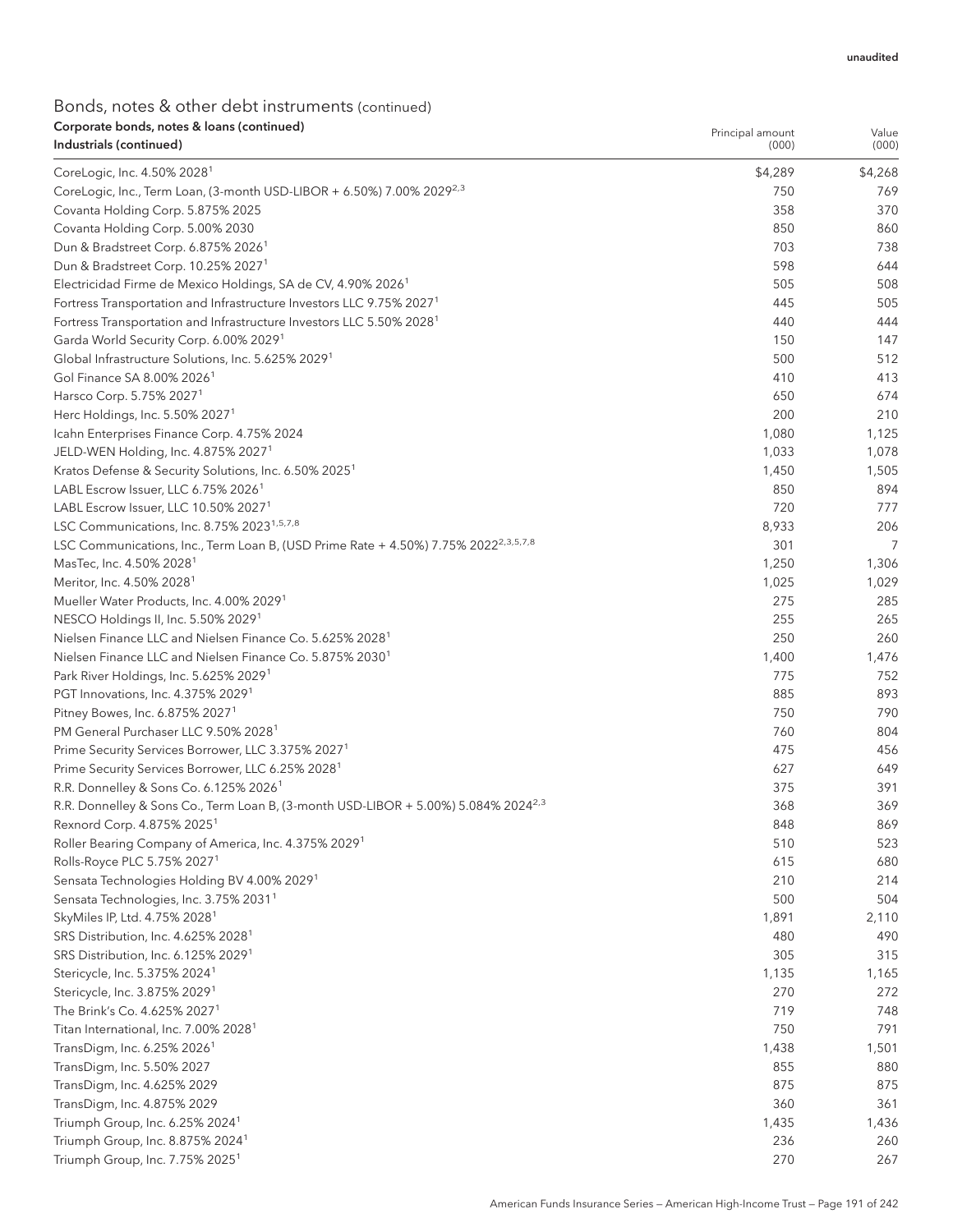unaudited

## Bonds, notes & other debt instruments (continued)

**Corporate bonds, notes & loans (continued)**

| **Industrials (continued)** | Principal amount (000) | Value (000) |
|---|---|---|
| CoreLogic, Inc. 4.50% 2028[1] | $4,289 | $4,268 |
| CoreLogic, Inc., Term Loan, (3-month USD-LIBOR + 6.50%) 7.00% 2029[2,3] | 750 | 769 |
| Covanta Holding Corp. 5.875% 2025 | 358 | 370 |
| Covanta Holding Corp. 5.00% 2030 | 850 | 860 |
| Dun & Bradstreet Corp. 6.875% 2026[1] | 703 | 738 |
| Dun & Bradstreet Corp. 10.25% 2027[1] | 598 | 644 |
| Electricidad Firme de Mexico Holdings, SA de CV, 4.90% 2026[1] | 505 | 508 |
| Fortress Transportation and Infrastructure Investors LLC 9.75% 2027[1] | 445 | 505 |
| Fortress Transportation and Infrastructure Investors LLC 5.50% 2028[1] | 440 | 444 |
| Garda World Security Corp. 6.00% 2029[1] | 150 | 147 |
| Global Infrastructure Solutions, Inc. 5.625% 2029[1] | 500 | 512 |
| Gol Finance SA 8.00% 2026[1] | 410 | 413 |
| Harsco Corp. 5.75% 2027[1] | 650 | 674 |
| Herc Holdings, Inc. 5.50% 2027[1] | 200 | 210 |
| Icahn Enterprises Finance Corp. 4.75% 2024 | 1,080 | 1,125 |
| JELD-WEN Holding, Inc. 4.875% 2027[1] | 1,033 | 1,078 |
| Kratos Defense & Security Solutions, Inc. 6.50% 2025[1] | 1,450 | 1,505 |
| LABL Escrow Issuer, LLC 6.75% 2026[1] | 850 | 894 |
| LABL Escrow Issuer, LLC 10.50% 2027[1] | 720 | 777 |
| LSC Communications, Inc. 8.75% 2023[1,5,7,8] | 8,933 | 206 |
| LSC Communications, Inc., Term Loan B, (USD Prime Rate + 4.50%) 7.75% 2022[2,3,5,7,8] | 301 | 7 |
| MasTec, Inc. 4.50% 2028[1] | 1,250 | 1,306 |
| Meritor, Inc. 4.50% 2028[1] | 1,025 | 1,029 |
| Mueller Water Products, Inc. 4.00% 2029[1] | 275 | 285 |
| NESCO Holdings II, Inc. 5.50% 2029[1] | 255 | 265 |
| Nielsen Finance LLC and Nielsen Finance Co. 5.625% 2028[1] | 250 | 260 |
| Nielsen Finance LLC and Nielsen Finance Co. 5.875% 2030[1] | 1,400 | 1,476 |
| Park River Holdings, Inc. 5.625% 2029[1] | 775 | 752 |
| PGT Innovations, Inc. 4.375% 2029[1] | 885 | 893 |
| Pitney Bowes, Inc. 6.875% 2027[1] | 750 | 790 |
| PM General Purchaser LLC 9.50% 2028[1] | 760 | 804 |
| Prime Security Services Borrower, LLC 3.375% 2027[1] | 475 | 456 |
| Prime Security Services Borrower, LLC 6.25% 2028[1] | 627 | 649 |
| R.R. Donnelley & Sons Co. 6.125% 2026[1] | 375 | 391 |
| R.R. Donnelley & Sons Co., Term Loan B, (3-month USD-LIBOR + 5.00%) 5.084% 2024[2,3] | 368 | 369 |
| Rexnord Corp. 4.875% 2025[1] | 848 | 869 |
| Roller Bearing Company of America, Inc. 4.375% 2029[1] | 510 | 523 |
| Rolls-Royce PLC 5.75% 2027[1] | 615 | 680 |
| Sensata Technologies Holding BV 4.00% 2029[1] | 210 | 214 |
| Sensata Technologies, Inc. 3.75% 2031[1] | 500 | 504 |
| SkyMiles IP, Ltd. 4.75% 2028[1] | 1,891 | 2,110 |
| SRS Distribution, Inc. 4.625% 2028[1] | 480 | 490 |
| SRS Distribution, Inc. 6.125% 2029[1] | 305 | 315 |
| Stericycle, Inc. 5.375% 2024[1] | 1,135 | 1,165 |
| Stericycle, Inc. 3.875% 2029[1] | 270 | 272 |
| The Brink's Co. 4.625% 2027[1] | 719 | 748 |
| Titan International, Inc. 7.00% 2028[1] | 750 | 791 |
| TransDigm, Inc. 6.25% 2026[1] | 1,438 | 1,501 |
| TransDigm, Inc. 5.50% 2027 | 855 | 880 |
| TransDigm, Inc. 4.625% 2029 | 875 | 875 |
| TransDigm, Inc. 4.875% 2029 | 360 | 361 |
| Triumph Group, Inc. 6.25% 2024[1] | 1,435 | 1,436 |
| Triumph Group, Inc. 8.875% 2024[1] | 236 | 260 |
| Triumph Group, Inc. 7.75% 2025[1] | 270 | 267 |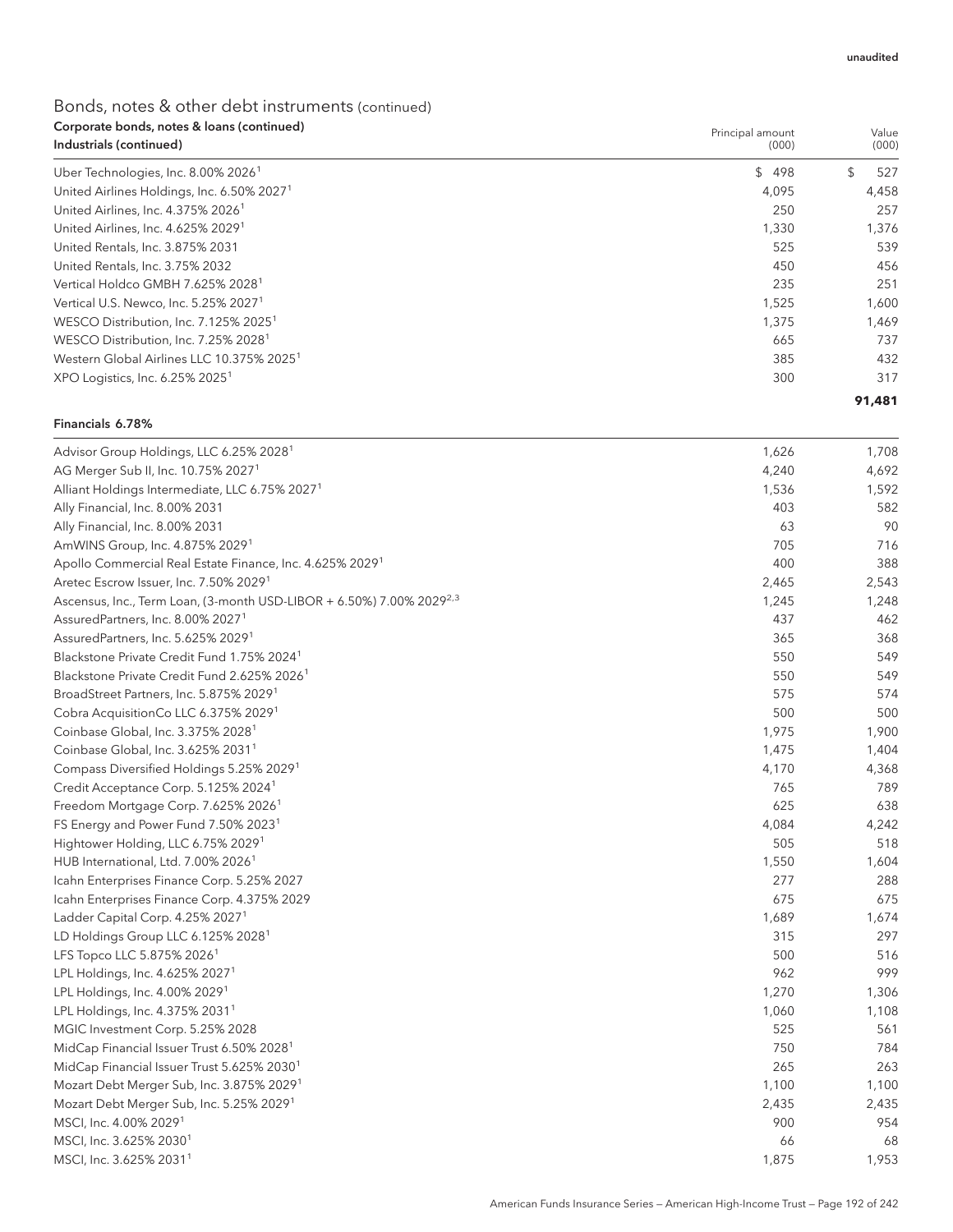unaudited

## Bonds, notes & other debt instruments (continued)

| Corporate bonds, notes & loans (continued)<br>Industrials (continued) | Principal amount (000) | Value (000) |
|---|---|---|
| Uber Technologies, Inc. 8.00% 2026[1] | $ 498 | $ 527 |
| United Airlines Holdings, Inc. 6.50% 2027[1] | 4,095 | 4,458 |
| United Airlines, Inc. 4.375% 2026[1] | 250 | 257 |
| United Airlines, Inc. 4.625% 2029[1] | 1,330 | 1,376 |
| United Rentals, Inc. 3.875% 2031 | 525 | 539 |
| United Rentals, Inc. 3.75% 2032 | 450 | 456 |
| Vertical Holdco GMBH 7.625% 2028[1] | 235 | 251 |
| Vertical U.S. Newco, Inc. 5.25% 2027[1] | 1,525 | 1,600 |
| WESCO Distribution, Inc. 7.125% 2025[1] | 1,375 | 1,469 |
| WESCO Distribution, Inc. 7.25% 2028[1] | 665 | 737 |
| Western Global Airlines LLC 10.375% 2025[1] | 385 | 432 |
| XPO Logistics, Inc. 6.25% 2025[1] | 300 | 317 |
| | | **91,481** |

| Financials 6.78% | | |
|---|---|---|
| Advisor Group Holdings, LLC 6.25% 2028[1] | 1,626 | 1,708 |
| AG Merger Sub II, Inc. 10.75% 2027[1] | 4,240 | 4,692 |
| Alliant Holdings Intermediate, LLC 6.75% 2027[1] | 1,536 | 1,592 |
| Ally Financial, Inc. 8.00% 2031 | 403 | 582 |
| Ally Financial, Inc. 8.00% 2031 | 63 | 90 |
| AmWINS Group, Inc. 4.875% 2029[1] | 705 | 716 |
| Apollo Commercial Real Estate Finance, Inc. 4.625% 2029[1] | 400 | 388 |
| Aretec Escrow Issuer, Inc. 7.50% 2029[1] | 2,465 | 2,543 |
| Ascensus, Inc., Term Loan, (3-month USD-LIBOR + 6.50%) 7.00% 2029[2,3] | 1,245 | 1,248 |
| AssuredPartners, Inc. 8.00% 2027[1] | 437 | 462 |
| AssuredPartners, Inc. 5.625% 2029[1] | 365 | 368 |
| Blackstone Private Credit Fund 1.75% 2024[1] | 550 | 549 |
| Blackstone Private Credit Fund 2.625% 2026[1] | 550 | 549 |
| BroadStreet Partners, Inc. 5.875% 2029[1] | 575 | 574 |
| Cobra AcquisitionCo LLC 6.375% 2029[1] | 500 | 500 |
| Coinbase Global, Inc. 3.375% 2028[1] | 1,975 | 1,900 |
| Coinbase Global, Inc. 3.625% 2031[1] | 1,475 | 1,404 |
| Compass Diversified Holdings 5.25% 2029[1] | 4,170 | 4,368 |
| Credit Acceptance Corp. 5.125% 2024[1] | 765 | 789 |
| Freedom Mortgage Corp. 7.625% 2026[1] | 625 | 638 |
| FS Energy and Power Fund 7.50% 2023[1] | 4,084 | 4,242 |
| Hightower Holding, LLC 6.75% 2029[1] | 505 | 518 |
| HUB International, Ltd. 7.00% 2026[1] | 1,550 | 1,604 |
| Icahn Enterprises Finance Corp. 5.25% 2027 | 277 | 288 |
| Icahn Enterprises Finance Corp. 4.375% 2029 | 675 | 675 |
| Ladder Capital Corp. 4.25% 2027[1] | 1,689 | 1,674 |
| LD Holdings Group LLC 6.125% 2028[1] | 315 | 297 |
| LFS Topco LLC 5.875% 2026[1] | 500 | 516 |
| LPL Holdings, Inc. 4.625% 2027[1] | 962 | 999 |
| LPL Holdings, Inc. 4.00% 2029[1] | 1,270 | 1,306 |
| LPL Holdings, Inc. 4.375% 2031[1] | 1,060 | 1,108 |
| MGIC Investment Corp. 5.25% 2028 | 525 | 561 |
| MidCap Financial Issuer Trust 6.50% 2028[1] | 750 | 784 |
| MidCap Financial Issuer Trust 5.625% 2030[1] | 265 | 263 |
| Mozart Debt Merger Sub, Inc. 3.875% 2029[1] | 1,100 | 1,100 |
| Mozart Debt Merger Sub, Inc. 5.25% 2029[1] | 2,435 | 2,435 |
| MSCI, Inc. 4.00% 2029[1] | 900 | 954 |
| MSCI, Inc. 3.625% 2030[1] | 66 | 68 |
| MSCI, Inc. 3.625% 2031[1] | 1,875 | 1,953 |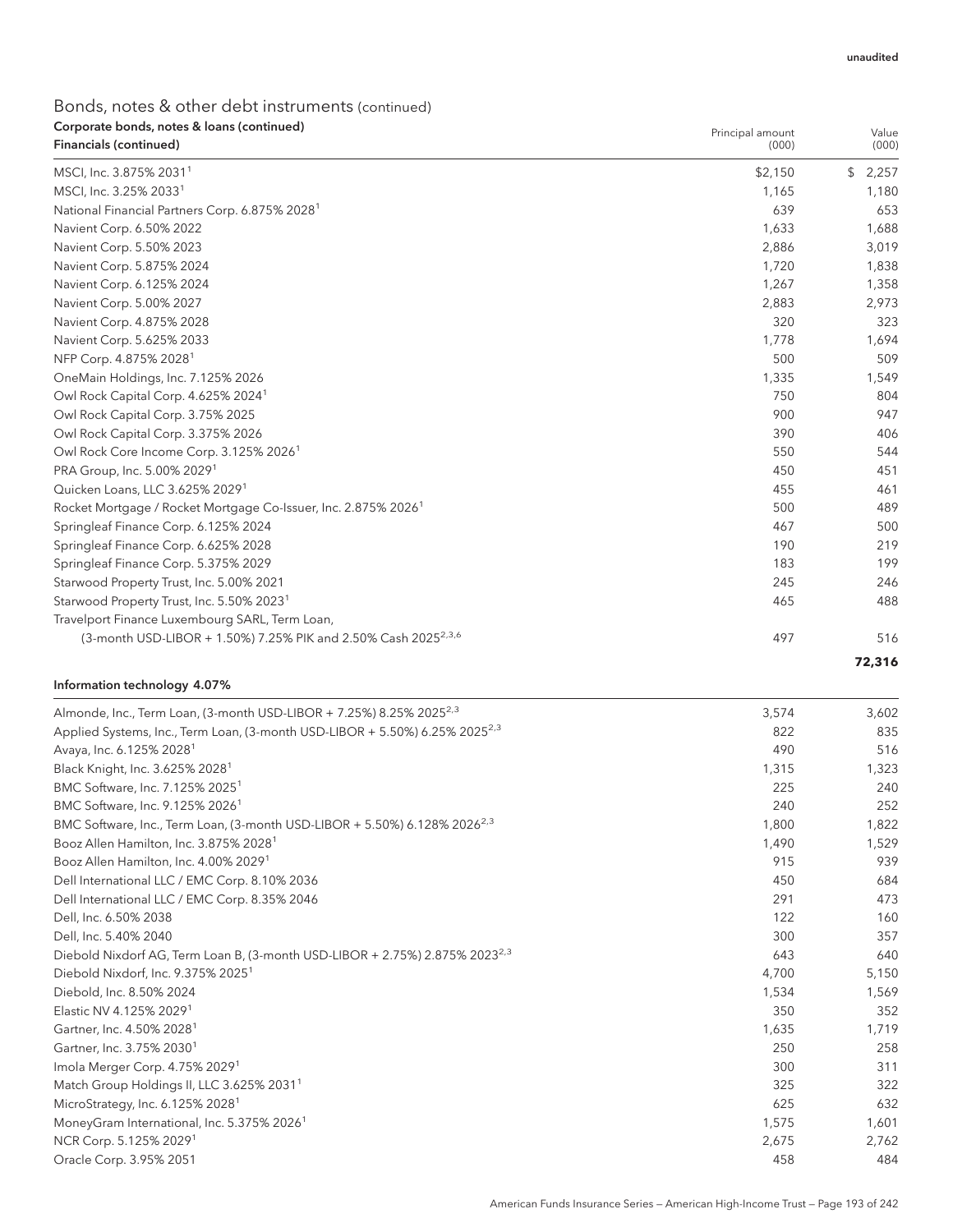unaudited

## Bonds, notes & other debt instruments (continued)

### Corporate bonds, notes & loans (continued)

| Financials (continued) | Principal amount (000) | Value (000) |
|---|---|---|
| MSCI, Inc. 3.875% 2031[1] | $2,150 | $ 2,257 |
| MSCI, Inc. 3.25% 2033[1] | 1,165 | 1,180 |
| National Financial Partners Corp. 6.875% 2028[1] | 639 | 653 |
| Navient Corp. 6.50% 2022 | 1,633 | 1,688 |
| Navient Corp. 5.50% 2023 | 2,886 | 3,019 |
| Navient Corp. 5.875% 2024 | 1,720 | 1,838 |
| Navient Corp. 6.125% 2024 | 1,267 | 1,358 |
| Navient Corp. 5.00% 2027 | 2,883 | 2,973 |
| Navient Corp. 4.875% 2028 | 320 | 323 |
| Navient Corp. 5.625% 2033 | 1,778 | 1,694 |
| NFP Corp. 4.875% 2028[1] | 500 | 509 |
| OneMain Holdings, Inc. 7.125% 2026 | 1,335 | 1,549 |
| Owl Rock Capital Corp. 4.625% 2024[1] | 750 | 804 |
| Owl Rock Capital Corp. 3.75% 2025 | 900 | 947 |
| Owl Rock Capital Corp. 3.375% 2026 | 390 | 406 |
| Owl Rock Core Income Corp. 3.125% 2026[1] | 550 | 544 |
| PRA Group, Inc. 5.00% 2029[1] | 450 | 451 |
| Quicken Loans, LLC 3.625% 2029[1] | 455 | 461 |
| Rocket Mortgage / Rocket Mortgage Co-Issuer, Inc. 2.875% 2026[1] | 500 | 489 |
| Springleaf Finance Corp. 6.125% 2024 | 467 | 500 |
| Springleaf Finance Corp. 6.625% 2028 | 190 | 219 |
| Springleaf Finance Corp. 5.375% 2029 | 183 | 199 |
| Starwood Property Trust, Inc. 5.00% 2021 | 245 | 246 |
| Starwood Property Trust, Inc. 5.50% 2023[1] | 465 | 488 |
| Travelport Finance Luxembourg SARL, Term Loan, (3-month USD-LIBOR + 1.50%) 7.25% PIK and 2.50% Cash 2025[2,3,6] | 497 | 516 |
| | | **72,316** |

| Information technology 4.07% | Principal amount (000) | Value (000) |
|---|---|---|
| Almonde, Inc., Term Loan, (3-month USD-LIBOR + 7.25%) 8.25% 2025[2,3] | 3,574 | 3,602 |
| Applied Systems, Inc., Term Loan, (3-month USD-LIBOR + 5.50%) 6.25% 2025[2,3] | 822 | 835 |
| Avaya, Inc. 6.125% 2028[1] | 490 | 516 |
| Black Knight, Inc. 3.625% 2028[1] | 1,315 | 1,323 |
| BMC Software, Inc. 7.125% 2025[1] | 225 | 240 |
| BMC Software, Inc. 9.125% 2026[1] | 240 | 252 |
| BMC Software, Inc., Term Loan, (3-month USD-LIBOR + 5.50%) 6.128% 2026[2,3] | 1,800 | 1,822 |
| Booz Allen Hamilton, Inc. 3.875% 2028[1] | 1,490 | 1,529 |
| Booz Allen Hamilton, Inc. 4.00% 2029[1] | 915 | 939 |
| Dell International LLC / EMC Corp. 8.10% 2036 | 450 | 684 |
| Dell International LLC / EMC Corp. 8.35% 2046 | 291 | 473 |
| Dell, Inc. 6.50% 2038 | 122 | 160 |
| Dell, Inc. 5.40% 2040 | 300 | 357 |
| Diebold Nixdorf AG, Term Loan B, (3-month USD-LIBOR + 2.75%) 2.875% 2023[2,3] | 643 | 640 |
| Diebold Nixdorf, Inc. 9.375% 2025[1] | 4,700 | 5,150 |
| Diebold, Inc. 8.50% 2024 | 1,534 | 1,569 |
| Elastic NV 4.125% 2029[1] | 350 | 352 |
| Gartner, Inc. 4.50% 2028[1] | 1,635 | 1,719 |
| Gartner, Inc. 3.75% 2030[1] | 250 | 258 |
| Imola Merger Corp. 4.75% 2029[1] | 300 | 311 |
| Match Group Holdings II, LLC 3.625% 2031[1] | 325 | 322 |
| MicroStrategy, Inc. 6.125% 2028[1] | 625 | 632 |
| MoneyGram International, Inc. 5.375% 2026[1] | 1,575 | 1,601 |
| NCR Corp. 5.125% 2029[1] | 2,675 | 2,762 |
| Oracle Corp. 3.95% 2051 | 458 | 484 |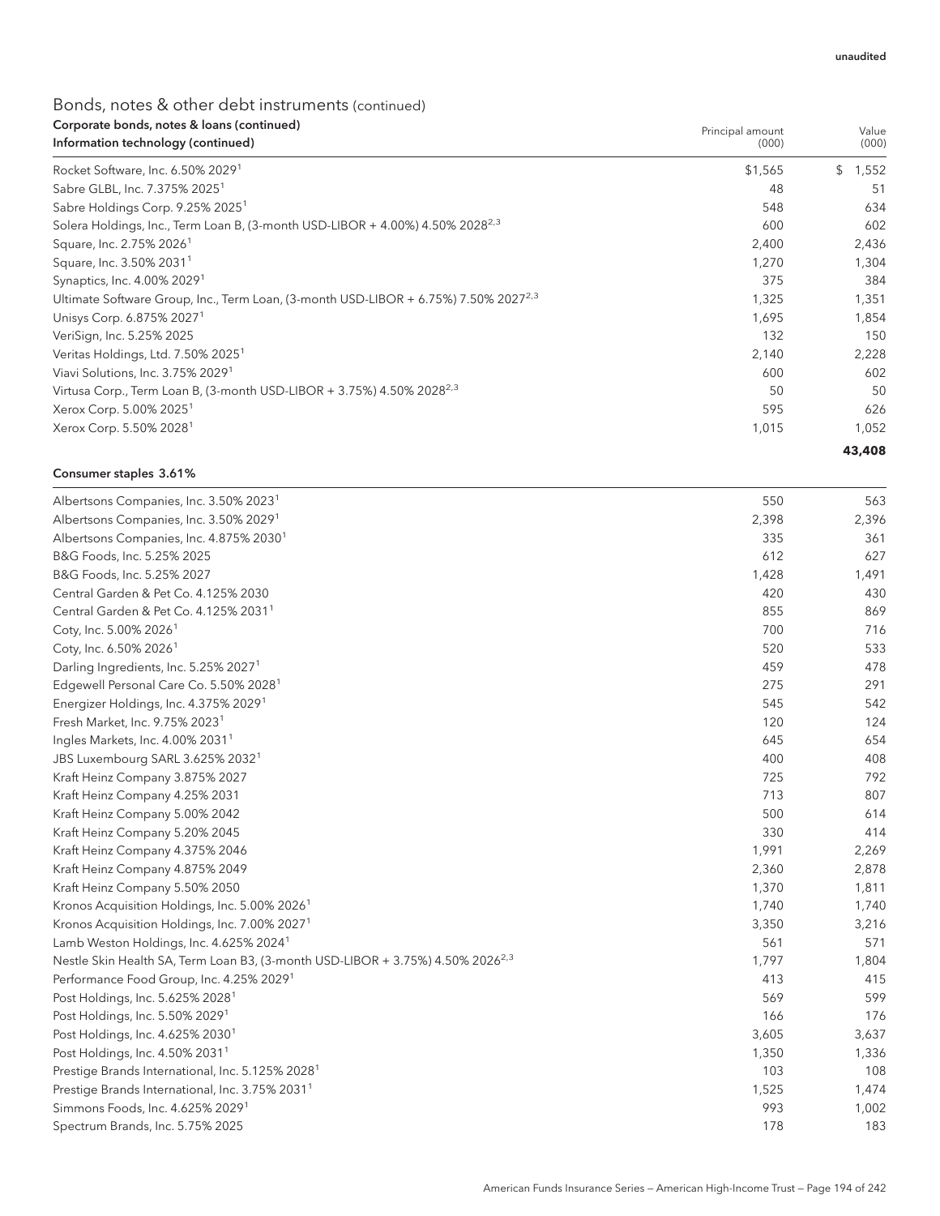unaudited

## Bonds, notes & other debt instruments (continued)

| Corporate bonds, notes & loans (continued) Information technology (continued) | Principal amount (000) | Value (000) |
|---|---|---|
| Rocket Software, Inc. 6.50% 2029[1] | $1,565 | $ 1,552 |
| Sabre GLBL, Inc. 7.375% 2025[1] | 48 | 51 |
| Sabre Holdings Corp. 9.25% 2025[1] | 548 | 634 |
| Solera Holdings, Inc., Term Loan B, (3-month USD-LIBOR + 4.00%) 4.50% 2028[2,3] | 600 | 602 |
| Square, Inc. 2.75% 2026[1] | 2,400 | 2,436 |
| Square, Inc. 3.50% 2031[1] | 1,270 | 1,304 |
| Synaptics, Inc. 4.00% 2029[1] | 375 | 384 |
| Ultimate Software Group, Inc., Term Loan, (3-month USD-LIBOR + 6.75%) 7.50% 2027[2,3] | 1,325 | 1,351 |
| Unisys Corp. 6.875% 2027[1] | 1,695 | 1,854 |
| VeriSign, Inc. 5.25% 2025 | 132 | 150 |
| Veritas Holdings, Ltd. 7.50% 2025[1] | 2,140 | 2,228 |
| Viavi Solutions, Inc. 3.75% 2029[1] | 600 | 602 |
| Virtusa Corp., Term Loan B, (3-month USD-LIBOR + 3.75%) 4.50% 2028[2,3] | 50 | 50 |
| Xerox Corp. 5.00% 2025[1] | 595 | 626 |
| Xerox Corp. 5.50% 2028[1] | 1,015 | 1,052 |
| | | **43,408** |

| Consumer staples 3.61% | | |
|---|---|---|
| Albertsons Companies, Inc. 3.50% 2023[1] | 550 | 563 |
| Albertsons Companies, Inc. 3.50% 2029[1] | 2,398 | 2,396 |
| Albertsons Companies, Inc. 4.875% 2030[1] | 335 | 361 |
| B&G Foods, Inc. 5.25% 2025 | 612 | 627 |
| B&G Foods, Inc. 5.25% 2027 | 1,428 | 1,491 |
| Central Garden & Pet Co. 4.125% 2030 | 420 | 430 |
| Central Garden & Pet Co. 4.125% 2031[1] | 855 | 869 |
| Coty, Inc. 5.00% 2026[1] | 700 | 716 |
| Coty, Inc. 6.50% 2026[1] | 520 | 533 |
| Darling Ingredients, Inc. 5.25% 2027[1] | 459 | 478 |
| Edgewell Personal Care Co. 5.50% 2028[1] | 275 | 291 |
| Energizer Holdings, Inc. 4.375% 2029[1] | 545 | 542 |
| Fresh Market, Inc. 9.75% 2023[1] | 120 | 124 |
| Ingles Markets, Inc. 4.00% 2031[1] | 645 | 654 |
| JBS Luxembourg SARL 3.625% 2032[1] | 400 | 408 |
| Kraft Heinz Company 3.875% 2027 | 725 | 792 |
| Kraft Heinz Company 4.25% 2031 | 713 | 807 |
| Kraft Heinz Company 5.00% 2042 | 500 | 614 |
| Kraft Heinz Company 5.20% 2045 | 330 | 414 |
| Kraft Heinz Company 4.375% 2046 | 1,991 | 2,269 |
| Kraft Heinz Company 4.875% 2049 | 2,360 | 2,878 |
| Kraft Heinz Company 5.50% 2050 | 1,370 | 1,811 |
| Kronos Acquisition Holdings, Inc. 5.00% 2026[1] | 1,740 | 1,740 |
| Kronos Acquisition Holdings, Inc. 7.00% 2027[1] | 3,350 | 3,216 |
| Lamb Weston Holdings, Inc. 4.625% 2024[1] | 561 | 571 |
| Nestle Skin Health SA, Term Loan B3, (3-month USD-LIBOR + 3.75%) 4.50% 2026[2,3] | 1,797 | 1,804 |
| Performance Food Group, Inc. 4.25% 2029[1] | 413 | 415 |
| Post Holdings, Inc. 5.625% 2028[1] | 569 | 599 |
| Post Holdings, Inc. 5.50% 2029[1] | 166 | 176 |
| Post Holdings, Inc. 4.625% 2030[1] | 3,605 | 3,637 |
| Post Holdings, Inc. 4.50% 2031[1] | 1,350 | 1,336 |
| Prestige Brands International, Inc. 5.125% 2028[1] | 103 | 108 |
| Prestige Brands International, Inc. 3.75% 2031[1] | 1,525 | 1,474 |
| Simmons Foods, Inc. 4.625% 2029[1] | 993 | 1,002 |
| Spectrum Brands, Inc. 5.75% 2025 | 178 | 183 |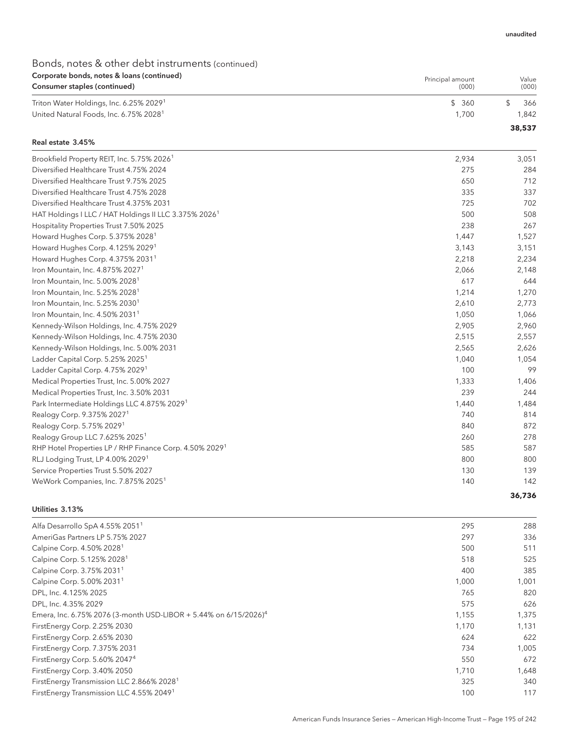unaudited

## Bonds, notes & other debt instruments (continued)

| Corporate bonds, notes & loans (continued)<br>Consumer staples (continued) | Principal amount (000) | Value (000) |
|---|---|---|
| Triton Water Holdings, Inc. 6.25% 2029[1] | $ 360 | $ 366 |
| United Natural Foods, Inc. 6.75% 2028[1] | 1,700 | 1,842 |
| | | **38,537** |
| **Real estate 3.45%** | | |
| Brookfield Property REIT, Inc. 5.75% 2026[1] | 2,934 | 3,051 |
| Diversified Healthcare Trust 4.75% 2024 | 275 | 284 |
| Diversified Healthcare Trust 9.75% 2025 | 650 | 712 |
| Diversified Healthcare Trust 4.75% 2028 | 335 | 337 |
| Diversified Healthcare Trust 4.375% 2031 | 725 | 702 |
| HAT Holdings I LLC / HAT Holdings II LLC 3.375% 2026[1] | 500 | 508 |
| Hospitality Properties Trust 7.50% 2025 | 238 | 267 |
| Howard Hughes Corp. 5.375% 2028[1] | 1,447 | 1,527 |
| Howard Hughes Corp. 4.125% 2029[1] | 3,143 | 3,151 |
| Howard Hughes Corp. 4.375% 2031[1] | 2,218 | 2,234 |
| Iron Mountain, Inc. 4.875% 2027[1] | 2,066 | 2,148 |
| Iron Mountain, Inc. 5.00% 2028[1] | 617 | 644 |
| Iron Mountain, Inc. 5.25% 2028[1] | 1,214 | 1,270 |
| Iron Mountain, Inc. 5.25% 2030[1] | 2,610 | 2,773 |
| Iron Mountain, Inc. 4.50% 2031[1] | 1,050 | 1,066 |
| Kennedy-Wilson Holdings, Inc. 4.75% 2029 | 2,905 | 2,960 |
| Kennedy-Wilson Holdings, Inc. 4.75% 2030 | 2,515 | 2,557 |
| Kennedy-Wilson Holdings, Inc. 5.00% 2031 | 2,565 | 2,626 |
| Ladder Capital Corp. 5.25% 2025[1] | 1,040 | 1,054 |
| Ladder Capital Corp. 4.75% 2029[1] | 100 | 99 |
| Medical Properties Trust, Inc. 5.00% 2027 | 1,333 | 1,406 |
| Medical Properties Trust, Inc. 3.50% 2031 | 239 | 244 |
| Park Intermediate Holdings LLC 4.875% 2029[1] | 1,440 | 1,484 |
| Realogy Corp. 9.375% 2027[1] | 740 | 814 |
| Realogy Corp. 5.75% 2029[1] | 840 | 872 |
| Realogy Group LLC 7.625% 2025[1] | 260 | 278 |
| RHP Hotel Properties LP / RHP Finance Corp. 4.50% 2029[1] | 585 | 587 |
| RLJ Lodging Trust, LP 4.00% 2029[1] | 800 | 800 |
| Service Properties Trust 5.50% 2027 | 130 | 139 |
| WeWork Companies, Inc. 7.875% 2025[1] | 140 | 142 |
| | | **36,736** |
| **Utilities 3.13%** | | |
| Alfa Desarrollo SpA 4.55% 2051[1] | 295 | 288 |
| AmeriGas Partners LP 5.75% 2027 | 297 | 336 |
| Calpine Corp. 4.50% 2028[1] | 500 | 511 |
| Calpine Corp. 5.125% 2028[1] | 518 | 525 |
| Calpine Corp. 3.75% 2031[1] | 400 | 385 |
| Calpine Corp. 5.00% 2031[1] | 1,000 | 1,001 |
| DPL, Inc. 4.125% 2025 | 765 | 820 |
| DPL, Inc. 4.35% 2029 | 575 | 626 |
| Emera, Inc. 6.75% 2076 (3-month USD-LIBOR + 5.44% on 6/15/2026)[4] | 1,155 | 1,375 |
| FirstEnergy Corp. 2.25% 2030 | 1,170 | 1,131 |
| FirstEnergy Corp. 2.65% 2030 | 624 | 622 |
| FirstEnergy Corp. 7.375% 2031 | 734 | 1,005 |
| FirstEnergy Corp. 5.60% 2047[4] | 550 | 672 |
| FirstEnergy Corp. 3.40% 2050 | 1,710 | 1,648 |
| FirstEnergy Transmission LLC 2.866% 2028[1] | 325 | 340 |
| FirstEnergy Transmission LLC 4.55% 2049[1] | 100 | 117 |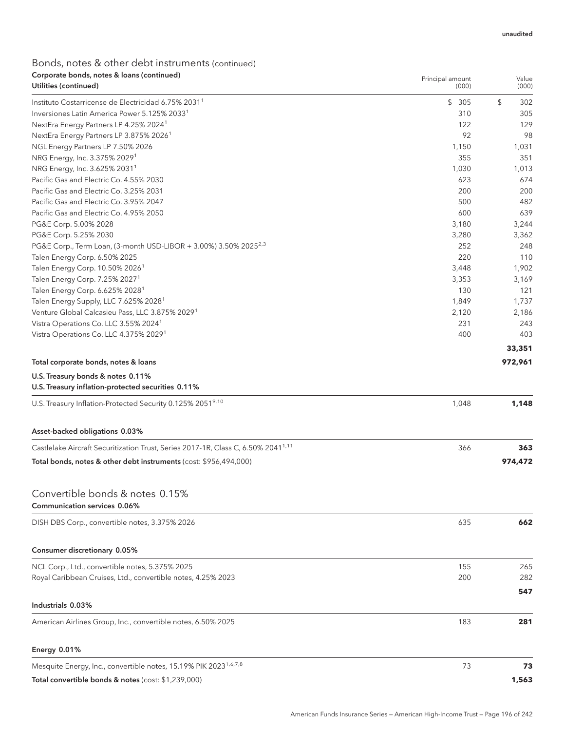unaudited

## Bonds, notes & other debt instruments (continued)

**Corporate bonds, notes & loans (continued)**

| Utilities (continued) | Principal amount (000) | Value (000) |
|---|---|---|
| Instituto Costarricense de Electricidad 6.75% 2031[1] | $ 305 | $ 302 |
| Inversiones Latin America Power 5.125% 2033[1] | 310 | 305 |
| NextEra Energy Partners LP 4.25% 2024[1] | 122 | 129 |
| NextEra Energy Partners LP 3.875% 2026[1] | 92 | 98 |
| NGL Energy Partners LP 7.50% 2026 | 1,150 | 1,031 |
| NRG Energy, Inc. 3.375% 2029[1] | 355 | 351 |
| NRG Energy, Inc. 3.625% 2031[1] | 1,030 | 1,013 |
| Pacific Gas and Electric Co. 4.55% 2030 | 623 | 674 |
| Pacific Gas and Electric Co. 3.25% 2031 | 200 | 200 |
| Pacific Gas and Electric Co. 3.95% 2047 | 500 | 482 |
| Pacific Gas and Electric Co. 4.95% 2050 | 600 | 639 |
| PG&E Corp. 5.00% 2028 | 3,180 | 3,244 |
| PG&E Corp. 5.25% 2030 | 3,280 | 3,362 |
| PG&E Corp., Term Loan, (3-month USD-LIBOR + 3.00%) 3.50% 2025[2,3] | 252 | 248 |
| Talen Energy Corp. 6.50% 2025 | 220 | 110 |
| Talen Energy Corp. 10.50% 2026[1] | 3,448 | 1,902 |
| Talen Energy Corp. 7.25% 2027[1] | 3,353 | 3,169 |
| Talen Energy Corp. 6.625% 2028[1] | 130 | 121 |
| Talen Energy Supply, LLC 7.625% 2028[1] | 1,849 | 1,737 |
| Venture Global Calcasieu Pass, LLC 3.875% 2029[1] | 2,120 | 2,186 |
| Vistra Operations Co. LLC 3.55% 2024[1] | 231 | 243 |
| Vistra Operations Co. LLC 4.375% 2029[1] | 400 | 403 |
| | | **33,351** |
| **Total corporate bonds, notes & loans** | | **972,961** |

**U.S. Treasury bonds & notes 0.11%**

| U.S. Treasury inflation-protected securities 0.11% | | |
|---|---|---|
| U.S. Treasury Inflation-Protected Security 0.125% 2051[9,10] | 1,048 | **1,148** |

| Asset-backed obligations 0.03% | | |
|---|---|---|
| Castlelake Aircraft Securitization Trust, Series 2017-1R, Class C, 6.50% 2041[1,11] | 366 | **363** |
| **Total bonds, notes & other debt instruments** (cost: $956,494,000) | | **974,472** |

## Convertible bonds & notes 0.15%

| Communication services 0.06% | | |
|---|---|---|
| DISH DBS Corp., convertible notes, 3.375% 2026 | 635 | **662** |

| Consumer discretionary 0.05% | | |
|---|---|---|
| NCL Corp., Ltd., convertible notes, 5.375% 2025 | 155 | 265 |
| Royal Caribbean Cruises, Ltd., convertible notes, 4.25% 2023 | 200 | 282 |
| | | **547** |

| Industrials 0.03% | | |
|---|---|---|
| American Airlines Group, Inc., convertible notes, 6.50% 2025 | 183 | **281** |

| Energy 0.01% | | |
|---|---|---|
| Mesquite Energy, Inc., convertible notes, 15.19% PIK 2023[1,6,7,8] | 73 | **73** |
| **Total convertible bonds & notes** (cost: $1,239,000) | | **1,563** |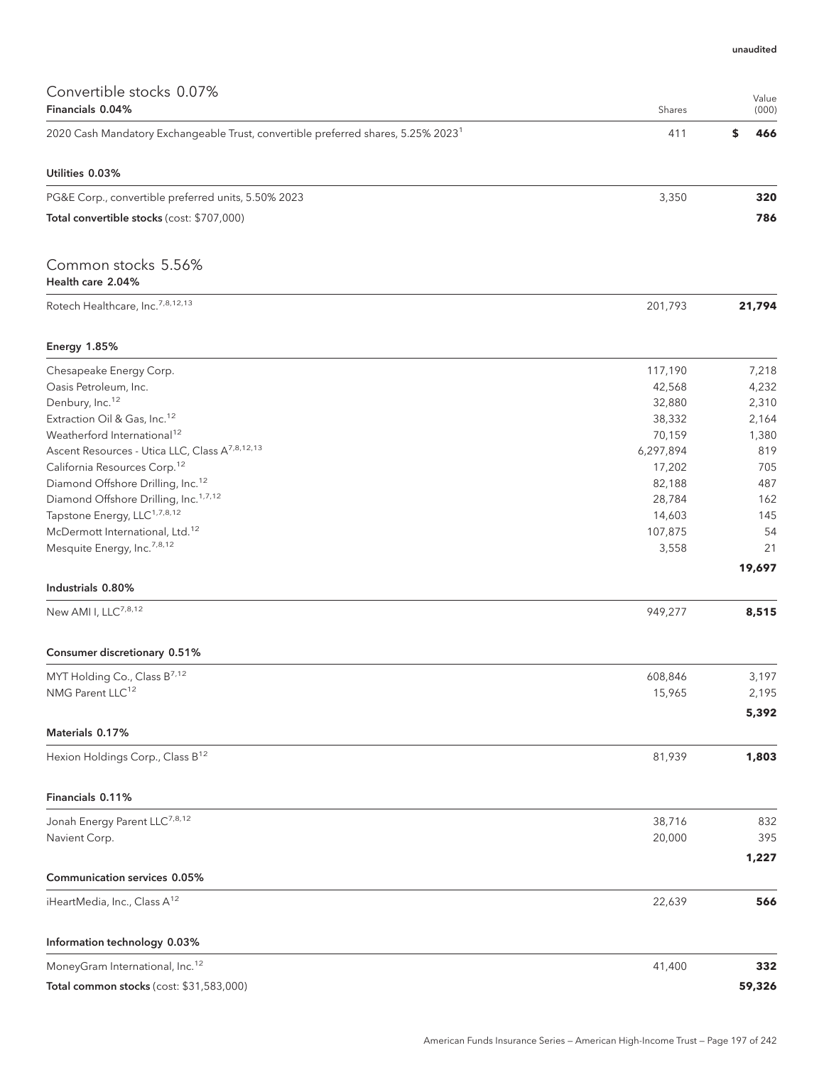unaudited

## Convertible stocks 0.07%

| Financials 0.04% | Shares | Value (000) |
|---|---|---|
| 2020 Cash Mandatory Exchangeable Trust, convertible preferred shares, 5.25% 2023[1] | 411 | $ 466 |
| **Utilities 0.03%** | | |
| PG&E Corp., convertible preferred units, 5.50% 2023 | 3,350 | **320** |
| **Total convertible stocks** (cost: $707,000) | | **786** |

## Common stocks 5.56%

| Health care 2.04% | Shares | Value (000) |
|---|---|---|
| Rotech Healthcare, Inc.[7,8,12,13] | 201,793 | **21,794** |
| **Energy 1.85%** | | |
| Chesapeake Energy Corp. | 117,190 | 7,218 |
| Oasis Petroleum, Inc. | 42,568 | 4,232 |
| Denbury, Inc.[12] | 32,880 | 2,310 |
| Extraction Oil & Gas, Inc.[12] | 38,332 | 2,164 |
| Weatherford International[12] | 70,159 | 1,380 |
| Ascent Resources - Utica LLC, Class A[7,8,12,13] | 6,297,894 | 819 |
| California Resources Corp.[12] | 17,202 | 705 |
| Diamond Offshore Drilling, Inc.[12] | 82,188 | 487 |
| Diamond Offshore Drilling, Inc.[1,7,12] | 28,784 | 162 |
| Tapstone Energy, LLC[1,7,8,12] | 14,603 | 145 |
| McDermott International, Ltd.[12] | 107,875 | 54 |
| Mesquite Energy, Inc.[7,8,12] | 3,558 | 21 |
| | | **19,697** |
| **Industrials 0.80%** | | |
| New AMI I, LLC[7,8,12] | 949,277 | **8,515** |
| **Consumer discretionary 0.51%** | | |
| MYT Holding Co., Class B[7,12] | 608,846 | 3,197 |
| NMG Parent LLC[12] | 15,965 | 2,195 |
| | | **5,392** |
| **Materials 0.17%** | | |
| Hexion Holdings Corp., Class B[12] | 81,939 | **1,803** |
| **Financials 0.11%** | | |
| Jonah Energy Parent LLC[7,8,12] | 38,716 | 832 |
| Navient Corp. | 20,000 | 395 |
| | | **1,227** |
| **Communication services 0.05%** | | |
| iHeartMedia, Inc., Class A[12] | 22,639 | **566** |
| **Information technology 0.03%** | | |
| MoneyGram International, Inc.[12] | 41,400 | **332** |
| **Total common stocks** (cost: $31,583,000) | | **59,326** |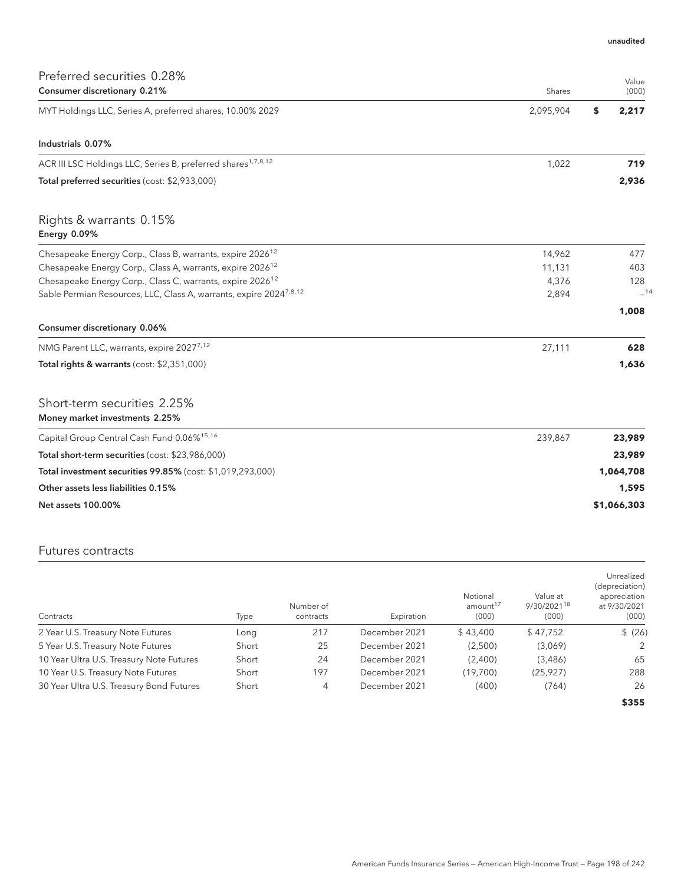unaudited

## Preferred securities 0.28%

| Consumer discretionary 0.21% | Shares | Value (000) |
|---|---|---|
| MYT Holdings LLC, Series A, preferred shares, 10.00% 2029 | 2,095,904 | $ **2,217** |

| Industrials 0.07% | | |
|---|---|---|
| ACR III LSC Holdings LLC, Series B, preferred shares[1,7,8,12] | 1,022 | **719** |
| **Total preferred securities** (cost: $2,933,000) | | **2,936** |

## Rights & warrants 0.15%

| Energy 0.09% | | |
|---|---|---|
| Chesapeake Energy Corp., Class B, warrants, expire 2026[12] | 14,962 | 477 |
| Chesapeake Energy Corp., Class A, warrants, expire 2026[12] | 11,131 | 403 |
| Chesapeake Energy Corp., Class C, warrants, expire 2026[12] | 4,376 | 128 |
| Sable Permian Resources, LLC, Class A, warrants, expire 2024[7,8,12] | 2,894 | —[14] |
| | | **1,008** |

| Consumer discretionary 0.06% | | |
|---|---|---|
| NMG Parent LLC, warrants, expire 2027[7,12] | 27,111 | **628** |
| **Total rights & warrants** (cost: $2,351,000) | | **1,636** |

## Short-term securities 2.25%

| Money market investments 2.25% | | |
|---|---|---|
| Capital Group Central Cash Fund 0.06%[15,16] | 239,867 | **23,989** |
| **Total short-term securities** (cost: $23,986,000) | | **23,989** |
| **Total investment securities 99.85%** (cost: $1,019,293,000) | | **1,064,708** |
| **Other assets less liabilities 0.15%** | | **1,595** |
| **Net assets 100.00%** | | **$1,066,303** |

## Futures contracts

| Contracts | Type | Number of contracts | Expiration | Notional amount[17] (000) | Value at 9/30/2021[18] (000) | Unrealized (depreciation) appreciation at 9/30/2021 (000) |
|---|---|---|---|---|---|---|
| 2 Year U.S. Treasury Note Futures | Long | 217 | December 2021 | $ 43,400 | $ 47,752 | $ (26) |
| 5 Year U.S. Treasury Note Futures | Short | 25 | December 2021 | (2,500) | (3,069) | 2 |
| 10 Year Ultra U.S. Treasury Note Futures | Short | 24 | December 2021 | (2,400) | (3,486) | 65 |
| 10 Year U.S. Treasury Note Futures | Short | 197 | December 2021 | (19,700) | (25,927) | 288 |
| 30 Year Ultra U.S. Treasury Bond Futures | Short | 4 | December 2021 | (400) | (764) | 26 |
| | | | | | | **$355** |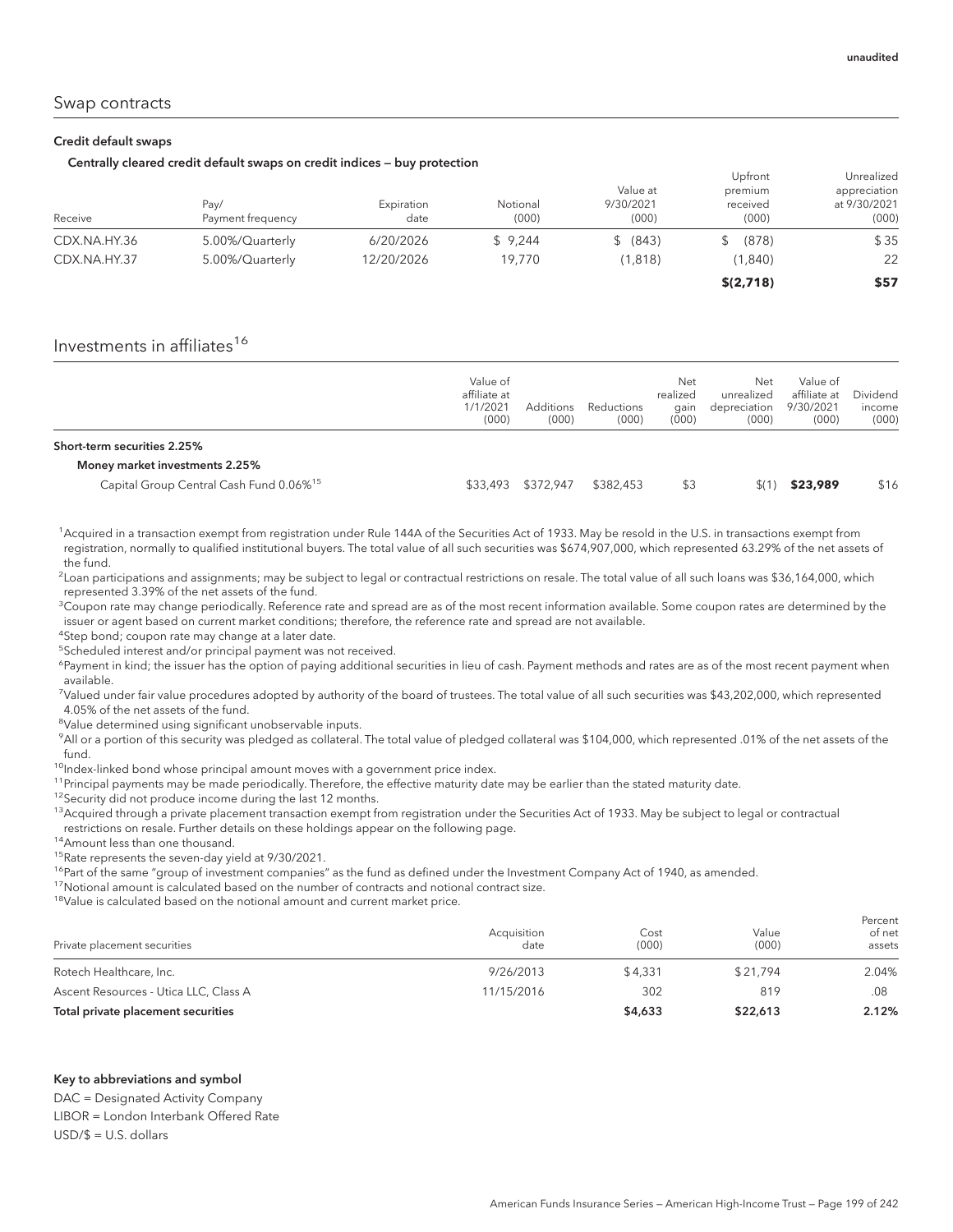unaudited

## Swap contracts

### Credit default swaps

#### Centrally cleared credit default swaps on credit indices — buy protection

| Receive | Pay/ Payment frequency | Expiration date | Notional (000) | Value at 9/30/2021 (000) | Upfront premium received (000) | Unrealized appreciation at 9/30/2021 (000) |
|---|---|---|---|---|---|---|
| CDX.NA.HY.36 | 5.00%/Quarterly | 6/20/2026 | $ 9,244 | $ (843) | $ (878) | $35 |
| CDX.NA.HY.37 | 5.00%/Quarterly | 12/20/2026 | 19,770 | (1,818) | (1,840) | 22 |
| | | | | | **$(2,718)** | **$57** |

## Investments in affiliates[16]

| | Value of affiliate at 1/1/2021 (000) | Additions (000) | Reductions (000) | Net realized gain (000) | Net unrealized depreciation (000) | Value of affiliate at 9/30/2021 (000) | Dividend income (000) |
|---|---|---|---|---|---|---|---|
| **Short-term securities 2.25%** | | | | | | | |
| **Money market investments 2.25%** | | | | | | | |
| Capital Group Central Cash Fund 0.06%[15] | $33,493 | $372,947 | $382,453 | $3 | $(1) | **$23,989** | $16 |

[1]Acquired in a transaction exempt from registration under Rule 144A of the Securities Act of 1933. May be resold in the U.S. in transactions exempt from registration, normally to qualified institutional buyers. The total value of all such securities was $674,907,000, which represented 63.29% of the net assets of the fund.

[2]Loan participations and assignments; may be subject to legal or contractual restrictions on resale. The total value of all such loans was $36,164,000, which represented 3.39% of the net assets of the fund.

[3]Coupon rate may change periodically. Reference rate and spread are as of the most recent information available. Some coupon rates are determined by the issuer or agent based on current market conditions; therefore, the reference rate and spread are not available.

[4]Step bond; coupon rate may change at a later date.

[5]Scheduled interest and/or principal payment was not received.

[6]Payment in kind; the issuer has the option of paying additional securities in lieu of cash. Payment methods and rates are as of the most recent payment when available.

[7]Valued under fair value procedures adopted by authority of the board of trustees. The total value of all such securities was $43,202,000, which represented 4.05% of the net assets of the fund.

[8]Value determined using significant unobservable inputs.

[9]All or a portion of this security was pledged as collateral. The total value of pledged collateral was $104,000, which represented .01% of the net assets of the fund.

[10]Index-linked bond whose principal amount moves with a government price index.

[11]Principal payments may be made periodically. Therefore, the effective maturity date may be earlier than the stated maturity date.

[12]Security did not produce income during the last 12 months.

[13]Acquired through a private placement transaction exempt from registration under the Securities Act of 1933. May be subject to legal or contractual restrictions on resale. Further details on these holdings appear on the following page.

[14]Amount less than one thousand.

[15]Rate represents the seven-day yield at 9/30/2021.

[16]Part of the same "group of investment companies" as the fund as defined under the Investment Company Act of 1940, as amended.

[17]Notional amount is calculated based on the number of contracts and notional contract size.

[18]Value is calculated based on the notional amount and current market price.

| Private placement securities | Acquisition date | Cost (000) | Value (000) | Percent of net assets |
|---|---|---|---|---|
| Rotech Healthcare, Inc. | 9/26/2013 | $4,331 | $21,794 | 2.04% |
| Ascent Resources - Utica LLC, Class A | 11/15/2016 | 302 | 819 | .08 |
| **Total private placement securities** | | **$4,633** | **$22,613** | **2.12%** |

**Key to abbreviations and symbol**

DAC = Designated Activity Company

LIBOR = London Interbank Offered Rate

USD/$ = U.S. dollars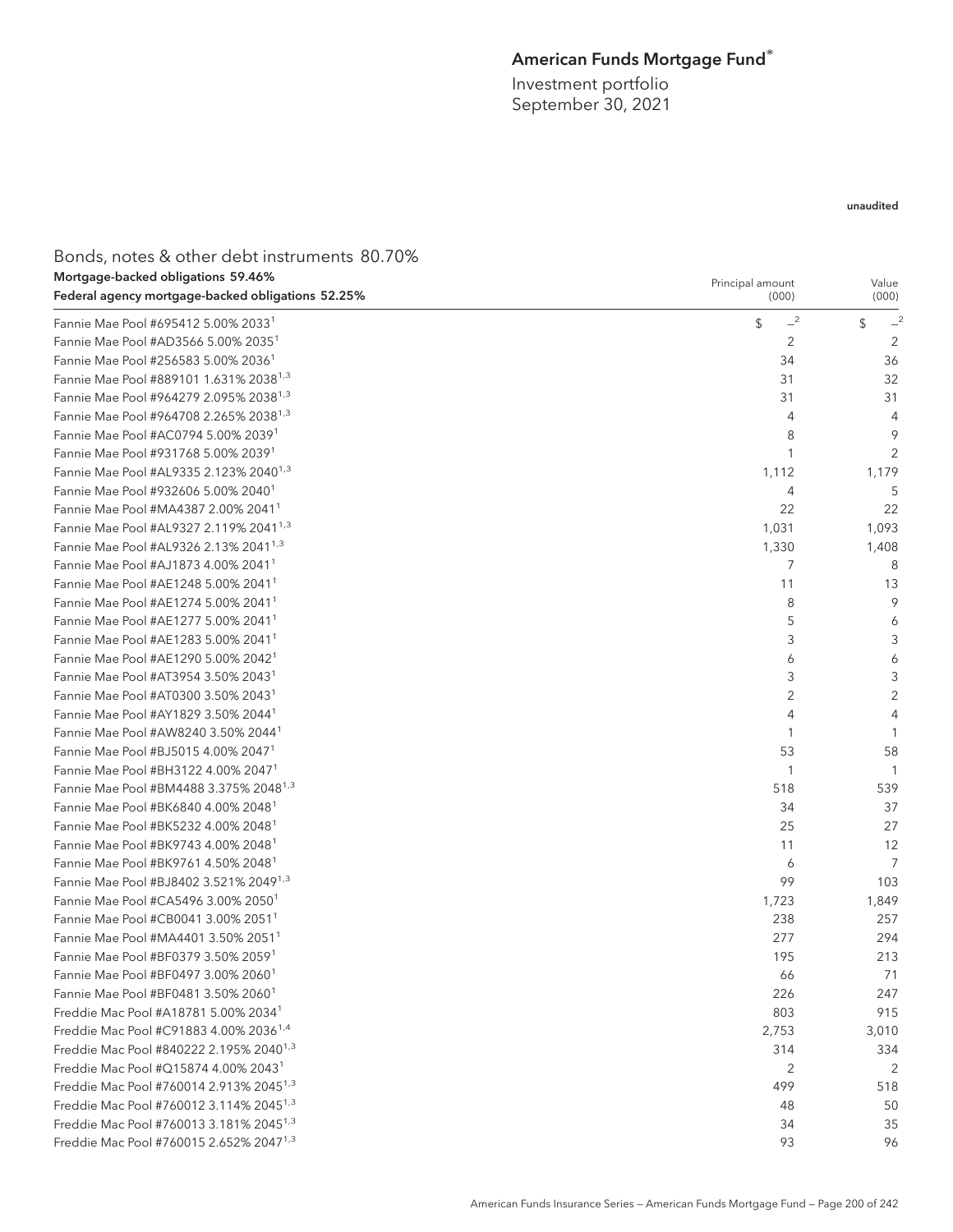# American Funds Mortgage Fund®

Investment portfolio
September 30, 2021

unaudited

## Bonds, notes & other debt instruments 80.70%

| Mortgage-backed obligations 59.46%<br>Federal agency mortgage-backed obligations 52.25% | Principal amount (000) | Value (000) |
|---|---|---|
| Fannie Mae Pool #695412 5.00% 2033[1] | $ —[2] | $ —[2] |
| Fannie Mae Pool #AD3566 5.00% 2035[1] | 2 | 2 |
| Fannie Mae Pool #256583 5.00% 2036[1] | 34 | 36 |
| Fannie Mae Pool #889101 1.631% 2038[1,3] | 31 | 32 |
| Fannie Mae Pool #964279 2.095% 2038[1,3] | 31 | 31 |
| Fannie Mae Pool #964708 2.265% 2038[1,3] | 4 | 4 |
| Fannie Mae Pool #AC0794 5.00% 2039[1] | 8 | 9 |
| Fannie Mae Pool #931768 5.00% 2039[1] | 1 | 2 |
| Fannie Mae Pool #AL9335 2.123% 2040[1,3] | 1,112 | 1,179 |
| Fannie Mae Pool #932606 5.00% 2040[1] | 4 | 5 |
| Fannie Mae Pool #MA4387 2.00% 2041[1] | 22 | 22 |
| Fannie Mae Pool #AL9327 2.119% 2041[1,3] | 1,031 | 1,093 |
| Fannie Mae Pool #AL9326 2.13% 2041[1,3] | 1,330 | 1,408 |
| Fannie Mae Pool #AJ1873 4.00% 2041[1] | 7 | 8 |
| Fannie Mae Pool #AE1248 5.00% 2041[1] | 11 | 13 |
| Fannie Mae Pool #AE1274 5.00% 2041[1] | 8 | 9 |
| Fannie Mae Pool #AE1277 5.00% 2041[1] | 5 | 6 |
| Fannie Mae Pool #AE1283 5.00% 2041[1] | 3 | 3 |
| Fannie Mae Pool #AE1290 5.00% 2042[1] | 6 | 6 |
| Fannie Mae Pool #AT3954 3.50% 2043[1] | 3 | 3 |
| Fannie Mae Pool #AT0300 3.50% 2043[1] | 2 | 2 |
| Fannie Mae Pool #AY1829 3.50% 2044[1] | 4 | 4 |
| Fannie Mae Pool #AW8240 3.50% 2044[1] | 1 | 1 |
| Fannie Mae Pool #BJ5015 4.00% 2047[1] | 53 | 58 |
| Fannie Mae Pool #BH3122 4.00% 2047[1] | 1 | 1 |
| Fannie Mae Pool #BM4488 3.375% 2048[1,3] | 518 | 539 |
| Fannie Mae Pool #BK6840 4.00% 2048[1] | 34 | 37 |
| Fannie Mae Pool #BK5232 4.00% 2048[1] | 25 | 27 |
| Fannie Mae Pool #BK9743 4.00% 2048[1] | 11 | 12 |
| Fannie Mae Pool #BK9761 4.50% 2048[1] | 6 | 7 |
| Fannie Mae Pool #BJ8402 3.521% 2049[1,3] | 99 | 103 |
| Fannie Mae Pool #CA5496 3.00% 2050[1] | 1,723 | 1,849 |
| Fannie Mae Pool #CB0041 3.00% 2051[1] | 238 | 257 |
| Fannie Mae Pool #MA4401 3.50% 2051[1] | 277 | 294 |
| Fannie Mae Pool #BF0379 3.50% 2059[1] | 195 | 213 |
| Fannie Mae Pool #BF0497 3.00% 2060[1] | 66 | 71 |
| Fannie Mae Pool #BF0481 3.50% 2060[1] | 226 | 247 |
| Freddie Mac Pool #A18781 5.00% 2034[1] | 803 | 915 |
| Freddie Mac Pool #C91883 4.00% 2036[1,4] | 2,753 | 3,010 |
| Freddie Mac Pool #840222 2.195% 2040[1,3] | 314 | 334 |
| Freddie Mac Pool #Q15874 4.00% 2043[1] | 2 | 2 |
| Freddie Mac Pool #760014 2.913% 2045[1,3] | 499 | 518 |
| Freddie Mac Pool #760012 3.114% 2045[1,3] | 48 | 50 |
| Freddie Mac Pool #760013 3.181% 2045[1,3] | 34 | 35 |
| Freddie Mac Pool #760015 2.652% 2047[1,3] | 93 | 96 |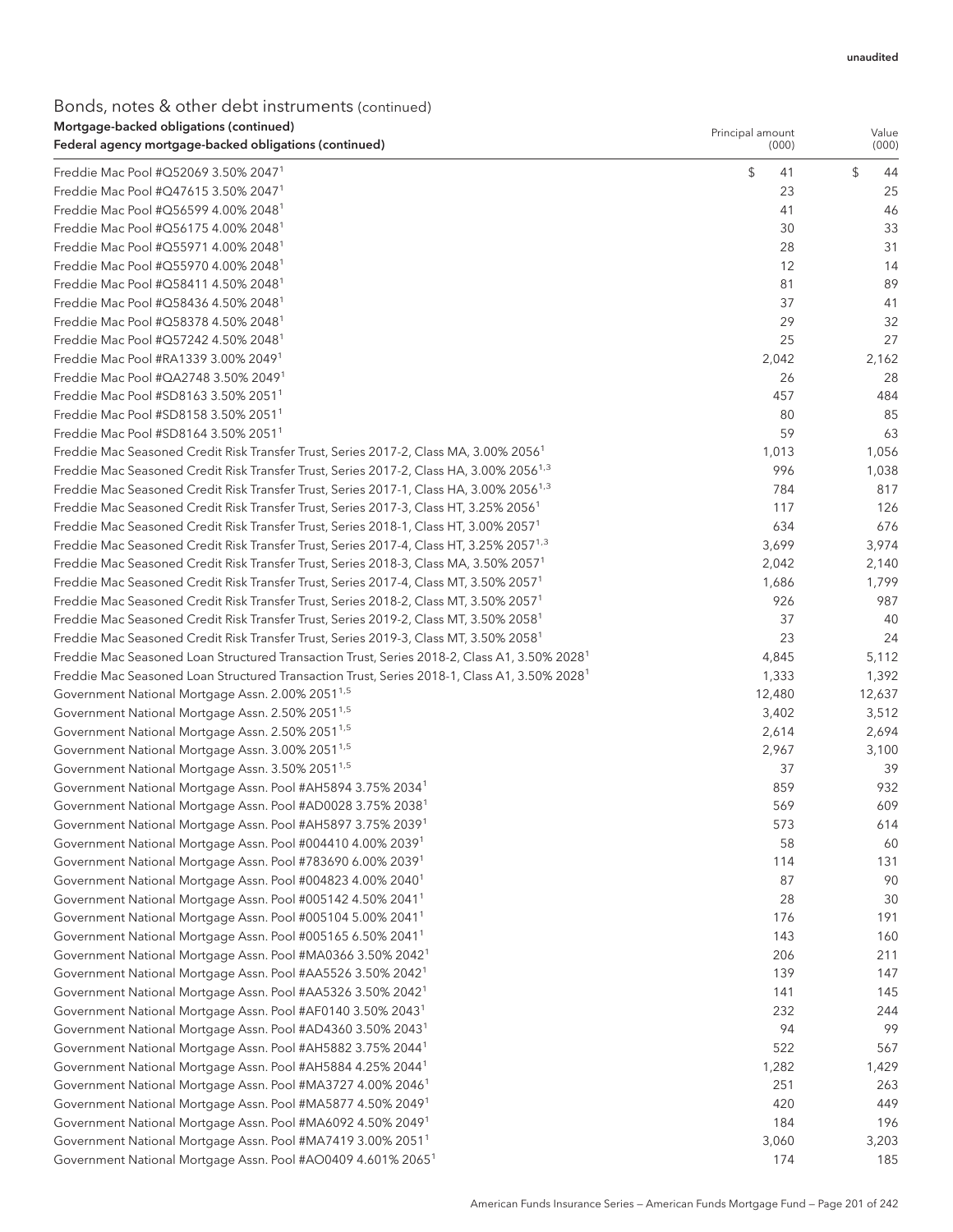unaudited

## Bonds, notes & other debt instruments (continued)

| Mortgage-backed obligations (continued)<br>Federal agency mortgage-backed obligations (continued) | Principal amount (000) | Value (000) |
|---|---|---|
| Freddie Mac Pool #Q52069 3.50% 2047[1] | $ 41 | $ 44 |
| Freddie Mac Pool #Q47615 3.50% 2047[1] | 23 | 25 |
| Freddie Mac Pool #Q56599 4.00% 2048[1] | 41 | 46 |
| Freddie Mac Pool #Q56175 4.00% 2048[1] | 30 | 33 |
| Freddie Mac Pool #Q55971 4.00% 2048[1] | 28 | 31 |
| Freddie Mac Pool #Q55970 4.00% 2048[1] | 12 | 14 |
| Freddie Mac Pool #Q58411 4.50% 2048[1] | 81 | 89 |
| Freddie Mac Pool #Q58436 4.50% 2048[1] | 37 | 41 |
| Freddie Mac Pool #Q58378 4.50% 2048[1] | 29 | 32 |
| Freddie Mac Pool #Q57242 4.50% 2048[1] | 25 | 27 |
| Freddie Mac Pool #RA1339 3.00% 2049[1] | 2,042 | 2,162 |
| Freddie Mac Pool #QA2748 3.50% 2049[1] | 26 | 28 |
| Freddie Mac Pool #SD8163 3.50% 2051[1] | 457 | 484 |
| Freddie Mac Pool #SD8158 3.50% 2051[1] | 80 | 85 |
| Freddie Mac Pool #SD8164 3.50% 2051[1] | 59 | 63 |
| Freddie Mac Seasoned Credit Risk Transfer Trust, Series 2017-2, Class MA, 3.00% 2056[1] | 1,013 | 1,056 |
| Freddie Mac Seasoned Credit Risk Transfer Trust, Series 2017-2, Class HA, 3.00% 2056[1,3] | 996 | 1,038 |
| Freddie Mac Seasoned Credit Risk Transfer Trust, Series 2017-1, Class HA, 3.00% 2056[1,3] | 784 | 817 |
| Freddie Mac Seasoned Credit Risk Transfer Trust, Series 2017-3, Class HT, 3.25% 2056[1] | 117 | 126 |
| Freddie Mac Seasoned Credit Risk Transfer Trust, Series 2018-1, Class HT, 3.00% 2057[1] | 634 | 676 |
| Freddie Mac Seasoned Credit Risk Transfer Trust, Series 2017-4, Class HT, 3.25% 2057[1,3] | 3,699 | 3,974 |
| Freddie Mac Seasoned Credit Risk Transfer Trust, Series 2018-3, Class MA, 3.50% 2057[1] | 2,042 | 2,140 |
| Freddie Mac Seasoned Credit Risk Transfer Trust, Series 2017-4, Class MT, 3.50% 2057[1] | 1,686 | 1,799 |
| Freddie Mac Seasoned Credit Risk Transfer Trust, Series 2018-2, Class MT, 3.50% 2057[1] | 926 | 987 |
| Freddie Mac Seasoned Credit Risk Transfer Trust, Series 2019-2, Class MT, 3.50% 2058[1] | 37 | 40 |
| Freddie Mac Seasoned Credit Risk Transfer Trust, Series 2019-3, Class MT, 3.50% 2058[1] | 23 | 24 |
| Freddie Mac Seasoned Loan Structured Transaction Trust, Series 2018-2, Class A1, 3.50% 2028[1] | 4,845 | 5,112 |
| Freddie Mac Seasoned Loan Structured Transaction Trust, Series 2018-1, Class A1, 3.50% 2028[1] | 1,333 | 1,392 |
| Government National Mortgage Assn. 2.00% 2051[1,5] | 12,480 | 12,637 |
| Government National Mortgage Assn. 2.50% 2051[1,5] | 3,402 | 3,512 |
| Government National Mortgage Assn. 2.50% 2051[1,5] | 2,614 | 2,694 |
| Government National Mortgage Assn. 3.00% 2051[1,5] | 2,967 | 3,100 |
| Government National Mortgage Assn. 3.50% 2051[1,5] | 37 | 39 |
| Government National Mortgage Assn. Pool #AH5894 3.75% 2034[1] | 859 | 932 |
| Government National Mortgage Assn. Pool #AD0028 3.75% 2038[1] | 569 | 609 |
| Government National Mortgage Assn. Pool #AH5897 3.75% 2039[1] | 573 | 614 |
| Government National Mortgage Assn. Pool #004410 4.00% 2039[1] | 58 | 60 |
| Government National Mortgage Assn. Pool #783690 6.00% 2039[1] | 114 | 131 |
| Government National Mortgage Assn. Pool #004823 4.00% 2040[1] | 87 | 90 |
| Government National Mortgage Assn. Pool #005142 4.50% 2041[1] | 28 | 30 |
| Government National Mortgage Assn. Pool #005104 5.00% 2041[1] | 176 | 191 |
| Government National Mortgage Assn. Pool #005165 6.50% 2041[1] | 143 | 160 |
| Government National Mortgage Assn. Pool #MA0366 3.50% 2042[1] | 206 | 211 |
| Government National Mortgage Assn. Pool #AA5526 3.50% 2042[1] | 139 | 147 |
| Government National Mortgage Assn. Pool #AA5326 3.50% 2042[1] | 141 | 145 |
| Government National Mortgage Assn. Pool #AF0140 3.50% 2043[1] | 232 | 244 |
| Government National Mortgage Assn. Pool #AD4360 3.50% 2043[1] | 94 | 99 |
| Government National Mortgage Assn. Pool #AH5882 3.75% 2044[1] | 522 | 567 |
| Government National Mortgage Assn. Pool #AH5884 4.25% 2044[1] | 1,282 | 1,429 |
| Government National Mortgage Assn. Pool #MA3727 4.00% 2046[1] | 251 | 263 |
| Government National Mortgage Assn. Pool #MA5877 4.50% 2049[1] | 420 | 449 |
| Government National Mortgage Assn. Pool #MA6092 4.50% 2049[1] | 184 | 196 |
| Government National Mortgage Assn. Pool #MA7419 3.00% 2051[1] | 3,060 | 3,203 |
| Government National Mortgage Assn. Pool #AO0409 4.601% 2065[1] | 174 | 185 |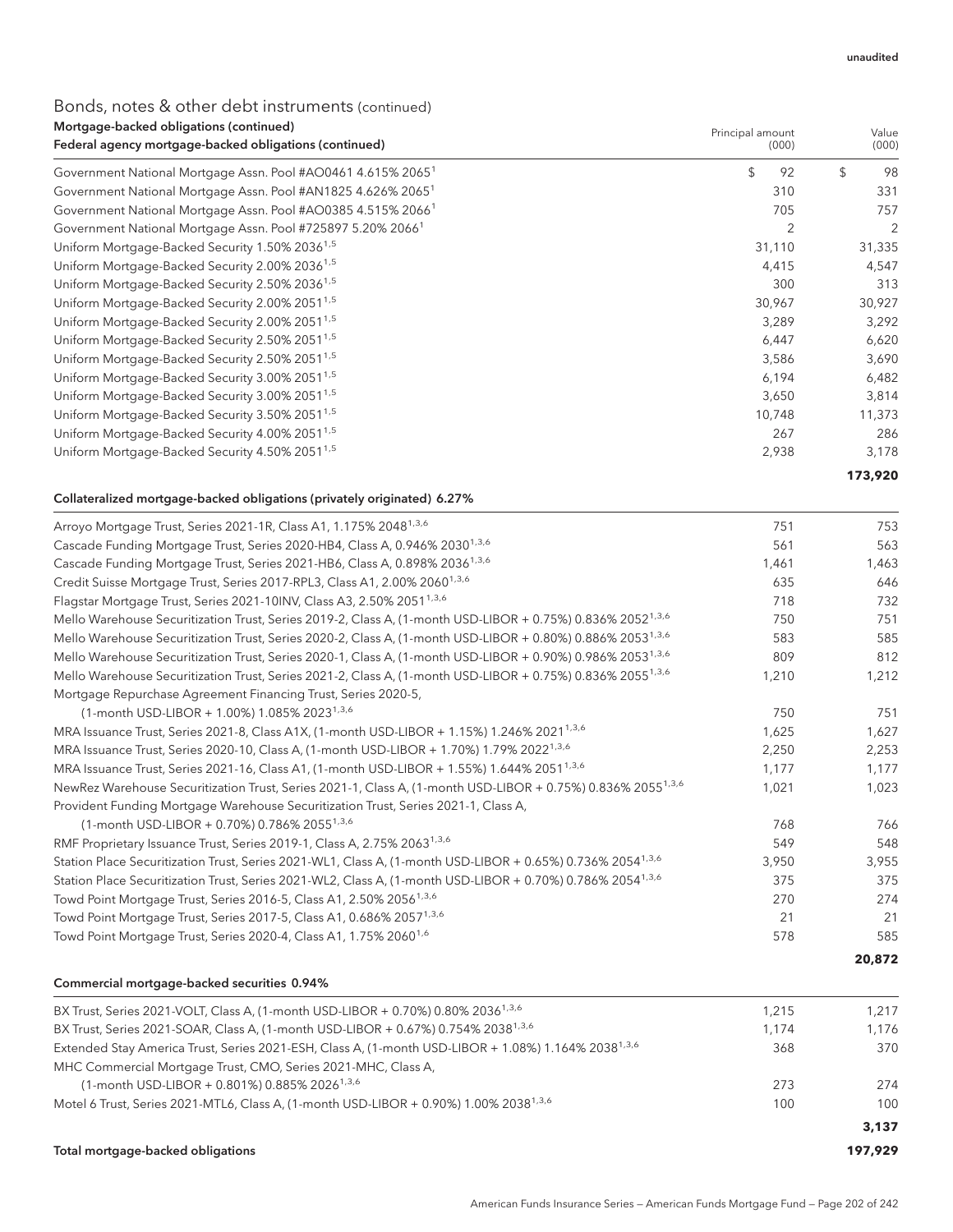unaudited

## Bonds, notes & other debt instruments (continued)

**Mortgage-backed obligations (continued)**
**Federal agency mortgage-backed obligations (continued)**

| | Principal amount (000) | Value (000) |
|---|---|---|
| Government National Mortgage Assn. Pool #AO0461 4.615% 2065[1] | $ 92 | $ 98 |
| Government National Mortgage Assn. Pool #AN1825 4.626% 2065[1] | 310 | 331 |
| Government National Mortgage Assn. Pool #AO0385 4.515% 2066[1] | 705 | 757 |
| Government National Mortgage Assn. Pool #725897 5.20% 2066[1] | 2 | 2 |
| Uniform Mortgage-Backed Security 1.50% 2036[1,5] | 31,110 | 31,335 |
| Uniform Mortgage-Backed Security 2.00% 2036[1,5] | 4,415 | 4,547 |
| Uniform Mortgage-Backed Security 2.50% 2036[1,5] | 300 | 313 |
| Uniform Mortgage-Backed Security 2.00% 2051[1,5] | 30,967 | 30,927 |
| Uniform Mortgage-Backed Security 2.00% 2051[1,5] | 3,289 | 3,292 |
| Uniform Mortgage-Backed Security 2.50% 2051[1,5] | 6,447 | 6,620 |
| Uniform Mortgage-Backed Security 2.50% 2051[1,5] | 3,586 | 3,690 |
| Uniform Mortgage-Backed Security 3.00% 2051[1,5] | 6,194 | 6,482 |
| Uniform Mortgage-Backed Security 3.00% 2051[1,5] | 3,650 | 3,814 |
| Uniform Mortgage-Backed Security 3.50% 2051[1,5] | 10,748 | 11,373 |
| Uniform Mortgage-Backed Security 4.00% 2051[1,5] | 267 | 286 |
| Uniform Mortgage-Backed Security 4.50% 2051[1,5] | 2,938 | 3,178 |
| | | **173,920** |

**Collateralized mortgage-backed obligations (privately originated) 6.27%**

| | Principal amount (000) | Value (000) |
|---|---|---|
| Arroyo Mortgage Trust, Series 2021-1R, Class A1, 1.175% 2048[1,3,6] | 751 | 753 |
| Cascade Funding Mortgage Trust, Series 2020-HB4, Class A, 0.946% 2030[1,3,6] | 561 | 563 |
| Cascade Funding Mortgage Trust, Series 2021-HB6, Class A, 0.898% 2036[1,3,6] | 1,461 | 1,463 |
| Credit Suisse Mortgage Trust, Series 2017-RPL3, Class A1, 2.00% 2060[1,3,6] | 635 | 646 |
| Flagstar Mortgage Trust, Series 2021-10INV, Class A3, 2.50% 2051[1,3,6] | 718 | 732 |
| Mello Warehouse Securitization Trust, Series 2019-2, Class A, (1-month USD-LIBOR + 0.75%) 0.836% 2052[1,3,6] | 750 | 751 |
| Mello Warehouse Securitization Trust, Series 2020-2, Class A, (1-month USD-LIBOR + 0.80%) 0.886% 2053[1,3,6] | 583 | 585 |
| Mello Warehouse Securitization Trust, Series 2020-1, Class A, (1-month USD-LIBOR + 0.90%) 0.986% 2053[1,3,6] | 809 | 812 |
| Mello Warehouse Securitization Trust, Series 2021-2, Class A, (1-month USD-LIBOR + 0.75%) 0.836% 2055[1,3,6] | 1,210 | 1,212 |
| Mortgage Repurchase Agreement Financing Trust, Series 2020-5, (1-month USD-LIBOR + 1.00%) 1.085% 2023[1,3,6] | 750 | 751 |
| MRA Issuance Trust, Series 2021-8, Class A1X, (1-month USD-LIBOR + 1.15%) 1.246% 2021[1,3,6] | 1,625 | 1,627 |
| MRA Issuance Trust, Series 2020-10, Class A, (1-month USD-LIBOR + 1.70%) 1.79% 2022[1,3,6] | 2,250 | 2,253 |
| MRA Issuance Trust, Series 2021-16, Class A1, (1-month USD-LIBOR + 1.55%) 1.644% 2051[1,3,6] | 1,177 | 1,177 |
| NewRez Warehouse Securitization Trust, Series 2021-1, Class A, (1-month USD-LIBOR + 0.75%) 0.836% 2055[1,3,6] | 1,021 | 1,023 |
| Provident Funding Mortgage Warehouse Securitization Trust, Series 2021-1, Class A, (1-month USD-LIBOR + 0.70%) 0.786% 2055[1,3,6] | 768 | 766 |
| RMF Proprietary Issuance Trust, Series 2019-1, Class A, 2.75% 2063[1,3,6] | 549 | 548 |
| Station Place Securitization Trust, Series 2021-WL1, Class A, (1-month USD-LIBOR + 0.65%) 0.736% 2054[1,3,6] | 3,950 | 3,955 |
| Station Place Securitization Trust, Series 2021-WL2, Class A, (1-month USD-LIBOR + 0.70%) 0.786% 2054[1,3,6] | 375 | 375 |
| Towd Point Mortgage Trust, Series 2016-5, Class A1, 2.50% 2056[1,3,6] | 270 | 274 |
| Towd Point Mortgage Trust, Series 2017-5, Class A1, 0.686% 2057[1,3,6] | 21 | 21 |
| Towd Point Mortgage Trust, Series 2020-4, Class A1, 1.75% 2060[1,6] | 578 | 585 |
| | | **20,872** |

**Commercial mortgage-backed securities 0.94%**

| | Principal amount (000) | Value (000) |
|---|---|---|
| BX Trust, Series 2021-VOLT, Class A, (1-month USD-LIBOR + 0.70%) 0.80% 2036[1,3,6] | 1,215 | 1,217 |
| BX Trust, Series 2021-SOAR, Class A, (1-month USD-LIBOR + 0.67%) 0.754% 2038[1,3,6] | 1,174 | 1,176 |
| Extended Stay America Trust, Series 2021-ESH, Class A, (1-month USD-LIBOR + 1.08%) 1.164% 2038[1,3,6] | 368 | 370 |
| MHC Commercial Mortgage Trust, CMO, Series 2021-MHC, Class A, (1-month USD-LIBOR + 0.801%) 0.885% 2026[1,3,6] | 273 | 274 |
| Motel 6 Trust, Series 2021-MTL6, Class A, (1-month USD-LIBOR + 0.90%) 1.00% 2038[1,3,6] | 100 | 100 |
| | | **3,137** |
| **Total mortgage-backed obligations** | | **197,929** |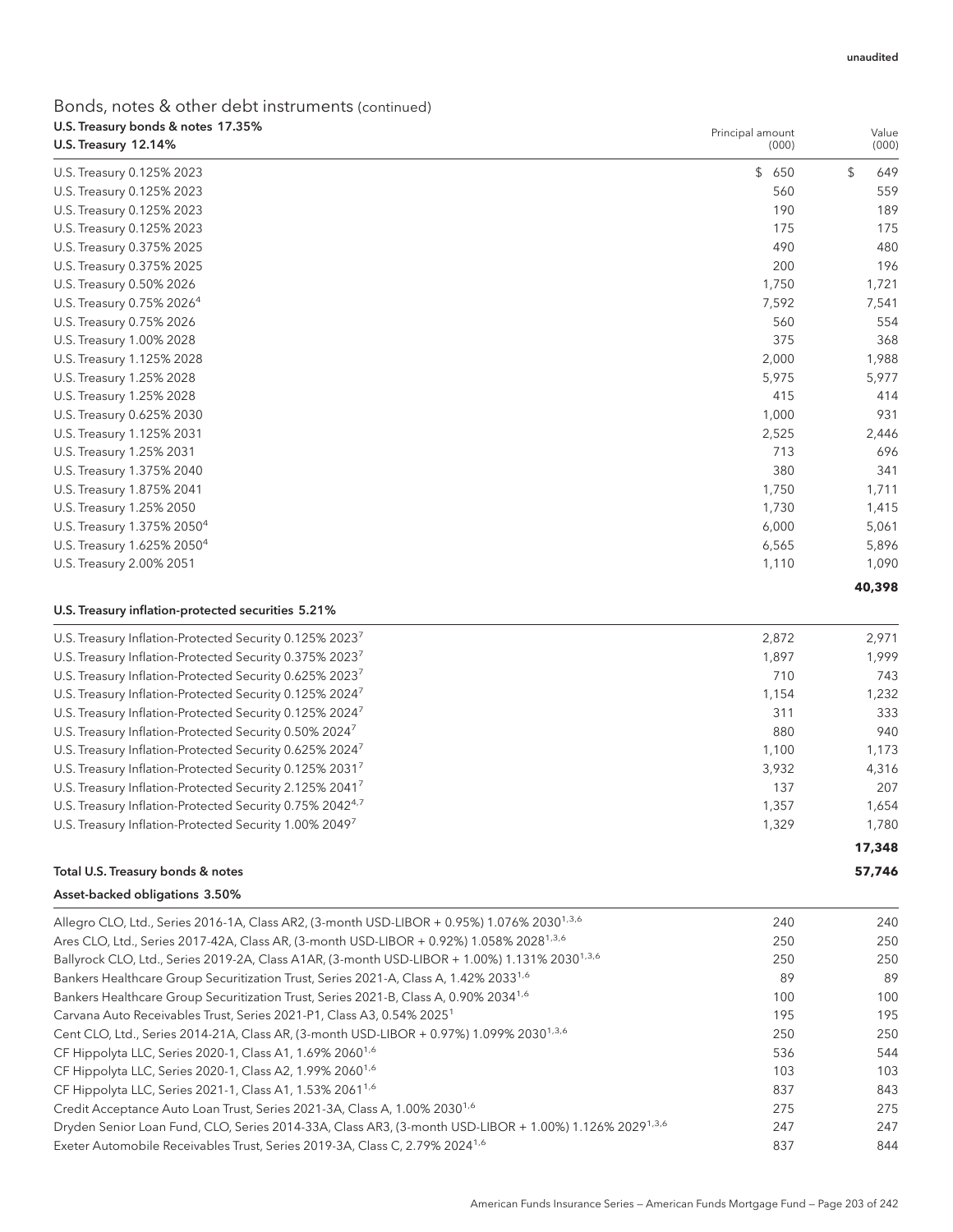unaudited

## Bonds, notes & other debt instruments (continued)

### U.S. Treasury bonds & notes 17.35%

| U.S. Treasury 12.14% | Principal amount (000) | Value (000) |
|---|---|---|
| U.S. Treasury 0.125% 2023 | $ 650 | $ 649 |
| U.S. Treasury 0.125% 2023 | 560 | 559 |
| U.S. Treasury 0.125% 2023 | 190 | 189 |
| U.S. Treasury 0.125% 2023 | 175 | 175 |
| U.S. Treasury 0.375% 2025 | 490 | 480 |
| U.S. Treasury 0.375% 2025 | 200 | 196 |
| U.S. Treasury 0.50% 2026 | 1,750 | 1,721 |
| U.S. Treasury 0.75% 2026[4] | 7,592 | 7,541 |
| U.S. Treasury 0.75% 2026 | 560 | 554 |
| U.S. Treasury 1.00% 2028 | 375 | 368 |
| U.S. Treasury 1.125% 2028 | 2,000 | 1,988 |
| U.S. Treasury 1.25% 2028 | 5,975 | 5,977 |
| U.S. Treasury 1.25% 2028 | 415 | 414 |
| U.S. Treasury 0.625% 2030 | 1,000 | 931 |
| U.S. Treasury 1.125% 2031 | 2,525 | 2,446 |
| U.S. Treasury 1.25% 2031 | 713 | 696 |
| U.S. Treasury 1.375% 2040 | 380 | 341 |
| U.S. Treasury 1.875% 2041 | 1,750 | 1,711 |
| U.S. Treasury 1.25% 2050 | 1,730 | 1,415 |
| U.S. Treasury 1.375% 2050[4] | 6,000 | 5,061 |
| U.S. Treasury 1.625% 2050[4] | 6,565 | 5,896 |
| U.S. Treasury 2.00% 2051 | 1,110 | 1,090 |
| | | **40,398** |

| U.S. Treasury inflation-protected securities 5.21% | | |
|---|---|---|
| U.S. Treasury Inflation-Protected Security 0.125% 2023[7] | 2,872 | 2,971 |
| U.S. Treasury Inflation-Protected Security 0.375% 2023[7] | 1,897 | 1,999 |
| U.S. Treasury Inflation-Protected Security 0.625% 2023[7] | 710 | 743 |
| U.S. Treasury Inflation-Protected Security 0.125% 2024[7] | 1,154 | 1,232 |
| U.S. Treasury Inflation-Protected Security 0.125% 2024[7] | 311 | 333 |
| U.S. Treasury Inflation-Protected Security 0.50% 2024[7] | 880 | 940 |
| U.S. Treasury Inflation-Protected Security 0.625% 2024[7] | 1,100 | 1,173 |
| U.S. Treasury Inflation-Protected Security 0.125% 2031[7] | 3,932 | 4,316 |
| U.S. Treasury Inflation-Protected Security 2.125% 2041[7] | 137 | 207 |
| U.S. Treasury Inflation-Protected Security 0.75% 2042[4,7] | 1,357 | 1,654 |
| U.S. Treasury Inflation-Protected Security 1.00% 2049[7] | 1,329 | 1,780 |
| | | **17,348** |
| **Total U.S. Treasury bonds & notes** | | **57,746** |

| Asset-backed obligations 3.50% | | |
|---|---|---|
| Allegro CLO, Ltd., Series 2016-1A, Class AR2, (3-month USD-LIBOR + 0.95%) 1.076% 2030[1,3,6] | 240 | 240 |
| Ares CLO, Ltd., Series 2017-42A, Class AR, (3-month USD-LIBOR + 0.92%) 1.058% 2028[1,3,6] | 250 | 250 |
| Ballyrock CLO, Ltd., Series 2019-2A, Class A1AR, (3-month USD-LIBOR + 1.00%) 1.131% 2030[1,3,6] | 250 | 250 |
| Bankers Healthcare Group Securitization Trust, Series 2021-A, Class A, 1.42% 2033[1,6] | 89 | 89 |
| Bankers Healthcare Group Securitization Trust, Series 2021-B, Class A, 0.90% 2034[1,6] | 100 | 100 |
| Carvana Auto Receivables Trust, Series 2021-P1, Class A3, 0.54% 2025[1] | 195 | 195 |
| Cent CLO, Ltd., Series 2014-21A, Class AR, (3-month USD-LIBOR + 0.97%) 1.099% 2030[1,3,6] | 250 | 250 |
| CF Hippolyta LLC, Series 2020-1, Class A1, 1.69% 2060[1,6] | 536 | 544 |
| CF Hippolyta LLC, Series 2020-1, Class A2, 1.99% 2060[1,6] | 103 | 103 |
| CF Hippolyta LLC, Series 2021-1, Class A1, 1.53% 2061[1,6] | 837 | 843 |
| Credit Acceptance Auto Loan Trust, Series 2021-3A, Class A, 1.00% 2030[1,6] | 275 | 275 |
| Dryden Senior Loan Fund, CLO, Series 2014-33A, Class AR3, (3-month USD-LIBOR + 1.00%) 1.126% 2029[1,3,6] | 247 | 247 |
| Exeter Automobile Receivables Trust, Series 2019-3A, Class C, 2.79% 2024[1,6] | 837 | 844 |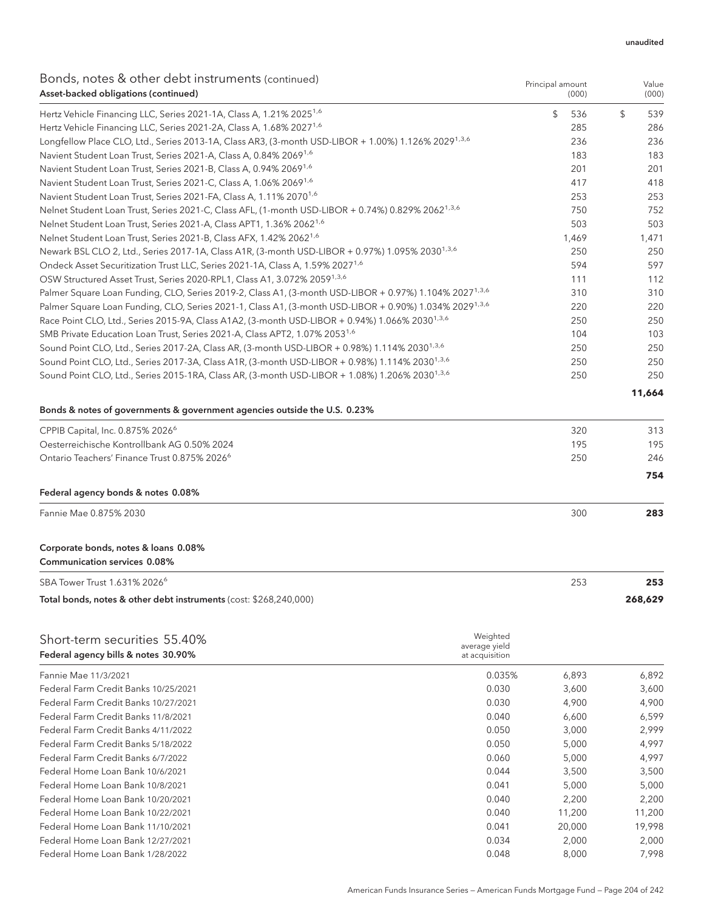unaudited

## Bonds, notes & other debt instruments (continued)

| Asset-backed obligations (continued) | Principal amount (000) | Value (000) |
|---|---|---|
| Hertz Vehicle Financing LLC, Series 2021-1A, Class A, 1.21% 2025[1,6] | $ 536 | $ 539 |
| Hertz Vehicle Financing LLC, Series 2021-2A, Class A, 1.68% 2027[1,6] | 285 | 286 |
| Longfellow Place CLO, Ltd., Series 2013-1A, Class AR3, (3-month USD-LIBOR + 1.00%) 1.126% 2029[1,3,6] | 236 | 236 |
| Navient Student Loan Trust, Series 2021-A, Class A, 0.84% 2069[1,6] | 183 | 183 |
| Navient Student Loan Trust, Series 2021-B, Class A, 0.94% 2069[1,6] | 201 | 201 |
| Navient Student Loan Trust, Series 2021-C, Class A, 1.06% 2069[1,6] | 417 | 418 |
| Navient Student Loan Trust, Series 2021-FA, Class A, 1.11% 2070[1,6] | 253 | 253 |
| Nelnet Student Loan Trust, Series 2021-C, Class AFL, (1-month USD-LIBOR + 0.74%) 0.829% 2062[1,3,6] | 750 | 752 |
| Nelnet Student Loan Trust, Series 2021-A, Class APT1, 1.36% 2062[1,6] | 503 | 503 |
| Nelnet Student Loan Trust, Series 2021-B, Class AFX, 1.42% 2062[1,6] | 1,469 | 1,471 |
| Newark BSL CLO 2, Ltd., Series 2017-1A, Class A1R, (3-month USD-LIBOR + 0.97%) 1.095% 2030[1,3,6] | 250 | 250 |
| Ondeck Asset Securitization Trust LLC, Series 2021-1A, Class A, 1.59% 2027[1,6] | 594 | 597 |
| OSW Structured Asset Trust, Series 2020-RPL1, Class A1, 3.072% 2059[1,3,6] | 111 | 112 |
| Palmer Square Loan Funding, CLO, Series 2019-2, Class A1, (3-month USD-LIBOR + 0.97%) 1.104% 2027[1,3,6] | 310 | 310 |
| Palmer Square Loan Funding, CLO, Series 2021-1, Class A1, (3-month USD-LIBOR + 0.90%) 1.034% 2029[1,3,6] | 220 | 220 |
| Race Point CLO, Ltd., Series 2015-9A, Class A1A2, (3-month USD-LIBOR + 0.94%) 1.066% 2030[1,3,6] | 250 | 250 |
| SMB Private Education Loan Trust, Series 2021-A, Class APT2, 1.07% 2053[1,6] | 104 | 103 |
| Sound Point CLO, Ltd., Series 2017-2A, Class AR, (3-month USD-LIBOR + 0.98%) 1.114% 2030[1,3,6] | 250 | 250 |
| Sound Point CLO, Ltd., Series 2017-3A, Class A1R, (3-month USD-LIBOR + 0.98%) 1.114% 2030[1,3,6] | 250 | 250 |
| Sound Point CLO, Ltd., Series 2015-1RA, Class AR, (3-month USD-LIBOR + 1.08%) 1.206% 2030[1,3,6] | 250 | 250 |
| | | **11,664** |
| **Bonds & notes of governments & government agencies outside the U.S. 0.23%** | | |
| CPPIB Capital, Inc. 0.875% 2026[6] | 320 | 313 |
| Oesterreichische Kontrollbank AG 0.50% 2024 | 195 | 195 |
| Ontario Teachers' Finance Trust 0.875% 2026[6] | 250 | 246 |
| | | **754** |
| **Federal agency bonds & notes 0.08%** | | |
| Fannie Mae 0.875% 2030 | 300 | **283** |
| **Corporate bonds, notes & loans 0.08%** | | |
| **Communication services 0.08%** | | |
| SBA Tower Trust 1.631% 2026[6] | 253 | **253** |
| **Total bonds, notes & other debt instruments** (cost: $268,240,000) | | **268,629** |

## Short-term securities 55.40%

| Federal agency bills & notes 30.90% | Weighted average yield at acquisition | | |
|---|---|---|---|
| Fannie Mae 11/3/2021 | 0.035% | 6,893 | 6,892 |
| Federal Farm Credit Banks 10/25/2021 | 0.030 | 3,600 | 3,600 |
| Federal Farm Credit Banks 10/27/2021 | 0.030 | 4,900 | 4,900 |
| Federal Farm Credit Banks 11/8/2021 | 0.040 | 6,600 | 6,599 |
| Federal Farm Credit Banks 4/11/2022 | 0.050 | 3,000 | 2,999 |
| Federal Farm Credit Banks 5/18/2022 | 0.050 | 5,000 | 4,997 |
| Federal Farm Credit Banks 6/7/2022 | 0.060 | 5,000 | 4,997 |
| Federal Home Loan Bank 10/6/2021 | 0.044 | 3,500 | 3,500 |
| Federal Home Loan Bank 10/8/2021 | 0.041 | 5,000 | 5,000 |
| Federal Home Loan Bank 10/20/2021 | 0.040 | 2,200 | 2,200 |
| Federal Home Loan Bank 10/22/2021 | 0.040 | 11,200 | 11,200 |
| Federal Home Loan Bank 11/10/2021 | 0.041 | 20,000 | 19,998 |
| Federal Home Loan Bank 12/27/2021 | 0.034 | 2,000 | 2,000 |
| Federal Home Loan Bank 1/28/2022 | 0.048 | 8,000 | 7,998 |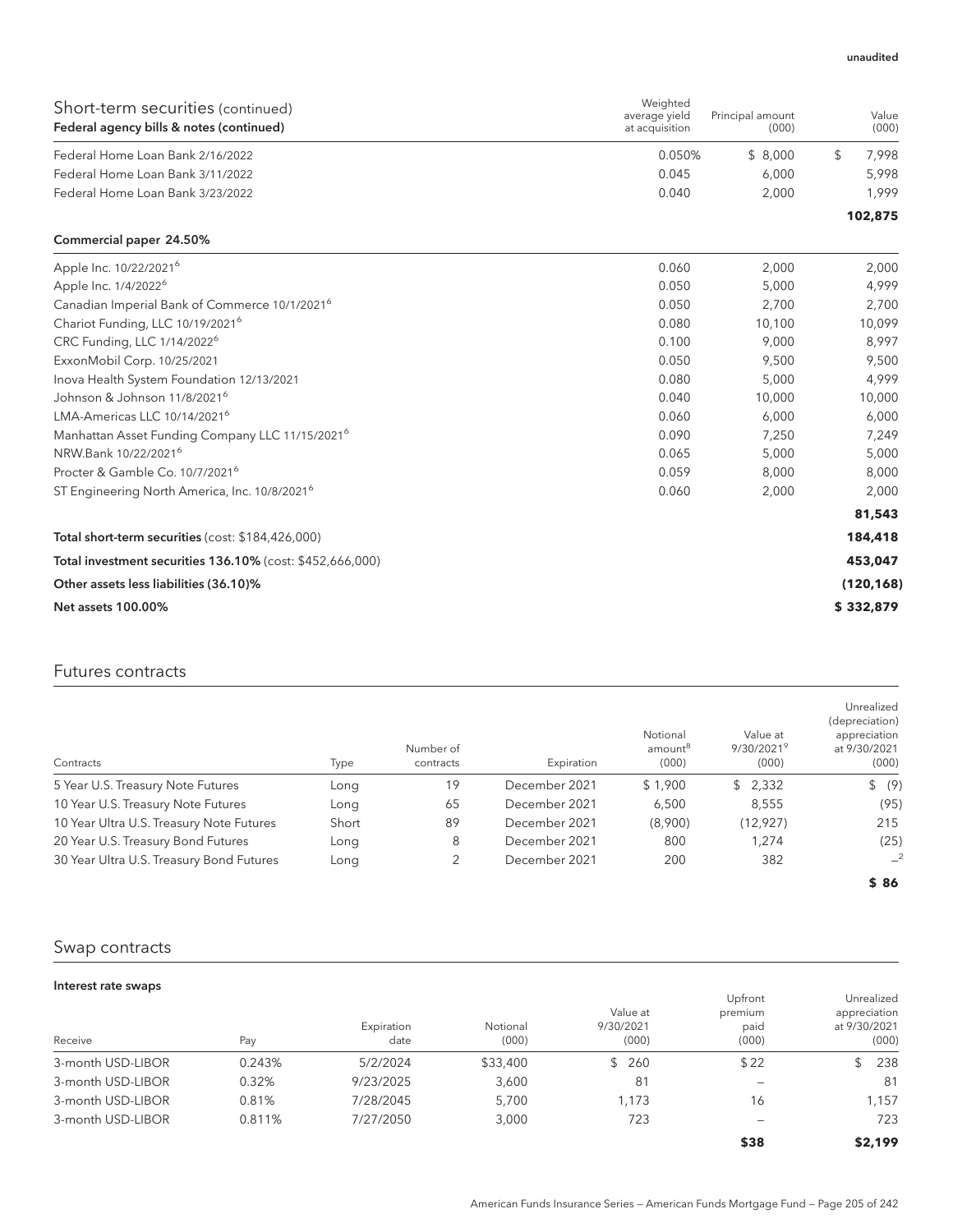unaudited

| Short-term securities (continued)<br>Federal agency bills & notes (continued) | Weighted average yield at acquisition | Principal amount (000) | Value (000) |
|---|---|---|---|
| Federal Home Loan Bank 2/16/2022 | 0.050% | $ 8,000 | $ 7,998 |
| Federal Home Loan Bank 3/11/2022 | 0.045 | 6,000 | 5,998 |
| Federal Home Loan Bank 3/23/2022 | 0.040 | 2,000 | 1,999 |
| | | | **102,875** |
| **Commercial paper 24.50%** | | | |
| Apple Inc. 10/22/2021[6] | 0.060 | 2,000 | 2,000 |
| Apple Inc. 1/4/2022[6] | 0.050 | 5,000 | 4,999 |
| Canadian Imperial Bank of Commerce 10/1/2021[6] | 0.050 | 2,700 | 2,700 |
| Chariot Funding, LLC 10/19/2021[6] | 0.080 | 10,100 | 10,099 |
| CRC Funding, LLC 1/14/2022[6] | 0.100 | 9,000 | 8,997 |
| ExxonMobil Corp. 10/25/2021 | 0.050 | 9,500 | 9,500 |
| Inova Health System Foundation 12/13/2021 | 0.080 | 5,000 | 4,999 |
| Johnson & Johnson 11/8/2021[6] | 0.040 | 10,000 | 10,000 |
| LMA-Americas LLC 10/14/2021[6] | 0.060 | 6,000 | 6,000 |
| Manhattan Asset Funding Company LLC 11/15/2021[6] | 0.090 | 7,250 | 7,249 |
| NRW.Bank 10/22/2021[6] | 0.065 | 5,000 | 5,000 |
| Procter & Gamble Co. 10/7/2021[6] | 0.059 | 8,000 | 8,000 |
| ST Engineering North America, Inc. 10/8/2021[6] | 0.060 | 2,000 | 2,000 |
| | | | **81,543** |
| **Total short-term securities** (cost: $184,426,000) | | | **184,418** |
| **Total investment securities 136.10%** (cost: $452,666,000) | | | **453,047** |
| **Other assets less liabilities (36.10)%** | | | **(120,168)** |
| **Net assets 100.00%** | | | **$ 332,879** |

## Futures contracts

| Contracts | Type | Number of contracts | Expiration | Notional amount[8] (000) | Value at 9/30/2021[9] (000) | Unrealized (depreciation) appreciation at 9/30/2021 (000) |
|---|---|---|---|---|---|---|
| 5 Year U.S. Treasury Note Futures | Long | 19 | December 2021 | $ 1,900 | $ 2,332 | $ (9) |
| 10 Year U.S. Treasury Note Futures | Long | 65 | December 2021 | 6,500 | 8,555 | (95) |
| 10 Year Ultra U.S. Treasury Note Futures | Short | 89 | December 2021 | (8,900) | (12,927) | 215 |
| 20 Year U.S. Treasury Bond Futures | Long | 8 | December 2021 | 800 | 1,274 | (25) |
| 30 Year Ultra U.S. Treasury Bond Futures | Long | 2 | December 2021 | 200 | 382 | –[2] |
| | | | | | | **$ 86** |

## Swap contracts

**Interest rate swaps**

| Receive | Pay | Expiration date | Notional (000) | Value at 9/30/2021 (000) | Upfront premium paid (000) | Unrealized appreciation at 9/30/2021 (000) |
|---|---|---|---|---|---|---|
| 3-month USD-LIBOR | 0.243% | 5/2/2024 | $33,400 | $ 260 | $22 | $ 238 |
| 3-month USD-LIBOR | 0.32% | 9/23/2025 | 3,600 | 81 | – | 81 |
| 3-month USD-LIBOR | 0.81% | 7/28/2045 | 5,700 | 1,173 | 16 | 1,157 |
| 3-month USD-LIBOR | 0.811% | 7/27/2050 | 3,000 | 723 | – | 723 |
| | | | | | **$38** | **$2,199** |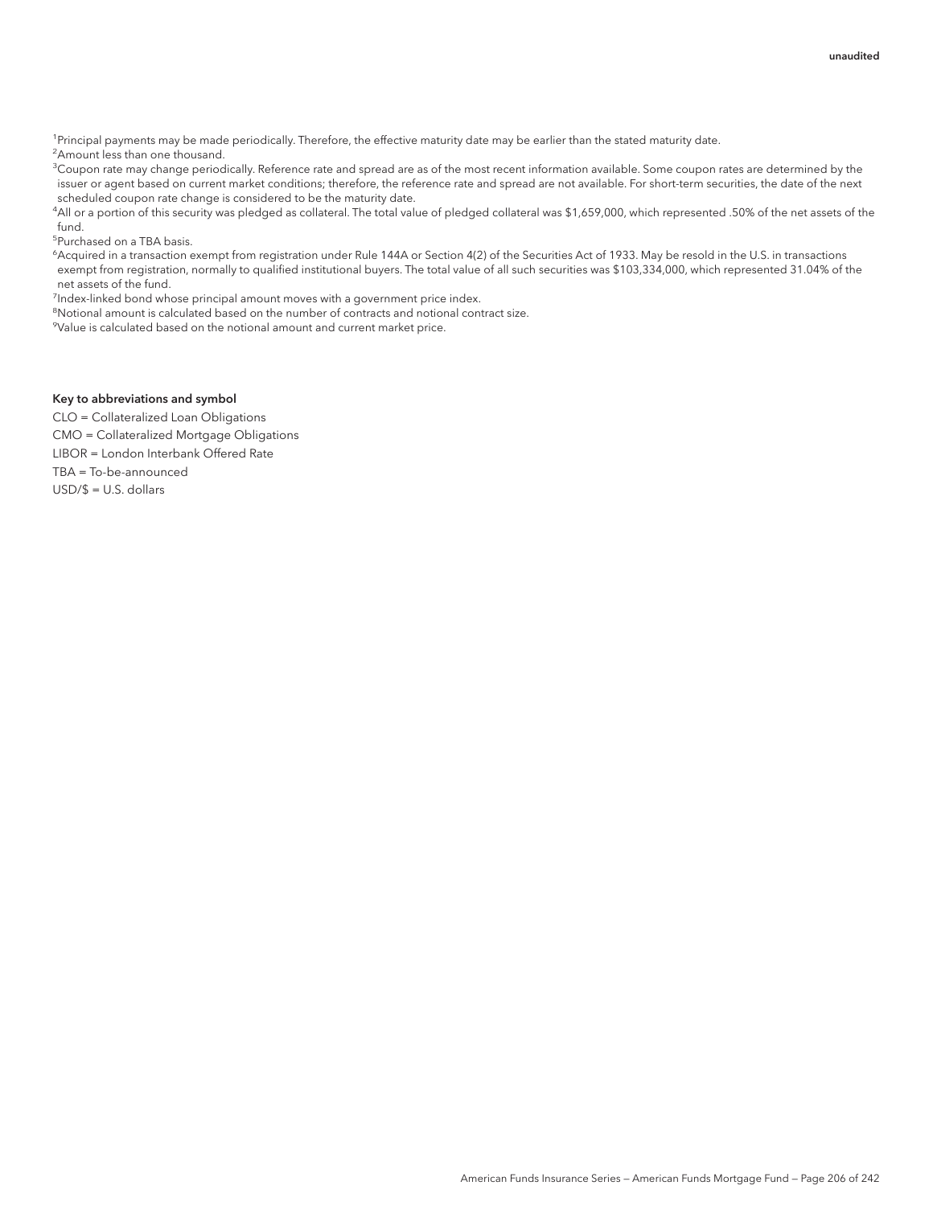[1]Principal payments may be made periodically. Therefore, the effective maturity date may be earlier than the stated maturity date.

[2]Amount less than one thousand.

[3]Coupon rate may change periodically. Reference rate and spread are as of the most recent information available. Some coupon rates are determined by the issuer or agent based on current market conditions; therefore, the reference rate and spread are not available. For short-term securities, the date of the next scheduled coupon rate change is considered to be the maturity date.

[4]All or a portion of this security was pledged as collateral. The total value of pledged collateral was $1,659,000, which represented .50% of the net assets of the fund.

[5]Purchased on a TBA basis.

[6]Acquired in a transaction exempt from registration under Rule 144A or Section 4(2) of the Securities Act of 1933. May be resold in the U.S. in transactions exempt from registration, normally to qualified institutional buyers. The total value of all such securities was $103,334,000, which represented 31.04% of the net assets of the fund.

[7]Index-linked bond whose principal amount moves with a government price index.

[8]Notional amount is calculated based on the number of contracts and notional contract size.

[9]Value is calculated based on the notional amount and current market price.

**Key to abbreviations and symbol**

CLO = Collateralized Loan Obligations

CMO = Collateralized Mortgage Obligations

LIBOR = London Interbank Offered Rate

TBA = To-be-announced

USD/$ = U.S. dollars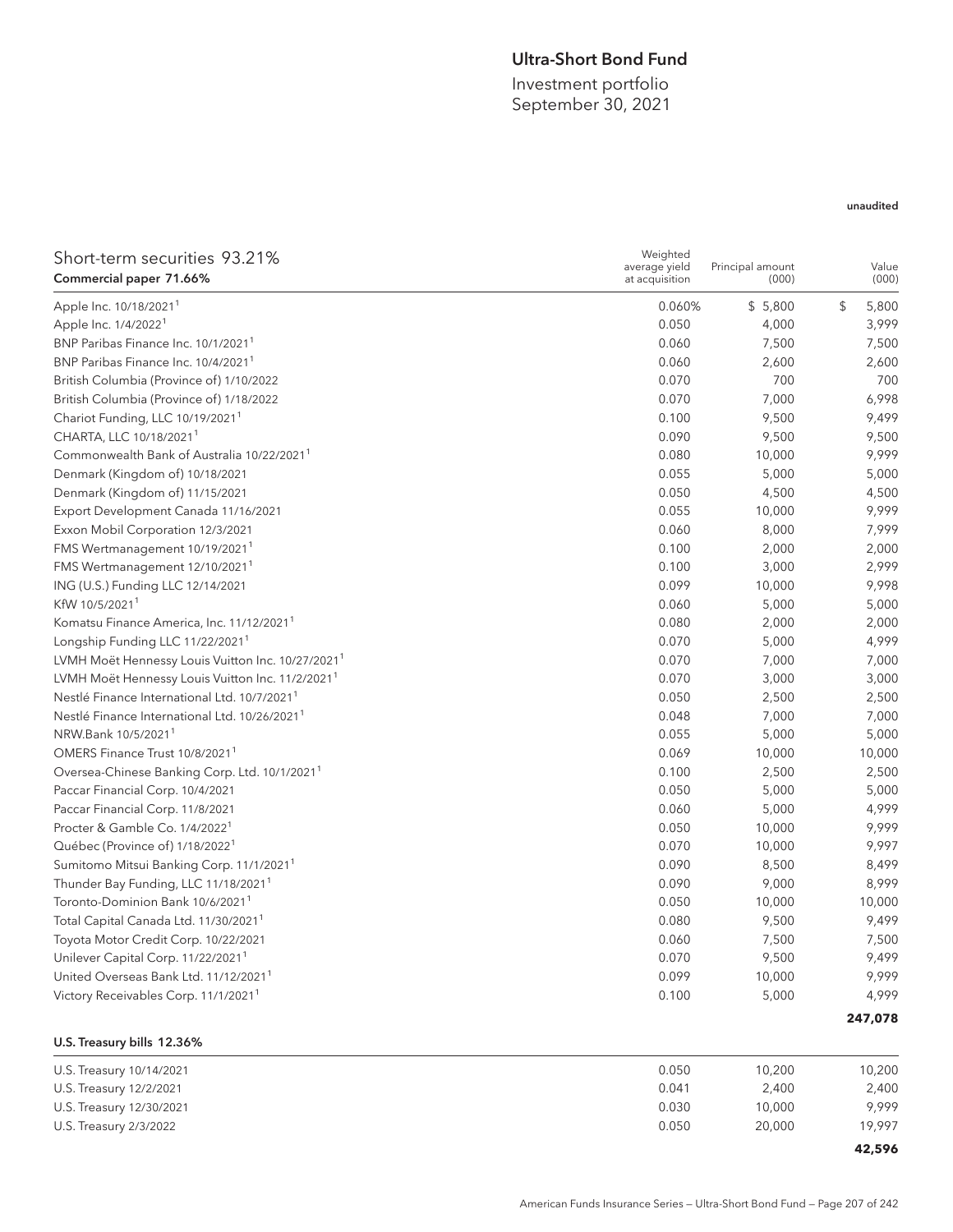# Ultra-Short Bond Fund

Investment portfolio
September 30, 2021

unaudited

| Short-term securities 93.21%<br>Commercial paper 71.66% | Weighted average yield at acquisition | Principal amount (000) | Value (000) |
|---|---|---|---|
| Apple Inc. 10/18/2021[1] | 0.060% | $ 5,800 | $ 5,800 |
| Apple Inc. 1/4/2022[1] | 0.050 | 4,000 | 3,999 |
| BNP Paribas Finance Inc. 10/1/2021[1] | 0.060 | 7,500 | 7,500 |
| BNP Paribas Finance Inc. 10/4/2021[1] | 0.060 | 2,600 | 2,600 |
| British Columbia (Province of) 1/10/2022 | 0.070 | 700 | 700 |
| British Columbia (Province of) 1/18/2022 | 0.070 | 7,000 | 6,998 |
| Chariot Funding, LLC 10/19/2021[1] | 0.100 | 9,500 | 9,499 |
| CHARTA, LLC 10/18/2021[1] | 0.090 | 9,500 | 9,500 |
| Commonwealth Bank of Australia 10/22/2021[1] | 0.080 | 10,000 | 9,999 |
| Denmark (Kingdom of) 10/18/2021 | 0.055 | 5,000 | 5,000 |
| Denmark (Kingdom of) 11/15/2021 | 0.050 | 4,500 | 4,500 |
| Export Development Canada 11/16/2021 | 0.055 | 10,000 | 9,999 |
| Exxon Mobil Corporation 12/3/2021 | 0.060 | 8,000 | 7,999 |
| FMS Wertmanagement 10/19/2021[1] | 0.100 | 2,000 | 2,000 |
| FMS Wertmanagement 12/10/2021[1] | 0.100 | 3,000 | 2,999 |
| ING (U.S.) Funding LLC 12/14/2021 | 0.099 | 10,000 | 9,998 |
| KfW 10/5/2021[1] | 0.060 | 5,000 | 5,000 |
| Komatsu Finance America, Inc. 11/12/2021[1] | 0.080 | 2,000 | 2,000 |
| Longship Funding LLC 11/22/2021[1] | 0.070 | 5,000 | 4,999 |
| LVMH Moët Hennessy Louis Vuitton Inc. 10/27/2021[1] | 0.070 | 7,000 | 7,000 |
| LVMH Moët Hennessy Louis Vuitton Inc. 11/2/2021[1] | 0.070 | 3,000 | 3,000 |
| Nestlé Finance International Ltd. 10/7/2021[1] | 0.050 | 2,500 | 2,500 |
| Nestlé Finance International Ltd. 10/26/2021[1] | 0.048 | 7,000 | 7,000 |
| NRW.Bank 10/5/2021[1] | 0.055 | 5,000 | 5,000 |
| OMERS Finance Trust 10/8/2021[1] | 0.069 | 10,000 | 10,000 |
| Oversea-Chinese Banking Corp. Ltd. 10/1/2021[1] | 0.100 | 2,500 | 2,500 |
| Paccar Financial Corp. 10/4/2021 | 0.050 | 5,000 | 5,000 |
| Paccar Financial Corp. 11/8/2021 | 0.060 | 5,000 | 4,999 |
| Procter & Gamble Co. 1/4/2022[1] | 0.050 | 10,000 | 9,999 |
| Québec (Province of) 1/18/2022[1] | 0.070 | 10,000 | 9,997 |
| Sumitomo Mitsui Banking Corp. 11/1/2021[1] | 0.090 | 8,500 | 8,499 |
| Thunder Bay Funding, LLC 11/18/2021[1] | 0.090 | 9,000 | 8,999 |
| Toronto-Dominion Bank 10/6/2021[1] | 0.050 | 10,000 | 10,000 |
| Total Capital Canada Ltd. 11/30/2021[1] | 0.080 | 9,500 | 9,499 |
| Toyota Motor Credit Corp. 10/22/2021 | 0.060 | 7,500 | 7,500 |
| Unilever Capital Corp. 11/22/2021[1] | 0.070 | 9,500 | 9,499 |
| United Overseas Bank Ltd. 11/12/2021[1] | 0.099 | 10,000 | 9,999 |
| Victory Receivables Corp. 11/1/2021[1] | 0.100 | 5,000 | 4,999 |
| | | | **247,078** |
| **U.S. Treasury bills 12.36%** | | | |
| U.S. Treasury 10/14/2021 | 0.050 | 10,200 | 10,200 |
| U.S. Treasury 12/2/2021 | 0.041 | 2,400 | 2,400 |
| U.S. Treasury 12/30/2021 | 0.030 | 10,000 | 9,999 |
| U.S. Treasury 2/3/2022 | 0.050 | 20,000 | 19,997 |
| | | | **42,596** |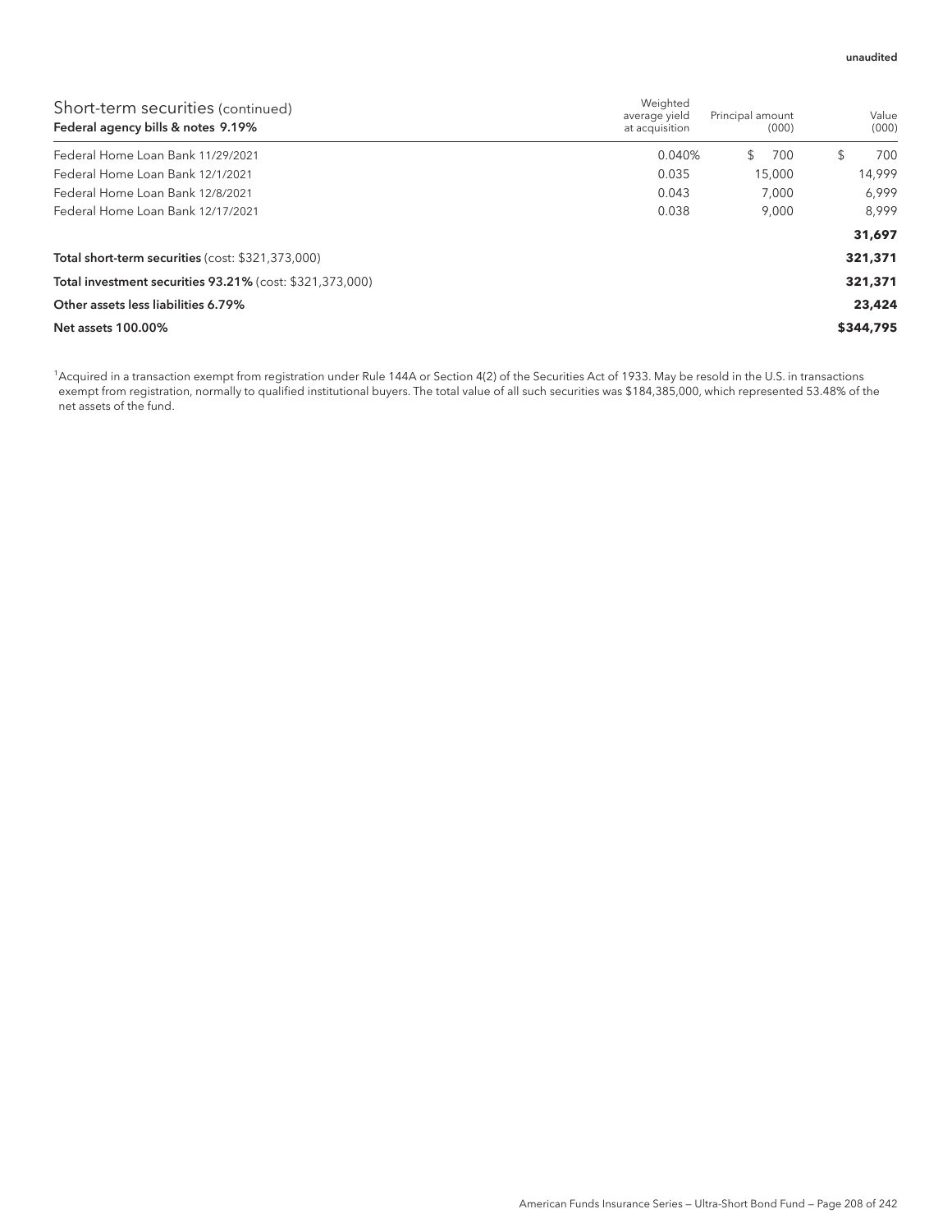unaudited

| Short-term securities (continued)<br>**Federal agency bills & notes 9.19%** | Weighted average yield at acquisition | Principal amount (000) | Value (000) |
|---|---|---|---|
| Federal Home Loan Bank 11/29/2021 | 0.040% | $ 700 | $ 700 |
| Federal Home Loan Bank 12/1/2021 | 0.035 | 15,000 | 14,999 |
| Federal Home Loan Bank 12/8/2021 | 0.043 | 7,000 | 6,999 |
| Federal Home Loan Bank 12/17/2021 | 0.038 | 9,000 | 8,999 |
| | | | **31,697** |
| **Total short-term securities** (cost: $321,373,000) | | | **321,371** |
| **Total investment securities 93.21%** (cost: $321,373,000) | | | **321,371** |
| **Other assets less liabilities 6.79%** | | | **23,424** |
| **Net assets 100.00%** | | | **$344,795** |

[1]Acquired in a transaction exempt from registration under Rule 144A or Section 4(2) of the Securities Act of 1933. May be resold in the U.S. in transactions exempt from registration, normally to qualified institutional buyers. The total value of all such securities was $184,385,000, which represented 53.48% of the net assets of the fund.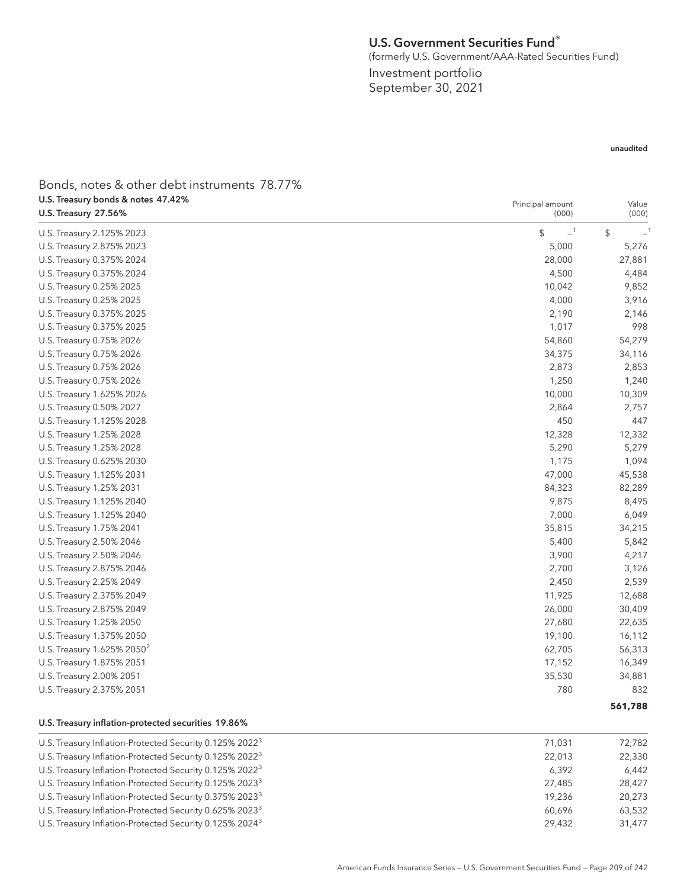# U.S. Government Securities Fund®

(formerly U.S. Government/AAA-Rated Securities Fund)

Investment portfolio

September 30, 2021

unaudited

## Bonds, notes & other debt instruments 78.77%

### U.S. Treasury bonds & notes 47.42%

| U.S. Treasury 27.56% | Principal amount (000) | Value (000) |
|---|---|---|
| U.S. Treasury 2.125% 2023 | $ —[1] | $ —[1] |
| U.S. Treasury 2.875% 2023 | 5,000 | 5,276 |
| U.S. Treasury 0.375% 2024 | 28,000 | 27,881 |
| U.S. Treasury 0.375% 2024 | 4,500 | 4,484 |
| U.S. Treasury 0.25% 2025 | 10,042 | 9,852 |
| U.S. Treasury 0.25% 2025 | 4,000 | 3,916 |
| U.S. Treasury 0.375% 2025 | 2,190 | 2,146 |
| U.S. Treasury 0.375% 2025 | 1,017 | 998 |
| U.S. Treasury 0.75% 2026 | 54,860 | 54,279 |
| U.S. Treasury 0.75% 2026 | 34,375 | 34,116 |
| U.S. Treasury 0.75% 2026 | 2,873 | 2,853 |
| U.S. Treasury 0.75% 2026 | 1,250 | 1,240 |
| U.S. Treasury 1.625% 2026 | 10,000 | 10,309 |
| U.S. Treasury 0.50% 2027 | 2,864 | 2,757 |
| U.S. Treasury 1.125% 2028 | 450 | 447 |
| U.S. Treasury 1.25% 2028 | 12,328 | 12,332 |
| U.S. Treasury 1.25% 2028 | 5,290 | 5,279 |
| U.S. Treasury 0.625% 2030 | 1,175 | 1,094 |
| U.S. Treasury 1.125% 2031 | 47,000 | 45,538 |
| U.S. Treasury 1.25% 2031 | 84,323 | 82,289 |
| U.S. Treasury 1.125% 2040 | 9,875 | 8,495 |
| U.S. Treasury 1.125% 2040 | 7,000 | 6,049 |
| U.S. Treasury 1.75% 2041 | 35,815 | 34,215 |
| U.S. Treasury 2.50% 2046 | 5,400 | 5,842 |
| U.S. Treasury 2.50% 2046 | 3,900 | 4,217 |
| U.S. Treasury 2.875% 2046 | 2,700 | 3,126 |
| U.S. Treasury 2.25% 2049 | 2,450 | 2,539 |
| U.S. Treasury 2.375% 2049 | 11,925 | 12,688 |
| U.S. Treasury 2.875% 2049 | 26,000 | 30,409 |
| U.S. Treasury 1.25% 2050 | 27,680 | 22,635 |
| U.S. Treasury 1.375% 2050 | 19,100 | 16,112 |
| U.S. Treasury 1.625% 2050[2] | 62,705 | 56,313 |
| U.S. Treasury 1.875% 2051 | 17,152 | 16,349 |
| U.S. Treasury 2.00% 2051 | 35,530 | 34,881 |
| U.S. Treasury 2.375% 2051 | 780 | 832 |
| | | **561,788** |

| U.S. Treasury inflation-protected securities 19.86% | | |
|---|---|---|
| U.S. Treasury Inflation-Protected Security 0.125% 2022[3] | 71,031 | 72,782 |
| U.S. Treasury Inflation-Protected Security 0.125% 2022[3] | 22,013 | 22,330 |
| U.S. Treasury Inflation-Protected Security 0.125% 2022[3] | 6,392 | 6,442 |
| U.S. Treasury Inflation-Protected Security 0.125% 2023[3] | 27,485 | 28,427 |
| U.S. Treasury Inflation-Protected Security 0.375% 2023[3] | 19,236 | 20,273 |
| U.S. Treasury Inflation-Protected Security 0.625% 2023[3] | 60,696 | 63,532 |
| U.S. Treasury Inflation-Protected Security 0.125% 2024[3] | 29,432 | 31,477 |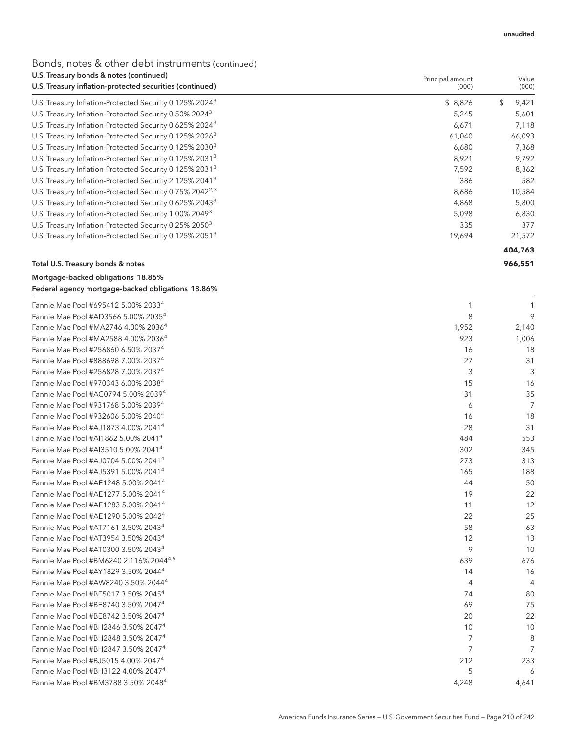unaudited

## Bonds, notes & other debt instruments (continued)

| U.S. Treasury bonds & notes (continued)<br>U.S. Treasury inflation-protected securities (continued) | Principal amount (000) | Value (000) |
|---|---|---|
| U.S. Treasury Inflation-Protected Security 0.125% 2024[3] | $ 8,826 | $ 9,421 |
| U.S. Treasury Inflation-Protected Security 0.50% 2024[3] | 5,245 | 5,601 |
| U.S. Treasury Inflation-Protected Security 0.625% 2024[3] | 6,671 | 7,118 |
| U.S. Treasury Inflation-Protected Security 0.125% 2026[3] | 61,040 | 66,093 |
| U.S. Treasury Inflation-Protected Security 0.125% 2030[3] | 6,680 | 7,368 |
| U.S. Treasury Inflation-Protected Security 0.125% 2031[3] | 8,921 | 9,792 |
| U.S. Treasury Inflation-Protected Security 0.125% 2031[3] | 7,592 | 8,362 |
| U.S. Treasury Inflation-Protected Security 2.125% 2041[3] | 386 | 582 |
| U.S. Treasury Inflation-Protected Security 0.75% 2042[2,3] | 8,686 | 10,584 |
| U.S. Treasury Inflation-Protected Security 0.625% 2043[3] | 4,868 | 5,800 |
| U.S. Treasury Inflation-Protected Security 1.00% 2049[3] | 5,098 | 6,830 |
| U.S. Treasury Inflation-Protected Security 0.25% 2050[3] | 335 | 377 |
| U.S. Treasury Inflation-Protected Security 0.125% 2051[3] | 19,694 | 21,572 |
| | | **404,763** |
| **Total U.S. Treasury bonds & notes** | | **966,551** |

| Mortgage-backed obligations 18.86%<br>Federal agency mortgage-backed obligations 18.86% | | |
|---|---|---|
| Fannie Mae Pool #695412 5.00% 2033[4] | 1 | 1 |
| Fannie Mae Pool #AD3566 5.00% 2035[4] | 8 | 9 |
| Fannie Mae Pool #MA2746 4.00% 2036[4] | 1,952 | 2,140 |
| Fannie Mae Pool #MA2588 4.00% 2036[4] | 923 | 1,006 |
| Fannie Mae Pool #256860 6.50% 2037[4] | 16 | 18 |
| Fannie Mae Pool #888698 7.00% 2037[4] | 27 | 31 |
| Fannie Mae Pool #256828 7.00% 2037[4] | 3 | 3 |
| Fannie Mae Pool #970343 6.00% 2038[4] | 15 | 16 |
| Fannie Mae Pool #AC0794 5.00% 2039[4] | 31 | 35 |
| Fannie Mae Pool #931768 5.00% 2039[4] | 6 | 7 |
| Fannie Mae Pool #932606 5.00% 2040[4] | 16 | 18 |
| Fannie Mae Pool #AJ1873 4.00% 2041[4] | 28 | 31 |
| Fannie Mae Pool #AI1862 5.00% 2041[4] | 484 | 553 |
| Fannie Mae Pool #AI3510 5.00% 2041[4] | 302 | 345 |
| Fannie Mae Pool #AJ0704 5.00% 2041[4] | 273 | 313 |
| Fannie Mae Pool #AJ5391 5.00% 2041[4] | 165 | 188 |
| Fannie Mae Pool #AE1248 5.00% 2041[4] | 44 | 50 |
| Fannie Mae Pool #AE1277 5.00% 2041[4] | 19 | 22 |
| Fannie Mae Pool #AE1283 5.00% 2041[4] | 11 | 12 |
| Fannie Mae Pool #AE1290 5.00% 2042[4] | 22 | 25 |
| Fannie Mae Pool #AT7161 3.50% 2043[4] | 58 | 63 |
| Fannie Mae Pool #AT3954 3.50% 2043[4] | 12 | 13 |
| Fannie Mae Pool #AT0300 3.50% 2043[4] | 9 | 10 |
| Fannie Mae Pool #BM6240 2.116% 2044[4,5] | 639 | 676 |
| Fannie Mae Pool #AY1829 3.50% 2044[4] | 14 | 16 |
| Fannie Mae Pool #AW8240 3.50% 2044[4] | 4 | 4 |
| Fannie Mae Pool #BE5017 3.50% 2045[4] | 74 | 80 |
| Fannie Mae Pool #BE8740 3.50% 2047[4] | 69 | 75 |
| Fannie Mae Pool #BE8742 3.50% 2047[4] | 20 | 22 |
| Fannie Mae Pool #BH2846 3.50% 2047[4] | 10 | 10 |
| Fannie Mae Pool #BH2848 3.50% 2047[4] | 7 | 8 |
| Fannie Mae Pool #BH2847 3.50% 2047[4] | 7 | 7 |
| Fannie Mae Pool #BJ5015 4.00% 2047[4] | 212 | 233 |
| Fannie Mae Pool #BH3122 4.00% 2047[4] | 5 | 6 |
| Fannie Mae Pool #BM3788 3.50% 2048[4] | 4,248 | 4,641 |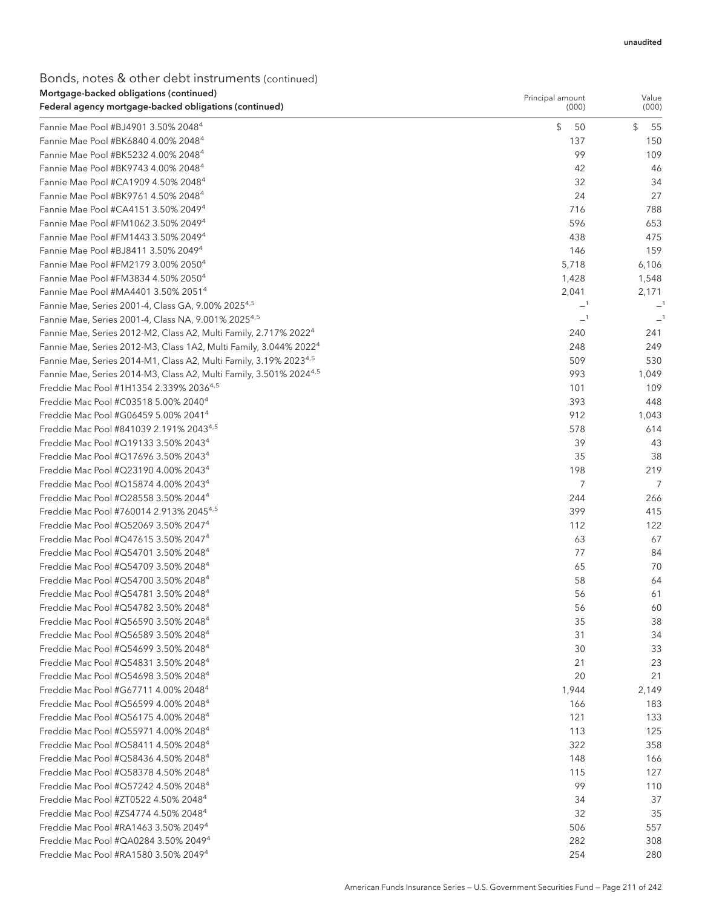unaudited

## Bonds, notes & other debt instruments (continued)

| Mortgage-backed obligations (continued)<br>Federal agency mortgage-backed obligations (continued) | Principal amount (000) | Value (000) |
|---|---|---|
| Fannie Mae Pool #BJ4901 3.50% 2048[4] | $ 50 | $ 55 |
| Fannie Mae Pool #BK6840 4.00% 2048[4] | 137 | 150 |
| Fannie Mae Pool #BK5232 4.00% 2048[4] | 99 | 109 |
| Fannie Mae Pool #BK9743 4.00% 2048[4] | 42 | 46 |
| Fannie Mae Pool #CA1909 4.50% 2048[4] | 32 | 34 |
| Fannie Mae Pool #BK9761 4.50% 2048[4] | 24 | 27 |
| Fannie Mae Pool #CA4151 3.50% 2049[4] | 716 | 788 |
| Fannie Mae Pool #FM1062 3.50% 2049[4] | 596 | 653 |
| Fannie Mae Pool #FM1443 3.50% 2049[4] | 438 | 475 |
| Fannie Mae Pool #BJ8411 3.50% 2049[4] | 146 | 159 |
| Fannie Mae Pool #FM2179 3.00% 2050[4] | 5,718 | 6,106 |
| Fannie Mae Pool #FM3834 4.50% 2050[4] | 1,428 | 1,548 |
| Fannie Mae Pool #MA4401 3.50% 2051[4] | 2,041 | 2,171 |
| Fannie Mae, Series 2001-4, Class GA, 9.00% 2025[4,5] | —[1] | —[1] |
| Fannie Mae, Series 2001-4, Class NA, 9.001% 2025[4,5] | —[1] | —[1] |
| Fannie Mae, Series 2012-M2, Class A2, Multi Family, 2.717% 2022[4] | 240 | 241 |
| Fannie Mae, Series 2012-M3, Class 1A2, Multi Family, 3.044% 2022[4] | 248 | 249 |
| Fannie Mae, Series 2014-M1, Class A2, Multi Family, 3.19% 2023[4,5] | 509 | 530 |
| Fannie Mae, Series 2014-M3, Class A2, Multi Family, 3.501% 2024[4,5] | 993 | 1,049 |
| Freddie Mac Pool #1H1354 2.339% 2036[4,5] | 101 | 109 |
| Freddie Mac Pool #C03518 5.00% 2040[4] | 393 | 448 |
| Freddie Mac Pool #G06459 5.00% 2041[4] | 912 | 1,043 |
| Freddie Mac Pool #841039 2.191% 2043[4,5] | 578 | 614 |
| Freddie Mac Pool #Q19133 3.50% 2043[4] | 39 | 43 |
| Freddie Mac Pool #Q17696 3.50% 2043[4] | 35 | 38 |
| Freddie Mac Pool #Q23190 4.00% 2043[4] | 198 | 219 |
| Freddie Mac Pool #Q15874 4.00% 2043[4] | 7 | 7 |
| Freddie Mac Pool #Q28558 3.50% 2044[4] | 244 | 266 |
| Freddie Mac Pool #760014 2.913% 2045[4,5] | 399 | 415 |
| Freddie Mac Pool #Q52069 3.50% 2047[4] | 112 | 122 |
| Freddie Mac Pool #Q47615 3.50% 2047[4] | 63 | 67 |
| Freddie Mac Pool #Q54701 3.50% 2048[4] | 77 | 84 |
| Freddie Mac Pool #Q54709 3.50% 2048[4] | 65 | 70 |
| Freddie Mac Pool #Q54700 3.50% 2048[4] | 58 | 64 |
| Freddie Mac Pool #Q54781 3.50% 2048[4] | 56 | 61 |
| Freddie Mac Pool #Q54782 3.50% 2048[4] | 56 | 60 |
| Freddie Mac Pool #Q56590 3.50% 2048[4] | 35 | 38 |
| Freddie Mac Pool #Q56589 3.50% 2048[4] | 31 | 34 |
| Freddie Mac Pool #Q54699 3.50% 2048[4] | 30 | 33 |
| Freddie Mac Pool #Q54831 3.50% 2048[4] | 21 | 23 |
| Freddie Mac Pool #Q54698 3.50% 2048[4] | 20 | 21 |
| Freddie Mac Pool #G67711 4.00% 2048[4] | 1,944 | 2,149 |
| Freddie Mac Pool #Q56599 4.00% 2048[4] | 166 | 183 |
| Freddie Mac Pool #Q56175 4.00% 2048[4] | 121 | 133 |
| Freddie Mac Pool #Q55971 4.00% 2048[4] | 113 | 125 |
| Freddie Mac Pool #Q58411 4.50% 2048[4] | 322 | 358 |
| Freddie Mac Pool #Q58436 4.50% 2048[4] | 148 | 166 |
| Freddie Mac Pool #Q58378 4.50% 2048[4] | 115 | 127 |
| Freddie Mac Pool #Q57242 4.50% 2048[4] | 99 | 110 |
| Freddie Mac Pool #ZT0522 4.50% 2048[4] | 34 | 37 |
| Freddie Mac Pool #ZS4774 4.50% 2048[4] | 32 | 35 |
| Freddie Mac Pool #RA1463 3.50% 2049[4] | 506 | 557 |
| Freddie Mac Pool #QA0284 3.50% 2049[4] | 282 | 308 |
| Freddie Mac Pool #RA1580 3.50% 2049[4] | 254 | 280 |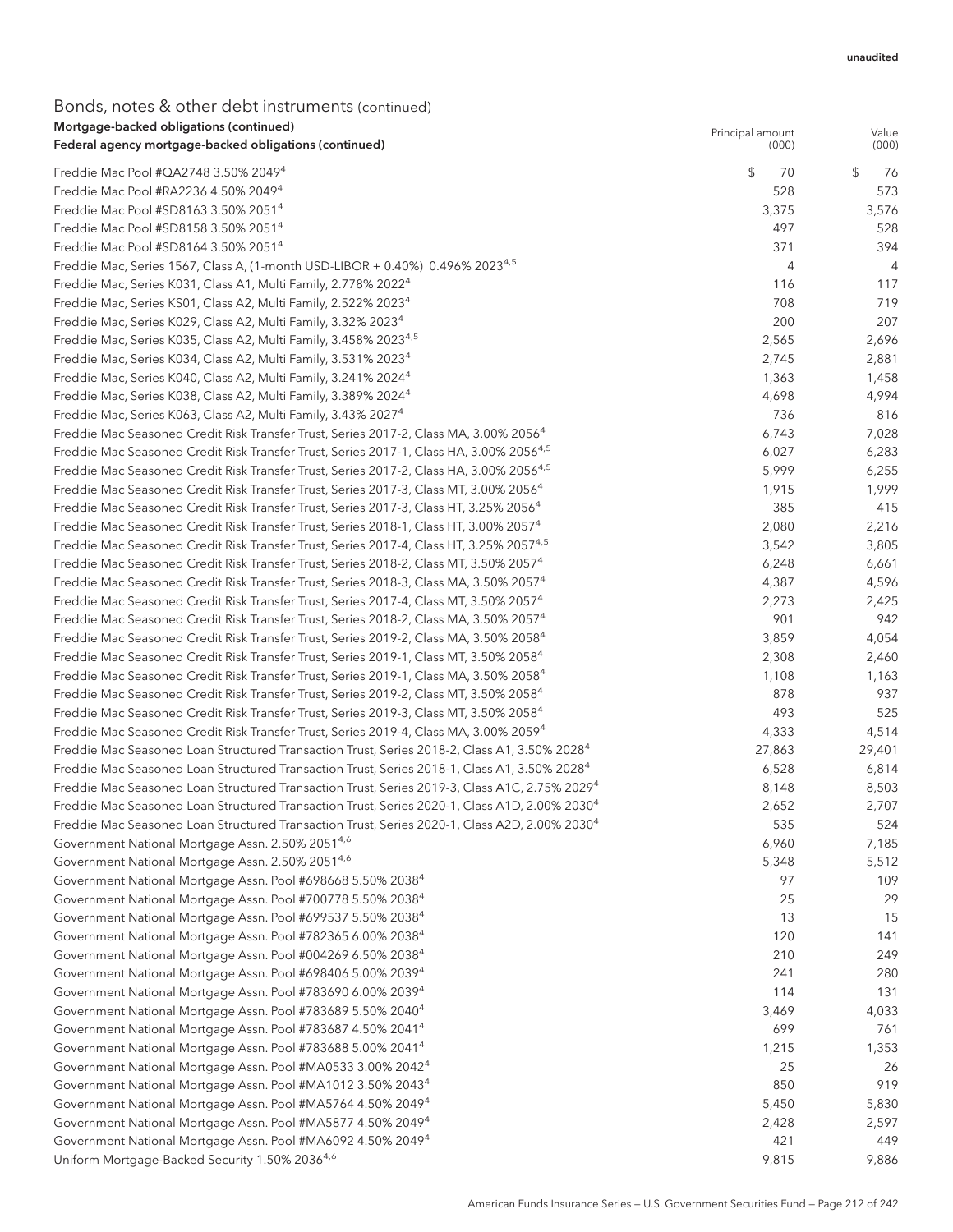unaudited

# Bonds, notes & other debt instruments (continued)

| Mortgage-backed obligations (continued)<br>Federal agency mortgage-backed obligations (continued) | Principal amount (000) | Value (000) |
|---|---|---|
| Freddie Mac Pool #QA2748 3.50% 2049[4] | $ 70 | $ 76 |
| Freddie Mac Pool #RA2236 4.50% 2049[4] | 528 | 573 |
| Freddie Mac Pool #SD8163 3.50% 2051[4] | 3,375 | 3,576 |
| Freddie Mac Pool #SD8158 3.50% 2051[4] | 497 | 528 |
| Freddie Mac Pool #SD8164 3.50% 2051[4] | 371 | 394 |
| Freddie Mac, Series 1567, Class A, (1-month USD-LIBOR + 0.40%) 0.496% 2023[4,5] | 4 | 4 |
| Freddie Mac, Series K031, Class A1, Multi Family, 2.778% 2022[4] | 116 | 117 |
| Freddie Mac, Series KS01, Class A2, Multi Family, 2.522% 2023[4] | 708 | 719 |
| Freddie Mac, Series K029, Class A2, Multi Family, 3.32% 2023[4] | 200 | 207 |
| Freddie Mac, Series K035, Class A2, Multi Family, 3.458% 2023[4,5] | 2,565 | 2,696 |
| Freddie Mac, Series K034, Class A2, Multi Family, 3.531% 2023[4] | 2,745 | 2,881 |
| Freddie Mac, Series K040, Class A2, Multi Family, 3.241% 2024[4] | 1,363 | 1,458 |
| Freddie Mac, Series K038, Class A2, Multi Family, 3.389% 2024[4] | 4,698 | 4,994 |
| Freddie Mac, Series K063, Class A2, Multi Family, 3.43% 2027[4] | 736 | 816 |
| Freddie Mac Seasoned Credit Risk Transfer Trust, Series 2017-2, Class MA, 3.00% 2056[4] | 6,743 | 7,028 |
| Freddie Mac Seasoned Credit Risk Transfer Trust, Series 2017-1, Class HA, 3.00% 2056[4,5] | 6,027 | 6,283 |
| Freddie Mac Seasoned Credit Risk Transfer Trust, Series 2017-2, Class HA, 3.00% 2056[4,5] | 5,999 | 6,255 |
| Freddie Mac Seasoned Credit Risk Transfer Trust, Series 2017-3, Class MT, 3.00% 2056[4] | 1,915 | 1,999 |
| Freddie Mac Seasoned Credit Risk Transfer Trust, Series 2017-3, Class HT, 3.25% 2056[4] | 385 | 415 |
| Freddie Mac Seasoned Credit Risk Transfer Trust, Series 2018-1, Class HT, 3.00% 2057[4] | 2,080 | 2,216 |
| Freddie Mac Seasoned Credit Risk Transfer Trust, Series 2017-4, Class HT, 3.25% 2057[4,5] | 3,542 | 3,805 |
| Freddie Mac Seasoned Credit Risk Transfer Trust, Series 2018-2, Class MT, 3.50% 2057[4] | 6,248 | 6,661 |
| Freddie Mac Seasoned Credit Risk Transfer Trust, Series 2018-3, Class MA, 3.50% 2057[4] | 4,387 | 4,596 |
| Freddie Mac Seasoned Credit Risk Transfer Trust, Series 2017-4, Class MT, 3.50% 2057[4] | 2,273 | 2,425 |
| Freddie Mac Seasoned Credit Risk Transfer Trust, Series 2018-2, Class MA, 3.50% 2057[4] | 901 | 942 |
| Freddie Mac Seasoned Credit Risk Transfer Trust, Series 2019-2, Class MA, 3.50% 2058[4] | 3,859 | 4,054 |
| Freddie Mac Seasoned Credit Risk Transfer Trust, Series 2019-1, Class MT, 3.50% 2058[4] | 2,308 | 2,460 |
| Freddie Mac Seasoned Credit Risk Transfer Trust, Series 2019-1, Class MA, 3.50% 2058[4] | 1,108 | 1,163 |
| Freddie Mac Seasoned Credit Risk Transfer Trust, Series 2019-2, Class MT, 3.50% 2058[4] | 878 | 937 |
| Freddie Mac Seasoned Credit Risk Transfer Trust, Series 2019-3, Class MT, 3.50% 2058[4] | 493 | 525 |
| Freddie Mac Seasoned Credit Risk Transfer Trust, Series 2019-4, Class MA, 3.00% 2059[4] | 4,333 | 4,514 |
| Freddie Mac Seasoned Loan Structured Transaction Trust, Series 2018-2, Class A1, 3.50% 2028[4] | 27,863 | 29,401 |
| Freddie Mac Seasoned Loan Structured Transaction Trust, Series 2018-1, Class A1, 3.50% 2028[4] | 6,528 | 6,814 |
| Freddie Mac Seasoned Loan Structured Transaction Trust, Series 2019-3, Class A1C, 2.75% 2029[4] | 8,148 | 8,503 |
| Freddie Mac Seasoned Loan Structured Transaction Trust, Series 2020-1, Class A1D, 2.00% 2030[4] | 2,652 | 2,707 |
| Freddie Mac Seasoned Loan Structured Transaction Trust, Series 2020-1, Class A2D, 2.00% 2030[4] | 535 | 524 |
| Government National Mortgage Assn. 2.50% 2051[4,6] | 6,960 | 7,185 |
| Government National Mortgage Assn. 2.50% 2051[4,6] | 5,348 | 5,512 |
| Government National Mortgage Assn. Pool #698668 5.50% 2038[4] | 97 | 109 |
| Government National Mortgage Assn. Pool #700778 5.50% 2038[4] | 25 | 29 |
| Government National Mortgage Assn. Pool #699537 5.50% 2038[4] | 13 | 15 |
| Government National Mortgage Assn. Pool #782365 6.00% 2038[4] | 120 | 141 |
| Government National Mortgage Assn. Pool #004269 6.50% 2038[4] | 210 | 249 |
| Government National Mortgage Assn. Pool #698406 5.00% 2039[4] | 241 | 280 |
| Government National Mortgage Assn. Pool #783690 6.00% 2039[4] | 114 | 131 |
| Government National Mortgage Assn. Pool #783689 5.50% 2040[4] | 3,469 | 4,033 |
| Government National Mortgage Assn. Pool #783687 4.50% 2041[4] | 699 | 761 |
| Government National Mortgage Assn. Pool #783688 5.00% 2041[4] | 1,215 | 1,353 |
| Government National Mortgage Assn. Pool #MA0533 3.00% 2042[4] | 25 | 26 |
| Government National Mortgage Assn. Pool #MA1012 3.50% 2043[4] | 850 | 919 |
| Government National Mortgage Assn. Pool #MA5764 4.50% 2049[4] | 5,450 | 5,830 |
| Government National Mortgage Assn. Pool #MA5877 4.50% 2049[4] | 2,428 | 2,597 |
| Government National Mortgage Assn. Pool #MA6092 4.50% 2049[4] | 421 | 449 |
| Uniform Mortgage-Backed Security 1.50% 2036[4,6] | 9,815 | 9,886 |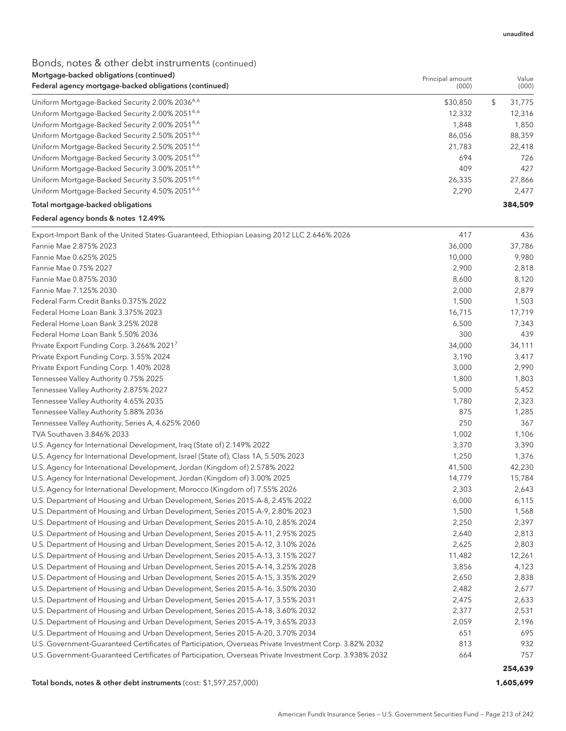unaudited

## Bonds, notes & other debt instruments (continued)

| Mortgage-backed obligations (continued)<br>Federal agency mortgage-backed obligations (continued) | Principal amount (000) | Value (000) |
|---|---|---|
| Uniform Mortgage-Backed Security 2.00% 2036[4,6] | $30,850 | $ 31,775 |
| Uniform Mortgage-Backed Security 2.00% 2051[4,6] | 12,332 | 12,316 |
| Uniform Mortgage-Backed Security 2.00% 2051[4,6] | 1,848 | 1,850 |
| Uniform Mortgage-Backed Security 2.50% 2051[4,6] | 86,056 | 88,359 |
| Uniform Mortgage-Backed Security 2.50% 2051[4,6] | 21,783 | 22,418 |
| Uniform Mortgage-Backed Security 3.00% 2051[4,6] | 694 | 726 |
| Uniform Mortgage-Backed Security 3.00% 2051[4,6] | 409 | 427 |
| Uniform Mortgage-Backed Security 3.50% 2051[4,6] | 26,335 | 27,866 |
| Uniform Mortgage-Backed Security 4.50% 2051[4,6] | 2,290 | 2,477 |
| **Total mortgage-backed obligations** | | **384,509** |
| **Federal agency bonds & notes 12.49%** | | |
| Export-Import Bank of the United States-Guaranteed, Ethiopian Leasing 2012 LLC 2.646% 2026 | 417 | 436 |
| Fannie Mae 2.875% 2023 | 36,000 | 37,786 |
| Fannie Mae 0.625% 2025 | 10,000 | 9,980 |
| Fannie Mae 0.75% 2027 | 2,900 | 2,818 |
| Fannie Mae 0.875% 2030 | 8,600 | 8,120 |
| Fannie Mae 7.125% 2030 | 2,000 | 2,879 |
| Federal Farm Credit Banks 0.375% 2022 | 1,500 | 1,503 |
| Federal Home Loan Bank 3.375% 2023 | 16,715 | 17,719 |
| Federal Home Loan Bank 3.25% 2028 | 6,500 | 7,343 |
| Federal Home Loan Bank 5.50% 2036 | 300 | 439 |
| Private Export Funding Corp. 3.266% 2021[7] | 34,000 | 34,111 |
| Private Export Funding Corp. 3.55% 2024 | 3,190 | 3,417 |
| Private Export Funding Corp. 1.40% 2028 | 3,000 | 2,990 |
| Tennessee Valley Authority 0.75% 2025 | 1,800 | 1,803 |
| Tennessee Valley Authority 2.875% 2027 | 5,000 | 5,452 |
| Tennessee Valley Authority 4.65% 2035 | 1,780 | 2,323 |
| Tennessee Valley Authority 5.88% 2036 | 875 | 1,285 |
| Tennessee Valley Authority, Series A, 4.625% 2060 | 250 | 367 |
| TVA Southaven 3.846% 2033 | 1,002 | 1,106 |
| U.S. Agency for International Development, Iraq (State of) 2.149% 2022 | 3,370 | 3,390 |
| U.S. Agency for International Development, Israel (State of), Class 1A, 5.50% 2023 | 1,250 | 1,376 |
| U.S. Agency for International Development, Jordan (Kingdom of) 2.578% 2022 | 41,500 | 42,230 |
| U.S. Agency for International Development, Jordan (Kingdom of) 3.00% 2025 | 14,779 | 15,784 |
| U.S. Agency for International Development, Morocco (Kingdom of) 7.55% 2026 | 2,303 | 2,643 |
| U.S. Department of Housing and Urban Development, Series 2015-A-8, 2.45% 2022 | 6,000 | 6,115 |
| U.S. Department of Housing and Urban Development, Series 2015-A-9, 2.80% 2023 | 1,500 | 1,568 |
| U.S. Department of Housing and Urban Development, Series 2015-A-10, 2.85% 2024 | 2,250 | 2,397 |
| U.S. Department of Housing and Urban Development, Series 2015-A-11, 2.95% 2025 | 2,640 | 2,813 |
| U.S. Department of Housing and Urban Development, Series 2015-A-12, 3.10% 2026 | 2,625 | 2,803 |
| U.S. Department of Housing and Urban Development, Series 2015-A-13, 3.15% 2027 | 11,482 | 12,261 |
| U.S. Department of Housing and Urban Development, Series 2015-A-14, 3.25% 2028 | 3,856 | 4,123 |
| U.S. Department of Housing and Urban Development, Series 2015-A-15, 3.35% 2029 | 2,650 | 2,838 |
| U.S. Department of Housing and Urban Development, Series 2015-A-16, 3.50% 2030 | 2,482 | 2,677 |
| U.S. Department of Housing and Urban Development, Series 2015-A-17, 3.55% 2031 | 2,475 | 2,633 |
| U.S. Department of Housing and Urban Development, Series 2015-A-18, 3.60% 2032 | 2,377 | 2,531 |
| U.S. Department of Housing and Urban Development, Series 2015-A-19, 3.65% 2033 | 2,059 | 2,196 |
| U.S. Department of Housing and Urban Development, Series 2015-A-20, 3.70% 2034 | 651 | 695 |
| U.S. Government-Guaranteed Certificates of Participation, Overseas Private Investment Corp. 3.82% 2032 | 813 | 932 |
| U.S. Government-Guaranteed Certificates of Participation, Overseas Private Investment Corp. 3.938% 2032 | 664 | 757 |
| | | **254,639** |
| **Total bonds, notes & other debt instruments** (cost: $1,597,257,000) | | **1,605,699** |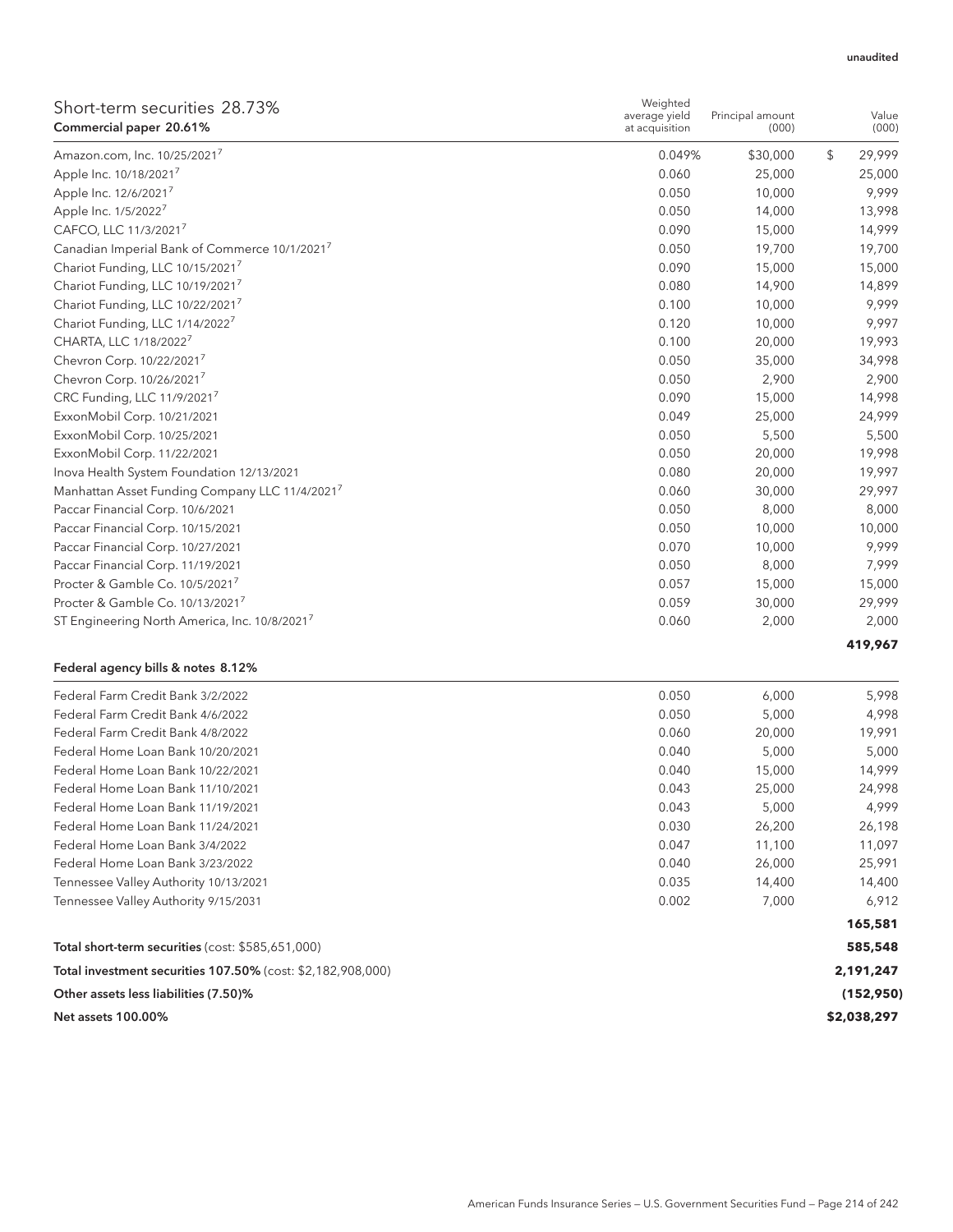unaudited

| Short-term securities 28.73%<br>Commercial paper 20.61% | Weighted average yield at acquisition | Principal amount (000) | Value (000) |
|---|---|---|---|
| Amazon.com, Inc. 10/25/2021[7] | 0.049% | $30,000 | $ 29,999 |
| Apple Inc. 10/18/2021[7] | 0.060 | 25,000 | 25,000 |
| Apple Inc. 12/6/2021[7] | 0.050 | 10,000 | 9,999 |
| Apple Inc. 1/5/2022[7] | 0.050 | 14,000 | 13,998 |
| CAFCO, LLC 11/3/2021[7] | 0.090 | 15,000 | 14,999 |
| Canadian Imperial Bank of Commerce 10/1/2021[7] | 0.050 | 19,700 | 19,700 |
| Chariot Funding, LLC 10/15/2021[7] | 0.090 | 15,000 | 15,000 |
| Chariot Funding, LLC 10/19/2021[7] | 0.080 | 14,900 | 14,899 |
| Chariot Funding, LLC 10/22/2021[7] | 0.100 | 10,000 | 9,999 |
| Chariot Funding, LLC 1/14/2022[7] | 0.120 | 10,000 | 9,997 |
| CHARTA, LLC 1/18/2022[7] | 0.100 | 20,000 | 19,993 |
| Chevron Corp. 10/22/2021[7] | 0.050 | 35,000 | 34,998 |
| Chevron Corp. 10/26/2021[7] | 0.050 | 2,900 | 2,900 |
| CRC Funding, LLC 11/9/2021[7] | 0.090 | 15,000 | 14,998 |
| ExxonMobil Corp. 10/21/2021 | 0.049 | 25,000 | 24,999 |
| ExxonMobil Corp. 10/25/2021 | 0.050 | 5,500 | 5,500 |
| ExxonMobil Corp. 11/22/2021 | 0.050 | 20,000 | 19,998 |
| Inova Health System Foundation 12/13/2021 | 0.080 | 20,000 | 19,997 |
| Manhattan Asset Funding Company LLC 11/4/2021[7] | 0.060 | 30,000 | 29,997 |
| Paccar Financial Corp. 10/6/2021 | 0.050 | 8,000 | 8,000 |
| Paccar Financial Corp. 10/15/2021 | 0.050 | 10,000 | 10,000 |
| Paccar Financial Corp. 10/27/2021 | 0.070 | 10,000 | 9,999 |
| Paccar Financial Corp. 11/19/2021 | 0.050 | 8,000 | 7,999 |
| Procter & Gamble Co. 10/5/2021[7] | 0.057 | 15,000 | 15,000 |
| Procter & Gamble Co. 10/13/2021[7] | 0.059 | 30,000 | 29,999 |
| ST Engineering North America, Inc. 10/8/2021[7] | 0.060 | 2,000 | 2,000 |
| | | | **419,967** |
| **Federal agency bills & notes 8.12%** | | | |
| Federal Farm Credit Bank 3/2/2022 | 0.050 | 6,000 | 5,998 |
| Federal Farm Credit Bank 4/6/2022 | 0.050 | 5,000 | 4,998 |
| Federal Farm Credit Bank 4/8/2022 | 0.060 | 20,000 | 19,991 |
| Federal Home Loan Bank 10/20/2021 | 0.040 | 5,000 | 5,000 |
| Federal Home Loan Bank 10/22/2021 | 0.040 | 15,000 | 14,999 |
| Federal Home Loan Bank 11/10/2021 | 0.043 | 25,000 | 24,998 |
| Federal Home Loan Bank 11/19/2021 | 0.043 | 5,000 | 4,999 |
| Federal Home Loan Bank 11/24/2021 | 0.030 | 26,200 | 26,198 |
| Federal Home Loan Bank 3/4/2022 | 0.047 | 11,100 | 11,097 |
| Federal Home Loan Bank 3/23/2022 | 0.040 | 26,000 | 25,991 |
| Tennessee Valley Authority 10/13/2021 | 0.035 | 14,400 | 14,400 |
| Tennessee Valley Authority 9/15/2031 | 0.002 | 7,000 | 6,912 |
| | | | **165,581** |
| **Total short-term securities** (cost: $585,651,000) | | | **585,548** |
| **Total investment securities 107.50%** (cost: $2,182,908,000) | | | **2,191,247** |
| **Other assets less liabilities (7.50)%** | | | **(152,950)** |
| **Net assets 100.00%** | | | **$2,038,297** |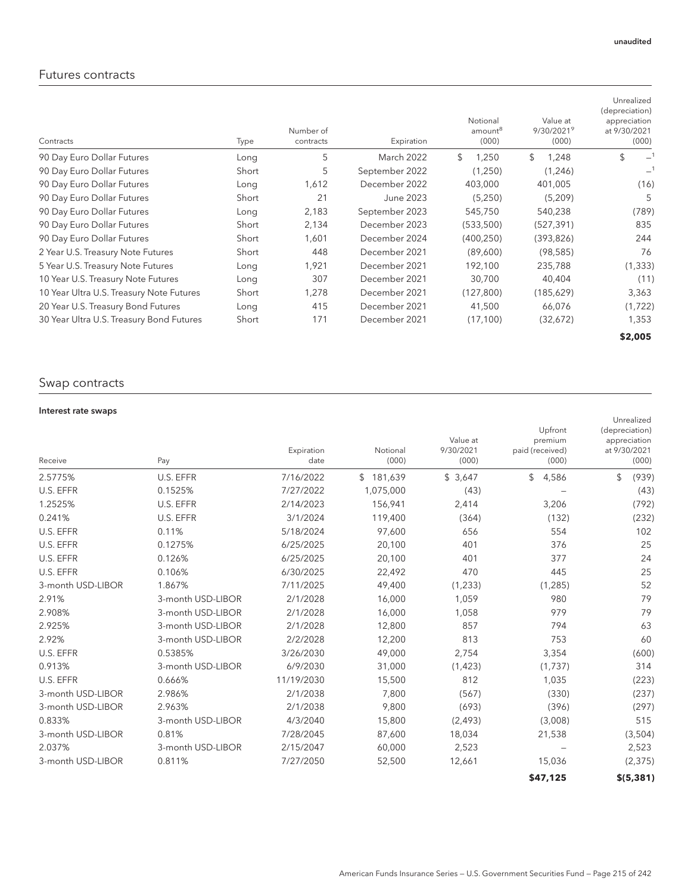unaudited

## Futures contracts

| Contracts | Type | Number of contracts | Expiration | Notional amount[8] (000) | Value at 9/30/2021[9] (000) | Unrealized (depreciation) appreciation at 9/30/2021 (000) |
|---|---|---|---|---|---|---|
| 90 Day Euro Dollar Futures | Long | 5 | March 2022 | $ 1,250 | $ 1,248 | $ —[1] |
| 90 Day Euro Dollar Futures | Short | 5 | September 2022 | (1,250) | (1,246) | —[1] |
| 90 Day Euro Dollar Futures | Long | 1,612 | December 2022 | 403,000 | 401,005 | (16) |
| 90 Day Euro Dollar Futures | Short | 21 | June 2023 | (5,250) | (5,209) | 5 |
| 90 Day Euro Dollar Futures | Long | 2,183 | September 2023 | 545,750 | 540,238 | (789) |
| 90 Day Euro Dollar Futures | Short | 2,134 | December 2023 | (533,500) | (527,391) | 835 |
| 90 Day Euro Dollar Futures | Short | 1,601 | December 2024 | (400,250) | (393,826) | 244 |
| 2 Year U.S. Treasury Note Futures | Short | 448 | December 2021 | (89,600) | (98,585) | 76 |
| 5 Year U.S. Treasury Note Futures | Long | 1,921 | December 2021 | 192,100 | 235,788 | (1,333) |
| 10 Year U.S. Treasury Note Futures | Long | 307 | December 2021 | 30,700 | 40,404 | (11) |
| 10 Year Ultra U.S. Treasury Note Futures | Short | 1,278 | December 2021 | (127,800) | (185,629) | 3,363 |
| 20 Year U.S. Treasury Bond Futures | Long | 415 | December 2021 | 41,500 | 66,076 | (1,722) |
| 30 Year Ultra U.S. Treasury Bond Futures | Short | 171 | December 2021 | (17,100) | (32,672) | 1,353 |
| | | | | | | **$2,005** |

## Swap contracts

### Interest rate swaps

| Receive | Pay | Expiration date | Notional (000) | Value at 9/30/2021 (000) | Upfront premium paid (received) (000) | Unrealized (depreciation) appreciation at 9/30/2021 (000) |
|---|---|---|---|---|---|---|
| 2.5775% | U.S. EFFR | 7/16/2022 | $ 181,639 | $ 3,647 | $ 4,586 | $ (939) |
| U.S. EFFR | 0.1525% | 7/27/2022 | 1,075,000 | (43) | – | (43) |
| 1.2525% | U.S. EFFR | 2/14/2023 | 156,941 | 2,414 | 3,206 | (792) |
| 0.241% | U.S. EFFR | 3/1/2024 | 119,400 | (364) | (132) | (232) |
| U.S. EFFR | 0.11% | 5/18/2024 | 97,600 | 656 | 554 | 102 |
| U.S. EFFR | 0.1275% | 6/25/2025 | 20,100 | 401 | 376 | 25 |
| U.S. EFFR | 0.126% | 6/25/2025 | 20,100 | 401 | 377 | 24 |
| U.S. EFFR | 0.106% | 6/30/2025 | 22,492 | 470 | 445 | 25 |
| 3-month USD-LIBOR | 1.867% | 7/11/2025 | 49,400 | (1,233) | (1,285) | 52 |
| 2.91% | 3-month USD-LIBOR | 2/1/2028 | 16,000 | 1,059 | 980 | 79 |
| 2.908% | 3-month USD-LIBOR | 2/1/2028 | 16,000 | 1,058 | 979 | 79 |
| 2.925% | 3-month USD-LIBOR | 2/1/2028 | 12,800 | 857 | 794 | 63 |
| 2.92% | 3-month USD-LIBOR | 2/2/2028 | 12,200 | 813 | 753 | 60 |
| U.S. EFFR | 0.5385% | 3/26/2030 | 49,000 | 2,754 | 3,354 | (600) |
| 0.913% | 3-month USD-LIBOR | 6/9/2030 | 31,000 | (1,423) | (1,737) | 314 |
| U.S. EFFR | 0.666% | 11/19/2030 | 15,500 | 812 | 1,035 | (223) |
| 3-month USD-LIBOR | 2.986% | 2/1/2038 | 7,800 | (567) | (330) | (237) |
| 3-month USD-LIBOR | 2.963% | 2/1/2038 | 9,800 | (693) | (396) | (297) |
| 0.833% | 3-month USD-LIBOR | 4/3/2040 | 15,800 | (2,493) | (3,008) | 515 |
| 3-month USD-LIBOR | 0.81% | 7/28/2045 | 87,600 | 18,034 | 21,538 | (3,504) |
| 2.037% | 3-month USD-LIBOR | 2/15/2047 | 60,000 | 2,523 | – | 2,523 |
| 3-month USD-LIBOR | 0.811% | 7/27/2050 | 52,500 | 12,661 | 15,036 | (2,375) |
| | | | | | **$47,125** | **$(5,381)** |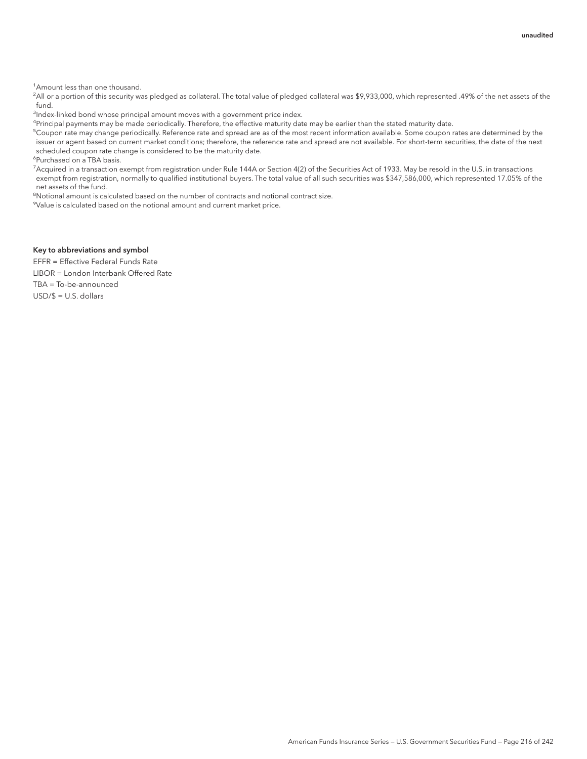unaudited

[1]Amount less than one thousand.

[2]All or a portion of this security was pledged as collateral. The total value of pledged collateral was $9,933,000, which represented .49% of the net assets of the fund.

[3]Index-linked bond whose principal amount moves with a government price index.

[4]Principal payments may be made periodically. Therefore, the effective maturity date may be earlier than the stated maturity date.

[5]Coupon rate may change periodically. Reference rate and spread are as of the most recent information available. Some coupon rates are determined by the issuer or agent based on current market conditions; therefore, the reference rate and spread are not available. For short-term securities, the date of the next scheduled coupon rate change is considered to be the maturity date.

[6]Purchased on a TBA basis.

[7]Acquired in a transaction exempt from registration under Rule 144A or Section 4(2) of the Securities Act of 1933. May be resold in the U.S. in transactions exempt from registration, normally to qualified institutional buyers. The total value of all such securities was $347,586,000, which represented 17.05% of the net assets of the fund.

[8]Notional amount is calculated based on the number of contracts and notional contract size.

[9]Value is calculated based on the notional amount and current market price.

**Key to abbreviations and symbol**

EFFR = Effective Federal Funds Rate

LIBOR = London Interbank Offered Rate

TBA = To-be-announced

USD/$ = U.S. dollars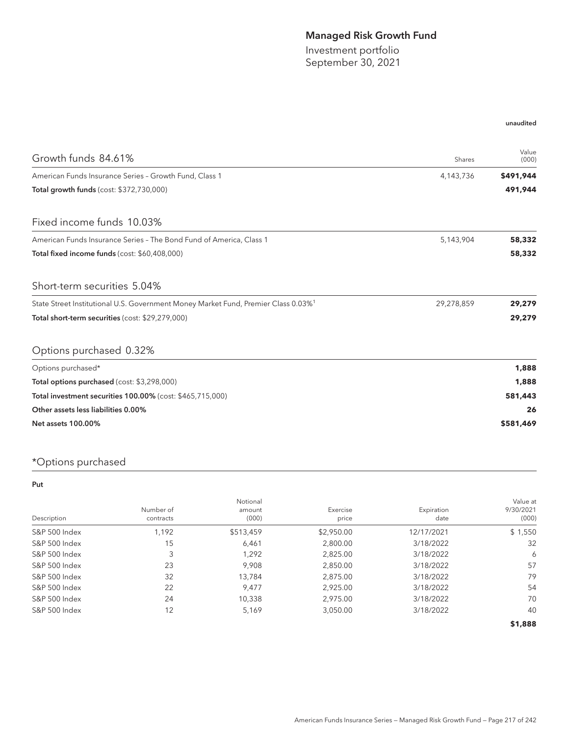# Managed Risk Growth Fund

Investment portfolio
September 30, 2021

unaudited

| Growth funds 84.61% | Shares | Value (000) |
|---|---|---|
| American Funds Insurance Series – Growth Fund, Class 1 | 4,143,736 | **$491,944** |
| **Total growth funds** (cost: $372,730,000) | | **491,944** |

| Fixed income funds 10.03% | | |
|---|---|---|
| American Funds Insurance Series – The Bond Fund of America, Class 1 | 5,143,904 | **58,332** |
| **Total fixed income funds** (cost: $60,408,000) | | **58,332** |

| Short-term securities 5.04% | | |
|---|---|---|
| State Street Institutional U.S. Government Money Market Fund, Premier Class 0.03%[1] | 29,278,859 | **29,279** |
| **Total short-term securities** (cost: $29,279,000) | | **29,279** |

| Options purchased 0.32% | | |
|---|---|---|
| Options purchased* | | **1,888** |
| **Total options purchased** (cost: $3,298,000) | | **1,888** |
| **Total investment securities 100.00%** (cost: $465,715,000) | | **581,443** |
| **Other assets less liabilities 0.00%** | | **26** |
| **Net assets 100.00%** | | **$581,469** |

## *Options purchased

**Put**

| Description | Number of contracts | Notional amount (000) | Exercise price | Expiration date | Value at 9/30/2021 (000) |
|---|---|---|---|---|---|
| S&P 500 Index | 1,192 | $513,459 | $2,950.00 | 12/17/2021 | $ 1,550 |
| S&P 500 Index | 15 | 6,461 | 2,800.00 | 3/18/2022 | 32 |
| S&P 500 Index | 3 | 1,292 | 2,825.00 | 3/18/2022 | 6 |
| S&P 500 Index | 23 | 9,908 | 2,850.00 | 3/18/2022 | 57 |
| S&P 500 Index | 32 | 13,784 | 2,875.00 | 3/18/2022 | 79 |
| S&P 500 Index | 22 | 9,477 | 2,925.00 | 3/18/2022 | 54 |
| S&P 500 Index | 24 | 10,338 | 2,975.00 | 3/18/2022 | 70 |
| S&P 500 Index | 12 | 5,169 | 3,050.00 | 3/18/2022 | 40 |
| | | | | | **$1,888** |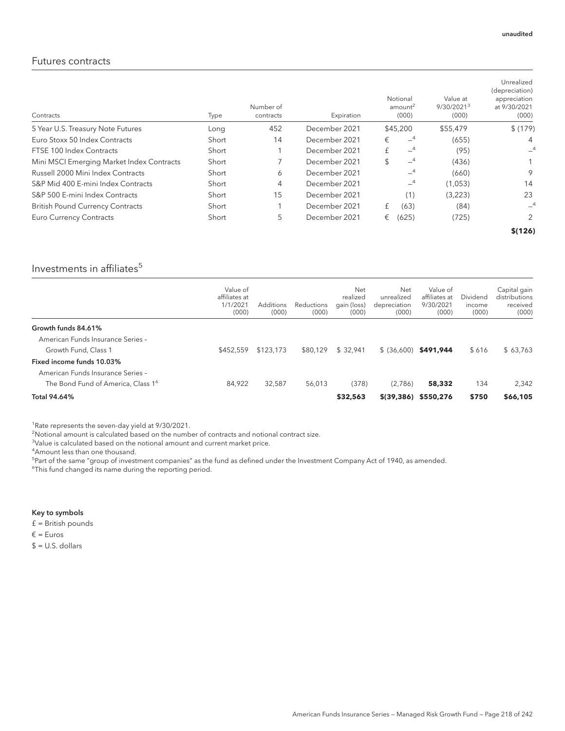unaudited

## Futures contracts

| Contracts | Type | Number of contracts | Expiration | Notional amount[2] (000) | Value at 9/30/2021[3] (000) | Unrealized (depreciation) appreciation at 9/30/2021 (000) |
|---|---|---|---|---|---|---|
| 5 Year U.S. Treasury Note Futures | Long | 452 | December 2021 | $45,200 | $55,479 | $ (179) |
| Euro Stoxx 50 Index Contracts | Short | 14 | December 2021 | € —[4] | (655) | 4 |
| FTSE 100 Index Contracts | Short | 1 | December 2021 | £ —[4] | (95) | —[4] |
| Mini MSCI Emerging Market Index Contracts | Short | 7 | December 2021 | $ —[4] | (436) | 1 |
| Russell 2000 Mini Index Contracts | Short | 6 | December 2021 | —[4] | (660) | 9 |
| S&P Mid 400 E-mini Index Contracts | Short | 4 | December 2021 | —[4] | (1,053) | 14 |
| S&P 500 E-mini Index Contracts | Short | 15 | December 2021 | (1) | (3,223) | 23 |
| British Pound Currency Contracts | Short | 1 | December 2021 | £ (63) | (84) | —[4] |
| Euro Currency Contracts | Short | 5 | December 2021 | € (625) | (725) | 2 |
| | | | | | | **$(126)** |

## Investments in affiliates[5]

| | Value of affiliates at 1/1/2021 (000) | Additions (000) | Reductions (000) | Net realized gain (loss) (000) | Net unrealized depreciation (000) | Value of affiliates at 9/30/2021 (000) | Dividend income (000) | Capital gain distributions received (000) |
|---|---|---|---|---|---|---|---|---|
| **Growth funds 84.61%** | | | | | | | | |
| American Funds Insurance Series – Growth Fund, Class 1 | $452,559 | $123,173 | $80,129 | $ 32,941 | $ (36,600) | **$491,944** | $ 616 | $ 63,763 |
| **Fixed income funds 10.03%** | | | | | | | | |
| American Funds Insurance Series – The Bond Fund of America, Class 1[6] | 84,922 | 32,587 | 56,013 | (378) | (2,786) | **58,332** | 134 | 2,342 |
| **Total 94.64%** | | | | **$32,563** | **$(39,386)** | **$550,276** | **$750** | **$66,105** |

[1]Rate represents the seven-day yield at 9/30/2021.
[2]Notional amount is calculated based on the number of contracts and notional contract size.
[3]Value is calculated based on the notional amount and current market price.
[4]Amount less than one thousand.
[5]Part of the same "group of investment companies" as the fund as defined under the Investment Company Act of 1940, as amended.
[6]This fund changed its name during the reporting period.

**Key to symbols**

£ = British pounds
€ = Euros
$ = U.S. dollars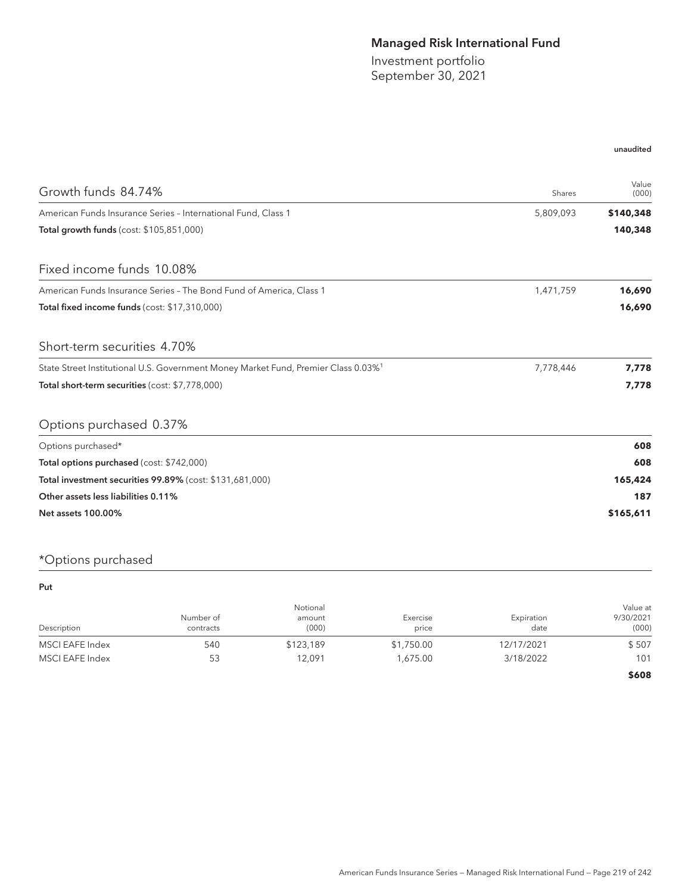# Managed Risk International Fund

Investment portfolio
September 30, 2021

unaudited

| Growth funds 84.74% | Shares | Value (000) |
|---|---|---|
| American Funds Insurance Series – International Fund, Class 1 | 5,809,093 | **$140,348** |
| **Total growth funds** (cost: $105,851,000) | | **140,348** |

| Fixed income funds 10.08% | | |
|---|---|---|
| American Funds Insurance Series – The Bond Fund of America, Class 1 | 1,471,759 | **16,690** |
| **Total fixed income funds** (cost: $17,310,000) | | **16,690** |

| Short-term securities 4.70% | | |
|---|---|---|
| State Street Institutional U.S. Government Money Market Fund, Premier Class 0.03%[1] | 7,778,446 | **7,778** |
| **Total short-term securities** (cost: $7,778,000) | | **7,778** |

| Options purchased 0.37% | |
|---|---|
| Options purchased* | **608** |
| **Total options purchased** (cost: $742,000) | **608** |
| **Total investment securities 99.89%** (cost: $131,681,000) | **165,424** |
| **Other assets less liabilities 0.11%** | **187** |
| **Net assets 100.00%** | **$165,611** |

## *Options purchased

**Put**

| Description | Number of contracts | Notional amount (000) | Exercise price | Expiration date | Value at 9/30/2021 (000) |
|---|---|---|---|---|---|
| MSCI EAFE Index | 540 | $123,189 | $1,750.00 | 12/17/2021 | $ 507 |
| MSCI EAFE Index | 53 | 12,091 | 1,675.00 | 3/18/2022 | 101 |
| | | | | | **$608** |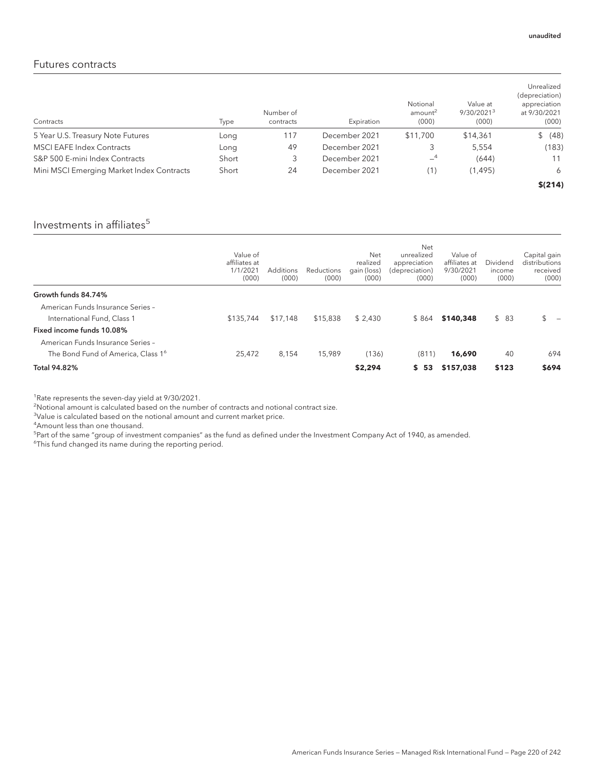unaudited

## Futures contracts

| Contracts | Type | Number of contracts | Expiration | Notional amount[2] (000) | Value at 9/30/2021[3] (000) | Unrealized (depreciation) appreciation at 9/30/2021 (000) |
|---|---|---|---|---|---|---|
| 5 Year U.S. Treasury Note Futures | Long | 117 | December 2021 | $11,700 | $14,361 | $ (48) |
| MSCI EAFE Index Contracts | Long | 49 | December 2021 | 3 | 5,554 | (183) |
| S&P 500 E-mini Index Contracts | Short | 3 | December 2021 | –[4] | (644) | 11 |
| Mini MSCI Emerging Market Index Contracts | Short | 24 | December 2021 | (1) | (1,495) | 6 |
| | | | | | | **$(214)** |

## Investments in affiliates[5]

| | Value of affiliates at 1/1/2021 (000) | Additions (000) | Reductions (000) | Net realized gain (loss) (000) | Net unrealized appreciation (depreciation) (000) | Value of affiliates at 9/30/2021 (000) | Dividend income (000) | Capital gain distributions received (000) |
|---|---|---|---|---|---|---|---|---|
| **Growth funds 84.74%** | | | | | | | | |
| American Funds Insurance Series – International Fund, Class 1 | $135,744 | $17,148 | $15,838 | $ 2,430 | $ 864 | **$140,348** | $ 83 | $ – |
| **Fixed income funds 10.08%** | | | | | | | | |
| American Funds Insurance Series – The Bond Fund of America, Class 1[6] | 25,472 | 8,154 | 15,989 | (136) | (811) | **16,690** | 40 | 694 |
| **Total 94.82%** | | | | **$2,294** | **$ 53** | **$157,038** | **$123** | **$694** |

[1]Rate represents the seven-day yield at 9/30/2021.
[2]Notional amount is calculated based on the number of contracts and notional contract size.
[3]Value is calculated based on the notional amount and current market price.
[4]Amount less than one thousand.
[5]Part of the same "group of investment companies" as the fund as defined under the Investment Company Act of 1940, as amended.
[6]This fund changed its name during the reporting period.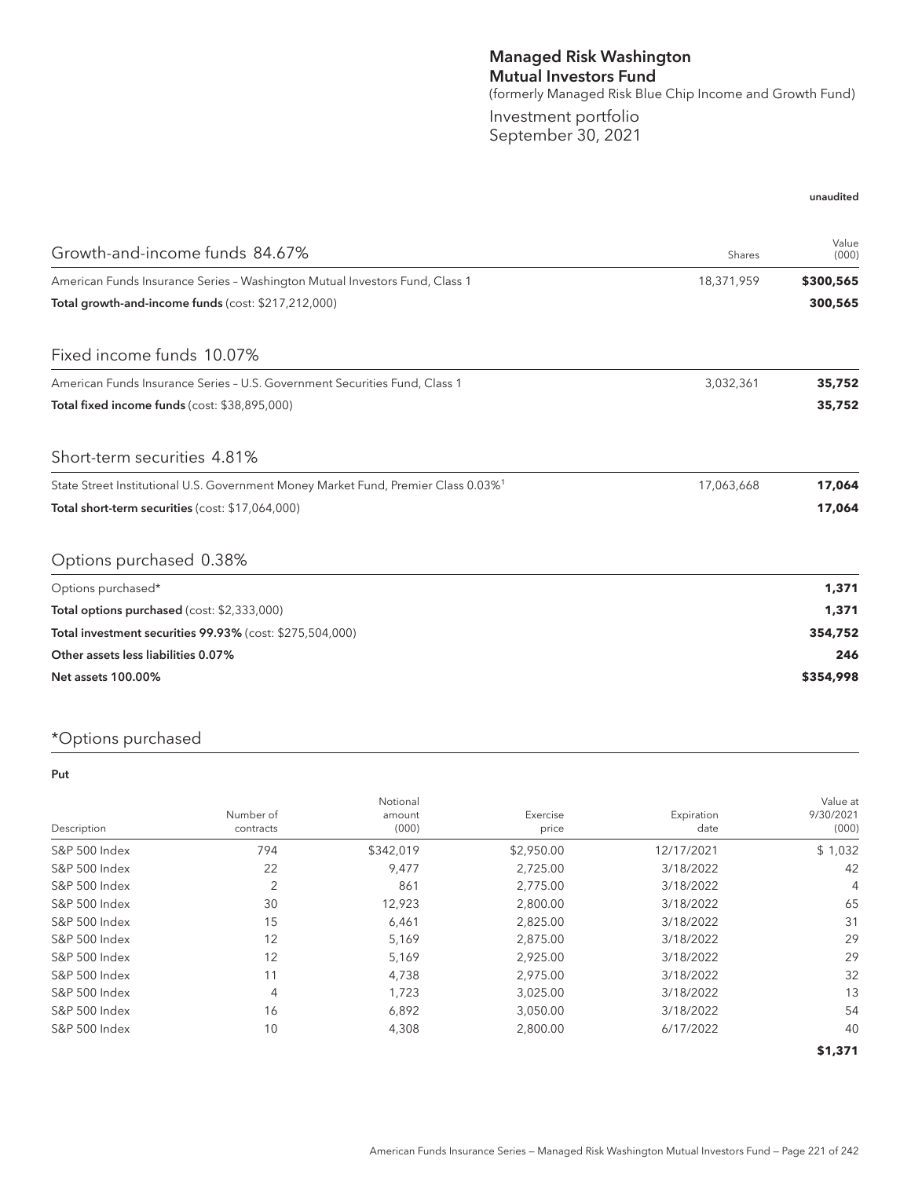# Managed Risk Washington Mutual Investors Fund

(formerly Managed Risk Blue Chip Income and Growth Fund)

Investment portfolio
September 30, 2021

unaudited

| Growth-and-income funds 84.67% | Shares | Value (000) |
|---|---|---|
| American Funds Insurance Series – Washington Mutual Investors Fund, Class 1 | 18,371,959 | **$300,565** |
| **Total growth-and-income funds** (cost: $217,212,000) | | **300,565** |

| Fixed income funds 10.07% | | |
|---|---|---|
| American Funds Insurance Series – U.S. Government Securities Fund, Class 1 | 3,032,361 | **35,752** |
| **Total fixed income funds** (cost: $38,895,000) | | **35,752** |

| Short-term securities 4.81% | | |
|---|---|---|
| State Street Institutional U.S. Government Money Market Fund, Premier Class 0.03%[1] | 17,063,668 | **17,064** |
| **Total short-term securities** (cost: $17,064,000) | | **17,064** |

| Options purchased 0.38% | | |
|---|---|---|
| Options purchased* | | **1,371** |
| **Total options purchased** (cost: $2,333,000) | | **1,371** |
| **Total investment securities 99.93%** (cost: $275,504,000) | | **354,752** |
| **Other assets less liabilities 0.07%** | | **246** |
| **Net assets 100.00%** | | **$354,998** |

## *Options purchased

**Put**

| Description | Number of contracts | Notional amount (000) | Exercise price | Expiration date | Value at 9/30/2021 (000) |
|---|---|---|---|---|---|
| S&P 500 Index | 794 | $342,019 | $2,950.00 | 12/17/2021 | $ 1,032 |
| S&P 500 Index | 22 | 9,477 | 2,725.00 | 3/18/2022 | 42 |
| S&P 500 Index | 2 | 861 | 2,775.00 | 3/18/2022 | 4 |
| S&P 500 Index | 30 | 12,923 | 2,800.00 | 3/18/2022 | 65 |
| S&P 500 Index | 15 | 6,461 | 2,825.00 | 3/18/2022 | 31 |
| S&P 500 Index | 12 | 5,169 | 2,875.00 | 3/18/2022 | 29 |
| S&P 500 Index | 12 | 5,169 | 2,925.00 | 3/18/2022 | 29 |
| S&P 500 Index | 11 | 4,738 | 2,975.00 | 3/18/2022 | 32 |
| S&P 500 Index | 4 | 1,723 | 3,025.00 | 3/18/2022 | 13 |
| S&P 500 Index | 16 | 6,892 | 3,050.00 | 3/18/2022 | 54 |
| S&P 500 Index | 10 | 4,308 | 2,800.00 | 6/17/2022 | 40 |
| | | | | | **$1,371** |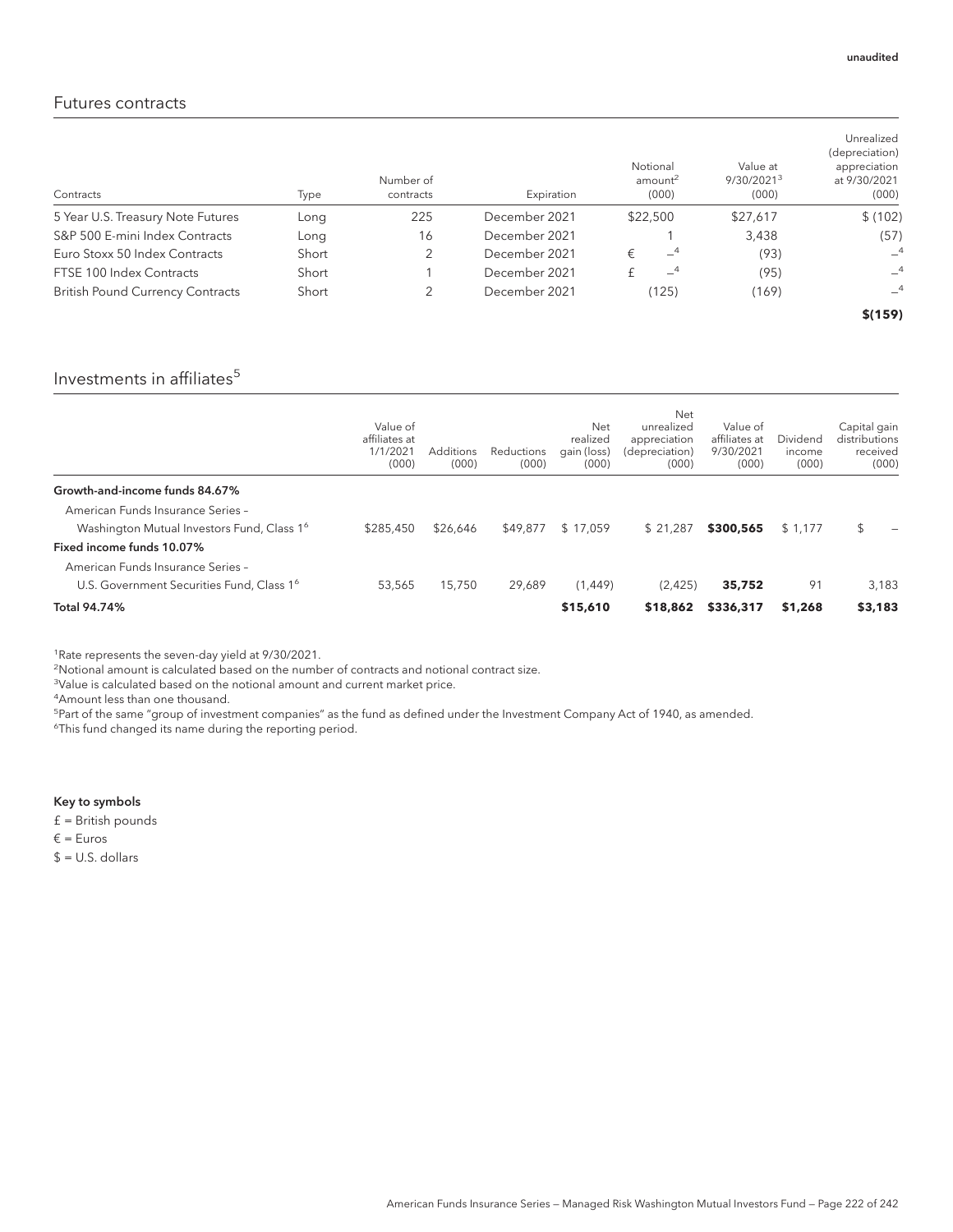unaudited

## Futures contracts

| Contracts | Type | Number of contracts | Expiration | Notional amount[2] (000) | Value at 9/30/2021[3] (000) | Unrealized (depreciation) appreciation at 9/30/2021 (000) |
|---|---|---|---|---|---|---|
| 5 Year U.S. Treasury Note Futures | Long | 225 | December 2021 | $22,500 | $27,617 | $ (102) |
| S&P 500 E-mini Index Contracts | Long | 16 | December 2021 | 1 | 3,438 | (57) |
| Euro Stoxx 50 Index Contracts | Short | 2 | December 2021 | € —[4] | (93) | —[4] |
| FTSE 100 Index Contracts | Short | 1 | December 2021 | £ —[4] | (95) | —[4] |
| British Pound Currency Contracts | Short | 2 | December 2021 | (125) | (169) | —[4] |
| | | | | | | **$(159)** |

## Investments in affiliates[5]

| | Value of affiliates at 1/1/2021 (000) | Additions (000) | Reductions (000) | Net realized gain (loss) (000) | Net unrealized appreciation (depreciation) (000) | Value of affiliates at 9/30/2021 (000) | Dividend income (000) | Capital gain distributions received (000) |
|---|---|---|---|---|---|---|---|---|
| **Growth-and-income funds 84.67%** | | | | | | | | |
| American Funds Insurance Series – Washington Mutual Investors Fund, Class 1[6] | $285,450 | $26,646 | $49,877 | $ 17,059 | $ 21,287 | **$300,565** | $ 1,177 | $ — |
| **Fixed income funds 10.07%** | | | | | | | | |
| American Funds Insurance Series – U.S. Government Securities Fund, Class 1[6] | 53,565 | 15,750 | 29,689 | (1,449) | (2,425) | **35,752** | 91 | 3,183 |
| **Total 94.74%** | | | | **$15,610** | **$18,862** | **$336,317** | **$1,268** | **$3,183** |

[1]Rate represents the seven-day yield at 9/30/2021.
[2]Notional amount is calculated based on the number of contracts and notional contract size.
[3]Value is calculated based on the notional amount and current market price.
[4]Amount less than one thousand.
[5]Part of the same "group of investment companies" as the fund as defined under the Investment Company Act of 1940, as amended.
[6]This fund changed its name during the reporting period.

**Key to symbols**

£ = British pounds
€ = Euros
$ = U.S. dollars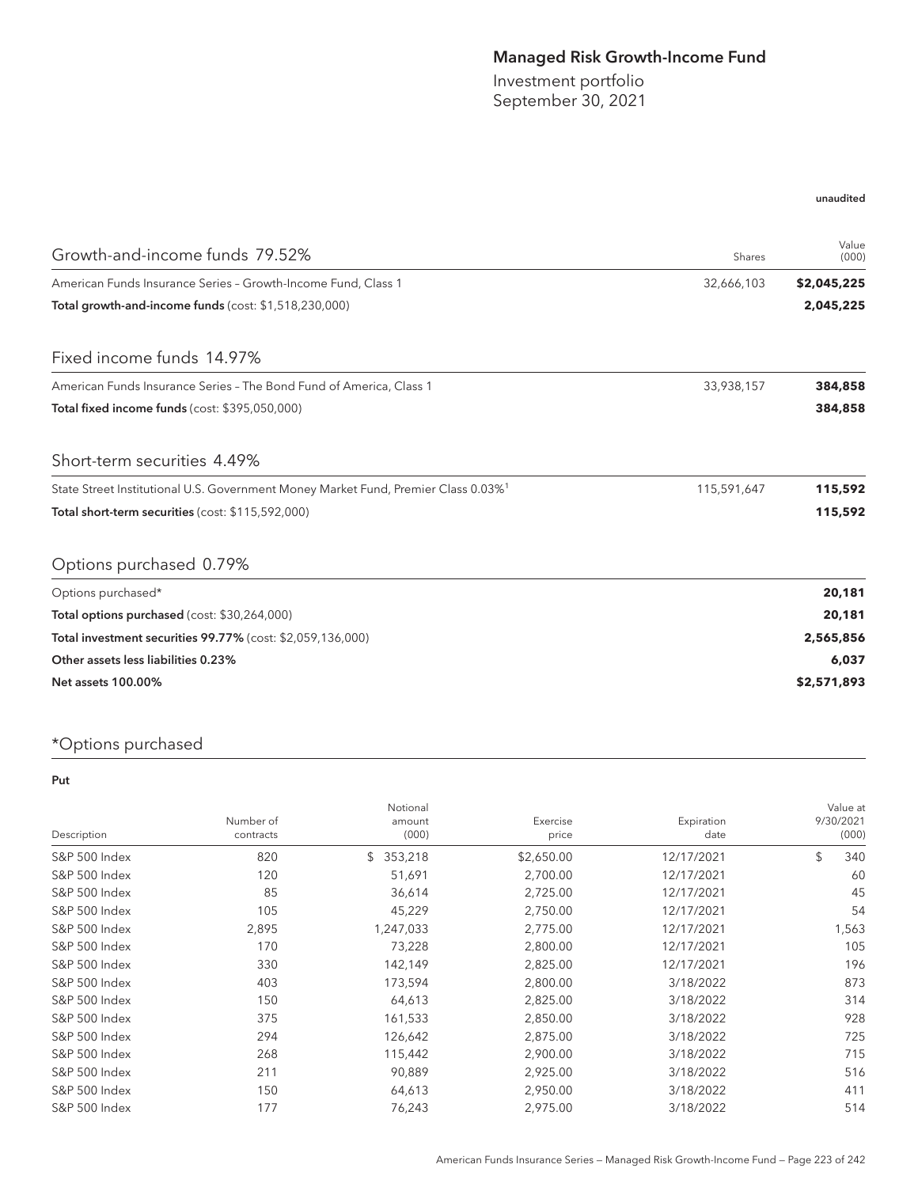# Managed Risk Growth-Income Fund

Investment portfolio
September 30, 2021

unaudited

| Growth-and-income funds 79.52% | Shares | Value (000) |
|---|---|---|
| American Funds Insurance Series – Growth-Income Fund, Class 1 | 32,666,103 | **$2,045,225** |
| **Total growth-and-income funds** (cost: $1,518,230,000) | | **2,045,225** |

| Fixed income funds 14.97% | | |
|---|---|---|
| American Funds Insurance Series – The Bond Fund of America, Class 1 | 33,938,157 | **384,858** |
| **Total fixed income funds** (cost: $395,050,000) | | **384,858** |

| Short-term securities 4.49% | | |
|---|---|---|
| State Street Institutional U.S. Government Money Market Fund, Premier Class 0.03%[1] | 115,591,647 | **115,592** |
| **Total short-term securities** (cost: $115,592,000) | | **115,592** |

| Options purchased 0.79% | |
|---|---|
| Options purchased* | **20,181** |
| **Total options purchased** (cost: $30,264,000) | **20,181** |
| **Total investment securities 99.77%** (cost: $2,059,136,000) | **2,565,856** |
| **Other assets less liabilities 0.23%** | **6,037** |
| **Net assets 100.00%** | **$2,571,893** |

## *Options purchased

**Put**

| Description | Number of contracts | Notional amount (000) | Exercise price | Expiration date | Value at 9/30/2021 (000) |
|---|---|---|---|---|---|
| S&P 500 Index | 820 | $ 353,218 | $2,650.00 | 12/17/2021 | $ 340 |
| S&P 500 Index | 120 | 51,691 | 2,700.00 | 12/17/2021 | 60 |
| S&P 500 Index | 85 | 36,614 | 2,725.00 | 12/17/2021 | 45 |
| S&P 500 Index | 105 | 45,229 | 2,750.00 | 12/17/2021 | 54 |
| S&P 500 Index | 2,895 | 1,247,033 | 2,775.00 | 12/17/2021 | 1,563 |
| S&P 500 Index | 170 | 73,228 | 2,800.00 | 12/17/2021 | 105 |
| S&P 500 Index | 330 | 142,149 | 2,825.00 | 12/17/2021 | 196 |
| S&P 500 Index | 403 | 173,594 | 2,800.00 | 3/18/2022 | 873 |
| S&P 500 Index | 150 | 64,613 | 2,825.00 | 3/18/2022 | 314 |
| S&P 500 Index | 375 | 161,533 | 2,850.00 | 3/18/2022 | 928 |
| S&P 500 Index | 294 | 126,642 | 2,875.00 | 3/18/2022 | 725 |
| S&P 500 Index | 268 | 115,442 | 2,900.00 | 3/18/2022 | 715 |
| S&P 500 Index | 211 | 90,889 | 2,925.00 | 3/18/2022 | 516 |
| S&P 500 Index | 150 | 64,613 | 2,950.00 | 3/18/2022 | 411 |
| S&P 500 Index | 177 | 76,243 | 2,975.00 | 3/18/2022 | 514 |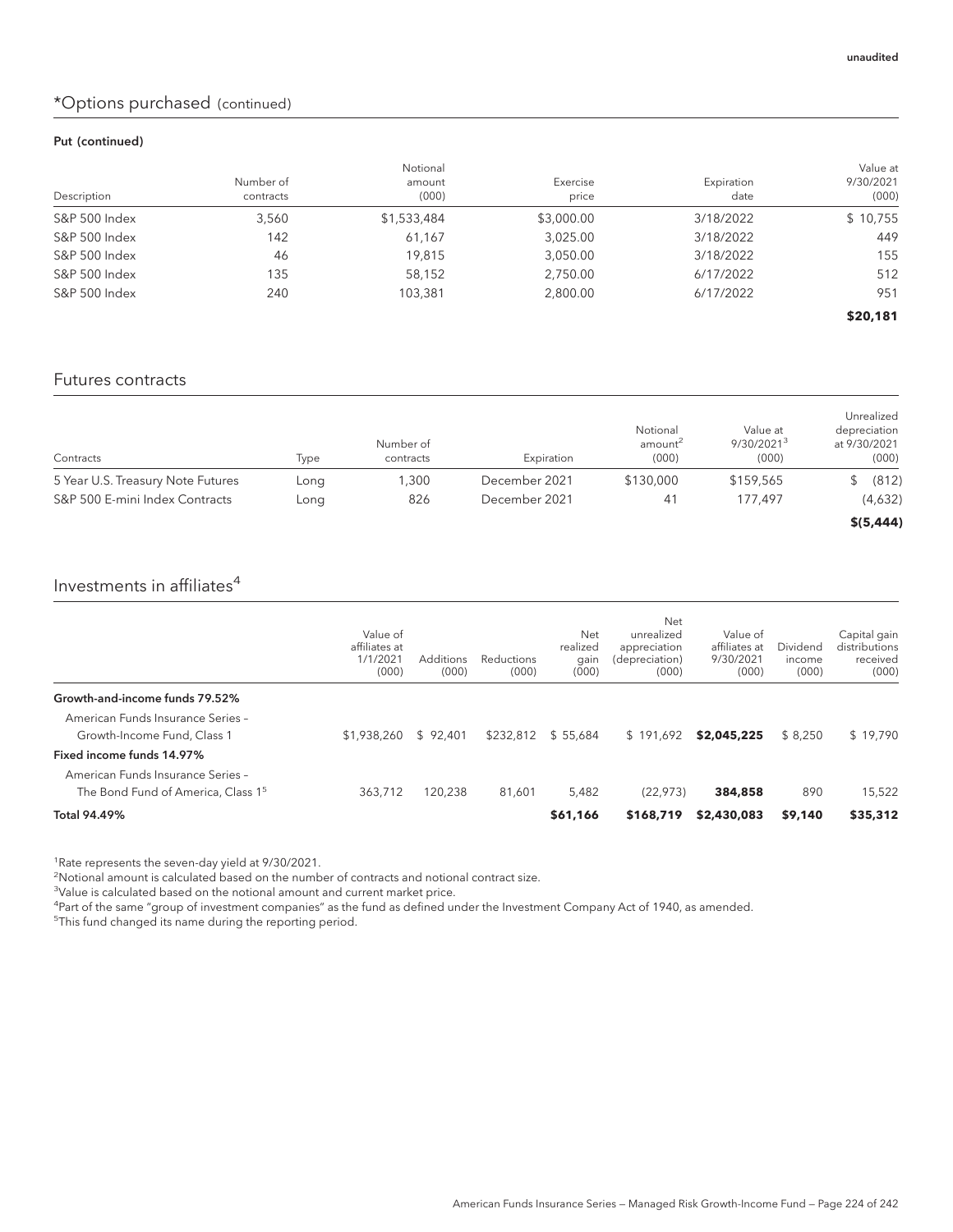unaudited

## *Options purchased (continued)

**Put (continued)**

| Description | Number of contracts | Notional amount (000) | Exercise price | Expiration date | Value at 9/30/2021 (000) |
|---|---|---|---|---|---|
| S&P 500 Index | 3,560 | $1,533,484 | $3,000.00 | 3/18/2022 | $ 10,755 |
| S&P 500 Index | 142 | 61,167 | 3,025.00 | 3/18/2022 | 449 |
| S&P 500 Index | 46 | 19,815 | 3,050.00 | 3/18/2022 | 155 |
| S&P 500 Index | 135 | 58,152 | 2,750.00 | 6/17/2022 | 512 |
| S&P 500 Index | 240 | 103,381 | 2,800.00 | 6/17/2022 | 951 |
| | | | | | **$20,181** |

## Futures contracts

| Contracts | Type | Number of contracts | Expiration | Notional amount[2] (000) | Value at 9/30/2021[3] (000) | Unrealized depreciation at 9/30/2021 (000) |
|---|---|---|---|---|---|---|
| 5 Year U.S. Treasury Note Futures | Long | 1,300 | December 2021 | $130,000 | $159,565 | $ (812) |
| S&P 500 E-mini Index Contracts | Long | 826 | December 2021 | 41 | 177,497 | (4,632) |
| | | | | | | **$(5,444)** |

## Investments in affiliates[4]

| | Value of affiliates at 1/1/2021 (000) | Additions (000) | Reductions (000) | Net realized gain (000) | Net unrealized appreciation (depreciation) (000) | Value of affiliates at 9/30/2021 (000) | Dividend income (000) | Capital gain distributions received (000) |
|---|---|---|---|---|---|---|---|---|
| **Growth-and-income funds 79.52%** | | | | | | | | |
| American Funds Insurance Series – Growth-Income Fund, Class 1 | $1,938,260 | $ 92,401 | $232,812 | $ 55,684 | $ 191,692 | **$2,045,225** | $ 8,250 | $ 19,790 |
| **Fixed income funds 14.97%** | | | | | | | | |
| American Funds Insurance Series – The Bond Fund of America, Class 1[5] | 363,712 | 120,238 | 81,601 | 5,482 | (22,973) | **384,858** | 890 | 15,522 |
| **Total 94.49%** | | | | **$61,166** | **$168,719** | **$2,430,083** | **$9,140** | **$35,312** |

[1]Rate represents the seven-day yield at 9/30/2021.

[2]Notional amount is calculated based on the number of contracts and notional contract size.

[3]Value is calculated based on the notional amount and current market price.

[4]Part of the same "group of investment companies" as the fund as defined under the Investment Company Act of 1940, as amended.

[5]This fund changed its name during the reporting period.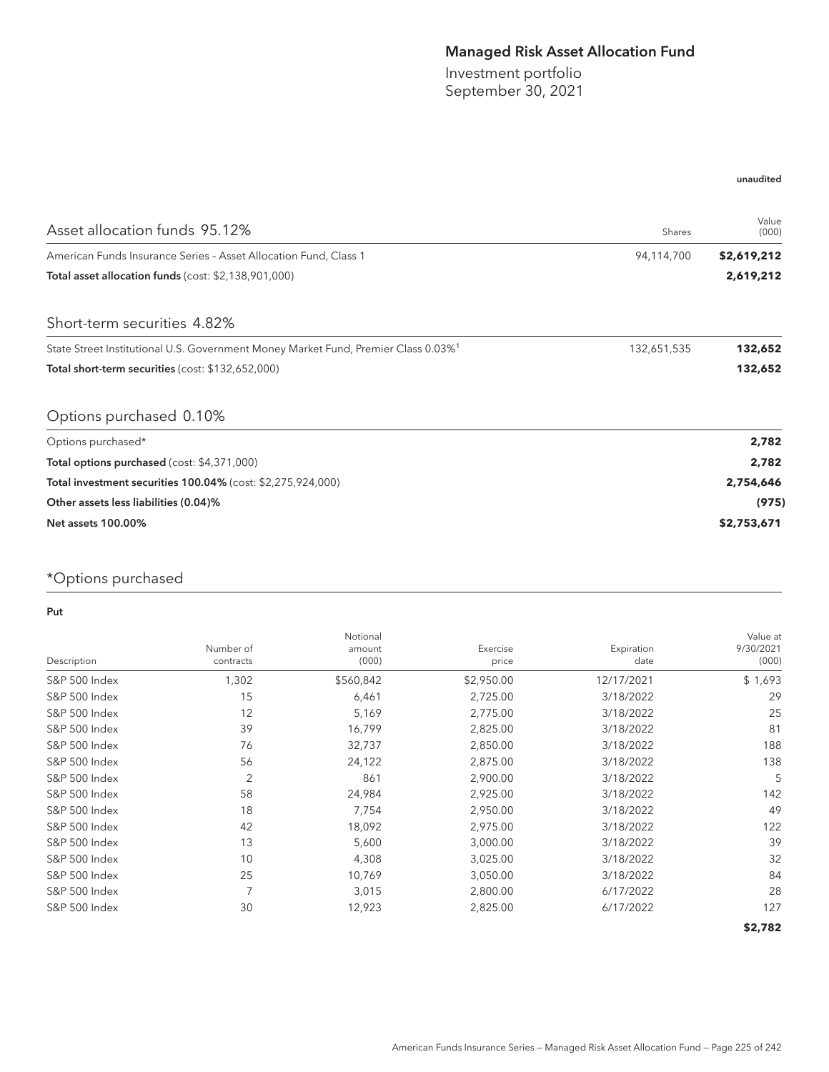# Managed Risk Asset Allocation Fund

Investment portfolio
September 30, 2021

unaudited

| Asset allocation funds 95.12% | Shares | Value (000) |
|---|---|---|
| American Funds Insurance Series – Asset Allocation Fund, Class 1 | 94,114,700 | **$2,619,212** |
| **Total asset allocation funds** (cost: $2,138,901,000) | | **2,619,212** |

| Short-term securities 4.82% | | |
|---|---|---|
| State Street Institutional U.S. Government Money Market Fund, Premier Class 0.03%[1] | 132,651,535 | **132,652** |
| **Total short-term securities** (cost: $132,652,000) | | **132,652** |

| Options purchased 0.10% | | |
|---|---|---|
| Options purchased* | | **2,782** |
| **Total options purchased** (cost: $4,371,000) | | **2,782** |
| **Total investment securities 100.04%** (cost: $2,275,924,000) | | **2,754,646** |
| **Other assets less liabilities (0.04)%** | | **(975)** |
| **Net assets 100.00%** | | **$2,753,671** |

## *Options purchased

**Put**

| Description | Number of contracts | Notional amount (000) | Exercise price | Expiration date | Value at 9/30/2021 (000) |
|---|---|---|---|---|---|
| S&P 500 Index | 1,302 | $560,842 | $2,950.00 | 12/17/2021 | $ 1,693 |
| S&P 500 Index | 15 | 6,461 | 2,725.00 | 3/18/2022 | 29 |
| S&P 500 Index | 12 | 5,169 | 2,775.00 | 3/18/2022 | 25 |
| S&P 500 Index | 39 | 16,799 | 2,825.00 | 3/18/2022 | 81 |
| S&P 500 Index | 76 | 32,737 | 2,850.00 | 3/18/2022 | 188 |
| S&P 500 Index | 56 | 24,122 | 2,875.00 | 3/18/2022 | 138 |
| S&P 500 Index | 2 | 861 | 2,900.00 | 3/18/2022 | 5 |
| S&P 500 Index | 58 | 24,984 | 2,925.00 | 3/18/2022 | 142 |
| S&P 500 Index | 18 | 7,754 | 2,950.00 | 3/18/2022 | 49 |
| S&P 500 Index | 42 | 18,092 | 2,975.00 | 3/18/2022 | 122 |
| S&P 500 Index | 13 | 5,600 | 3,000.00 | 3/18/2022 | 39 |
| S&P 500 Index | 10 | 4,308 | 3,025.00 | 3/18/2022 | 32 |
| S&P 500 Index | 25 | 10,769 | 3,050.00 | 3/18/2022 | 84 |
| S&P 500 Index | 7 | 3,015 | 2,800.00 | 6/17/2022 | 28 |
| S&P 500 Index | 30 | 12,923 | 2,825.00 | 6/17/2022 | 127 |
| | | | | | **$2,782** |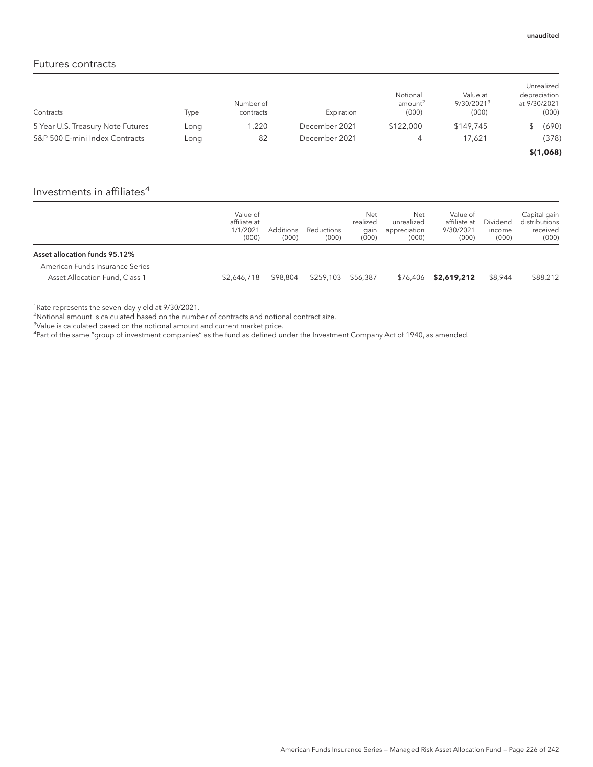unaudited

## Futures contracts

| Contracts | Type | Number of contracts | Expiration | Notional amount[2] (000) | Value at 9/30/2021[3] (000) | Unrealized depreciation at 9/30/2021 (000) |
|---|---|---|---|---|---|---|
| 5 Year U.S. Treasury Note Futures | Long | 1,220 | December 2021 | $122,000 | $149,745 | $ (690) |
| S&P 500 E-mini Index Contracts | Long | 82 | December 2021 | 4 | 17,621 | (378) |
| | | | | | | **$(1,068)** |

## Investments in affiliates[4]

| | Value of affiliate at 1/1/2021 (000) | Additions (000) | Reductions (000) | Net realized gain (000) | Net unrealized appreciation (000) | Value of affiliate at 9/30/2021 (000) | Dividend income (000) | Capital gain distributions received (000) |
|---|---|---|---|---|---|---|---|---|
| **Asset allocation funds 95.12%** | | | | | | | | |
| American Funds Insurance Series – Asset Allocation Fund, Class 1 | $2,646,718 | $98,804 | $259,103 | $56,387 | $76,406 | **$2,619,212** | $8,944 | $88,212 |

[1]Rate represents the seven-day yield at 9/30/2021.
[2]Notional amount is calculated based on the number of contracts and notional contract size.
[3]Value is calculated based on the notional amount and current market price.
[4]Part of the same "group of investment companies" as the fund as defined under the Investment Company Act of 1940, as amended.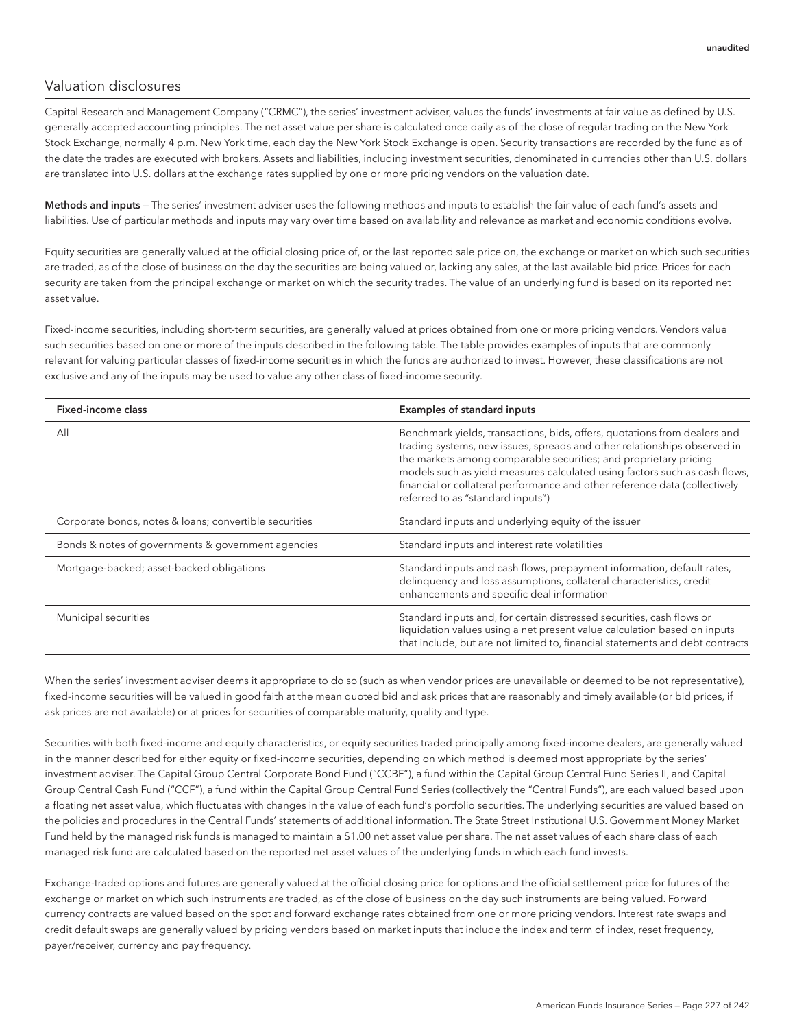unaudited

## Valuation disclosures

Capital Research and Management Company ("CRMC"), the series' investment adviser, values the funds' investments at fair value as defined by U.S. generally accepted accounting principles. The net asset value per share is calculated once daily as of the close of regular trading on the New York Stock Exchange, normally 4 p.m. New York time, each day the New York Stock Exchange is open. Security transactions are recorded by the fund as of the date the trades are executed with brokers. Assets and liabilities, including investment securities, denominated in currencies other than U.S. dollars are translated into U.S. dollars at the exchange rates supplied by one or more pricing vendors on the valuation date.

**Methods and inputs** — The series' investment adviser uses the following methods and inputs to establish the fair value of each fund's assets and liabilities. Use of particular methods and inputs may vary over time based on availability and relevance as market and economic conditions evolve.

Equity securities are generally valued at the official closing price of, or the last reported sale price on, the exchange or market on which such securities are traded, as of the close of business on the day the securities are being valued or, lacking any sales, at the last available bid price. Prices for each security are taken from the principal exchange or market on which the security trades. The value of an underlying fund is based on its reported net asset value.

Fixed-income securities, including short-term securities, are generally valued at prices obtained from one or more pricing vendors. Vendors value such securities based on one or more of the inputs described in the following table. The table provides examples of inputs that are commonly relevant for valuing particular classes of fixed-income securities in which the funds are authorized to invest. However, these classifications are not exclusive and any of the inputs may be used to value any other class of fixed-income security.

| Fixed-income class | Examples of standard inputs |
|---|---|
| All | Benchmark yields, transactions, bids, offers, quotations from dealers and trading systems, new issues, spreads and other relationships observed in the markets among comparable securities; and proprietary pricing models such as yield measures calculated using factors such as cash flows, financial or collateral performance and other reference data (collectively referred to as "standard inputs") |
| Corporate bonds, notes & loans; convertible securities | Standard inputs and underlying equity of the issuer |
| Bonds & notes of governments & government agencies | Standard inputs and interest rate volatilities |
| Mortgage-backed; asset-backed obligations | Standard inputs and cash flows, prepayment information, default rates, delinquency and loss assumptions, collateral characteristics, credit enhancements and specific deal information |
| Municipal securities | Standard inputs and, for certain distressed securities, cash flows or liquidation values using a net present value calculation based on inputs that include, but are not limited to, financial statements and debt contracts |

When the series' investment adviser deems it appropriate to do so (such as when vendor prices are unavailable or deemed to be not representative), fixed-income securities will be valued in good faith at the mean quoted bid and ask prices that are reasonably and timely available (or bid prices, if ask prices are not available) or at prices for securities of comparable maturity, quality and type.

Securities with both fixed-income and equity characteristics, or equity securities traded principally among fixed-income dealers, are generally valued in the manner described for either equity or fixed-income securities, depending on which method is deemed most appropriate by the series' investment adviser. The Capital Group Central Corporate Bond Fund ("CCBF"), a fund within the Capital Group Central Fund Series II, and Capital Group Central Cash Fund ("CCF"), a fund within the Capital Group Central Fund Series (collectively the "Central Funds"), are each valued based upon a floating net asset value, which fluctuates with changes in the value of each fund's portfolio securities. The underlying securities are valued based on the policies and procedures in the Central Funds' statements of additional information. The State Street Institutional U.S. Government Money Market Fund held by the managed risk funds is managed to maintain a $1.00 net asset value per share. The net asset values of each share class of each managed risk fund are calculated based on the reported net asset values of the underlying funds in which each fund invests.

Exchange-traded options and futures are generally valued at the official closing price for options and the official settlement price for futures of the exchange or market on which such instruments are traded, as of the close of business on the day such instruments are being valued. Forward currency contracts are valued based on the spot and forward exchange rates obtained from one or more pricing vendors. Interest rate swaps and credit default swaps are generally valued by pricing vendors based on market inputs that include the index and term of index, reset frequency, payer/receiver, currency and pay frequency.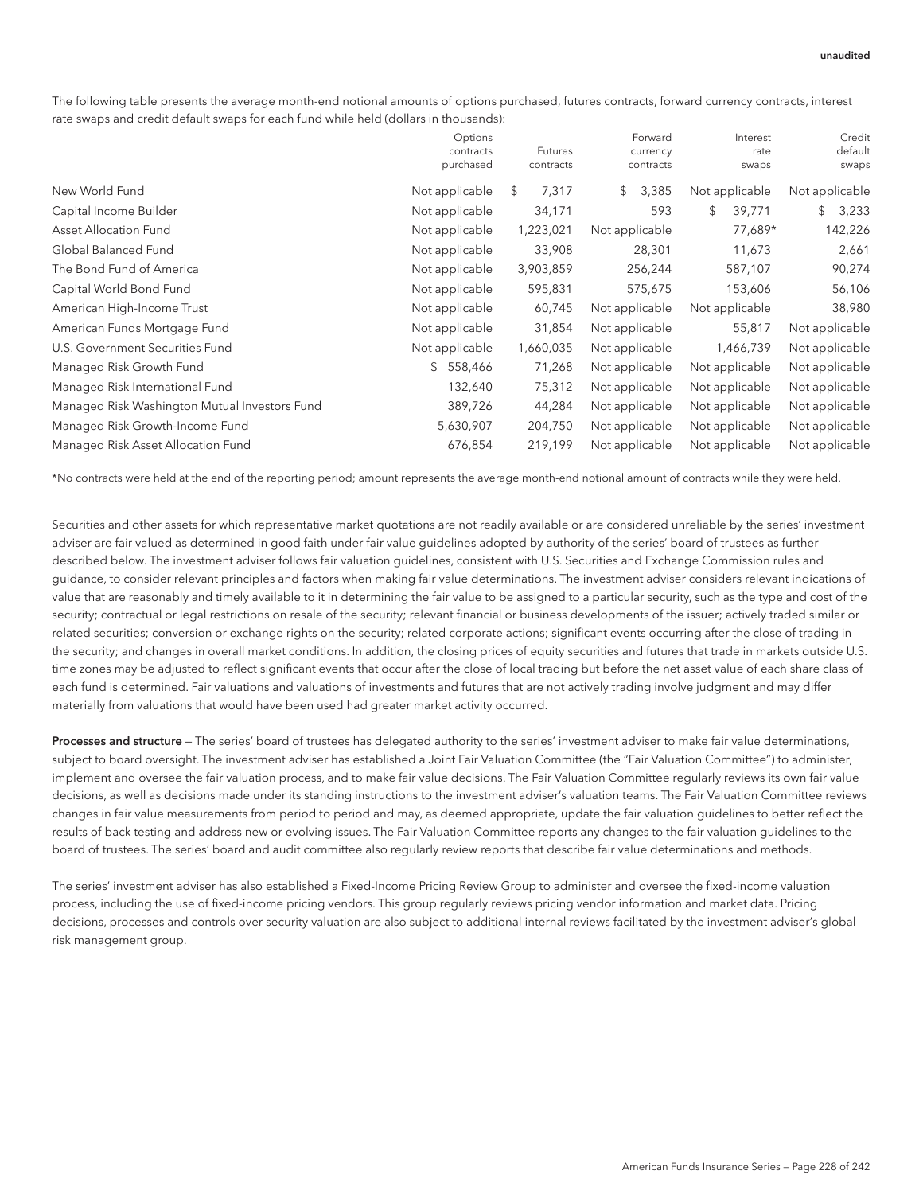The following table presents the average month-end notional amounts of options purchased, futures contracts, forward currency contracts, interest rate swaps and credit default swaps for each fund while held (dollars in thousands):

| | Options contracts purchased | Futures contracts | Forward currency contracts | Interest rate swaps | Credit default swaps |
|---|---|---|---|---|---|
| New World Fund | Not applicable | $ 7,317 | $ 3,385 | Not applicable | Not applicable |
| Capital Income Builder | Not applicable | 34,171 | 593 | $ 39,771 | $ 3,233 |
| Asset Allocation Fund | Not applicable | 1,223,021 | Not applicable | 77,689* | 142,226 |
| Global Balanced Fund | Not applicable | 33,908 | 28,301 | 11,673 | 2,661 |
| The Bond Fund of America | Not applicable | 3,903,859 | 256,244 | 587,107 | 90,274 |
| Capital World Bond Fund | Not applicable | 595,831 | 575,675 | 153,606 | 56,106 |
| American High-Income Trust | Not applicable | 60,745 | Not applicable | Not applicable | 38,980 |
| American Funds Mortgage Fund | Not applicable | 31,854 | Not applicable | 55,817 | Not applicable |
| U.S. Government Securities Fund | Not applicable | 1,660,035 | Not applicable | 1,466,739 | Not applicable |
| Managed Risk Growth Fund | $ 558,466 | 71,268 | Not applicable | Not applicable | Not applicable |
| Managed Risk International Fund | 132,640 | 75,312 | Not applicable | Not applicable | Not applicable |
| Managed Risk Washington Mutual Investors Fund | 389,726 | 44,284 | Not applicable | Not applicable | Not applicable |
| Managed Risk Growth-Income Fund | 5,630,907 | 204,750 | Not applicable | Not applicable | Not applicable |
| Managed Risk Asset Allocation Fund | 676,854 | 219,199 | Not applicable | Not applicable | Not applicable |

*No contracts were held at the end of the reporting period; amount represents the average month-end notional amount of contracts while they were held.

Securities and other assets for which representative market quotations are not readily available or are considered unreliable by the series' investment adviser are fair valued as determined in good faith under fair value guidelines adopted by authority of the series' board of trustees as further described below. The investment adviser follows fair valuation guidelines, consistent with U.S. Securities and Exchange Commission rules and guidance, to consider relevant principles and factors when making fair value determinations. The investment adviser considers relevant indications of value that are reasonably and timely available to it in determining the fair value to be assigned to a particular security, such as the type and cost of the security; contractual or legal restrictions on resale of the security; relevant financial or business developments of the issuer; actively traded similar or related securities; conversion or exchange rights on the security; related corporate actions; significant events occurring after the close of trading in the security; and changes in overall market conditions. In addition, the closing prices of equity securities and futures that trade in markets outside U.S. time zones may be adjusted to reflect significant events that occur after the close of local trading but before the net asset value of each share class of each fund is determined. Fair valuations and valuations of investments and futures that are not actively trading involve judgment and may differ materially from valuations that would have been used had greater market activity occurred.

**Processes and structure** — The series' board of trustees has delegated authority to the series' investment adviser to make fair value determinations, subject to board oversight. The investment adviser has established a Joint Fair Valuation Committee (the "Fair Valuation Committee") to administer, implement and oversee the fair valuation process, and to make fair value decisions. The Fair Valuation Committee regularly reviews its own fair value decisions, as well as decisions made under its standing instructions to the investment adviser's valuation teams. The Fair Valuation Committee reviews changes in fair value measurements from period to period and may, as deemed appropriate, update the fair valuation guidelines to better reflect the results of back testing and address new or evolving issues. The Fair Valuation Committee reports any changes to the fair valuation guidelines to the board of trustees. The series' board and audit committee also regularly review reports that describe fair value determinations and methods.

The series' investment adviser has also established a Fixed-Income Pricing Review Group to administer and oversee the fixed-income valuation process, including the use of fixed-income pricing vendors. This group regularly reviews pricing vendor information and market data. Pricing decisions, processes and controls over security valuation are also subject to additional internal reviews facilitated by the investment adviser's global risk management group.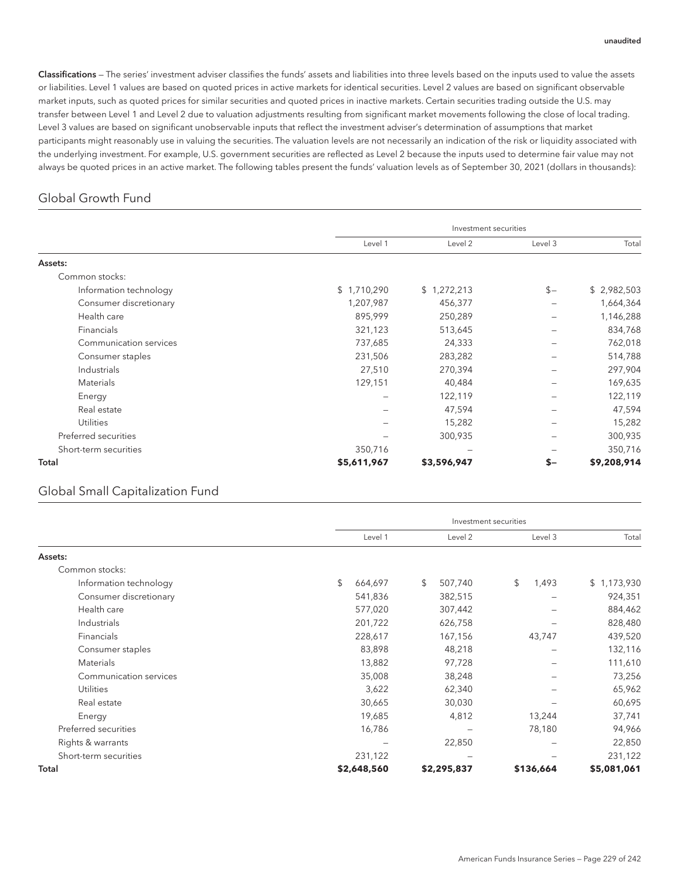unaudited

**Classifications** — The series' investment adviser classifies the funds' assets and liabilities into three levels based on the inputs used to value the assets or liabilities. Level 1 values are based on quoted prices in active markets for identical securities. Level 2 values are based on significant observable market inputs, such as quoted prices for similar securities and quoted prices in inactive markets. Certain securities trading outside the U.S. may transfer between Level 1 and Level 2 due to valuation adjustments resulting from significant market movements following the close of local trading. Level 3 values are based on significant unobservable inputs that reflect the investment adviser's determination of assumptions that market participants might reasonably use in valuing the securities. The valuation levels are not necessarily an indication of the risk or liquidity associated with the underlying investment. For example, U.S. government securities are reflected as Level 2 because the inputs used to determine fair value may not always be quoted prices in an active market. The following tables present the funds' valuation levels as of September 30, 2021 (dollars in thousands):

## Global Growth Fund

| | Investment securities | | | |
|---|---|---|---|---|
| | Level 1 | Level 2 | Level 3 | Total |
| **Assets:** | | | | |
| Common stocks: | | | | |
| Information technology | $ 1,710,290 | $ 1,272,213 | $– | $ 2,982,503 |
| Consumer discretionary | 1,207,987 | 456,377 | – | 1,664,364 |
| Health care | 895,999 | 250,289 | – | 1,146,288 |
| Financials | 321,123 | 513,645 | – | 834,768 |
| Communication services | 737,685 | 24,333 | – | 762,018 |
| Consumer staples | 231,506 | 283,282 | – | 514,788 |
| Industrials | 27,510 | 270,394 | – | 297,904 |
| Materials | 129,151 | 40,484 | – | 169,635 |
| Energy | – | 122,119 | – | 122,119 |
| Real estate | – | 47,594 | – | 47,594 |
| Utilities | – | 15,282 | – | 15,282 |
| Preferred securities | – | 300,935 | – | 300,935 |
| Short-term securities | 350,716 | – | – | 350,716 |
| **Total** | **$5,611,967** | **$3,596,947** | **$–** | **$9,208,914** |

## Global Small Capitalization Fund

| | Investment securities | | | |
|---|---|---|---|---|
| | Level 1 | Level 2 | Level 3 | Total |
| **Assets:** | | | | |
| Common stocks: | | | | |
| Information technology | $ 664,697 | $ 507,740 | $ 1,493 | $ 1,173,930 |
| Consumer discretionary | 541,836 | 382,515 | – | 924,351 |
| Health care | 577,020 | 307,442 | – | 884,462 |
| Industrials | 201,722 | 626,758 | – | 828,480 |
| Financials | 228,617 | 167,156 | 43,747 | 439,520 |
| Consumer staples | 83,898 | 48,218 | – | 132,116 |
| Materials | 13,882 | 97,728 | – | 111,610 |
| Communication services | 35,008 | 38,248 | – | 73,256 |
| Utilities | 3,622 | 62,340 | – | 65,962 |
| Real estate | 30,665 | 30,030 | – | 60,695 |
| Energy | 19,685 | 4,812 | 13,244 | 37,741 |
| Preferred securities | 16,786 | – | 78,180 | 94,966 |
| Rights & warrants | – | 22,850 | – | 22,850 |
| Short-term securities | 231,122 | – | – | 231,122 |
| **Total** | **$2,648,560** | **$2,295,837** | **$136,664** | **$5,081,061** |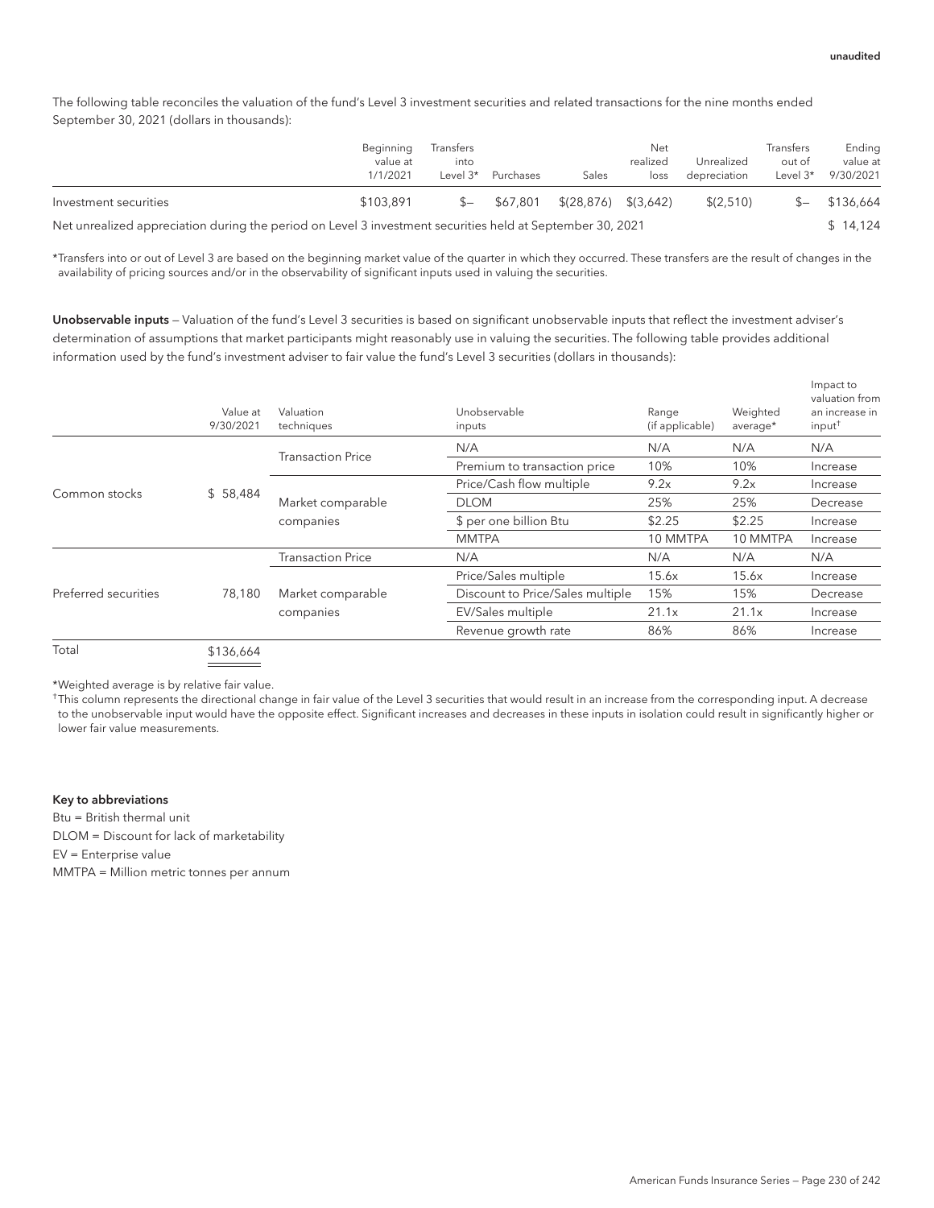unaudited

The following table reconciles the valuation of the fund's Level 3 investment securities and related transactions for the nine months ended September 30, 2021 (dollars in thousands):

| | Beginning value at 1/1/2021 | Transfers into Level 3* | Purchases | Sales | Net realized loss | Unrealized depreciation | Transfers out of Level 3* | Ending value at 9/30/2021 |
|---|---|---|---|---|---|---|---|---|
| Investment securities | $103,891 | $– | $67,801 | $(28,876) | $(3,642) | $(2,510) | $– | $136,664 |
| Net unrealized appreciation during the period on Level 3 investment securities held at September 30, 2021 | | | | | | | | $ 14,124 |

*Transfers into or out of Level 3 are based on the beginning market value of the quarter in which they occurred. These transfers are the result of changes in the availability of pricing sources and/or in the observability of significant inputs used in valuing the securities.

**Unobservable inputs** — Valuation of the fund's Level 3 securities is based on significant unobservable inputs that reflect the investment adviser's determination of assumptions that market participants might reasonably use in valuing the securities. The following table provides additional information used by the fund's investment adviser to fair value the fund's Level 3 securities (dollars in thousands):

| | Value at 9/30/2021 | Valuation techniques | Unobservable inputs | Range (if applicable) | Weighted average* | Impact to valuation from an increase in input† |
|---|---|---|---|---|---|---|
| Common stocks | $ 58,484 | Transaction Price | N/A | N/A | N/A | N/A |
| | | | Premium to transaction price | 10% | 10% | Increase |
| | | Market comparable companies | Price/Cash flow multiple | 9.2x | 9.2x | Increase |
| | | | DLOM | 25% | 25% | Decrease |
| | | | $ per one billion Btu | $2.25 | $2.25 | Increase |
| | | | MMTPA | 10 MMTPA | 10 MMTPA | Increase |
| Preferred securities | 78,180 | Transaction Price | N/A | N/A | N/A | N/A |
| | | Market comparable companies | Price/Sales multiple | 15.6x | 15.6x | Increase |
| | | | Discount to Price/Sales multiple | 15% | 15% | Decrease |
| | | | EV/Sales multiple | 21.1x | 21.1x | Increase |
| | | | Revenue growth rate | 86% | 86% | Increase |
| Total | $136,664 | | | | | |

*Weighted average is by relative fair value.

†This column represents the directional change in fair value of the Level 3 securities that would result in an increase from the corresponding input. A decrease to the unobservable input would have the opposite effect. Significant increases and decreases in these inputs in isolation could result in significantly higher or lower fair value measurements.

**Key to abbreviations**

Btu = British thermal unit

DLOM = Discount for lack of marketability

EV = Enterprise value

MMTPA = Million metric tonnes per annum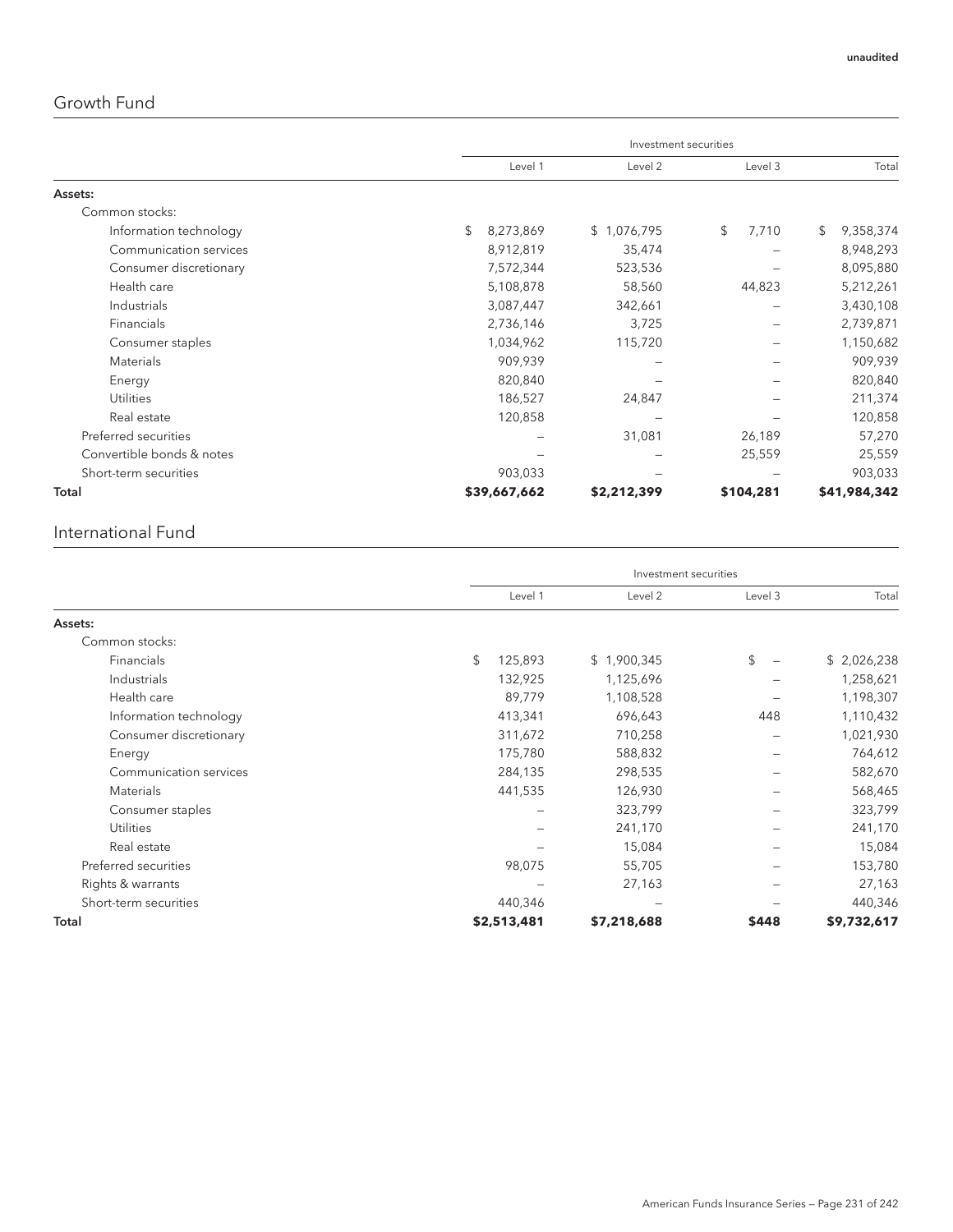unaudited

## Growth Fund

| | Investment securities | | | |
|---|---|---|---|---|
| | Level 1 | Level 2 | Level 3 | Total |
| **Assets:** | | | | |
| Common stocks: | | | | |
| Information technology | $ 8,273,869 | $ 1,076,795 | $ 7,710 | $ 9,358,374 |
| Communication services | 8,912,819 | 35,474 | – | 8,948,293 |
| Consumer discretionary | 7,572,344 | 523,536 | – | 8,095,880 |
| Health care | 5,108,878 | 58,560 | 44,823 | 5,212,261 |
| Industrials | 3,087,447 | 342,661 | – | 3,430,108 |
| Financials | 2,736,146 | 3,725 | – | 2,739,871 |
| Consumer staples | 1,034,962 | 115,720 | – | 1,150,682 |
| Materials | 909,939 | – | – | 909,939 |
| Energy | 820,840 | – | – | 820,840 |
| Utilities | 186,527 | 24,847 | – | 211,374 |
| Real estate | 120,858 | – | – | 120,858 |
| Preferred securities | – | 31,081 | 26,189 | 57,270 |
| Convertible bonds & notes | – | – | 25,559 | 25,559 |
| Short-term securities | 903,033 | – | – | 903,033 |
| **Total** | **$39,667,662** | **$2,212,399** | **$104,281** | **$41,984,342** |

## International Fund

| | Investment securities | | | |
|---|---|---|---|---|
| | Level 1 | Level 2 | Level 3 | Total |
| **Assets:** | | | | |
| Common stocks: | | | | |
| Financials | $ 125,893 | $ 1,900,345 | $ – | $ 2,026,238 |
| Industrials | 132,925 | 1,125,696 | – | 1,258,621 |
| Health care | 89,779 | 1,108,528 | – | 1,198,307 |
| Information technology | 413,341 | 696,643 | 448 | 1,110,432 |
| Consumer discretionary | 311,672 | 710,258 | – | 1,021,930 |
| Energy | 175,780 | 588,832 | – | 764,612 |
| Communication services | 284,135 | 298,535 | – | 582,670 |
| Materials | 441,535 | 126,930 | – | 568,465 |
| Consumer staples | – | 323,799 | – | 323,799 |
| Utilities | – | 241,170 | – | 241,170 |
| Real estate | – | 15,084 | – | 15,084 |
| Preferred securities | 98,075 | 55,705 | – | 153,780 |
| Rights & warrants | – | 27,163 | – | 27,163 |
| Short-term securities | 440,346 | – | – | 440,346 |
| **Total** | **$2,513,481** | **$7,218,688** | **$448** | **$9,732,617** |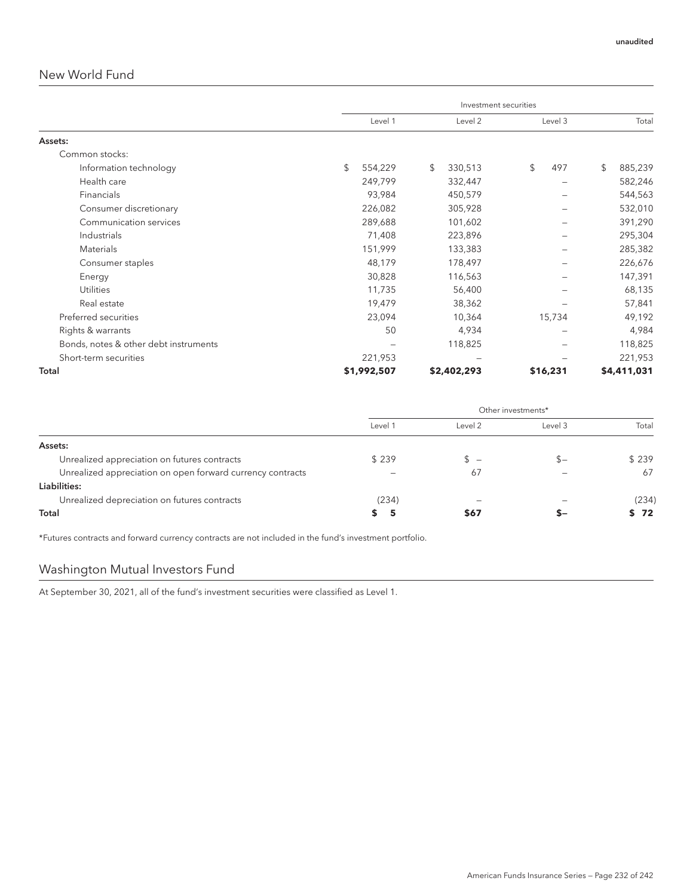unaudited

## New World Fund

| | Investment securities | | | |
|---|---|---|---|---|
| | Level 1 | Level 2 | Level 3 | Total |
| **Assets:** | | | | |
| Common stocks: | | | | |
| Information technology | $ 554,229 | $ 330,513 | $ 497 | $ 885,239 |
| Health care | 249,799 | 332,447 | – | 582,246 |
| Financials | 93,984 | 450,579 | – | 544,563 |
| Consumer discretionary | 226,082 | 305,928 | – | 532,010 |
| Communication services | 289,688 | 101,602 | – | 391,290 |
| Industrials | 71,408 | 223,896 | – | 295,304 |
| Materials | 151,999 | 133,383 | – | 285,382 |
| Consumer staples | 48,179 | 178,497 | – | 226,676 |
| Energy | 30,828 | 116,563 | – | 147,391 |
| Utilities | 11,735 | 56,400 | – | 68,135 |
| Real estate | 19,479 | 38,362 | – | 57,841 |
| Preferred securities | 23,094 | 10,364 | 15,734 | 49,192 |
| Rights & warrants | 50 | 4,934 | – | 4,984 |
| Bonds, notes & other debt instruments | – | 118,825 | – | 118,825 |
| Short-term securities | 221,953 | – | – | 221,953 |
| **Total** | **$1,992,507** | **$2,402,293** | **$16,231** | **$4,411,031** |

| | Other investments* | | | |
|---|---|---|---|---|
| | Level 1 | Level 2 | Level 3 | Total |
| **Assets:** | | | | |
| Unrealized appreciation on futures contracts | $ 239 | $ – | $– | $ 239 |
| Unrealized appreciation on open forward currency contracts | – | 67 | – | 67 |
| **Liabilities:** | | | | |
| Unrealized depreciation on futures contracts | (234) | – | – | (234) |
| **Total** | **$ 5** | **$67** | **$–** | **$ 72** |

*Futures contracts and forward currency contracts are not included in the fund's investment portfolio.

## Washington Mutual Investors Fund

At September 30, 2021, all of the fund's investment securities were classified as Level 1.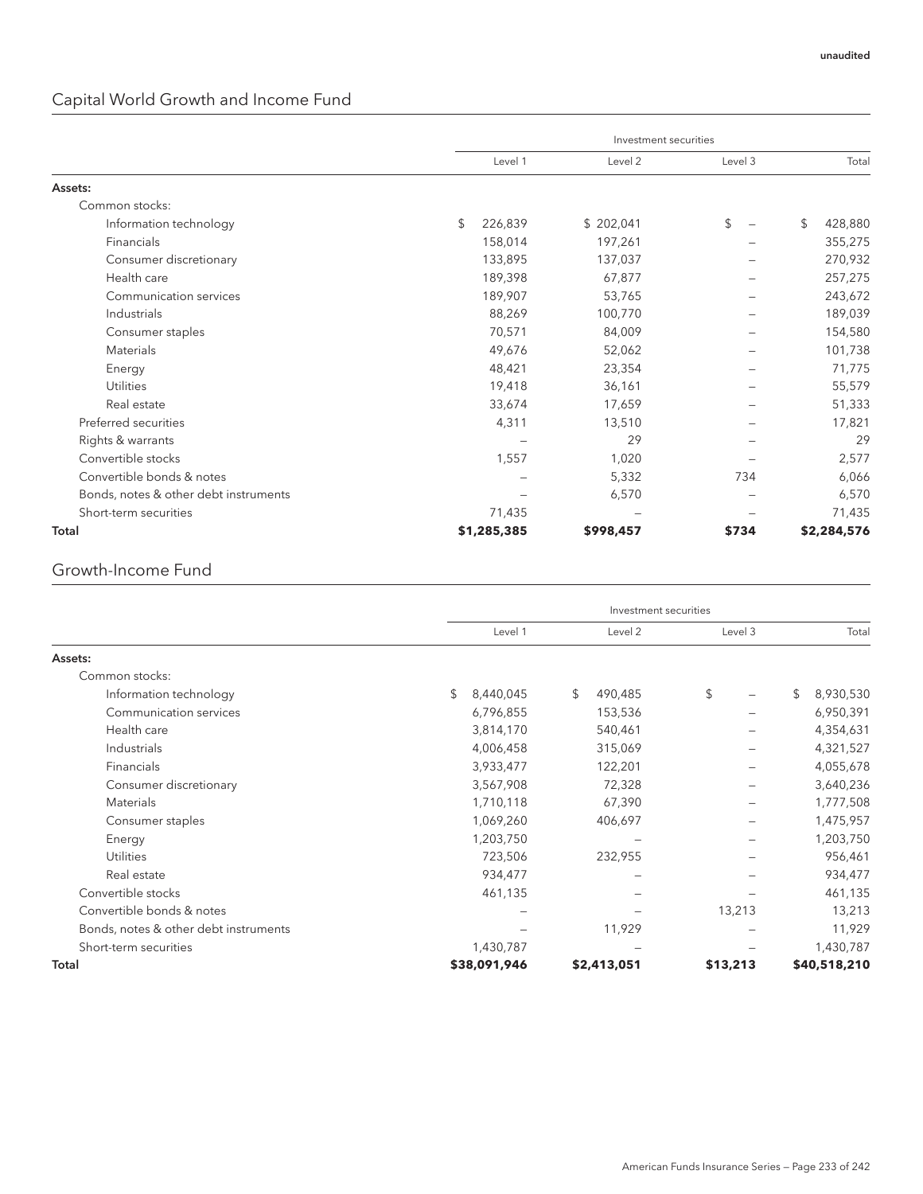unaudited

## Capital World Growth and Income Fund

| | Investment securities | | | |
|---|---|---|---|---|
| | Level 1 | Level 2 | Level 3 | Total |
| **Assets:** | | | | |
| Common stocks: | | | | |
| Information technology | $ 226,839 | $ 202,041 | $ – | $ 428,880 |
| Financials | 158,014 | 197,261 | – | 355,275 |
| Consumer discretionary | 133,895 | 137,037 | – | 270,932 |
| Health care | 189,398 | 67,877 | – | 257,275 |
| Communication services | 189,907 | 53,765 | – | 243,672 |
| Industrials | 88,269 | 100,770 | – | 189,039 |
| Consumer staples | 70,571 | 84,009 | – | 154,580 |
| Materials | 49,676 | 52,062 | – | 101,738 |
| Energy | 48,421 | 23,354 | – | 71,775 |
| Utilities | 19,418 | 36,161 | – | 55,579 |
| Real estate | 33,674 | 17,659 | – | 51,333 |
| Preferred securities | 4,311 | 13,510 | – | 17,821 |
| Rights & warrants | – | 29 | – | 29 |
| Convertible stocks | 1,557 | 1,020 | – | 2,577 |
| Convertible bonds & notes | – | 5,332 | 734 | 6,066 |
| Bonds, notes & other debt instruments | – | 6,570 | – | 6,570 |
| Short-term securities | 71,435 | – | – | 71,435 |
| **Total** | **$1,285,385** | **$998,457** | **$734** | **$2,284,576** |

## Growth-Income Fund

| | Investment securities | | | |
|---|---|---|---|---|
| | Level 1 | Level 2 | Level 3 | Total |
| **Assets:** | | | | |
| Common stocks: | | | | |
| Information technology | $ 8,440,045 | $ 490,485 | $ – | $ 8,930,530 |
| Communication services | 6,796,855 | 153,536 | – | 6,950,391 |
| Health care | 3,814,170 | 540,461 | – | 4,354,631 |
| Industrials | 4,006,458 | 315,069 | – | 4,321,527 |
| Financials | 3,933,477 | 122,201 | – | 4,055,678 |
| Consumer discretionary | 3,567,908 | 72,328 | – | 3,640,236 |
| Materials | 1,710,118 | 67,390 | – | 1,777,508 |
| Consumer staples | 1,069,260 | 406,697 | – | 1,475,957 |
| Energy | 1,203,750 | – | – | 1,203,750 |
| Utilities | 723,506 | 232,955 | – | 956,461 |
| Real estate | 934,477 | – | – | 934,477 |
| Convertible stocks | 461,135 | – | – | 461,135 |
| Convertible bonds & notes | – | – | 13,213 | 13,213 |
| Bonds, notes & other debt instruments | – | 11,929 | – | 11,929 |
| Short-term securities | 1,430,787 | – | – | 1,430,787 |
| **Total** | **$38,091,946** | **$2,413,051** | **$13,213** | **$40,518,210** |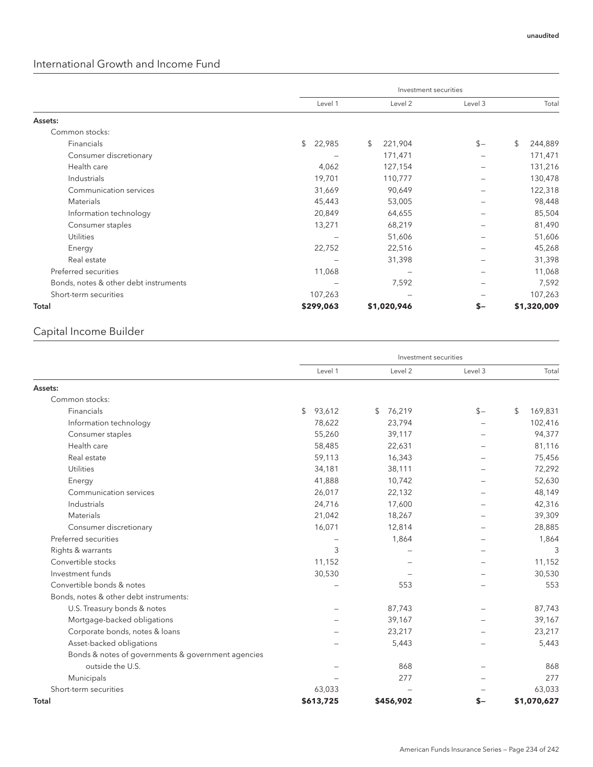unaudited

## International Growth and Income Fund

| | Investment securities | | | |
|---|---|---|---|---|
| | Level 1 | Level 2 | Level 3 | Total |
| **Assets:** | | | | |
| Common stocks: | | | | |
| Financials | $ 22,985 | $ 221,904 | $– | $ 244,889 |
| Consumer discretionary | – | 171,471 | – | 171,471 |
| Health care | 4,062 | 127,154 | – | 131,216 |
| Industrials | 19,701 | 110,777 | – | 130,478 |
| Communication services | 31,669 | 90,649 | – | 122,318 |
| Materials | 45,443 | 53,005 | – | 98,448 |
| Information technology | 20,849 | 64,655 | – | 85,504 |
| Consumer staples | 13,271 | 68,219 | – | 81,490 |
| Utilities | – | 51,606 | – | 51,606 |
| Energy | 22,752 | 22,516 | – | 45,268 |
| Real estate | – | 31,398 | – | 31,398 |
| Preferred securities | 11,068 | – | – | 11,068 |
| Bonds, notes & other debt instruments | – | 7,592 | – | 7,592 |
| Short-term securities | 107,263 | – | – | 107,263 |
| **Total** | **$299,063** | **$1,020,946** | **$–** | **$1,320,009** |

## Capital Income Builder

| | Investment securities | | | |
|---|---|---|---|---|
| | Level 1 | Level 2 | Level 3 | Total |
| **Assets:** | | | | |
| Common stocks: | | | | |
| Financials | $ 93,612 | $ 76,219 | $– | $ 169,831 |
| Information technology | 78,622 | 23,794 | – | 102,416 |
| Consumer staples | 55,260 | 39,117 | – | 94,377 |
| Health care | 58,485 | 22,631 | – | 81,116 |
| Real estate | 59,113 | 16,343 | – | 75,456 |
| Utilities | 34,181 | 38,111 | – | 72,292 |
| Energy | 41,888 | 10,742 | – | 52,630 |
| Communication services | 26,017 | 22,132 | – | 48,149 |
| Industrials | 24,716 | 17,600 | – | 42,316 |
| Materials | 21,042 | 18,267 | – | 39,309 |
| Consumer discretionary | 16,071 | 12,814 | – | 28,885 |
| Preferred securities | – | 1,864 | – | 1,864 |
| Rights & warrants | 3 | – | – | 3 |
| Convertible stocks | 11,152 | – | – | 11,152 |
| Investment funds | 30,530 | – | – | 30,530 |
| Convertible bonds & notes | – | 553 | – | 553 |
| Bonds, notes & other debt instruments: | | | | |
| U.S. Treasury bonds & notes | – | 87,743 | – | 87,743 |
| Mortgage-backed obligations | – | 39,167 | – | 39,167 |
| Corporate bonds, notes & loans | – | 23,217 | – | 23,217 |
| Asset-backed obligations | – | 5,443 | – | 5,443 |
| Bonds & notes of governments & government agencies outside the U.S. | – | 868 | – | 868 |
| Municipals | – | 277 | – | 277 |
| Short-term securities | 63,033 | – | – | 63,033 |
| **Total** | **$613,725** | **$456,902** | **$–** | **$1,070,627** |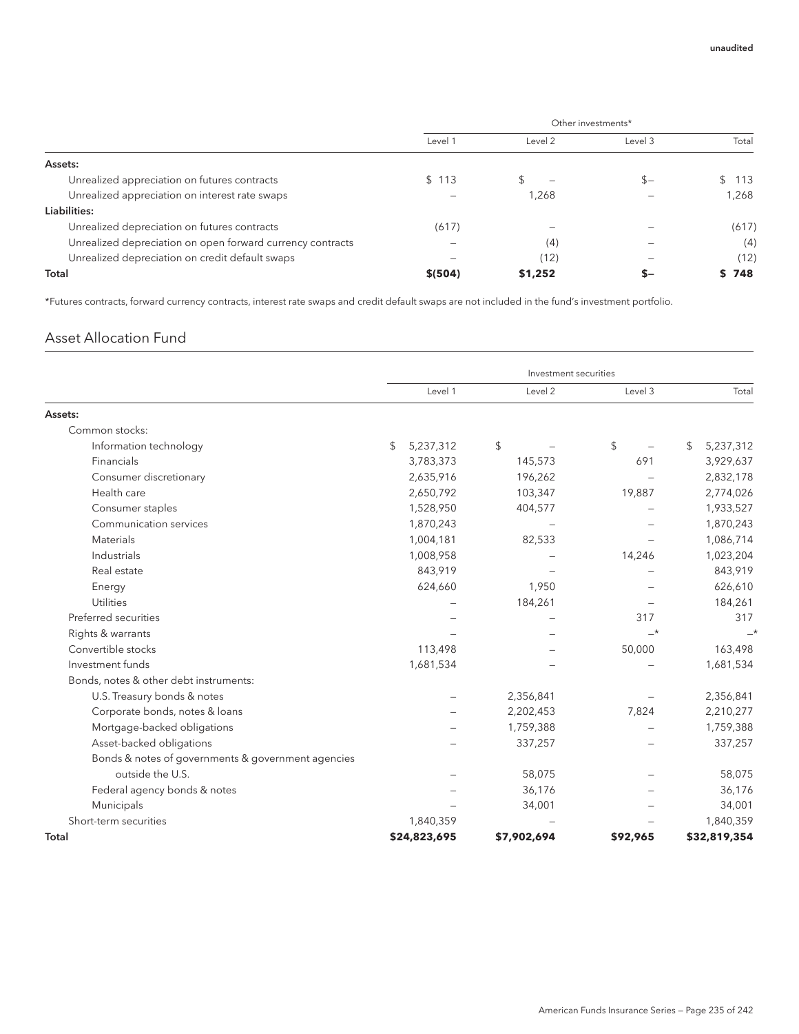unaudited

| | Other investments* | | | |
|---|---|---|---|---|
| | Level 1 | Level 2 | Level 3 | Total |
| **Assets:** | | | | |
| Unrealized appreciation on futures contracts | $ 113 | $ – | $– | $ 113 |
| Unrealized appreciation on interest rate swaps | – | 1,268 | – | 1,268 |
| **Liabilities:** | | | | |
| Unrealized depreciation on futures contracts | (617) | – | – | (617) |
| Unrealized depreciation on open forward currency contracts | – | (4) | – | (4) |
| Unrealized depreciation on credit default swaps | – | (12) | – | (12) |
| **Total** | **$(504)** | **$1,252** | **$–** | **$ 748** |

*Futures contracts, forward currency contracts, interest rate swaps and credit default swaps are not included in the fund's investment portfolio.

## Asset Allocation Fund

| | Investment securities | | | |
|---|---|---|---|---|
| | Level 1 | Level 2 | Level 3 | Total |
| **Assets:** | | | | |
| Common stocks: | | | | |
| Information technology | $ 5,237,312 | $ – | $ – | $ 5,237,312 |
| Financials | 3,783,373 | 145,573 | 691 | 3,929,637 |
| Consumer discretionary | 2,635,916 | 196,262 | – | 2,832,178 |
| Health care | 2,650,792 | 103,347 | 19,887 | 2,774,026 |
| Consumer staples | 1,528,950 | 404,577 | – | 1,933,527 |
| Communication services | 1,870,243 | – | – | 1,870,243 |
| Materials | 1,004,181 | 82,533 | – | 1,086,714 |
| Industrials | 1,008,958 | – | 14,246 | 1,023,204 |
| Real estate | 843,919 | – | – | 843,919 |
| Energy | 624,660 | 1,950 | – | 626,610 |
| Utilities | – | 184,261 | – | 184,261 |
| Preferred securities | – | – | 317 | 317 |
| Rights & warrants | – | – | –* | –* |
| Convertible stocks | 113,498 | – | 50,000 | 163,498 |
| Investment funds | 1,681,534 | – | – | 1,681,534 |
| Bonds, notes & other debt instruments: | | | | |
| U.S. Treasury bonds & notes | – | 2,356,841 | – | 2,356,841 |
| Corporate bonds, notes & loans | – | 2,202,453 | 7,824 | 2,210,277 |
| Mortgage-backed obligations | – | 1,759,388 | – | 1,759,388 |
| Asset-backed obligations | – | 337,257 | – | 337,257 |
| Bonds & notes of governments & government agencies outside the U.S. | – | 58,075 | – | 58,075 |
| Federal agency bonds & notes | – | 36,176 | – | 36,176 |
| Municipals | – | 34,001 | – | 34,001 |
| Short-term securities | 1,840,359 | – | – | 1,840,359 |
| **Total** | **$24,823,695** | **$7,902,694** | **$92,965** | **$32,819,354** |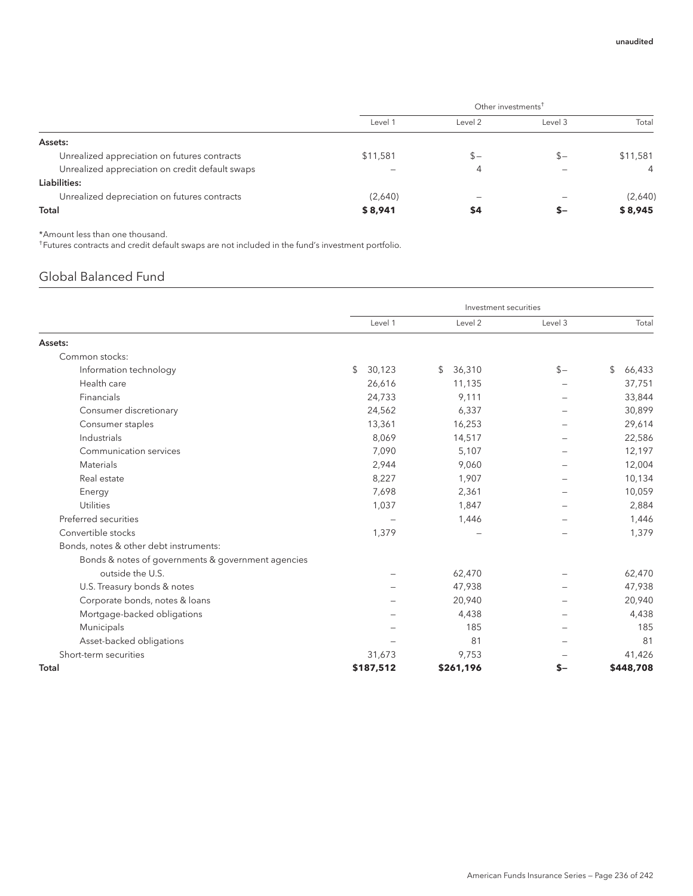| | Other investments† | | | |
|---|---|---|---|---|
| | Level 1 | Level 2 | Level 3 | Total |
| **Assets:** | | | | |
| Unrealized appreciation on futures contracts | $11,581 | $– | $– | $11,581 |
| Unrealized appreciation on credit default swaps | – | 4 | – | 4 |
| **Liabilities:** | | | | |
| Unrealized depreciation on futures contracts | (2,640) | – | – | (2,640) |
| **Total** | **$ 8,941** | **$4** | **$–** | **$ 8,945** |

*Amount less than one thousand.
†Futures contracts and credit default swaps are not included in the fund's investment portfolio.

## Global Balanced Fund

| | Investment securities | | | |
|---|---|---|---|---|
| | Level 1 | Level 2 | Level 3 | Total |
| **Assets:** | | | | |
| Common stocks: | | | | |
| Information technology | $ 30,123 | $ 36,310 | $– | $ 66,433 |
| Health care | 26,616 | 11,135 | – | 37,751 |
| Financials | 24,733 | 9,111 | – | 33,844 |
| Consumer discretionary | 24,562 | 6,337 | – | 30,899 |
| Consumer staples | 13,361 | 16,253 | – | 29,614 |
| Industrials | 8,069 | 14,517 | – | 22,586 |
| Communication services | 7,090 | 5,107 | – | 12,197 |
| Materials | 2,944 | 9,060 | – | 12,004 |
| Real estate | 8,227 | 1,907 | – | 10,134 |
| Energy | 7,698 | 2,361 | – | 10,059 |
| Utilities | 1,037 | 1,847 | – | 2,884 |
| Preferred securities | – | 1,446 | – | 1,446 |
| Convertible stocks | 1,379 | – | – | 1,379 |
| Bonds, notes & other debt instruments: | | | | |
| Bonds & notes of governments & government agencies outside the U.S. | – | 62,470 | – | 62,470 |
| U.S. Treasury bonds & notes | – | 47,938 | – | 47,938 |
| Corporate bonds, notes & loans | – | 20,940 | – | 20,940 |
| Mortgage-backed obligations | – | 4,438 | – | 4,438 |
| Municipals | – | 185 | – | 185 |
| Asset-backed obligations | – | 81 | – | 81 |
| Short-term securities | 31,673 | 9,753 | – | 41,426 |
| **Total** | **$187,512** | **$261,196** | **$–** | **$448,708** |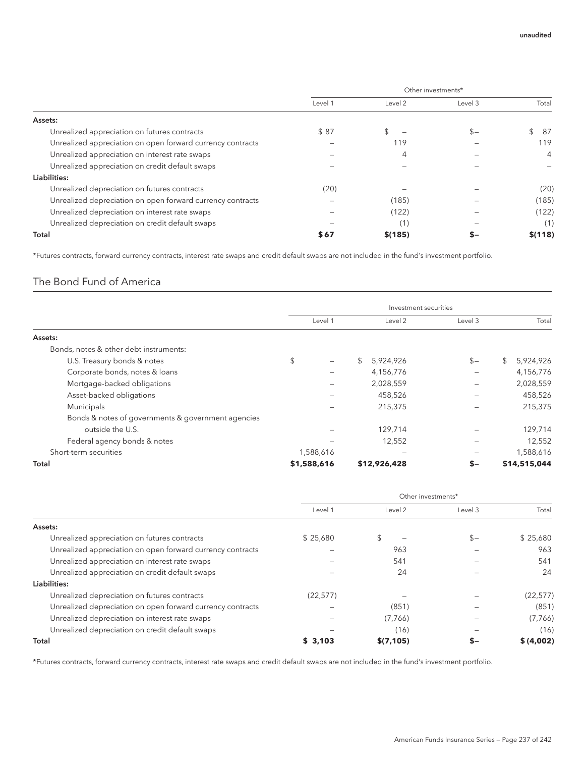unaudited

| | Other investments* | | | |
|---|---|---|---|---|
| | Level 1 | Level 2 | Level 3 | Total |
| **Assets:** | | | | |
| Unrealized appreciation on futures contracts | $ 87 | $ – | $– | $ 87 |
| Unrealized appreciation on open forward currency contracts | – | 119 | – | 119 |
| Unrealized appreciation on interest rate swaps | – | 4 | – | 4 |
| Unrealized appreciation on credit default swaps | – | – | – | – |
| **Liabilities:** | | | | |
| Unrealized depreciation on futures contracts | (20) | – | – | (20) |
| Unrealized depreciation on open forward currency contracts | – | (185) | – | (185) |
| Unrealized depreciation on interest rate swaps | – | (122) | – | (122) |
| Unrealized depreciation on credit default swaps | – | (1) | – | (1) |
| **Total** | **$ 67** | **$(185)** | **$–** | **$(118)** |

*Futures contracts, forward currency contracts, interest rate swaps and credit default swaps are not included in the fund's investment portfolio.

## The Bond Fund of America

| | Investment securities | | | |
|---|---|---|---|---|
| | Level 1 | Level 2 | Level 3 | Total |
| **Assets:** | | | | |
| Bonds, notes & other debt instruments: | | | | |
| U.S. Treasury bonds & notes | $ – | $ 5,924,926 | $– | $ 5,924,926 |
| Corporate bonds, notes & loans | – | 4,156,776 | – | 4,156,776 |
| Mortgage-backed obligations | – | 2,028,559 | – | 2,028,559 |
| Asset-backed obligations | – | 458,526 | – | 458,526 |
| Municipals | – | 215,375 | – | 215,375 |
| Bonds & notes of governments & government agencies outside the U.S. | – | 129,714 | – | 129,714 |
| Federal agency bonds & notes | – | 12,552 | – | 12,552 |
| Short-term securities | 1,588,616 | – | – | 1,588,616 |
| **Total** | **$1,588,616** | **$12,926,428** | **$–** | **$14,515,044** |

| | Other investments* | | | |
|---|---|---|---|---|
| | Level 1 | Level 2 | Level 3 | Total |
| **Assets:** | | | | |
| Unrealized appreciation on futures contracts | $ 25,680 | $ – | $– | $ 25,680 |
| Unrealized appreciation on open forward currency contracts | – | 963 | – | 963 |
| Unrealized appreciation on interest rate swaps | – | 541 | – | 541 |
| Unrealized appreciation on credit default swaps | – | 24 | – | 24 |
| **Liabilities:** | | | | |
| Unrealized depreciation on futures contracts | (22,577) | – | – | (22,577) |
| Unrealized depreciation on open forward currency contracts | – | (851) | – | (851) |
| Unrealized depreciation on interest rate swaps | – | (7,766) | – | (7,766) |
| Unrealized depreciation on credit default swaps | – | (16) | – | (16) |
| **Total** | **$ 3,103** | **$(7,105)** | **$–** | **$ (4,002)** |

*Futures contracts, forward currency contracts, interest rate swaps and credit default swaps are not included in the fund's investment portfolio.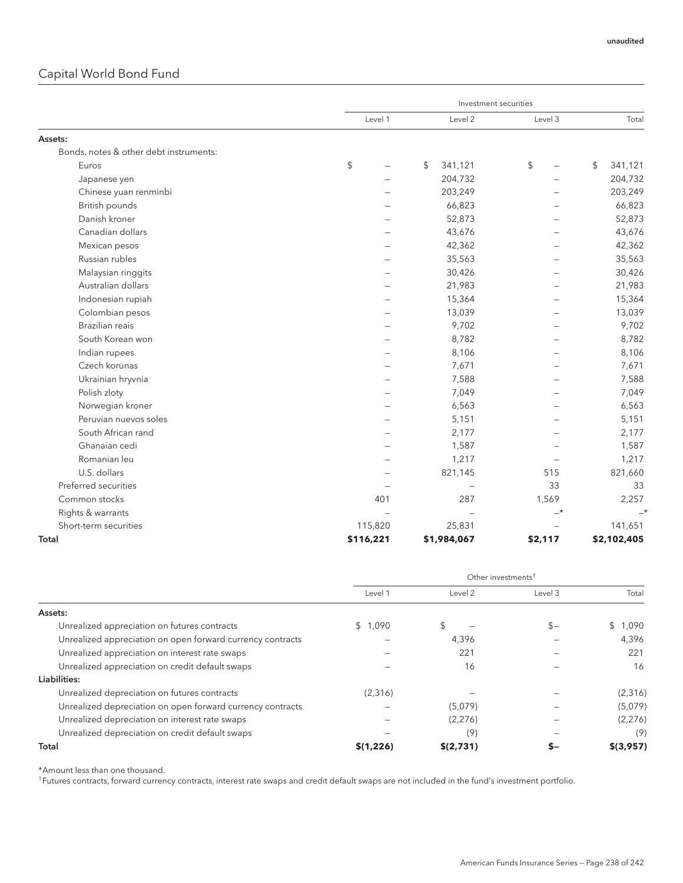unaudited

## Capital World Bond Fund

| | Investment securities | | | |
|---|---|---|---|---|
| | Level 1 | Level 2 | Level 3 | Total |
| **Assets:** | | | | |
| Bonds, notes & other debt instruments: | | | | |
| Euros | $ – | $ 341,121 | $ – | $ 341,121 |
| Japanese yen | – | 204,732 | – | 204,732 |
| Chinese yuan renminbi | – | 203,249 | – | 203,249 |
| British pounds | – | 66,823 | – | 66,823 |
| Danish kroner | – | 52,873 | – | 52,873 |
| Canadian dollars | – | 43,676 | – | 43,676 |
| Mexican pesos | – | 42,362 | – | 42,362 |
| Russian rubles | – | 35,563 | – | 35,563 |
| Malaysian ringgits | – | 30,426 | – | 30,426 |
| Australian dollars | – | 21,983 | – | 21,983 |
| Indonesian rupiah | – | 15,364 | – | 15,364 |
| Colombian pesos | – | 13,039 | – | 13,039 |
| Brazilian reais | – | 9,702 | – | 9,702 |
| South Korean won | – | 8,782 | – | 8,782 |
| Indian rupees | – | 8,106 | – | 8,106 |
| Czech korunas | – | 7,671 | – | 7,671 |
| Ukrainian hryvnia | – | 7,588 | – | 7,588 |
| Polish zloty | – | 7,049 | – | 7,049 |
| Norwegian kroner | – | 6,563 | – | 6,563 |
| Peruvian nuevos soles | – | 5,151 | – | 5,151 |
| South African rand | – | 2,177 | – | 2,177 |
| Ghanaian cedi | – | 1,587 | – | 1,587 |
| Romanian leu | – | 1,217 | – | 1,217 |
| U.S. dollars | – | 821,145 | 515 | 821,660 |
| Preferred securities | – | – | 33 | 33 |
| Common stocks | 401 | 287 | 1,569 | 2,257 |
| Rights & warrants | – | – | –* | –* |
| Short-term securities | 115,820 | 25,831 | – | 141,651 |
| **Total** | **$116,221** | **$1,984,067** | **$2,117** | **$2,102,405** |

| | Other investments† | | | |
|---|---|---|---|---|
| | Level 1 | Level 2 | Level 3 | Total |
| **Assets:** | | | | |
| Unrealized appreciation on futures contracts | $ 1,090 | $ – | $– | $ 1,090 |
| Unrealized appreciation on open forward currency contracts | – | 4,396 | – | 4,396 |
| Unrealized appreciation on interest rate swaps | – | 221 | – | 221 |
| Unrealized appreciation on credit default swaps | – | 16 | – | 16 |
| **Liabilities:** | | | | |
| Unrealized depreciation on futures contracts | (2,316) | – | – | (2,316) |
| Unrealized depreciation on open forward currency contracts | – | (5,079) | – | (5,079) |
| Unrealized depreciation on interest rate swaps | – | (2,276) | – | (2,276) |
| Unrealized depreciation on credit default swaps | – | (9) | – | (9) |
| **Total** | **$(1,226)** | **$(2,731)** | **$–** | **$(3,957)** |

*Amount less than one thousand.

†Futures contracts, forward currency contracts, interest rate swaps and credit default swaps are not included in the fund's investment portfolio.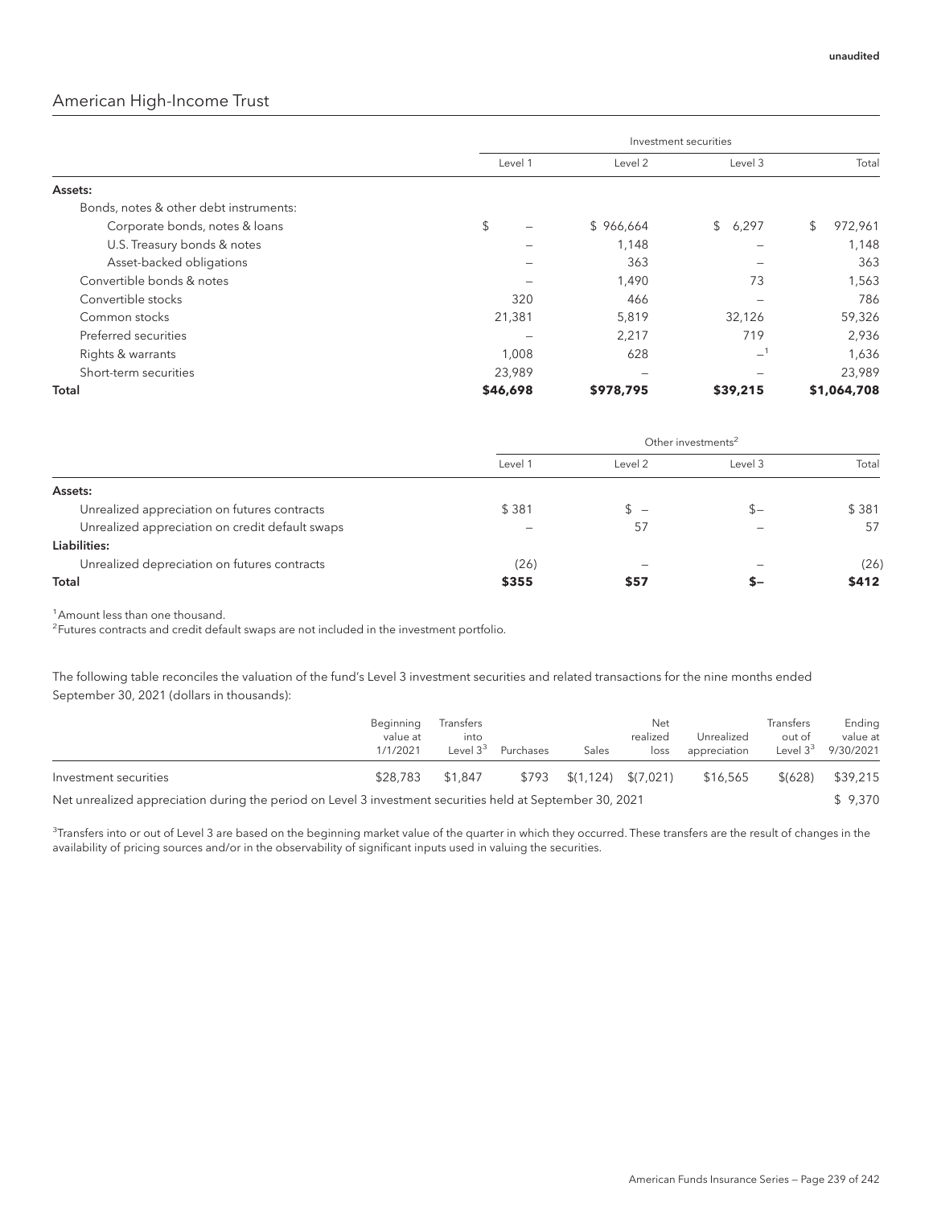unaudited

## American High-Income Trust

| | Investment securities | | | |
|---|---|---|---|---|
| | Level 1 | Level 2 | Level 3 | Total |
| **Assets:** | | | | |
| Bonds, notes & other debt instruments: | | | | |
| Corporate bonds, notes & loans | $ – | $ 966,664 | $ 6,297 | $ 972,961 |
| U.S. Treasury bonds & notes | – | 1,148 | – | 1,148 |
| Asset-backed obligations | – | 363 | – | 363 |
| Convertible bonds & notes | – | 1,490 | 73 | 1,563 |
| Convertible stocks | 320 | 466 | – | 786 |
| Common stocks | 21,381 | 5,819 | 32,126 | 59,326 |
| Preferred securities | – | 2,217 | 719 | 2,936 |
| Rights & warrants | 1,008 | 628 | –[1] | 1,636 |
| Short-term securities | 23,989 | – | – | 23,989 |
| **Total** | **$46,698** | **$978,795** | **$39,215** | **$1,064,708** |

| | Other investments[2] | | | |
|---|---|---|---|---|
| | Level 1 | Level 2 | Level 3 | Total |
| **Assets:** | | | | |
| Unrealized appreciation on futures contracts | $ 381 | $ – | $– | $ 381 |
| Unrealized appreciation on credit default swaps | – | 57 | – | 57 |
| **Liabilities:** | | | | |
| Unrealized depreciation on futures contracts | (26) | – | – | (26) |
| **Total** | **$355** | **$57** | **$–** | **$412** |

[1]Amount less than one thousand.
[2]Futures contracts and credit default swaps are not included in the investment portfolio.

The following table reconciles the valuation of the fund's Level 3 investment securities and related transactions for the nine months ended September 30, 2021 (dollars in thousands):

| | Beginning value at 1/1/2021 | Transfers into Level 3[3] | Purchases | Sales | Net realized loss | Unrealized appreciation | Transfers out of Level 3[3] | Ending value at 9/30/2021 |
|---|---|---|---|---|---|---|---|---|
| Investment securities | $28,783 | $1,847 | $793 | $(1,124) | $(7,021) | $16,565 | $(628) | $39,215 |
| Net unrealized appreciation during the period on Level 3 investment securities held at September 30, 2021 | | | | | | | | $ 9,370 |

[3]Transfers into or out of Level 3 are based on the beginning market value of the quarter in which they occurred. These transfers are the result of changes in the availability of pricing sources and/or in the observability of significant inputs used in valuing the securities.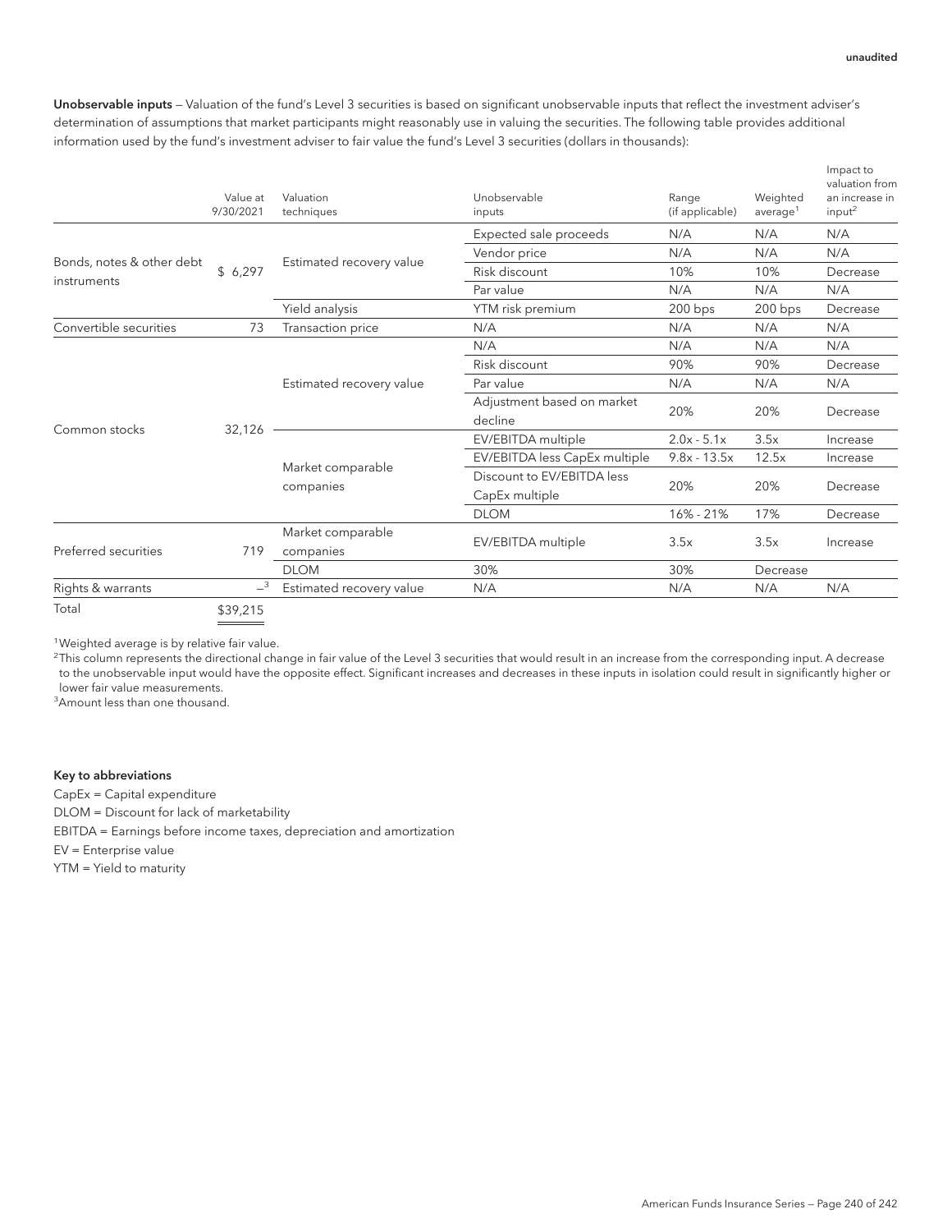unaudited

**Unobservable inputs** — Valuation of the fund's Level 3 securities is based on significant unobservable inputs that reflect the investment adviser's determination of assumptions that market participants might reasonably use in valuing the securities. The following table provides additional information used by the fund's investment adviser to fair value the fund's Level 3 securities (dollars in thousands):

| | Value at 9/30/2021 | Valuation techniques | Unobservable inputs | Range (if applicable) | Weighted average[1] | Impact to valuation from an increase in input[2] |
|---|---|---|---|---|---|---|
| Bonds, notes & other debt instruments | $ 6,297 | Estimated recovery value | Expected sale proceeds | N/A | N/A | N/A |
| | | | Vendor price | N/A | N/A | N/A |
| | | | Risk discount | 10% | 10% | Decrease |
| | | | Par value | N/A | N/A | N/A |
| | | Yield analysis | YTM risk premium | 200 bps | 200 bps | Decrease |
| Convertible securities | 73 | Transaction price | N/A | N/A | N/A | N/A |
| Common stocks | 32,126 | Estimated recovery value | N/A | N/A | N/A | N/A |
| | | | Risk discount | 90% | 90% | Decrease |
| | | | Par value | N/A | N/A | N/A |
| | | | Adjustment based on market decline | 20% | 20% | Decrease |
| | | Market comparable companies | EV/EBITDA multiple | 2.0x - 5.1x | 3.5x | Increase |
| | | | EV/EBITDA less CapEx multiple | 9.8x - 13.5x | 12.5x | Increase |
| | | | Discount to EV/EBITDA less CapEx multiple | 20% | 20% | Decrease |
| | | | DLOM | 16% - 21% | 17% | Decrease |
| Preferred securities | 719 | Market comparable companies | EV/EBITDA multiple | 3.5x | 3.5x | Increase |
| | | DLOM | 30% | 30% | Decrease | |
| Rights & warrants | –[3] | Estimated recovery value | N/A | N/A | N/A | N/A |
| Total | $39,215 | | | | | |

[1]Weighted average is by relative fair value.

[2]This column represents the directional change in fair value of the Level 3 securities that would result in an increase from the corresponding input. A decrease to the unobservable input would have the opposite effect. Significant increases and decreases in these inputs in isolation could result in significantly higher or lower fair value measurements.

[3]Amount less than one thousand.

**Key to abbreviations**

CapEx = Capital expenditure

DLOM = Discount for lack of marketability

EBITDA = Earnings before income taxes, depreciation and amortization

EV = Enterprise value

YTM = Yield to maturity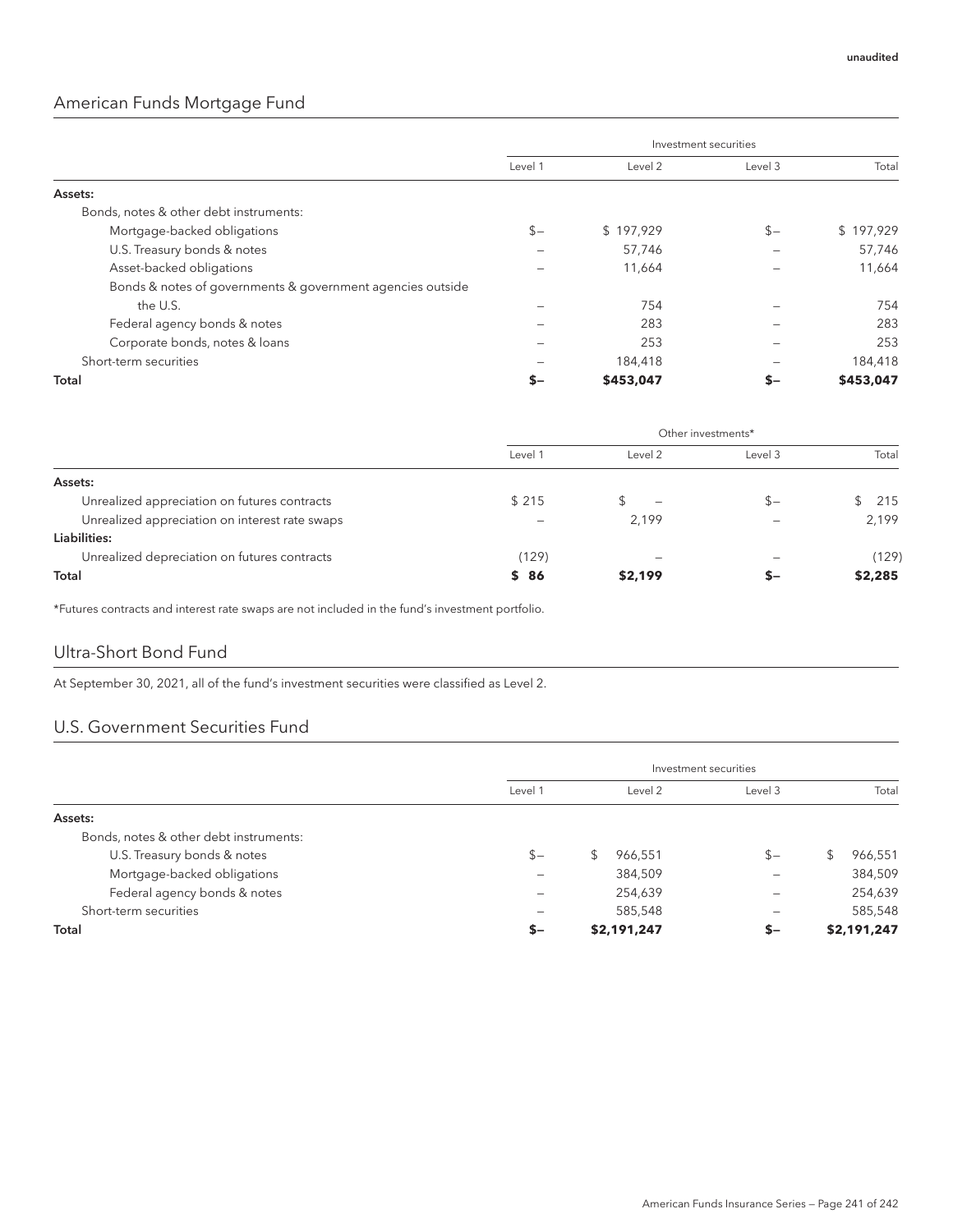unaudited

## American Funds Mortgage Fund

| | Investment securities | | | |
|---|---|---|---|---|
| | Level 1 | Level 2 | Level 3 | Total |
| **Assets:** | | | | |
| Bonds, notes & other debt instruments: | | | | |
| Mortgage-backed obligations | $– | $ 197,929 | $– | $ 197,929 |
| U.S. Treasury bonds & notes | – | 57,746 | – | 57,746 |
| Asset-backed obligations | – | 11,664 | – | 11,664 |
| Bonds & notes of governments & government agencies outside the U.S. | – | 754 | – | 754 |
| Federal agency bonds & notes | – | 283 | – | 283 |
| Corporate bonds, notes & loans | – | 253 | – | 253 |
| Short-term securities | – | 184,418 | – | 184,418 |
| **Total** | **$–** | **$453,047** | **$–** | **$453,047** |

| | Other investments* | | | |
|---|---|---|---|---|
| | Level 1 | Level 2 | Level 3 | Total |
| **Assets:** | | | | |
| Unrealized appreciation on futures contracts | $ 215 | $ – | $– | $ 215 |
| Unrealized appreciation on interest rate swaps | – | 2,199 | – | 2,199 |
| **Liabilities:** | | | | |
| Unrealized depreciation on futures contracts | (129) | – | – | (129) |
| **Total** | **$ 86** | **$2,199** | **$–** | **$2,285** |

*Futures contracts and interest rate swaps are not included in the fund's investment portfolio.

## Ultra-Short Bond Fund

At September 30, 2021, all of the fund's investment securities were classified as Level 2.

## U.S. Government Securities Fund

| | Investment securities | | | |
|---|---|---|---|---|
| | Level 1 | Level 2 | Level 3 | Total |
| **Assets:** | | | | |
| Bonds, notes & other debt instruments: | | | | |
| U.S. Treasury bonds & notes | $– | $ 966,551 | $– | $ 966,551 |
| Mortgage-backed obligations | – | 384,509 | – | 384,509 |
| Federal agency bonds & notes | – | 254,639 | – | 254,639 |
| Short-term securities | – | 585,548 | – | 585,548 |
| **Total** | **$–** | **$2,191,247** | **$–** | **$2,191,247** |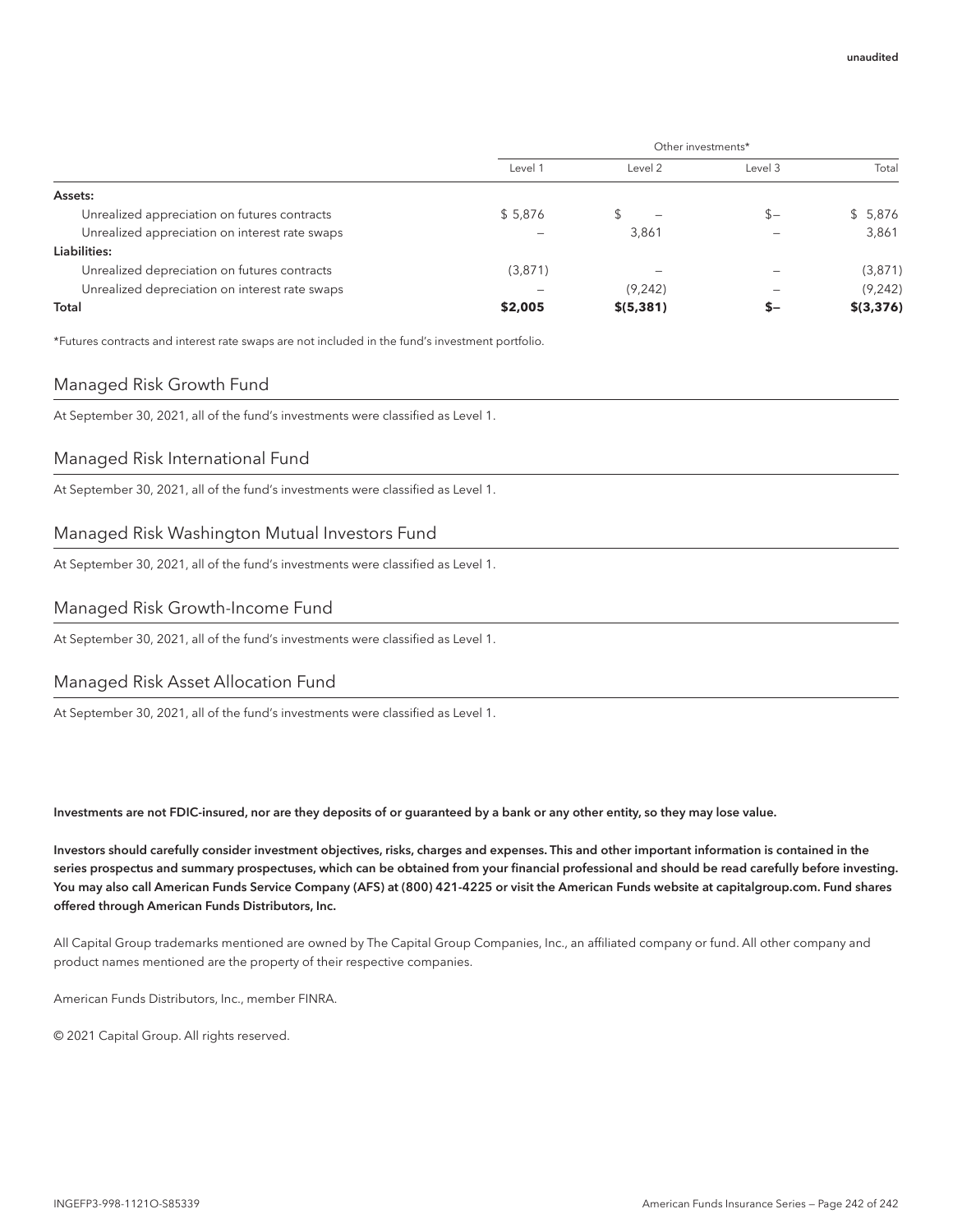| | Other investments* | | | |
|---|---|---|---|---|
| | Level 1 | Level 2 | Level 3 | Total |
| **Assets:** | | | | |
| Unrealized appreciation on futures contracts | $ 5,876 | $ – | $– | $ 5,876 |
| Unrealized appreciation on interest rate swaps | – | 3,861 | – | 3,861 |
| **Liabilities:** | | | | |
| Unrealized depreciation on futures contracts | (3,871) | – | – | (3,871) |
| Unrealized depreciation on interest rate swaps | – | (9,242) | – | (9,242) |
| **Total** | **$2,005** | **$(5,381)** | **$–** | **$(3,376)** |

*Futures contracts and interest rate swaps are not included in the fund's investment portfolio.

## Managed Risk Growth Fund

At September 30, 2021, all of the fund's investments were classified as Level 1.

## Managed Risk International Fund

At September 30, 2021, all of the fund's investments were classified as Level 1.

## Managed Risk Washington Mutual Investors Fund

At September 30, 2021, all of the fund's investments were classified as Level 1.

## Managed Risk Growth-Income Fund

At September 30, 2021, all of the fund's investments were classified as Level 1.

## Managed Risk Asset Allocation Fund

At September 30, 2021, all of the fund's investments were classified as Level 1.

**Investments are not FDIC-insured, nor are they deposits of or guaranteed by a bank or any other entity, so they may lose value.**

**Investors should carefully consider investment objectives, risks, charges and expenses. This and other important information is contained in the series prospectus and summary prospectuses, which can be obtained from your financial professional and should be read carefully before investing. You may also call American Funds Service Company (AFS) at (800) 421-4225 or visit the American Funds website at capitalgroup.com. Fund shares offered through American Funds Distributors, Inc.**

All Capital Group trademarks mentioned are owned by The Capital Group Companies, Inc., an affiliated company or fund. All other company and product names mentioned are the property of their respective companies.

American Funds Distributors, Inc., member FINRA.

© 2021 Capital Group. All rights reserved.

INGEFP3-998-1121O-S85339